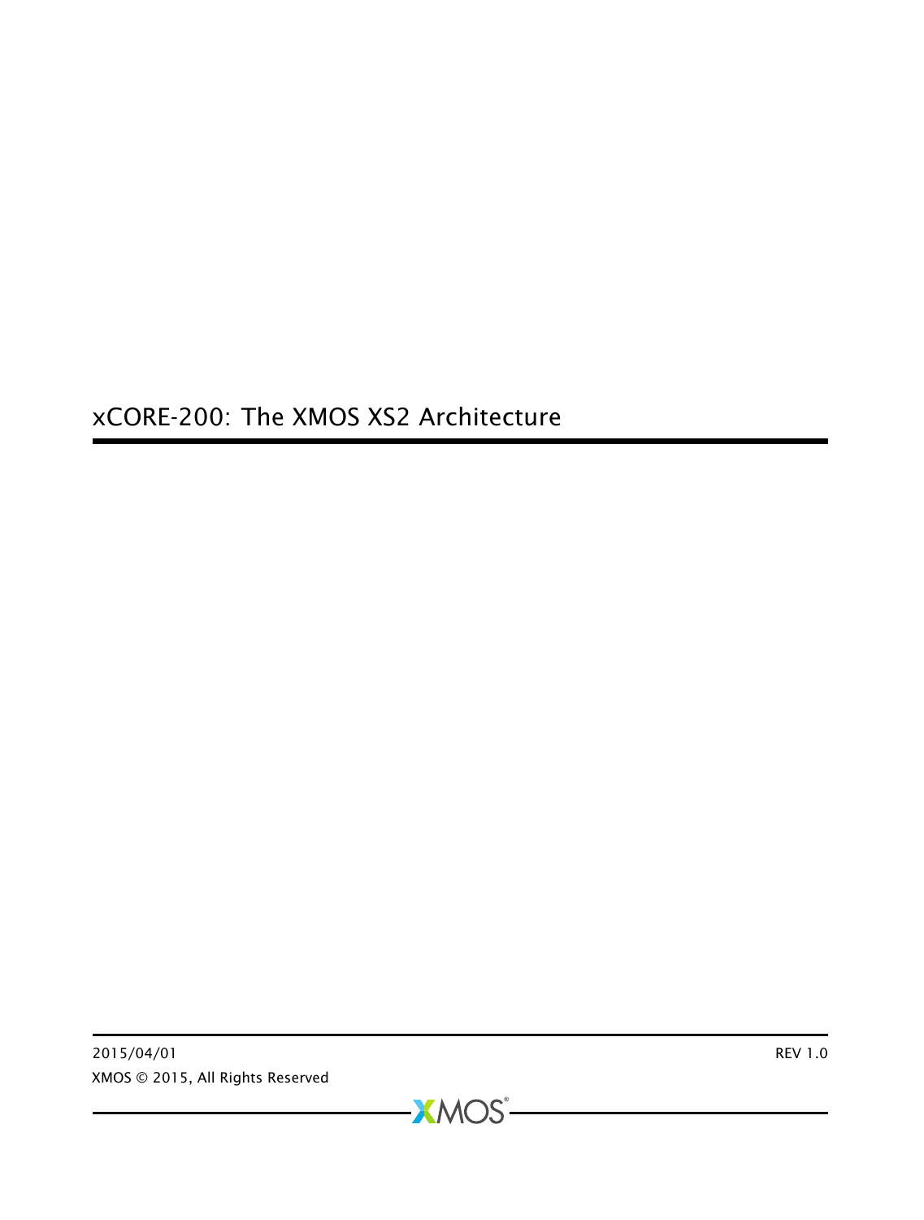# xCORE-200: The XMOS XS2 Architecture

2015/04/01

REV 1.0

XMOS © 2015, All Rights Reserved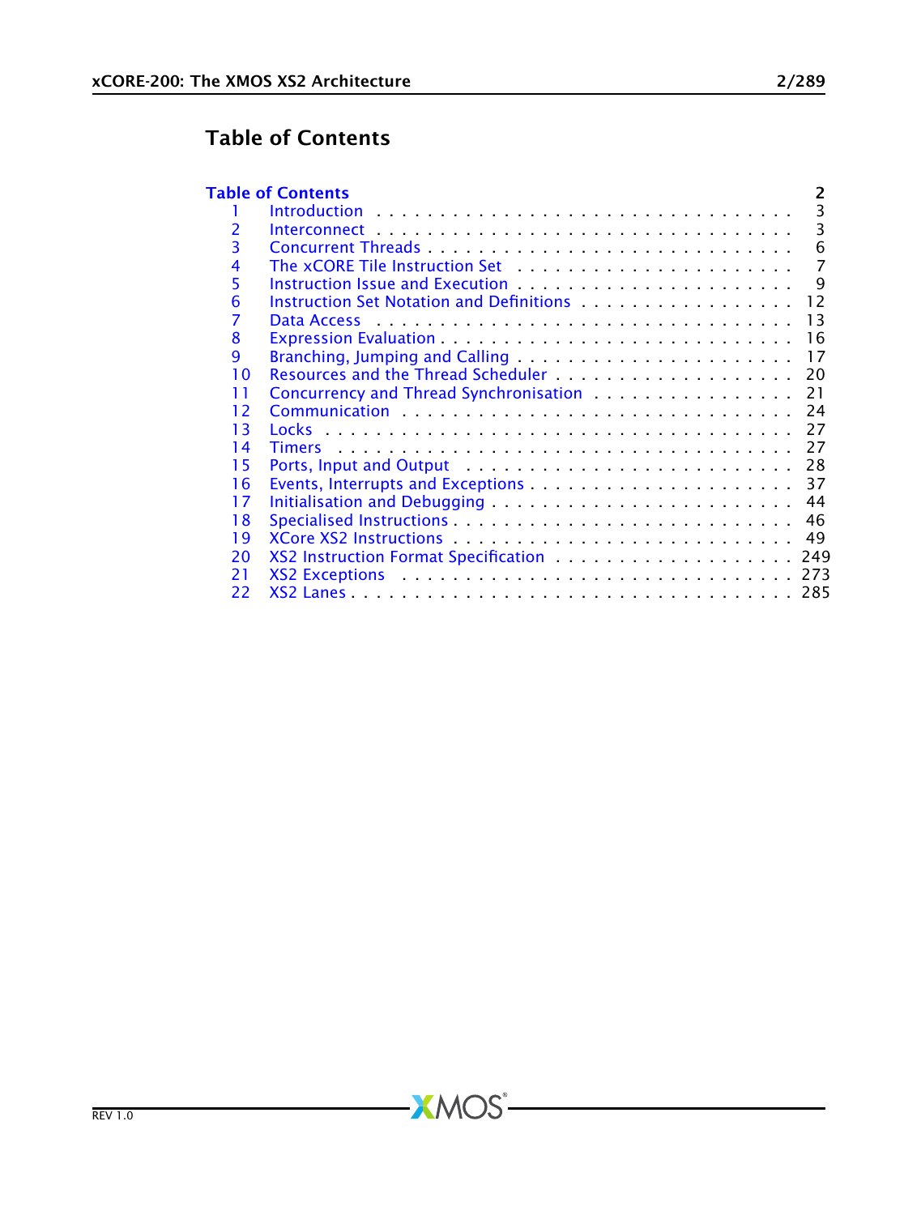# Table of Contents

| | | |
|---|---|---|
| **Table of Contents** | | **2** |
| 1 | Introduction | 3 |
| 2 | Interconnect | 3 |
| 3 | Concurrent Threads | 6 |
| 4 | The xCORE Tile Instruction Set | 7 |
| 5 | Instruction Issue and Execution | 9 |
| 6 | Instruction Set Notation and Definitions | 12 |
| 7 | Data Access | 13 |
| 8 | Expression Evaluation | 16 |
| 9 | Branching, Jumping and Calling | 17 |
| 10 | Resources and the Thread Scheduler | 20 |
| 11 | Concurrency and Thread Synchronisation | 21 |
| 12 | Communication | 24 |
| 13 | Locks | 27 |
| 14 | Timers | 27 |
| 15 | Ports, Input and Output | 28 |
| 16 | Events, Interrupts and Exceptions | 37 |
| 17 | Initialisation and Debugging | 44 |
| 18 | Specialised Instructions | 46 |
| 19 | XCore XS2 Instructions | 49 |
| 20 | XS2 Instruction Format Specification | 249 |
| 21 | XS2 Exceptions | 273 |
| 22 | XS2 Lanes | 285 |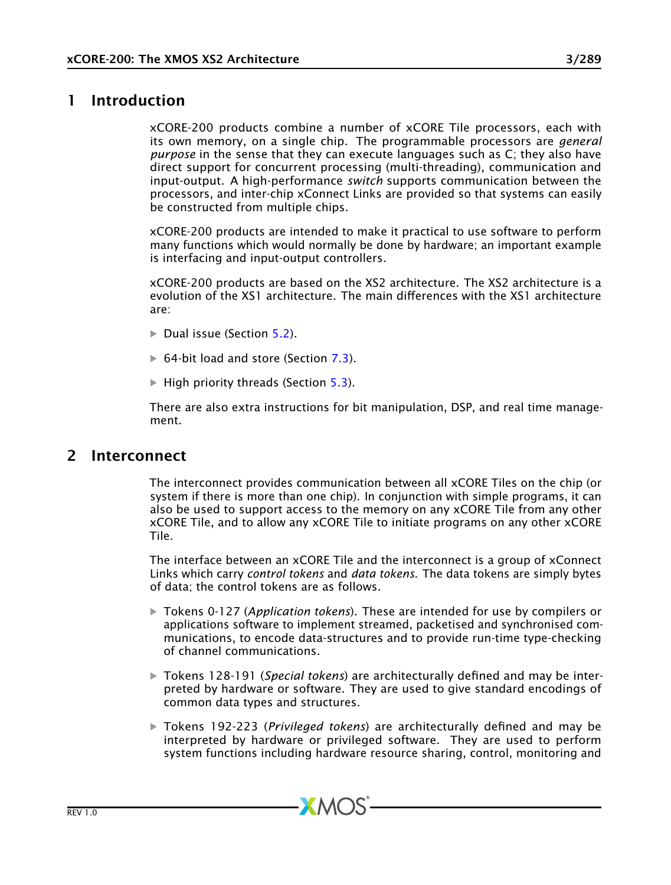# 1 Introduction

xCORE-200 products combine a number of xCORE Tile processors, each with its own memory, on a single chip. The programmable processors are *general purpose* in the sense that they can execute languages such as C; they also have direct support for concurrent processing (multi-threading), communication and input-output. A high-performance *switch* supports communication between the processors, and inter-chip xConnect Links are provided so that systems can easily be constructed from multiple chips.

xCORE-200 products are intended to make it practical to use software to perform many functions which would normally be done by hardware; an important example is interfacing and input-output controllers.

xCORE-200 products are based on the XS2 architecture. The XS2 architecture is a evolution of the XS1 architecture. The main differences with the XS1 architecture are:

- Dual issue (Section 5.2).
- 64-bit load and store (Section 7.3).
- High priority threads (Section 5.3).

There are also extra instructions for bit manipulation, DSP, and real time management.

# 2 Interconnect

The interconnect provides communication between all xCORE Tiles on the chip (or system if there is more than one chip). In conjunction with simple programs, it can also be used to support access to the memory on any xCORE Tile from any other xCORE Tile, and to allow any xCORE Tile to initiate programs on any other xCORE Tile.

The interface between an xCORE Tile and the interconnect is a group of xConnect Links which carry *control tokens* and *data tokens*. The data tokens are simply bytes of data; the control tokens are as follows.

- Tokens 0-127 (*Application tokens*). These are intended for use by compilers or applications software to implement streamed, packetised and synchronised communications, to encode data-structures and to provide run-time type-checking of channel communications.
- Tokens 128-191 (*Special tokens*) are architecturally defined and may be interpreted by hardware or software. They are used to give standard encodings of common data types and structures.
- Tokens 192-223 (*Privileged tokens*) are architecturally defined and may be interpreted by hardware or privileged software. They are used to perform system functions including hardware resource sharing, control, monitoring and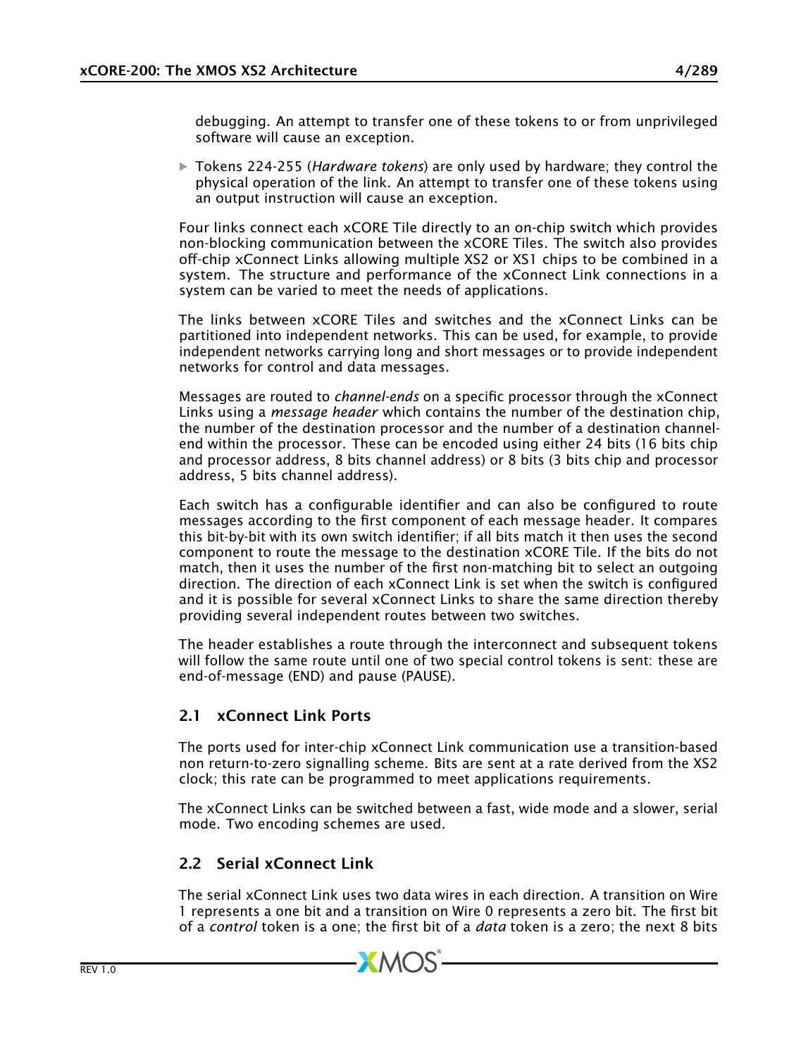debugging. An attempt to transfer one of these tokens to or from unprivileged software will cause an exception.

- Tokens 224-255 (*Hardware tokens*) are only used by hardware; they control the physical operation of the link. An attempt to transfer one of these tokens using an output instruction will cause an exception.

Four links connect each xCORE Tile directly to an on-chip switch which provides non-blocking communication between the xCORE Tiles. The switch also provides off-chip xConnect Links allowing multiple XS2 or XS1 chips to be combined in a system. The structure and performance of the xConnect Link connections in a system can be varied to meet the needs of applications.

The links between xCORE Tiles and switches and the xConnect Links can be partitioned into independent networks. This can be used, for example, to provide independent networks carrying long and short messages or to provide independent networks for control and data messages.

Messages are routed to *channel-ends* on a specific processor through the xConnect Links using a *message header* which contains the number of the destination chip, the number of the destination processor and the number of a destination channel-end within the processor. These can be encoded using either 24 bits (16 bits chip and processor address, 8 bits channel address) or 8 bits (3 bits chip and processor address, 5 bits channel address).

Each switch has a configurable identifier and can also be configured to route messages according to the first component of each message header. It compares this bit-by-bit with its own switch identifier; if all bits match it then uses the second component to route the message to the destination xCORE Tile. If the bits do not match, then it uses the number of the first non-matching bit to select an outgoing direction. The direction of each xConnect Link is set when the switch is configured and it is possible for several xConnect Links to share the same direction thereby providing several independent routes between two switches.

The header establishes a route through the interconnect and subsequent tokens will follow the same route until one of two special control tokens is sent: these are end-of-message (END) and pause (PAUSE).

## 2.1 xConnect Link Ports

The ports used for inter-chip xConnect Link communication use a transition-based non return-to-zero signalling scheme. Bits are sent at a rate derived from the XS2 clock; this rate can be programmed to meet applications requirements.

The xConnect Links can be switched between a fast, wide mode and a slower, serial mode. Two encoding schemes are used.

## 2.2 Serial xConnect Link

The serial xConnect Link uses two data wires in each direction. A transition on Wire 1 represents a one bit and a transition on Wire 0 represents a zero bit. The first bit of a *control* token is a one; the first bit of a *data* token is a zero; the next 8 bits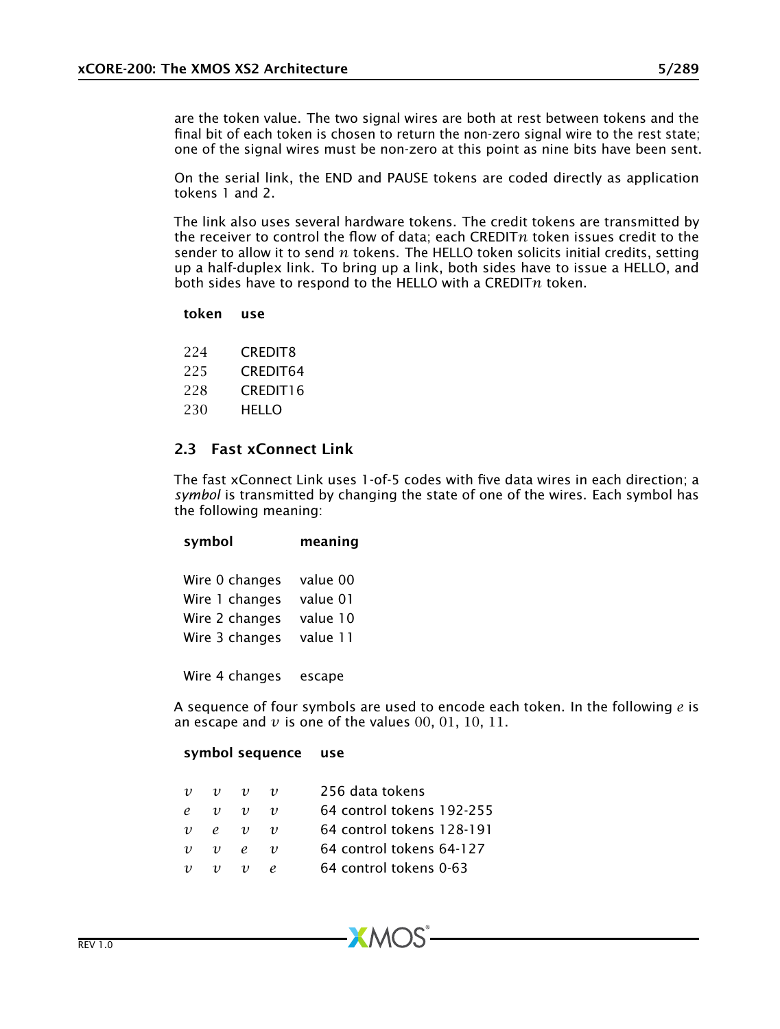are the token value. The two signal wires are both at rest between tokens and the final bit of each token is chosen to return the non-zero signal wire to the rest state; one of the signal wires must be non-zero at this point as nine bits have been sent.

On the serial link, the END and PAUSE tokens are coded directly as application tokens 1 and 2.

The link also uses several hardware tokens. The credit tokens are transmitted by the receiver to control the flow of data; each CREDIT$n$ token issues credit to the sender to allow it to send $n$ tokens. The HELLO token solicits initial credits, setting up a half-duplex link. To bring up a link, both sides have to issue a HELLO, and both sides have to respond to the HELLO with a CREDIT$n$ token.

| token | use |
|---|---|
| 224 | CREDIT8 |
| 225 | CREDIT64 |
| 228 | CREDIT16 |
| 230 | HELLO |

## 2.3 Fast xConnect Link

The fast xConnect Link uses 1-of-5 codes with five data wires in each direction; a *symbol* is transmitted by changing the state of one of the wires. Each symbol has the following meaning:

| symbol | meaning |
|---|---|
| Wire 0 changes | value 00 |
| Wire 1 changes | value 01 |
| Wire 2 changes | value 10 |
| Wire 3 changes | value 11 |
| Wire 4 changes | escape |

A sequence of four symbols are used to encode each token. In the following $e$ is an escape and $v$ is one of the values $00$, $01$, $10$, $11$.

| symbol sequence | use |
|---|---|
| $v$ $v$ $v$ $v$ | 256 data tokens |
| $e$ $v$ $v$ $v$ | 64 control tokens 192-255 |
| $v$ $e$ $v$ $v$ | 64 control tokens 128-191 |
| $v$ $v$ $e$ $v$ | 64 control tokens 64-127 |
| $v$ $v$ $v$ $e$ | 64 control tokens 0-63 |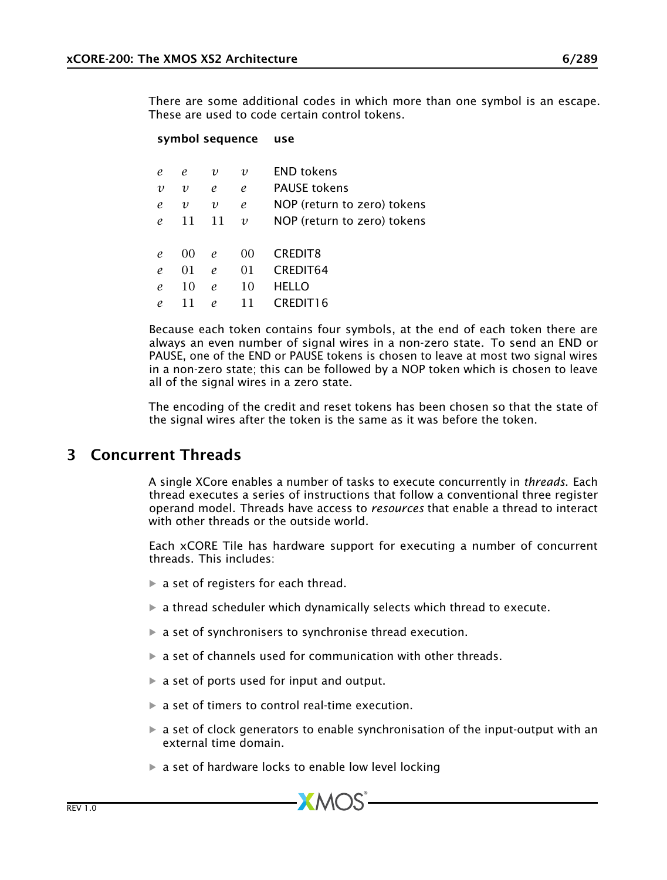There are some additional codes in which more than one symbol is an escape. These are used to code certain control tokens.

| symbol sequence | | | | use |
|---|---|---|---|---|
| $e$ | $e$ | $v$ | $v$ | END tokens |
| $v$ | $v$ | $e$ | $e$ | PAUSE tokens |
| $e$ | $v$ | $v$ | $e$ | NOP (return to zero) tokens |
| $e$ | 11 | 11 | $v$ | NOP (return to zero) tokens |
| | | | | |
| $e$ | 00 | $e$ | 00 | CREDIT8 |
| $e$ | 01 | $e$ | 01 | CREDIT64 |
| $e$ | 10 | $e$ | 10 | HELLO |
| $e$ | 11 | $e$ | 11 | CREDIT16 |

Because each token contains four symbols, at the end of each token there are always an even number of signal wires in a non-zero state. To send an END or PAUSE, one of the END or PAUSE tokens is chosen to leave at most two signal wires in a non-zero state; this can be followed by a NOP token which is chosen to leave all of the signal wires in a zero state.

The encoding of the credit and reset tokens has been chosen so that the state of the signal wires after the token is the same as it was before the token.

# 3 Concurrent Threads

A single XCore enables a number of tasks to execute concurrently in *threads*. Each thread executes a series of instructions that follow a conventional three register operand model. Threads have access to *resources* that enable a thread to interact with other threads or the outside world.

Each xCORE Tile has hardware support for executing a number of concurrent threads. This includes:

- a set of registers for each thread.
- a thread scheduler which dynamically selects which thread to execute.
- a set of synchronisers to synchronise thread execution.
- a set of channels used for communication with other threads.
- a set of ports used for input and output.
- a set of timers to control real-time execution.
- a set of clock generators to enable synchronisation of the input-output with an external time domain.
- a set of hardware locks to enable low level locking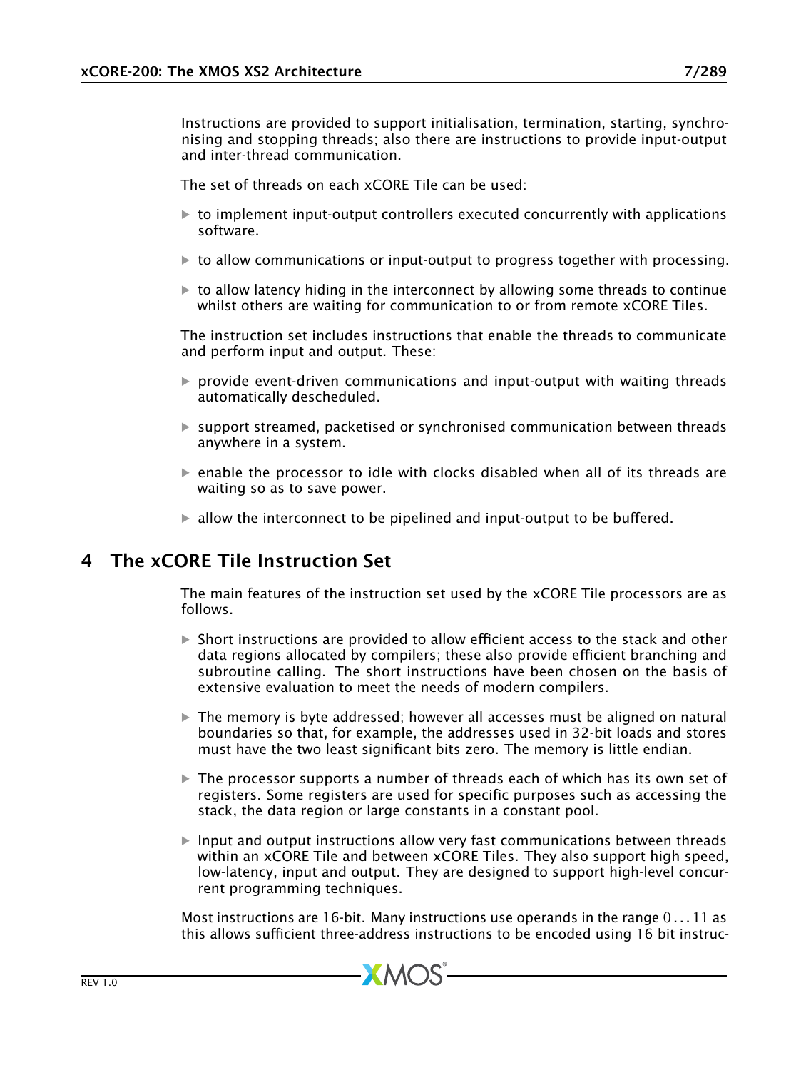Instructions are provided to support initialisation, termination, starting, synchronising and stopping threads; also there are instructions to provide input-output and inter-thread communication.

The set of threads on each xCORE Tile can be used:

- to implement input-output controllers executed concurrently with applications software.
- to allow communications or input-output to progress together with processing.
- to allow latency hiding in the interconnect by allowing some threads to continue whilst others are waiting for communication to or from remote xCORE Tiles.

The instruction set includes instructions that enable the threads to communicate and perform input and output. These:

- provide event-driven communications and input-output with waiting threads automatically descheduled.
- support streamed, packetised or synchronised communication between threads anywhere in a system.
- enable the processor to idle with clocks disabled when all of its threads are waiting so as to save power.
- allow the interconnect to be pipelined and input-output to be buffered.

# 4 The xCORE Tile Instruction Set

The main features of the instruction set used by the xCORE Tile processors are as follows.

- Short instructions are provided to allow efficient access to the stack and other data regions allocated by compilers; these also provide efficient branching and subroutine calling. The short instructions have been chosen on the basis of extensive evaluation to meet the needs of modern compilers.
- The memory is byte addressed; however all accesses must be aligned on natural boundaries so that, for example, the addresses used in 32-bit loads and stores must have the two least significant bits zero. The memory is little endian.
- The processor supports a number of threads each of which has its own set of registers. Some registers are used for specific purposes such as accessing the stack, the data region or large constants in a constant pool.
- Input and output instructions allow very fast communications between threads within an xCORE Tile and between xCORE Tiles. They also support high speed, low-latency, input and output. They are designed to support high-level concurrent programming techniques.

Most instructions are 16-bit. Many instructions use operands in the range $0 \ldots 11$ as this allows sufficient three-address instructions to be encoded using 16 bit instruc-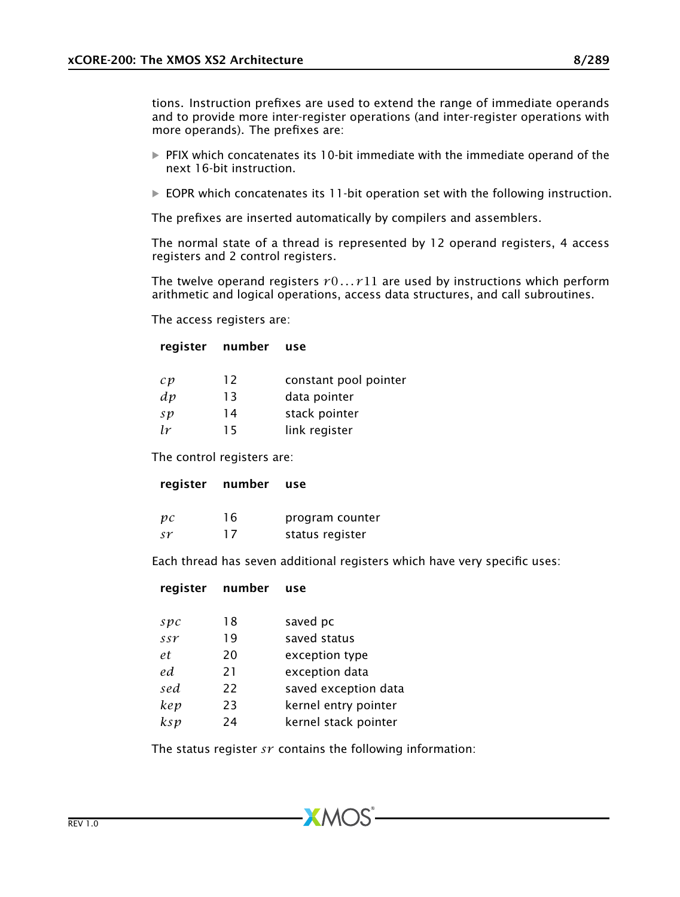tions. Instruction prefixes are used to extend the range of immediate operands and to provide more inter-register operations (and inter-register operations with more operands). The prefixes are:

- PFIX which concatenates its 10-bit immediate with the immediate operand of the next 16-bit instruction.
- EOPR which concatenates its 11-bit operation set with the following instruction.

The prefixes are inserted automatically by compilers and assemblers.

The normal state of a thread is represented by 12 operand registers, 4 access registers and 2 control registers.

The twelve operand registers $r0 \ldots r11$ are used by instructions which perform arithmetic and logical operations, access data structures, and call subroutines.

The access registers are:

| register | number | use |
|---|---|---|
| $cp$ | 12 | constant pool pointer |
| $dp$ | 13 | data pointer |
| $sp$ | 14 | stack pointer |
| $lr$ | 15 | link register |

The control registers are:

| register | number | use |
|---|---|---|
| $pc$ | 16 | program counter |
| $sr$ | 17 | status register |

Each thread has seven additional registers which have very specific uses:

| register | number | use |
|---|---|---|
| $spc$ | 18 | saved pc |
| $ssr$ | 19 | saved status |
| $et$ | 20 | exception type |
| $ed$ | 21 | exception data |
| $sed$ | 22 | saved exception data |
| $kep$ | 23 | kernel entry pointer |
| $ksp$ | 24 | kernel stack pointer |

The status register $sr$ contains the following information: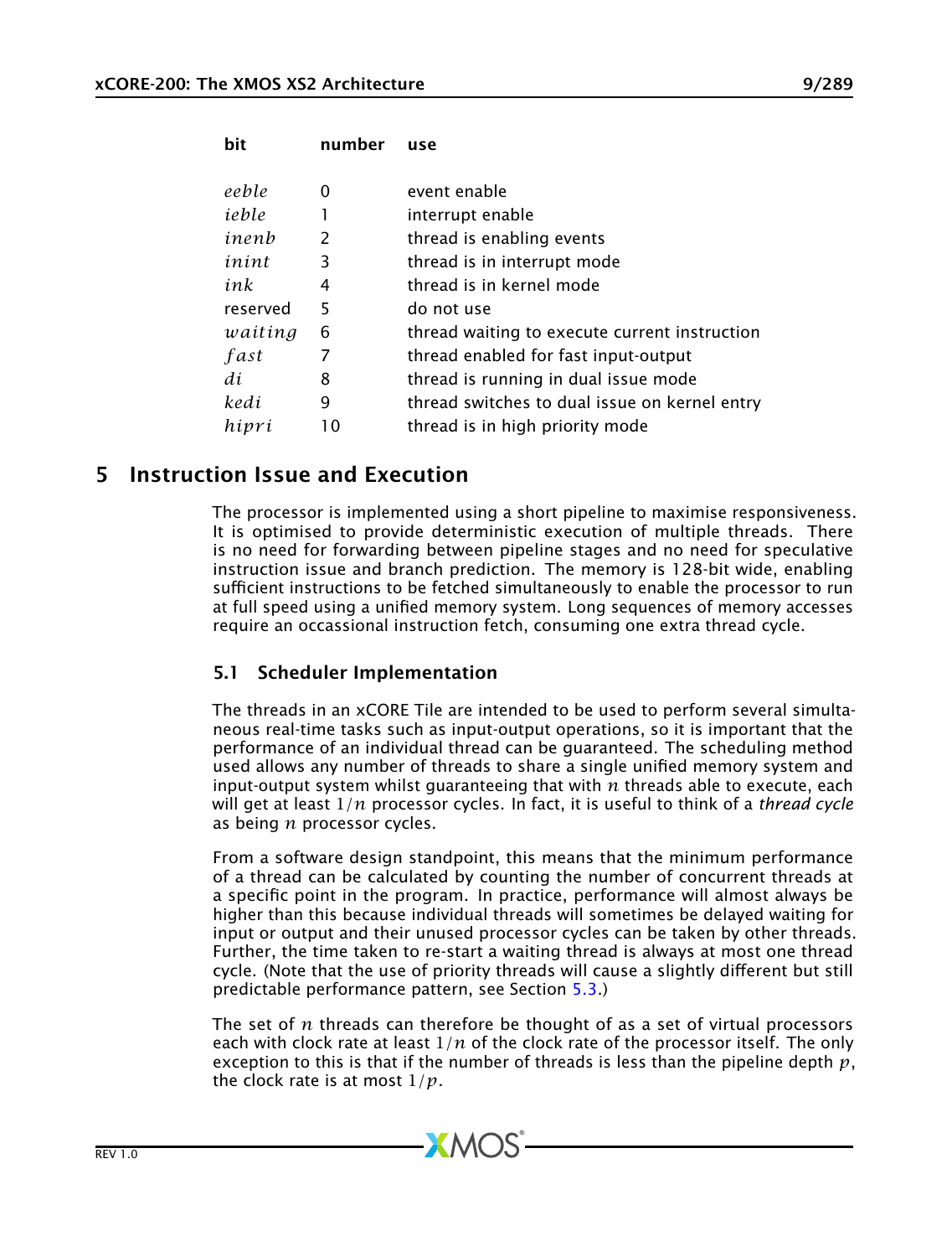| bit | number | use |
|---|---|---|
| *eeble* | 0 | event enable |
| *ieble* | 1 | interrupt enable |
| *inenb* | 2 | thread is enabling events |
| *inint* | 3 | thread is in interrupt mode |
| *ink* | 4 | thread is in kernel mode |
| reserved | 5 | do not use |
| *waiting* | 6 | thread waiting to execute current instruction |
| *fast* | 7 | thread enabled for fast input-output |
| *di* | 8 | thread is running in dual issue mode |
| *kedi* | 9 | thread switches to dual issue on kernel entry |
| *hipri* | 10 | thread is in high priority mode |

# 5 Instruction Issue and Execution

The processor is implemented using a short pipeline to maximise responsiveness. It is optimised to provide deterministic execution of multiple threads. There is no need for forwarding between pipeline stages and no need for speculative instruction issue and branch prediction. The memory is 128-bit wide, enabling sufficient instructions to be fetched simultaneously to enable the processor to run at full speed using a unified memory system. Long sequences of memory accesses require an occassional instruction fetch, consuming one extra thread cycle.

## 5.1 Scheduler Implementation

The threads in an xCORE Tile are intended to be used to perform several simultaneous real-time tasks such as input-output operations, so it is important that the performance of an individual thread can be guaranteed. The scheduling method used allows any number of threads to share a single unified memory system and input-output system whilst guaranteeing that with $n$ threads able to execute, each will get at least $1/n$ processor cycles. In fact, it is useful to think of a *thread cycle* as being $n$ processor cycles.

From a software design standpoint, this means that the minimum performance of a thread can be calculated by counting the number of concurrent threads at a specific point in the program. In practice, performance will almost always be higher than this because individual threads will sometimes be delayed waiting for input or output and their unused processor cycles can be taken by other threads. Further, the time taken to re-start a waiting thread is always at most one thread cycle. (Note that the use of priority threads will cause a slightly different but still predictable performance pattern, see Section 5.3.)

The set of $n$ threads can therefore be thought of as a set of virtual processors each with clock rate at least $1/n$ of the clock rate of the processor itself. The only exception to this is that if the number of threads is less than the pipeline depth $p$, the clock rate is at most $1/p$.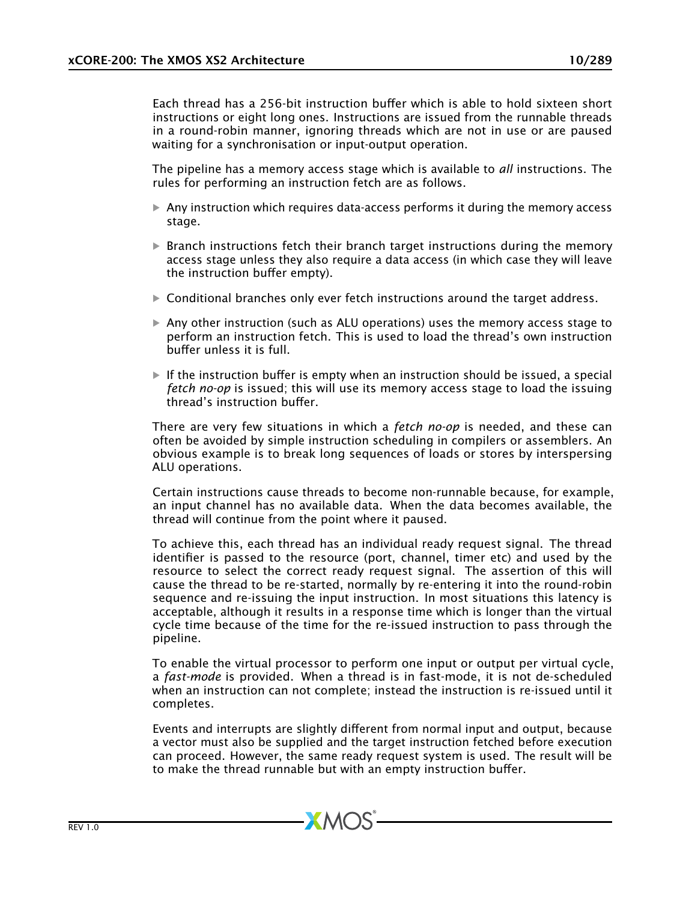Each thread has a 256-bit instruction buffer which is able to hold sixteen short instructions or eight long ones. Instructions are issued from the runnable threads in a round-robin manner, ignoring threads which are not in use or are paused waiting for a synchronisation or input-output operation.

The pipeline has a memory access stage which is available to *all* instructions. The rules for performing an instruction fetch are as follows.

- Any instruction which requires data-access performs it during the memory access stage.
- Branch instructions fetch their branch target instructions during the memory access stage unless they also require a data access (in which case they will leave the instruction buffer empty).
- Conditional branches only ever fetch instructions around the target address.
- Any other instruction (such as ALU operations) uses the memory access stage to perform an instruction fetch. This is used to load the thread's own instruction buffer unless it is full.
- If the instruction buffer is empty when an instruction should be issued, a special *fetch no-op* is issued; this will use its memory access stage to load the issuing thread's instruction buffer.

There are very few situations in which a *fetch no-op* is needed, and these can often be avoided by simple instruction scheduling in compilers or assemblers. An obvious example is to break long sequences of loads or stores by interspersing ALU operations.

Certain instructions cause threads to become non-runnable because, for example, an input channel has no available data. When the data becomes available, the thread will continue from the point where it paused.

To achieve this, each thread has an individual ready request signal. The thread identifier is passed to the resource (port, channel, timer etc) and used by the resource to select the correct ready request signal. The assertion of this will cause the thread to be re-started, normally by re-entering it into the round-robin sequence and re-issuing the input instruction. In most situations this latency is acceptable, although it results in a response time which is longer than the virtual cycle time because of the time for the re-issued instruction to pass through the pipeline.

To enable the virtual processor to perform one input or output per virtual cycle, a *fast-mode* is provided. When a thread is in fast-mode, it is not de-scheduled when an instruction can not complete; instead the instruction is re-issued until it completes.

Events and interrupts are slightly different from normal input and output, because a vector must also be supplied and the target instruction fetched before execution can proceed. However, the same ready request system is used. The result will be to make the thread runnable but with an empty instruction buffer.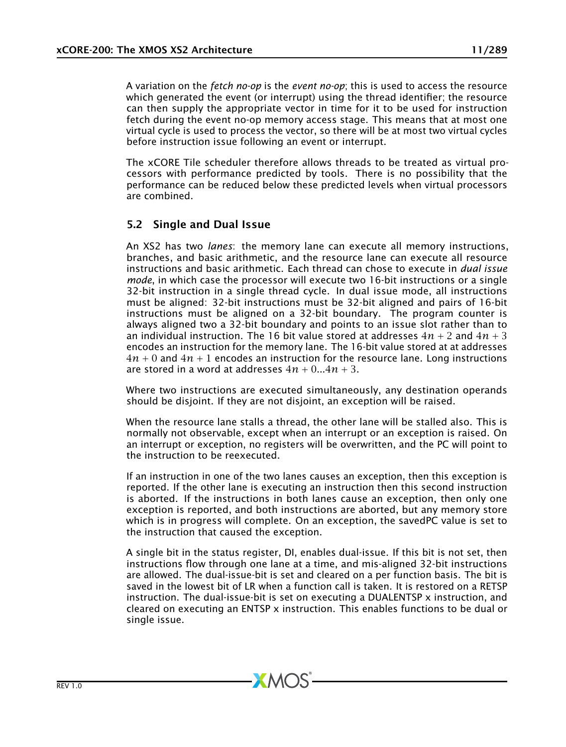A variation on the *fetch no-op* is the *event no-op*; this is used to access the resource which generated the event (or interrupt) using the thread identifier; the resource can then supply the appropriate vector in time for it to be used for instruction fetch during the event no-op memory access stage. This means that at most one virtual cycle is used to process the vector, so there will be at most two virtual cycles before instruction issue following an event or interrupt.

The xCORE Tile scheduler therefore allows threads to be treated as virtual processors with performance predicted by tools. There is no possibility that the performance can be reduced below these predicted levels when virtual processors are combined.

## 5.2 Single and Dual Issue

An XS2 has two *lanes*: the memory lane can execute all memory instructions, branches, and basic arithmetic, and the resource lane can execute all resource instructions and basic arithmetic. Each thread can chose to execute in *dual issue mode*, in which case the processor will execute two 16-bit instructions or a single 32-bit instruction in a single thread cycle. In dual issue mode, all instructions must be aligned: 32-bit instructions must be 32-bit aligned and pairs of 16-bit instructions must be aligned on a 32-bit boundary. The program counter is always aligned two a 32-bit boundary and points to an issue slot rather than to an individual instruction. The 16 bit value stored at addresses $4n + 2$ and $4n + 3$ encodes an instruction for the memory lane. The 16-bit value stored at at addresses $4n + 0$ and $4n + 1$ encodes an instruction for the resource lane. Long instructions are stored in a word at addresses $4n + 0...4n + 3$.

Where two instructions are executed simultaneously, any destination operands should be disjoint. If they are not disjoint, an exception will be raised.

When the resource lane stalls a thread, the other lane will be stalled also. This is normally not observable, except when an interrupt or an exception is raised. On an interrupt or exception, no registers will be overwritten, and the PC will point to the instruction to be reexecuted.

If an instruction in one of the two lanes causes an exception, then this exception is reported. If the other lane is executing an instruction then this second instruction is aborted. If the instructions in both lanes cause an exception, then only one exception is reported, and both instructions are aborted, but any memory store which is in progress will complete. On an exception, the savedPC value is set to the instruction that caused the exception.

A single bit in the status register, DI, enables dual-issue. If this bit is not set, then instructions flow through one lane at a time, and mis-aligned 32-bit instructions are allowed. The dual-issue-bit is set and cleared on a per function basis. The bit is saved in the lowest bit of LR when a function call is taken. It is restored on a RETSP instruction. The dual-issue-bit is set on executing a DUALENTSP x instruction, and cleared on executing an ENTSP x instruction. This enables functions to be dual or single issue.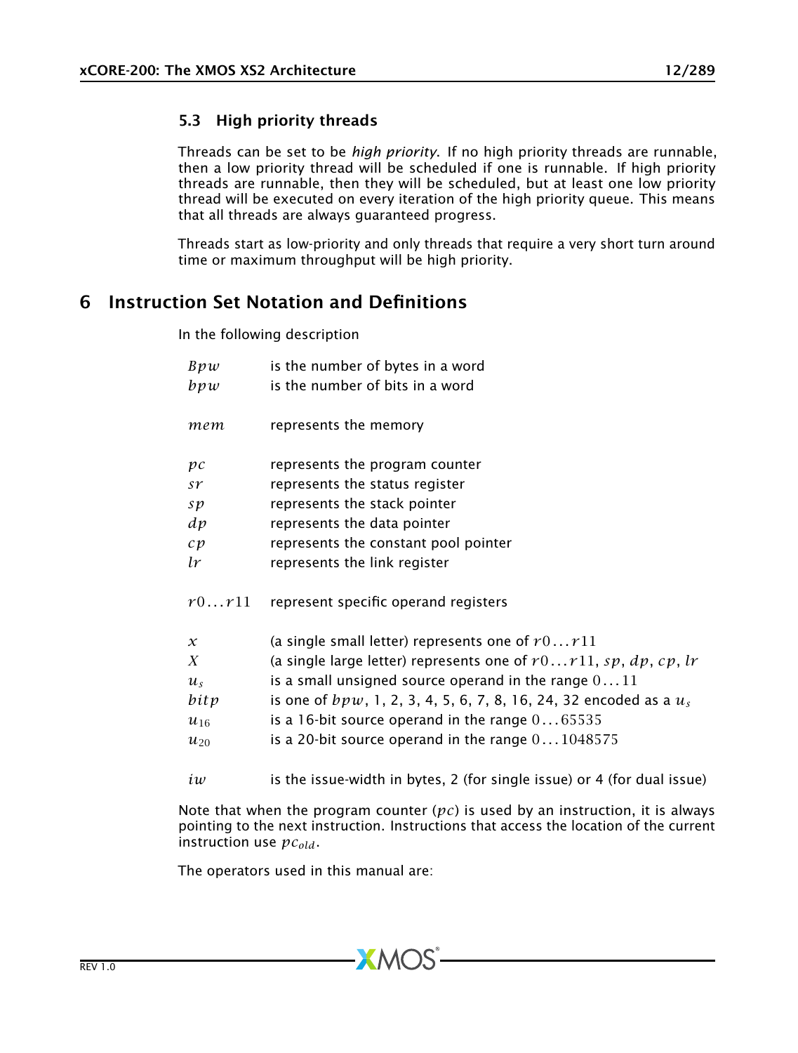### 5.3 High priority threads

Threads can be set to be *high priority*. If no high priority threads are runnable, then a low priority thread will be scheduled if one is runnable. If high priority threads are runnable, then they will be scheduled, but at least one low priority thread will be executed on every iteration of the high priority queue. This means that all threads are always guaranteed progress.

Threads start as low-priority and only threads that require a very short turn around time or maximum throughput will be high priority.

## 6 Instruction Set Notation and Definitions

In the following description

| | |
|---|---|
| $Bpw$ | is the number of bytes in a word |
| $bpw$ | is the number of bits in a word |
| $mem$ | represents the memory |
| $pc$ | represents the program counter |
| $sr$ | represents the status register |
| $sp$ | represents the stack pointer |
| $dp$ | represents the data pointer |
| $cp$ | represents the constant pool pointer |
| $lr$ | represents the link register |
| $r0 \ldots r11$ | represent specific operand registers |
| $x$ | (a single small letter) represents one of $r0 \ldots r11$ |
| $X$ | (a single large letter) represents one of $r0 \ldots r11$, $sp$, $dp$, $cp$, $lr$ |
| $u_s$ | is a small unsigned source operand in the range $0 \ldots 11$ |
| $bitp$ | is one of $bpw$, 1, 2, 3, 4, 5, 6, 7, 8, 16, 24, 32 encoded as a $u_s$ |
| $u_{16}$ | is a 16-bit source operand in the range $0 \ldots 65535$ |
| $u_{20}$ | is a 20-bit source operand in the range $0 \ldots 1048575$ |
| $iw$ | is the issue-width in bytes, 2 (for single issue) or 4 (for dual issue) |

Note that when the program counter ($pc$) is used by an instruction, it is always pointing to the next instruction. Instructions that access the location of the current instruction use $pc_{old}$.

The operators used in this manual are: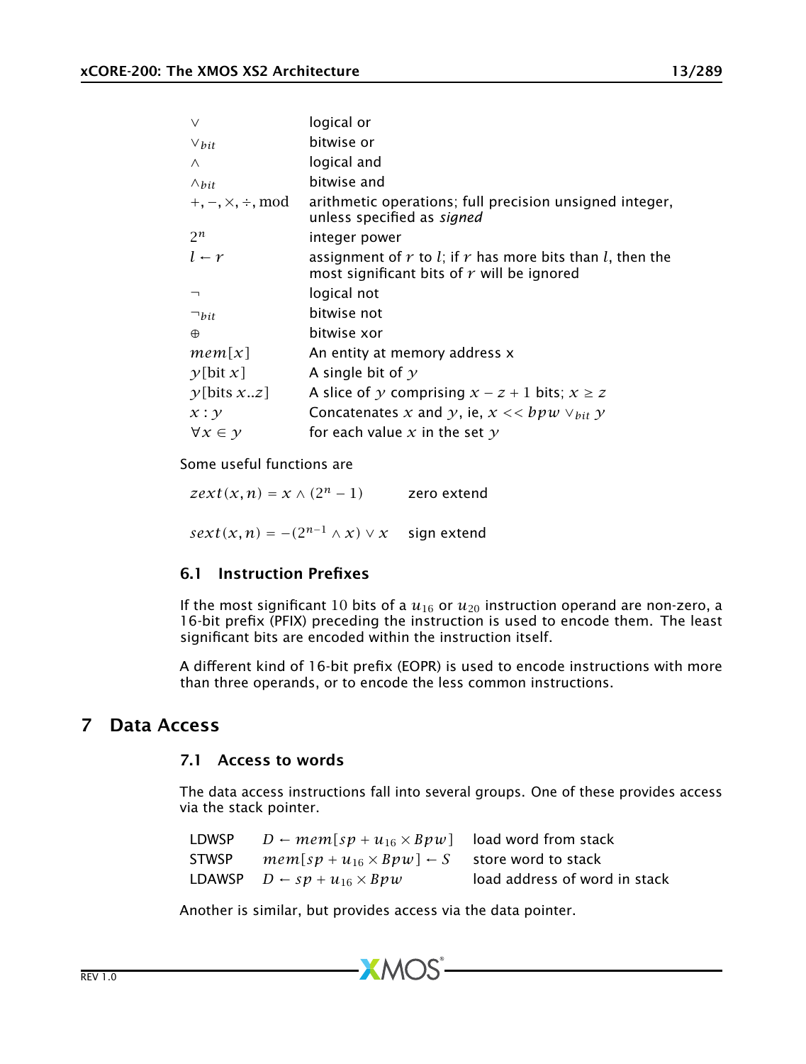| | |
|---|---|
| $\vee$ | logical or |
| $\vee_{bit}$ | bitwise or |
| $\wedge$ | logical and |
| $\wedge_{bit}$ | bitwise and |
| $+, -, \times, \div, \mathrm{mod}$ | arithmetic operations; full precision unsigned integer, unless specified as *signed* |
| $2^n$ | integer power |
| $l \leftarrow r$ | assignment of $r$ to $l$; if $r$ has more bits than $l$, then the most significant bits of $r$ will be ignored |
| $\neg$ | logical not |
| $\neg_{bit}$ | bitwise not |
| $\oplus$ | bitwise xor |
| $mem[x]$ | An entity at memory address x |
| $y[\mathrm{bit}\ x]$ | A single bit of $y$ |
| $y[\mathrm{bits}\ x..z]$ | A slice of $y$ comprising $x - z + 1$ bits; $x \geq z$ |
| $x : y$ | Concatenates $x$ and $y$, ie, $x << bpw \vee_{bit} y$ |
| $\forall x \in y$ | for each value $x$ in the set $y$ |

Some useful functions are

| | |
|---|---|
| $zext(x, n) = x \wedge (2^n - 1)$ | zero extend |
| $sext(x, n) = -(2^{n-1} \wedge x) \vee x$ | sign extend |

### 6.1 Instruction Prefixes

If the most significant $10$ bits of a $u_{16}$ or $u_{20}$ instruction operand are non-zero, a 16-bit prefix (PFIX) preceding the instruction is used to encode them. The least significant bits are encoded within the instruction itself.

A different kind of 16-bit prefix (EOPR) is used to encode instructions with more than three operands, or to encode the less common instructions.

## 7 Data Access

### 7.1 Access to words

The data access instructions fall into several groups. One of these provides access via the stack pointer.

| | | |
|---|---|---|
| LDWSP | $D \leftarrow mem[sp + u_{16} \times Bpw]$ | load word from stack |
| STWSP | $mem[sp + u_{16} \times Bpw] \leftarrow S$ | store word to stack |
| LDAWSP | $D \leftarrow sp + u_{16} \times Bpw$ | load address of word in stack |

Another is similar, but provides access via the data pointer.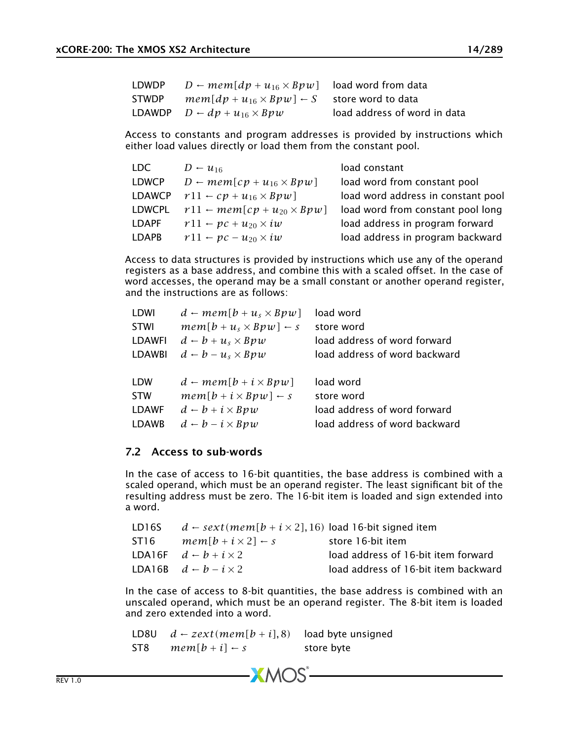| | | |
|---|---|---|
| LDWDP | $D \leftarrow mem[dp + u_{16} \times Bpw]$ | load word from data |
| STWDP | $mem[dp + u_{16} \times Bpw] \leftarrow S$ | store word to data |
| LDAWDP | $D \leftarrow dp + u_{16} \times Bpw$ | load address of word in data |

Access to constants and program addresses is provided by instructions which either load values directly or load them from the constant pool.

| | | |
|---|---|---|
| LDC | $D \leftarrow u_{16}$ | load constant |
| LDWCP | $D \leftarrow mem[cp + u_{16} \times Bpw]$ | load word from constant pool |
| LDAWCP | $r11 \leftarrow cp + u_{16} \times Bpw]$ | load word address in constant pool |
| LDWCPL | $r11 \leftarrow mem[cp + u_{20} \times Bpw]$ | load word from constant pool long |
| LDAPF | $r11 \leftarrow pc + u_{20} \times iw$ | load address in program forward |
| LDAPB | $r11 \leftarrow pc - u_{20} \times iw$ | load address in program backward |

Access to data structures is provided by instructions which use any of the operand registers as a base address, and combine this with a scaled offset. In the case of word accesses, the operand may be a small constant or another operand register, and the instructions are as follows:

| | | |
|---|---|---|
| LDWI | $d \leftarrow mem[b + u_s \times Bpw]$ | load word |
| STWI | $mem[b + u_s \times Bpw] \leftarrow s$ | store word |
| LDAWFI | $d \leftarrow b + u_s \times Bpw$ | load address of word forward |
| LDAWBI | $d \leftarrow b - u_s \times Bpw$ | load address of word backward |
| | | |
| LDW | $d \leftarrow mem[b + i \times Bpw]$ | load word |
| STW | $mem[b + i \times Bpw] \leftarrow s$ | store word |
| LDAWF | $d \leftarrow b + i \times Bpw$ | load address of word forward |
| LDAWB | $d \leftarrow b - i \times Bpw$ | load address of word backward |

## 7.2 Access to sub-words

In the case of access to 16-bit quantities, the base address is combined with a scaled operand, which must be an operand register. The least significant bit of the resulting address must be zero. The 16-bit item is loaded and sign extended into a word.

| | | |
|---|---|---|
| LD16S | $d \leftarrow sext(mem[b + i \times 2], 16)$ | load 16-bit signed item |
| ST16 | $mem[b + i \times 2] \leftarrow s$ | store 16-bit item |
| LDA16F | $d \leftarrow b + i \times 2$ | load address of 16-bit item forward |
| LDA16B | $d \leftarrow b - i \times 2$ | load address of 16-bit item backward |

In the case of access to 8-bit quantities, the base address is combined with an unscaled operand, which must be an operand register. The 8-bit item is loaded and zero extended into a word.

| | | |
|---|---|---|
| LD8U | $d \leftarrow zext(mem[b + i], 8)$ | load byte unsigned |
| ST8 | $mem[b + i] \leftarrow s$ | store byte |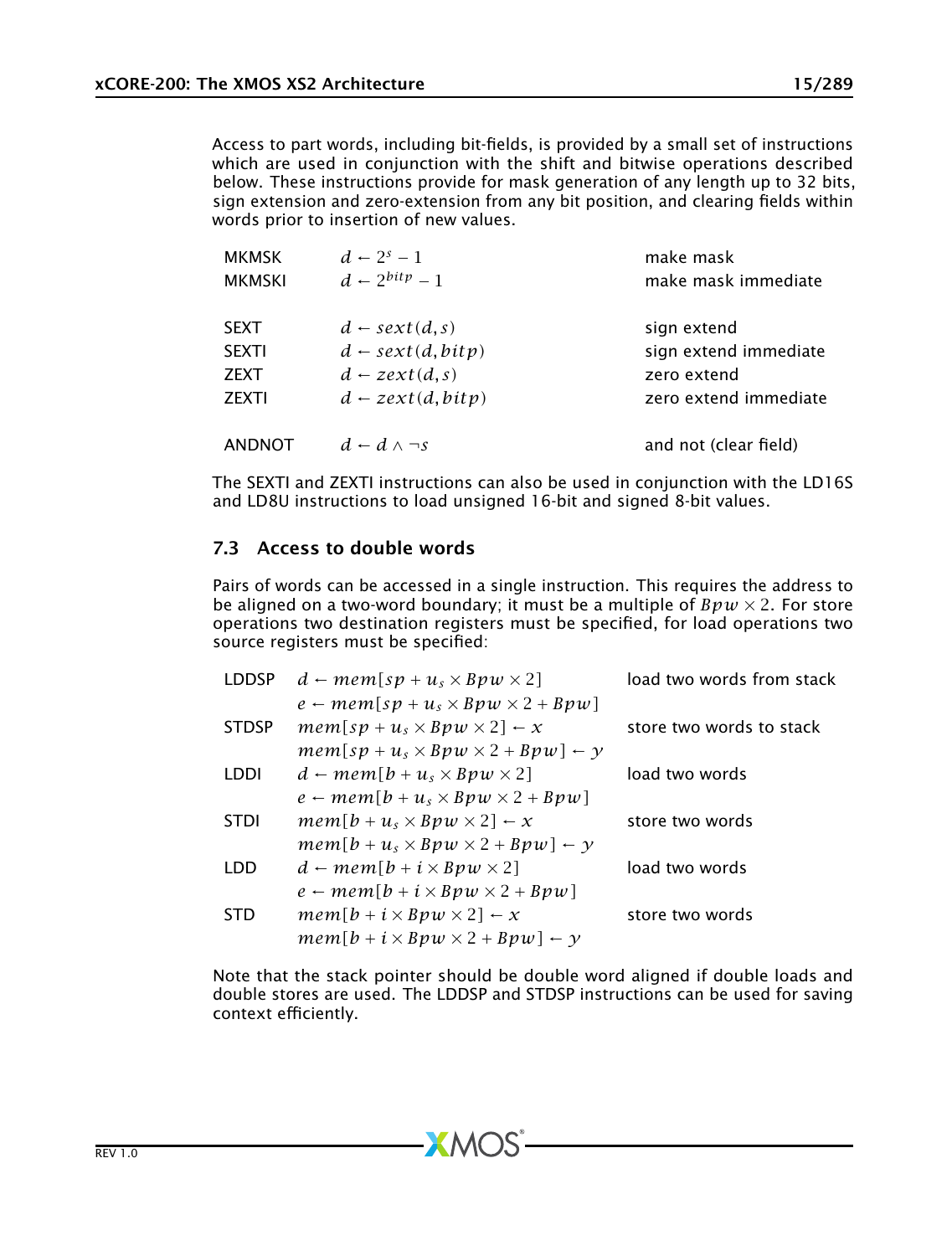Access to part words, including bit-fields, is provided by a small set of instructions which are used in conjunction with the shift and bitwise operations described below. These instructions provide for mask generation of any length up to 32 bits, sign extension and zero-extension from any bit position, and clearing fields within words prior to insertion of new values.

| | | |
|---|---|---|
| MKMSK | $d \leftarrow 2^s - 1$ | make mask |
| MKMSKI | $d \leftarrow 2^{bitp} - 1$ | make mask immediate |
| | | |
| SEXT | $d \leftarrow sext(d, s)$ | sign extend |
| SEXTI | $d \leftarrow sext(d, bitp)$ | sign extend immediate |
| ZEXT | $d \leftarrow zext(d, s)$ | zero extend |
| ZEXTI | $d \leftarrow zext(d, bitp)$ | zero extend immediate |
| | | |
| ANDNOT | $d \leftarrow d \wedge \neg s$ | and not (clear field) |

The SEXTI and ZEXTI instructions can also be used in conjunction with the LD16S and LD8U instructions to load unsigned 16-bit and signed 8-bit values.

## 7.3 Access to double words

Pairs of words can be accessed in a single instruction. This requires the address to be aligned on a two-word boundary; it must be a multiple of $Bpw \times 2$. For store operations two destination registers must be specified, for load operations two source registers must be specified:

| | | |
|---|---|---|
| LDDSP | $d \leftarrow mem[sp + u_s \times Bpw \times 2]$ <br> $e \leftarrow mem[sp + u_s \times Bpw \times 2 + Bpw]$ | load two words from stack |
| STDSP | $mem[sp + u_s \times Bpw \times 2] \leftarrow x$ <br> $mem[sp + u_s \times Bpw \times 2 + Bpw] \leftarrow y$ | store two words to stack |
| LDDI | $d \leftarrow mem[b + u_s \times Bpw \times 2]$ <br> $e \leftarrow mem[b + u_s \times Bpw \times 2 + Bpw]$ | load two words |
| STDI | $mem[b + u_s \times Bpw \times 2] \leftarrow x$ <br> $mem[b + u_s \times Bpw \times 2 + Bpw] \leftarrow y$ | store two words |
| LDD | $d \leftarrow mem[b + i \times Bpw \times 2]$ <br> $e \leftarrow mem[b + i \times Bpw \times 2 + Bpw]$ | load two words |
| STD | $mem[b + i \times Bpw \times 2] \leftarrow x$ <br> $mem[b + i \times Bpw \times 2 + Bpw] \leftarrow y$ | store two words |

Note that the stack pointer should be double word aligned if double loads and double stores are used. The LDDSP and STDSP instructions can be used for saving context efficiently.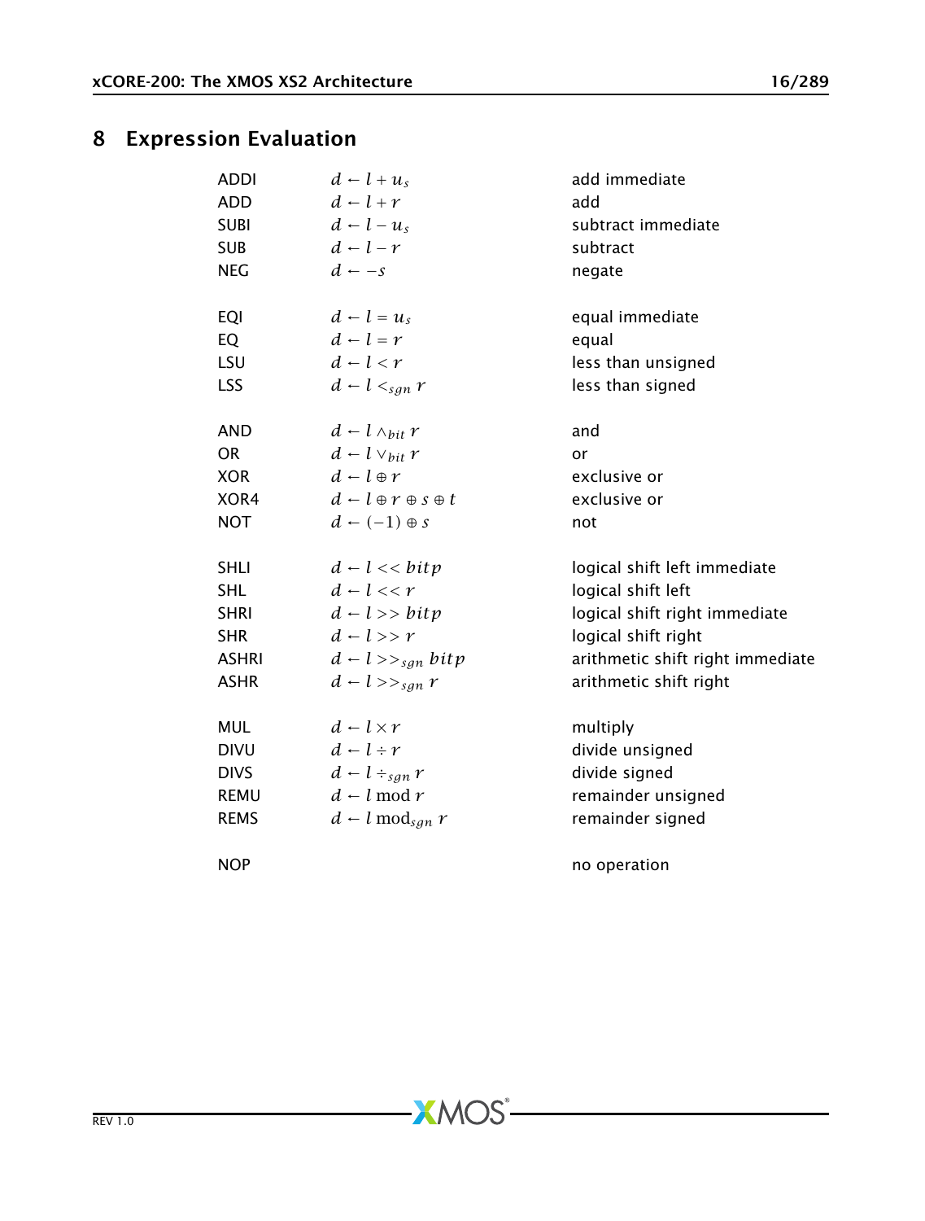# 8 Expression Evaluation

| | | |
|---|---|---|
| ADDI | $d \leftarrow l + u_s$ | add immediate |
| ADD | $d \leftarrow l + r$ | add |
| SUBI | $d \leftarrow l - u_s$ | subtract immediate |
| SUB | $d \leftarrow l - r$ | subtract |
| NEG | $d \leftarrow -s$ | negate |
| | | |
| EQI | $d \leftarrow l = u_s$ | equal immediate |
| EQ | $d \leftarrow l = r$ | equal |
| LSU | $d \leftarrow l < r$ | less than unsigned |
| LSS | $d \leftarrow l <_{sgn} r$ | less than signed |
| | | |
| AND | $d \leftarrow l \wedge_{bit} r$ | and |
| OR | $d \leftarrow l \vee_{bit} r$ | or |
| XOR | $d \leftarrow l \oplus r$ | exclusive or |
| XOR4 | $d \leftarrow l \oplus r \oplus s \oplus t$ | exclusive or |
| NOT | $d \leftarrow (-1) \oplus s$ | not |
| | | |
| SHLI | $d \leftarrow l << bitp$ | logical shift left immediate |
| SHL | $d \leftarrow l << r$ | logical shift left |
| SHRI | $d \leftarrow l >> bitp$ | logical shift right immediate |
| SHR | $d \leftarrow l >> r$ | logical shift right |
| ASHRI | $d \leftarrow l >>_{sgn} bitp$ | arithmetic shift right immediate |
| ASHR | $d \leftarrow l >>_{sgn} r$ | arithmetic shift right |
| | | |
| MUL | $d \leftarrow l \times r$ | multiply |
| DIVU | $d \leftarrow l \div r$ | divide unsigned |
| DIVS | $d \leftarrow l \div_{sgn} r$ | divide signed |
| REMU | $d \leftarrow l \bmod r$ | remainder unsigned |
| REMS | $d \leftarrow l \bmod_{sgn} r$ | remainder signed |
| | | |
| NOP | | no operation |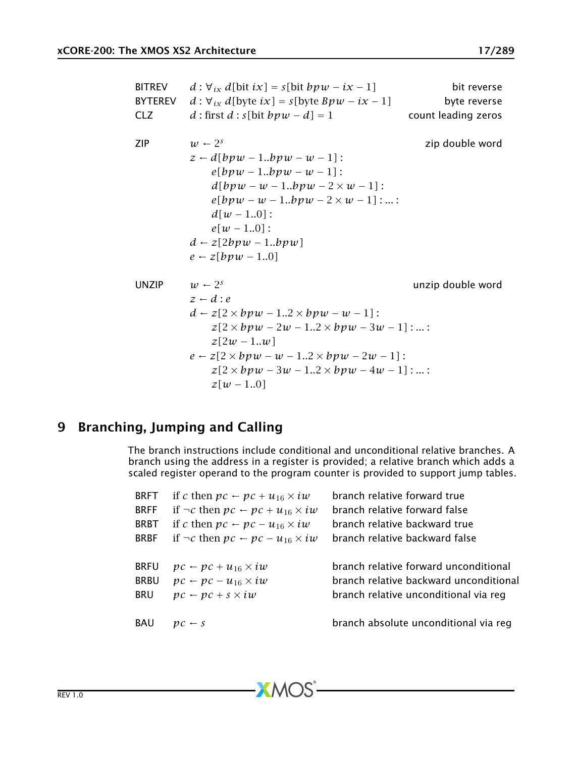| | | |
|---|---|---|
| BITREV | $d : \forall_{ix}\ d[\text{bit } ix] = s[\text{bit } bpw - ix - 1]$ | bit reverse |
| BYTEREV | $d : \forall_{ix}\ d[\text{byte } ix] = s[\text{byte } Bpw - ix - 1]$ | byte reverse |
| CLZ | $d : \text{first } d : s[\text{bit } bpw - d] = 1$ | count leading zeros |

ZIP — zip double word

$$
\begin{aligned}
& w \leftarrow 2^s \\
& z \leftarrow d[bpw - 1..bpw - w - 1] : \\
& \quad e[bpw - 1..bpw - w - 1] : \\
& \quad d[bpw - w - 1..bpw - 2 \times w - 1] : \\
& \quad e[bpw - w - 1..bpw - 2 \times w - 1] : ... : \\
& \quad d[w - 1..0] : \\
& \quad e[w - 1..0] : \\
& d \leftarrow z[2bpw - 1..bpw] \\
& e \leftarrow z[bpw - 1..0]
\end{aligned}
$$

UNZIP — unzip double word

$$
\begin{aligned}
& w \leftarrow 2^s \\
& z \leftarrow d : e \\
& d \leftarrow z[2 \times bpw - 1..2 \times bpw - w - 1] : \\
& \quad z[2 \times bpw - 2w - 1..2 \times bpw - 3w - 1] : ... : \\
& \quad z[2w - 1..w] \\
& e \leftarrow z[2 \times bpw - w - 1..2 \times bpw - 2w - 1] : \\
& \quad z[2 \times bpw - 3w - 1..2 \times bpw - 4w - 1] : ... : \\
& \quad z[w - 1..0]
\end{aligned}
$$

# 9 Branching, Jumping and Calling

The branch instructions include conditional and unconditional relative branches. A branch using the address in a register is provided; a relative branch which adds a scaled register operand to the program counter is provided to support jump tables.

| | | |
|---|---|---|
| BRFT | if $c$ then $pc \leftarrow pc + u_{16} \times iw$ | branch relative forward true |
| BRFF | if $\neg c$ then $pc \leftarrow pc + u_{16} \times iw$ | branch relative forward false |
| BRBT | if $c$ then $pc \leftarrow pc - u_{16} \times iw$ | branch relative backward true |
| BRBF | if $\neg c$ then $pc \leftarrow pc - u_{16} \times iw$ | branch relative backward false |
| BRFU | $pc \leftarrow pc + u_{16} \times iw$ | branch relative forward unconditional |
| BRBU | $pc \leftarrow pc - u_{16} \times iw$ | branch relative backward unconditional |
| BRU | $pc \leftarrow pc + s \times iw$ | branch relative unconditional via reg |
| BAU | $pc \leftarrow s$ | branch absolute unconditional via reg |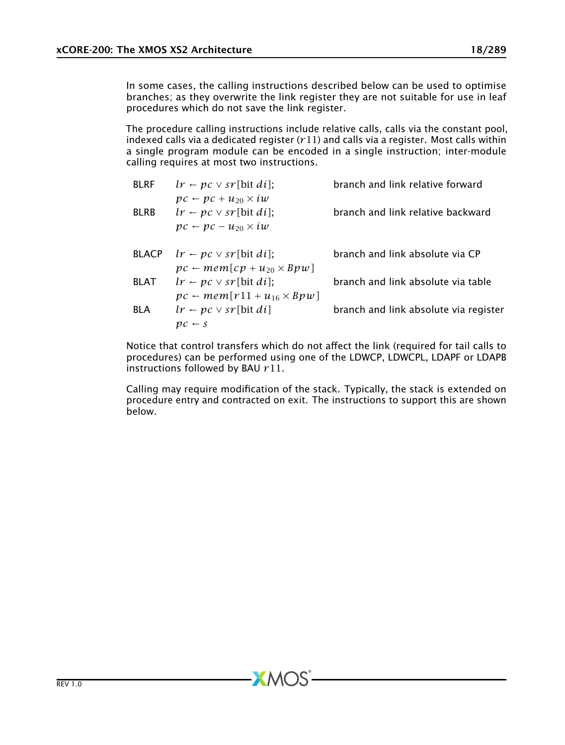In some cases, the calling instructions described below can be used to optimise branches; as they overwrite the link register they are not suitable for use in leaf procedures which do not save the link register.

The procedure calling instructions include relative calls, calls via the constant pool, indexed calls via a dedicated register ($r11$) and calls via a register. Most calls within a single program module can be encoded in a single instruction; inter-module calling requires at most two instructions.

| | | |
|---|---|---|
| BLRF | $lr \leftarrow pc \vee sr[\text{bit } di];$ $pc \leftarrow pc + u_{20} \times iw$ | branch and link relative forward |
| BLRB | $lr \leftarrow pc \vee sr[\text{bit } di];$ $pc \leftarrow pc - u_{20} \times iw$ | branch and link relative backward |
| BLACP | $lr \leftarrow pc \vee sr[\text{bit } di];$ $pc \leftarrow mem[cp + u_{20} \times Bpw]$ | branch and link absolute via CP |
| BLAT | $lr \leftarrow pc \vee sr[\text{bit } di];$ $pc \leftarrow mem[r11 + u_{16} \times Bpw]$ | branch and link absolute via table |
| BLA | $lr \leftarrow pc \vee sr[\text{bit } di]$ $pc \leftarrow s$ | branch and link absolute via register |

Notice that control transfers which do not affect the link (required for tail calls to procedures) can be performed using one of the LDWCP, LDWCPL, LDAPF or LDAPB instructions followed by BAU $r11$.

Calling may require modification of the stack. Typically, the stack is extended on procedure entry and contracted on exit. The instructions to support this are shown below.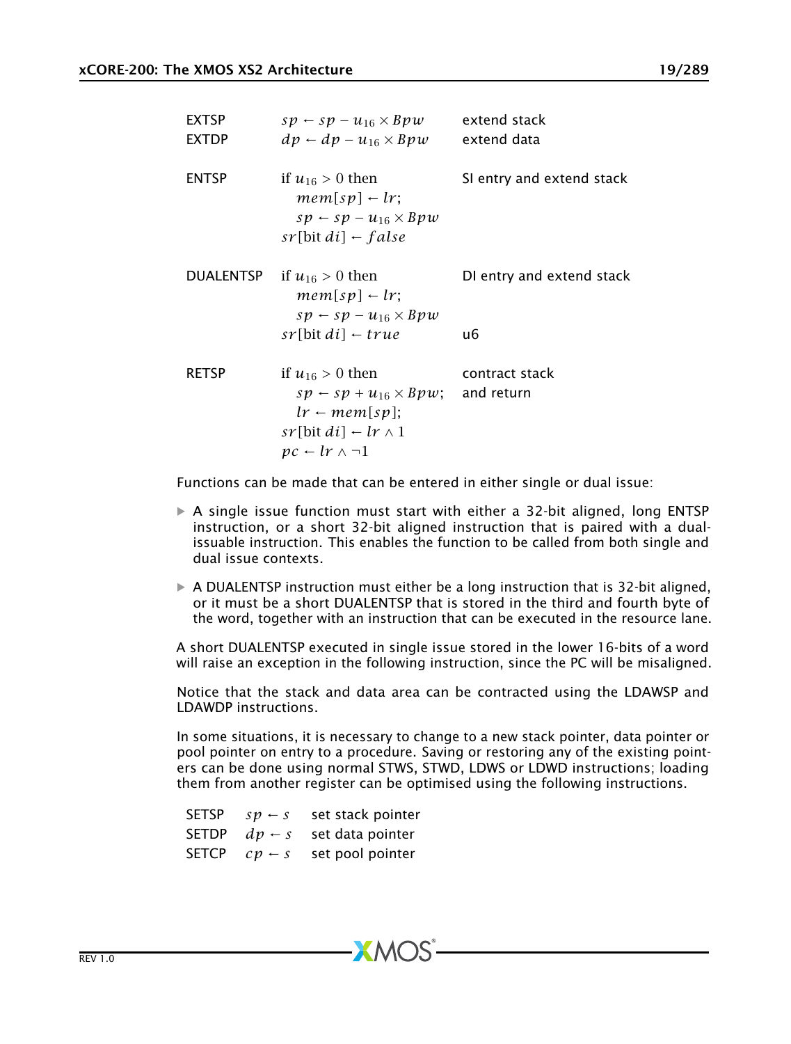| | | |
|---|---|---|
| EXTSP | $sp \leftarrow sp - u_{16} \times Bpw$ | extend stack |
| EXTDP | $dp \leftarrow dp - u_{16} \times Bpw$ | extend data |
| ENTSP | if $u_{16} > 0$ then<br>$\quad mem[sp] \leftarrow lr;$<br>$\quad sp \leftarrow sp - u_{16} \times Bpw$<br>$sr[\text{bit } di] \leftarrow false$ | SI entry and extend stack |
| DUALENTSP | if $u_{16} > 0$ then<br>$\quad mem[sp] \leftarrow lr;$<br>$\quad sp \leftarrow sp - u_{16} \times Bpw$<br>$sr[\text{bit } di] \leftarrow true$ | DI entry and extend stack<br><br><br>u6 |
| RETSP | if $u_{16} > 0$ then<br>$\quad sp \leftarrow sp + u_{16} \times Bpw;$<br>$\quad lr \leftarrow mem[sp];$<br>$sr[\text{bit } di] \leftarrow lr \wedge 1$<br>$pc \leftarrow lr \wedge \neg 1$ | contract stack<br>and return |

Functions can be made that can be entered in either single or dual issue:

- A single issue function must start with either a 32-bit aligned, long ENTSP instruction, or a short 32-bit aligned instruction that is paired with a dual-issuable instruction. This enables the function to be called from both single and dual issue contexts.
- A DUALENTSP instruction must either be a long instruction that is 32-bit aligned, or it must be a short DUALENTSP that is stored in the third and fourth byte of the word, together with an instruction that can be executed in the resource lane.

A short DUALENTSP executed in single issue stored in the lower 16-bits of a word will raise an exception in the following instruction, since the PC will be misaligned.

Notice that the stack and data area can be contracted using the LDAWSP and LDAWDP instructions.

In some situations, it is necessary to change to a new stack pointer, data pointer or pool pointer on entry to a procedure. Saving or restoring any of the existing pointers can be done using normal STWS, STWD, LDWS or LDWD instructions; loading them from another register can be optimised using the following instructions.

| | | |
|---|---|---|
| SETSP | $sp \leftarrow s$ | set stack pointer |
| SETDP | $dp \leftarrow s$ | set data pointer |
| SETCP | $cp \leftarrow s$ | set pool pointer |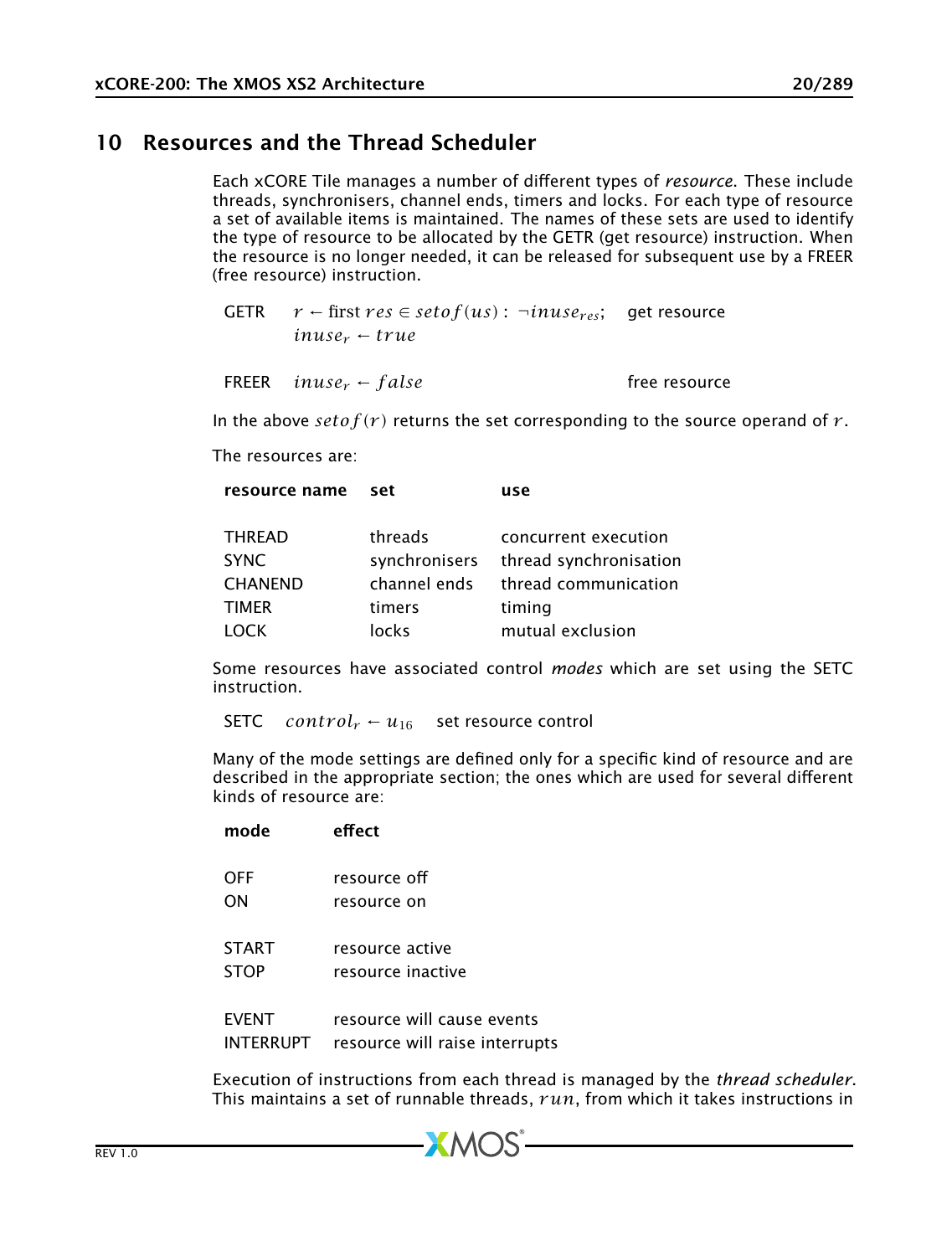# 10 Resources and the Thread Scheduler

Each xCORE Tile manages a number of different types of *resource*. These include threads, synchronisers, channel ends, timers and locks. For each type of resource a set of available items is maintained. The names of these sets are used to identify the type of resource to be allocated by the GETR (get resource) instruction. When the resource is no longer needed, it can be released for subsequent use by a FREER (free resource) instruction.

| | | |
|---|---|---|
| GETR | $r \leftarrow \text{first } res \in setof(us) : \neg inuse_{res};$ $inuse_r \leftarrow true$ | get resource |
| FREER | $inuse_r \leftarrow false$ | free resource |

In the above $setof(r)$ returns the set corresponding to the source operand of $r$.

The resources are:

| resource name | set | use |
|---|---|---|
| THREAD | threads | concurrent execution |
| SYNC | synchronisers | thread synchronisation |
| CHANEND | channel ends | thread communication |
| TIMER | timers | timing |
| LOCK | locks | mutual exclusion |

Some resources have associated control *modes* which are set using the SETC instruction.

| | | |
|---|---|---|
| SETC | $control_r \leftarrow u_{16}$ | set resource control |

Many of the mode settings are defined only for a specific kind of resource and are described in the appropriate section; the ones which are used for several different kinds of resource are:

| mode | effect |
|---|---|
| OFF | resource off |
| ON | resource on |
| START | resource active |
| STOP | resource inactive |
| EVENT | resource will cause events |
| INTERRUPT | resource will raise interrupts |

Execution of instructions from each thread is managed by the *thread scheduler*. This maintains a set of runnable threads, $run$, from which it takes instructions in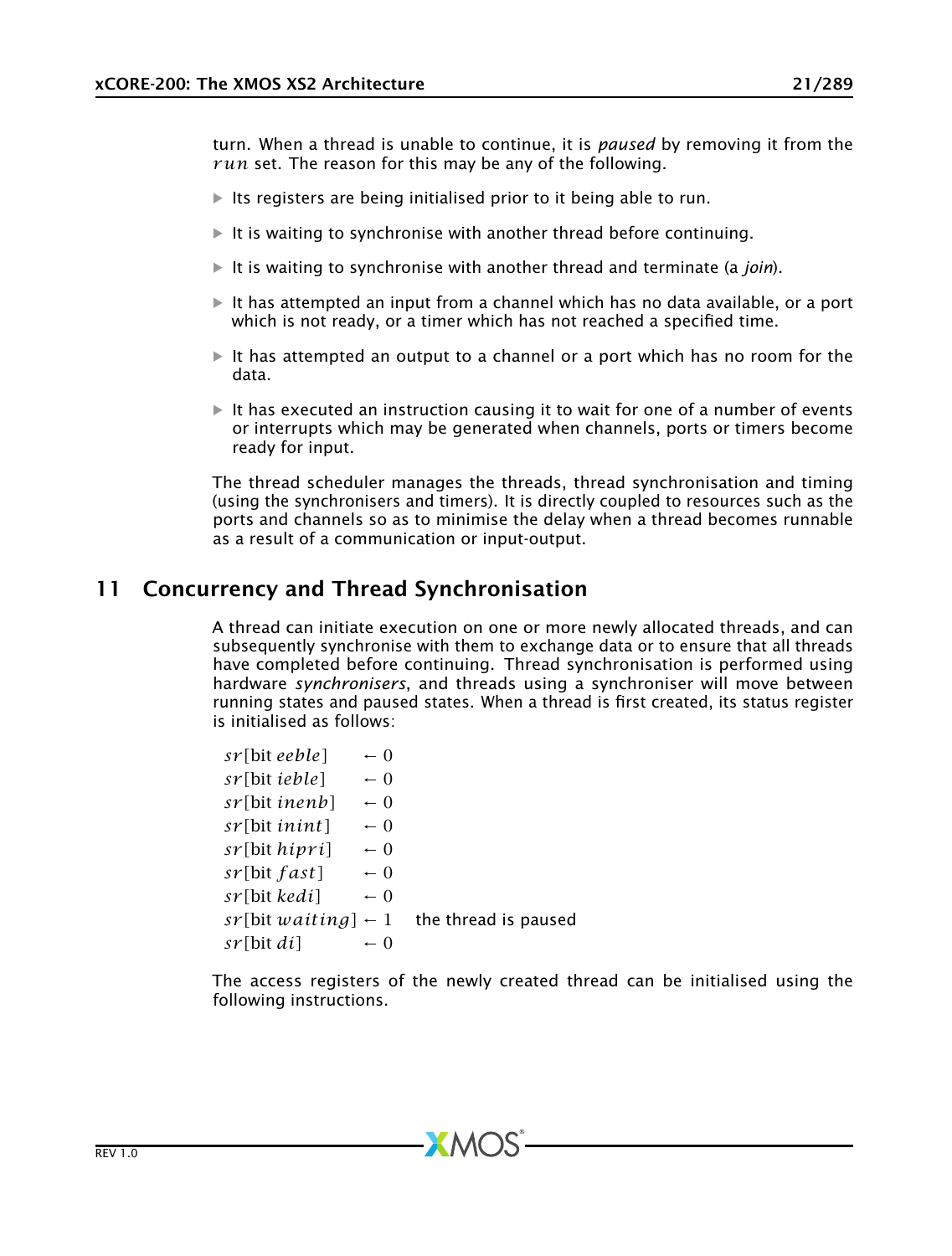turn. When a thread is unable to continue, it is *paused* by removing it from the $run$ set. The reason for this may be any of the following.

- Its registers are being initialised prior to it being able to run.
- It is waiting to synchronise with another thread before continuing.
- It is waiting to synchronise with another thread and terminate (a *join*).
- It has attempted an input from a channel which has no data available, or a port which is not ready, or a timer which has not reached a specified time.
- It has attempted an output to a channel or a port which has no room for the data.
- It has executed an instruction causing it to wait for one of a number of events or interrupts which may be generated when channels, ports or timers become ready for input.

The thread scheduler manages the threads, thread synchronisation and timing (using the synchronisers and timers). It is directly coupled to resources such as the ports and channels so as to minimise the delay when a thread becomes runnable as a result of a communication or input-output.

# 11 Concurrency and Thread Synchronisation

A thread can initiate execution on one or more newly allocated threads, and can subsequently synchronise with them to exchange data or to ensure that all threads have completed before continuing. Thread synchronisation is performed using hardware *synchronisers*, and threads using a synchroniser will move between running states and paused states. When a thread is first created, its status register is initialised as follows:

$sr[\text{bit } eeble] \leftarrow 0$
$sr[\text{bit } ieble] \leftarrow 0$
$sr[\text{bit } inenb] \leftarrow 0$
$sr[\text{bit } inint] \leftarrow 0$
$sr[\text{bit } hipri] \leftarrow 0$
$sr[\text{bit } fast] \leftarrow 0$
$sr[\text{bit } kedi] \leftarrow 0$
$sr[\text{bit } waiting] \leftarrow 1$ the thread is paused
$sr[\text{bit } di] \leftarrow 0$

The access registers of the newly created thread can be initialised using the following instructions.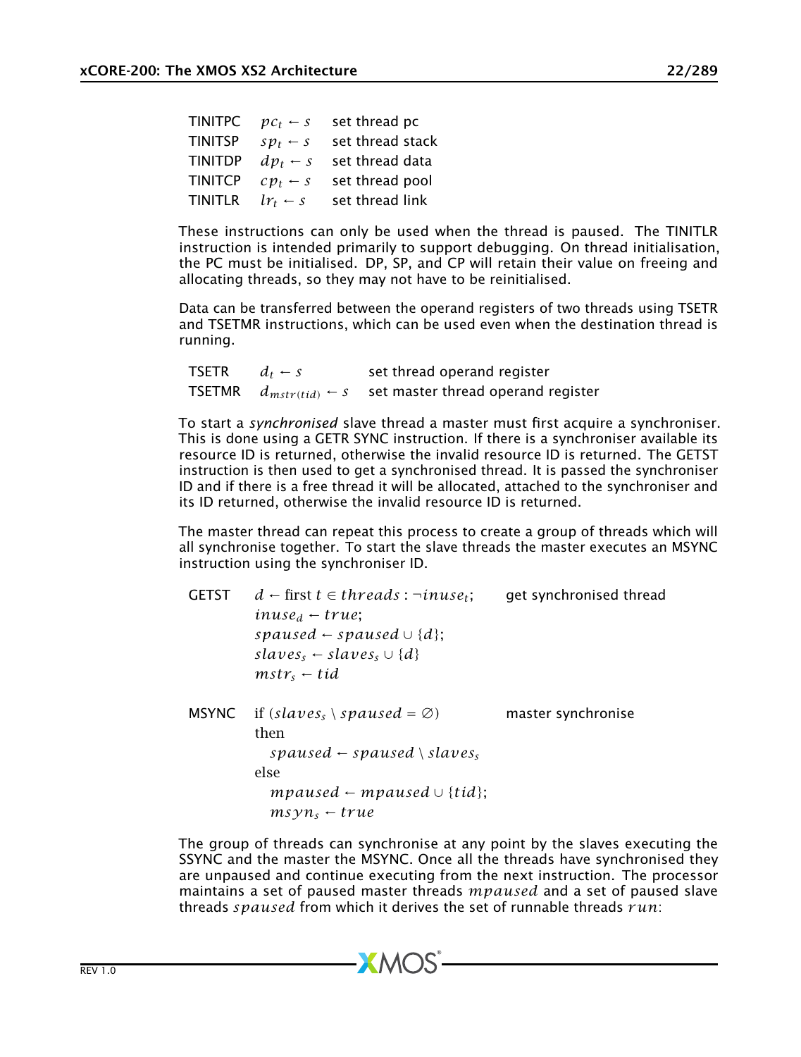| | | |
|---|---|---|
| TINITPC | $pc_t \leftarrow s$ | set thread pc |
| TINITSP | $sp_t \leftarrow s$ | set thread stack |
| TINITDP | $dp_t \leftarrow s$ | set thread data |
| TINITCP | $cp_t \leftarrow s$ | set thread pool |
| TINITLR | $lr_t \leftarrow s$ | set thread link |

These instructions can only be used when the thread is paused. The TINITLR instruction is intended primarily to support debugging. On thread initialisation, the PC must be initialised. DP, SP, and CP will retain their value on freeing and allocating threads, so they may not have to be reinitialised.

Data can be transferred between the operand registers of two threads using TSETR and TSETMR instructions, which can be used even when the destination thread is running.

| | | |
|---|---|---|
| TSETR | $d_t \leftarrow s$ | set thread operand register |
| TSETMR | $d_{mstr(tid)} \leftarrow s$ | set master thread operand register |

To start a *synchronised* slave thread a master must first acquire a synchroniser. This is done using a GETR SYNC instruction. If there is a synchroniser available its resource ID is returned, otherwise the invalid resource ID is returned. The GETST instruction is then used to get a synchronised thread. It is passed the synchroniser ID and if there is a free thread it will be allocated, attached to the synchroniser and its ID returned, otherwise the invalid resource ID is returned.

The master thread can repeat this process to create a group of threads which will all synchronise together. To start the slave threads the master executes an MSYNC instruction using the synchroniser ID.

GETST — get synchronised thread

$$
\begin{aligned}
& d \leftarrow \text{first } t \in threads : \neg inuse_t; \\
& inuse_d \leftarrow true; \\
& spaused \leftarrow spaused \cup \{d\}; \\
& slaves_s \leftarrow slaves_s \cup \{d\} \\
& mstr_s \leftarrow tid
\end{aligned}
$$

MSYNC — master synchronise

$$
\begin{aligned}
& \text{if } (slaves_s \setminus spaused = \emptyset) \\
& \text{then} \\
& \quad spaused \leftarrow spaused \setminus slaves_s \\
& \text{else} \\
& \quad mpaused \leftarrow mpaused \cup \{tid\}; \\
& \quad msyn_s \leftarrow true
\end{aligned}
$$

The group of threads can synchronise at any point by the slaves executing the SSYNC and the master the MSYNC. Once all the threads have synchronised they are unpaused and continue executing from the next instruction. The processor maintains a set of paused master threads $mpaused$ and a set of paused slave threads $spaused$ from which it derives the set of runnable threads $run$: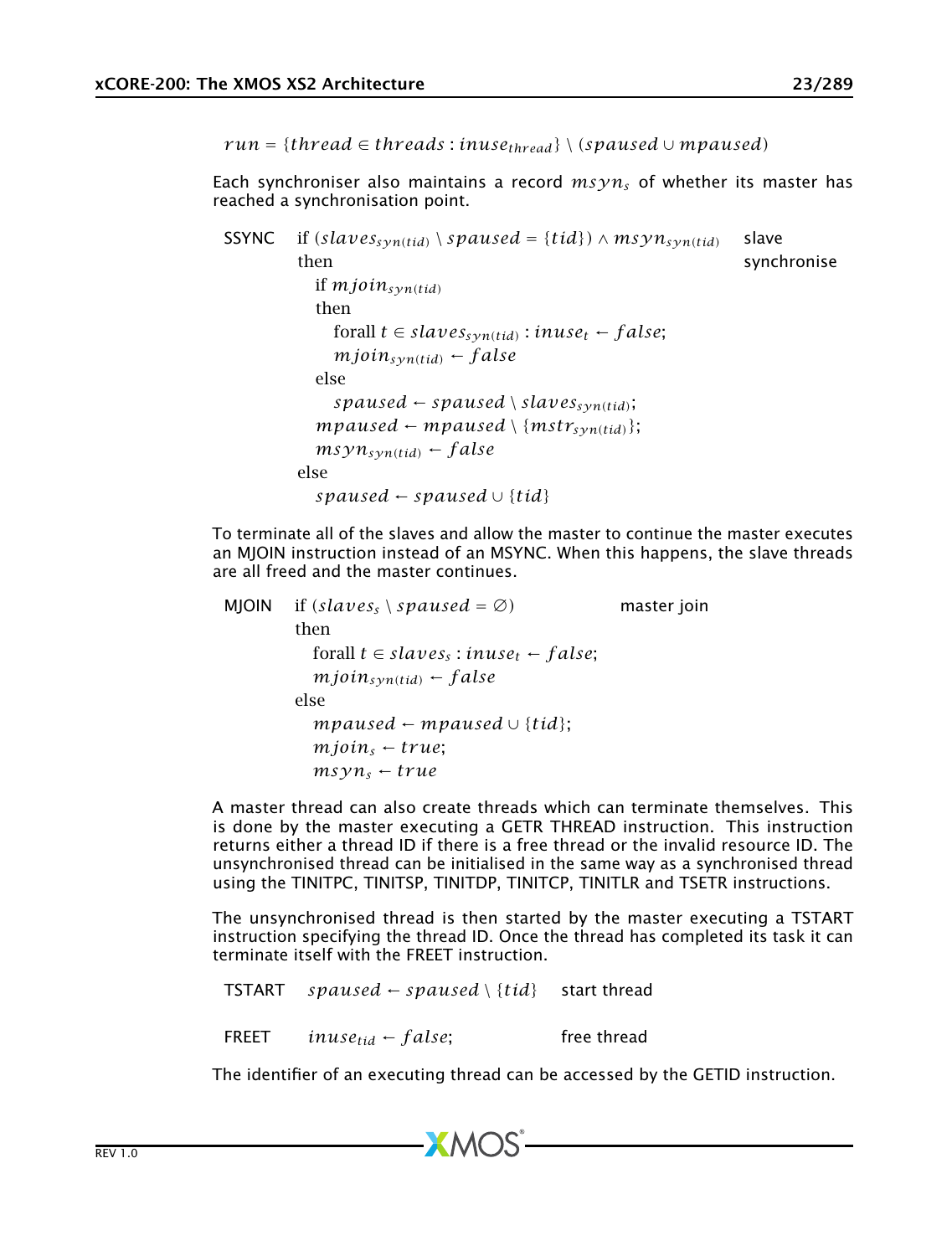$$run = \{thread \in threads : inuse_{thread}\} \setminus (spaused \cup mpaused)$$

Each synchroniser also maintains a record $msyn_s$ of whether its master has reached a synchronisation point.

**SSYNC** — slave synchronise

$$
\begin{array}{l}
\text{if } (slaves_{syn(tid)} \setminus spaused = \{tid\}) \wedge msyn_{syn(tid)} \\
\text{then} \\
\quad \text{if } mjoin_{syn(tid)} \\
\quad \text{then} \\
\quad\quad \text{forall } t \in slaves_{syn(tid)} : inuse_t \leftarrow false; \\
\quad\quad mjoin_{syn(tid)} \leftarrow false \\
\quad \text{else} \\
\quad\quad spaused \leftarrow spaused \setminus slaves_{syn(tid)}; \\
\quad mpaused \leftarrow mpaused \setminus \{mstr_{syn(tid)}\}; \\
\quad msyn_{syn(tid)} \leftarrow false \\
\text{else} \\
\quad spaused \leftarrow spaused \cup \{tid\}
\end{array}
$$

To terminate all of the slaves and allow the master to continue the master executes an MJOIN instruction instead of an MSYNC. When this happens, the slave threads are all freed and the master continues.

**MJOIN** — master join

$$
\begin{array}{l}
\text{if } (slaves_s \setminus spaused = \emptyset) \\
\text{then} \\
\quad \text{forall } t \in slaves_s : inuse_t \leftarrow false; \\
\quad mjoin_{syn(tid)} \leftarrow false \\
\text{else} \\
\quad mpaused \leftarrow mpaused \cup \{tid\}; \\
\quad mjoin_s \leftarrow true; \\
\quad msyn_s \leftarrow true
\end{array}
$$

A master thread can also create threads which can terminate themselves. This is done by the master executing a GETR THREAD instruction. This instruction returns either a thread ID if there is a free thread or the invalid resource ID. The unsynchronised thread can be initialised in the same way as a synchronised thread using the TINITPC, TINITSP, TINITDP, TINITCP, TINITLR and TSETR instructions.

The unsynchronised thread is then started by the master executing a TSTART instruction specifying the thread ID. Once the thread has completed its task it can terminate itself with the FREET instruction.

| | | |
|---|---|---|
| TSTART | $spaused \leftarrow spaused \setminus \{tid\}$ | start thread |
| FREET | $inuse_{tid} \leftarrow false;$ | free thread |

The identifier of an executing thread can be accessed by the GETID instruction.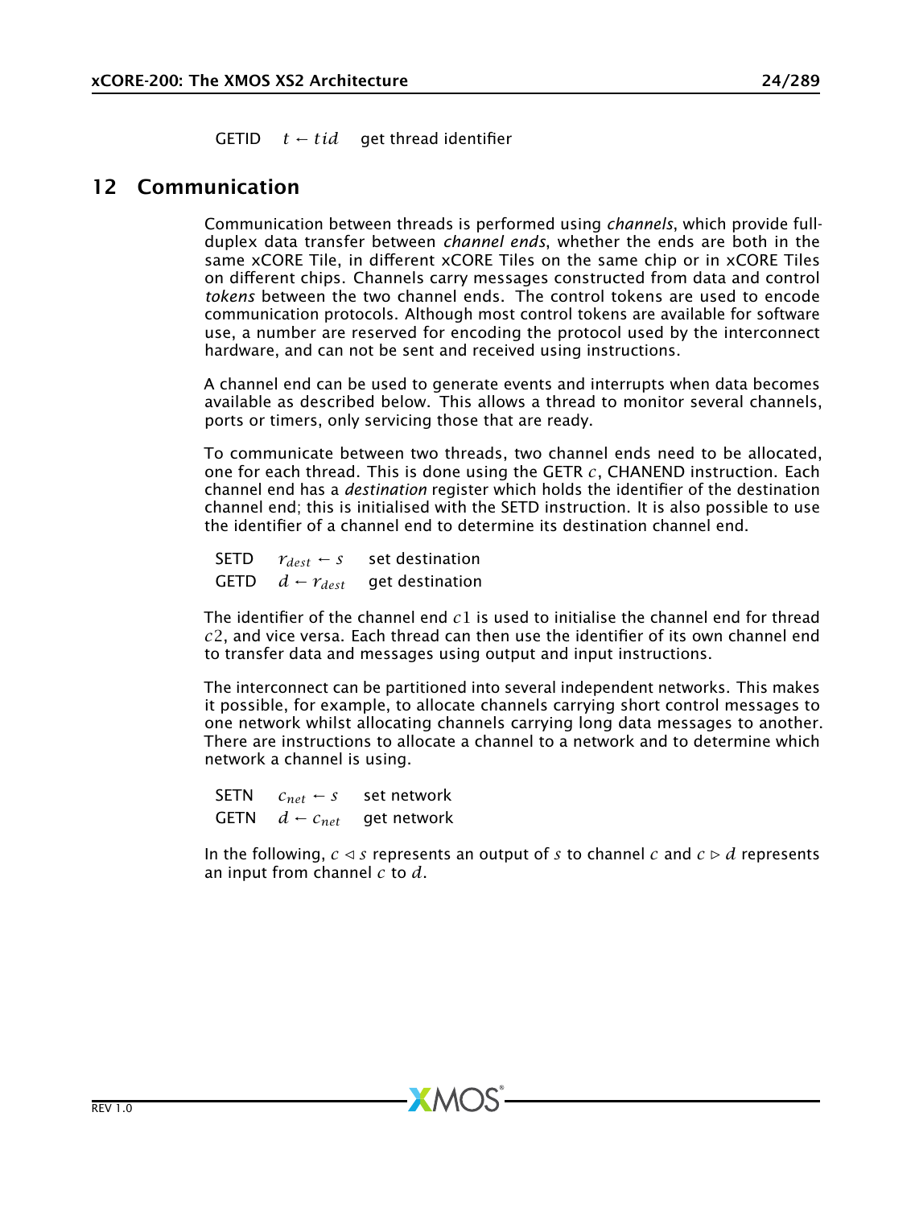| | | |
|---|---|---|
| GETID | $t \leftarrow tid$ | get thread identifier |

## 12 Communication

Communication between threads is performed using *channels*, which provide full-duplex data transfer between *channel ends*, whether the ends are both in the same xCORE Tile, in different xCORE Tiles on the same chip or in xCORE Tiles on different chips. Channels carry messages constructed from data and control *tokens* between the two channel ends. The control tokens are used to encode communication protocols. Although most control tokens are available for software use, a number are reserved for encoding the protocol used by the interconnect hardware, and can not be sent and received using instructions.

A channel end can be used to generate events and interrupts when data becomes available as described below. This allows a thread to monitor several channels, ports or timers, only servicing those that are ready.

To communicate between two threads, two channel ends need to be allocated, one for each thread. This is done using the GETR $c$, CHANEND instruction. Each channel end has a *destination* register which holds the identifier of the destination channel end; this is initialised with the SETD instruction. It is also possible to use the identifier of a channel end to determine its destination channel end.

| | | |
|---|---|---|
| SETD | $r_{dest} \leftarrow s$ | set destination |
| GETD | $d \leftarrow r_{dest}$ | get destination |

The identifier of the channel end $c1$ is used to initialise the channel end for thread $c2$, and vice versa. Each thread can then use the identifier of its own channel end to transfer data and messages using output and input instructions.

The interconnect can be partitioned into several independent networks. This makes it possible, for example, to allocate channels carrying short control messages to one network whilst allocating channels carrying long data messages to another. There are instructions to allocate a channel to a network and to determine which network a channel is using.

| | | |
|---|---|---|
| SETN | $c_{net} \leftarrow s$ | set network |
| GETN | $d \leftarrow c_{net}$ | get network |

In the following, $c \triangleleft s$ represents an output of $s$ to channel $c$ and $c \triangleright d$ represents an input from channel $c$ to $d$.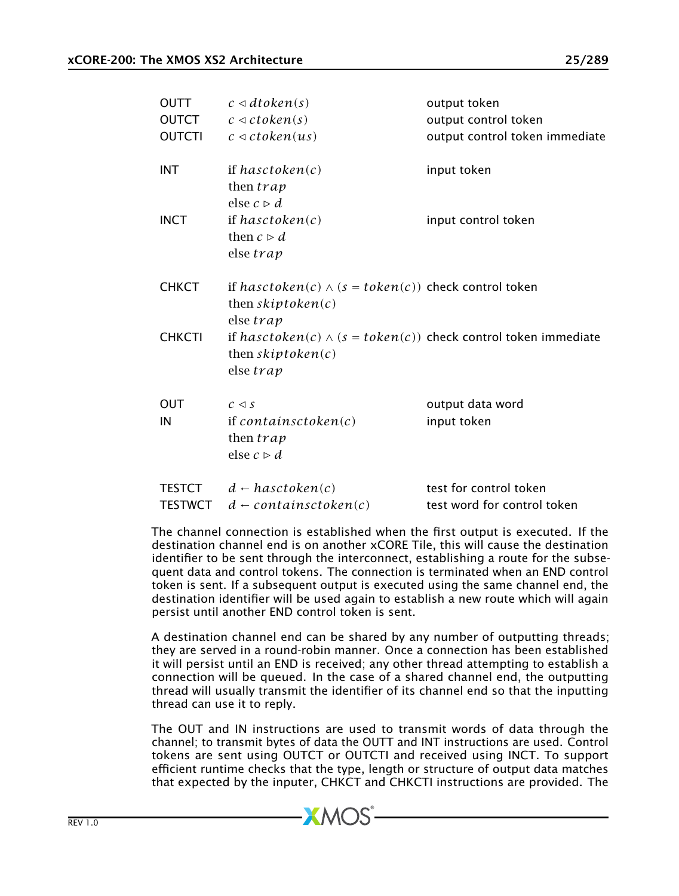| | | |
|---|---|---|
| OUTT | $c \triangleleft dtoken(s)$ | output token |
| OUTCT | $c \triangleleft ctoken(s)$ | output control token |
| OUTCTI | $c \triangleleft ctoken(us)$ | output control token immediate |
| INT | if $hasctoken(c)$ then $trap$ else $c \triangleright d$ | input token |
| INCT | if $hasctoken(c)$ then $c \triangleright d$ else $trap$ | input control token |
| CHKCT | if $hasctoken(c) \wedge (s = token(c))$ then $skiptoken(c)$ else $trap$ | check control token |
| CHKCTI | if $hasctoken(c) \wedge (s = token(c))$ then $skiptoken(c)$ else $trap$ | check control token immediate |
| OUT | $c \triangleleft s$ | output data word |
| IN | if $containsctoken(c)$ then $trap$ else $c \triangleright d$ | input token |
| TESTCT | $d \leftarrow hasctoken(c)$ | test for control token |
| TESTWCT | $d \leftarrow containsctoken(c)$ | test word for control token |

The channel connection is established when the first output is executed. If the destination channel end is on another xCORE Tile, this will cause the destination identifier to be sent through the interconnect, establishing a route for the subsequent data and control tokens. The connection is terminated when an END control token is sent. If a subsequent output is executed using the same channel end, the destination identifier will be used again to establish a new route which will again persist until another END control token is sent.

A destination channel end can be shared by any number of outputting threads; they are served in a round-robin manner. Once a connection has been established it will persist until an END is received; any other thread attempting to establish a connection will be queued. In the case of a shared channel end, the outputting thread will usually transmit the identifier of its channel end so that the inputting thread can use it to reply.

The OUT and IN instructions are used to transmit words of data through the channel; to transmit bytes of data the OUTT and INT instructions are used. Control tokens are sent using OUTCT or OUTCTI and received using INCT. To support efficient runtime checks that the type, length or structure of output data matches that expected by the inputer, CHKCT and CHKCTI instructions are provided. The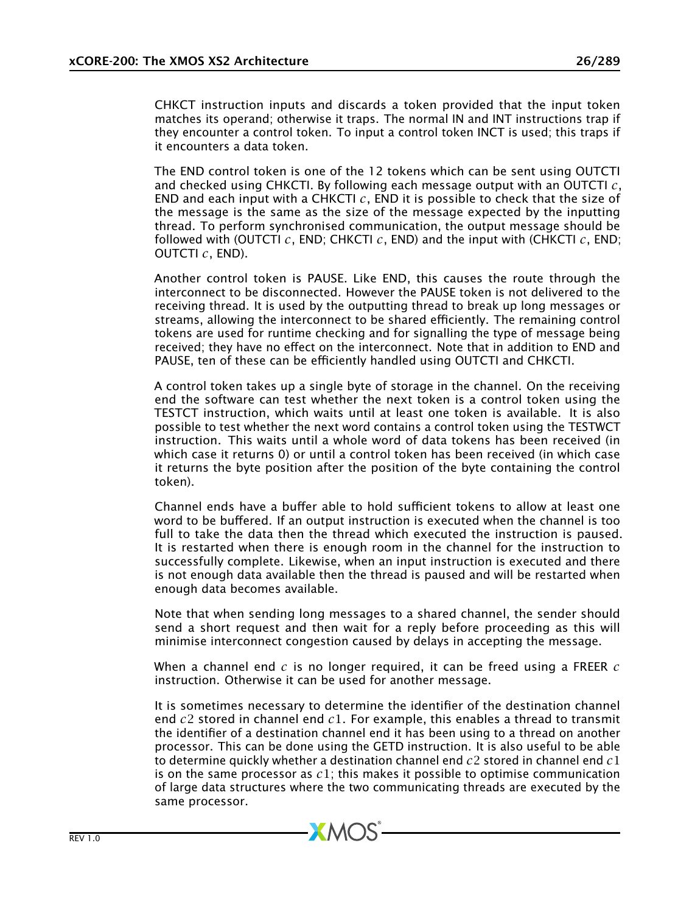CHKCT instruction inputs and discards a token provided that the input token matches its operand; otherwise it traps. The normal IN and INT instructions trap if they encounter a control token. To input a control token INCT is used; this traps if it encounters a data token.

The END control token is one of the 12 tokens which can be sent using OUTCTI and checked using CHKCTI. By following each message output with an OUTCTI $c$, END and each input with a CHKCTI $c$, END it is possible to check that the size of the message is the same as the size of the message expected by the inputting thread. To perform synchronised communication, the output message should be followed with (OUTCTI $c$, END; CHKCTI $c$, END) and the input with (CHKCTI $c$, END; OUTCTI $c$, END).

Another control token is PAUSE. Like END, this causes the route through the interconnect to be disconnected. However the PAUSE token is not delivered to the receiving thread. It is used by the outputting thread to break up long messages or streams, allowing the interconnect to be shared efficiently. The remaining control tokens are used for runtime checking and for signalling the type of message being received; they have no effect on the interconnect. Note that in addition to END and PAUSE, ten of these can be efficiently handled using OUTCTI and CHKCTI.

A control token takes up a single byte of storage in the channel. On the receiving end the software can test whether the next token is a control token using the TESTCT instruction, which waits until at least one token is available. It is also possible to test whether the next word contains a control token using the TESTWCT instruction. This waits until a whole word of data tokens has been received (in which case it returns 0) or until a control token has been received (in which case it returns the byte position after the position of the byte containing the control token).

Channel ends have a buffer able to hold sufficient tokens to allow at least one word to be buffered. If an output instruction is executed when the channel is too full to take the data then the thread which executed the instruction is paused. It is restarted when there is enough room in the channel for the instruction to successfully complete. Likewise, when an input instruction is executed and there is not enough data available then the thread is paused and will be restarted when enough data becomes available.

Note that when sending long messages to a shared channel, the sender should send a short request and then wait for a reply before proceeding as this will minimise interconnect congestion caused by delays in accepting the message.

When a channel end $c$ is no longer required, it can be freed using a FREER $c$ instruction. Otherwise it can be used for another message.

It is sometimes necessary to determine the identifier of the destination channel end $c2$ stored in channel end $c1$. For example, this enables a thread to transmit the identifier of a destination channel end it has been using to a thread on another processor. This can be done using the GETD instruction. It is also useful to be able to determine quickly whether a destination channel end $c2$ stored in channel end $c1$ is on the same processor as $c1$; this makes it possible to optimise communication of large data structures where the two communicating threads are executed by the same processor.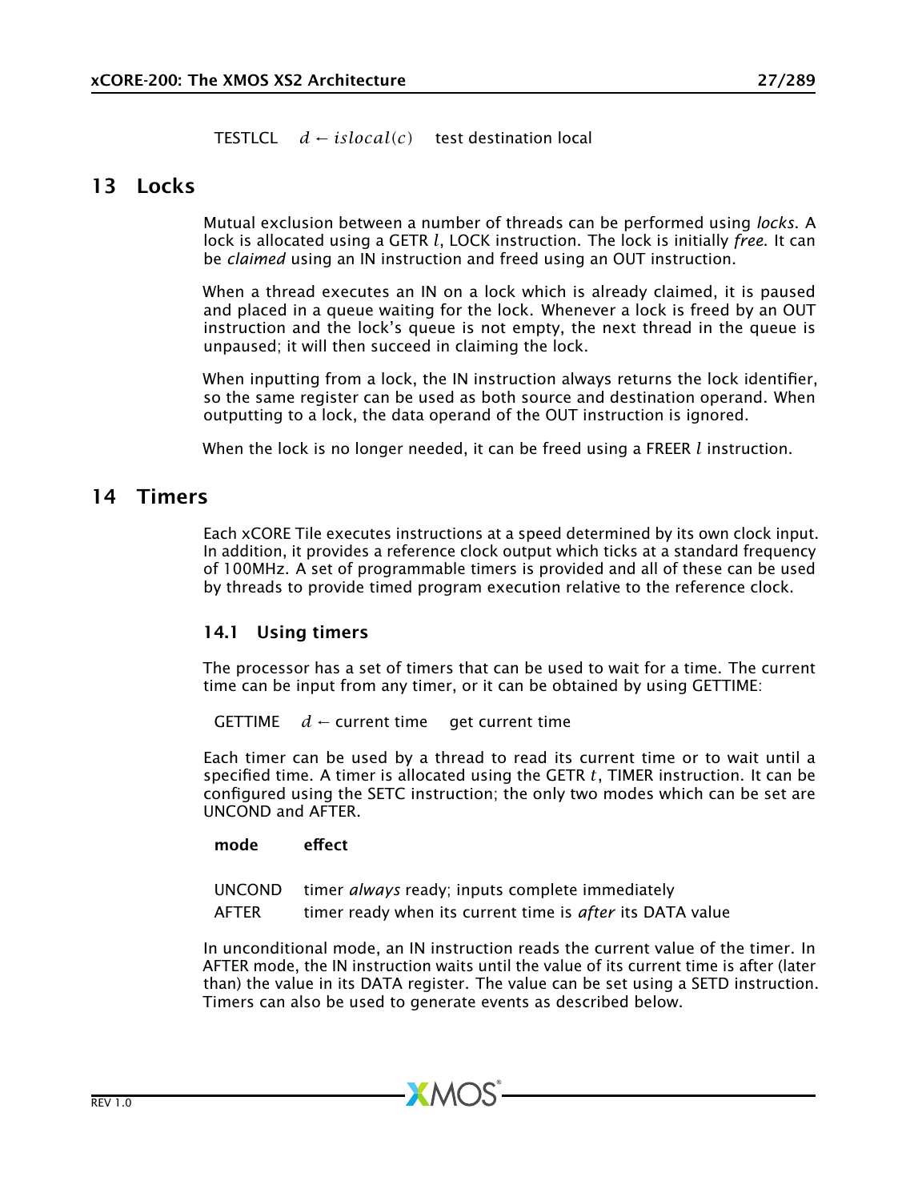| | | |
|---|---|---|
| TESTLCL | $d \leftarrow islocal(c)$ | test destination local |

# 13 Locks

Mutual exclusion between a number of threads can be performed using *locks*. A lock is allocated using a GETR $l$, LOCK instruction. The lock is initially *free*. It can be *claimed* using an IN instruction and freed using an OUT instruction.

When a thread executes an IN on a lock which is already claimed, it is paused and placed in a queue waiting for the lock. Whenever a lock is freed by an OUT instruction and the lock's queue is not empty, the next thread in the queue is unpaused; it will then succeed in claiming the lock.

When inputting from a lock, the IN instruction always returns the lock identifier, so the same register can be used as both source and destination operand. When outputting to a lock, the data operand of the OUT instruction is ignored.

When the lock is no longer needed, it can be freed using a FREER $l$ instruction.

# 14 Timers

Each xCORE Tile executes instructions at a speed determined by its own clock input. In addition, it provides a reference clock output which ticks at a standard frequency of 100MHz. A set of programmable timers is provided and all of these can be used by threads to provide timed program execution relative to the reference clock.

## 14.1 Using timers

The processor has a set of timers that can be used to wait for a time. The current time can be input from any timer, or it can be obtained by using GETTIME:

| | | |
|---|---|---|
| GETTIME | $d \leftarrow$ current time | get current time |

Each timer can be used by a thread to read its current time or to wait until a specified time. A timer is allocated using the GETR $t$, TIMER instruction. It can be configured using the SETC instruction; the only two modes which can be set are UNCOND and AFTER.

| mode | effect |
|---|---|
| UNCOND | timer *always* ready; inputs complete immediately |
| AFTER | timer ready when its current time is *after* its DATA value |

In unconditional mode, an IN instruction reads the current value of the timer. In AFTER mode, the IN instruction waits until the value of its current time is after (later than) the value in its DATA register. The value can be set using a SETD instruction. Timers can also be used to generate events as described below.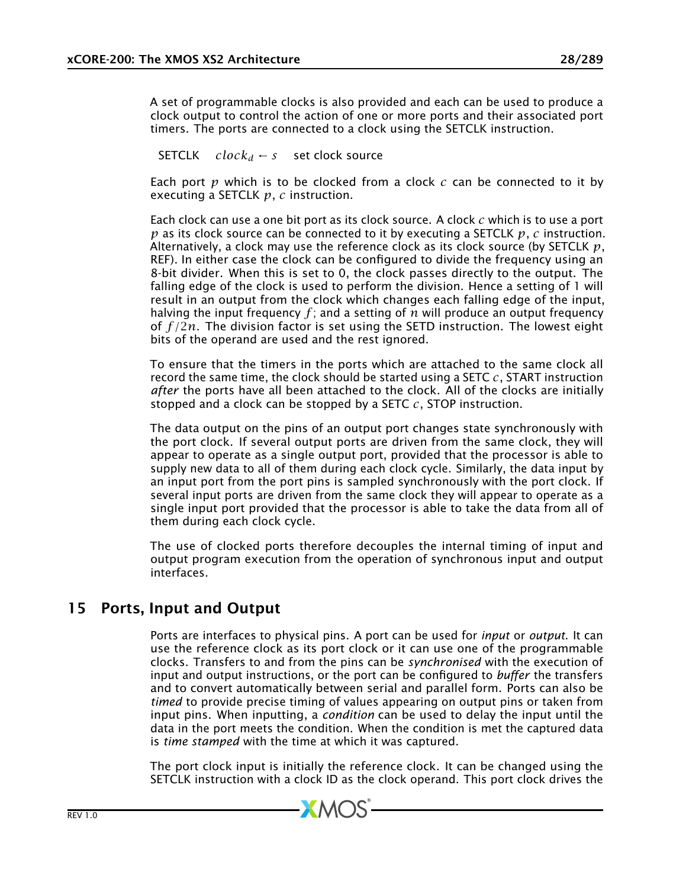A set of programmable clocks is also provided and each can be used to produce a clock output to control the action of one or more ports and their associated port timers. The ports are connected to a clock using the SETCLK instruction.

SETCLK $clock_d \leftarrow s$ set clock source

Each port $p$ which is to be clocked from a clock $c$ can be connected to it by executing a SETCLK $p$, $c$ instruction.

Each clock can use a one bit port as its clock source. A clock $c$ which is to use a port $p$ as its clock source can be connected to it by executing a SETCLK $p$, $c$ instruction. Alternatively, a clock may use the reference clock as its clock source (by SETCLK $p$, REF). In either case the clock can be configured to divide the frequency using an 8-bit divider. When this is set to 0, the clock passes directly to the output. The falling edge of the clock is used to perform the division. Hence a setting of 1 will result in an output from the clock which changes each falling edge of the input, halving the input frequency $f$; and a setting of $n$ will produce an output frequency of $f/2n$. The division factor is set using the SETD instruction. The lowest eight bits of the operand are used and the rest ignored.

To ensure that the timers in the ports which are attached to the same clock all record the same time, the clock should be started using a SETC $c$, START instruction *after* the ports have all been attached to the clock. All of the clocks are initially stopped and a clock can be stopped by a SETC $c$, STOP instruction.

The data output on the pins of an output port changes state synchronously with the port clock. If several output ports are driven from the same clock, they will appear to operate as a single output port, provided that the processor is able to supply new data to all of them during each clock cycle. Similarly, the data input by an input port from the port pins is sampled synchronously with the port clock. If several input ports are driven from the same clock they will appear to operate as a single input port provided that the processor is able to take the data from all of them during each clock cycle.

The use of clocked ports therefore decouples the internal timing of input and output program execution from the operation of synchronous input and output interfaces.

# 15 Ports, Input and Output

Ports are interfaces to physical pins. A port can be used for *input* or *output*. It can use the reference clock as its port clock or it can use one of the programmable clocks. Transfers to and from the pins can be *synchronised* with the execution of input and output instructions, or the port can be configured to *buffer* the transfers and to convert automatically between serial and parallel form. Ports can also be *timed* to provide precise timing of values appearing on output pins or taken from input pins. When inputting, a *condition* can be used to delay the input until the data in the port meets the condition. When the condition is met the captured data is *time stamped* with the time at which it was captured.

The port clock input is initially the reference clock. It can be changed using the SETCLK instruction with a clock ID as the clock operand. This port clock drives the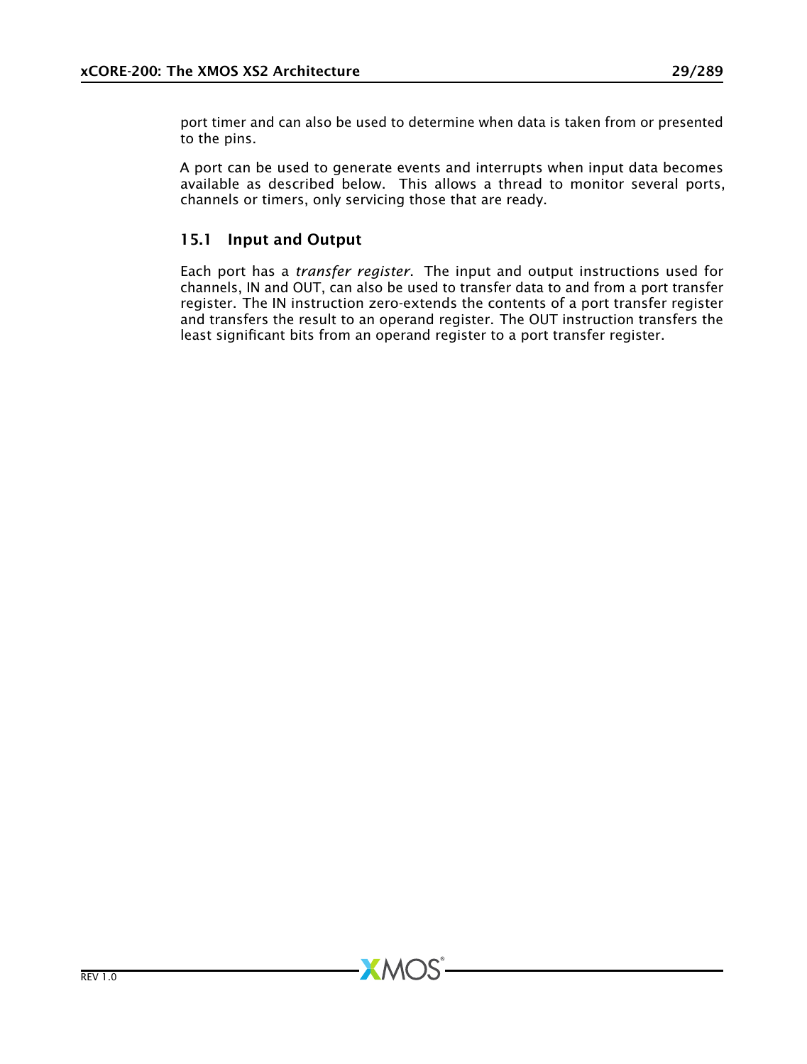port timer and can also be used to determine when data is taken from or presented to the pins.

A port can be used to generate events and interrupts when input data becomes available as described below. This allows a thread to monitor several ports, channels or timers, only servicing those that are ready.

## 15.1 Input and Output

Each port has a *transfer register*. The input and output instructions used for channels, IN and OUT, can also be used to transfer data to and from a port transfer register. The IN instruction zero-extends the contents of a port transfer register and transfers the result to an operand register. The OUT instruction transfers the least significant bits from an operand register to a port transfer register.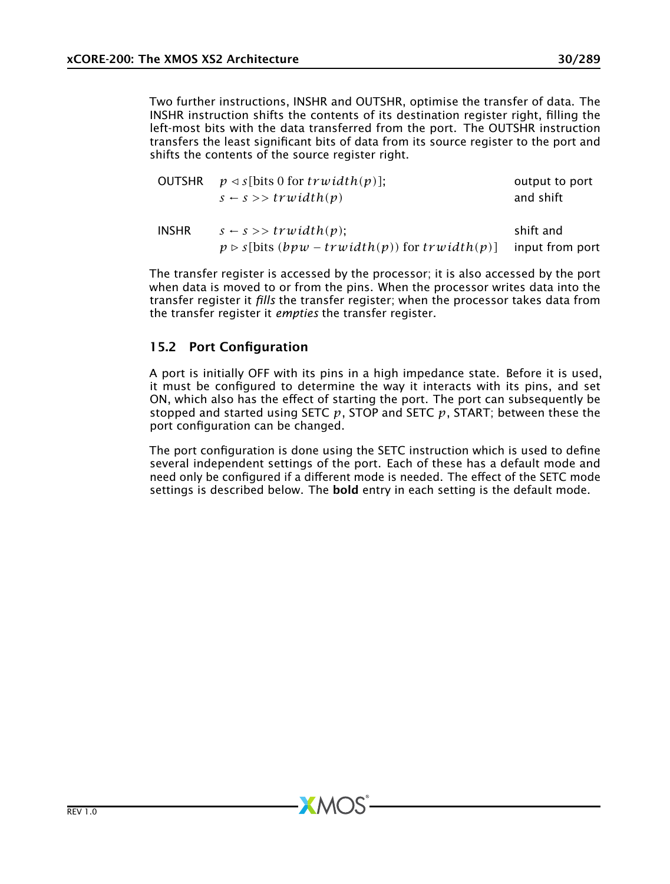Two further instructions, INSHR and OUTSHR, optimise the transfer of data. The INSHR instruction shifts the contents of its destination register right, filling the left-most bits with the data transferred from the port. The OUTSHR instruction transfers the least significant bits of data from its source register to the port and shifts the contents of the source register right.

| | | |
|---|---|---|
| OUTSHR | $p \triangleleft s[\text{bits } 0 \text{ for } trwidth(p)];$ <br> $s \leftarrow s >> trwidth(p)$ | output to port and shift |
| INSHR | $s \leftarrow s >> trwidth(p);$ <br> $p \triangleright s[\text{bits } (bpw - trwidth(p)) \text{ for } trwidth(p)]$ | shift and input from port |

The transfer register is accessed by the processor; it is also accessed by the port when data is moved to or from the pins. When the processor writes data into the transfer register it *fills* the transfer register; when the processor takes data from the transfer register it *empties* the transfer register.

## 15.2 Port Configuration

A port is initially OFF with its pins in a high impedance state. Before it is used, it must be configured to determine the way it interacts with its pins, and set ON, which also has the effect of starting the port. The port can subsequently be stopped and started using SETC $p$, STOP and SETC $p$, START; between these the port configuration can be changed.

The port configuration is done using the SETC instruction which is used to define several independent settings of the port. Each of these has a default mode and need only be configured if a different mode is needed. The effect of the SETC mode settings is described below. The **bold** entry in each setting is the default mode.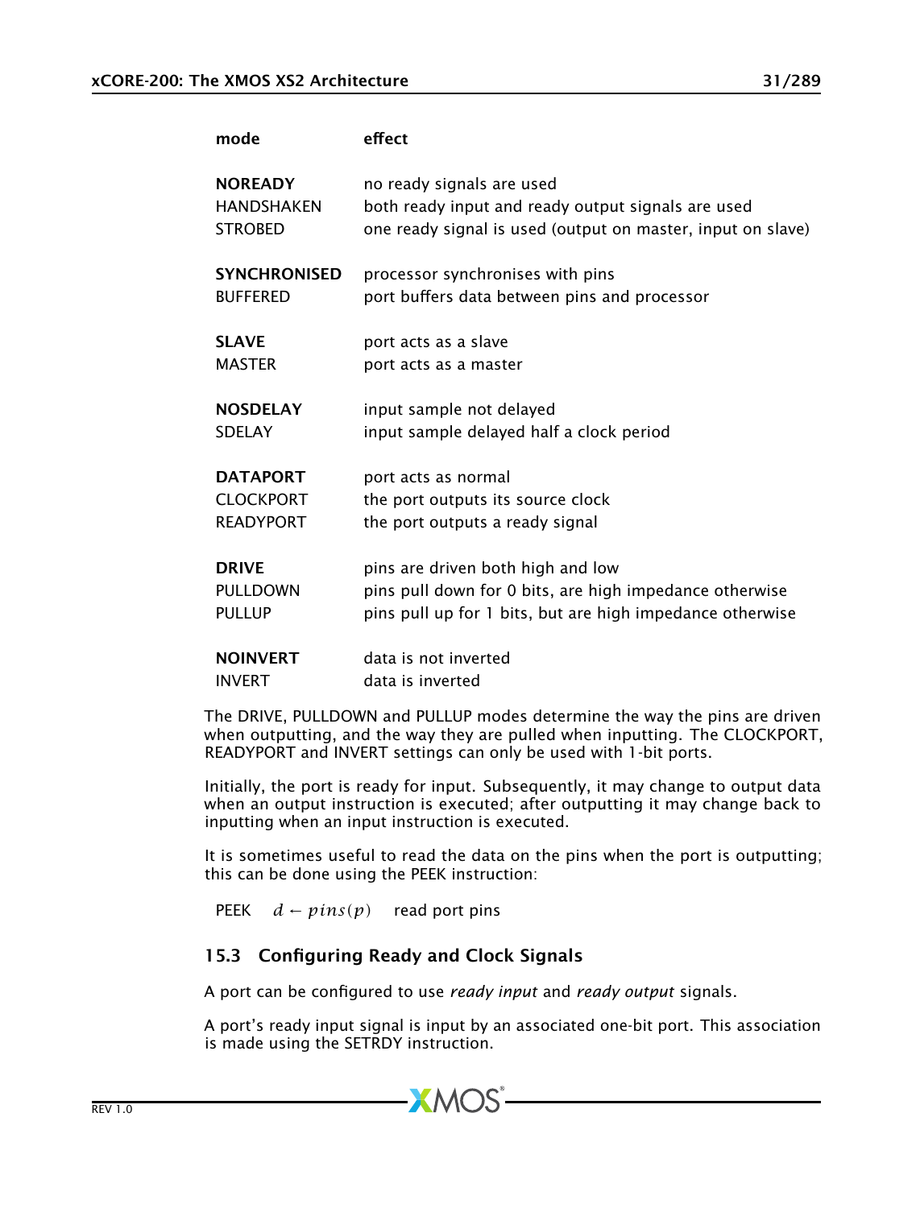| mode | effect |
|---|---|
| **NOREADY** | no ready signals are used |
| HANDSHAKEN | both ready input and ready output signals are used |
| STROBED | one ready signal is used (output on master, input on slave) |
| **SYNCHRONISED** | processor synchronises with pins |
| BUFFERED | port buffers data between pins and processor |
| **SLAVE** | port acts as a slave |
| MASTER | port acts as a master |
| **NOSDELAY** | input sample not delayed |
| SDELAY | input sample delayed half a clock period |
| **DATAPORT** | port acts as normal |
| CLOCKPORT | the port outputs its source clock |
| READYPORT | the port outputs a ready signal |
| **DRIVE** | pins are driven both high and low |
| PULLDOWN | pins pull down for 0 bits, are high impedance otherwise |
| PULLUP | pins pull up for 1 bits, but are high impedance otherwise |
| **NOINVERT** | data is not inverted |
| INVERT | data is inverted |

The DRIVE, PULLDOWN and PULLUP modes determine the way the pins are driven when outputting, and the way they are pulled when inputting. The CLOCKPORT, READYPORT and INVERT settings can only be used with 1-bit ports.

Initially, the port is ready for input. Subsequently, it may change to output data when an output instruction is executed; after outputting it may change back to inputting when an input instruction is executed.

It is sometimes useful to read the data on the pins when the port is outputting; this can be done using the PEEK instruction:

PEEK $\quad d \leftarrow pins(p) \quad$ read port pins

## 15.3 Configuring Ready and Clock Signals

A port can be configured to use *ready input* and *ready output* signals.

A port's ready input signal is input by an associated one-bit port. This association is made using the SETRDY instruction.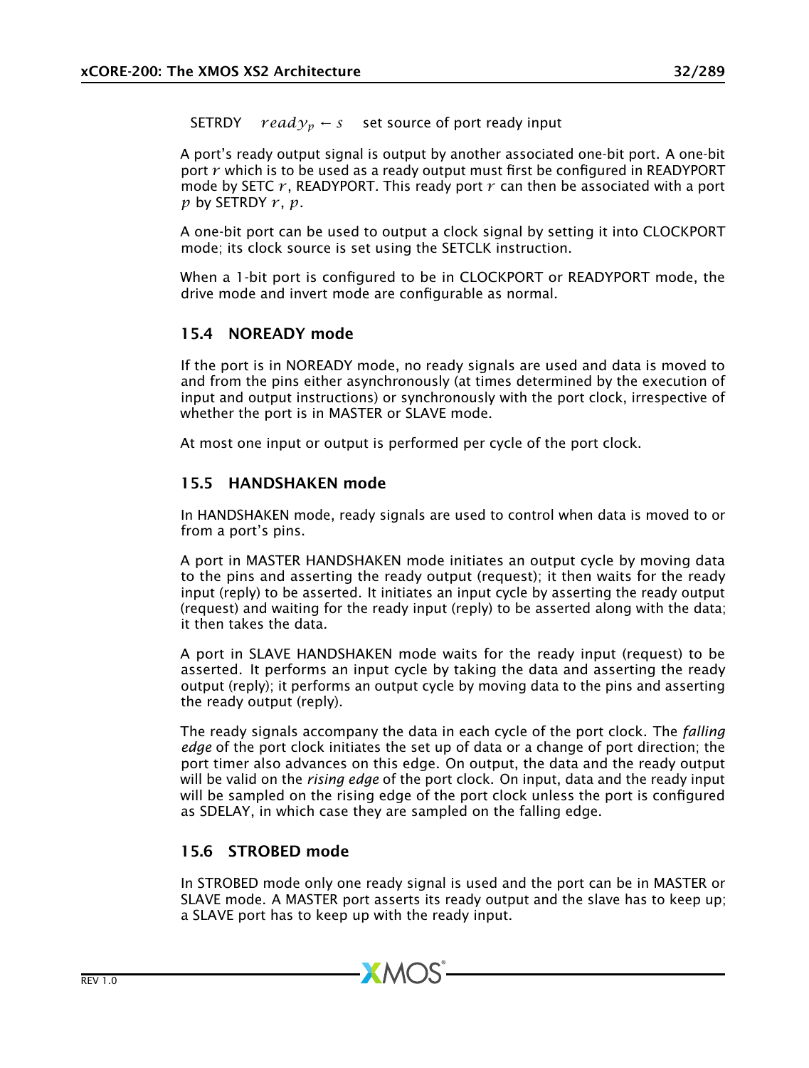| | | |
|---|---|---|
| SETRDY | $ready_p \leftarrow s$ | set source of port ready input |

A port's ready output signal is output by another associated one-bit port. A one-bit port $r$ which is to be used as a ready output must first be configured in READYPORT mode by SETC $r$, READYPORT. This ready port $r$ can then be associated with a port $p$ by SETRDY $r$, $p$.

A one-bit port can be used to output a clock signal by setting it into CLOCKPORT mode; its clock source is set using the SETCLK instruction.

When a 1-bit port is configured to be in CLOCKPORT or READYPORT mode, the drive mode and invert mode are configurable as normal.

## 15.4 NOREADY mode

If the port is in NOREADY mode, no ready signals are used and data is moved to and from the pins either asynchronously (at times determined by the execution of input and output instructions) or synchronously with the port clock, irrespective of whether the port is in MASTER or SLAVE mode.

At most one input or output is performed per cycle of the port clock.

## 15.5 HANDSHAKEN mode

In HANDSHAKEN mode, ready signals are used to control when data is moved to or from a port's pins.

A port in MASTER HANDSHAKEN mode initiates an output cycle by moving data to the pins and asserting the ready output (request); it then waits for the ready input (reply) to be asserted. It initiates an input cycle by asserting the ready output (request) and waiting for the ready input (reply) to be asserted along with the data; it then takes the data.

A port in SLAVE HANDSHAKEN mode waits for the ready input (request) to be asserted. It performs an input cycle by taking the data and asserting the ready output (reply); it performs an output cycle by moving data to the pins and asserting the ready output (reply).

The ready signals accompany the data in each cycle of the port clock. The *falling edge* of the port clock initiates the set up of data or a change of port direction; the port timer also advances on this edge. On output, the data and the ready output will be valid on the *rising edge* of the port clock. On input, data and the ready input will be sampled on the rising edge of the port clock unless the port is configured as SDELAY, in which case they are sampled on the falling edge.

## 15.6 STROBED mode

In STROBED mode only one ready signal is used and the port can be in MASTER or SLAVE mode. A MASTER port asserts its ready output and the slave has to keep up; a SLAVE port has to keep up with the ready input.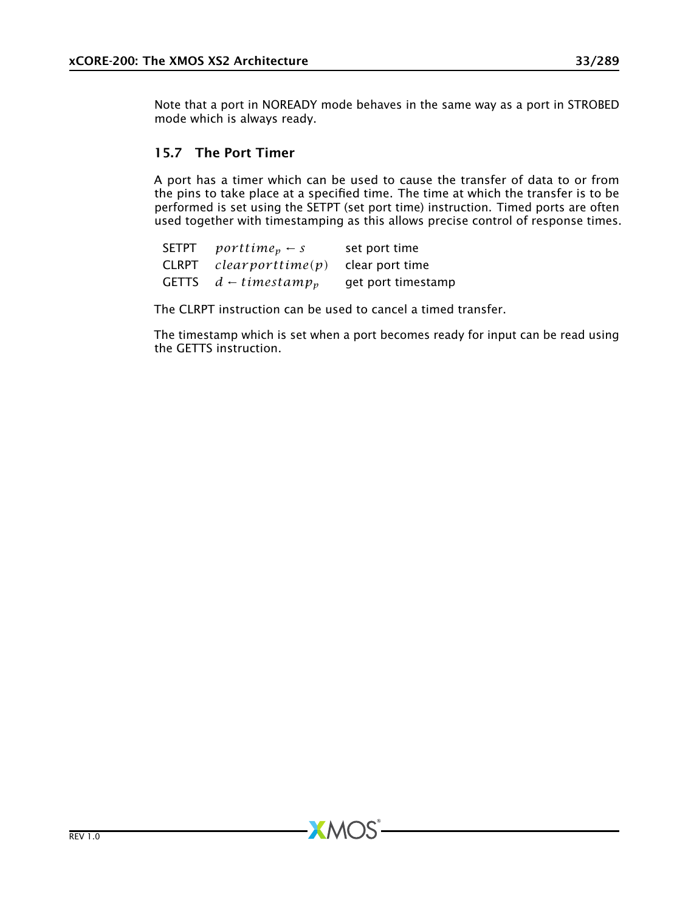Note that a port in NOREADY mode behaves in the same way as a port in STROBED mode which is always ready.

## 15.7 The Port Timer

A port has a timer which can be used to cause the transfer of data to or from the pins to take place at a specified time. The time at which the transfer is to be performed is set using the SETPT (set port time) instruction. Timed ports are often used together with timestamping as this allows precise control of response times.

| | | |
|---|---|---|
| SETPT | $porttime_p \leftarrow s$ | set port time |
| CLRPT | $clearporttime(p)$ | clear port time |
| GETTS | $d \leftarrow timestamp_p$ | get port timestamp |

The CLRPT instruction can be used to cancel a timed transfer.

The timestamp which is set when a port becomes ready for input can be read using the GETTS instruction.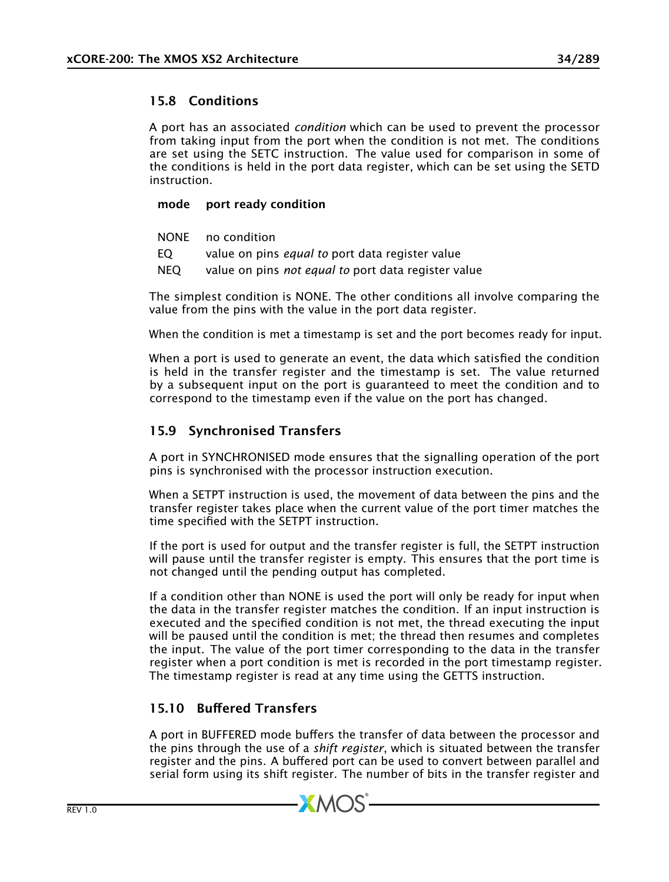## 15.8 Conditions

A port has an associated *condition* which can be used to prevent the processor from taking input from the port when the condition is not met. The conditions are set using the SETC instruction. The value used for comparison in some of the conditions is held in the port data register, which can be set using the SETD instruction.

| mode | port ready condition |
|---|---|
| NONE | no condition |
| EQ | value on pins *equal to* port data register value |
| NEQ | value on pins *not equal to* port data register value |

The simplest condition is NONE. The other conditions all involve comparing the value from the pins with the value in the port data register.

When the condition is met a timestamp is set and the port becomes ready for input.

When a port is used to generate an event, the data which satisfied the condition is held in the transfer register and the timestamp is set. The value returned by a subsequent input on the port is guaranteed to meet the condition and to correspond to the timestamp even if the value on the port has changed.

## 15.9 Synchronised Transfers

A port in SYNCHRONISED mode ensures that the signalling operation of the port pins is synchronised with the processor instruction execution.

When a SETPT instruction is used, the movement of data between the pins and the transfer register takes place when the current value of the port timer matches the time specified with the SETPT instruction.

If the port is used for output and the transfer register is full, the SETPT instruction will pause until the transfer register is empty. This ensures that the port time is not changed until the pending output has completed.

If a condition other than NONE is used the port will only be ready for input when the data in the transfer register matches the condition. If an input instruction is executed and the specified condition is not met, the thread executing the input will be paused until the condition is met; the thread then resumes and completes the input. The value of the port timer corresponding to the data in the transfer register when a port condition is met is recorded in the port timestamp register. The timestamp register is read at any time using the GETTS instruction.

## 15.10 Buffered Transfers

A port in BUFFERED mode buffers the transfer of data between the processor and the pins through the use of a *shift register*, which is situated between the transfer register and the pins. A buffered port can be used to convert between parallel and serial form using its shift register. The number of bits in the transfer register and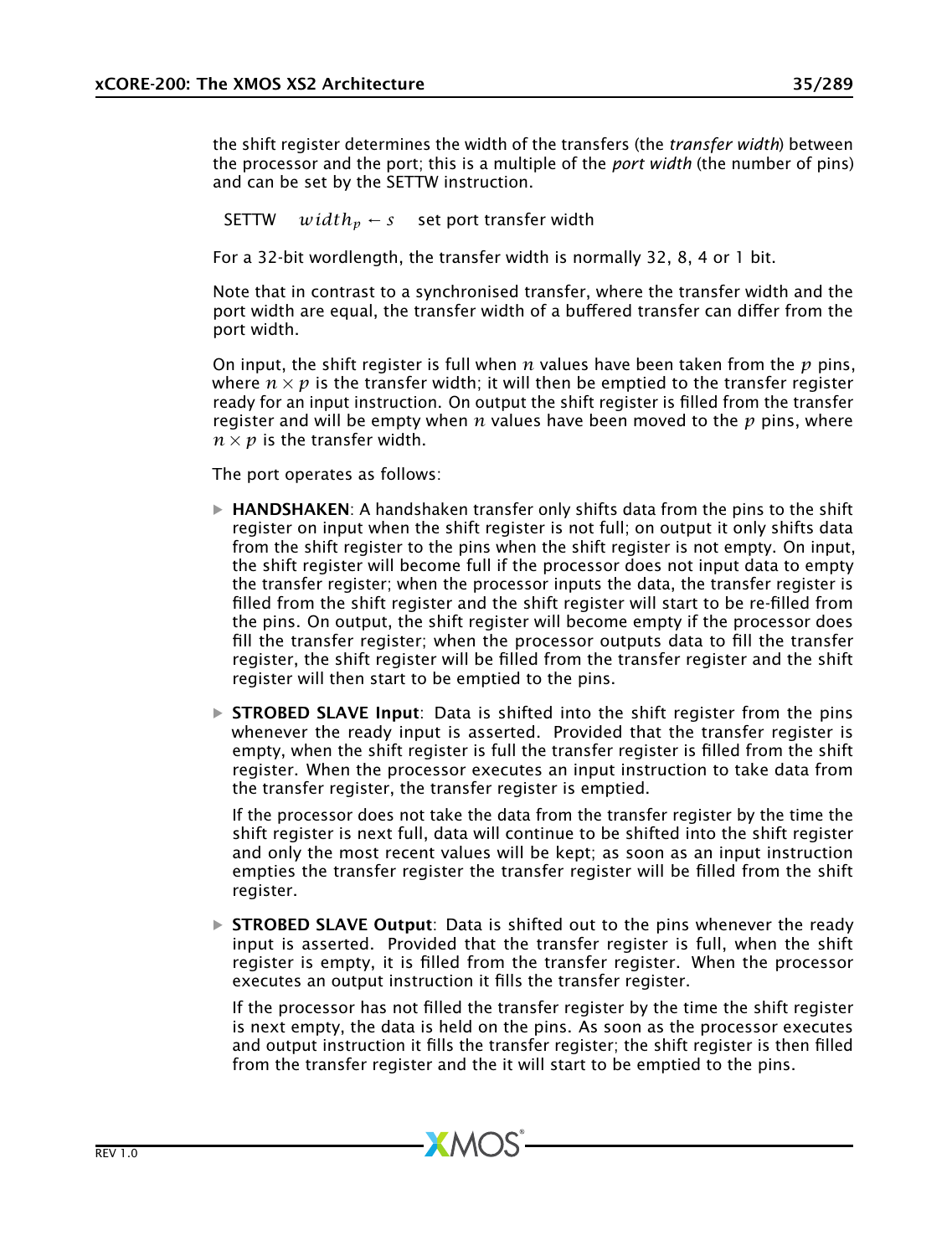the shift register determines the width of the transfers (the *transfer width*) between the processor and the port; this is a multiple of the *port width* (the number of pins) and can be set by the SETTW instruction.

SETTW $\quad width_p \leftarrow s \quad$ set port transfer width

For a 32-bit wordlength, the transfer width is normally 32, 8, 4 or 1 bit.

Note that in contrast to a synchronised transfer, where the transfer width and the port width are equal, the transfer width of a buffered transfer can differ from the port width.

On input, the shift register is full when $n$ values have been taken from the $p$ pins, where $n \times p$ is the transfer width; it will then be emptied to the transfer register ready for an input instruction. On output the shift register is filled from the transfer register and will be empty when $n$ values have been moved to the $p$ pins, where $n \times p$ is the transfer width.

The port operates as follows:

- **HANDSHAKEN**: A handshaken transfer only shifts data from the pins to the shift register on input when the shift register is not full; on output it only shifts data from the shift register to the pins when the shift register is not empty. On input, the shift register will become full if the processor does not input data to empty the transfer register; when the processor inputs the data, the transfer register is filled from the shift register and the shift register will start to be re-filled from the pins. On output, the shift register will become empty if the processor does fill the transfer register; when the processor outputs data to fill the transfer register, the shift register will be filled from the transfer register and the shift register will then start to be emptied to the pins.

- **STROBED SLAVE Input**: Data is shifted into the shift register from the pins whenever the ready input is asserted. Provided that the transfer register is empty, when the shift register is full the transfer register is filled from the shift register. When the processor executes an input instruction to take data from the transfer register, the transfer register is emptied.

  If the processor does not take the data from the transfer register by the time the shift register is next full, data will continue to be shifted into the shift register and only the most recent values will be kept; as soon as an input instruction empties the transfer register the transfer register will be filled from the shift register.

- **STROBED SLAVE Output**: Data is shifted out to the pins whenever the ready input is asserted. Provided that the transfer register is full, when the shift register is empty, it is filled from the transfer register. When the processor executes an output instruction it fills the transfer register.

  If the processor has not filled the transfer register by the time the shift register is next empty, the data is held on the pins. As soon as the processor executes and output instruction it fills the transfer register; the shift register is then filled from the transfer register and the it will start to be emptied to the pins.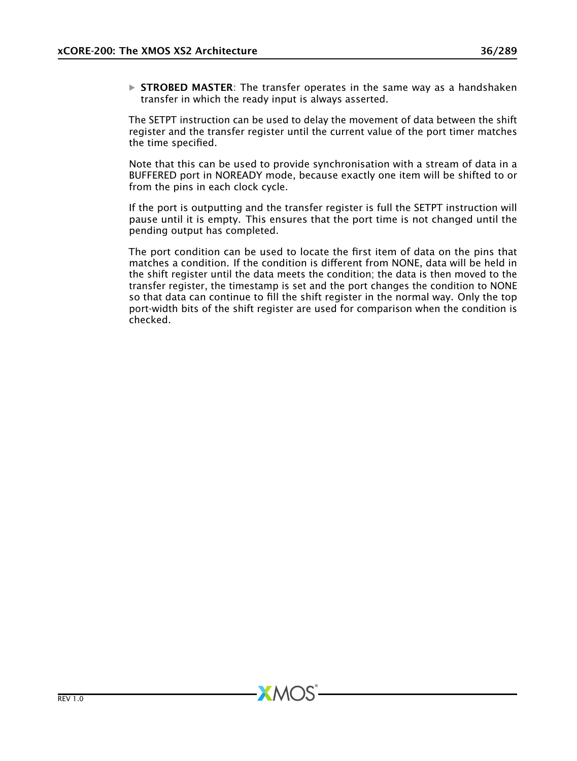- **STROBED MASTER**: The transfer operates in the same way as a handshaken transfer in which the ready input is always asserted.

The SETPT instruction can be used to delay the movement of data between the shift register and the transfer register until the current value of the port timer matches the time specified.

Note that this can be used to provide synchronisation with a stream of data in a BUFFERED port in NOREADY mode, because exactly one item will be shifted to or from the pins in each clock cycle.

If the port is outputting and the transfer register is full the SETPT instruction will pause until it is empty. This ensures that the port time is not changed until the pending output has completed.

The port condition can be used to locate the first item of data on the pins that matches a condition. If the condition is different from NONE, data will be held in the shift register until the data meets the condition; the data is then moved to the transfer register, the timestamp is set and the port changes the condition to NONE so that data can continue to fill the shift register in the normal way. Only the top port-width bits of the shift register are used for comparison when the condition is checked.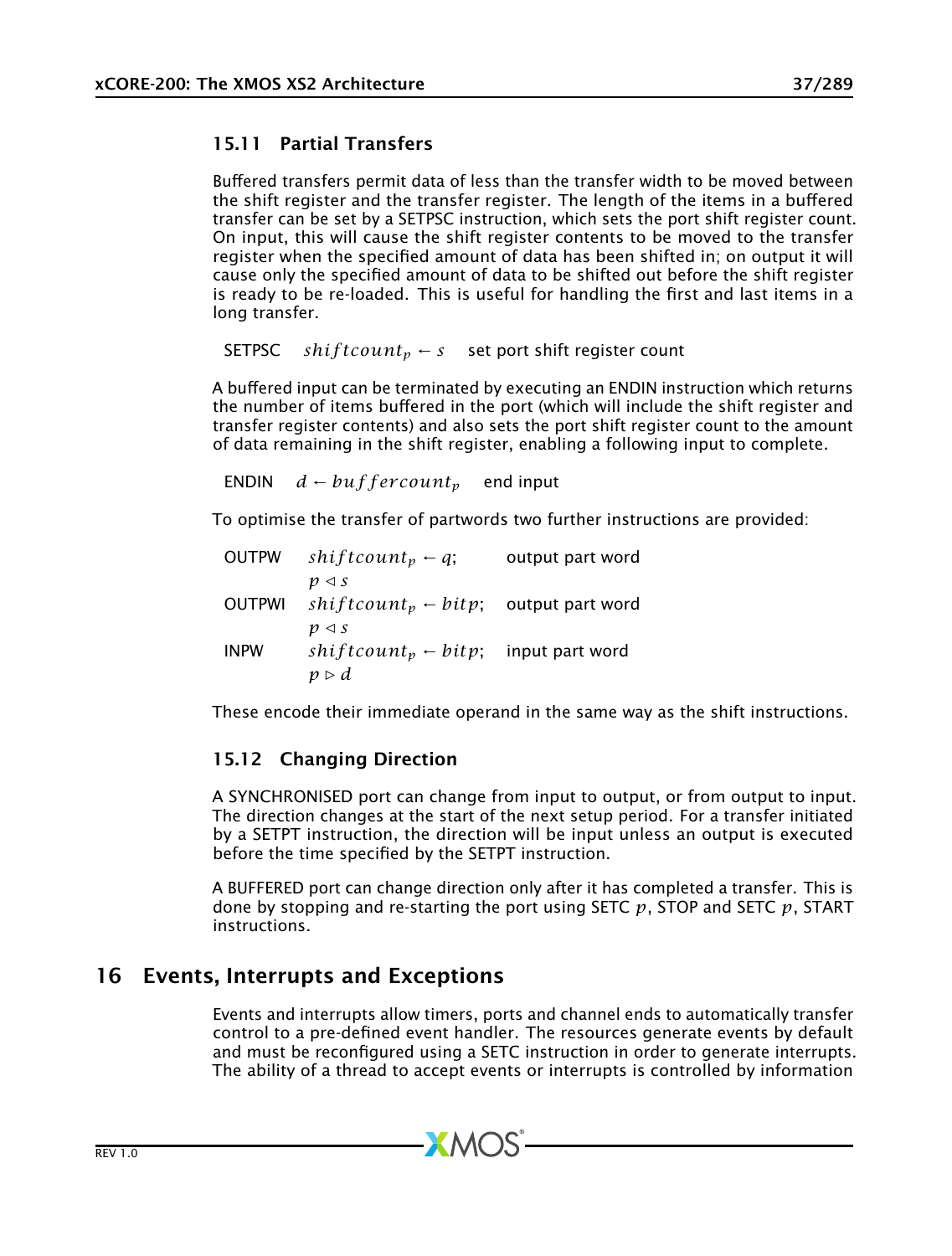### 15.11 Partial Transfers

Buffered transfers permit data of less than the transfer width to be moved between the shift register and the transfer register. The length of the items in a buffered transfer can be set by a SETPSC instruction, which sets the port shift register count. On input, this will cause the shift register contents to be moved to the transfer register when the specified amount of data has been shifted in; on output it will cause only the specified amount of data to be shifted out before the shift register is ready to be re-loaded. This is useful for handling the first and last items in a long transfer.

| | | |
|---|---|---|
| SETPSC | $shiftcount_p \leftarrow s$ | set port shift register count |

A buffered input can be terminated by executing an ENDIN instruction which returns the number of items buffered in the port (which will include the shift register and transfer register contents) and also sets the port shift register count to the amount of data remaining in the shift register, enabling a following input to complete.

| | | |
|---|---|---|
| ENDIN | $d \leftarrow buffercount_p$ | end input |

To optimise the transfer of partwords two further instructions are provided:

| | | |
|---|---|---|
| OUTPW | $shiftcount_p \leftarrow q$; $p \triangleleft s$ | output part word |
| OUTPWI | $shiftcount_p \leftarrow bitp$; $p \triangleleft s$ | output part word |
| INPW | $shiftcount_p \leftarrow bitp$; $p \triangleright d$ | input part word |

These encode their immediate operand in the same way as the shift instructions.

### 15.12 Changing Direction

A SYNCHRONISED port can change from input to output, or from output to input. The direction changes at the start of the next setup period. For a transfer initiated by a SETPT instruction, the direction will be input unless an output is executed before the time specified by the SETPT instruction.

A BUFFERED port can change direction only after it has completed a transfer. This is done by stopping and re-starting the port using SETC $p$, STOP and SETC $p$, START instructions.

## 16 Events, Interrupts and Exceptions

Events and interrupts allow timers, ports and channel ends to automatically transfer control to a pre-defined event handler. The resources generate events by default and must be reconfigured using a SETC instruction in order to generate interrupts. The ability of a thread to accept events or interrupts is controlled by information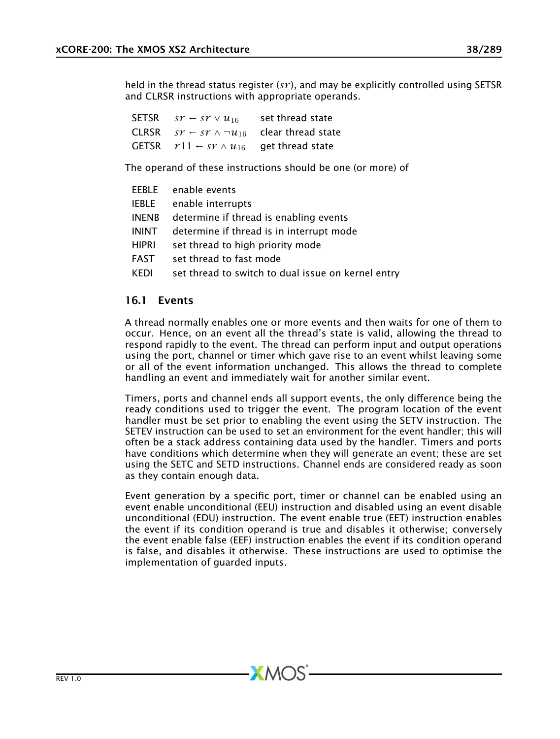held in the thread status register ($sr$), and may be explicitly controlled using SETSR and CLRSR instructions with appropriate operands.

| | | |
|---|---|---|
| SETSR | $sr \leftarrow sr \vee u_{16}$ | set thread state |
| CLRSR | $sr \leftarrow sr \wedge \neg u_{16}$ | clear thread state |
| GETSR | $r11 \leftarrow sr \wedge u_{16}$ | get thread state |

The operand of these instructions should be one (or more) of

| | |
|---|---|
| EEBLE | enable events |
| IEBLE | enable interrupts |
| INENB | determine if thread is enabling events |
| ININT | determine if thread is in interrupt mode |
| HIPRI | set thread to high priority mode |
| FAST | set thread to fast mode |
| KEDI | set thread to switch to dual issue on kernel entry |

## 16.1 Events

A thread normally enables one or more events and then waits for one of them to occur. Hence, on an event all the thread's state is valid, allowing the thread to respond rapidly to the event. The thread can perform input and output operations using the port, channel or timer which gave rise to an event whilst leaving some or all of the event information unchanged. This allows the thread to complete handling an event and immediately wait for another similar event.

Timers, ports and channel ends all support events, the only difference being the ready conditions used to trigger the event. The program location of the event handler must be set prior to enabling the event using the SETV instruction. The SETEV instruction can be used to set an environment for the event handler; this will often be a stack address containing data used by the handler. Timers and ports have conditions which determine when they will generate an event; these are set using the SETC and SETD instructions. Channel ends are considered ready as soon as they contain enough data.

Event generation by a specific port, timer or channel can be enabled using an event enable unconditional (EEU) instruction and disabled using an event disable unconditional (EDU) instruction. The event enable true (EET) instruction enables the event if its condition operand is true and disables it otherwise; conversely the event enable false (EEF) instruction enables the event if its condition operand is false, and disables it otherwise. These instructions are used to optimise the implementation of guarded inputs.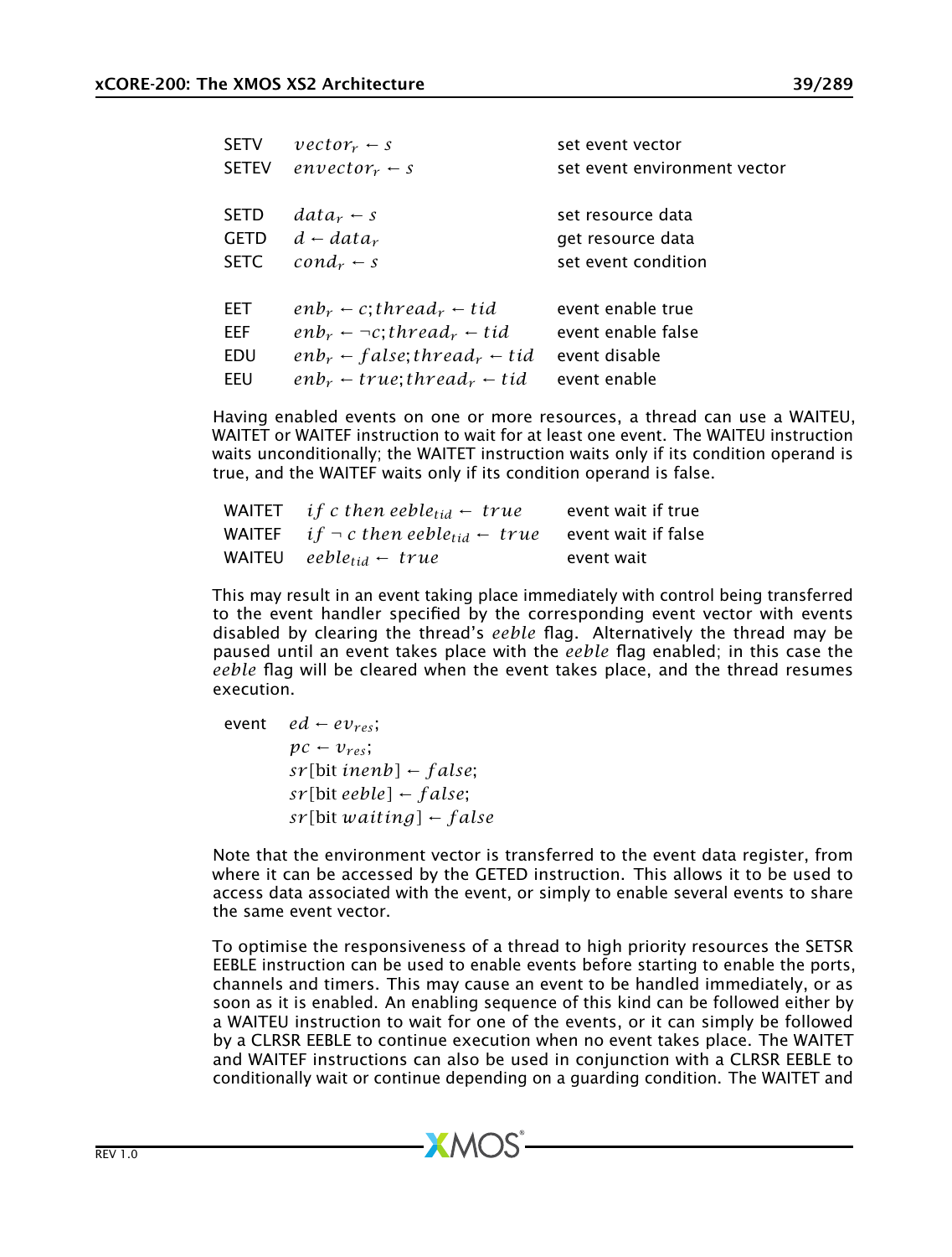| | | |
|---|---|---|
| SETV | $vector_r \leftarrow s$ | set event vector |
| SETEV | $envector_r \leftarrow s$ | set event environment vector |
| | | |
| SETD | $data_r \leftarrow s$ | set resource data |
| GETD | $d \leftarrow data_r$ | get resource data |
| SETC | $cond_r \leftarrow s$ | set event condition |
| | | |
| EET | $enb_r \leftarrow c; thread_r \leftarrow tid$ | event enable true |
| EEF | $enb_r \leftarrow \neg c; thread_r \leftarrow tid$ | event enable false |
| EDU | $enb_r \leftarrow false; thread_r \leftarrow tid$ | event disable |
| EEU | $enb_r \leftarrow true; thread_r \leftarrow tid$ | event enable |

Having enabled events on one or more resources, a thread can use a WAITEU, WAITET or WAITEF instruction to wait for at least one event. The WAITEU instruction waits unconditionally; the WAITET instruction waits only if its condition operand is true, and the WAITEF waits only if its condition operand is false.

| | | |
|---|---|---|
| WAITET | $if\ c\ then\ eeble_{tid} \leftarrow true$ | event wait if true |
| WAITEF | $if\ \neg\ c\ then\ eeble_{tid} \leftarrow true$ | event wait if false |
| WAITEU | $eeble_{tid} \leftarrow true$ | event wait |

This may result in an event taking place immediately with control being transferred to the event handler specified by the corresponding event vector with events disabled by clearing the thread's *eeble* flag. Alternatively the thread may be paused until an event takes place with the *eeble* flag enabled; in this case the *eeble* flag will be cleared when the event takes place, and the thread resumes execution.

event
$$
\begin{aligned}
& ed \leftarrow ev_{res}; \\
& pc \leftarrow v_{res}; \\
& sr[\text{bit } inenb] \leftarrow false; \\
& sr[\text{bit } eeble] \leftarrow false; \\
& sr[\text{bit } waiting] \leftarrow false
\end{aligned}
$$

Note that the environment vector is transferred to the event data register, from where it can be accessed by the GETED instruction. This allows it to be used to access data associated with the event, or simply to enable several events to share the same event vector.

To optimise the responsiveness of a thread to high priority resources the SETSR EEBLE instruction can be used to enable events before starting to enable the ports, channels and timers. This may cause an event to be handled immediately, or as soon as it is enabled. An enabling sequence of this kind can be followed either by a WAITEU instruction to wait for one of the events, or it can simply be followed by a CLRSR EEBLE to continue execution when no event takes place. The WAITET and WAITEF instructions can also be used in conjunction with a CLRSR EEBLE to conditionally wait or continue depending on a guarding condition. The WAITET and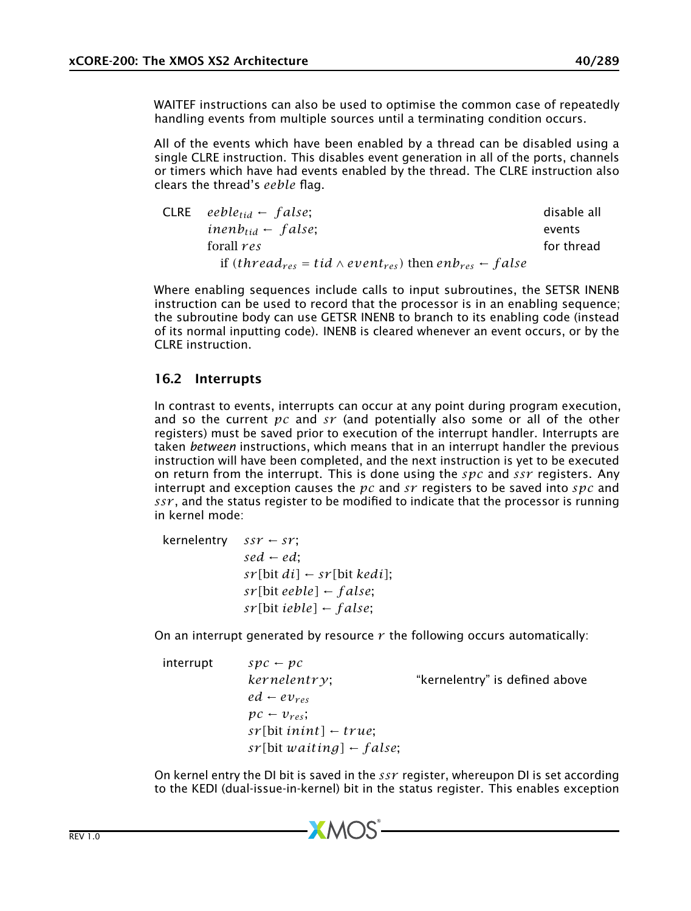WAITEF instructions can also be used to optimise the common case of repeatedly handling events from multiple sources until a terminating condition occurs.

All of the events which have been enabled by a thread can be disabled using a single CLRE instruction. This disables event generation in all of the ports, channels or timers which have had events enabled by the thread. The CLRE instruction also clears the thread's *eeble* flag.

| | | |
|---|---|---|
| CLRE | $eeble_{tid} \leftarrow false;$ | disable all |
| | $inenb_{tid} \leftarrow false;$ | events |
| | forall $res$ | for thread |
| | if $(thread_{res} = tid \wedge event_{res})$ then $enb_{res} \leftarrow false$ | |

Where enabling sequences include calls to input subroutines, the SETSR INENB instruction can be used to record that the processor is in an enabling sequence; the subroutine body can use GETSR INENB to branch to its enabling code (instead of its normal inputting code). INENB is cleared whenever an event occurs, or by the CLRE instruction.

## 16.2 Interrupts

In contrast to events, interrupts can occur at any point during program execution, and so the current $pc$ and $sr$ (and potentially also some or all of the other registers) must be saved prior to execution of the interrupt handler. Interrupts are taken *between* instructions, which means that in an interrupt handler the previous instruction will have been completed, and the next instruction is yet to be executed on return from the interrupt. This is done using the $spc$ and $ssr$ registers. Any interrupt and exception causes the $pc$ and $sr$ registers to be saved into $spc$ and $ssr$, and the status register to be modified to indicate that the processor is running in kernel mode:

| | |
|---|---|
| kernelentry | $ssr \leftarrow sr;$ |
| | $sed \leftarrow ed;$ |
| | $sr[\text{bit } di] \leftarrow sr[\text{bit } kedi];$ |
| | $sr[\text{bit } eeble] \leftarrow false;$ |
| | $sr[\text{bit } ieble] \leftarrow false;$ |

On an interrupt generated by resource $r$ the following occurs automatically:

| | | |
|---|---|---|
| interrupt | $spc \leftarrow pc$ | |
| | $kernelentry;$ | "kernelentry" is defined above |
| | $ed \leftarrow ev_{res}$ | |
| | $pc \leftarrow v_{res};$ | |
| | $sr[\text{bit } inint] \leftarrow true;$ | |
| | $sr[\text{bit } waiting] \leftarrow false;$ | |

On kernel entry the DI bit is saved in the $ssr$ register, whereupon DI is set according to the KEDI (dual-issue-in-kernel) bit in the status register. This enables exception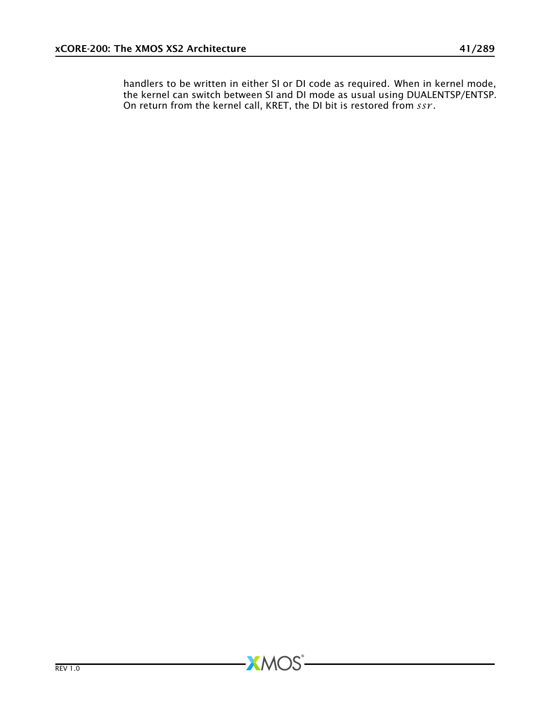handlers to be written in either SI or DI code as required. When in kernel mode, the kernel can switch between SI and DI mode as usual using DUALENTSP/ENTSP. On return from the kernel call, KRET, the DI bit is restored from $ssr$.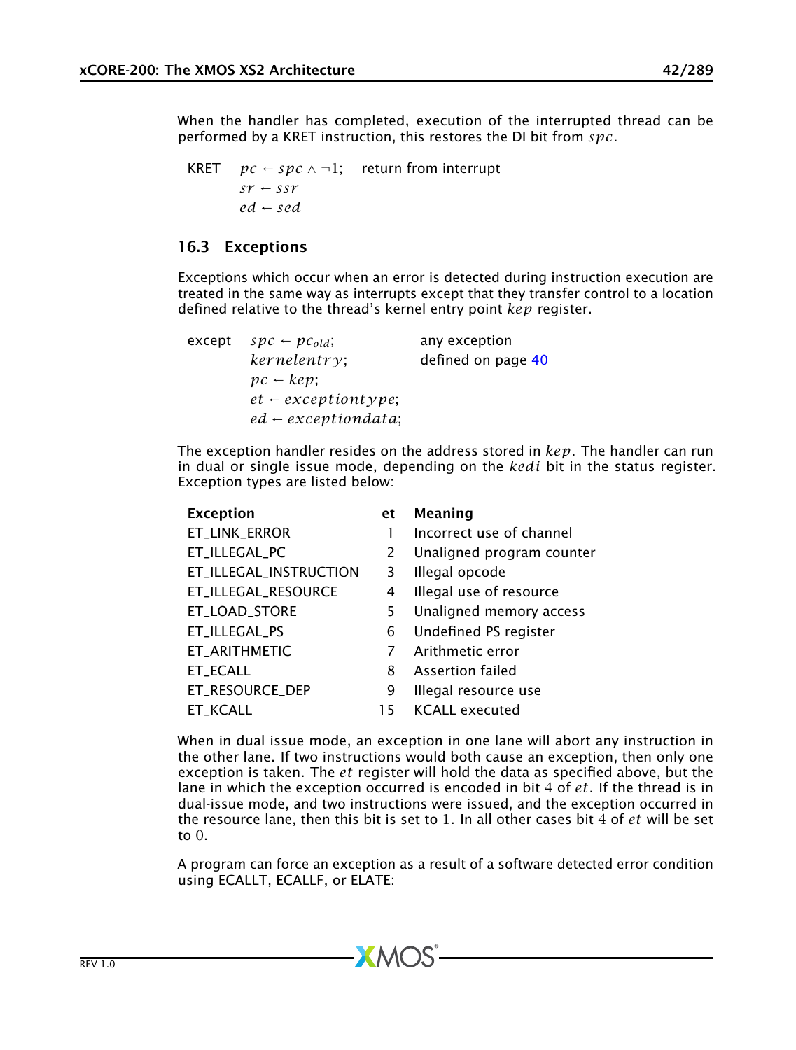When the handler has completed, execution of the interrupted thread can be performed by a KRET instruction, this restores the DI bit from $spc$.

| | | |
|---|---|---|
| KRET | $pc \leftarrow spc \land \neg 1;$ | return from interrupt |
| | $sr \leftarrow ssr$ | |
| | $ed \leftarrow sed$ | |

## 16.3 Exceptions

Exceptions which occur when an error is detected during instruction execution are treated in the same way as interrupts except that they transfer control to a location defined relative to the thread's kernel entry point $kep$ register.

| | | |
|---|---|---|
| except | $spc \leftarrow pc_{old};$ | any exception |
| | $kernelentry;$ | defined on page 40 |
| | $pc \leftarrow kep;$ | |
| | $et \leftarrow exceptiontype;$ | |
| | $ed \leftarrow exceptiondata;$ | |

The exception handler resides on the address stored in $kep$. The handler can run in dual or single issue mode, depending on the $kedi$ bit in the status register. Exception types are listed below:

| Exception | et | Meaning |
|---|---|---|
| ET_LINK_ERROR | 1 | Incorrect use of channel |
| ET_ILLEGAL_PC | 2 | Unaligned program counter |
| ET_ILLEGAL_INSTRUCTION | 3 | Illegal opcode |
| ET_ILLEGAL_RESOURCE | 4 | Illegal use of resource |
| ET_LOAD_STORE | 5 | Unaligned memory access |
| ET_ILLEGAL_PS | 6 | Undefined PS register |
| ET_ARITHMETIC | 7 | Arithmetic error |
| ET_ECALL | 8 | Assertion failed |
| ET_RESOURCE_DEP | 9 | Illegal resource use |
| ET_KCALL | 15 | KCALL executed |

When in dual issue mode, an exception in one lane will abort any instruction in the other lane. If two instructions would both cause an exception, then only one exception is taken. The $et$ register will hold the data as specified above, but the lane in which the exception occurred is encoded in bit 4 of $et$. If the thread is in dual-issue mode, and two instructions were issued, and the exception occurred in the resource lane, then this bit is set to 1. In all other cases bit 4 of $et$ will be set to 0.

A program can force an exception as a result of a software detected error condition using ECALLT, ECALLF, or ELATE: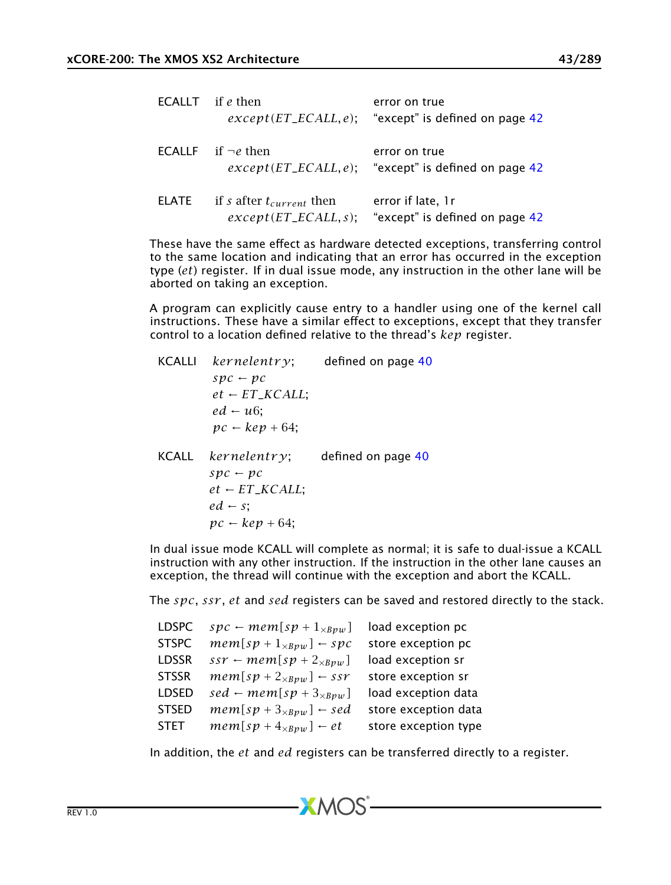| | | |
|---|---|---|
| ECALLT | if $e$ then $except(ET\_ECALL, e)$; | error on true<br>"except" is defined on page 42 |
| ECALLF | if $\neg e$ then $except(ET\_ECALL, e)$; | error on true<br>"except" is defined on page 42 |
| ELATE | if $s$ after $t_{current}$ then $except(ET\_ECALL, s)$; | error if late, 1r<br>"except" is defined on page 42 |

These have the same effect as hardware detected exceptions, transferring control to the same location and indicating that an error has occurred in the exception type ($et$) register. If in dual issue mode, any instruction in the other lane will be aborted on taking an exception.

A program can explicitly cause entry to a handler using one of the kernel call instructions. These have a similar effect to exceptions, except that they transfer control to a location defined relative to the thread's $kep$ register.

| | | |
|---|---|---|
| KCALLI | $kernelentry$;<br>$spc \leftarrow pc$<br>$et \leftarrow ET\_KCALL$;<br>$ed \leftarrow u6$;<br>$pc \leftarrow kep + 64$; | defined on page 40 |
| KCALL | $kernelentry$;<br>$spc \leftarrow pc$<br>$et \leftarrow ET\_KCALL$;<br>$ed \leftarrow s$;<br>$pc \leftarrow kep + 64$; | defined on page 40 |

In dual issue mode KCALL will complete as normal; it is safe to dual-issue a KCALL instruction with any other instruction. If the instruction in the other lane causes an exception, the thread will continue with the exception and abort the KCALL.

The $spc$, $ssr$, $et$ and $sed$ registers can be saved and restored directly to the stack.

| | | |
|---|---|---|
| LDSPC | $spc \leftarrow mem[sp + 1_{\times Bpw}]$ | load exception pc |
| STSPC | $mem[sp + 1_{\times Bpw}] \leftarrow spc$ | store exception pc |
| LDSSR | $ssr \leftarrow mem[sp + 2_{\times Bpw}]$ | load exception sr |
| STSSR | $mem[sp + 2_{\times Bpw}] \leftarrow ssr$ | store exception sr |
| LDSED | $sed \leftarrow mem[sp + 3_{\times Bpw}]$ | load exception data |
| STSED | $mem[sp + 3_{\times Bpw}] \leftarrow sed$ | store exception data |
| STET | $mem[sp + 4_{\times Bpw}] \leftarrow et$ | store exception type |

In addition, the $et$ and $ed$ registers can be transferred directly to a register.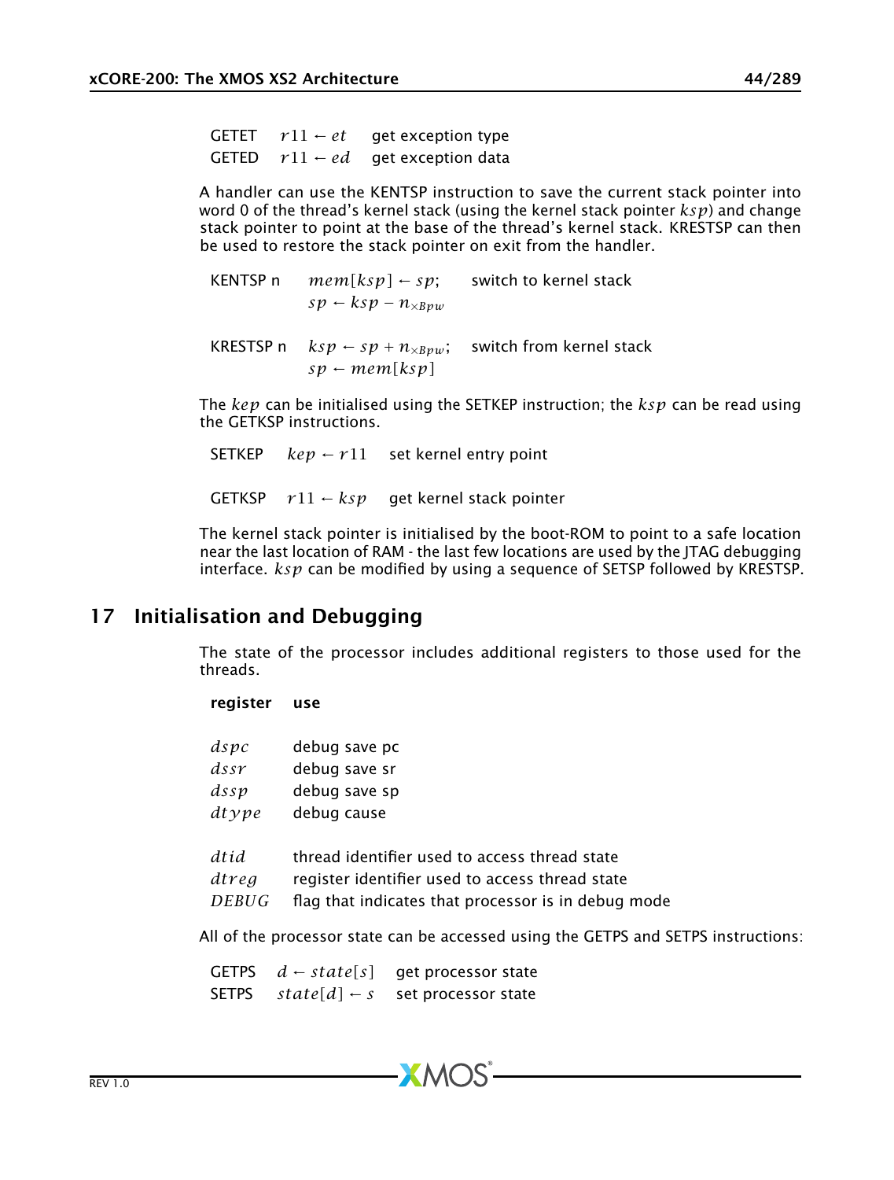| | | |
|---|---|---|
| GETET | $r11 \leftarrow et$ | get exception type |
| GETED | $r11 \leftarrow ed$ | get exception data |

A handler can use the KENTSP instruction to save the current stack pointer into word 0 of the thread's kernel stack (using the kernel stack pointer $ksp$) and change stack pointer to point at the base of the thread's kernel stack. KRESTSP can then be used to restore the stack pointer on exit from the handler.

| | | |
|---|---|---|
| KENTSP n | $mem[ksp] \leftarrow sp$; $sp \leftarrow ksp - n_{\times Bpw}$ | switch to kernel stack |
| KRESTSP n | $ksp \leftarrow sp + n_{\times Bpw}$; $sp \leftarrow mem[ksp]$ | switch from kernel stack |

The $kep$ can be initialised using the SETKEP instruction; the $ksp$ can be read using the GETKSP instructions.

| | | |
|---|---|---|
| SETKEP | $kep \leftarrow r11$ | set kernel entry point |
| GETKSP | $r11 \leftarrow ksp$ | get kernel stack pointer |

The kernel stack pointer is initialised by the boot-ROM to point to a safe location near the last location of RAM - the last few locations are used by the JTAG debugging interface. $ksp$ can be modified by using a sequence of SETSP followed by KRESTSP.

# 17 Initialisation and Debugging

The state of the processor includes additional registers to those used for the threads.

| register | use |
|---|---|
| $dspc$ | debug save pc |
| $dssr$ | debug save sr |
| $dssp$ | debug save sp |
| $dtype$ | debug cause |
| $dtid$ | thread identifier used to access thread state |
| $dtreg$ | register identifier used to access thread state |
| $DEBUG$ | flag that indicates that processor is in debug mode |

All of the processor state can be accessed using the GETPS and SETPS instructions:

| | | |
|---|---|---|
| GETPS | $d \leftarrow state[s]$ | get processor state |
| SETPS | $state[d] \leftarrow s$ | set processor state |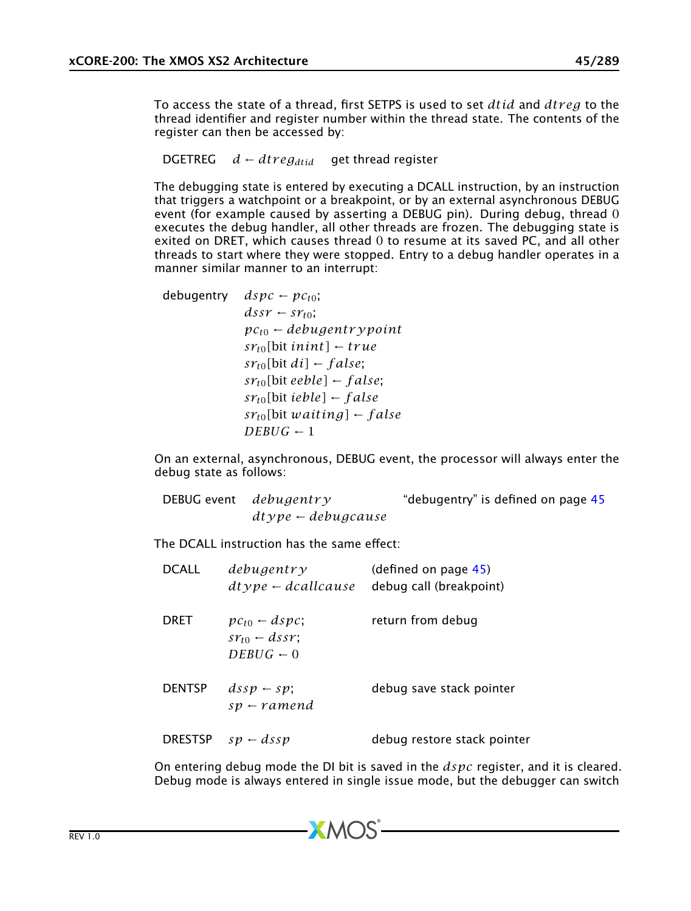To access the state of a thread, first SETPS is used to set $dtid$ and $dtreg$ to the thread identifier and register number within the thread state. The contents of the register can then be accessed by:

| | | |
|---|---|---|
| DGETREG | $d \leftarrow dtreg_{dtid}$ | get thread register |

The debugging state is entered by executing a DCALL instruction, by an instruction that triggers a watchpoint or a breakpoint, or by an external asynchronous DEBUG event (for example caused by asserting a DEBUG pin). During debug, thread $0$ executes the debug handler, all other threads are frozen. The debugging state is exited on DRET, which causes thread $0$ to resume at its saved PC, and all other threads to start where they were stopped. Entry to a debug handler operates in a manner similar manner to an interrupt:

debugentry
$$
\begin{aligned}
&dspc \leftarrow pc_{t0};\\
&dssr \leftarrow sr_{t0};\\
&pc_{t0} \leftarrow debugentrypoint\\
&sr_{t0}[\text{bit } inint] \leftarrow true\\
&sr_{t0}[\text{bit } di] \leftarrow false;\\
&sr_{t0}[\text{bit } eeble] \leftarrow false;\\
&sr_{t0}[\text{bit } ieble] \leftarrow false\\
&sr_{t0}[\text{bit } waiting] \leftarrow false\\
&DEBUG \leftarrow 1
\end{aligned}
$$

On an external, asynchronous, DEBUG event, the processor will always enter the debug state as follows:

| | | |
|---|---|---|
| DEBUG event | $debugentry$ | "debugentry" is defined on page 45 |
| | $dtype \leftarrow debugcause$ | |

The DCALL instruction has the same effect:

| | | |
|---|---|---|
| DCALL | $debugentry$ | (defined on page 45) |
| | $dtype \leftarrow dcallcause$ | debug call (breakpoint) |
| DRET | $pc_{t0} \leftarrow dspc;$ | return from debug |
| | $sr_{t0} \leftarrow dssr;$ | |
| | $DEBUG \leftarrow 0$ | |
| DENTSP | $dssp \leftarrow sp;$ | debug save stack pointer |
| | $sp \leftarrow ramend$ | |
| DRESTSP | $sp \leftarrow dssp$ | debug restore stack pointer |

On entering debug mode the DI bit is saved in the $dspc$ register, and it is cleared. Debug mode is always entered in single issue mode, but the debugger can switch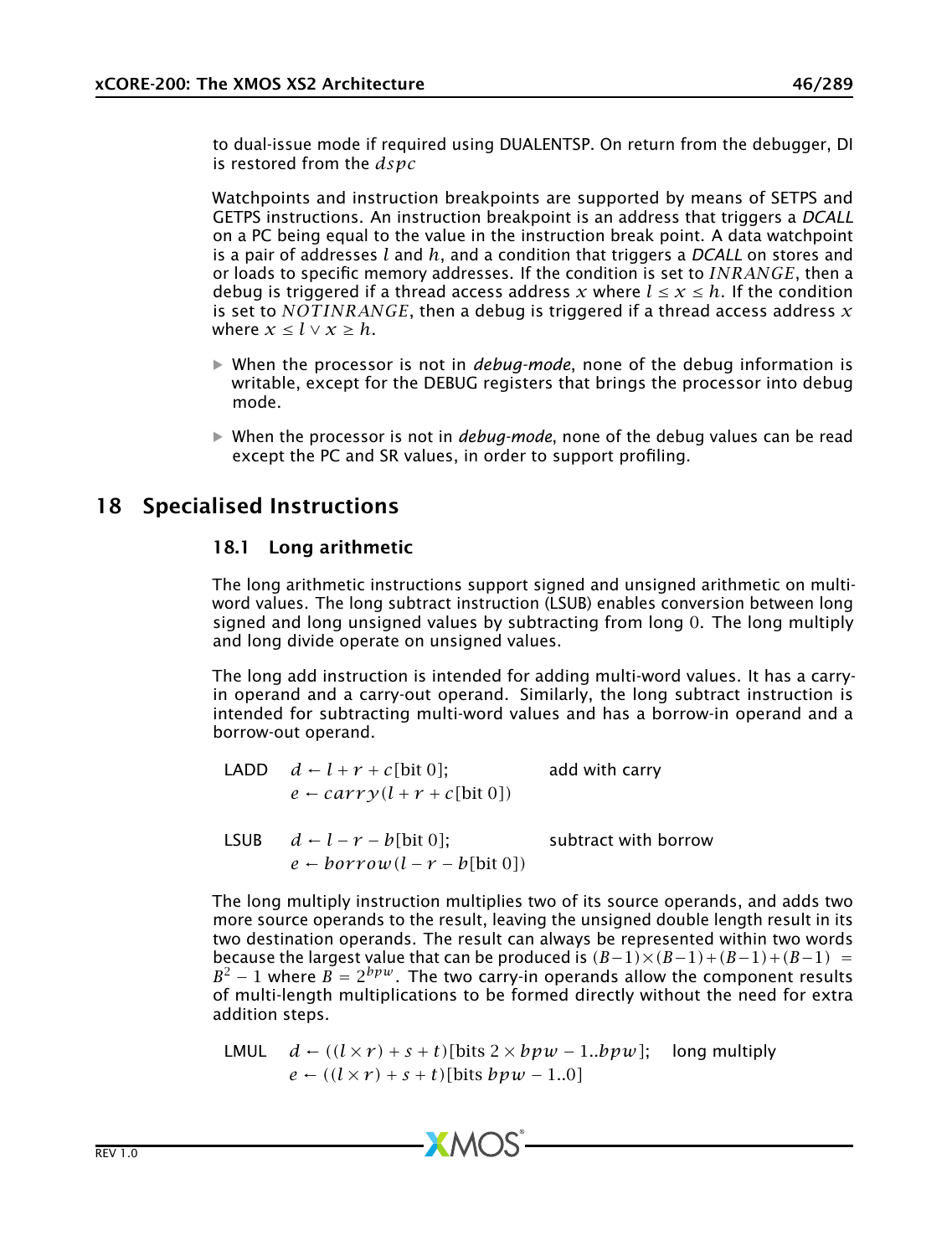to dual-issue mode if required using DUALENTSP. On return from the debugger, DI is restored from the $dspc$

Watchpoints and instruction breakpoints are supported by means of SETPS and GETPS instructions. An instruction breakpoint is an address that triggers a *DCALL* on a PC being equal to the value in the instruction break point. A data watchpoint is a pair of addresses $l$ and $h$, and a condition that triggers a *DCALL* on stores and or loads to specific memory addresses. If the condition is set to $INRANGE$, then a debug is triggered if a thread access address $x$ where $l \leq x \leq h$. If the condition is set to $NOTINRANGE$, then a debug is triggered if a thread access address $x$ where $x \leq l \vee x \geq h$.

- When the processor is not in *debug-mode*, none of the debug information is writable, except for the DEBUG registers that brings the processor into debug mode.
- When the processor is not in *debug-mode*, none of the debug values can be read except the PC and SR values, in order to support profiling.

# 18 Specialised Instructions

## 18.1 Long arithmetic

The long arithmetic instructions support signed and unsigned arithmetic on multi-word values. The long subtract instruction (LSUB) enables conversion between long signed and long unsigned values by subtracting from long $0$. The long multiply and long divide operate on unsigned values.

The long add instruction is intended for adding multi-word values. It has a carry-in operand and a carry-out operand. Similarly, the long subtract instruction is intended for subtracting multi-word values and has a borrow-in operand and a borrow-out operand.

| | | |
|---|---|---|
| LADD | $d \leftarrow l + r + c[\text{bit } 0];$ <br> $e \leftarrow carry(l + r + c[\text{bit } 0])$ | add with carry |
| LSUB | $d \leftarrow l - r - b[\text{bit } 0];$ <br> $e \leftarrow borrow(l - r - b[\text{bit } 0])$ | subtract with borrow |

The long multiply instruction multiplies two of its source operands, and adds two more source operands to the result, leaving the unsigned double length result in its two destination operands. The result can always be represented within two words because the largest value that can be produced is $(B-1)\times(B-1)+(B-1)+(B-1) = B^2 - 1$ where $B = 2^{bpw}$. The two carry-in operands allow the component results of multi-length multiplications to be formed directly without the need for extra addition steps.

| | | |
|---|---|---|
| LMUL | $d \leftarrow ((l \times r) + s + t)[\text{bits } 2 \times bpw - 1..bpw];$ <br> $e \leftarrow ((l \times r) + s + t)[\text{bits } bpw - 1..0]$ | long multiply |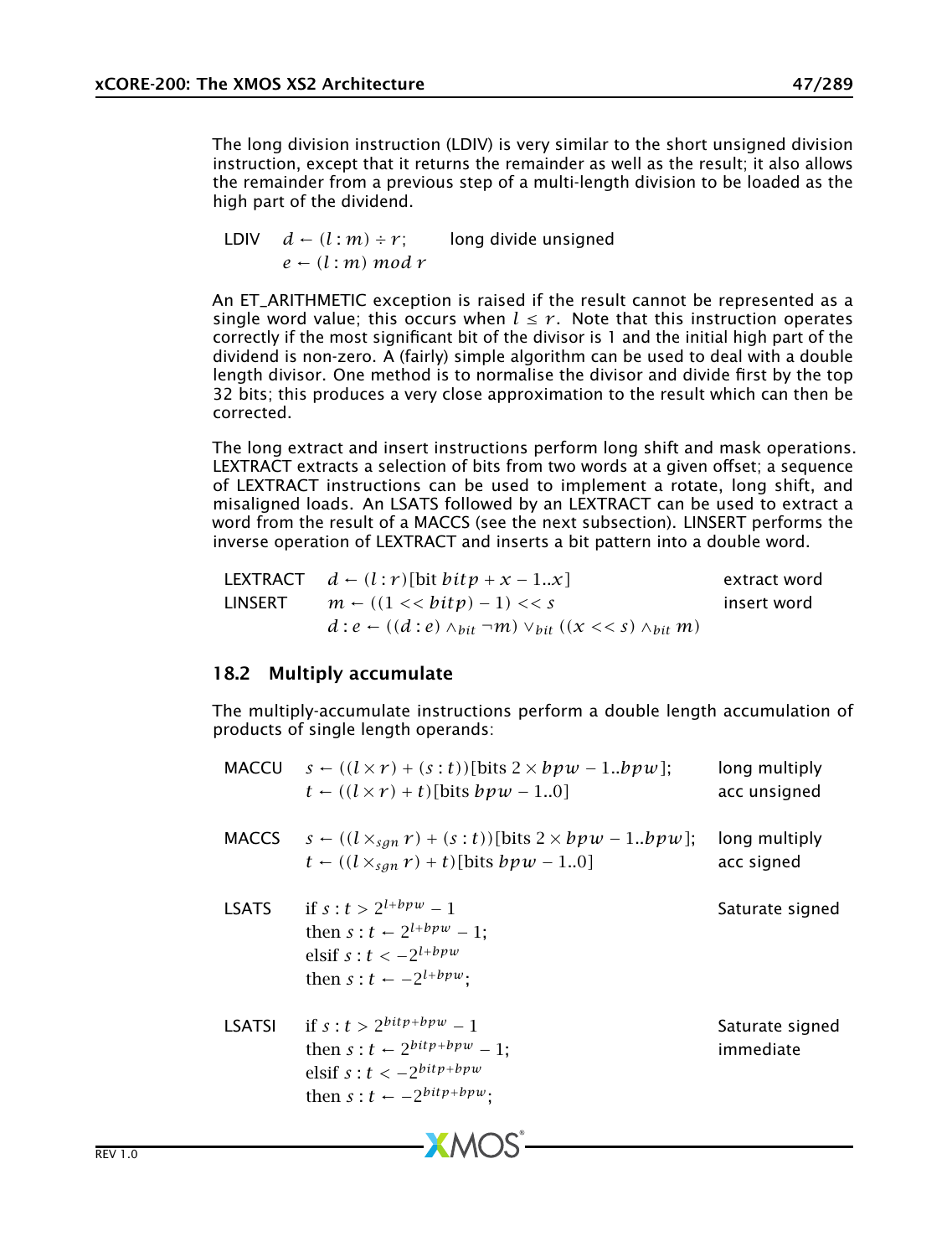The long division instruction (LDIV) is very similar to the short unsigned division instruction, except that it returns the remainder as well as the result; it also allows the remainder from a previous step of a multi-length division to be loaded as the high part of the dividend.

| | | |
|---|---|---|
| LDIV | $d \leftarrow (l:m) \div r$; $e \leftarrow (l:m)\ mod\ r$ | long divide unsigned |

An ET_ARITHMETIC exception is raised if the result cannot be represented as a single word value; this occurs when $l \le r$. Note that this instruction operates correctly if the most significant bit of the divisor is 1 and the initial high part of the dividend is non-zero. A (fairly) simple algorithm can be used to deal with a double length divisor. One method is to normalise the divisor and divide first by the top 32 bits; this produces a very close approximation to the result which can then be corrected.

The long extract and insert instructions perform long shift and mask operations. LEXTRACT extracts a selection of bits from two words at a given offset; a sequence of LEXTRACT instructions can be used to implement a rotate, long shift, and misaligned loads. An LSATS followed by an LEXTRACT can be used to extract a word from the result of a MACCS (see the next subsection). LINSERT performs the inverse operation of LEXTRACT and inserts a bit pattern into a double word.

| | | |
|---|---|---|
| LEXTRACT | $d \leftarrow (l:r)[\text{bit } bitp + x - 1..x]$ | extract word |
| LINSERT | $m \leftarrow ((1 << bitp) - 1) << s$; $d:e \leftarrow ((d:e) \wedge_{bit} \neg m) \vee_{bit} ((x << s) \wedge_{bit} m)$ | insert word |

## 18.2 Multiply accumulate

The multiply-accumulate instructions perform a double length accumulation of products of single length operands:

| | | |
|---|---|---|
| MACCU | $s \leftarrow ((l \times r) + (s:t))[\text{bits } 2 \times bpw - 1..bpw]$; $t \leftarrow ((l \times r) + t)[\text{bits } bpw - 1..0]$ | long multiply acc unsigned |
| MACCS | $s \leftarrow ((l \times_{sgn} r) + (s:t))[\text{bits } 2 \times bpw - 1..bpw]$; $t \leftarrow ((l \times_{sgn} r) + t)[\text{bits } bpw - 1..0]$ | long multiply acc signed |
| LSATS | if $s:t > 2^{l+bpw} - 1$ then $s:t \leftarrow 2^{l+bpw} - 1$; elsif $s:t < -2^{l+bpw}$ then $s:t \leftarrow -2^{l+bpw}$; | Saturate signed |
| LSATSI | if $s:t > 2^{bitp+bpw} - 1$ then $s:t \leftarrow 2^{bitp+bpw} - 1$; elsif $s:t < -2^{bitp+bpw}$ then $s:t \leftarrow -2^{bitp+bpw}$; | Saturate signed immediate |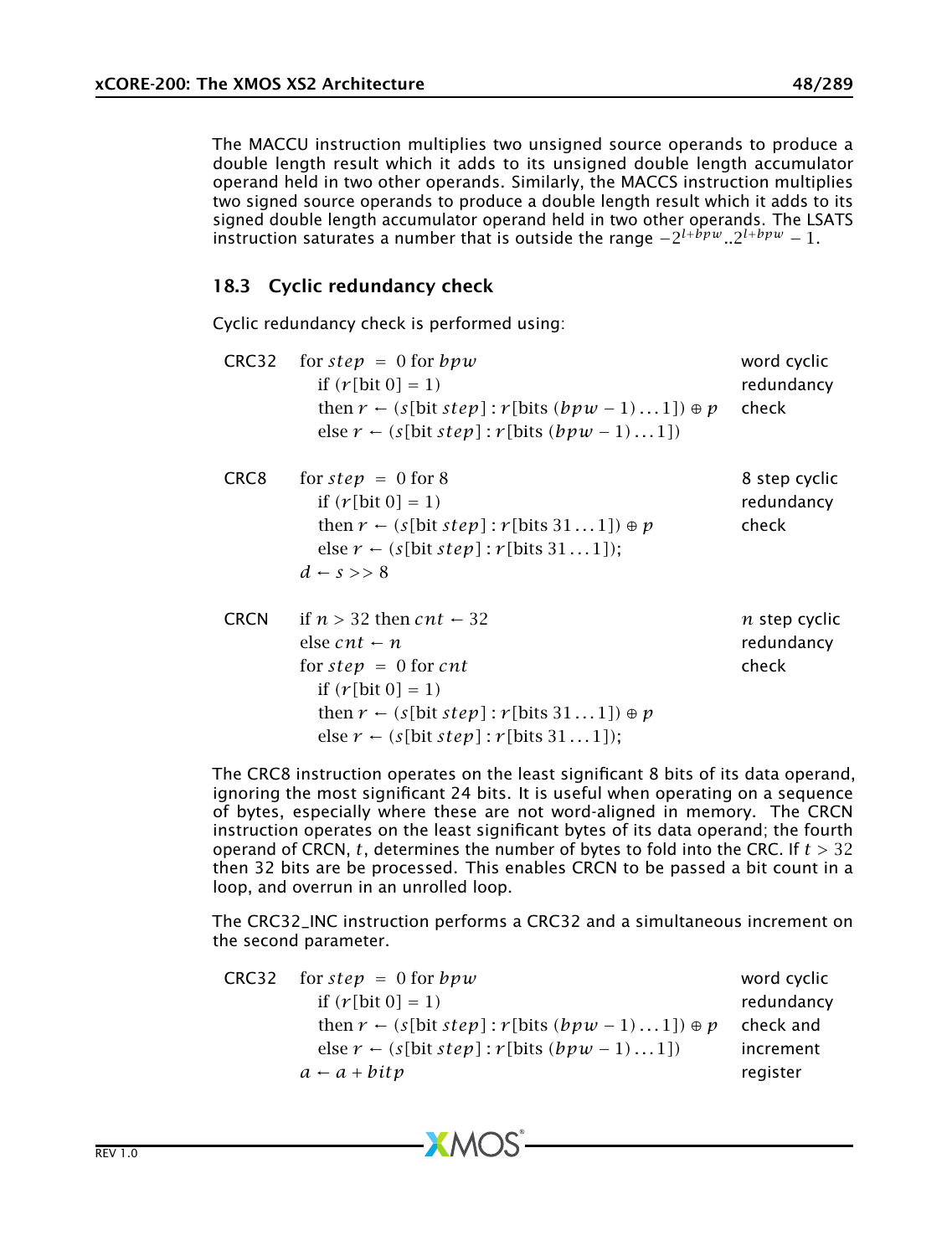The MACCU instruction multiplies two unsigned source operands to produce a double length result which it adds to its unsigned double length accumulator operand held in two other operands. Similarly, the MACCS instruction multiplies two signed source operands to produce a double length result which it adds to its signed double length accumulator operand held in two other operands. The LSATS instruction saturates a number that is outside the range $-2^{l+bpw}..2^{l+bpw}-1$.

## 18.3 Cyclic redundancy check

Cyclic redundancy check is performed using:

| | | |
|---|---|---|
| CRC32 | for $step = 0$ for $bpw$<br>if $(r[\text{bit } 0] = 1)$<br>then $r \leftarrow (s[\text{bit } step] : r[\text{bits } (bpw-1)\ldots 1]) \oplus p$<br>else $r \leftarrow (s[\text{bit } step] : r[\text{bits } (bpw-1)\ldots 1])$ | word cyclic redundancy check |
| CRC8 | for $step = 0$ for $8$<br>if $(r[\text{bit } 0] = 1)$<br>then $r \leftarrow (s[\text{bit } step] : r[\text{bits } 31\ldots 1]) \oplus p$<br>else $r \leftarrow (s[\text{bit } step] : r[\text{bits } 31\ldots 1])$;<br>$d \leftarrow s >> 8$ | 8 step cyclic redundancy check |
| CRCN | if $n > 32$ then $cnt \leftarrow 32$<br>else $cnt \leftarrow n$<br>for $step = 0$ for $cnt$<br>if $(r[\text{bit } 0] = 1)$<br>then $r \leftarrow (s[\text{bit } step] : r[\text{bits } 31\ldots 1]) \oplus p$<br>else $r \leftarrow (s[\text{bit } step] : r[\text{bits } 31\ldots 1])$; | $n$ step cyclic redundancy check |

The CRC8 instruction operates on the least significant 8 bits of its data operand, ignoring the most significant 24 bits. It is useful when operating on a sequence of bytes, especially where these are not word-aligned in memory. The CRCN instruction operates on the least significant bytes of its data operand; the fourth operand of CRCN, $t$, determines the number of bytes to fold into the CRC. If $t > 32$ then 32 bits are be processed. This enables CRCN to be passed a bit count in a loop, and overrun in an unrolled loop.

The CRC32_INC instruction performs a CRC32 and a simultaneous increment on the second parameter.

| | | |
|---|---|---|
| CRC32 | for $step = 0$ for $bpw$<br>if $(r[\text{bit } 0] = 1)$<br>then $r \leftarrow (s[\text{bit } step] : r[\text{bits } (bpw-1)\ldots 1]) \oplus p$<br>else $r \leftarrow (s[\text{bit } step] : r[\text{bits } (bpw-1)\ldots 1])$<br>$a \leftarrow a + bitp$ | word cyclic redundancy check and increment register |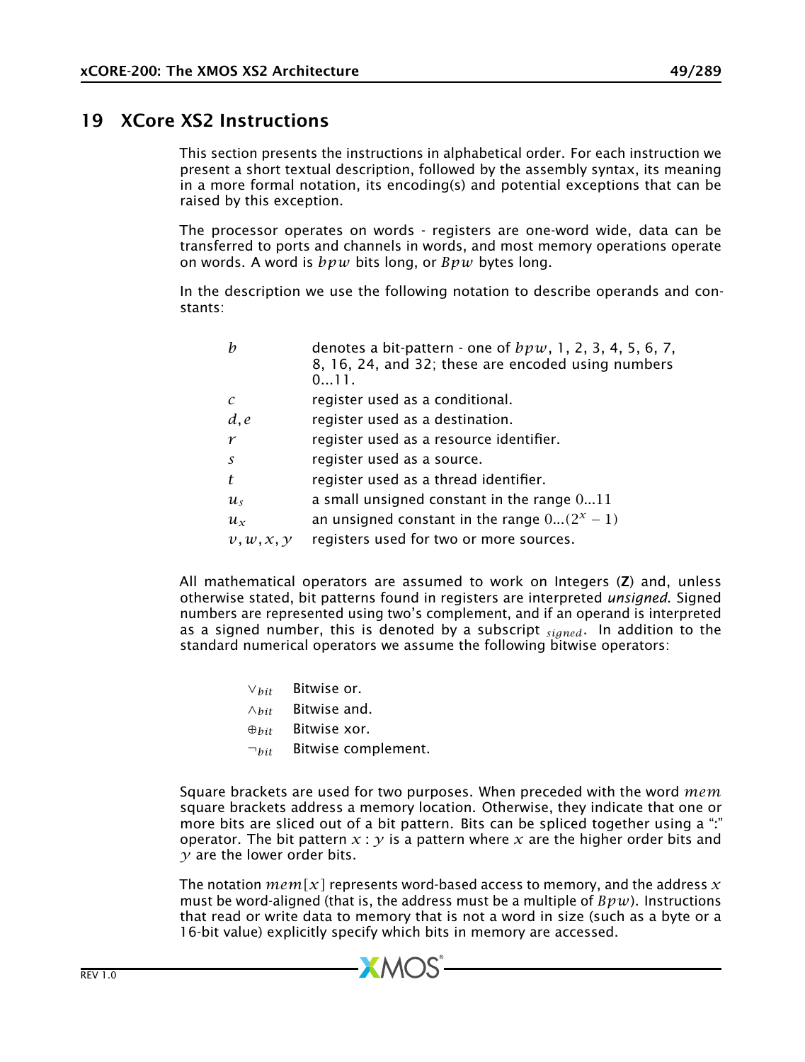# 19 XCore XS2 Instructions

This section presents the instructions in alphabetical order. For each instruction we present a short textual description, followed by the assembly syntax, its meaning in a more formal notation, its encoding(s) and potential exceptions that can be raised by this exception.

The processor operates on words - registers are one-word wide, data can be transferred to ports and channels in words, and most memory operations operate on words. A word is $bpw$ bits long, or $Bpw$ bytes long.

In the description we use the following notation to describe operands and constants:

| | |
|---|---|
| $b$ | denotes a bit-pattern - one of $bpw$, 1, 2, 3, 4, 5, 6, 7, 8, 16, 24, and 32; these are encoded using numbers 0...11. |
| $c$ | register used as a conditional. |
| $d, e$ | register used as a destination. |
| $r$ | register used as a resource identifier. |
| $s$ | register used as a source. |
| $t$ | register used as a thread identifier. |
| $u_s$ | a small unsigned constant in the range $0...11$ |
| $u_x$ | an unsigned constant in the range $0...(2^x - 1)$ |
| $v, w, x, y$ | registers used for two or more sources. |

All mathematical operators are assumed to work on Integers (**Z**) and, unless otherwise stated, bit patterns found in registers are interpreted *unsigned*. Signed numbers are represented using two's complement, and if an operand is interpreted as a signed number, this is denoted by a subscript $_{signed}$. In addition to the standard numerical operators we assume the following bitwise operators:

| | |
|---|---|
| $\vee_{bit}$ | Bitwise or. |
| $\wedge_{bit}$ | Bitwise and. |
| $\oplus_{bit}$ | Bitwise xor. |
| $\neg_{bit}$ | Bitwise complement. |

Square brackets are used for two purposes. When preceded with the word $mem$ square brackets address a memory location. Otherwise, they indicate that one or more bits are sliced out of a bit pattern. Bits can be spliced together using a ":" operator. The bit pattern $x : y$ is a pattern where $x$ are the higher order bits and $y$ are the lower order bits.

The notation $mem[x]$ represents word-based access to memory, and the address $x$ must be word-aligned (that is, the address must be a multiple of $Bpw$). Instructions that read or write data to memory that is not a word in size (such as a byte or a 16-bit value) explicitly specify which bits in memory are accessed.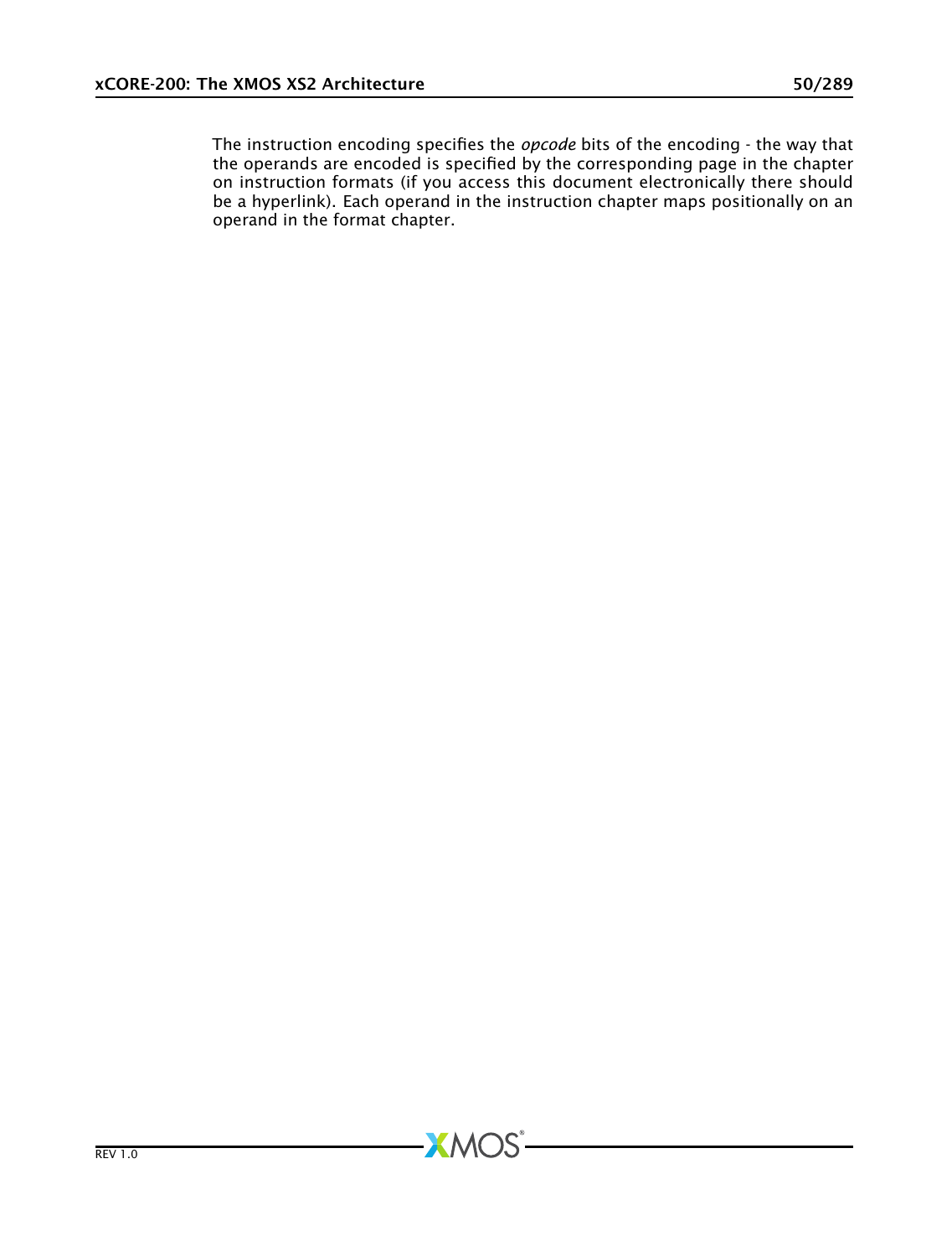The instruction encoding specifies the *opcode* bits of the encoding - the way that the operands are encoded is specified by the corresponding page in the chapter on instruction formats (if you access this document electronically there should be a hyperlink). Each operand in the instruction chapter maps positionally on an operand in the format chapter.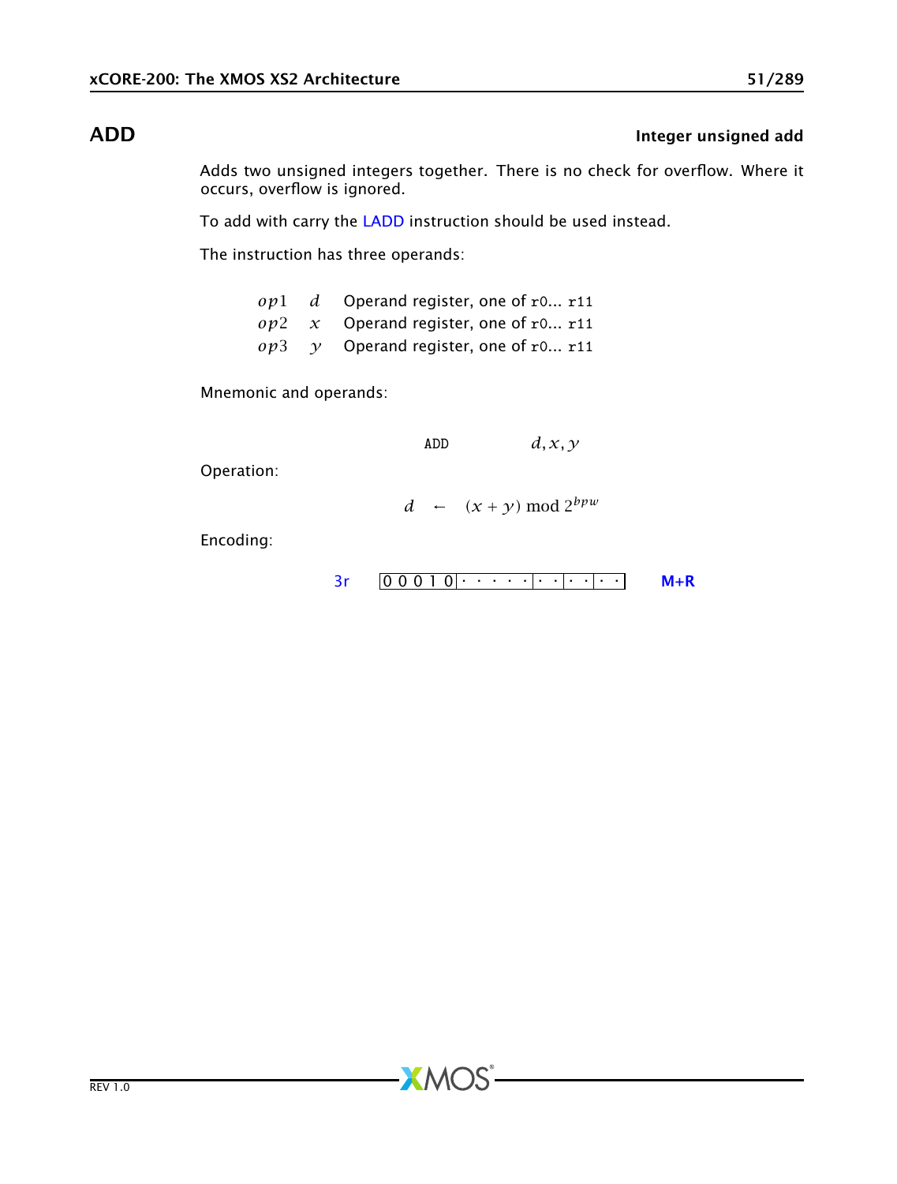# ADD

**Integer unsigned add**

Adds two unsigned integers together. There is no check for overflow. Where it occurs, overflow is ignored.

To add with carry the LADD instruction should be used instead.

The instruction has three operands:

| | | |
|---|---|---|
| $op1$ | $d$ | Operand register, one of r0... r11 |
| $op2$ | $x$ | Operand register, one of r0... r11 |
| $op3$ | $y$ | Operand register, one of r0... r11 |

Mnemonic and operands:

ADD $d, x, y$

Operation:

$$d \leftarrow (x + y) \bmod 2^{bpw}$$

Encoding:

3r | 0 0 0 1 0 | · · · · · · | · · | · · | · · | M+R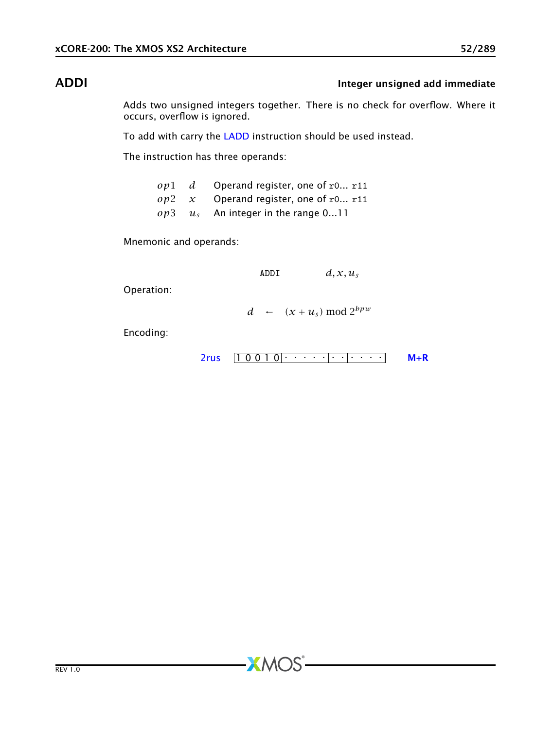## ADDI

**Integer unsigned add immediate**

Adds two unsigned integers together. There is no check for overflow. Where it occurs, overflow is ignored.

To add with carry the LADD instruction should be used instead.

The instruction has three operands:

| | | |
|---|---|---|
| $op1$ | $d$ | Operand register, one of `r0... r11` |
| $op2$ | $x$ | Operand register, one of `r0... r11` |
| $op3$ | $u_s$ | An integer in the range 0...11 |

Mnemonic and operands:

$$\texttt{ADDI} \qquad d, x, u_s$$

Operation:

$$d \leftarrow (x + u_s) \bmod 2^{bpw}$$

Encoding:

2rus `1 0 0 1 0 | · · · · · | · · | · · | · ·` **M+R**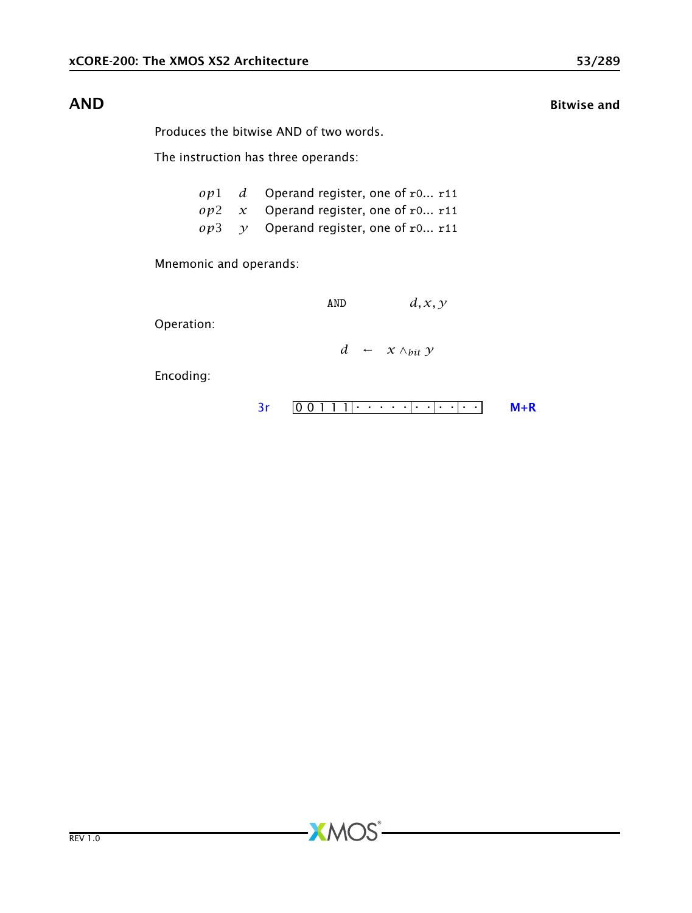## AND — Bitwise and

Produces the bitwise AND of two words.

The instruction has three operands:

| | | |
|---|---|---|
| $op1$ | $d$ | Operand register, one of `r0`... `r11` |
| $op2$ | $x$ | Operand register, one of `r0`... `r11` |
| $op3$ | $y$ | Operand register, one of `r0`... `r11` |

Mnemonic and operands:

`AND` $d, x, y$

Operation:

$$d \leftarrow x \wedge_{bit} y$$

Encoding:

3r `0 0 1 1 1 | · · · · · | · · | · · | · ·` **M+R**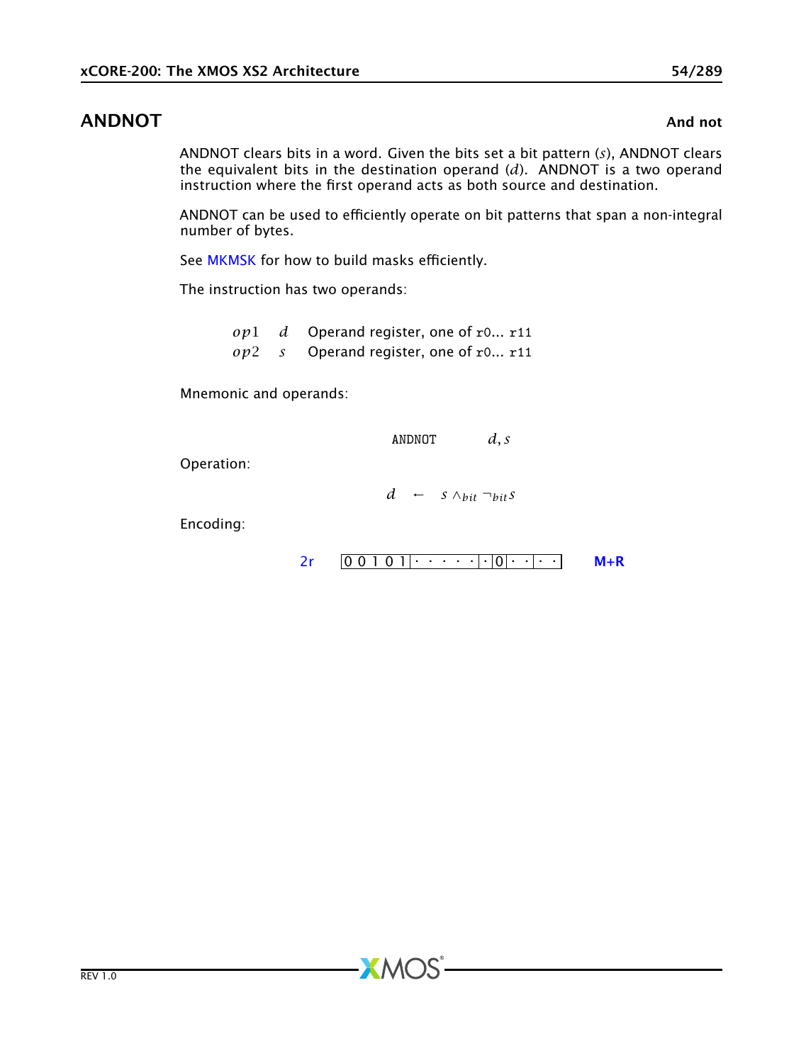## ANDNOT — And not

ANDNOT clears bits in a word. Given the bits set a bit pattern ($s$), ANDNOT clears the equivalent bits in the destination operand ($d$). ANDNOT is a two operand instruction where the first operand acts as both source and destination.

ANDNOT can be used to efficiently operate on bit patterns that span a non-integral number of bytes.

See MKMSK for how to build masks efficiently.

The instruction has two operands:

| | | |
|---|---|---|
| $op1$ | $d$ | Operand register, one of r0... r11 |
| $op2$ | $s$ | Operand register, one of r0... r11 |

Mnemonic and operands:

```
ANDNOT    d, s
```

Operation:

$$d \leftarrow s \wedge_{bit} \neg_{bit} s$$

Encoding:

2r | 0 0 1 0 1 | · · · · · · | · | 0 | · · | · · | **M+R**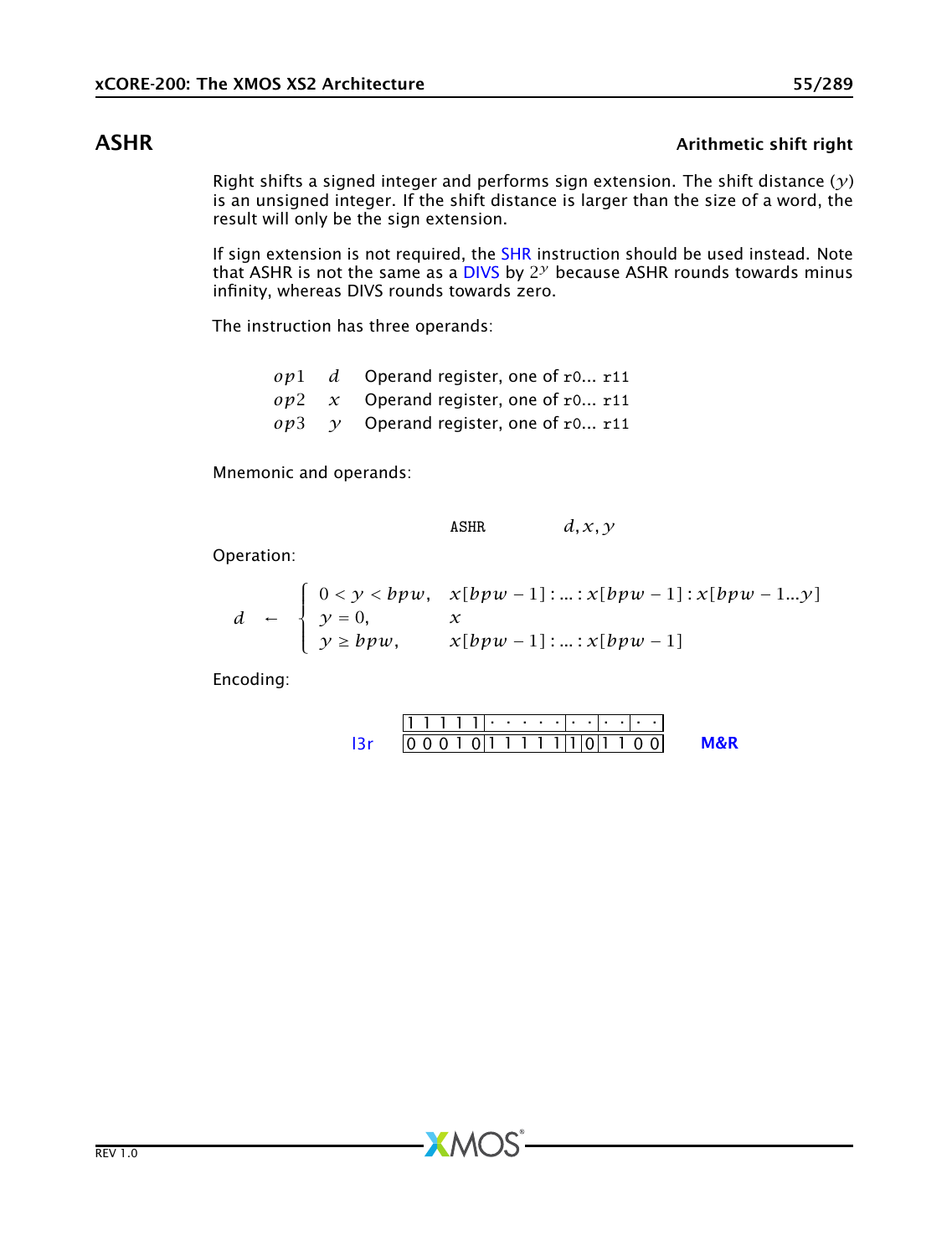## ASHR

**Arithmetic shift right**

Right shifts a signed integer and performs sign extension. The shift distance ($y$) is an unsigned integer. If the shift distance is larger than the size of a word, the result will only be the sign extension.

If sign extension is not required, the SHR instruction should be used instead. Note that ASHR is not the same as a DIVS by $2^y$ because ASHR rounds towards minus infinity, whereas DIVS rounds towards zero.

The instruction has three operands:

| | | |
|---|---|---|
| $op1$ | $d$ | Operand register, one of `r0`... `r11` |
| $op2$ | $x$ | Operand register, one of `r0`... `r11` |
| $op3$ | $y$ | Operand register, one of `r0`... `r11` |

Mnemonic and operands:

`ASHR` $d, x, y$

Operation:

$$d \leftarrow \begin{cases} 0 < y < bpw, & x[bpw-1] : ... : x[bpw-1] : x[bpw-1...y] \\ y = 0, & x \\ y \geq bpw, & x[bpw-1] : ... : x[bpw-1] \end{cases}$$

Encoding:

| | | | | | | |
|---|---|---|---|---|---|---|
| | 1 1 1 1 1 | · · · · · · | · · | · · | · · | |
| l3r | 0 0 0 1 0 | 1 1 1 1 1 | 1 | 0 | 1 1 0 0 | M&R |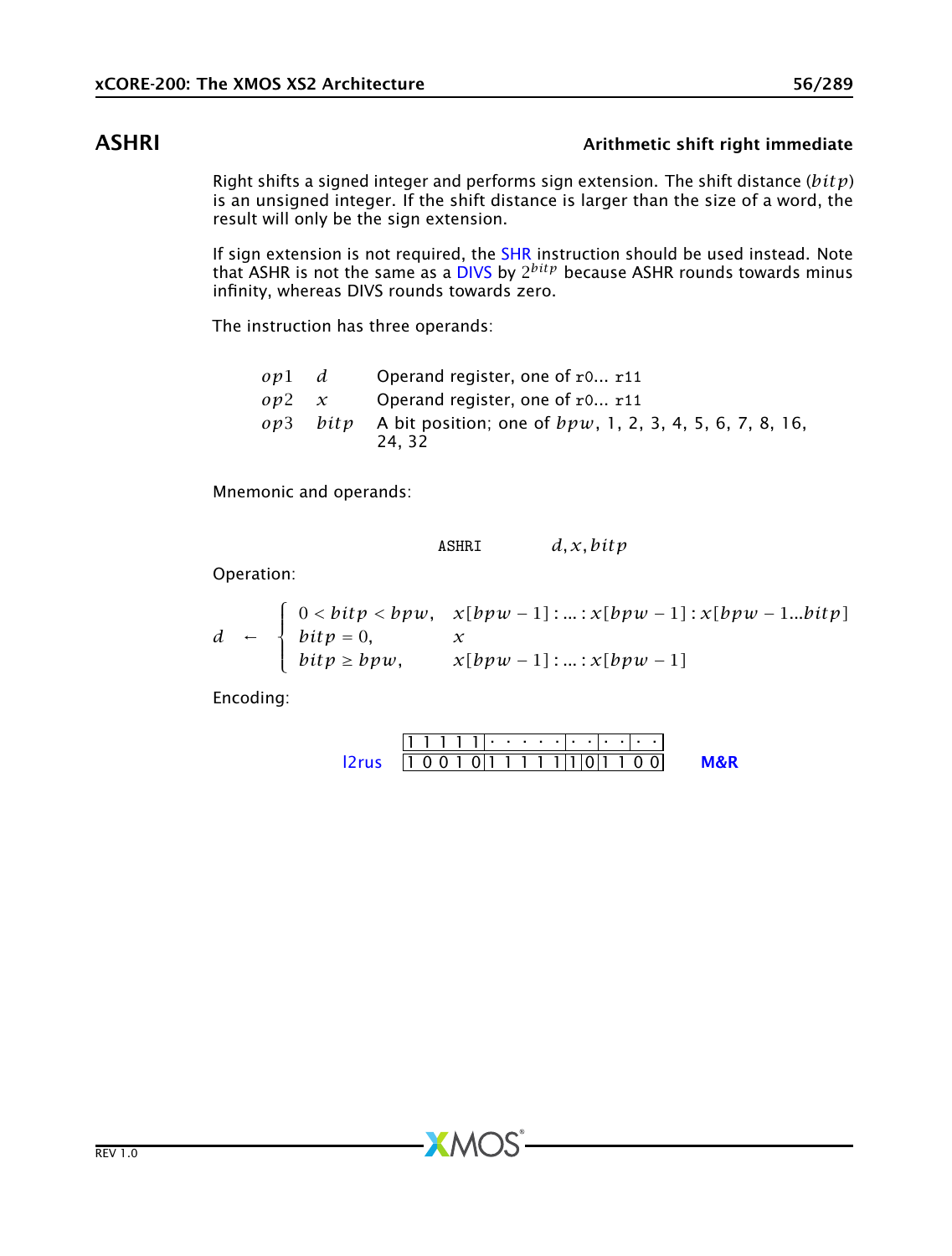## ASHRI

**Arithmetic shift right immediate**

Right shifts a signed integer and performs sign extension. The shift distance ($bitp$) is an unsigned integer. If the shift distance is larger than the size of a word, the result will only be the sign extension.

If sign extension is not required, the SHR instruction should be used instead. Note that ASHR is not the same as a DIVS by $2^{bitp}$ because ASHR rounds towards minus infinity, whereas DIVS rounds towards zero.

The instruction has three operands:

| | | |
|---|---|---|
| $op1$ | $d$ | Operand register, one of r0... r11 |
| $op2$ | $x$ | Operand register, one of r0... r11 |
| $op3$ | $bitp$ | A bit position; one of $bpw$, 1, 2, 3, 4, 5, 6, 7, 8, 16, 24, 32 |

Mnemonic and operands:

```
ASHRI    d, x, bitp
```

Operation:

$$d \leftarrow \begin{cases} 0 < bitp < bpw, & x[bpw-1] : ... : x[bpw-1] : x[bpw-1 ... bitp] \\ bitp = 0, & x \\ bitp \geq bpw, & x[bpw-1] : ... : x[bpw-1] \end{cases}$$

Encoding:

| | | | | | | | |
|---|---|---|---|---|---|---|---|
| | 1 1 1 1 1 | · · · · · | · · | · · | · · | | |
| l2rus | 1 0 0 1 0 | 1 1 1 1 1 | 1 | 0 | 1 1 0 0 | | M&R |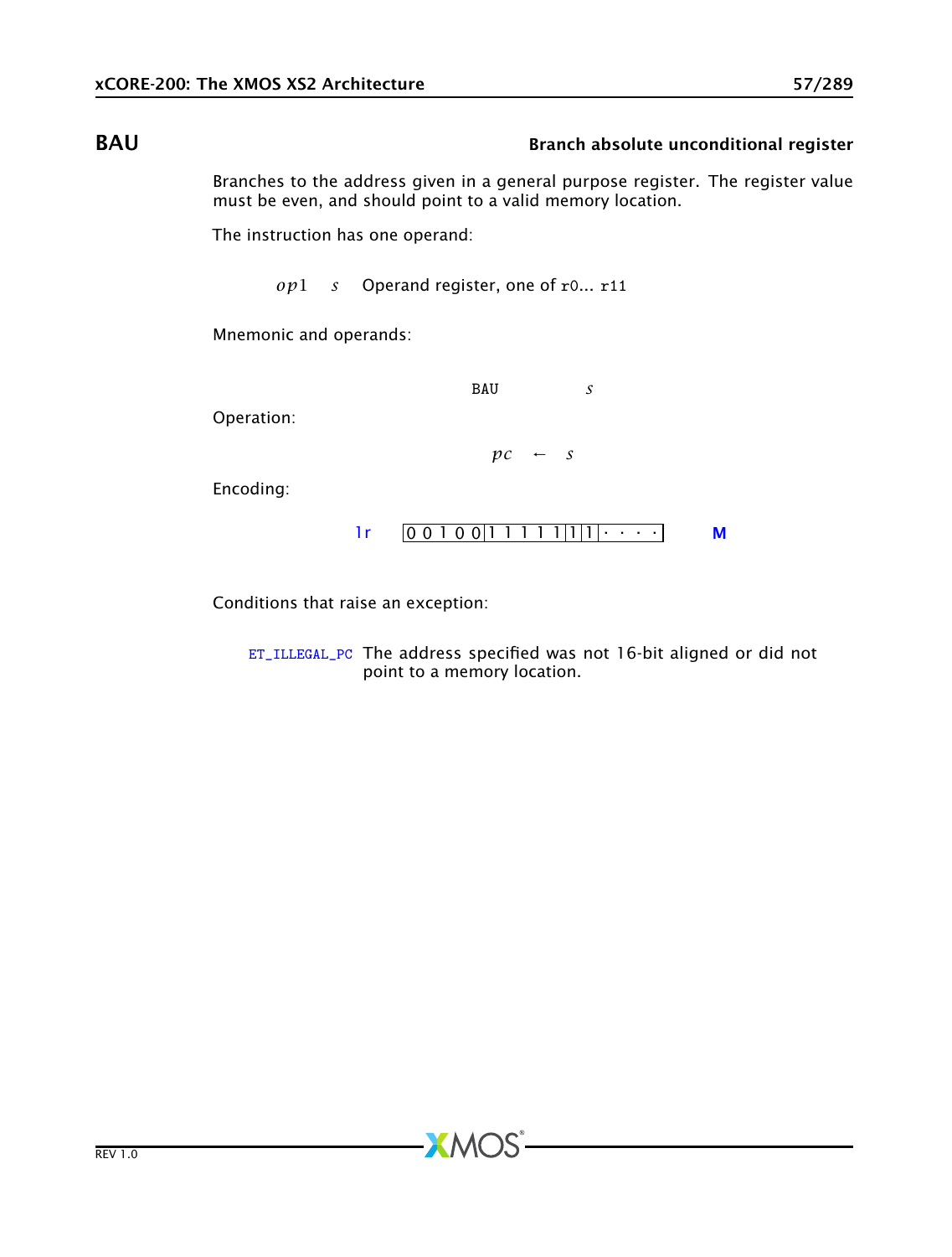## BAU — Branch absolute unconditional register

Branches to the address given in a general purpose register. The register value must be even, and should point to a valid memory location.

The instruction has one operand:

| | | |
|---|---|---|
| $op1$ | $s$ | Operand register, one of r0... r11 |

Mnemonic and operands:

BAU $s$

Operation:

$$pc \leftarrow s$$

Encoding:

| | | |
|---|---|---|
| 1r | 0 0 1 0 0 \| 1 1 1 1 1 \| 1 \| 1 \| · · · · | M |

Conditions that raise an exception:

| | |
|---|---|
| ET_ILLEGAL_PC | The address specified was not 16-bit aligned or did not point to a memory location. |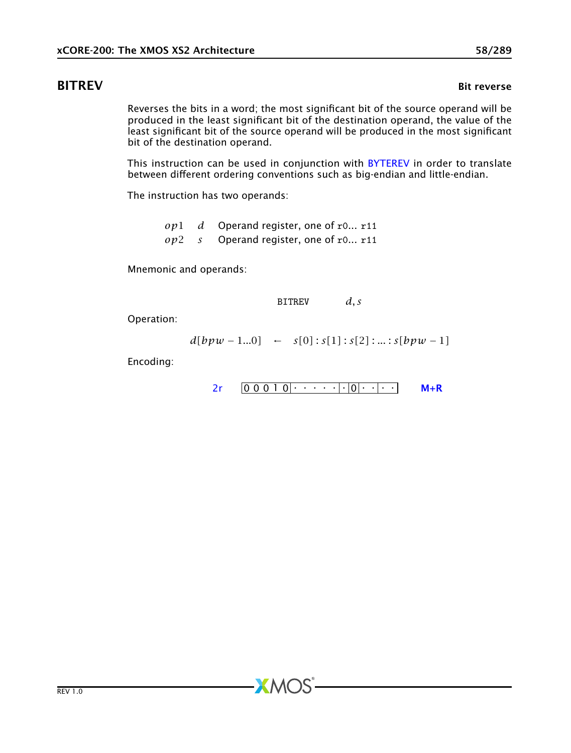# BITREV

**Bit reverse**

Reverses the bits in a word; the most significant bit of the source operand will be produced in the least significant bit of the destination operand, the value of the least significant bit of the source operand will be produced in the most significant bit of the destination operand.

This instruction can be used in conjunction with BYTEREV in order to translate between different ordering conventions such as big-endian and little-endian.

The instruction has two operands:

| | | |
|---|---|---|
| $op1$ | $d$ | Operand register, one of `r0`... `r11` |
| $op2$ | $s$ | Operand register, one of `r0`... `r11` |

Mnemonic and operands:

```
BITREV    d, s
```

Operation:

$$d[bpw-1...0] \leftarrow s[0]:s[1]:s[2]:...:s[bpw-1]$$

Encoding:

2r `| 0 0 0 1 0 | · · · · · | · | 0 | · · | · · |` **M+R**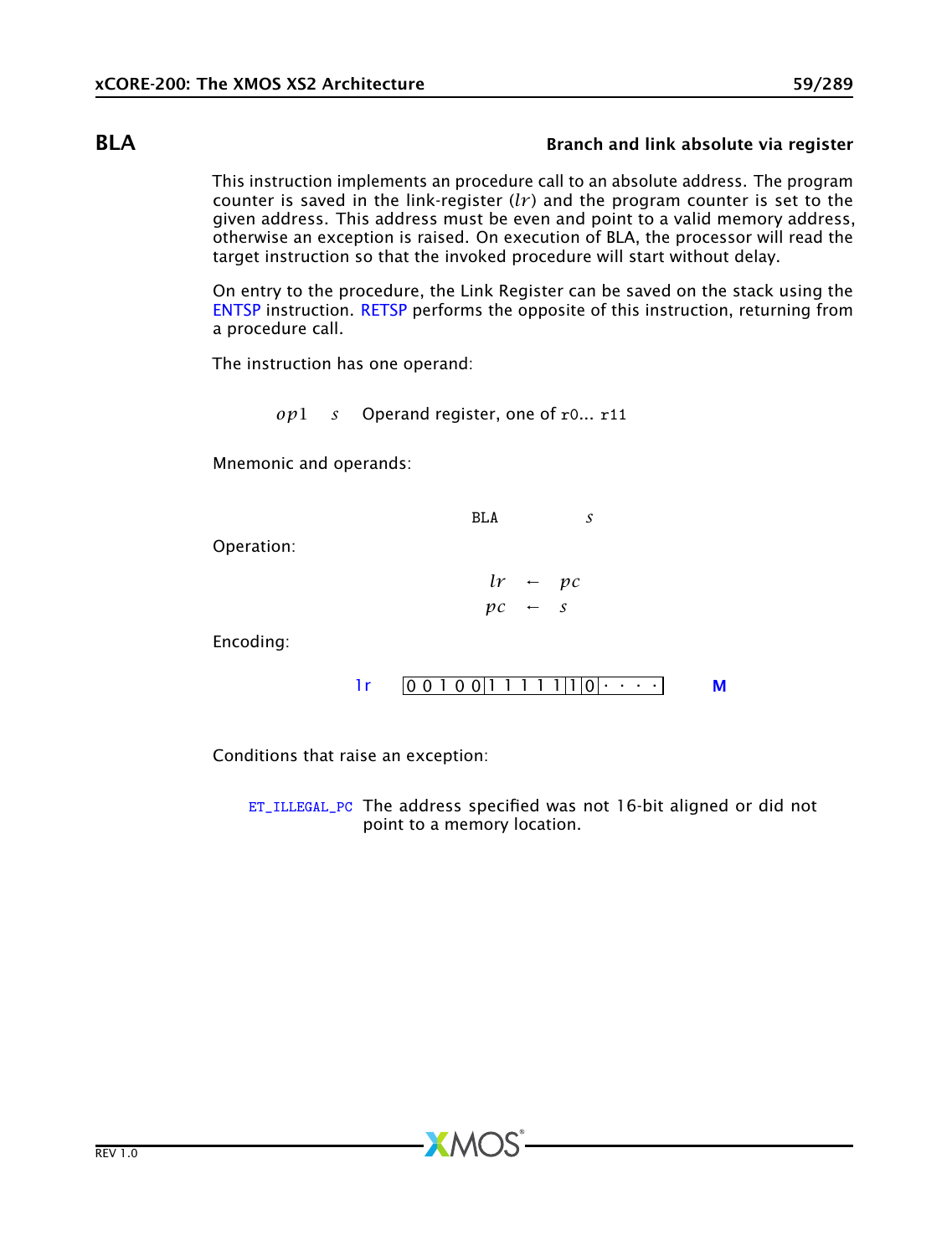## BLA — Branch and link absolute via register

This instruction implements an procedure call to an absolute address. The program counter is saved in the link-register ($lr$) and the program counter is set to the given address. This address must be even and point to a valid memory address, otherwise an exception is raised. On execution of BLA, the processor will read the target instruction so that the invoked procedure will start without delay.

On entry to the procedure, the Link Register can be saved on the stack using the ENTSP instruction. RETSP performs the opposite of this instruction, returning from a procedure call.

The instruction has one operand:

| | | |
|---|---|---|
| $op1$ | $s$ | Operand register, one of r0... r11 |

Mnemonic and operands:

```
BLA    s
```

Operation:

$$lr \leftarrow pc$$
$$pc \leftarrow s$$

Encoding:

1r `0 0 1 0 0 | 1 1 1 1 1 | 1 | 0 | · · · ·` **M**

Conditions that raise an exception:

| | |
|---|---|
| ET_ILLEGAL_PC | The address specified was not 16-bit aligned or did not point to a memory location. |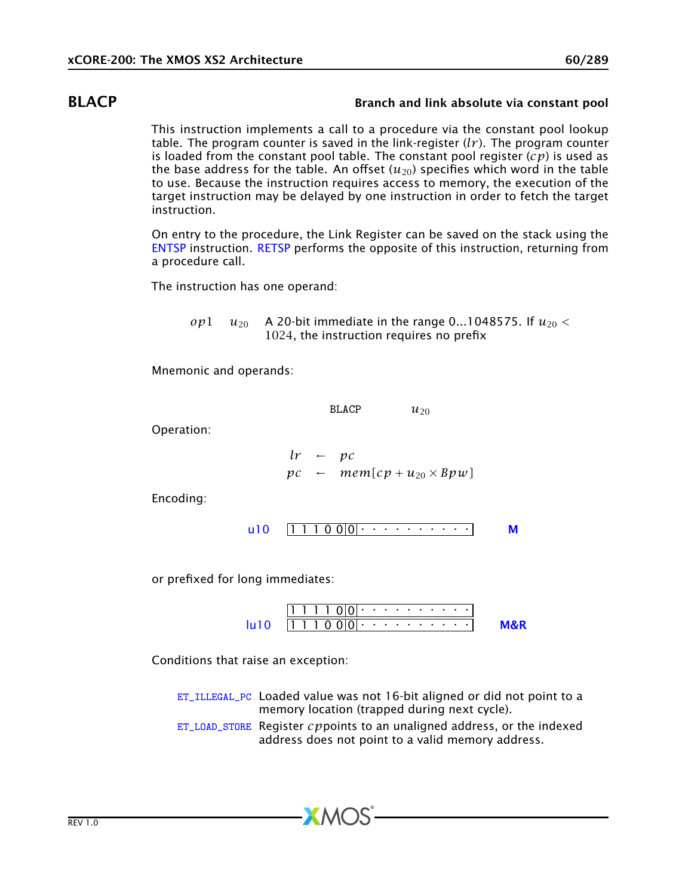## BLACP — Branch and link absolute via constant pool

This instruction implements a call to a procedure via the constant pool lookup table. The program counter is saved in the link-register ($lr$). The program counter is loaded from the constant pool table. The constant pool register ($cp$) is used as the base address for the table. An offset ($u_{20}$) specifies which word in the table to use. Because the instruction requires access to memory, the execution of the target instruction may be delayed by one instruction in order to fetch the target instruction.

On entry to the procedure, the Link Register can be saved on the stack using the ENTSP instruction. RETSP performs the opposite of this instruction, returning from a procedure call.

The instruction has one operand:

| | | |
|---|---|---|
| $op1$ | $u_{20}$ | A 20-bit immediate in the range 0...1048575. If $u_{20} < 1024$, the instruction requires no prefix |

Mnemonic and operands:

```
BLACP    u20
```

Operation:

$$lr \leftarrow pc$$
$$pc \leftarrow mem[cp + u_{20} \times Bpw]$$

Encoding:

| Format | Encoding | |
|---|---|---|
| u10 | 1 1 1 0 0 \| 0 \| · · · · · · · · · · | M |

or prefixed for long immediates:

| Format | Encoding | |
|---|---|---|
| lu10 | 1 1 1 1 0 \| 0 \| · · · · · · · · · · | M&R |
| | 1 1 1 0 0 \| 0 \| · · · · · · · · · · | |

Conditions that raise an exception:

| | |
|---|---|
| ET_ILLEGAL_PC | Loaded value was not 16-bit aligned or did not point to a memory location (trapped during next cycle). |
| ET_LOAD_STORE | Register $cp$points to an unaligned address, or the indexed address does not point to a valid memory address. |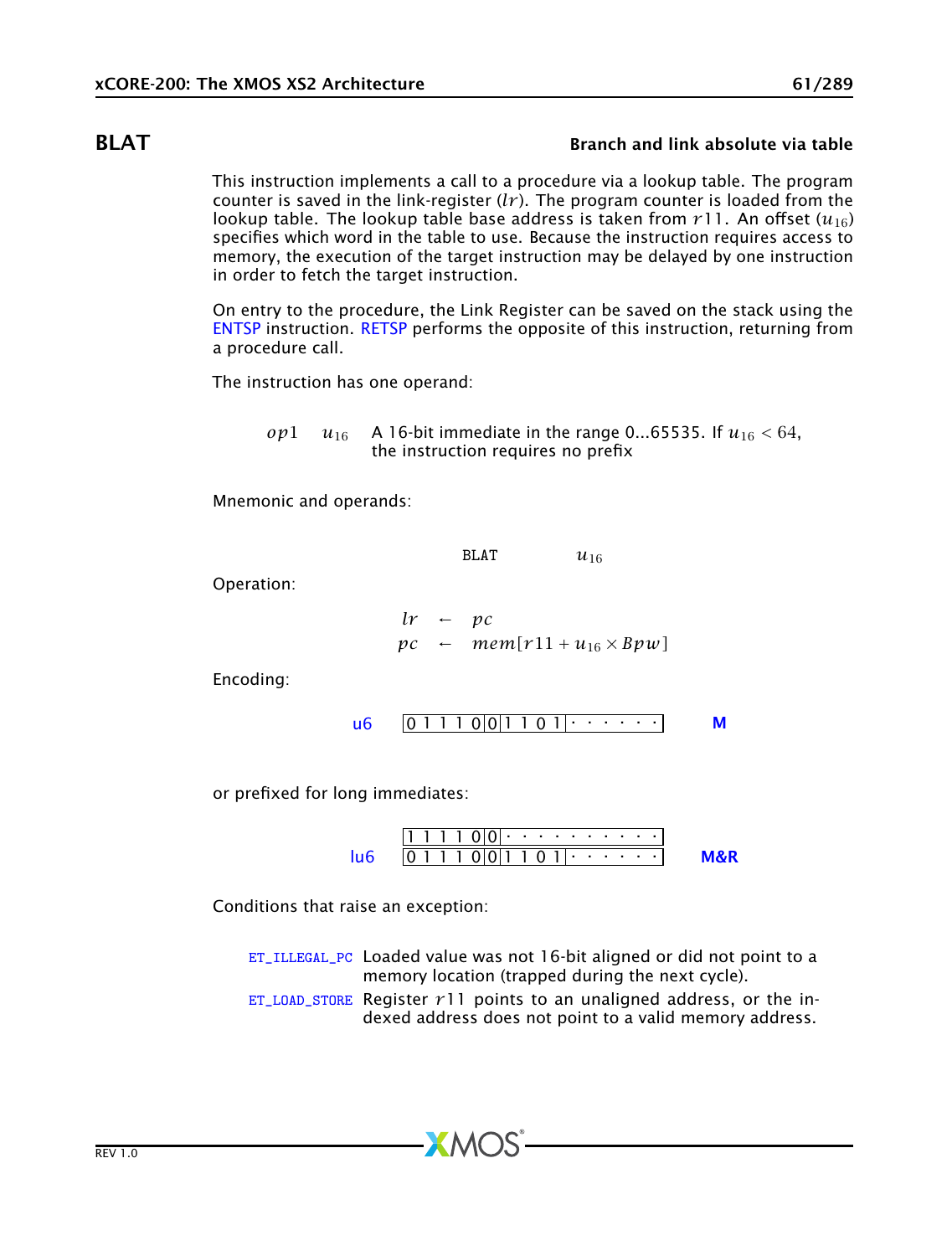# BLAT

**Branch and link absolute via table**

This instruction implements a call to a procedure via a lookup table. The program counter is saved in the link-register ($lr$). The program counter is loaded from the lookup table. The lookup table base address is taken from $r11$. An offset ($u_{16}$) specifies which word in the table to use. Because the instruction requires access to memory, the execution of the target instruction may be delayed by one instruction in order to fetch the target instruction.

On entry to the procedure, the Link Register can be saved on the stack using the ENTSP instruction. RETSP performs the opposite of this instruction, returning from a procedure call.

The instruction has one operand:

| | | |
|---|---|---|
| $op1$ | $u_{16}$ | A 16-bit immediate in the range 0...65535. If $u_{16} < 64$, the instruction requires no prefix |

Mnemonic and operands:

BLAT $u_{16}$

Operation:

$$lr \leftarrow pc$$
$$pc \leftarrow mem[r11 + u_{16} \times Bpw]$$

Encoding:

```
u6    0 1 1 1 0 0 | 0 | 1 1 0 1 | · · · · · ·      M
```

or prefixed for long immediates:

```
      1 1 1 1 0 0 | 0 | · · · · · · · · · ·
lu6   0 1 1 1 0 0 | 0 | 1 1 0 1 | · · · · · ·      M&R
```

Conditions that raise an exception:

| | |
|---|---|
| ET_ILLEGAL_PC | Loaded value was not 16-bit aligned or did not point to a memory location (trapped during the next cycle). |
| ET_LOAD_STORE | Register $r11$ points to an unaligned address, or the indexed address does not point to a valid memory address. |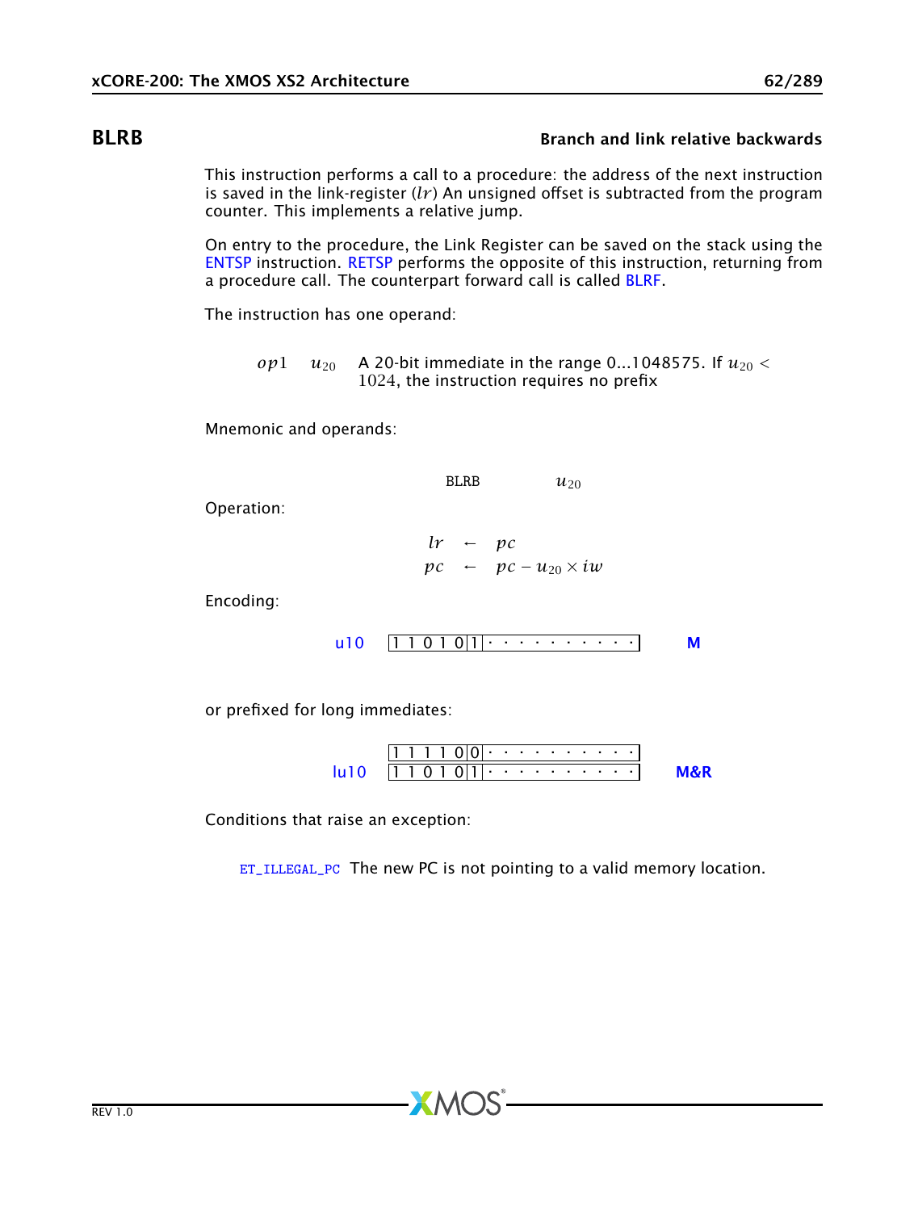## BLRB

**Branch and link relative backwards**

This instruction performs a call to a procedure: the address of the next instruction is saved in the link-register ($lr$) An unsigned offset is subtracted from the program counter. This implements a relative jump.

On entry to the procedure, the Link Register can be saved on the stack using the ENTSP instruction. RETSP performs the opposite of this instruction, returning from a procedure call. The counterpart forward call is called BLRF.

The instruction has one operand:

| | | |
|---|---|---|
| $op1$ | $u_{20}$ | A 20-bit immediate in the range 0...1048575. If $u_{20} < 1024$, the instruction requires no prefix |

Mnemonic and operands:

$$\text{BLRB} \quad u_{20}$$

Operation:

$$
\begin{aligned}
lr &\leftarrow pc \\
pc &\leftarrow pc - u_{20} \times iw
\end{aligned}
$$

Encoding:

```
u10    | 1 1 0 1 0 | 1 | · · · · · · · · · · |    M
```

or prefixed for long immediates:

```
       | 1 1 1 1 0 | 0 | · · · · · · · · · · |
lu10   | 1 1 0 1 0 | 1 | · · · · · · · · · · |    M&R
```

Conditions that raise an exception:

ET_ILLEGAL_PC The new PC is not pointing to a valid memory location.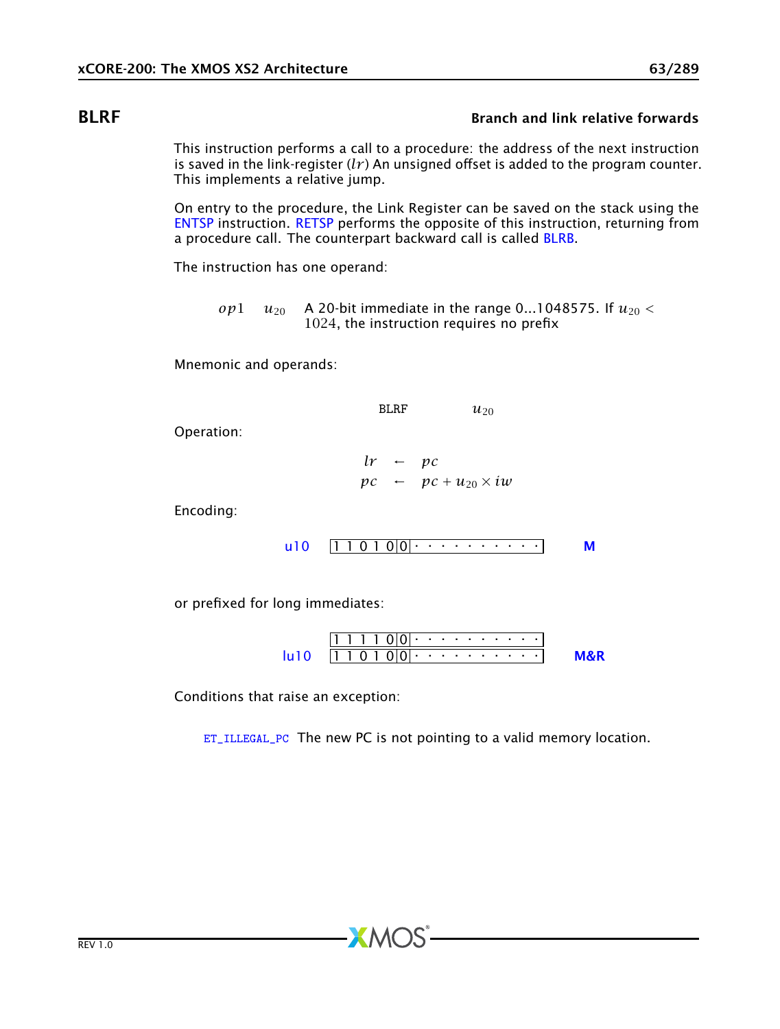## BLRF

**Branch and link relative forwards**

This instruction performs a call to a procedure: the address of the next instruction is saved in the link-register ($lr$) An unsigned offset is added to the program counter. This implements a relative jump.

On entry to the procedure, the Link Register can be saved on the stack using the ENTSP instruction. RETSP performs the opposite of this instruction, returning from a procedure call. The counterpart backward call is called BLRB.

The instruction has one operand:

| | | |
|---|---|---|
| $op1$ | $u_{20}$ | A 20-bit immediate in the range 0...1048575. If $u_{20} < 1024$, the instruction requires no prefix |

Mnemonic and operands:

$$\text{BLRF} \qquad u_{20}$$

Operation:

$$lr \leftarrow pc$$
$$pc \leftarrow pc + u_{20} \times iw$$

Encoding:

| | | |
|---|---|---|
| u10 | 1 1 0 1 0 \| 0 \| · · · · · · · · · · | **M** |

or prefixed for long immediates:

| | | |
|---|---|---|
| lu10 | 1 1 1 1 0 \| 0 \| · · · · · · · · · · | **M&R** |
| | 1 1 0 1 0 \| 0 \| · · · · · · · · · · | |

Conditions that raise an exception:

ET_ILLEGAL_PC The new PC is not pointing to a valid memory location.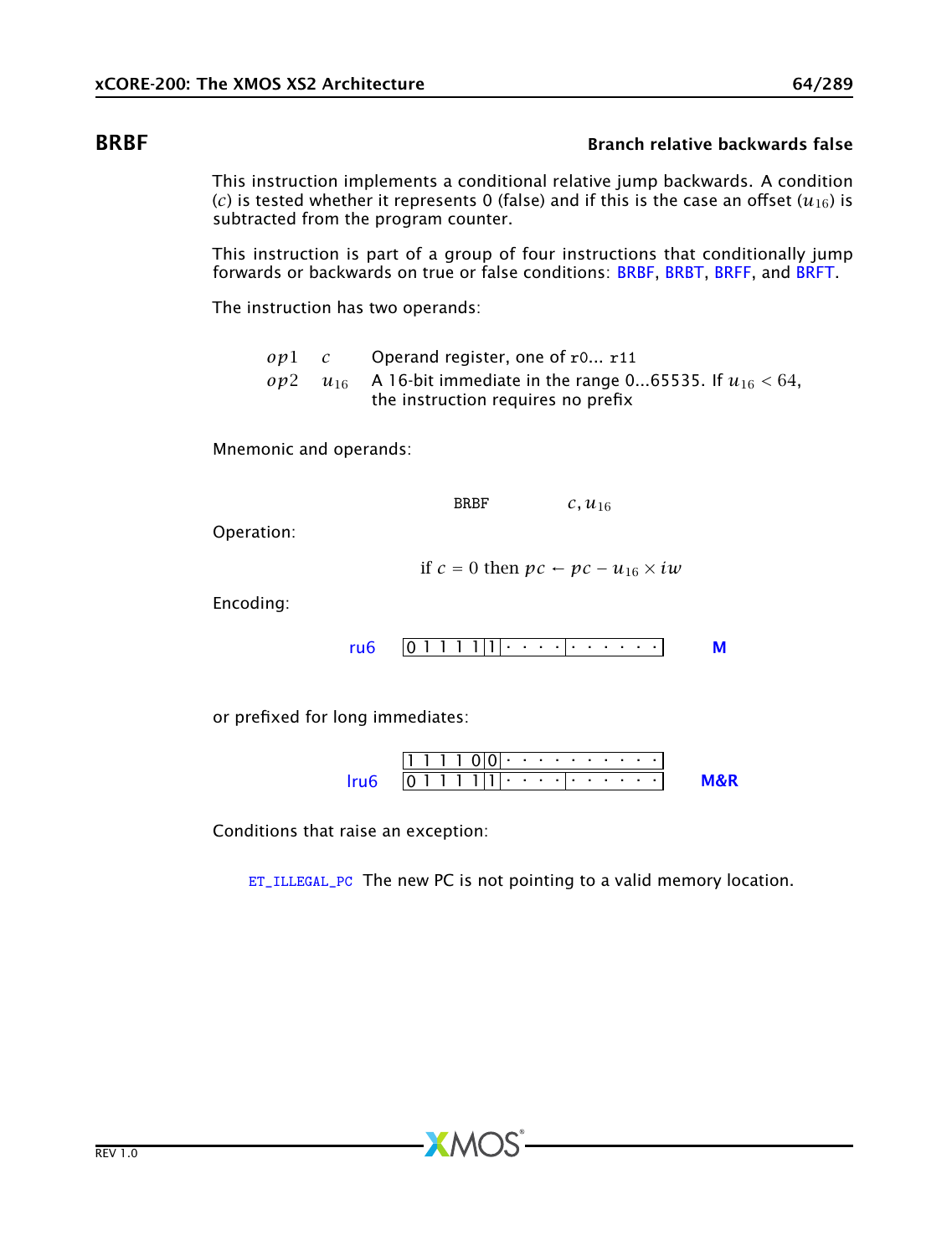## BRBF — Branch relative backwards false

This instruction implements a conditional relative jump backwards. A condition ($c$) is tested whether it represents 0 (false) and if this is the case an offset ($u_{16}$) is subtracted from the program counter.

This instruction is part of a group of four instructions that conditionally jump forwards or backwards on true or false conditions: BRBF, BRBT, BRFF, and BRFT.

The instruction has two operands:

| | | |
|---|---|---|
| $op1$ | $c$ | Operand register, one of r0... r11 |
| $op2$ | $u_{16}$ | A 16-bit immediate in the range 0...65535. If $u_{16} < 64$, the instruction requires no prefix |

Mnemonic and operands:

BRBF $c, u_{16}$

Operation:

$$\text{if } c = 0 \text{ then } pc \leftarrow pc - u_{16} \times iw$$

Encoding:

ru6 `0 1 1 1 1 | 1 | · · · · | · · · · · ·` **M**

or prefixed for long immediates:

lru6
`1 1 1 1 0 | 0 | · · · · · · · · · ·`
`0 1 1 1 1 | 1 | · · · · | · · · · · ·` **M&R**

Conditions that raise an exception:

ET_ILLEGAL_PC The new PC is not pointing to a valid memory location.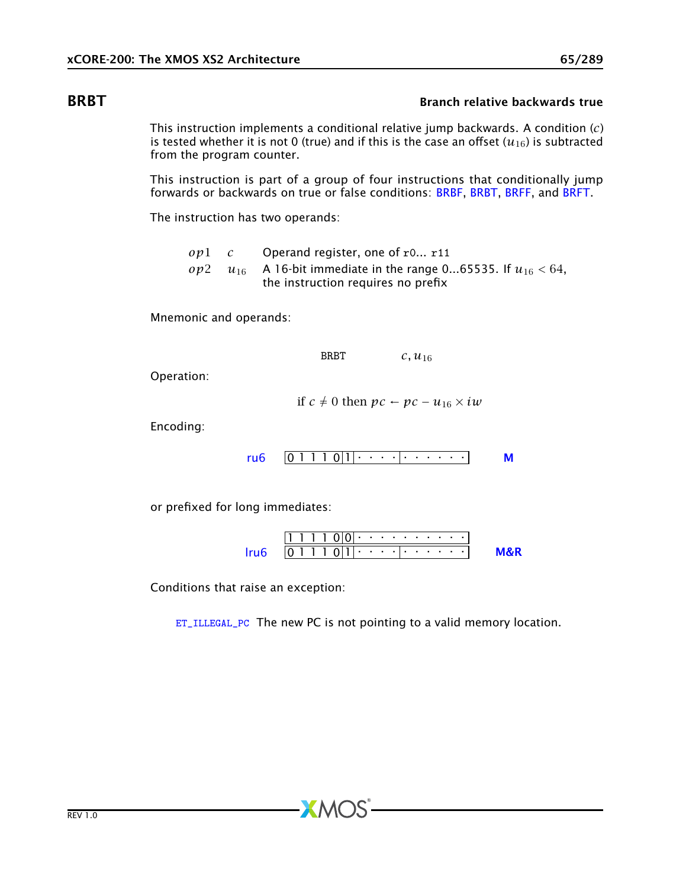## BRBT — Branch relative backwards true

This instruction implements a conditional relative jump backwards. A condition ($c$) is tested whether it is not 0 (true) and if this is the case an offset ($u_{16}$) is subtracted from the program counter.

This instruction is part of a group of four instructions that conditionally jump forwards or backwards on true or false conditions: BRBF, BRBT, BRFF, and BRFT.

The instruction has two operands:

| | | |
|---|---|---|
| $op1$ | $c$ | Operand register, one of r0... r11 |
| $op2$ | $u_{16}$ | A 16-bit immediate in the range 0...65535. If $u_{16} < 64$, the instruction requires no prefix |

Mnemonic and operands:

```
BRBT        c, u16
```

Operation:

$$\text{if } c \neq 0 \text{ then } pc \leftarrow pc - u_{16} \times iw$$

Encoding:

ru6 `0 1 1 1 0 1 | · · · · | · · · · · ·` **M**

or prefixed for long immediates:

lru6
`1 1 1 1 0 0 | · · · · · · · · · ·`
`0 1 1 1 0 1 | · · · · | · · · · · ·` **M&R**

Conditions that raise an exception:

ET_ILLEGAL_PC The new PC is not pointing to a valid memory location.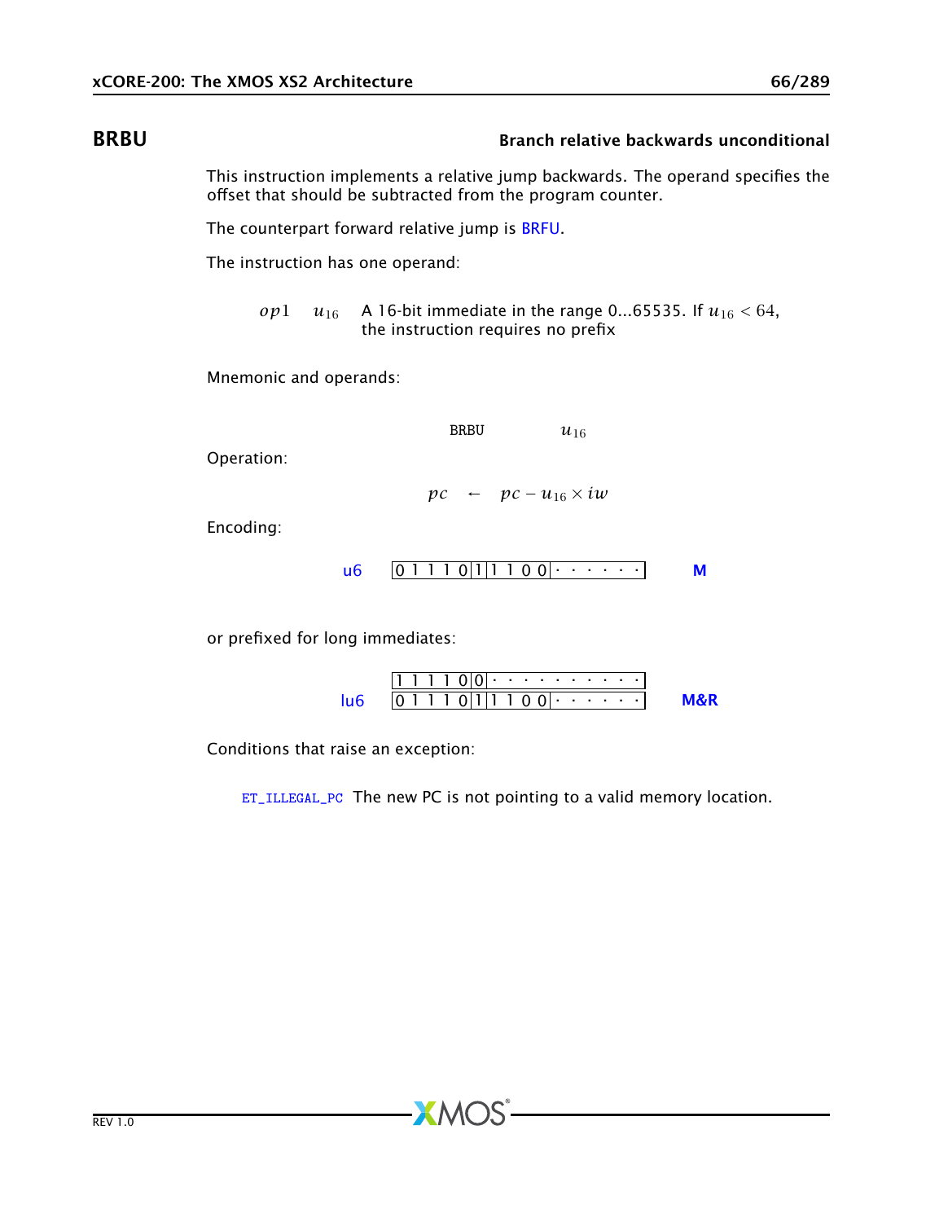## BRBU — Branch relative backwards unconditional

This instruction implements a relative jump backwards. The operand specifies the offset that should be subtracted from the program counter.

The counterpart forward relative jump is BRFU.

The instruction has one operand:

| | | |
|---|---|---|
| $op1$ | $u_{16}$ | A 16-bit immediate in the range 0...65535. If $u_{16} < 64$, the instruction requires no prefix |

Mnemonic and operands:

$$\text{BRBU} \quad u_{16}$$

Operation:

$$pc \leftarrow pc - u_{16} \times iw$$

Encoding:

```
u6     |0 1 1 1 0|1|1 1 0 0|· · · · · ·|        M
```

or prefixed for long immediates:

```
       |1 1 1 1 0|0|· · · · · · · · · ·|
lu6    |0 1 1 1 0|1|1 1 0 0|· · · · · ·|        M&R
```

Conditions that raise an exception:

ET_ILLEGAL_PC The new PC is not pointing to a valid memory location.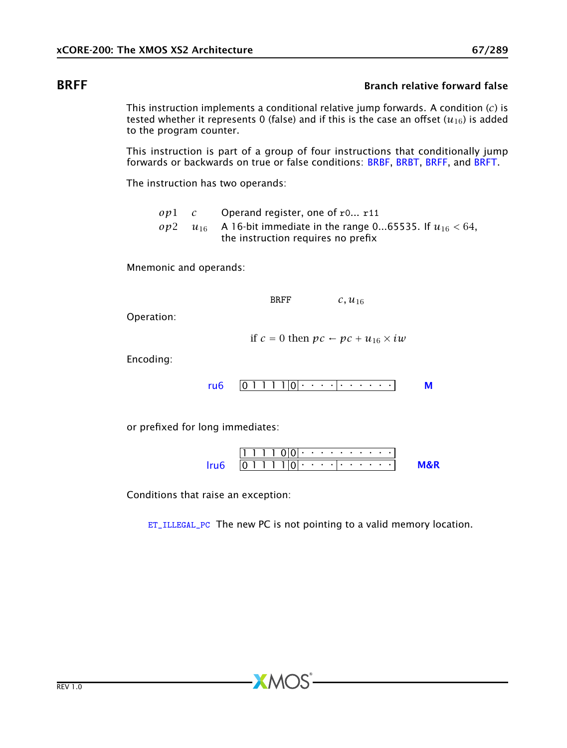## BRFF — Branch relative forward false

This instruction implements a conditional relative jump forwards. A condition ($c$) is tested whether it represents 0 (false) and if this is the case an offset ($u_{16}$) is added to the program counter.

This instruction is part of a group of four instructions that conditionally jump forwards or backwards on true or false conditions: BRBF, BRBT, BRFF, and BRFT.

The instruction has two operands:

| | | |
|---|---|---|
| $op1$ | $c$ | Operand register, one of r0... r11 |
| $op2$ | $u_{16}$ | A 16-bit immediate in the range 0...65535. If $u_{16} < 64$, the instruction requires no prefix |

Mnemonic and operands:

BRFF $c, u_{16}$

Operation:

$$\text{if } c = 0 \text{ then } pc \leftarrow pc + u_{16} \times iw$$

Encoding:

| | | |
|---|---|---|
| ru6 | `0 1 1 1 1 0 | · · · · | · · · · · ·` | M |

or prefixed for long immediates:

| | | |
|---|---|---|
| lru6 | `1 1 1 1 0 0 | · · · · · · · · · ·` | M&R |
| | `0 1 1 1 1 0 | · · · · | · · · · · ·` | |

Conditions that raise an exception:

ET_ILLEGAL_PC The new PC is not pointing to a valid memory location.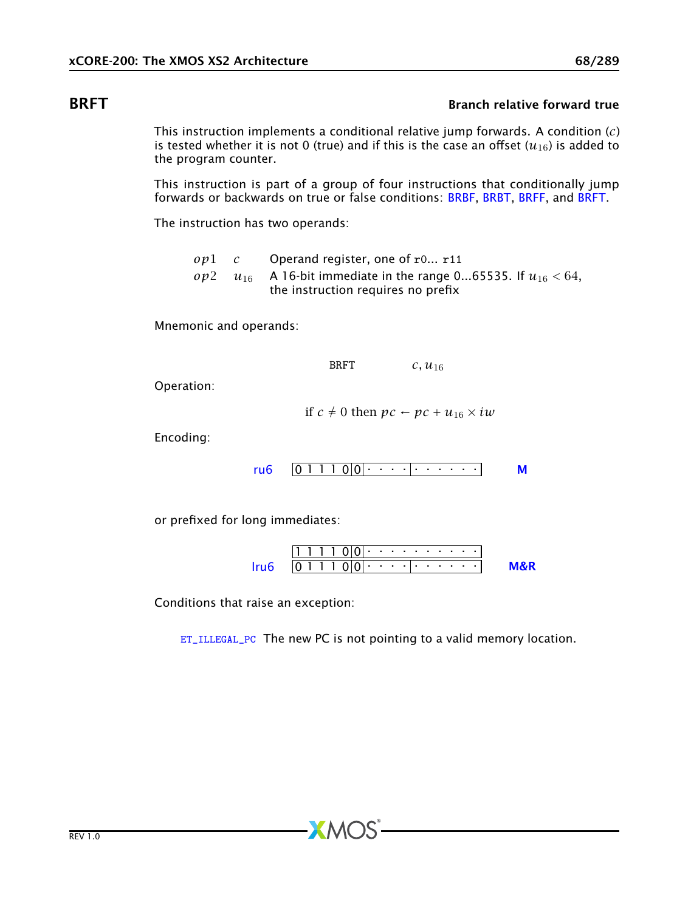## BRFT — Branch relative forward true

This instruction implements a conditional relative jump forwards. A condition ($c$) is tested whether it is not 0 (true) and if this is the case an offset ($u_{16}$) is added to the program counter.

This instruction is part of a group of four instructions that conditionally jump forwards or backwards on true or false conditions: BRBF, BRBT, BRFF, and BRFT.

The instruction has two operands:

| | | |
|---|---|---|
| $op1$ | $c$ | Operand register, one of r0... r11 |
| $op2$ | $u_{16}$ | A 16-bit immediate in the range 0...65535. If $u_{16} < 64$, the instruction requires no prefix |

Mnemonic and operands:

$$\text{BRFT} \quad c, u_{16}$$

Operation:

$$\text{if } c \neq 0 \text{ then } pc \leftarrow pc + u_{16} \times iw$$

Encoding:

ru6 `0 1 1 1 0 0 | · · · · | · · · · · ·` **M**

or prefixed for long immediates:

lru6
```
1 1 1 1 0 0 | · · · · · · · · · ·
0 1 1 1 0 0 | · · · · | · · · · · ·
```
**M&R**

Conditions that raise an exception:

ET_ILLEGAL_PC The new PC is not pointing to a valid memory location.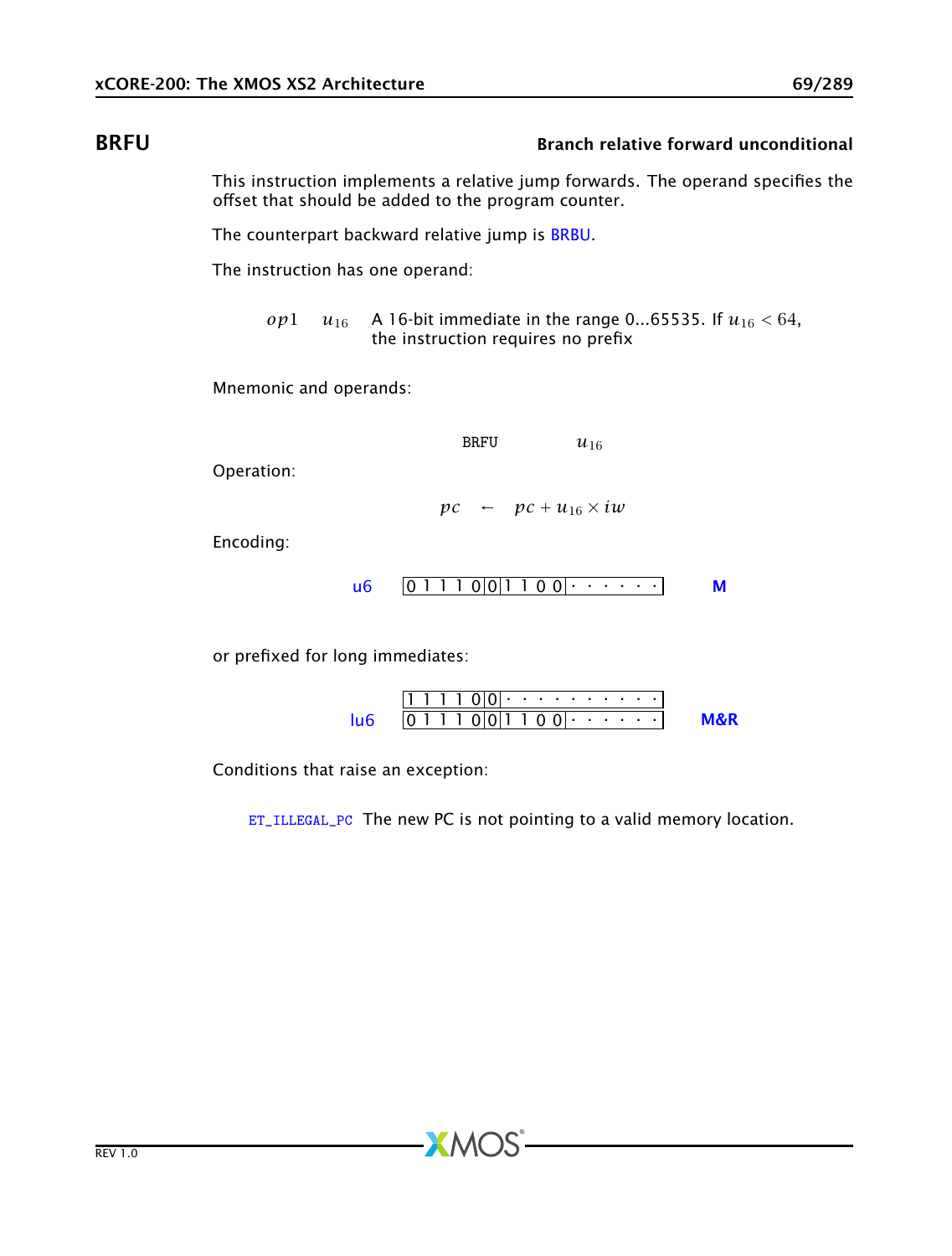## BRFU

**Branch relative forward unconditional**

This instruction implements a relative jump forwards. The operand specifies the offset that should be added to the program counter.

The counterpart backward relative jump is BRBU.

The instruction has one operand:

| | | |
|---|---|---|
| $op1$ | $u_{16}$ | A 16-bit immediate in the range 0...65535. If $u_{16} < 64$, the instruction requires no prefix |

Mnemonic and operands:

$$\text{BRFU} \quad u_{16}$$

Operation:

$$pc \leftarrow pc + u_{16} \times iw$$

Encoding:

| | | |
|---|---|---|
| u6 | `0 1 1 1 0 0 1 1 0 0 · · · · · ·` | **M** |

or prefixed for long immediates:

| | | |
|---|---|---|
| | `1 1 1 1 0 0 · · · · · · · · · ·` | |
| lu6 | `0 1 1 1 0 0 1 1 0 0 · · · · · ·` | **M&R** |

Conditions that raise an exception:

ET_ILLEGAL_PC The new PC is not pointing to a valid memory location.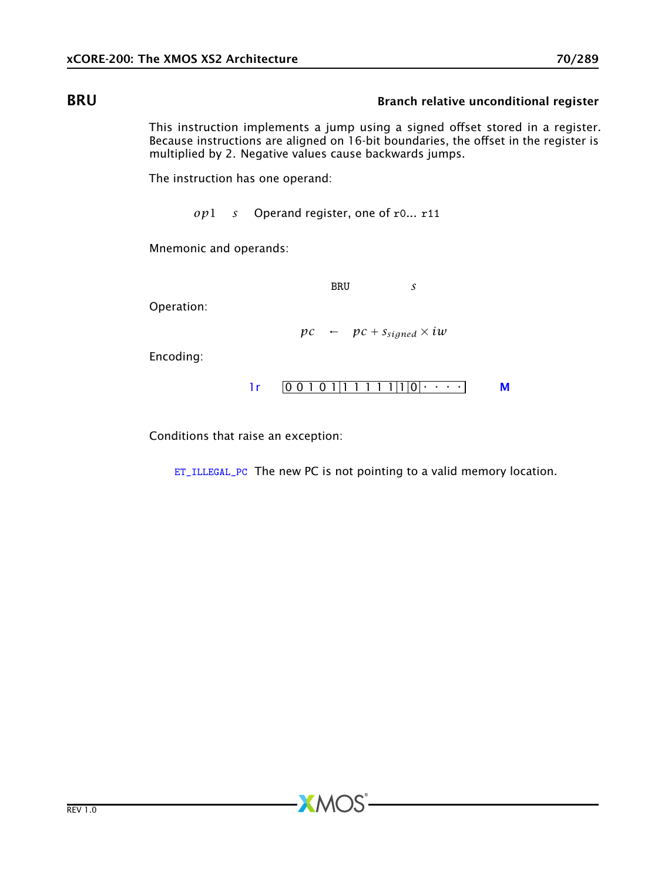## BRU — Branch relative unconditional register

This instruction implements a jump using a signed offset stored in a register. Because instructions are aligned on 16-bit boundaries, the offset in the register is multiplied by 2. Negative values cause backwards jumps.

The instruction has one operand:

| | | |
|---|---|---|
| $op1$ | $s$ | Operand register, one of r0... r11 |

Mnemonic and operands:

$$\text{BRU} \quad s$$

Operation:

$$pc \leftarrow pc + s_{signed} \times iw$$

Encoding:

| | | |
|---|---|---|
| 1r | 0 0 1 0 1 \| 1 1 1 1 1 \| 1 \| 0 \| · · · · | M |

Conditions that raise an exception:

ET_ILLEGAL_PC The new PC is not pointing to a valid memory location.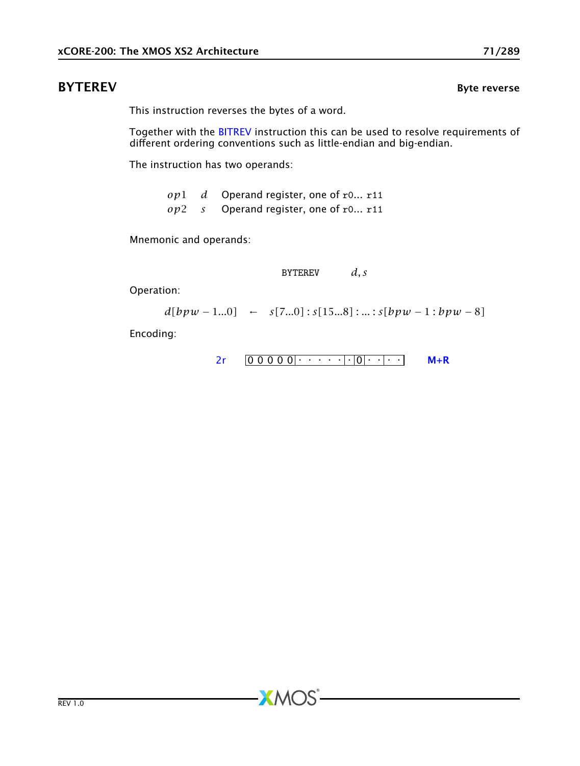## BYTEREV

**Byte reverse**

This instruction reverses the bytes of a word.

Together with the BITREV instruction this can be used to resolve requirements of different ordering conventions such as little-endian and big-endian.

The instruction has two operands:

| | | |
|---|---|---|
| $op1$ | $d$ | Operand register, one of r0... r11 |
| $op2$ | $s$ | Operand register, one of r0... r11 |

Mnemonic and operands:

```
BYTEREV    d, s
```

Operation:

$$d[bpw-1...0] \leftarrow s[7...0] : s[15...8] : ... : s[bpw-1 : bpw-8]$$

Encoding:

2r | 0 0 0 0 0 · · · · · · · 0 · · · · · | **M+R**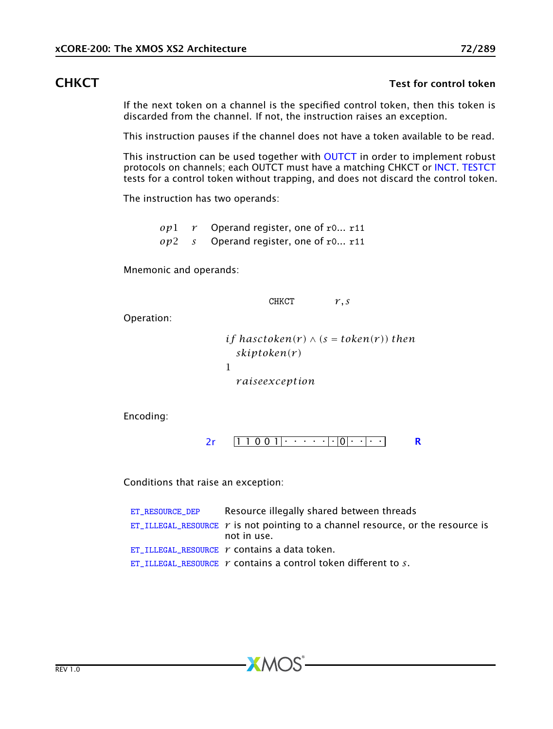## CHKCT

**Test for control token**

If the next token on a channel is the specified control token, then this token is discarded from the channel. If not, the instruction raises an exception.

This instruction pauses if the channel does not have a token available to be read.

This instruction can be used together with OUTCT in order to implement robust protocols on channels; each OUTCT must have a matching CHKCT or INCT. TESTCT tests for a control token without trapping, and does not discard the control token.

The instruction has two operands:

| | | |
|---|---|---|
| $op1$ | $r$ | Operand register, one of `r0... r11` |
| $op2$ | $s$ | Operand register, one of `r0... r11` |

Mnemonic and operands:

```
CHKCT    r, s
```

Operation:

$$
\begin{array}{l}
if\ hasctoken(r) \wedge (s = token(r))\ then \\
\quad skiptoken(r) \\
1 \\
\quad raiseexception
\end{array}
$$

Encoding:

2r `1 1 0 0 1 | · · · · · | · | 0 | · · | · ·` **R**

Conditions that raise an exception:

| | |
|---|---|
| ET_RESOURCE_DEP | Resource illegally shared between threads |
| ET_ILLEGAL_RESOURCE | $r$ is not pointing to a channel resource, or the resource is not in use. |
| ET_ILLEGAL_RESOURCE | $r$ contains a data token. |
| ET_ILLEGAL_RESOURCE | $r$ contains a control token different to $s$. |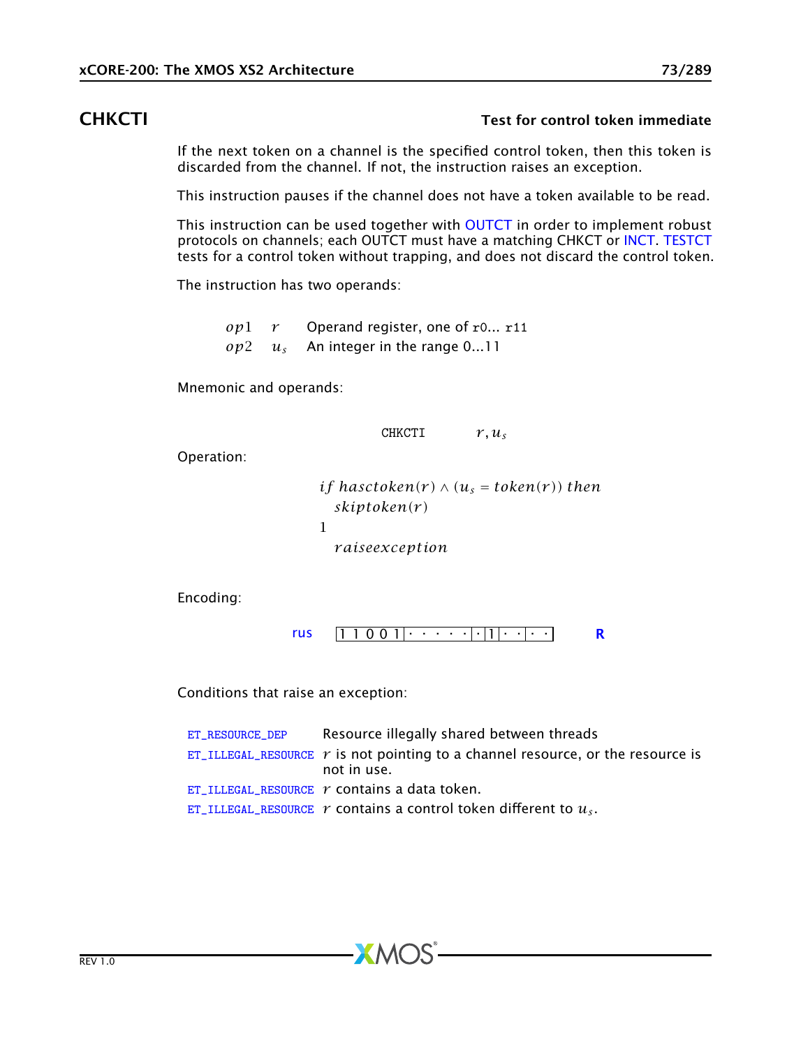## CHKCTI — Test for control token immediate

If the next token on a channel is the specified control token, then this token is discarded from the channel. If not, the instruction raises an exception.

This instruction pauses if the channel does not have a token available to be read.

This instruction can be used together with OUTCT in order to implement robust protocols on channels; each OUTCT must have a matching CHKCT or INCT. TESTCT tests for a control token without trapping, and does not discard the control token.

The instruction has two operands:

| | | |
|---|---|---|
| $op1$ | $r$ | Operand register, one of r0... r11 |
| $op2$ | $u_s$ | An integer in the range 0...11 |

Mnemonic and operands:

```
CHKCTI    r, us
```

Operation:

$$
\begin{aligned}
& if\ hasctoken(r) \wedge (u_s = token(r))\ then \\
& \quad skiptoken(r) \\
& 1 \\
& \quad raiseexception
\end{aligned}
$$

Encoding:

rus `1 1 0 0 1 | · · · · · | · | 1 | · · | · ·` **R**

Conditions that raise an exception:

| | |
|---|---|
| ET_RESOURCE_DEP | Resource illegally shared between threads |
| ET_ILLEGAL_RESOURCE | $r$ is not pointing to a channel resource, or the resource is not in use. |
| ET_ILLEGAL_RESOURCE | $r$ contains a data token. |
| ET_ILLEGAL_RESOURCE | $r$ contains a control token different to $u_s$. |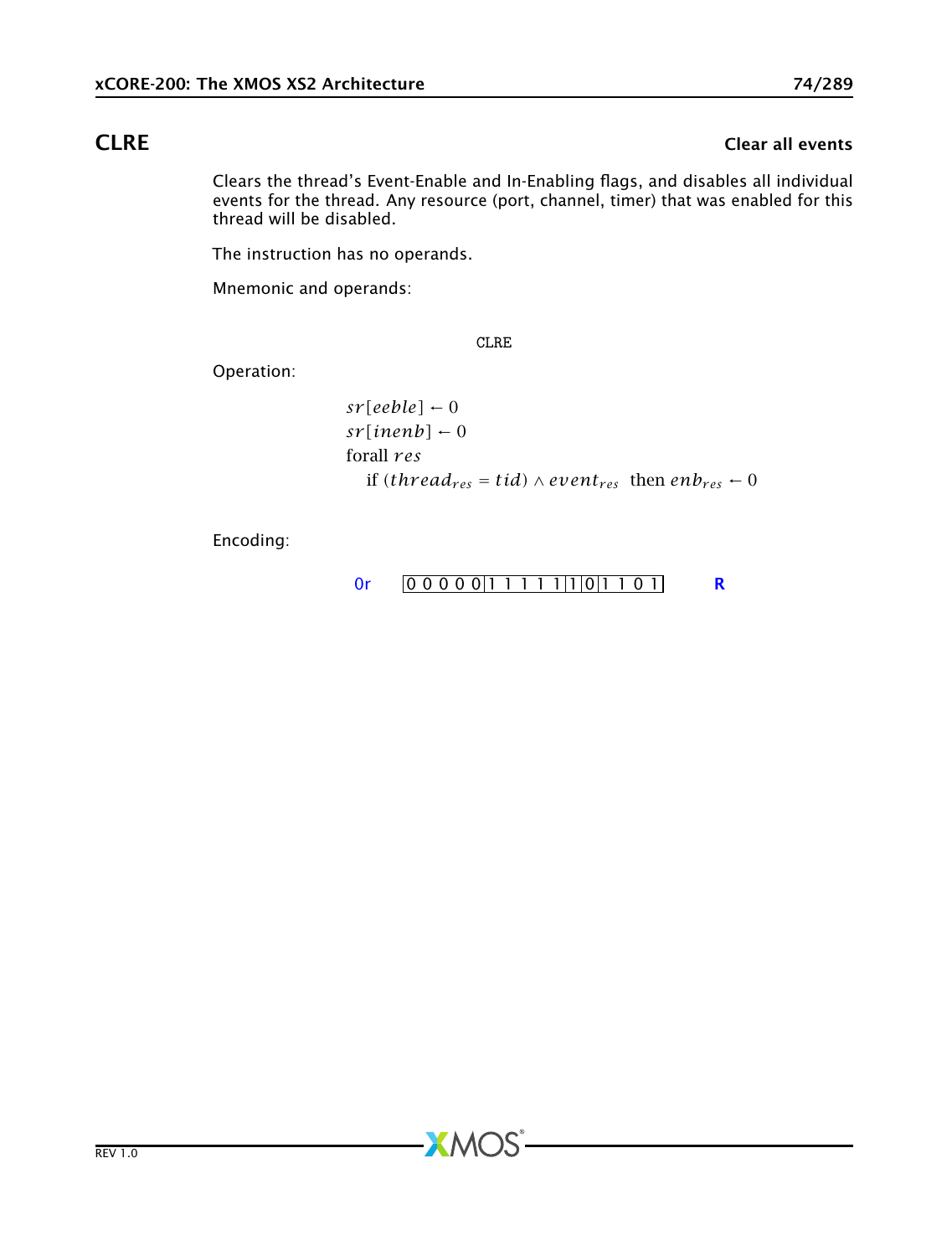## CLRE

**Clear all events**

Clears the thread's Event-Enable and In-Enabling flags, and disables all individual events for the thread. Any resource (port, channel, timer) that was enabled for this thread will be disabled.

The instruction has no operands.

Mnemonic and operands:

```
CLRE
```

Operation:

$$
\begin{aligned}
&sr[eeble] \leftarrow 0 \\
&sr[inenb] \leftarrow 0 \\
&\text{forall } res \\
&\quad \text{if } (thread_{res} = tid) \wedge event_{res} \;\; \text{then } enb_{res} \leftarrow 0
\end{aligned}
$$

Encoding:

0r | 0 0 0 0 0 | 1 1 1 1 1 | 1 | 0 | 1 1 0 1 | **R**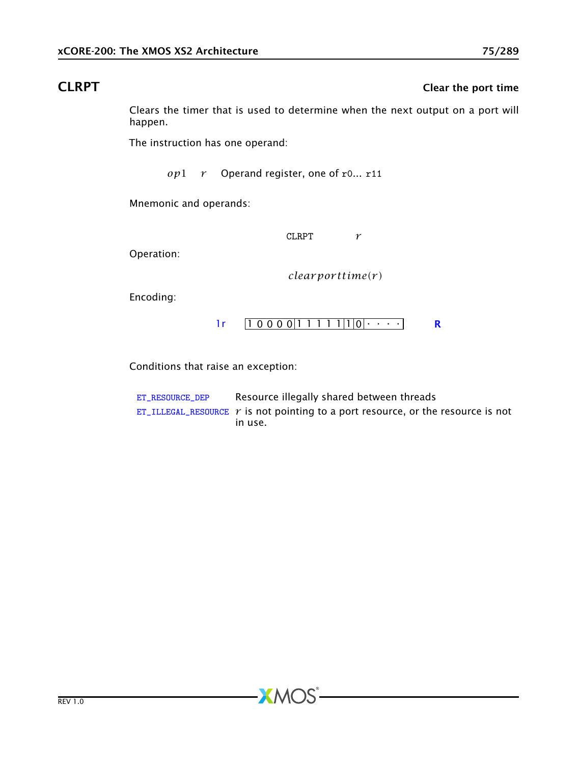## CLRPT — Clear the port time

Clears the timer that is used to determine when the next output on a port will happen.

The instruction has one operand:

| | | |
|---|---|---|
| $op1$ | $r$ | Operand register, one of r0... r11 |

Mnemonic and operands:

CLRPT $r$

Operation:

$$clearporttime(r)$$

Encoding:

| | | |
|---|---|---|
| 1r | 1 0 0 0 0 \| 1 1 1 1 1 \| 1 \| 0 \| · · · · | R |

Conditions that raise an exception:

| | |
|---|---|
| ET_RESOURCE_DEP | Resource illegally shared between threads |
| ET_ILLEGAL_RESOURCE | $r$ is not pointing to a port resource, or the resource is not in use. |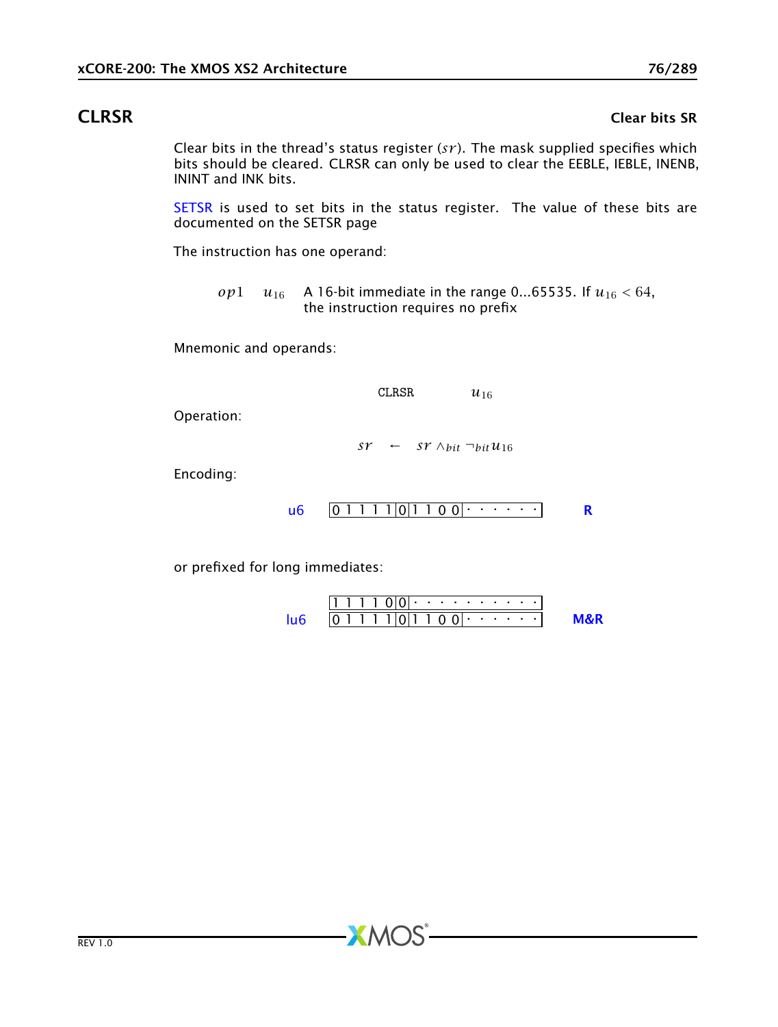## CLRSR

**Clear bits SR**

Clear bits in the thread's status register ($sr$). The mask supplied specifies which bits should be cleared. CLRSR can only be used to clear the EEBLE, IEBLE, INENB, ININT and INK bits.

SETSR is used to set bits in the status register. The value of these bits are documented on the SETSR page

The instruction has one operand:

| | | |
|---|---|---|
| $op1$ | $u_{16}$ | A 16-bit immediate in the range 0...65535. If $u_{16} < 64$, the instruction requires no prefix |

Mnemonic and operands:

$$\text{CLRSR} \quad u_{16}$$

Operation:

$$sr \leftarrow sr \wedge_{bit} \neg_{bit} u_{16}$$

Encoding:

| | | |
|---|---|---|
| u6 | `0 1 1 1 1 0 1 1 0 0 · · · · · ·` | R |

or prefixed for long immediates:

| | | |
|---|---|---|
| lu6 | `1 1 1 1 0 0 · · · · · · · · · ·` | M&R |
| | `0 1 1 1 1 0 1 1 0 0 · · · · · ·` | |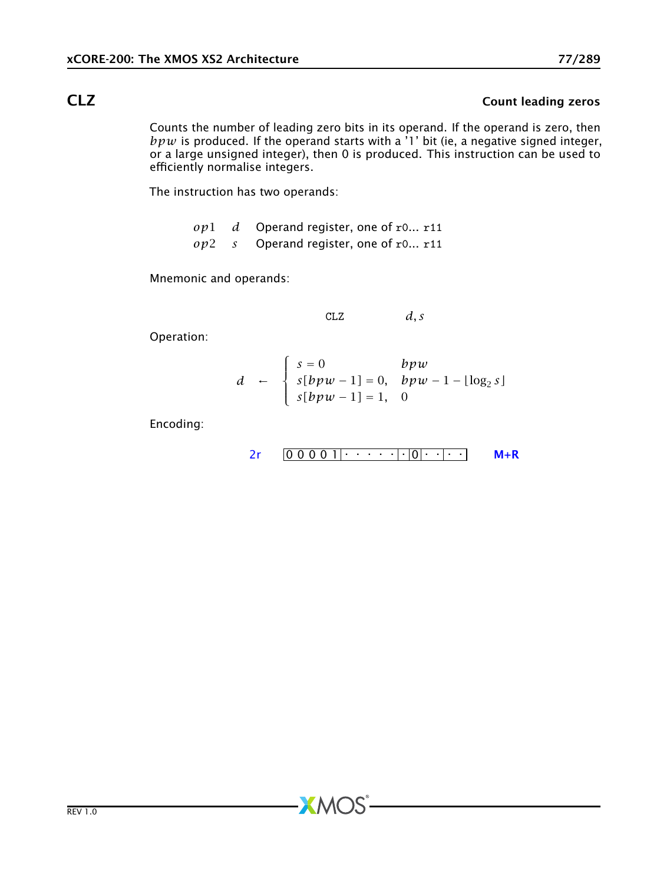# CLZ

**Count leading zeros**

Counts the number of leading zero bits in its operand. If the operand is zero, then $bpw$ is produced. If the operand starts with a '1' bit (ie, a negative signed integer, or a large unsigned integer), then 0 is produced. This instruction can be used to efficiently normalise integers.

The instruction has two operands:

| | | |
|---|---|---|
| $op1$ | $d$ | Operand register, one of r0... r11 |
| $op2$ | $s$ | Operand register, one of r0... r11 |

Mnemonic and operands:

```
CLZ        d, s
```

Operation:

$$d \leftarrow \begin{cases} s = 0 & bpw \\ s[bpw-1] = 0, & bpw - 1 - \lfloor \log_2 s \rfloor \\ s[bpw-1] = 1, & 0 \end{cases}$$

Encoding:

2r | 0 0 0 0 1 | · · · · · | · | 0 | · · | · · | M+R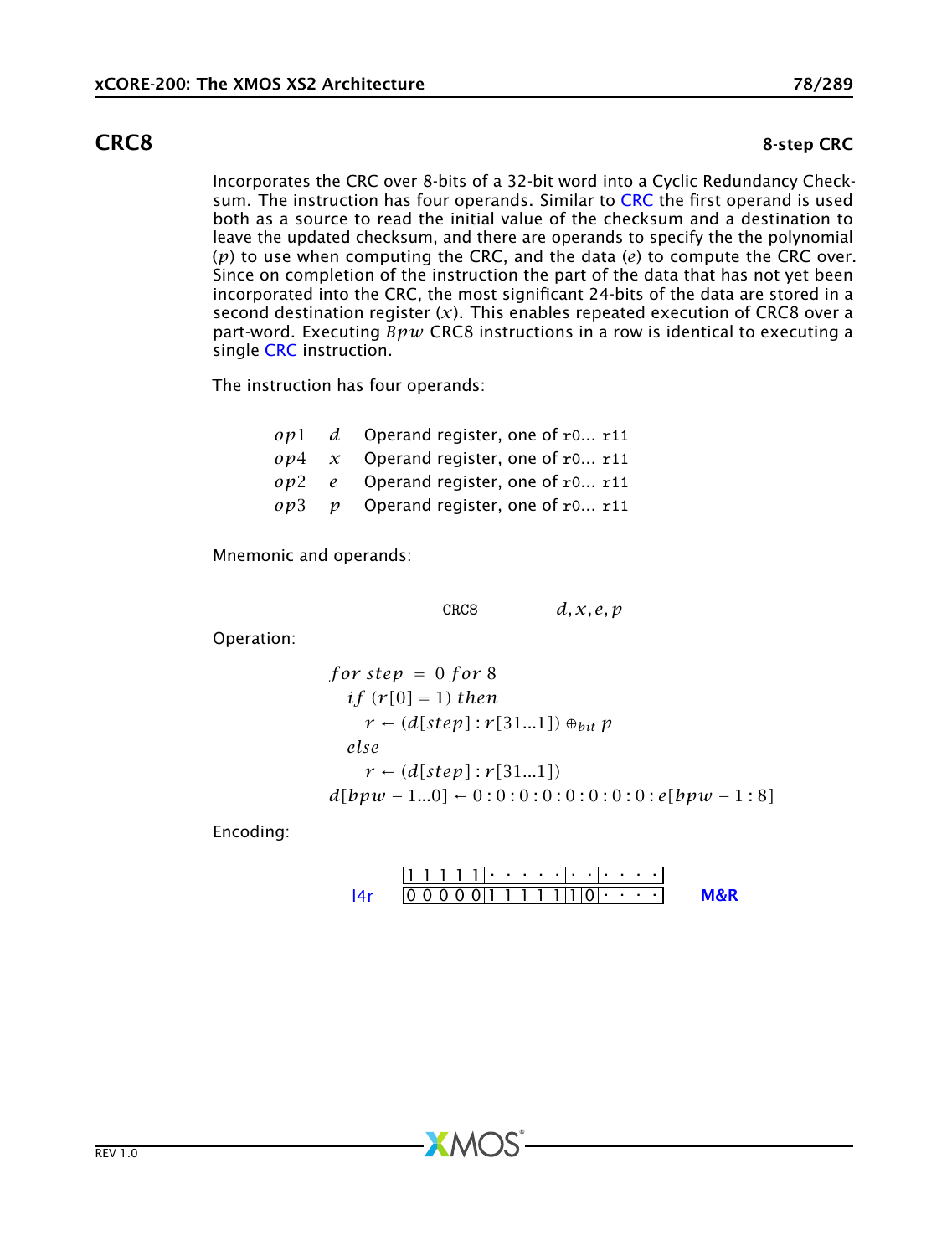## CRC8

**8-step CRC**

Incorporates the CRC over 8-bits of a 32-bit word into a Cyclic Redundancy Checksum. The instruction has four operands. Similar to CRC the first operand is used both as a source to read the initial value of the checksum and a destination to leave the updated checksum, and there are operands to specify the the polynomial ($p$) to use when computing the CRC, and the data ($e$) to compute the CRC over. Since on completion of the instruction the part of the data that has not yet been incorporated into the CRC, the most significant 24-bits of the data are stored in a second destination register ($x$). This enables repeated execution of CRC8 over a part-word. Executing $Bpw$ CRC8 instructions in a row is identical to executing a single CRC instruction.

The instruction has four operands:

| | | |
|---|---|---|
| $op1$ | $d$ | Operand register, one of `r0`... `r11` |
| $op4$ | $x$ | Operand register, one of `r0`... `r11` |
| $op2$ | $e$ | Operand register, one of `r0`... `r11` |
| $op3$ | $p$ | Operand register, one of `r0`... `r11` |

Mnemonic and operands:

`CRC8` $d, x, e, p$

Operation:

$$
\begin{aligned}
& for\ step\ =\ 0\ for\ 8 \\
& \quad if\ (r[0] = 1)\ then \\
& \quad\quad r \leftarrow (d[step] : r[31...1]) \oplus_{bit} p \\
& \quad else \\
& \quad\quad r \leftarrow (d[step] : r[31...1]) \\
& d[bpw - 1...0] \leftarrow 0:0:0:0:0:0:0:0:e[bpw - 1:8]
\end{aligned}
$$

Encoding:

l4r

```
|1 1 1 1 1|· · · · · ·|· ·|· ·|· ·|
|0 0 0 0 0|1 1 1 1 1|1|0|· · · ·|
```

M&R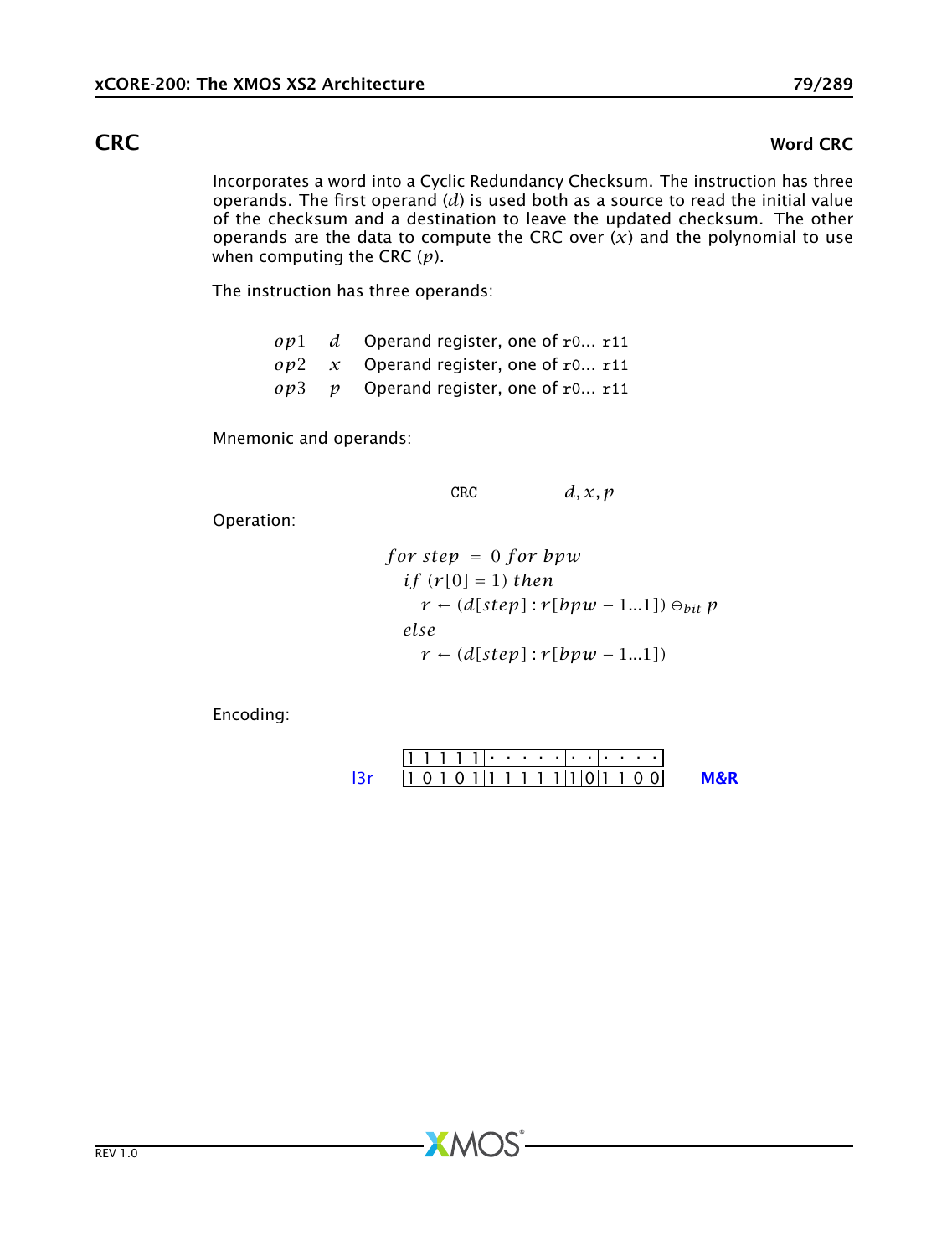## CRC — Word CRC

Incorporates a word into a Cyclic Redundancy Checksum. The instruction has three operands. The first operand ($d$) is used both as a source to read the initial value of the checksum and a destination to leave the updated checksum. The other operands are the data to compute the CRC over ($x$) and the polynomial to use when computing the CRC ($p$).

The instruction has three operands:

| | | |
|---|---|---|
| $op1$ | $d$ | Operand register, one of r0... r11 |
| $op2$ | $x$ | Operand register, one of r0... r11 |
| $op3$ | $p$ | Operand register, one of r0... r11 |

Mnemonic and operands:

```
CRC        d, x, p
```

Operation:

$$
\begin{aligned}
&for\ step\ =\ 0\ for\ bpw \\
&\quad if\ (r[0] = 1)\ then \\
&\quad\quad r \leftarrow (d[step] : r[bpw-1...1]) \oplus_{bit} p \\
&\quad else \\
&\quad\quad r \leftarrow (d[step] : r[bpw-1...1])
\end{aligned}
$$

Encoding:

| | | |
|---|---|---|
| | 1 1 1 1 1 · · · · · · · · · · · · | |
| l3r | 1 0 1 0 1 1 1 1 1 1 1 0 1 1 0 0 | M&R |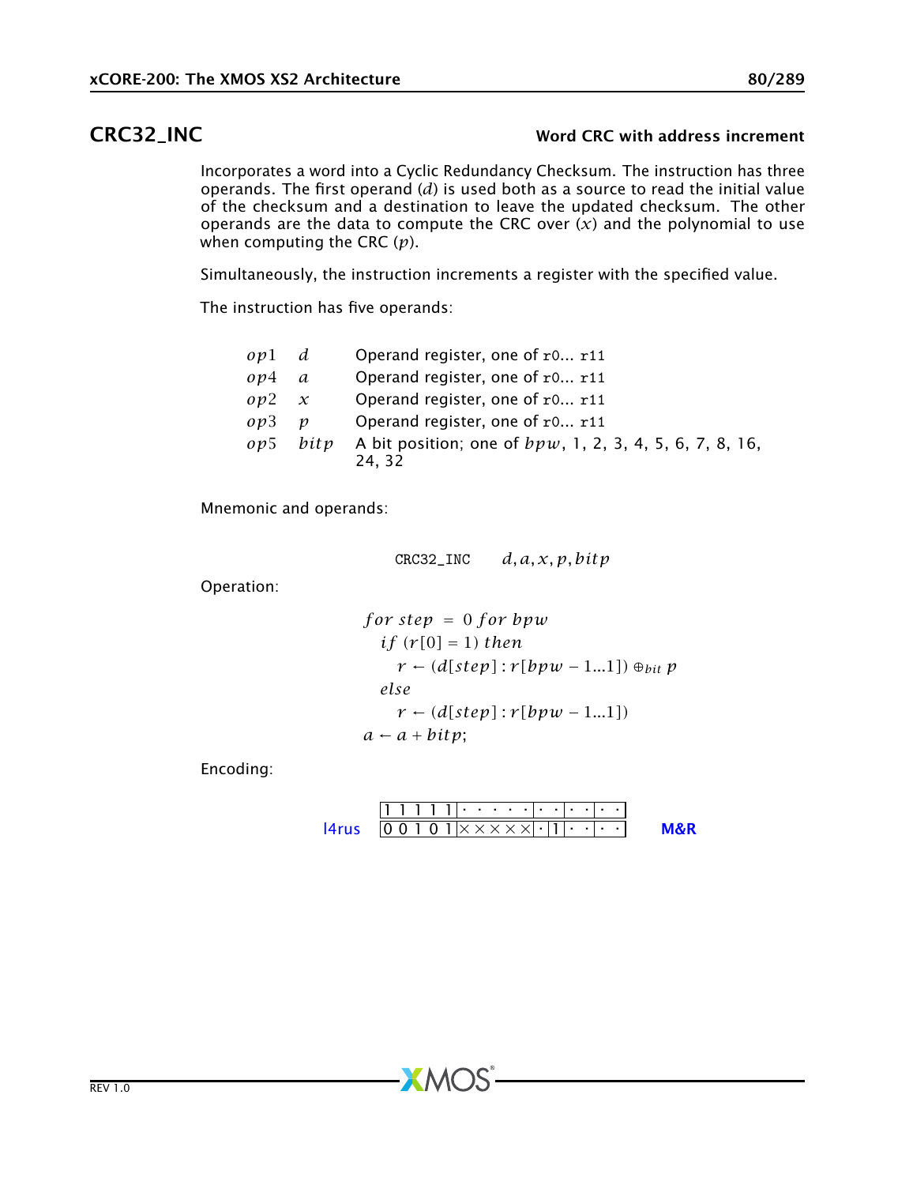## CRC32_INC

**Word CRC with address increment**

Incorporates a word into a Cyclic Redundancy Checksum. The instruction has three operands. The first operand ($d$) is used both as a source to read the initial value of the checksum and a destination to leave the updated checksum. The other operands are the data to compute the CRC over ($x$) and the polynomial to use when computing the CRC ($p$).

Simultaneously, the instruction increments a register with the specified value.

The instruction has five operands:

| | | |
|---|---|---|
| $op1$ | $d$ | Operand register, one of r0... r11 |
| $op4$ | $a$ | Operand register, one of r0... r11 |
| $op2$ | $x$ | Operand register, one of r0... r11 |
| $op3$ | $p$ | Operand register, one of r0... r11 |
| $op5$ | $bitp$ | A bit position; one of $bpw$, 1, 2, 3, 4, 5, 6, 7, 8, 16, 24, 32 |

Mnemonic and operands:

$$\texttt{CRC32\_INC} \quad d, a, x, p, bitp$$

Operation:

$$
\begin{aligned}
& for\ step\ =\ 0\ for\ bpw \\
& \quad if\ (r[0] = 1)\ then \\
& \quad\quad r \leftarrow (d[step] : r[bpw-1...1]) \oplus_{bit} p \\
& \quad else \\
& \quad\quad r \leftarrow (d[step] : r[bpw-1...1]) \\
& a \leftarrow a + bitp;
\end{aligned}
$$

Encoding:

| | |
|---|---|
| | 1 1 1 1 1 \| · · · · · \| · · \| · · \| · · |
| l4rus | 0 0 1 0 1 \| × × × × × \| · 1 \| · · \| · · |

M&R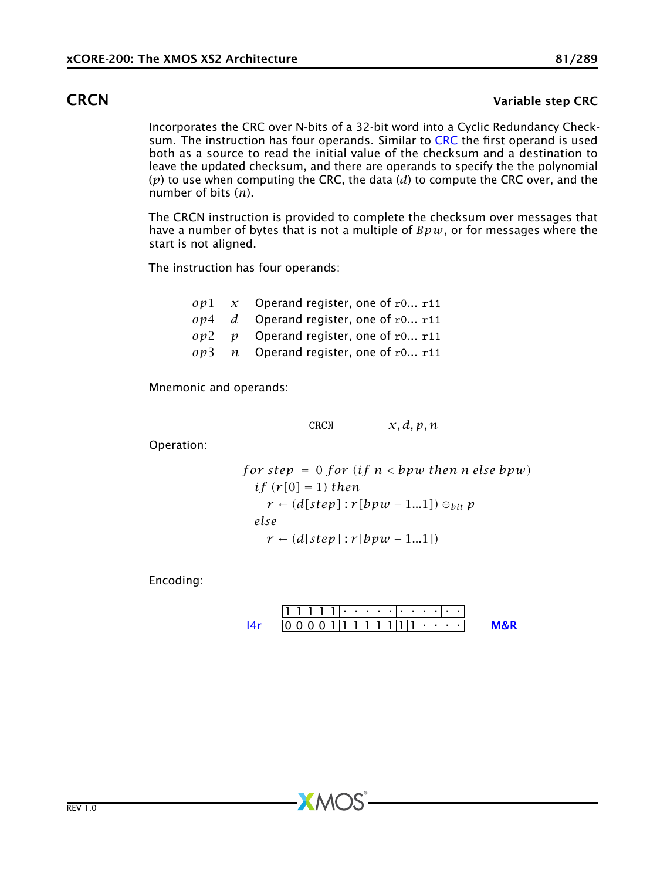## CRCN — Variable step CRC

Incorporates the CRC over N-bits of a 32-bit word into a Cyclic Redundancy Checksum. The instruction has four operands. Similar to CRC the first operand is used both as a source to read the initial value of the checksum and a destination to leave the updated checksum, and there are operands to specify the the polynomial ($p$) to use when computing the CRC, the data ($d$) to compute the CRC over, and the number of bits ($n$).

The CRCN instruction is provided to complete the checksum over messages that have a number of bytes that is not a multiple of $Bpw$, or for messages where the start is not aligned.

The instruction has four operands:

| | | |
|---|---|---|
| $op1$ | $x$ | Operand register, one of r0... r11 |
| $op4$ | $d$ | Operand register, one of r0... r11 |
| $op2$ | $p$ | Operand register, one of r0... r11 |
| $op3$ | $n$ | Operand register, one of r0... r11 |

Mnemonic and operands:

```
CRCN        x, d, p, n
```

Operation:

$$
\begin{array}{l}
for\ step\ =\ 0\ for\ (if\ n < bpw\ then\ n\ else\ bpw) \\
\quad if\ (r[0] = 1)\ then \\
\quad\quad r \leftarrow (d[step] : r[bpw-1 \ldots 1]) \oplus_{bit} p \\
\quad else \\
\quad\quad r \leftarrow (d[step] : r[bpw-1 \ldots 1])
\end{array}
$$

Encoding:

| | | |
|---|---|---|
| | `1 1 1 1 1 \| · · · · · \| · · \| · · \| · ·` | |
| l4r | `0 0 0 0 1 \| 1 1 1 1 1 \| 1 \| 1 \| · · · ·` | M&R |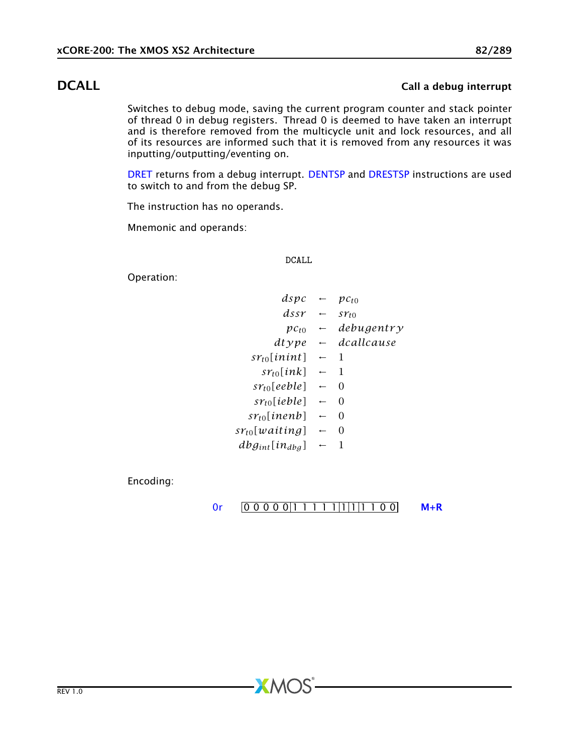## DCALL

**Call a debug interrupt**

Switches to debug mode, saving the current program counter and stack pointer of thread 0 in debug registers. Thread 0 is deemed to have taken an interrupt and is therefore removed from the multicycle unit and lock resources, and all of its resources are informed such that it is removed from any resources it was inputting/outputting/eventing on.

DRET returns from a debug interrupt. DENTSP and DRESTSP instructions are used to switch to and from the debug SP.

The instruction has no operands.

Mnemonic and operands:

```
DCALL
```

Operation:

$$
\begin{aligned}
dspc &\leftarrow pc_{t0} \\
dssr &\leftarrow sr_{t0} \\
pc_{t0} &\leftarrow debugentry \\
dtype &\leftarrow dcallcause \\
sr_{t0}[inint] &\leftarrow 1 \\
sr_{t0}[ink] &\leftarrow 1 \\
sr_{t0}[eeble] &\leftarrow 0 \\
sr_{t0}[ieble] &\leftarrow 0 \\
sr_{t0}[inenb] &\leftarrow 0 \\
sr_{t0}[waiting] &\leftarrow 0 \\
dbg_{int}[in_{dbg}] &\leftarrow 1
\end{aligned}
$$

Encoding:

0r | 0 0 0 0 0 | 1 1 1 1 1 | 1 | 1 | 1 1 0 0 | M+R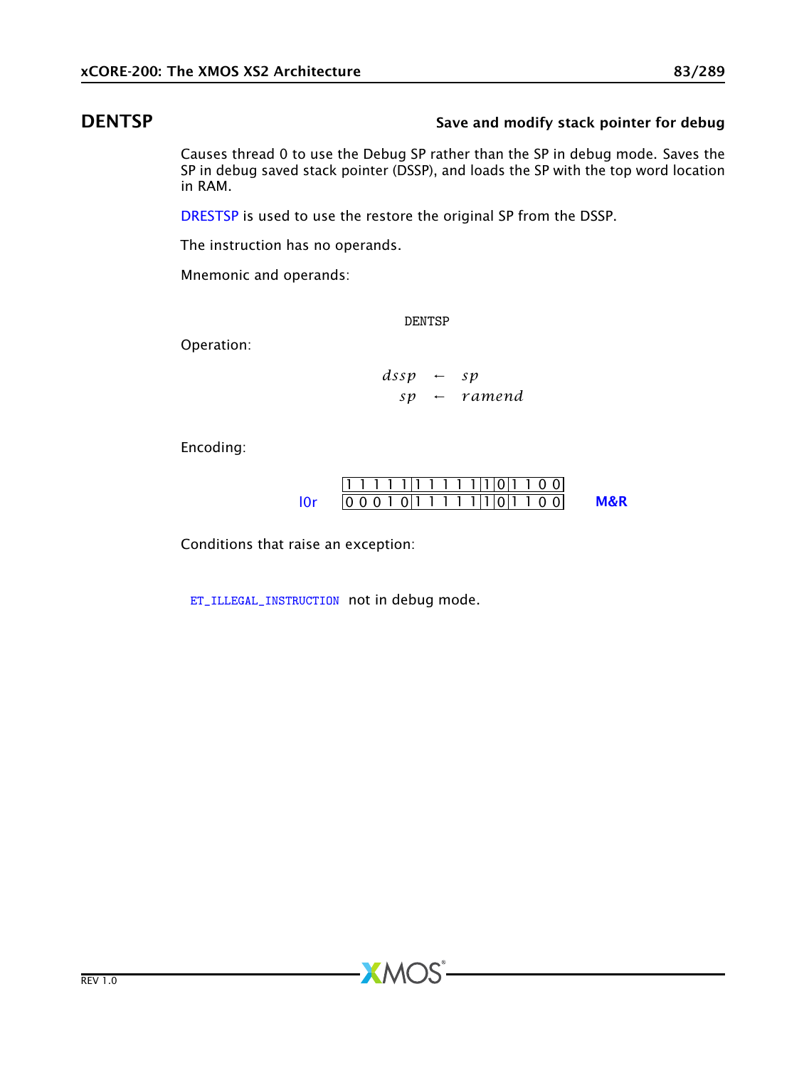# DENTSP

**Save and modify stack pointer for debug**

Causes thread 0 to use the Debug SP rather than the SP in debug mode. Saves the SP in debug saved stack pointer (DSSP), and loads the SP with the top word location in RAM.

DRESTSP is used to use the restore the original SP from the DSSP.

The instruction has no operands.

Mnemonic and operands:

```
DENTSP
```

Operation:

$$
\begin{aligned}
dssp &\leftarrow sp \\
sp &\leftarrow ramend
\end{aligned}
$$

Encoding:

| | | |
|---|---|---|
| | 1 1 1 1 1 \| 1 1 1 1 1 \| 1 \| 0 \| 1 1 0 0 | |
| l0r | 0 0 0 1 0 \| 1 1 1 1 1 \| 1 \| 0 \| 1 1 0 0 | M&R |

Conditions that raise an exception:

ET_ILLEGAL_INSTRUCTION not in debug mode.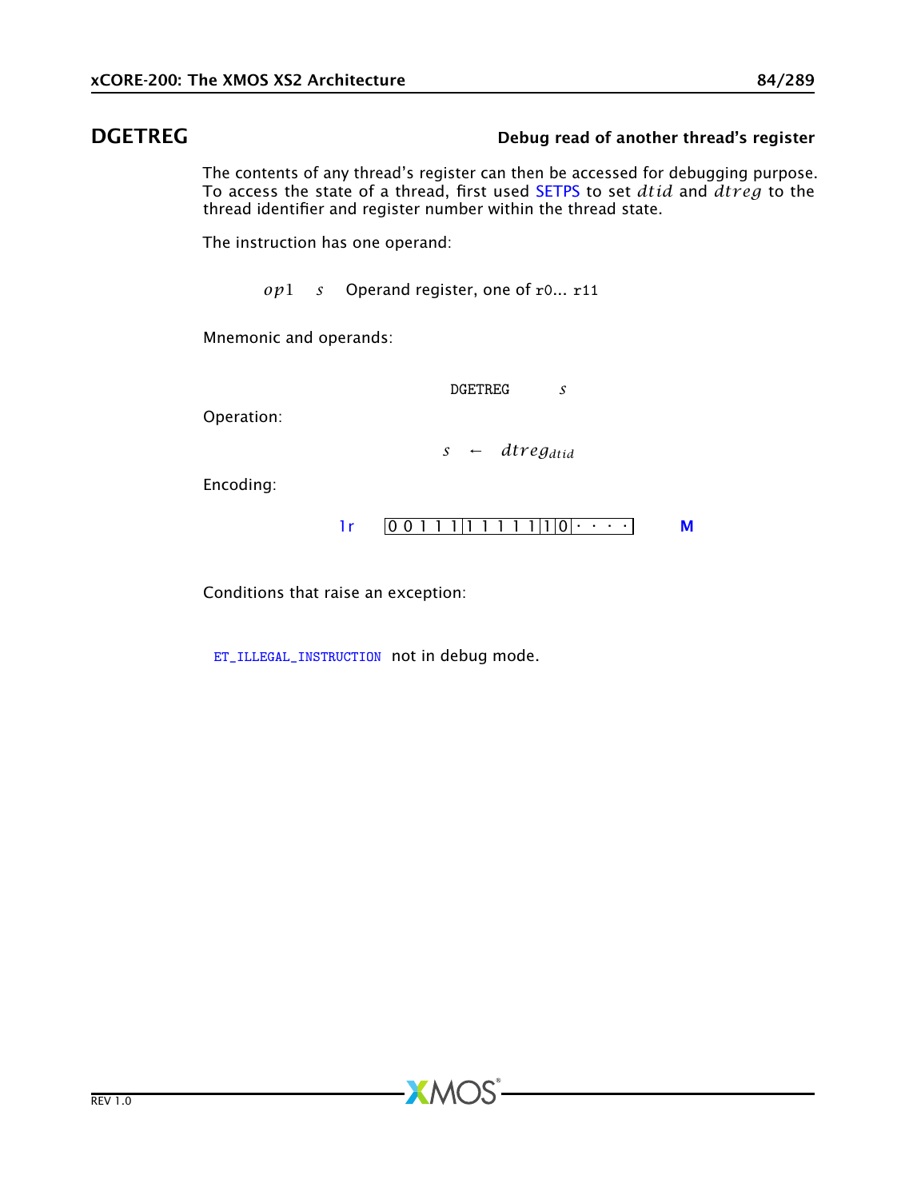## DGETREG — Debug read of another thread's register

The contents of any thread's register can then be accessed for debugging purpose. To access the state of a thread, first used SETPS to set $dtid$ and $dtreg$ to the thread identifier and register number within the thread state.

The instruction has one operand:

| | | |
|---|---|---|
| $op1$ | $s$ | Operand register, one of r0... r11 |

Mnemonic and operands:

```
DGETREG    s
```

Operation:

$$s \leftarrow dtreg_{dtid}$$

Encoding:

| | | |
|---|---|---|
| 1r | 0 0 1 1 1 \| 1 1 1 1 1 \| 1 \| 0 \| · · · · | M |

Conditions that raise an exception:

ET_ILLEGAL_INSTRUCTION not in debug mode.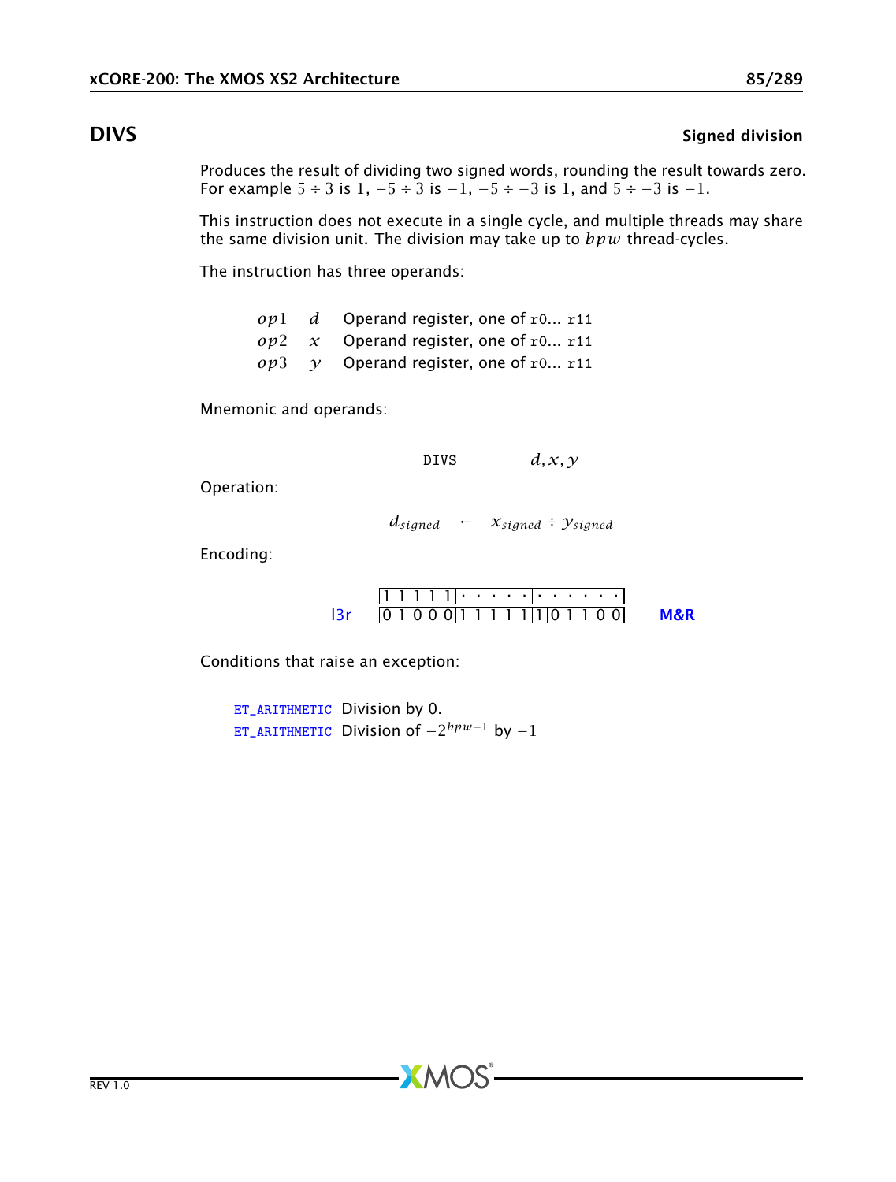## DIVS

**Signed division**

Produces the result of dividing two signed words, rounding the result towards zero. For example $5 \div 3$ is $1$, $-5 \div 3$ is $-1$, $-5 \div -3$ is $1$, and $5 \div -3$ is $-1$.

This instruction does not execute in a single cycle, and multiple threads may share the same division unit. The division may take up to $bpw$ thread-cycles.

The instruction has three operands:

| | | |
|---|---|---|
| $op1$ | $d$ | Operand register, one of `r0... r11` |
| $op2$ | $x$ | Operand register, one of `r0... r11` |
| $op3$ | $y$ | Operand register, one of `r0... r11` |

Mnemonic and operands:

```
DIVS    d, x, y
```

Operation:

$$d_{signed} \leftarrow x_{signed} \div y_{signed}$$

Encoding:

| | | | | | | | | |
|---|---|---|---|---|---|---|---|---|
| | 1 1 1 1 1 | · · · · · | · · | · · | · · | | |
| l3r | 0 1 0 0 0 | 1 1 1 1 1 | 1 | 0 | 1 1 0 0 | M&R |

Conditions that raise an exception:

ET_ARITHMETIC Division by 0.
ET_ARITHMETIC Division of $-2^{bpw-1}$ by $-1$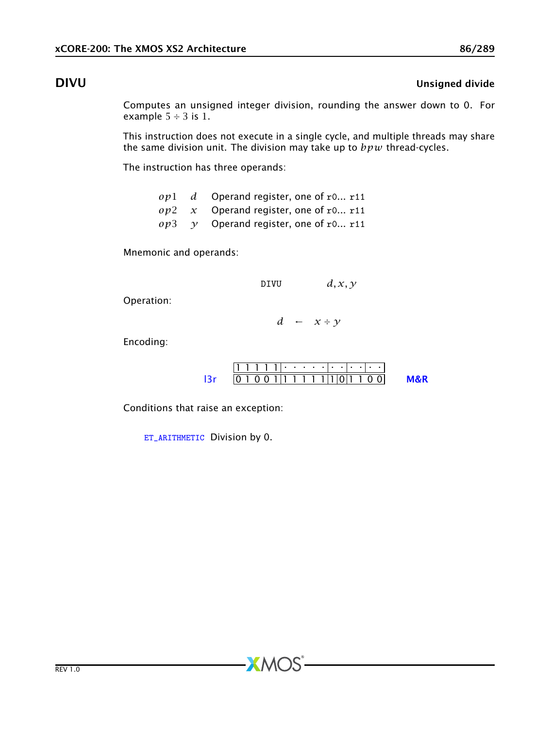# DIVU

**Unsigned divide**

Computes an unsigned integer division, rounding the answer down to 0. For example $5 \div 3$ is $1$.

This instruction does not execute in a single cycle, and multiple threads may share the same division unit. The division may take up to $bpw$ thread-cycles.

The instruction has three operands:

| | | |
|---|---|---|
| $op1$ | $d$ | Operand register, one of r0... r11 |
| $op2$ | $x$ | Operand register, one of r0... r11 |
| $op3$ | $y$ | Operand register, one of r0... r11 |

Mnemonic and operands:

```
DIVU        d, x, y
```

Operation:

$$d \leftarrow x \div y$$

Encoding:

| | | | | | | | |
|---|---|---|---|---|---|---|---|
| | 1 1 1 1 1 | · · · · · | · · | · · | · · | | |
| l3r | 0 1 0 0 1 | 1 1 1 1 1 | 1 | 0 | 1 1 0 0 | | M&R |

Conditions that raise an exception:

ET_ARITHMETIC Division by 0.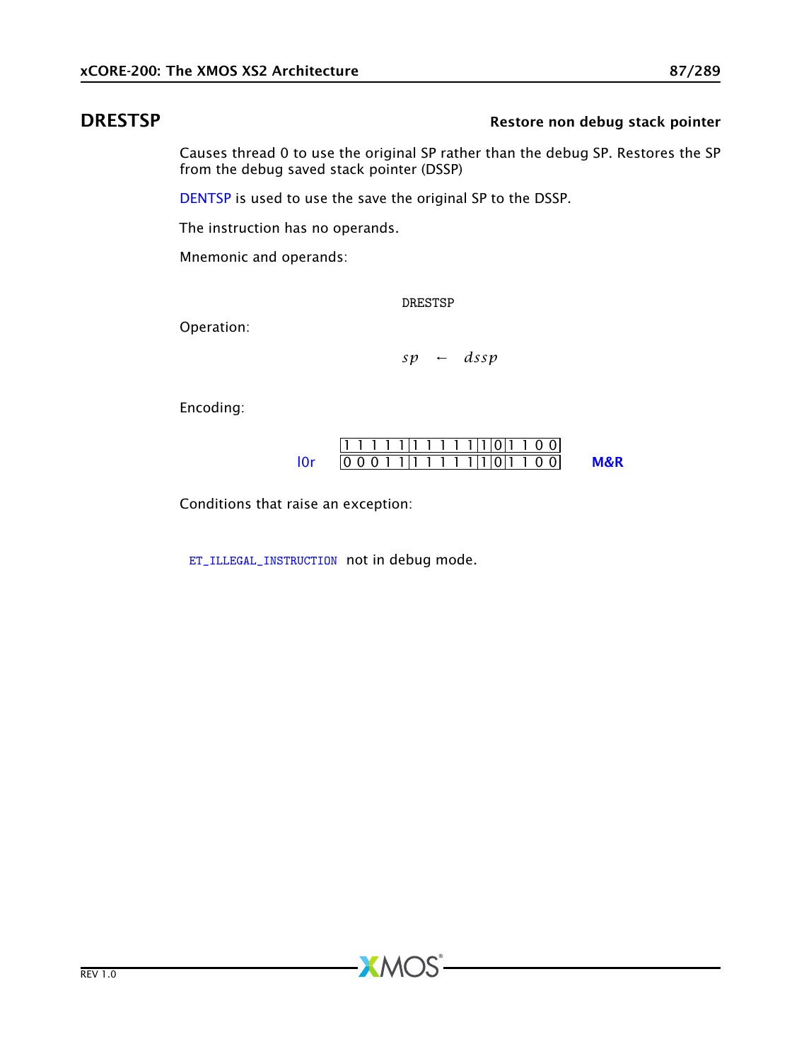## DRESTSP

**Restore non debug stack pointer**

Causes thread 0 to use the original SP rather than the debug SP. Restores the SP from the debug saved stack pointer (DSSP)

DENTSP is used to use the save the original SP to the DSSP.

The instruction has no operands.

Mnemonic and operands:

```
DRESTSP
```

Operation:

$$sp \leftarrow dssp$$

Encoding:

| | | | | | | |
|---|---|---|---|---|---|---|
| | 1 1 1 1 1 | 1 1 1 1 1 | 1 | 0 | 1 1 0 0 | |
| l0r | 0 0 0 1 1 | 1 1 1 1 1 | 1 | 0 | 1 1 0 0 | **M&R** |

Conditions that raise an exception:

ET_ILLEGAL_INSTRUCTION not in debug mode.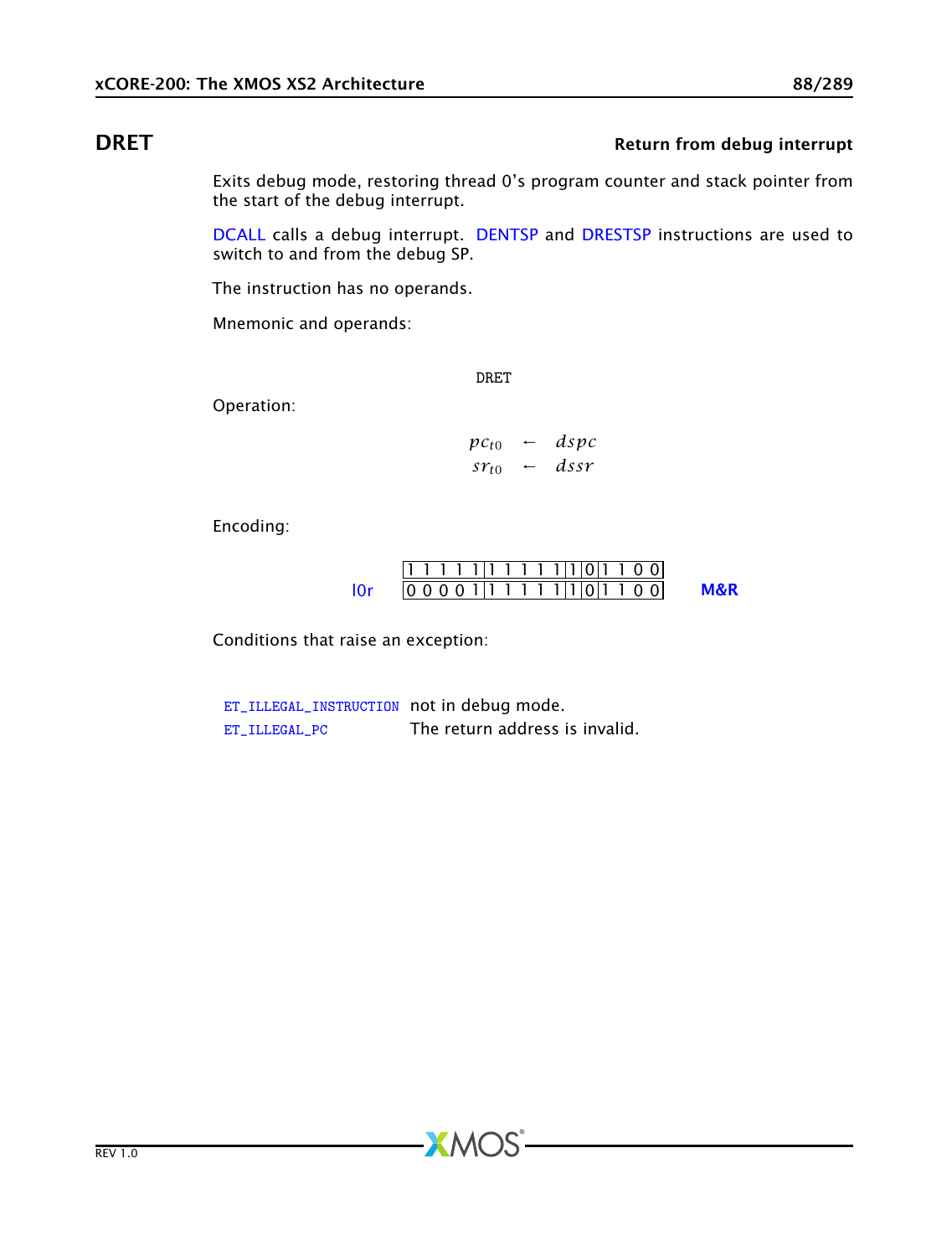## DRET

**Return from debug interrupt**

Exits debug mode, restoring thread 0's program counter and stack pointer from the start of the debug interrupt.

DCALL calls a debug interrupt. DENTSP and DRESTSP instructions are used to switch to and from the debug SP.

The instruction has no operands.

Mnemonic and operands:

```
DRET
```

Operation:

$$pc_{t0} \leftarrow dspc$$
$$sr_{t0} \leftarrow dssr$$

Encoding:

| | | |
|---|---|---|
| | 1 1 1 1 1 \| 1 1 1 1 1 \| 1 \| 0 \| 1 1 0 0 | |
| l0r | 0 0 0 0 1 \| 1 1 1 1 1 \| 1 \| 0 \| 1 1 0 0 | M&R |

Conditions that raise an exception:

| | |
|---|---|
| ET_ILLEGAL_INSTRUCTION | not in debug mode. |
| ET_ILLEGAL_PC | The return address is invalid. |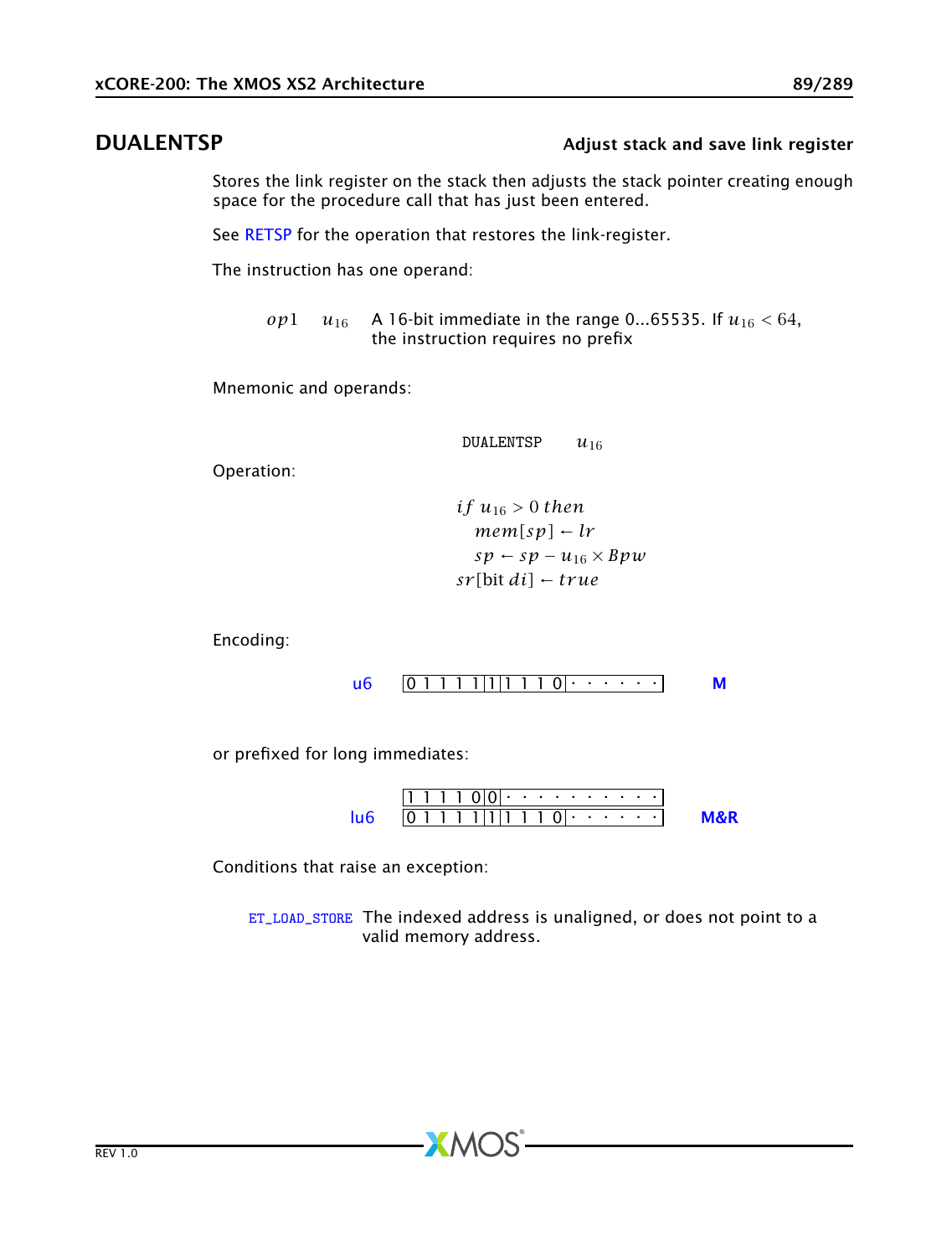## DUALENTSP — Adjust stack and save link register

Stores the link register on the stack then adjusts the stack pointer creating enough space for the procedure call that has just been entered.

See RETSP for the operation that restores the link-register.

The instruction has one operand:

| | | |
|---|---|---|
| $op1$ | $u_{16}$ | A 16-bit immediate in the range 0...65535. If $u_{16} < 64$, the instruction requires no prefix |

Mnemonic and operands:

DUALENTSP $u_{16}$

Operation:

$$
\begin{aligned}
& if\ u_{16} > 0\ then \\
& \quad mem[sp] \leftarrow lr \\
& \quad sp \leftarrow sp - u_{16} \times Bpw \\
& sr[\text{bit } di] \leftarrow true
\end{aligned}
$$

Encoding:

| | | |
|---|---|---|
| u6 | `0 1 1 1 1 1 1 1 1 0 · · · · · ·` | M |

or prefixed for long immediates:

| | | |
|---|---|---|
| | `1 1 1 1 0 0 · · · · · · · · · ·` | |
| lu6 | `0 1 1 1 1 1 1 1 1 0 · · · · · ·` | M&R |

Conditions that raise an exception:

ET_LOAD_STORE The indexed address is unaligned, or does not point to a valid memory address.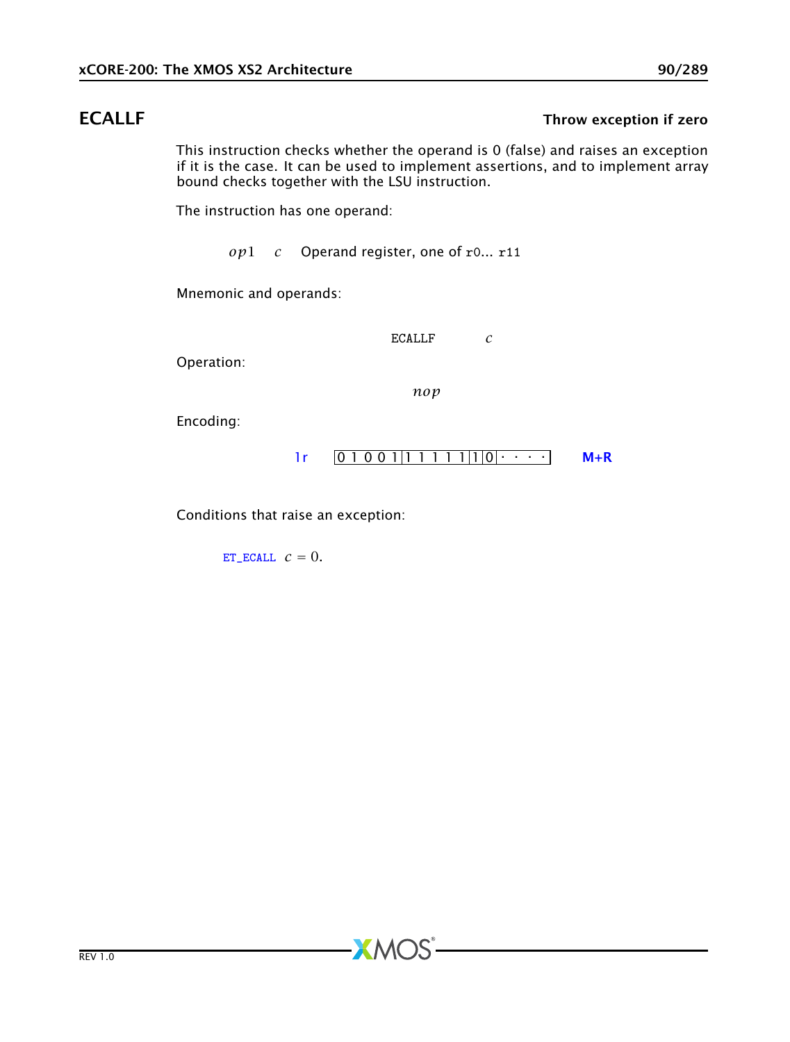## ECALLF — Throw exception if zero

This instruction checks whether the operand is 0 (false) and raises an exception if it is the case. It can be used to implement assertions, and to implement array bound checks together with the LSU instruction.

The instruction has one operand:

| | | |
|---|---|---|
| $op1$ | $c$ | Operand register, one of r0... r11 |

Mnemonic and operands:

```
ECALLF    c
```

Operation:

$$nop$$

Encoding:

| | | |
|---|---|---|
| 1r | 0 1 0 0 1 \| 1 1 1 1 1 \| 1 \| 0 \| · · · · | M+R |

Conditions that raise an exception:

ET_ECALL $c = 0$.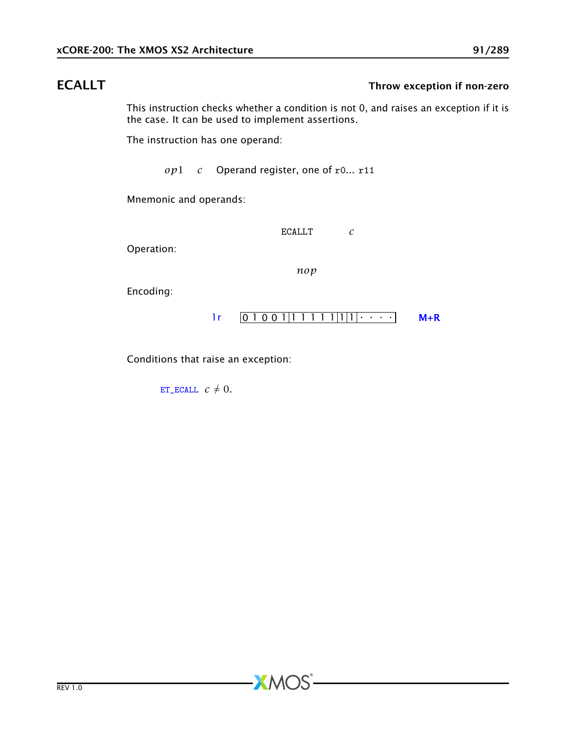## ECALLT — Throw exception if non-zero

This instruction checks whether a condition is not 0, and raises an exception if it is the case. It can be used to implement assertions.

The instruction has one operand:

| | | |
|---|---|---|
| $op1$ | $c$ | Operand register, one of r0... r11 |

Mnemonic and operands:

```
ECALLT    c
```

Operation:

$$nop$$

Encoding:

1r `0 1 0 0 1 | 1 1 1 1 1 | 1 | 1 | · · · ·` **M+R**

Conditions that raise an exception:

ET_ECALL $c \neq 0$.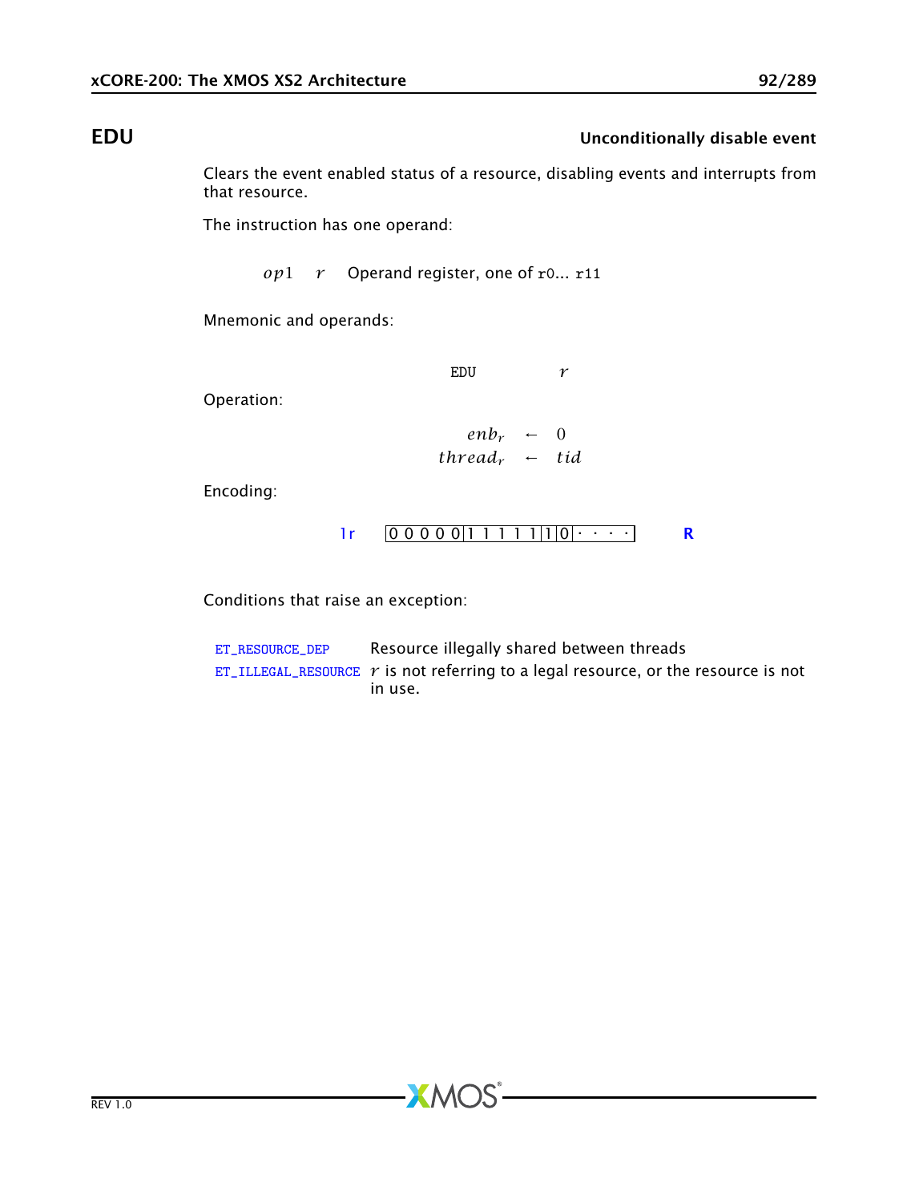## EDU — Unconditionally disable event

Clears the event enabled status of a resource, disabling events and interrupts from that resource.

The instruction has one operand:

| | | |
|---|---|---|
| $op1$ | $r$ | Operand register, one of `r0`... `r11` |

Mnemonic and operands:

$$\texttt{EDU} \quad r$$

Operation:

$$
\begin{aligned}
enb_r &\leftarrow 0 \\
thread_r &\leftarrow tid
\end{aligned}
$$

Encoding:

| | | |
|---|---|---|
| 1r | `0 0 0 0 0 | 1 1 1 1 1 | 1 | 0 | · · · ·` | R |

Conditions that raise an exception:

| | |
|---|---|
| ET_RESOURCE_DEP | Resource illegally shared between threads |
| ET_ILLEGAL_RESOURCE | $r$ is not referring to a legal resource, or the resource is not in use. |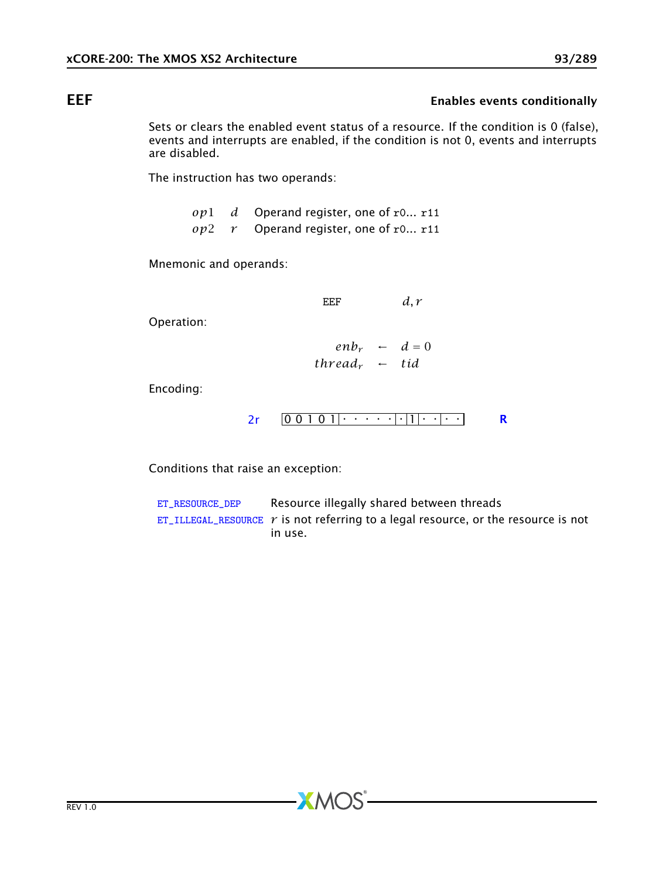## EEF — Enables events conditionally

Sets or clears the enabled event status of a resource. If the condition is 0 (false), events and interrupts are enabled, if the condition is not 0, events and interrupts are disabled.

The instruction has two operands:

| | | |
|---|---|---|
| $op1$ | $d$ | Operand register, one of r0... r11 |
| $op2$ | $r$ | Operand register, one of r0... r11 |

Mnemonic and operands:

EEF $d, r$

Operation:

$$enb_r \leftarrow d = 0$$
$$thread_r \leftarrow tid$$

Encoding:

2r `0 0 1 0 1 | · · · · · | · | 1 | · · | · ·` R

Conditions that raise an exception:

| | |
|---|---|
| ET_RESOURCE_DEP | Resource illegally shared between threads |
| ET_ILLEGAL_RESOURCE | $r$ is not referring to a legal resource, or the resource is not in use. |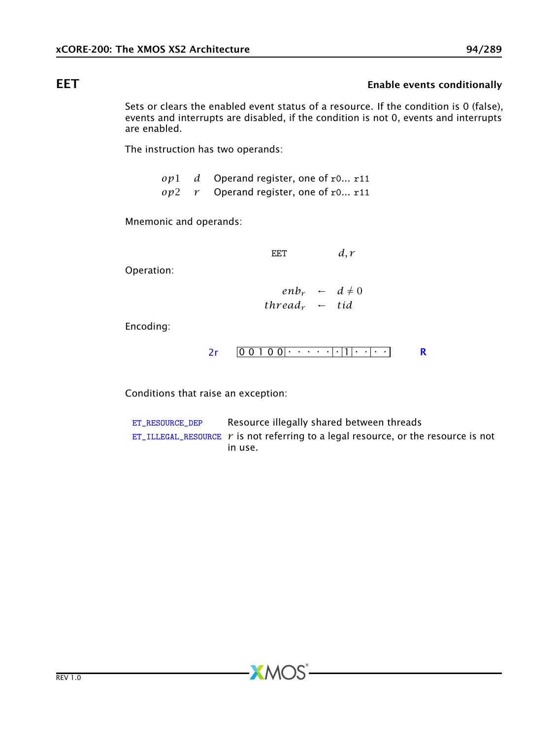## EET

**Enable events conditionally**

Sets or clears the enabled event status of a resource. If the condition is 0 (false), events and interrupts are disabled, if the condition is not 0, events and interrupts are enabled.

The instruction has two operands:

| | | |
|---|---|---|
| $op1$ | $d$ | Operand register, one of r0... r11 |
| $op2$ | $r$ | Operand register, one of r0... r11 |

Mnemonic and operands:

```
EET    d, r
```

Operation:

$$enb_r \leftarrow d \neq 0$$
$$thread_r \leftarrow tid$$

Encoding:

2r `0 0 1 0 0 · · · · · · · 1 · · · · ·` **R**

Conditions that raise an exception:

| | |
|---|---|
| ET_RESOURCE_DEP | Resource illegally shared between threads |
| ET_ILLEGAL_RESOURCE | $r$ is not referring to a legal resource, or the resource is not in use. |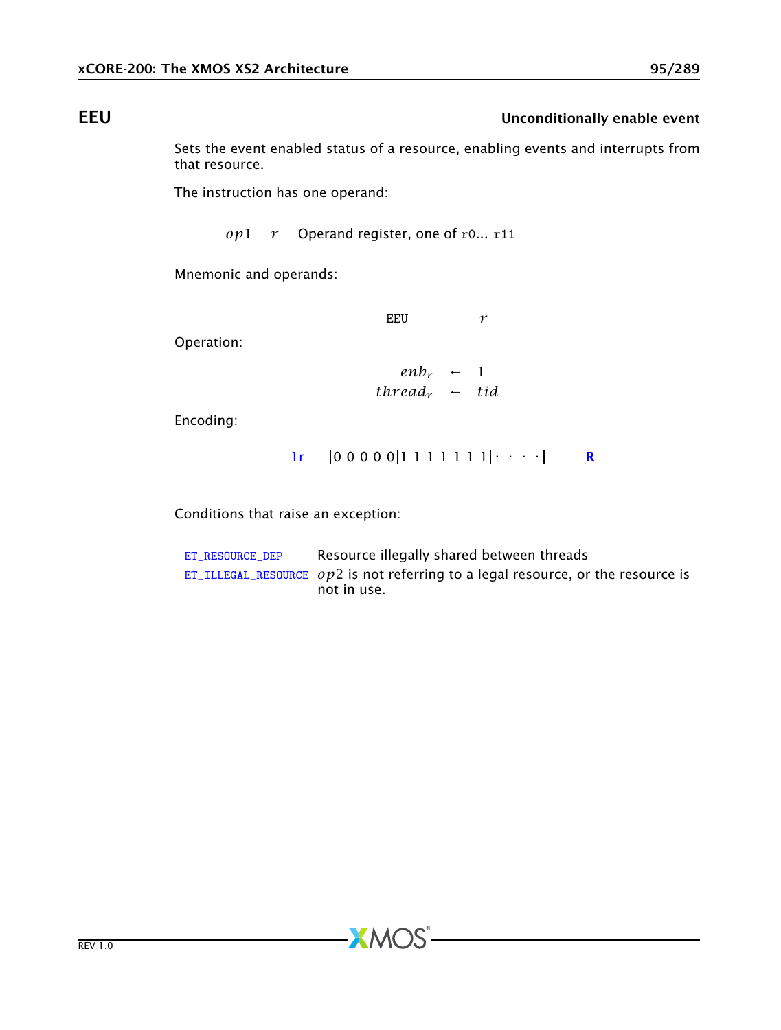## EEU **Unconditionally enable event**

Sets the event enabled status of a resource, enabling events and interrupts from that resource.

The instruction has one operand:

| | | |
|---|---|---|
| $op1$ | $r$ | Operand register, one of r0... r11 |

Mnemonic and operands:

EEU $r$

Operation:

$$enb_r \leftarrow 1$$
$$thread_r \leftarrow tid$$

Encoding:

| | | |
|---|---|---|
| 1r | 0 0 0 0 0 \| 1 1 1 1 1 \| 1 \| 1 \| · · · · | R |

Conditions that raise an exception:

| | |
|---|---|
| ET_RESOURCE_DEP | Resource illegally shared between threads |
| ET_ILLEGAL_RESOURCE | $op2$ is not referring to a legal resource, or the resource is not in use. |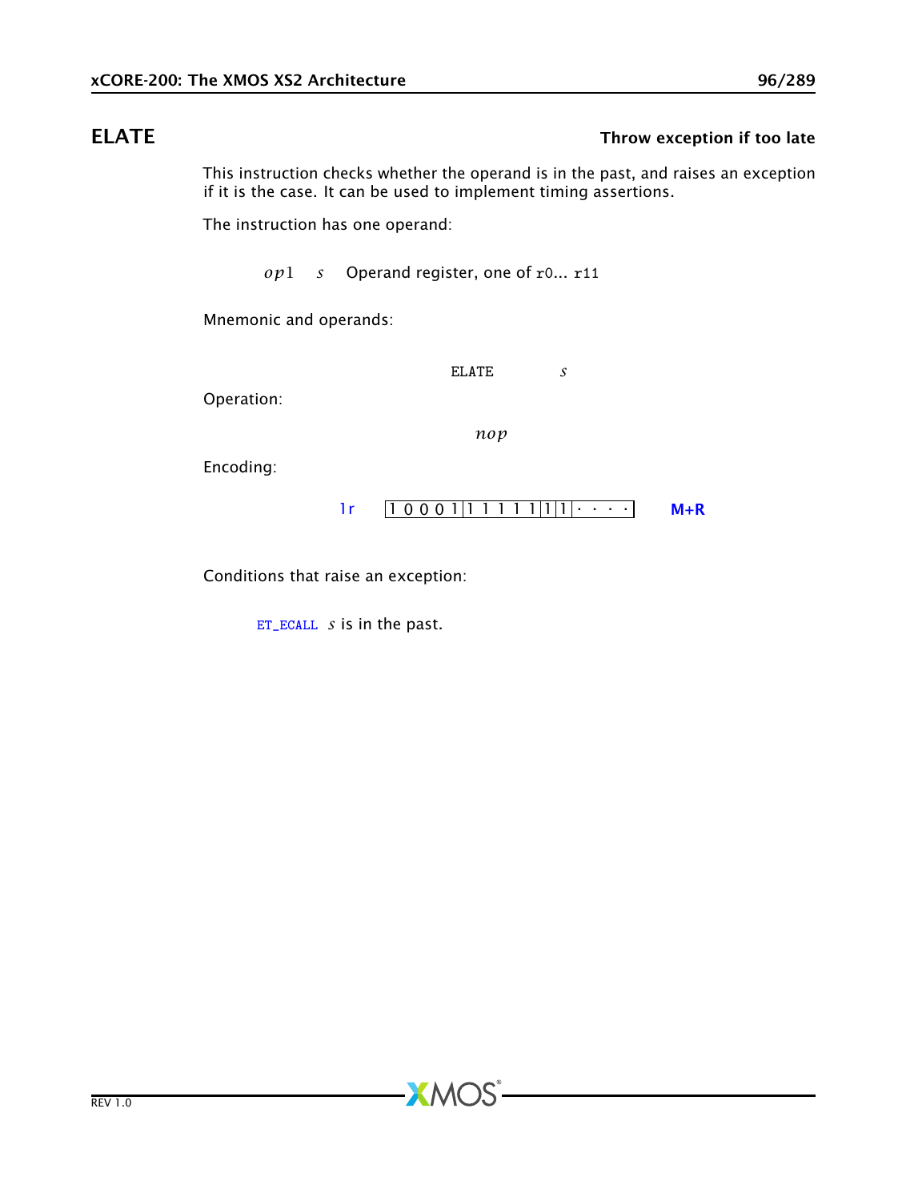## ELATE — Throw exception if too late

This instruction checks whether the operand is in the past, and raises an exception if it is the case. It can be used to implement timing assertions.

The instruction has one operand:

| | | |
|---|---|---|
| $op1$ | $s$ | Operand register, one of r0... r11 |

Mnemonic and operands:

```
ELATE    s
```

Operation:

$$nop$$

Encoding:

| | | |
|---|---|---|
| 1r | 1 0 0 0 1 \| 1 1 1 1 1 \| 1 \| 1 \| · · · · | M+R |

Conditions that raise an exception:

| | |
|---|---|
| ET_ECALL | $s$ is in the past. |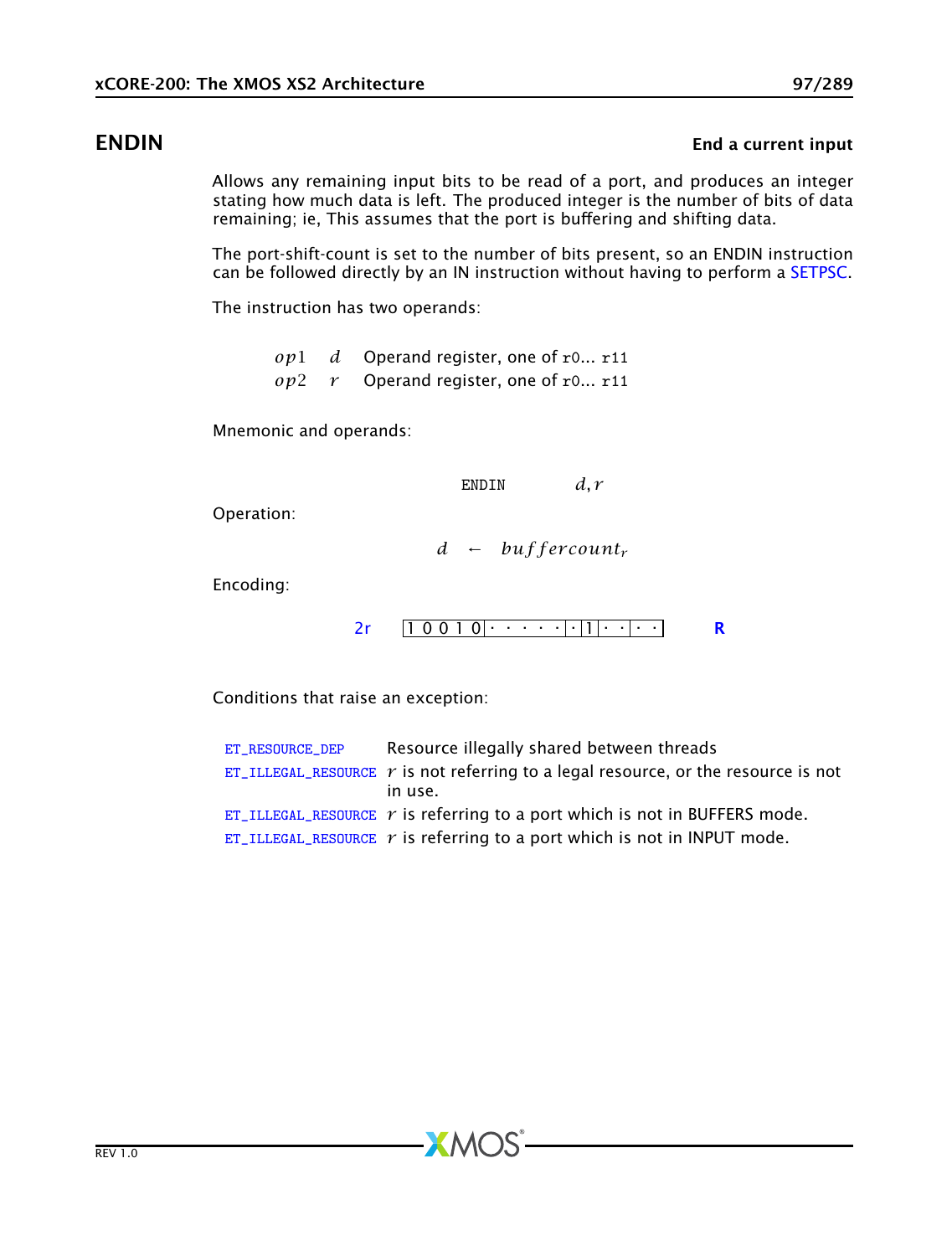## ENDIN

**End a current input**

Allows any remaining input bits to be read of a port, and produces an integer stating how much data is left. The produced integer is the number of bits of data remaining; ie, This assumes that the port is buffering and shifting data.

The port-shift-count is set to the number of bits present, so an ENDIN instruction can be followed directly by an IN instruction without having to perform a SETPSC.

The instruction has two operands:

| | | |
|---|---|---|
| $op1$ | $d$ | Operand register, one of `r0`... `r11` |
| $op2$ | $r$ | Operand register, one of `r0`... `r11` |

Mnemonic and operands:

```
ENDIN    d, r
```

Operation:

$$d \leftarrow buffercount_r$$

Encoding:

2r `1 0 0 1 0 | · · · · · | · | 1 | · · | · ·` **R**

Conditions that raise an exception:

| | |
|---|---|
| `ET_RESOURCE_DEP` | Resource illegally shared between threads |
| `ET_ILLEGAL_RESOURCE` | $r$ is not referring to a legal resource, or the resource is not in use. |
| `ET_ILLEGAL_RESOURCE` | $r$ is referring to a port which is not in BUFFERS mode. |
| `ET_ILLEGAL_RESOURCE` | $r$ is referring to a port which is not in INPUT mode. |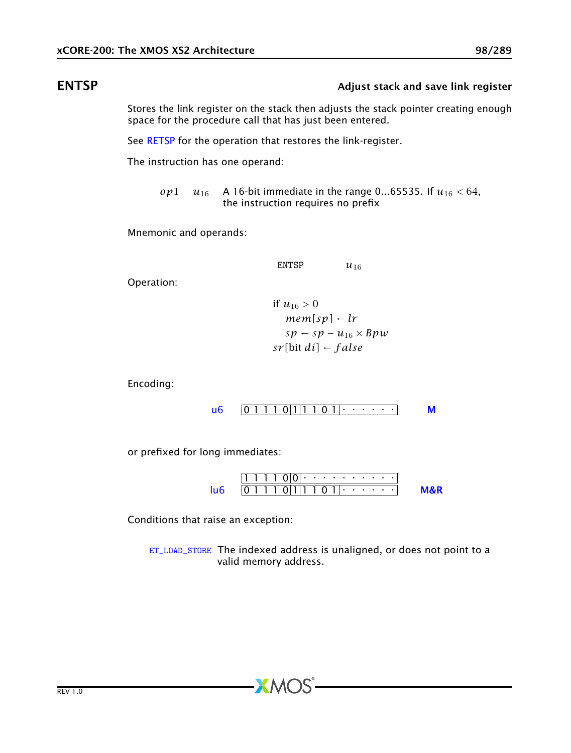## ENTSP

**Adjust stack and save link register**

Stores the link register on the stack then adjusts the stack pointer creating enough space for the procedure call that has just been entered.

See RETSP for the operation that restores the link-register.

The instruction has one operand:

| | | |
|---|---|---|
| $op1$ | $u_{16}$ | A 16-bit immediate in the range 0...65535. If $u_{16} < 64$, the instruction requires no prefix |

Mnemonic and operands:

```
ENTSP    u16
```

Operation:

$$
\begin{aligned}
&\text{if } u_{16} > 0 \\
&\quad mem[sp] \leftarrow lr \\
&\quad sp \leftarrow sp - u_{16} \times Bpw \\
&sr[\text{bit } di] \leftarrow false
\end{aligned}
$$

Encoding:

| | | |
|---|---|---|
| u6 | `0 1 1 1 0 1 1 1 0 1 · · · · · ·` | M |

or prefixed for long immediates:

| | | |
|---|---|---|
| lu6 | `1 1 1 1 0 0 · · · · · · · · · ·` | M&R |
| | `0 1 1 1 0 1 1 1 0 1 · · · · · ·` | |

Conditions that raise an exception:

`ET_LOAD_STORE` The indexed address is unaligned, or does not point to a valid memory address.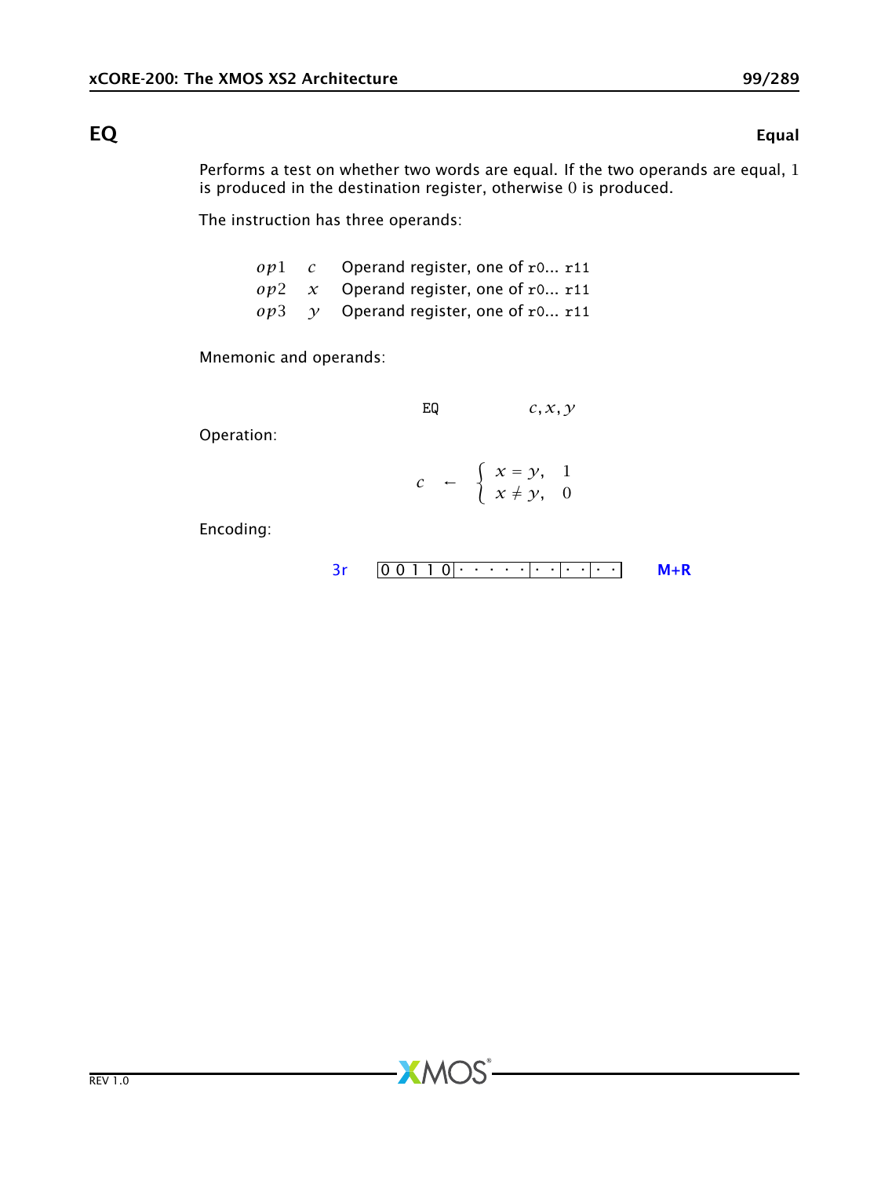## EQ — Equal

Performs a test on whether two words are equal. If the two operands are equal, $1$ is produced in the destination register, otherwise $0$ is produced.

The instruction has three operands:

| | | |
|---|---|---|
| $op1$ | $c$ | Operand register, one of r0... r11 |
| $op2$ | $x$ | Operand register, one of r0... r11 |
| $op3$ | $y$ | Operand register, one of r0... r11 |

Mnemonic and operands:

```
EQ        c, x, y
```

Operation:

$$c \leftarrow \begin{cases} x = y, & 1 \\ x \neq y, & 0 \end{cases}$$

Encoding:

3r `0 0 1 1 0 · · · · · · | · · | · · | · ·` **M+R**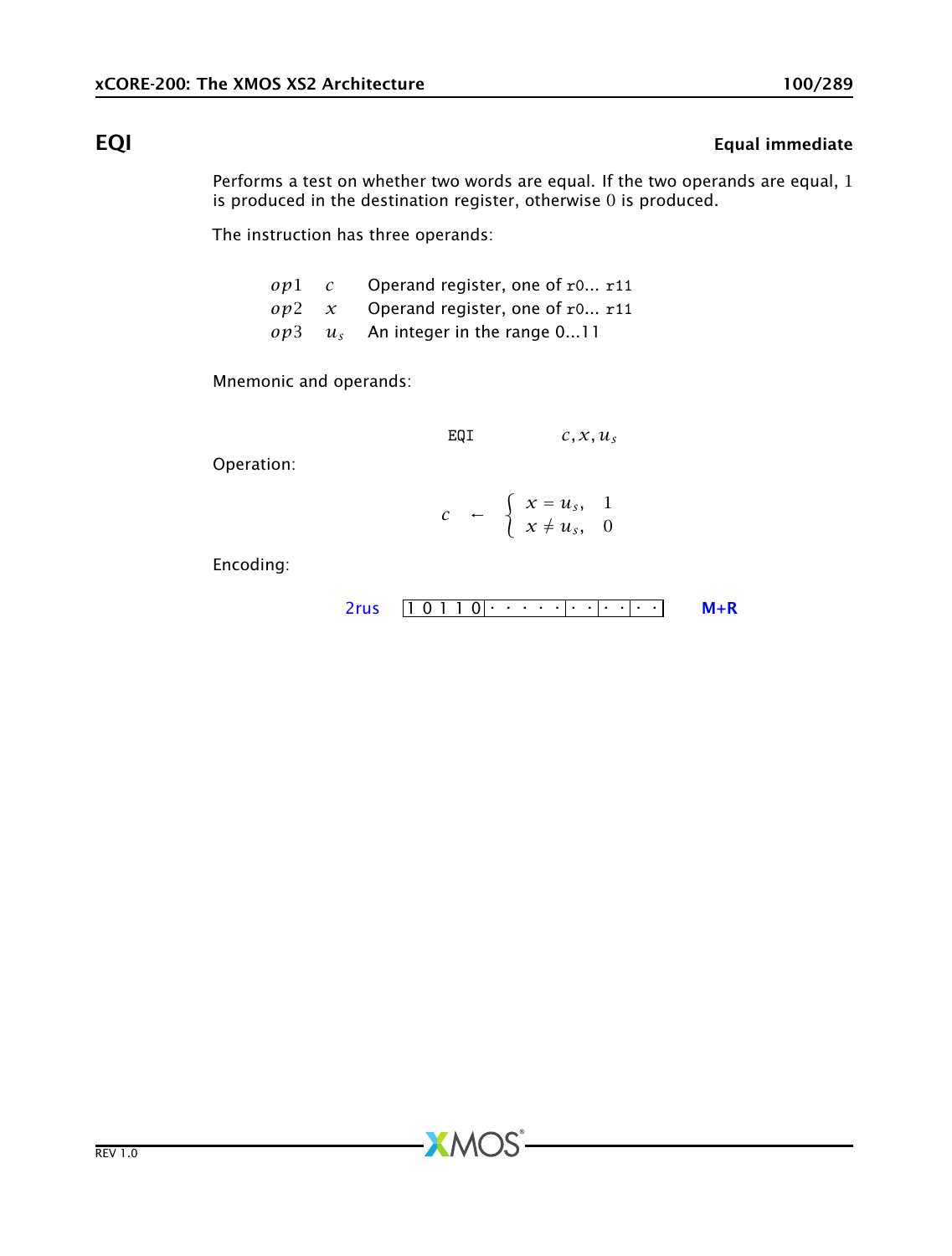## EQI

**Equal immediate**

Performs a test on whether two words are equal. If the two operands are equal, 1 is produced in the destination register, otherwise 0 is produced.

The instruction has three operands:

| | | |
|---|---|---|
| $op1$ | $c$ | Operand register, one of r0... r11 |
| $op2$ | $x$ | Operand register, one of r0... r11 |
| $op3$ | $u_s$ | An integer in the range 0...11 |

Mnemonic and operands:

```
EQI    c, x, us
```

Operation:

$$c \leftarrow \begin{cases} x = u_s, & 1 \\ x \neq u_s, & 0 \end{cases}$$

Encoding:

2rus `1 0 1 1 0 | · · · · · | · · | · · | · ·` **M+R**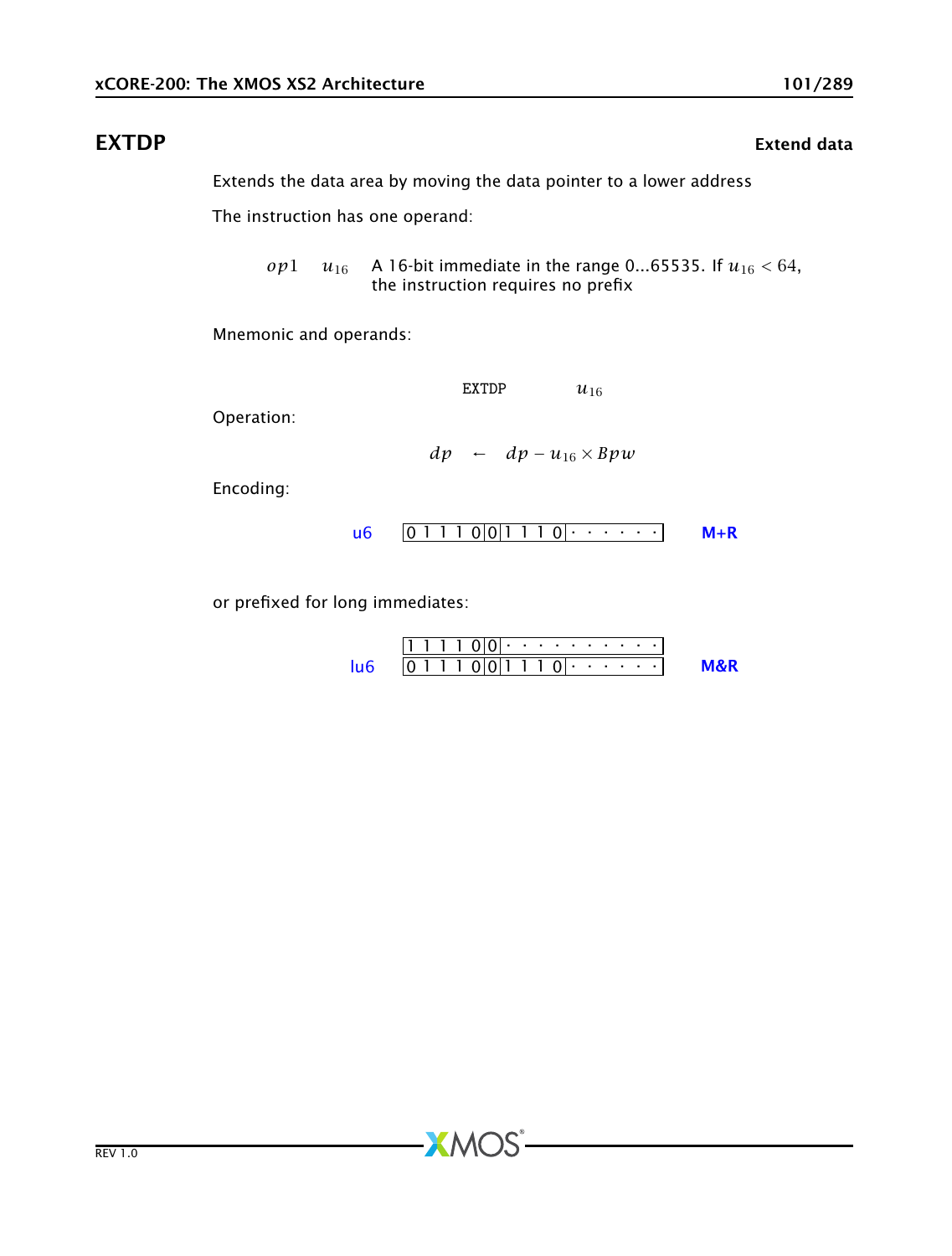## EXTDP

**Extend data**

Extends the data area by moving the data pointer to a lower address

The instruction has one operand:

$op1$ $\quad u_{16}$ A 16-bit immediate in the range 0...65535. If $u_{16} < 64$, the instruction requires no prefix

Mnemonic and operands:

$$\text{EXTDP} \qquad u_{16}$$

Operation:

$$dp \leftarrow dp - u_{16} \times Bpw$$

Encoding:

| | | |
|---|---|---|
| u6 | 0 1 1 1 0 0 \| 0 \| 1 1 1 0 \| · · · · · · | **M+R** |

or prefixed for long immediates:

| | | |
|---|---|---|
| | 1 1 1 1 0 0 \| 0 \| · · · · · · · · · · | |
| lu6 | 0 1 1 1 0 0 \| 0 \| 1 1 1 0 \| · · · · · · | **M&R** |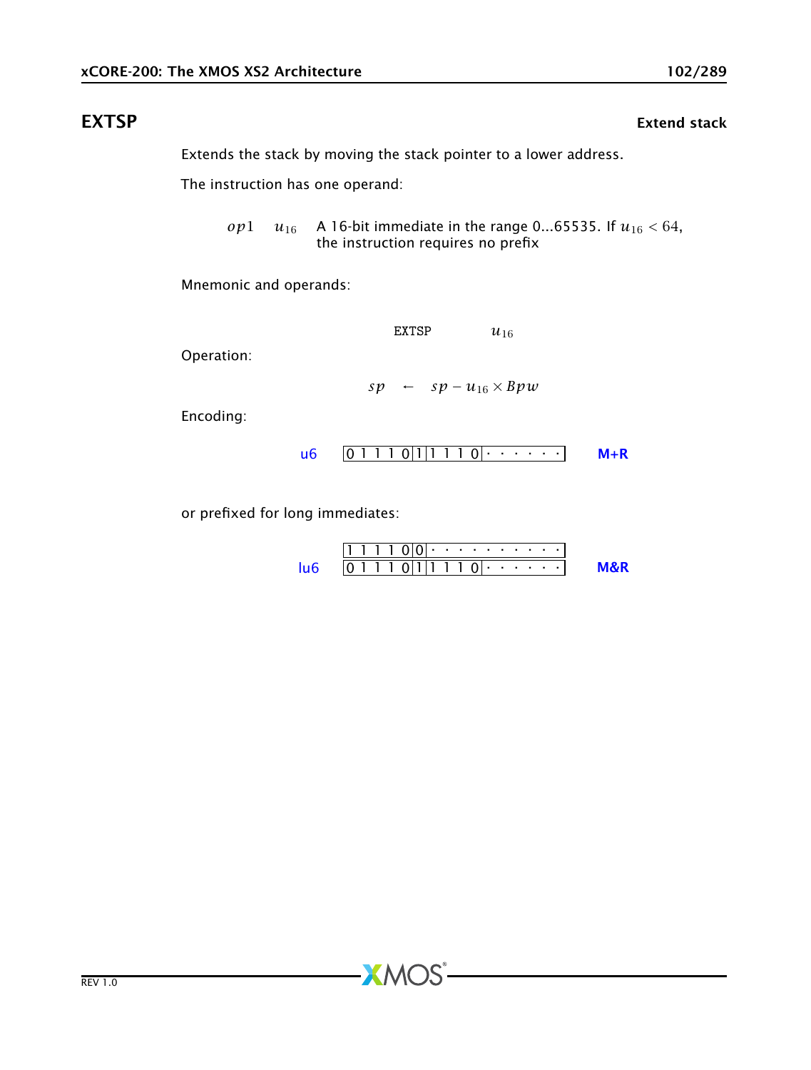## EXTSP

**Extend stack**

Extends the stack by moving the stack pointer to a lower address.

The instruction has one operand:

| | | |
|---|---|---|
| $op1$ | $u_{16}$ | A 16-bit immediate in the range 0...65535. If $u_{16} < 64$, the instruction requires no prefix |

Mnemonic and operands:

EXTSP $u_{16}$

Operation:

$$sp \leftarrow sp - u_{16} \times Bpw$$

Encoding:

| | | |
|---|---|---|
| u6 | 0 1 1 1 0 \| 1 \| 1 1 1 0 \| · · · · · · | M+R |

or prefixed for long immediates:

| | | |
|---|---|---|
| | 1 1 1 1 0 0 \| · · · · · · · · · · | |
| lu6 | 0 1 1 1 0 \| 1 \| 1 1 1 0 \| · · · · · · | M&R |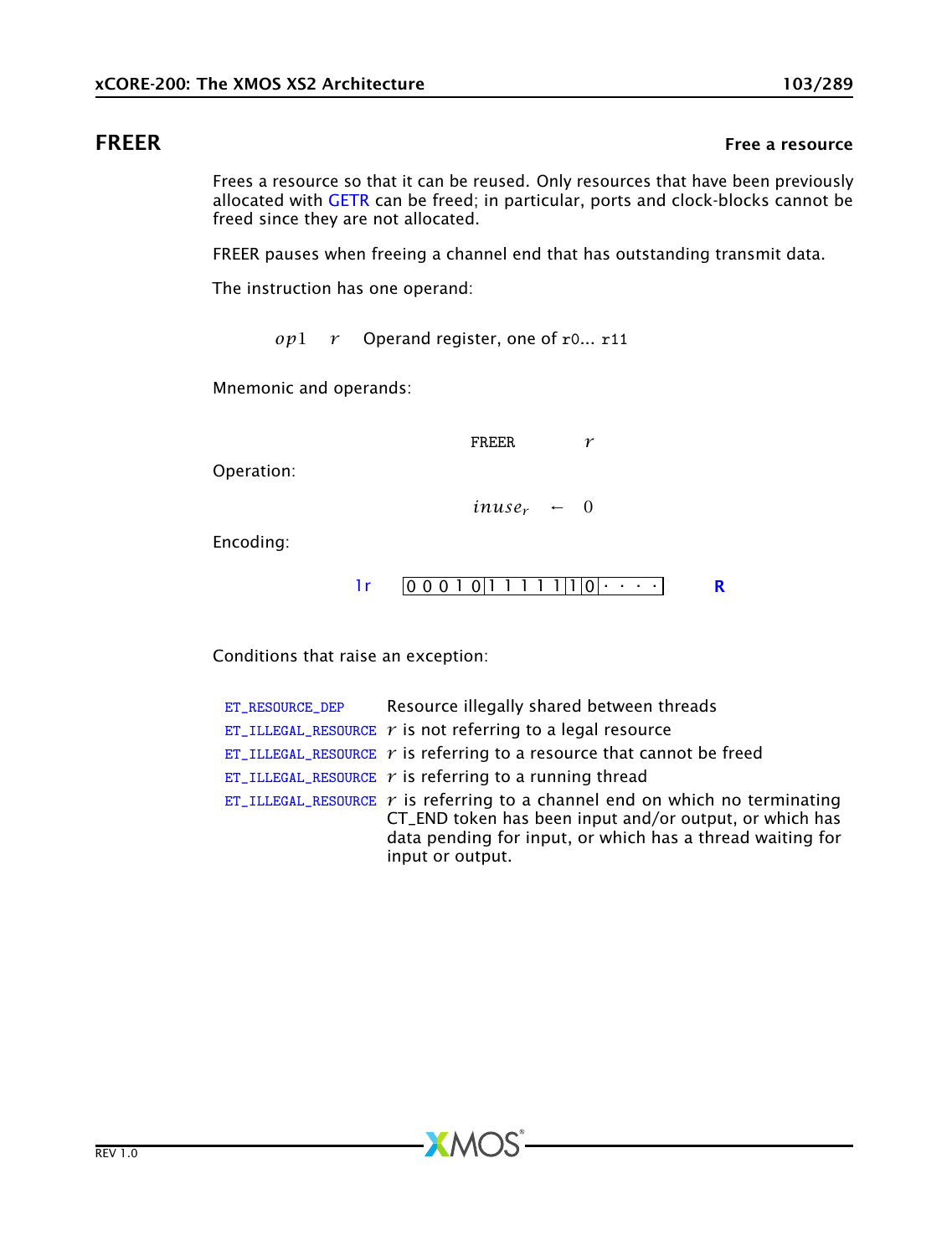## FREER — Free a resource

Frees a resource so that it can be reused. Only resources that have been previously allocated with GETR can be freed; in particular, ports and clock-blocks cannot be freed since they are not allocated.

FREER pauses when freeing a channel end that has outstanding transmit data.

The instruction has one operand:

| | | |
|---|---|---|
| $op1$ | $r$ | Operand register, one of r0... r11 |

Mnemonic and operands:

$$\text{FREER} \quad r$$

Operation:

$$inuse_r \leftarrow 0$$

Encoding:

| | | |
|---|---|---|
| 1r | 0 0 0 1 0 1 1 1 1 1 1 0 · · · · | R |

Conditions that raise an exception:

| | |
|---|---|
| ET_RESOURCE_DEP | Resource illegally shared between threads |
| ET_ILLEGAL_RESOURCE | $r$ is not referring to a legal resource |
| ET_ILLEGAL_RESOURCE | $r$ is referring to a resource that cannot be freed |
| ET_ILLEGAL_RESOURCE | $r$ is referring to a running thread |
| ET_ILLEGAL_RESOURCE | $r$ is referring to a channel end on which no terminating CT_END token has been input and/or output, or which has data pending for input, or which has a thread waiting for input or output. |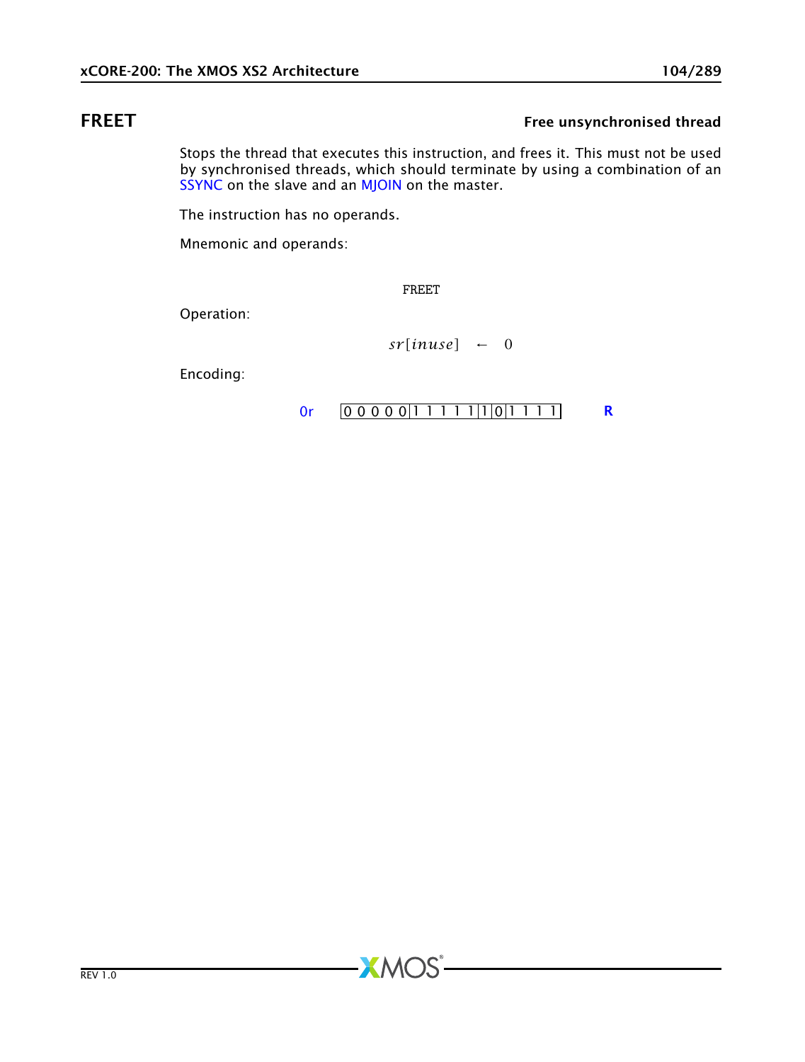## FREET

**Free unsynchronised thread**

Stops the thread that executes this instruction, and frees it. This must not be used by synchronised threads, which should terminate by using a combination of an SSYNC on the slave and an MJOIN on the master.

The instruction has no operands.

Mnemonic and operands:

```
FREET
```

Operation:

$$sr[inuse] \leftarrow 0$$

Encoding:

0r | 0 0 0 0 0 | 1 1 1 1 1 | 1 | 0 | 1 1 1 1 | R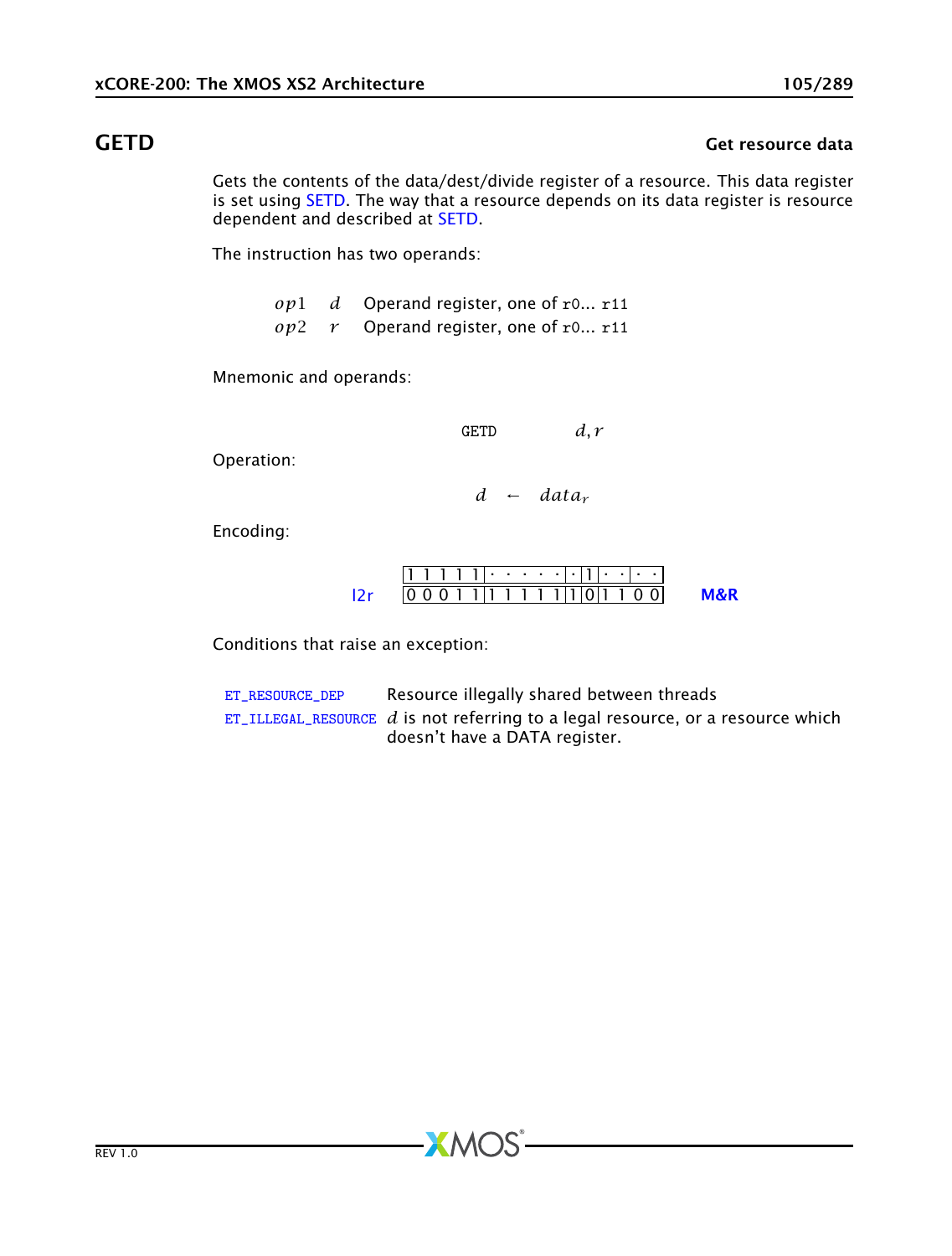# GETD

**Get resource data**

Gets the contents of the data/dest/divide register of a resource. This data register is set using SETD. The way that a resource depends on its data register is resource dependent and described at SETD.

The instruction has two operands:

| | | |
|---|---|---|
| $op1$ | $d$ | Operand register, one of `r0`... `r11` |
| $op2$ | $r$ | Operand register, one of `r0`... `r11` |

Mnemonic and operands:

```
GETD    d, r
```

Operation:

$$d \leftarrow data_r$$

Encoding:

| | | |
|---|---|---|
| | `1 1 1 1 1 · · · · · · 1 · · · ·` | |
| l2r | `0 0 0 1 1 1 1 1 1 1 1 0 1 1 0 0` | M&R |

Conditions that raise an exception:

| | |
|---|---|
| ET_RESOURCE_DEP | Resource illegally shared between threads |
| ET_ILLEGAL_RESOURCE | $d$ is not referring to a legal resource, or a resource which doesn't have a DATA register. |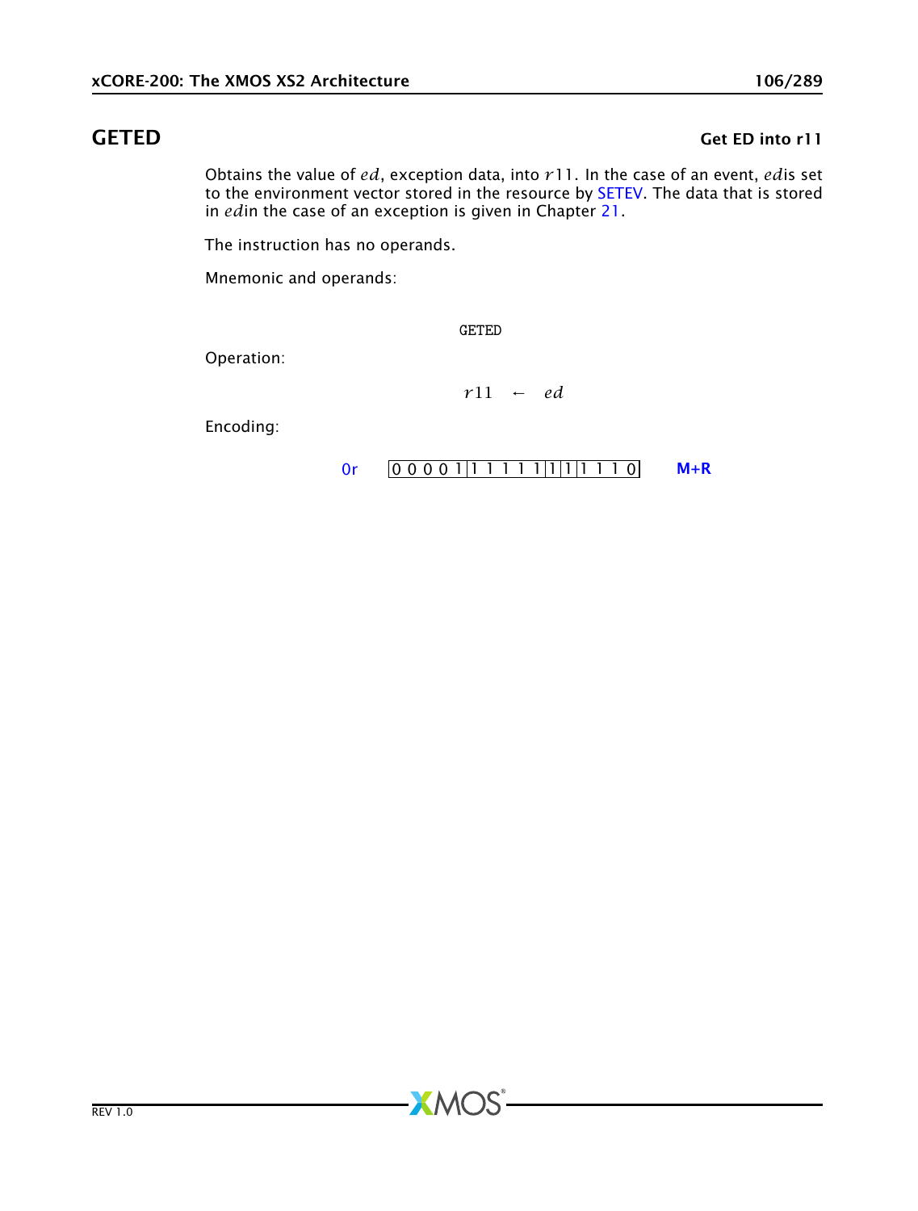## GETED

**Get ED into r11**

Obtains the value of $ed$, exception data, into $r11$. In the case of an event, $ed$is set to the environment vector stored in the resource by SETEV. The data that is stored in $ed$in the case of an exception is given in Chapter 21.

The instruction has no operands.

Mnemonic and operands:

```
GETED
```

Operation:

$$r11 \leftarrow ed$$

Encoding:

0r | 0 0 0 0 1 | 1 1 1 1 1 | 1 | 1 | 1 1 1 0 | **M+R**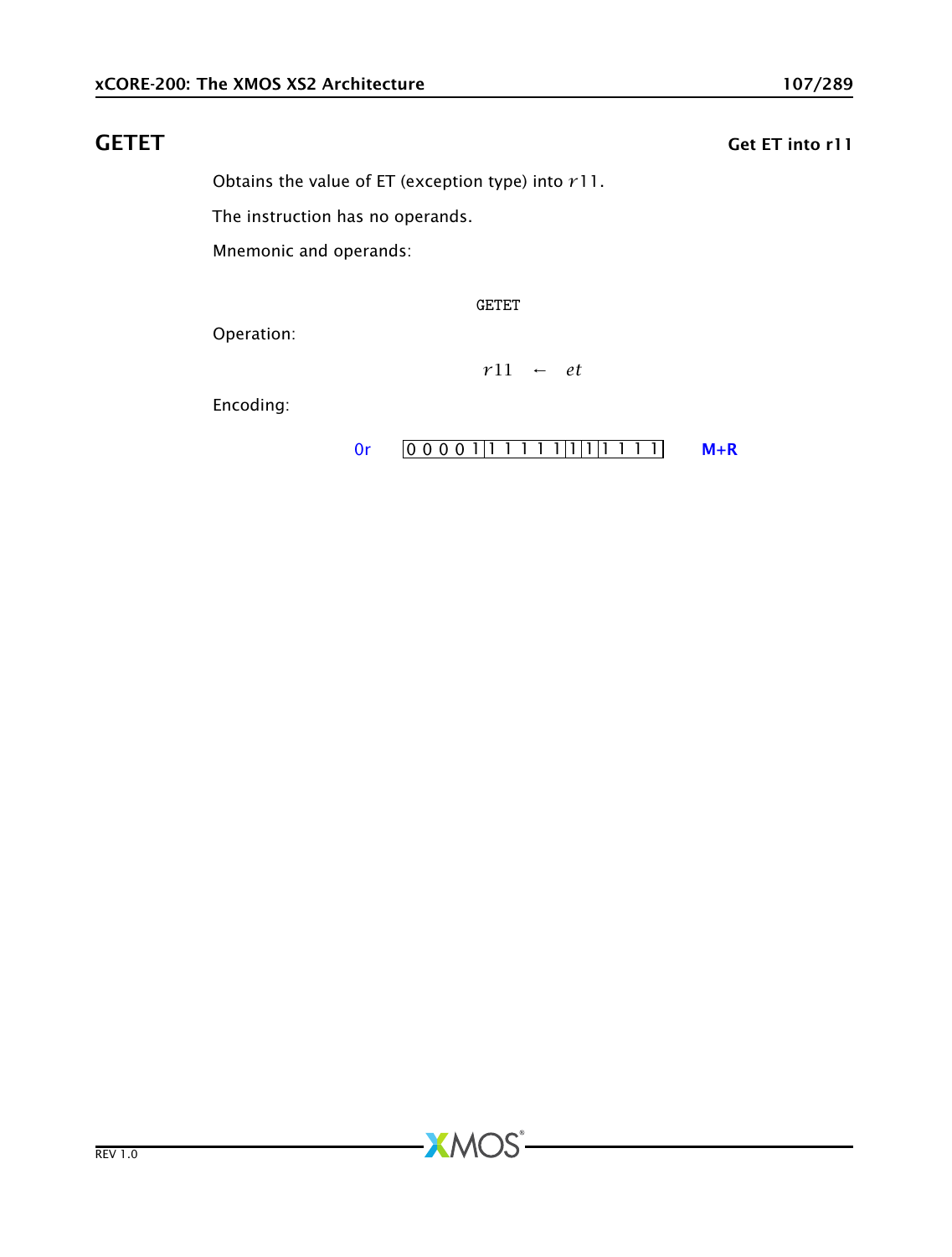## GETET

**Get ET into r11**

Obtains the value of ET (exception type) into $r11$.

The instruction has no operands.

Mnemonic and operands:

```
GETET
```

Operation:

$$r11 \leftarrow et$$

Encoding:

| 0r | 0 0 0 0 1 | 1 1 1 1 1 | 1 | 1 | 1 1 1 1 | M+R |
|---|---|---|---|---|---|---|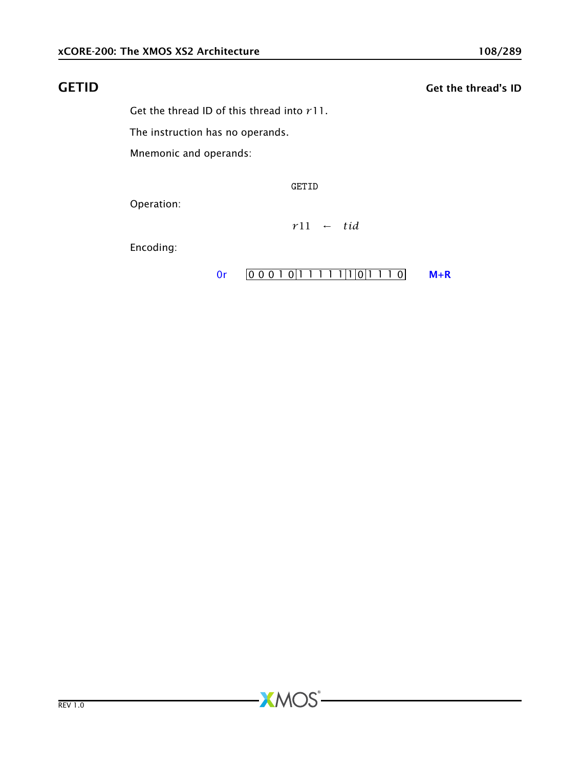## GETID

**Get the thread's ID**

Get the thread ID of this thread into $r11$.

The instruction has no operands.

Mnemonic and operands:

```
GETID
```

Operation:

$$r11 \leftarrow tid$$

Encoding:

| 0r | 0 0 0 1 0 | 1 1 1 1 1 | 1 | 0 | 1 1 1 0 | **M+R** |
|---|---|---|---|---|---|---|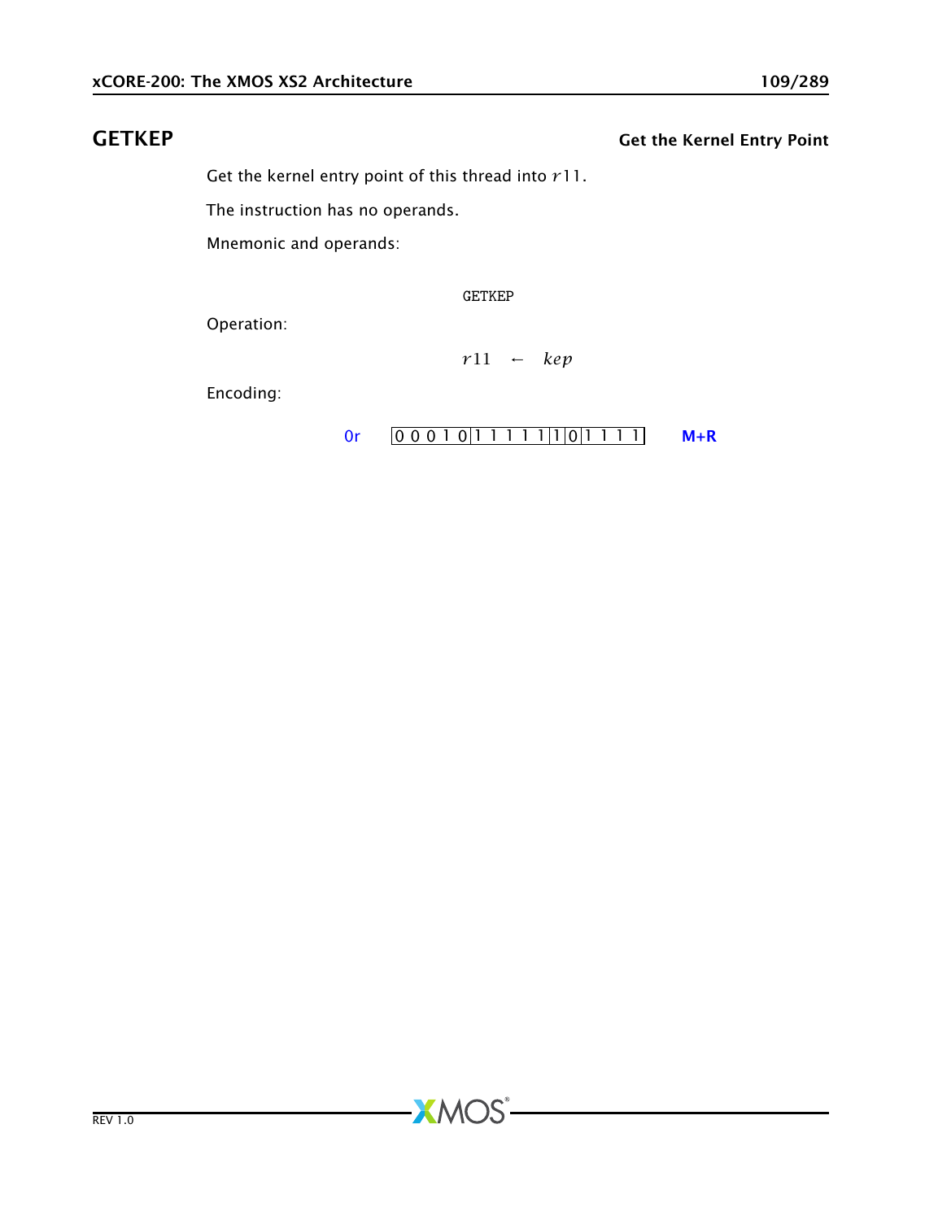## GETKEP

**Get the Kernel Entry Point**

Get the kernel entry point of this thread into $r11$.

The instruction has no operands.

Mnemonic and operands:

```
GETKEP
```

Operation:

$$r11 \leftarrow kep$$

Encoding:

| 0r | 0 0 0 1 0 | 1 1 1 1 1 | 1 | 0 | 1 1 1 1 | M+R |
|---|---|---|---|---|---|---|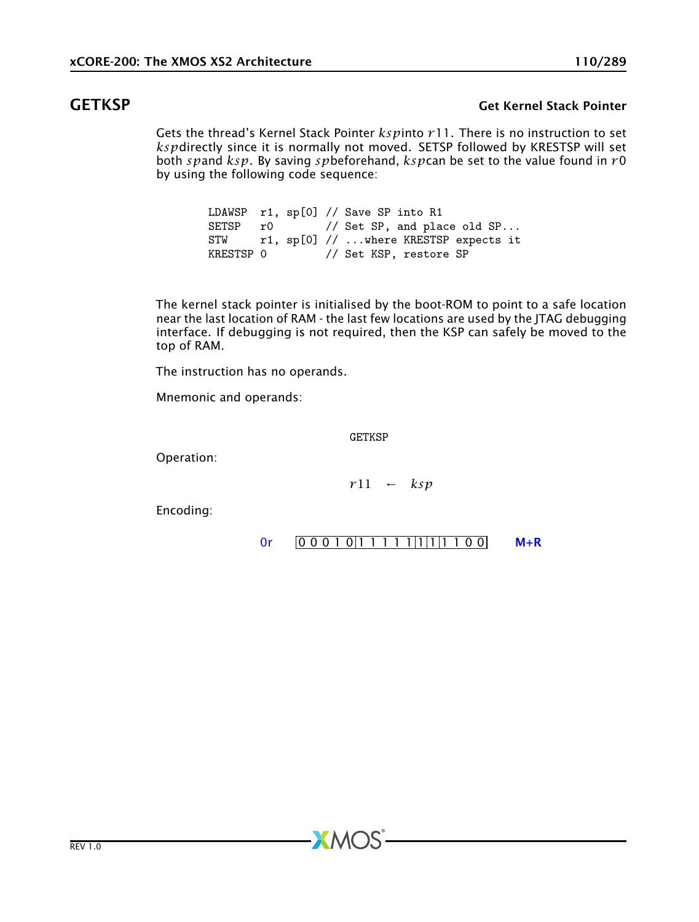## GETKSP

**Get Kernel Stack Pointer**

Gets the thread's Kernel Stack Pointer $ksp$ into $r11$. There is no instruction to set $ksp$ directly since it is normally not moved. SETSP followed by KRESTSP will set both $sp$ and $ksp$. By saving $sp$ beforehand, $ksp$ can be set to the value found in $r0$ by using the following code sequence:

```
LDAWSP  r1, sp[0] // Save SP into R1
SETSP   r0        // Set SP, and place old SP...
STW     r1, sp[0] // ...where KRESTSP expects it
KRESTSP 0         // Set KSP, restore SP
```

The kernel stack pointer is initialised by the boot-ROM to point to a safe location near the last location of RAM - the last few locations are used by the JTAG debugging interface. If debugging is not required, then the KSP can safely be moved to the top of RAM.

The instruction has no operands.

Mnemonic and operands:

```
GETKSP
```

Operation:

$$r11 \leftarrow ksp$$

Encoding:

0r | 0 0 0 1 0 | 1 1 1 1 1 | 1 | 1 | 1 1 0 0 | **M+R**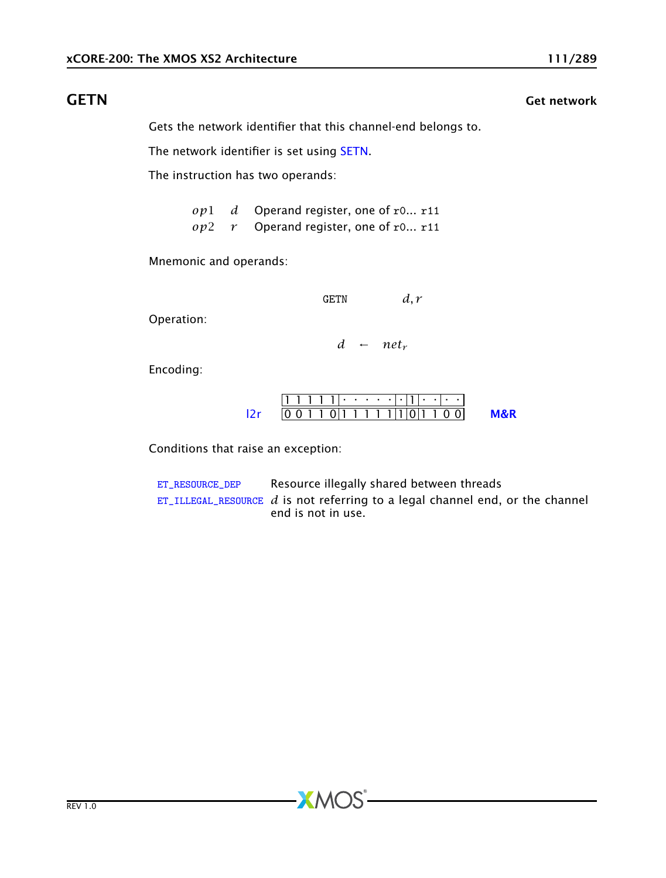## GETN — Get network

Gets the network identifier that this channel-end belongs to.

The network identifier is set using SETN.

The instruction has two operands:

| | | |
|---|---|---|
| $op1$ | $d$ | Operand register, one of r0... r11 |
| $op2$ | $r$ | Operand register, one of r0... r11 |

Mnemonic and operands:

$$\texttt{GETN} \quad d, r$$

Operation:

$$d \leftarrow net_r$$

Encoding:

| | | | | | | | |
|---|---|---|---|---|---|---|---|
| | 1 1 1 1 1 | · · · · · | · | 1 | · · | · · | |
| l2r | 0 0 1 1 0 | 1 1 1 1 1 | 1 | 0 | 1 1 | 0 0 | M&R |

Conditions that raise an exception:

| | |
|---|---|
| ET_RESOURCE_DEP | Resource illegally shared between threads |
| ET_ILLEGAL_RESOURCE | $d$ is not referring to a legal channel end, or the channel end is not in use. |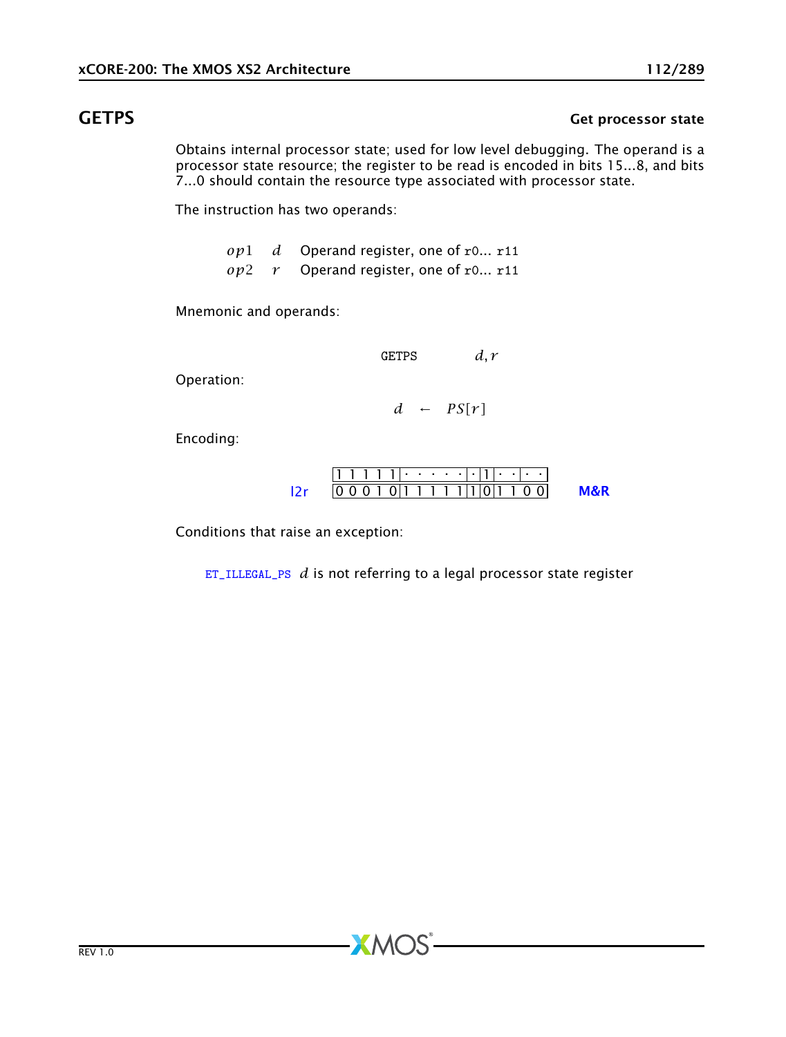## GETPS

**Get processor state**

Obtains internal processor state; used for low level debugging. The operand is a processor state resource; the register to be read is encoded in bits 15...8, and bits 7...0 should contain the resource type associated with processor state.

The instruction has two operands:

| | | |
|---|---|---|
| $op1$ | $d$ | Operand register, one of r0... r11 |
| $op2$ | $r$ | Operand register, one of r0... r11 |

Mnemonic and operands:

GETPS $d, r$

Operation:

$$d \leftarrow PS[r]$$

Encoding:

l2r

```
|1 1 1 1 1|· · · · ·|·|1|· ·|· ·|
|0 0 0 1 0|1 1 1 1 1|1|0|1 1 0 0|
```

M&R

Conditions that raise an exception:

ET_ILLEGAL_PS $d$ is not referring to a legal processor state register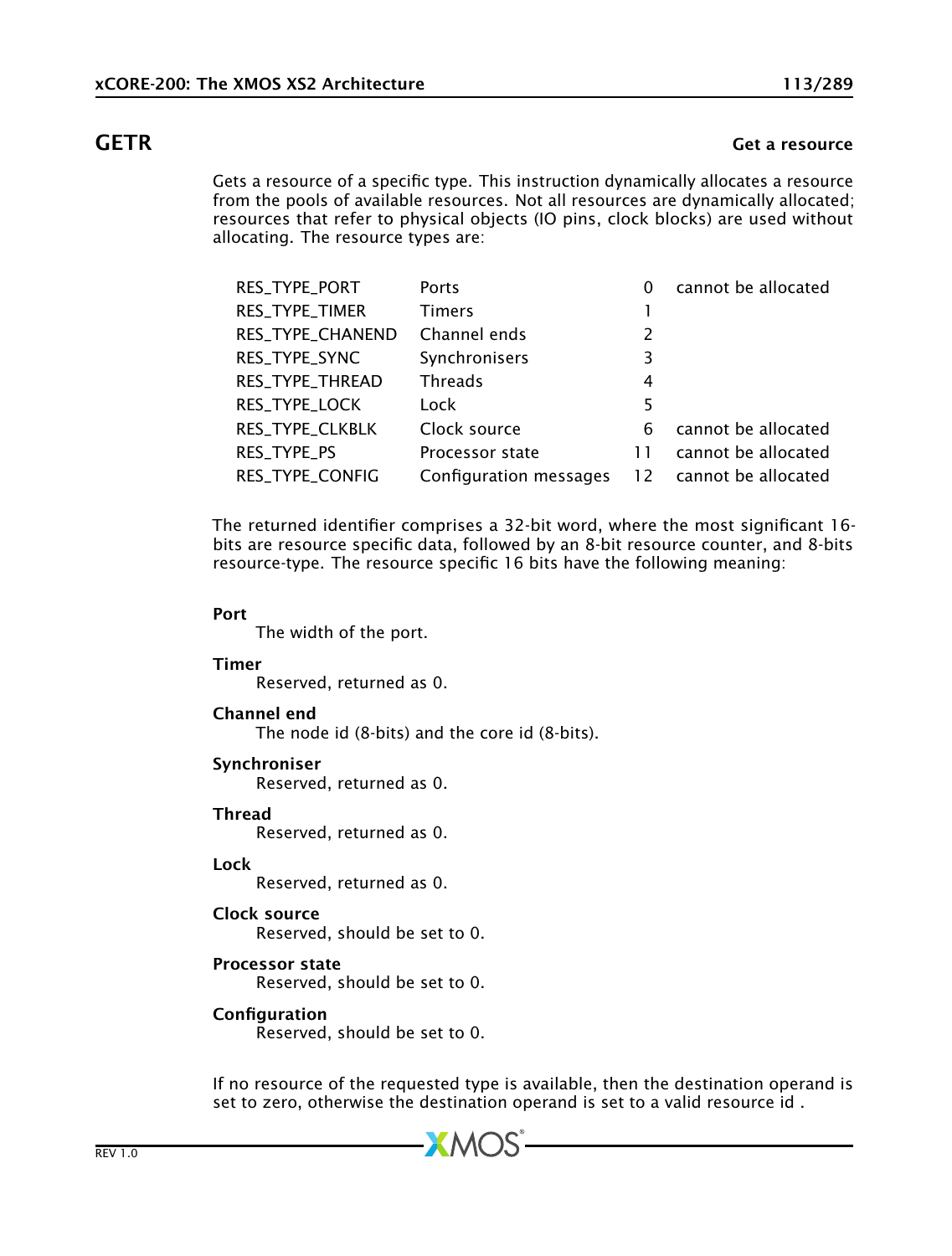## GETR

**Get a resource**

Gets a resource of a specific type. This instruction dynamically allocates a resource from the pools of available resources. Not all resources are dynamically allocated; resources that refer to physical objects (IO pins, clock blocks) are used without allocating. The resource types are:

| | | | |
|---|---|---|---|
| RES_TYPE_PORT | Ports | 0 | cannot be allocated |
| RES_TYPE_TIMER | Timers | 1 | |
| RES_TYPE_CHANEND | Channel ends | 2 | |
| RES_TYPE_SYNC | Synchronisers | 3 | |
| RES_TYPE_THREAD | Threads | 4 | |
| RES_TYPE_LOCK | Lock | 5 | |
| RES_TYPE_CLKBLK | Clock source | 6 | cannot be allocated |
| RES_TYPE_PS | Processor state | 11 | cannot be allocated |
| RES_TYPE_CONFIG | Configuration messages | 12 | cannot be allocated |

The returned identifier comprises a 32-bit word, where the most significant 16-bits are resource specific data, followed by an 8-bit resource counter, and 8-bits resource-type. The resource specific 16 bits have the following meaning:

**Port**
The width of the port.

**Timer**
Reserved, returned as 0.

**Channel end**
The node id (8-bits) and the core id (8-bits).

**Synchroniser**
Reserved, returned as 0.

**Thread**
Reserved, returned as 0.

**Lock**
Reserved, returned as 0.

**Clock source**
Reserved, should be set to 0.

**Processor state**
Reserved, should be set to 0.

**Configuration**
Reserved, should be set to 0.

If no resource of the requested type is available, then the destination operand is set to zero, otherwise the destination operand is set to a valid resource id .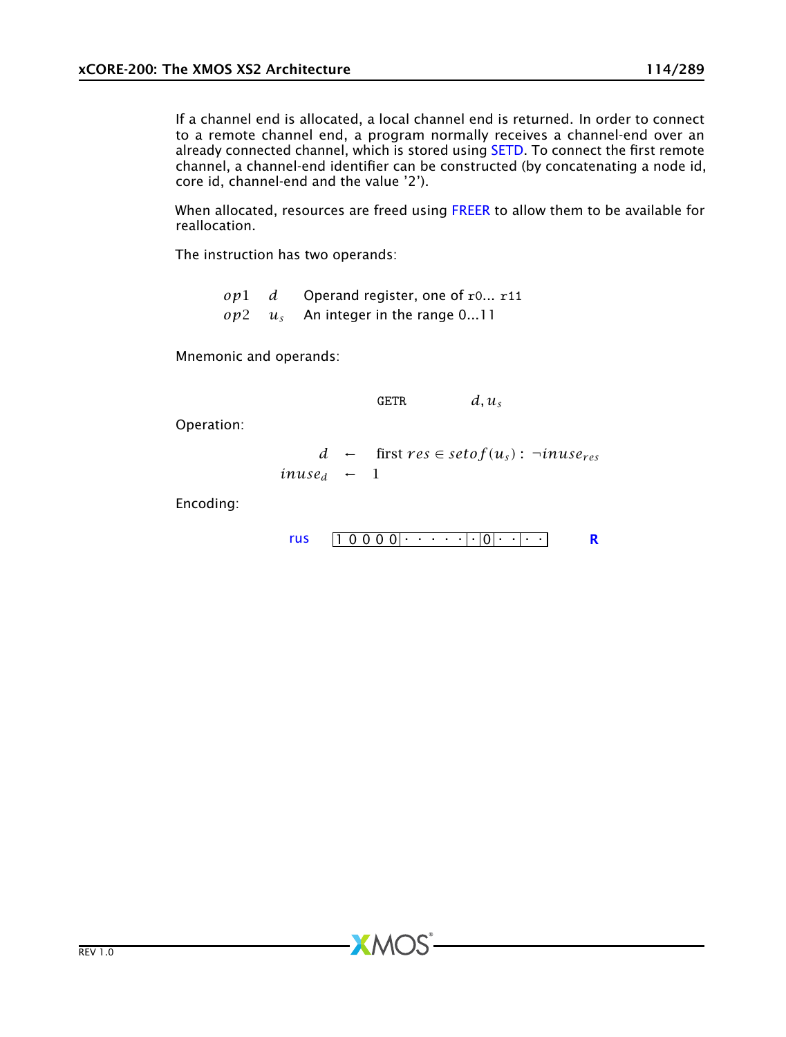If a channel end is allocated, a local channel end is returned. In order to connect to a remote channel end, a program normally receives a channel-end over an already connected channel, which is stored using SETD. To connect the first remote channel, a channel-end identifier can be constructed (by concatenating a node id, core id, channel-end and the value '2').

When allocated, resources are freed using FREER to allow them to be available for reallocation.

The instruction has two operands:

| | | |
|---|---|---|
| $op1$ | $d$ | Operand register, one of `r0`... `r11` |
| $op2$ | $u_s$ | An integer in the range 0...11 |

Mnemonic and operands:

$$\texttt{GETR} \qquad d, u_s$$

Operation:

$$\begin{aligned} d &\leftarrow \text{first } res \in setof(u_s) : \neg inuse_{res} \\ inuse_d &\leftarrow 1 \end{aligned}$$

Encoding:

rus `1 0 0 0 0 | · · · · · | · | 0 | · · | · · |` **R**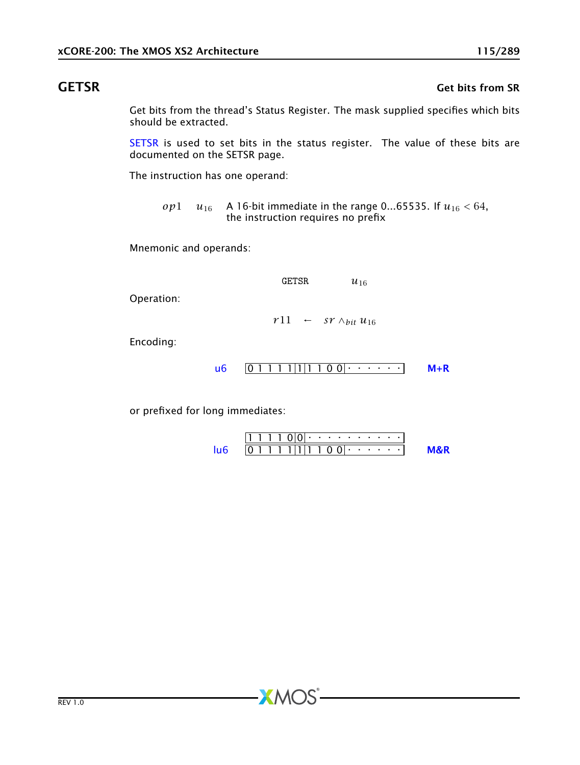## GETSR

**Get bits from SR**

Get bits from the thread's Status Register. The mask supplied specifies which bits should be extracted.

SETSR is used to set bits in the status register. The value of these bits are documented on the SETSR page.

The instruction has one operand:

| | | |
|---|---|---|
| $op1$ | $u_{16}$ | A 16-bit immediate in the range 0...65535. If $u_{16} < 64$, the instruction requires no prefix |

Mnemonic and operands:

```
GETSR    u16
```

Operation:

$$r11 \leftarrow sr \wedge_{bit} u_{16}$$

Encoding:

| | | |
|---|---|---|
| u6 | `0 1 1 1 1 | 1 | 1 1 0 0 | · · · · · ·` | M+R |

or prefixed for long immediates:

| | | |
|---|---|---|
| | `1 1 1 1 0 | 0 | · · · · · · · · · ·` | |
| lu6 | `0 1 1 1 1 | 1 | 1 1 0 0 | · · · · · ·` | M&R |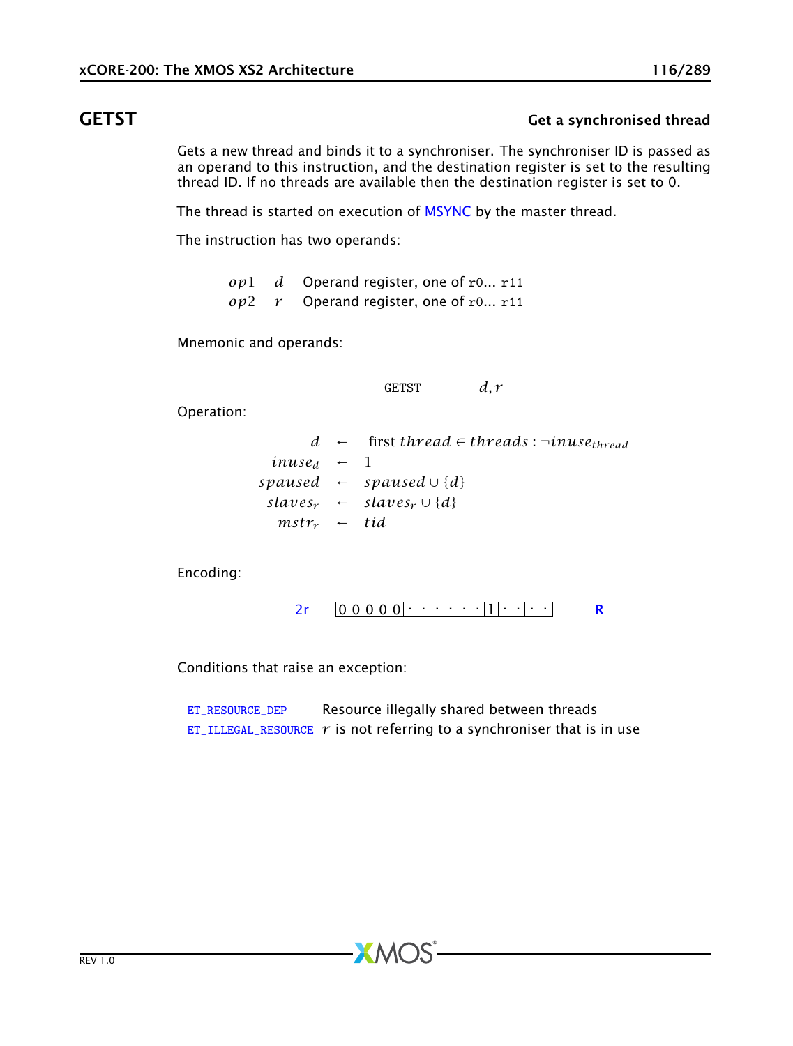## GETST

**Get a synchronised thread**

Gets a new thread and binds it to a synchroniser. The synchroniser ID is passed as an operand to this instruction, and the destination register is set to the resulting thread ID. If no threads are available then the destination register is set to 0.

The thread is started on execution of MSYNC by the master thread.

The instruction has two operands:

| | | |
|---|---|---|
| $op1$ | $d$ | Operand register, one of r0... r11 |
| $op2$ | $r$ | Operand register, one of r0... r11 |

Mnemonic and operands:

```
GETST        d, r
```

Operation:

$$
\begin{aligned}
d &\leftarrow \text{first } thread \in threads : \neg inuse_{thread} \\
inuse_d &\leftarrow 1 \\
spaused &\leftarrow spaused \cup \{d\} \\
slaves_r &\leftarrow slaves_r \cup \{d\} \\
mstr_r &\leftarrow tid
\end{aligned}
$$

Encoding:

2r | 0 0 0 0 0 | · · · · · | · | 1 | · · | · · | **R**

Conditions that raise an exception:

| | |
|---|---|
| ET_RESOURCE_DEP | Resource illegally shared between threads |
| ET_ILLEGAL_RESOURCE | $r$ is not referring to a synchroniser that is in use |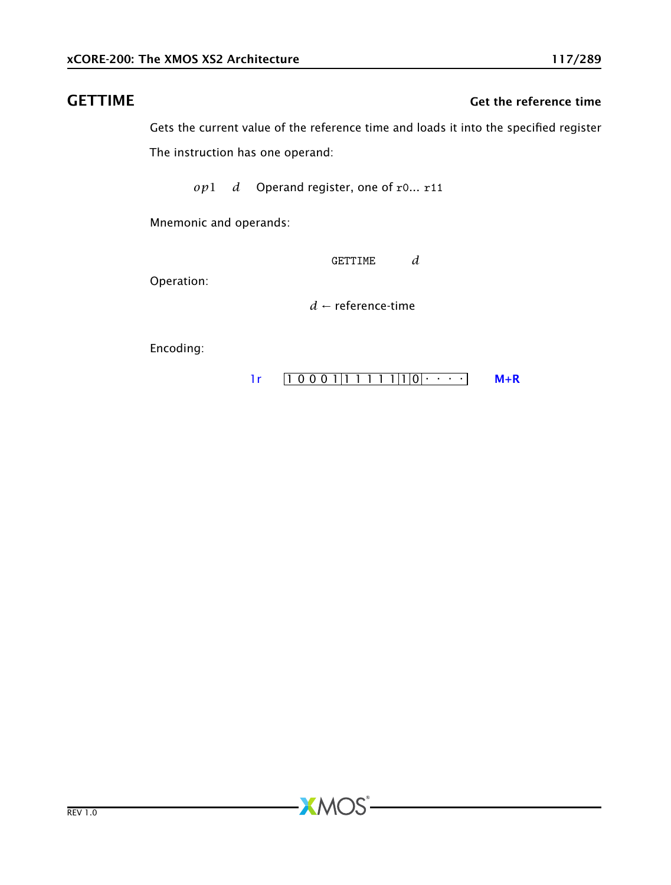## GETTIME

**Get the reference time**

Gets the current value of the reference time and loads it into the specified register

The instruction has one operand:

| | | |
|---|---|---|
| $op1$ | $d$ | Operand register, one of `r0`... `r11` |

Mnemonic and operands:

```
GETTIME    d
```

Operation:

$$d \leftarrow \text{reference-time}$$

Encoding:

| | | |
|---|---|---|
| 1r | 1 0 0 0 1 \| 1 1 1 1 1 \| 1 \| 0 \| · · · · | **M+R** |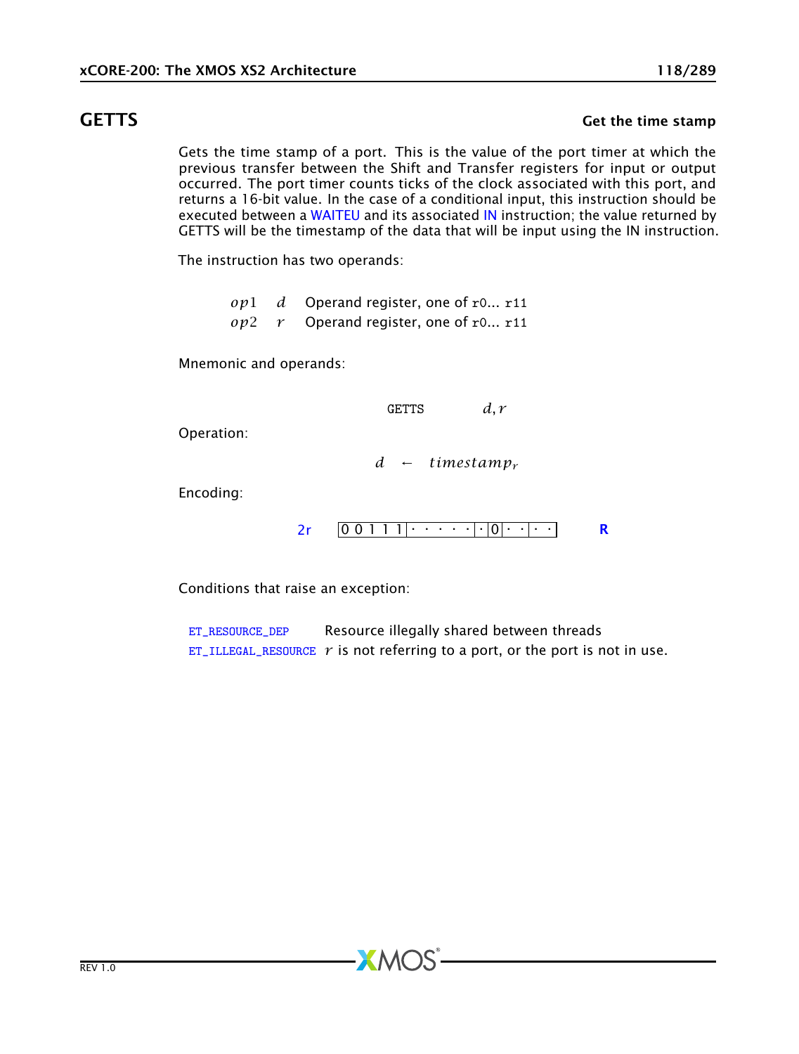## GETTS

**Get the time stamp**

Gets the time stamp of a port. This is the value of the port timer at which the previous transfer between the Shift and Transfer registers for input or output occurred. The port timer counts ticks of the clock associated with this port, and returns a 16-bit value. In the case of a conditional input, this instruction should be executed between a WAITEU and its associated IN instruction; the value returned by GETTS will be the timestamp of the data that will be input using the IN instruction.

The instruction has two operands:

| | | |
|---|---|---|
| $op1$ | $d$ | Operand register, one of r0... r11 |
| $op2$ | $r$ | Operand register, one of r0... r11 |

Mnemonic and operands:

```
GETTS    d, r
```

Operation:

$$d \leftarrow timestamp_r$$

Encoding:

2r `0 0 1 1 1 | · · · · · | · | 0 | · · | · ·` **R**

Conditions that raise an exception:

| | |
|---|---|
| ET_RESOURCE_DEP | Resource illegally shared between threads |
| ET_ILLEGAL_RESOURCE | $r$ is not referring to a port, or the port is not in use. |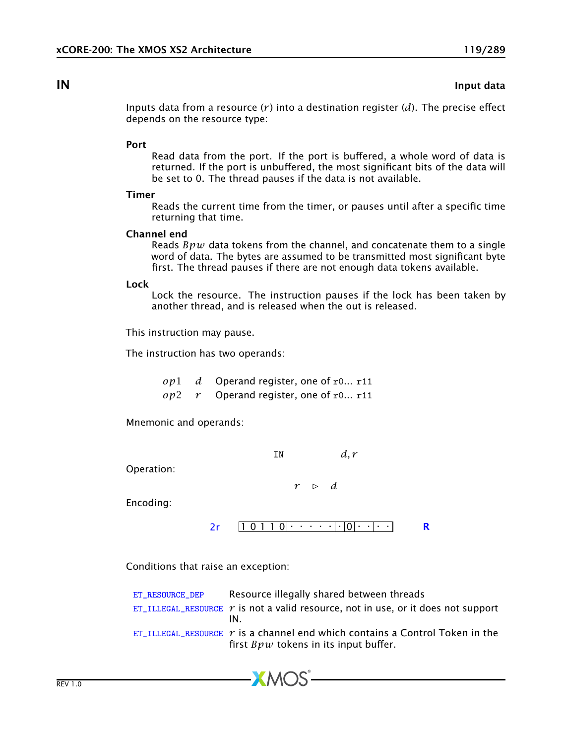## IN — Input data

Inputs data from a resource ($r$) into a destination register ($d$). The precise effect depends on the resource type:

**Port**
: Read data from the port. If the port is buffered, a whole word of data is returned. If the port is unbuffered, the most significant bits of the data will be set to 0. The thread pauses if the data is not available.

**Timer**
: Reads the current time from the timer, or pauses until after a specific time returning that time.

**Channel end**
: Reads $Bpw$ data tokens from the channel, and concatenate them to a single word of data. The bytes are assumed to be transmitted most significant byte first. The thread pauses if there are not enough data tokens available.

**Lock**
: Lock the resource. The instruction pauses if the lock has been taken by another thread, and is released when the out is released.

This instruction may pause.

The instruction has two operands:

| | | |
|---|---|---|
| $op1$ | $d$ | Operand register, one of `r0`... `r11` |
| $op2$ | $r$ | Operand register, one of `r0`... `r11` |

Mnemonic and operands:

```
IN    d, r
```

Operation:

$$r \triangleright d$$

Encoding:

2r `1 0 1 1 0 | · · · · · | · | 0 | · · | · ·` **R**

Conditions that raise an exception:

| | |
|---|---|
| `ET_RESOURCE_DEP` | Resource illegally shared between threads |
| `ET_ILLEGAL_RESOURCE` | $r$ is not a valid resource, not in use, or it does not support IN. |
| `ET_ILLEGAL_RESOURCE` | $r$ is a channel end which contains a Control Token in the first $Bpw$ tokens in its input buffer. |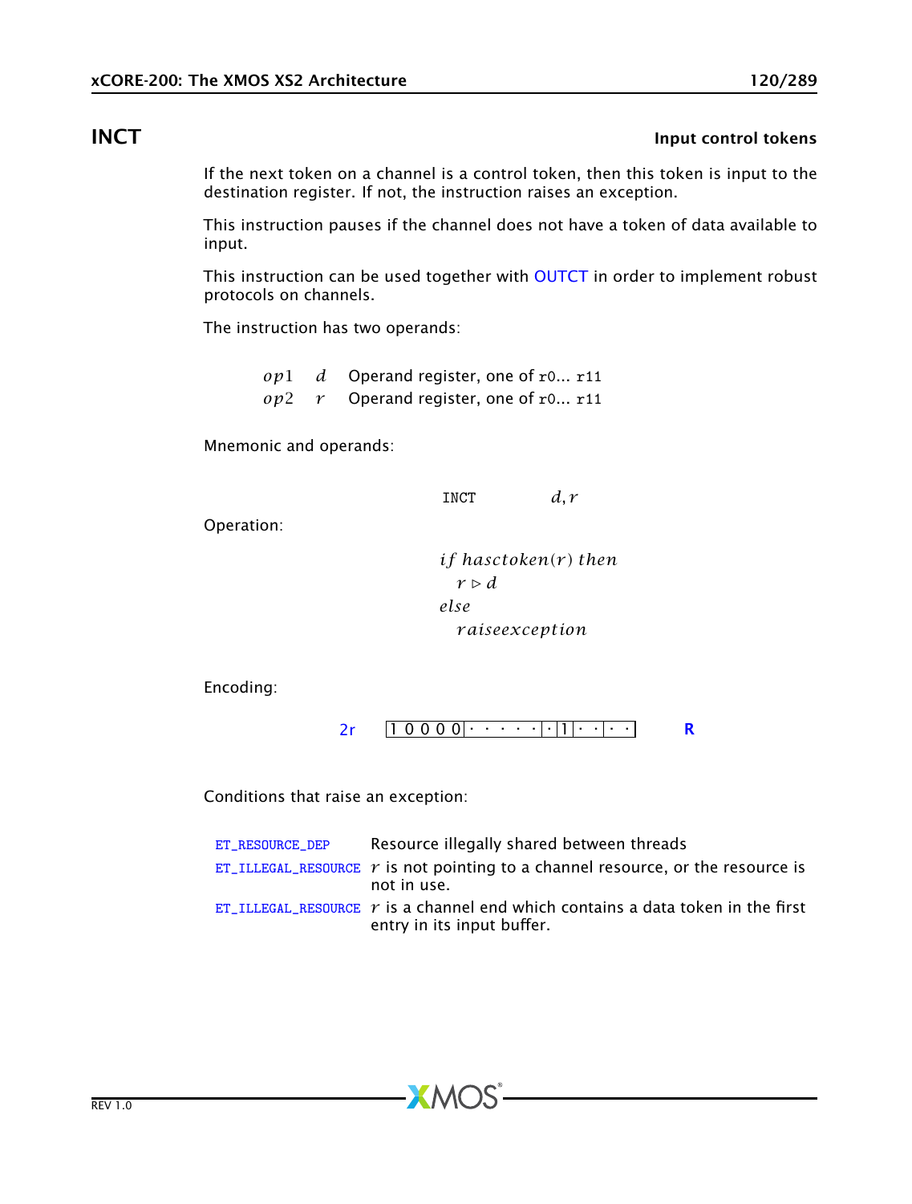## INCT

**Input control tokens**

If the next token on a channel is a control token, then this token is input to the destination register. If not, the instruction raises an exception.

This instruction pauses if the channel does not have a token of data available to input.

This instruction can be used together with OUTCT in order to implement robust protocols on channels.

The instruction has two operands:

| | | |
|---|---|---|
| $op1$ | $d$ | Operand register, one of r0... r11 |
| $op2$ | $r$ | Operand register, one of r0... r11 |

Mnemonic and operands:

```
INCT    d, r
```

Operation:

$$
\begin{aligned}
&if\ hasctoken(r)\ then \\
&\quad r \triangleright d \\
&else \\
&\quad raiseexception
\end{aligned}
$$

Encoding:

2r | 1 0 0 0 0 · · · · · · · 1 · · · · | **R**

Conditions that raise an exception:

| | |
|---|---|
| ET_RESOURCE_DEP | Resource illegally shared between threads |
| ET_ILLEGAL_RESOURCE | $r$ is not pointing to a channel resource, or the resource is not in use. |
| ET_ILLEGAL_RESOURCE | $r$ is a channel end which contains a data token in the first entry in its input buffer. |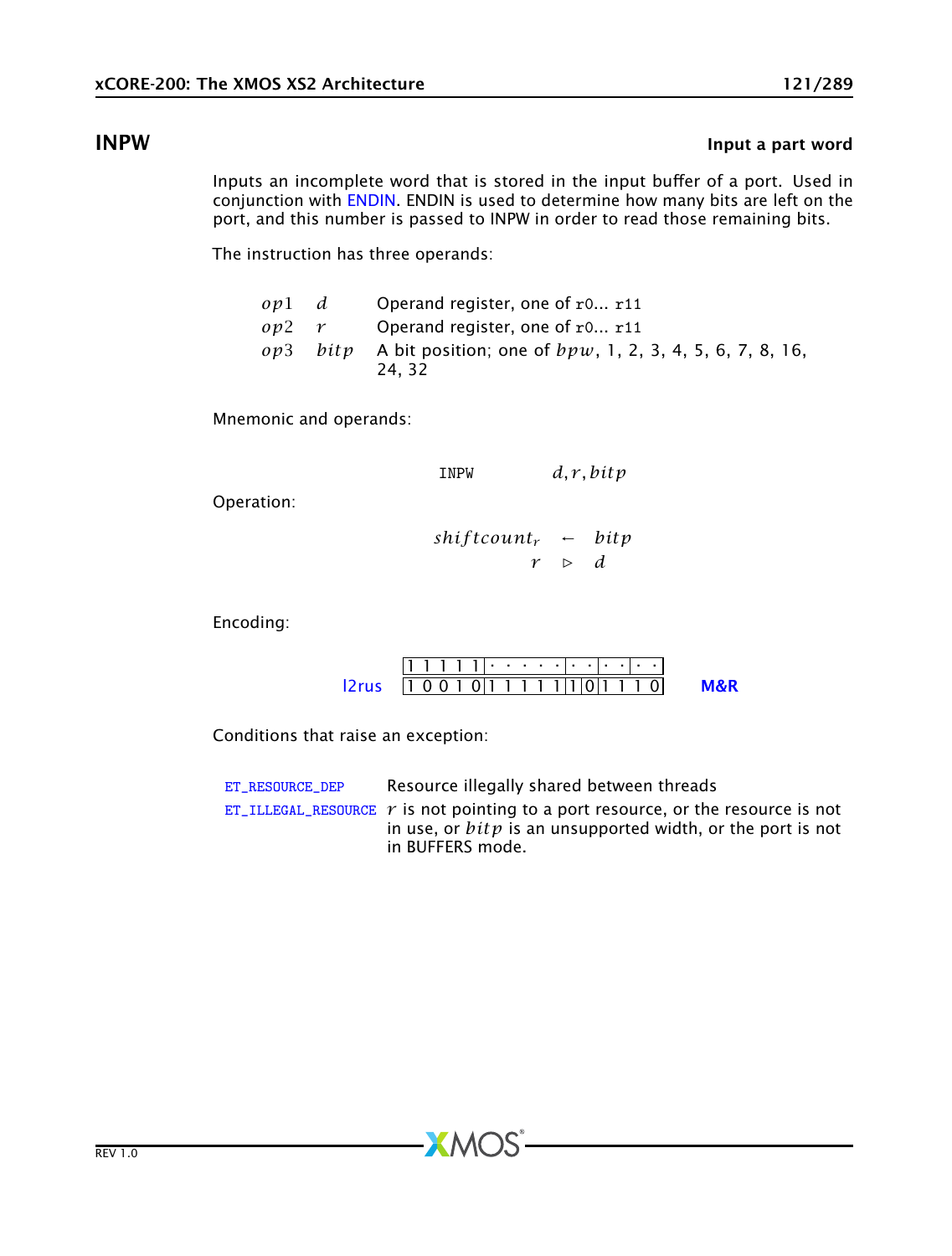## INPW

**Input a part word**

Inputs an incomplete word that is stored in the input buffer of a port. Used in conjunction with ENDIN. ENDIN is used to determine how many bits are left on the port, and this number is passed to INPW in order to read those remaining bits.

The instruction has three operands:

| | | |
|---|---|---|
| $op1$ | $d$ | Operand register, one of `r0... r11` |
| $op2$ | $r$ | Operand register, one of `r0... r11` |
| $op3$ | $bitp$ | A bit position; one of $bpw$, 1, 2, 3, 4, 5, 6, 7, 8, 16, 24, 32 |

Mnemonic and operands:

$$\texttt{INPW} \quad d, r, bitp$$

Operation:

$$shiftcount_r \leftarrow bitp$$
$$r \triangleright d$$

Encoding:

```
        |1 1 1 1 1|· · · · ·|· ·|· ·|· ·|
l2rus   |1 0 0 1 0|1 1 1 1 1|1|0|1 1 1 0|     M&R
```

Conditions that raise an exception:

| | |
|---|---|
| `ET_RESOURCE_DEP` | Resource illegally shared between threads |
| `ET_ILLEGAL_RESOURCE` | $r$ is not pointing to a port resource, or the resource is not in use, or $bitp$ is an unsupported width, or the port is not in BUFFERS mode. |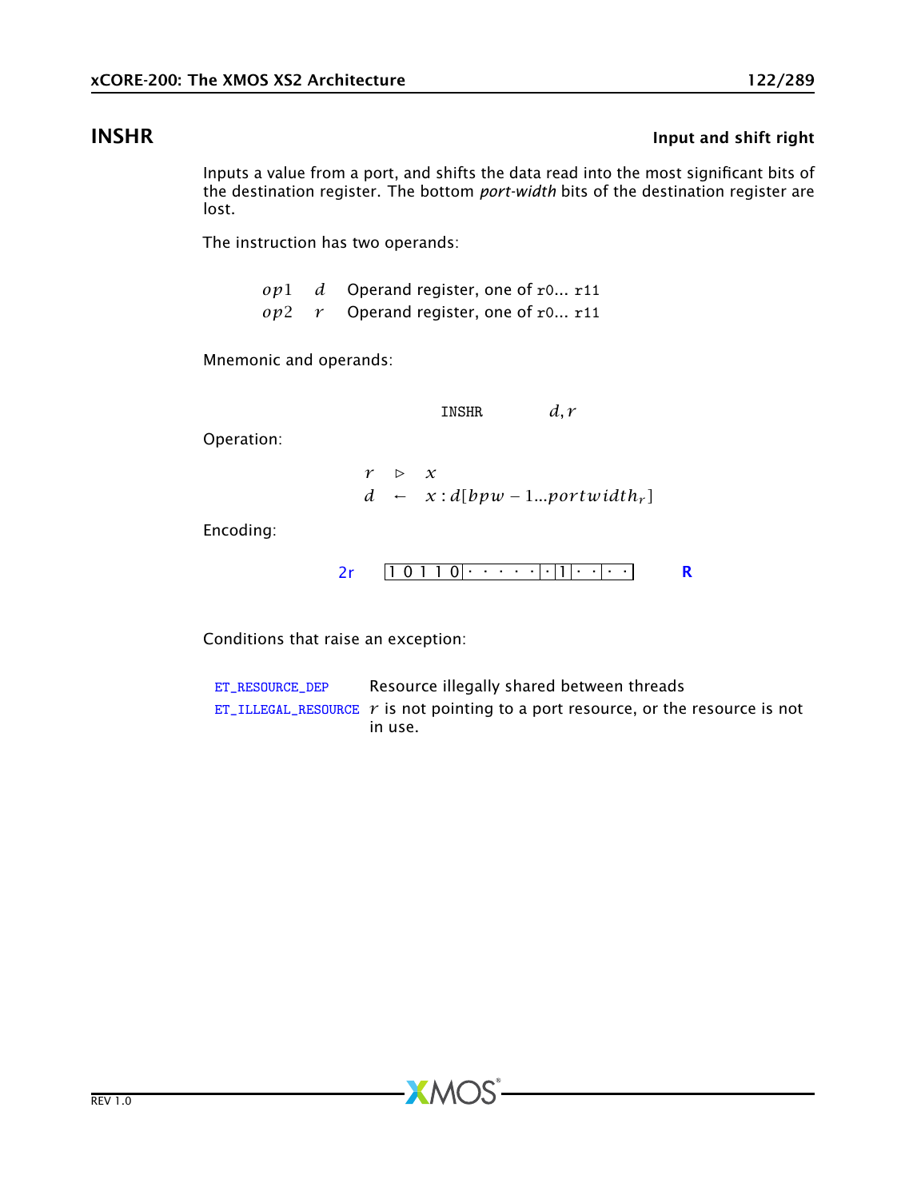## INSHR

**Input and shift right**

Inputs a value from a port, and shifts the data read into the most significant bits of the destination register. The bottom *port-width* bits of the destination register are lost.

The instruction has two operands:

| | | |
|---|---|---|
| $op1$ | $d$ | Operand register, one of r0... r11 |
| $op2$ | $r$ | Operand register, one of r0... r11 |

Mnemonic and operands:

```
INSHR    d, r
```

Operation:

$$r \triangleright x$$
$$d \leftarrow x : d[bpw - 1...portwidth_r]$$

Encoding:

2r | 1 0 1 1 0 · · · · · · · 1 · · · · · | R

Conditions that raise an exception:

| | |
|---|---|
| ET_RESOURCE_DEP | Resource illegally shared between threads |
| ET_ILLEGAL_RESOURCE | $r$ is not pointing to a port resource, or the resource is not in use. |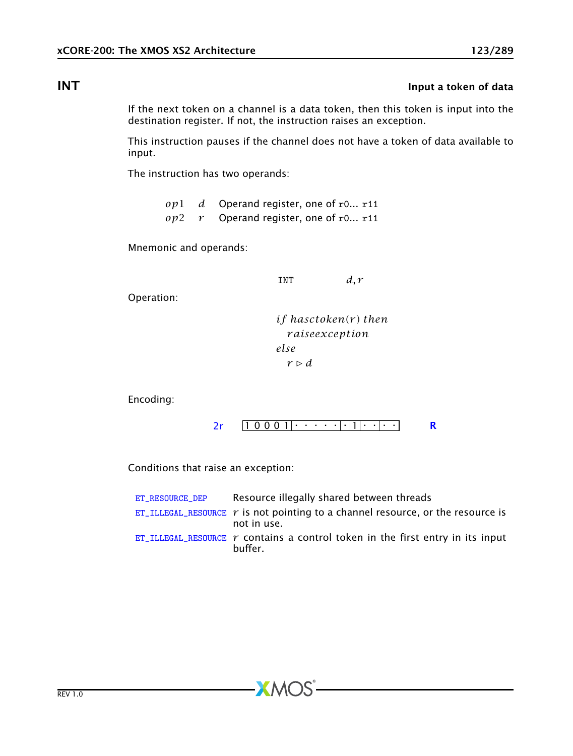## INT

**Input a token of data**

If the next token on a channel is a data token, then this token is input into the destination register. If not, the instruction raises an exception.

This instruction pauses if the channel does not have a token of data available to input.

The instruction has two operands:

| | | |
|---|---|---|
| $op1$ | $d$ | Operand register, one of r0... r11 |
| $op2$ | $r$ | Operand register, one of r0... r11 |

Mnemonic and operands:

```
INT        d, r
```

Operation:

$$
\begin{array}{l}
if\ hasctoken(r)\ then \\
\quad raiseexception \\
else \\
\quad r \triangleright d
\end{array}
$$

Encoding:

2r | 1 0 0 0 1 | · · · · · | · | 1 | · · | · · | **R**

Conditions that raise an exception:

| | |
|---|---|
| ET_RESOURCE_DEP | Resource illegally shared between threads |
| ET_ILLEGAL_RESOURCE | $r$ is not pointing to a channel resource, or the resource is not in use. |
| ET_ILLEGAL_RESOURCE | $r$ contains a control token in the first entry in its input buffer. |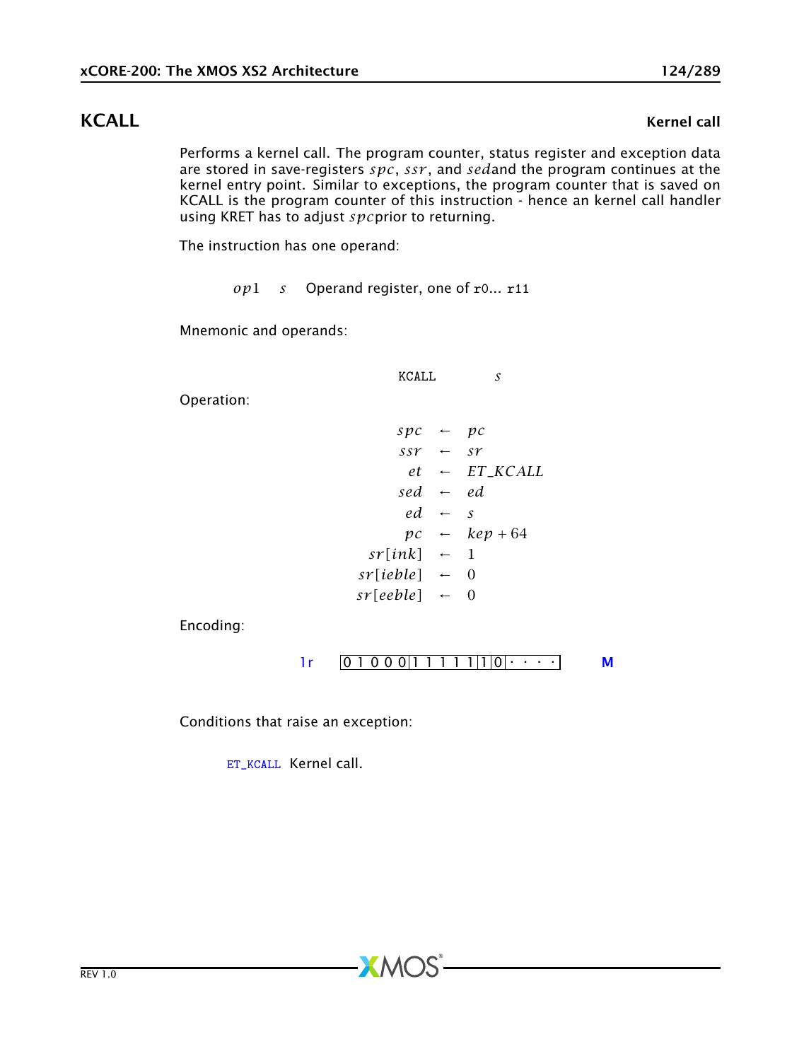## KCALL — Kernel call

Performs a kernel call. The program counter, status register and exception data are stored in save-registers $spc$, $ssr$, and $sed$and the program continues at the kernel entry point. Similar to exceptions, the program counter that is saved on KCALL is the program counter of this instruction - hence an kernel call handler using KRET has to adjust $spc$prior to returning.

The instruction has one operand:

| | | |
|---|---|---|
| $op1$ | $s$ | Operand register, one of `r0`... `r11` |

Mnemonic and operands:

```
KCALL    s
```

Operation:

$$
\begin{aligned}
spc &\leftarrow pc \\
ssr &\leftarrow sr \\
et &\leftarrow ET\_KCALL \\
sed &\leftarrow ed \\
ed &\leftarrow s \\
pc &\leftarrow kep + 64 \\
sr[ink] &\leftarrow 1 \\
sr[ieble] &\leftarrow 0 \\
sr[eeble] &\leftarrow 0
\end{aligned}
$$

Encoding:

1r `0 1 0 0 0 | 1 1 1 1 1 | 1 | 0 | · · · ·` **M**

Conditions that raise an exception:

`ET_KCALL` Kernel call.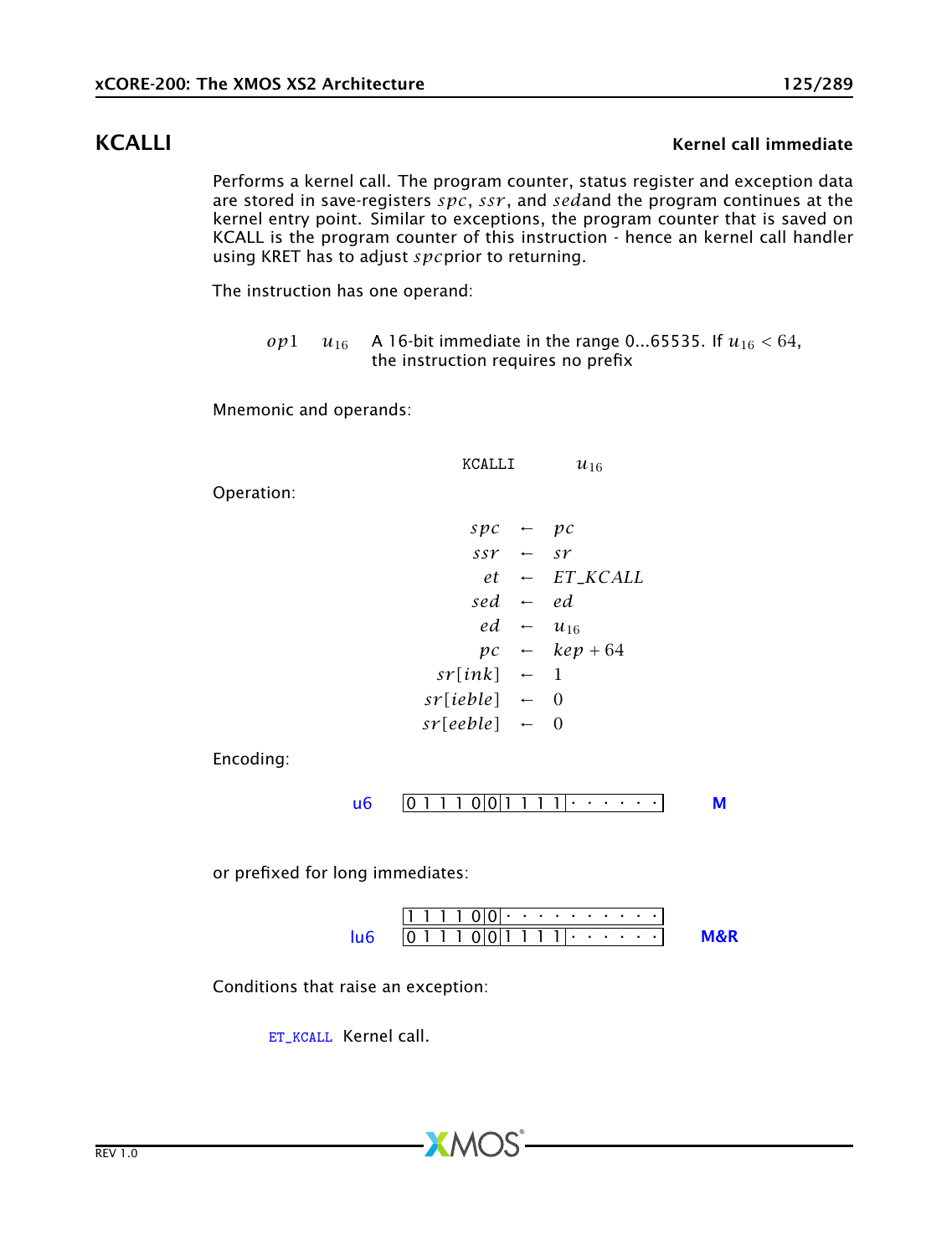## KCALLI

**Kernel call immediate**

Performs a kernel call. The program counter, status register and exception data are stored in save-registers $spc$, $ssr$, and $sed$and the program continues at the kernel entry point. Similar to exceptions, the program counter that is saved on KCALL is the program counter of this instruction - hence an kernel call handler using KRET has to adjust $spc$prior to returning.

The instruction has one operand:

| | | |
|---|---|---|
| $op1$ | $u_{16}$ | A 16-bit immediate in the range 0...65535. If $u_{16} < 64$, the instruction requires no prefix |

Mnemonic and operands:

```
KCALLI    u16
```

Operation:

$$
\begin{aligned}
spc &\leftarrow pc \\
ssr &\leftarrow sr \\
et &\leftarrow ET\_KCALL \\
sed &\leftarrow ed \\
ed &\leftarrow u_{16} \\
pc &\leftarrow kep + 64 \\
sr[ink] &\leftarrow 1 \\
sr[ieble] &\leftarrow 0 \\
sr[eeble] &\leftarrow 0
\end{aligned}
$$

Encoding:

| | | |
|---|---|---|
| u6 | `0 1 1 1 0 0 1 1 1 1 · · · · · ·` | **M** |

or prefixed for long immediates:

| | | |
|---|---|---|
| lu6 | `1 1 1 1 0 0 · · · · · · · · · ·` <br> `0 1 1 1 0 0 1 1 1 1 · · · · · ·` | **M&R** |

Conditions that raise an exception:

ET_KCALL Kernel call.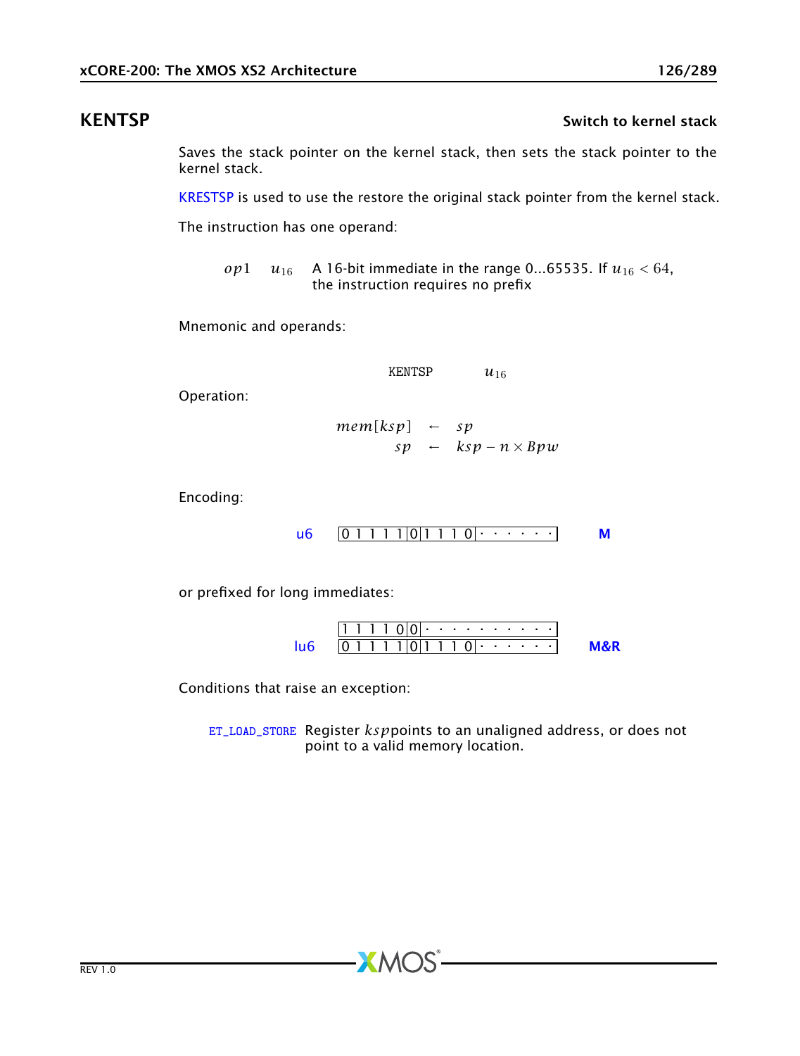## KENTSP

**Switch to kernel stack**

Saves the stack pointer on the kernel stack, then sets the stack pointer to the kernel stack.

KRESTSP is used to use the restore the original stack pointer from the kernel stack.

The instruction has one operand:

| | | |
|---|---|---|
| $op1$ | $u_{16}$ | A 16-bit immediate in the range 0...65535. If $u_{16} < 64$, the instruction requires no prefix |

Mnemonic and operands:

KENTSP $u_{16}$

Operation:

$$
\begin{aligned}
mem[ksp] &\leftarrow sp \\
sp &\leftarrow ksp - n \times Bpw
\end{aligned}
$$

Encoding:

| | | |
|---|---|---|
| u6 | `0 1 1 1 1 0 1 1 1 0 · · · · · ·` | M |

or prefixed for long immediates:

| | | |
|---|---|---|
| lu6 | `1 1 1 1 0 0 · · · · · · · · · ·` <br> `0 1 1 1 1 0 1 1 1 0 · · · · · ·` | M&R |

Conditions that raise an exception:

| | |
|---|---|
| ET_LOAD_STORE | Register $ksp$ points to an unaligned address, or does not point to a valid memory location. |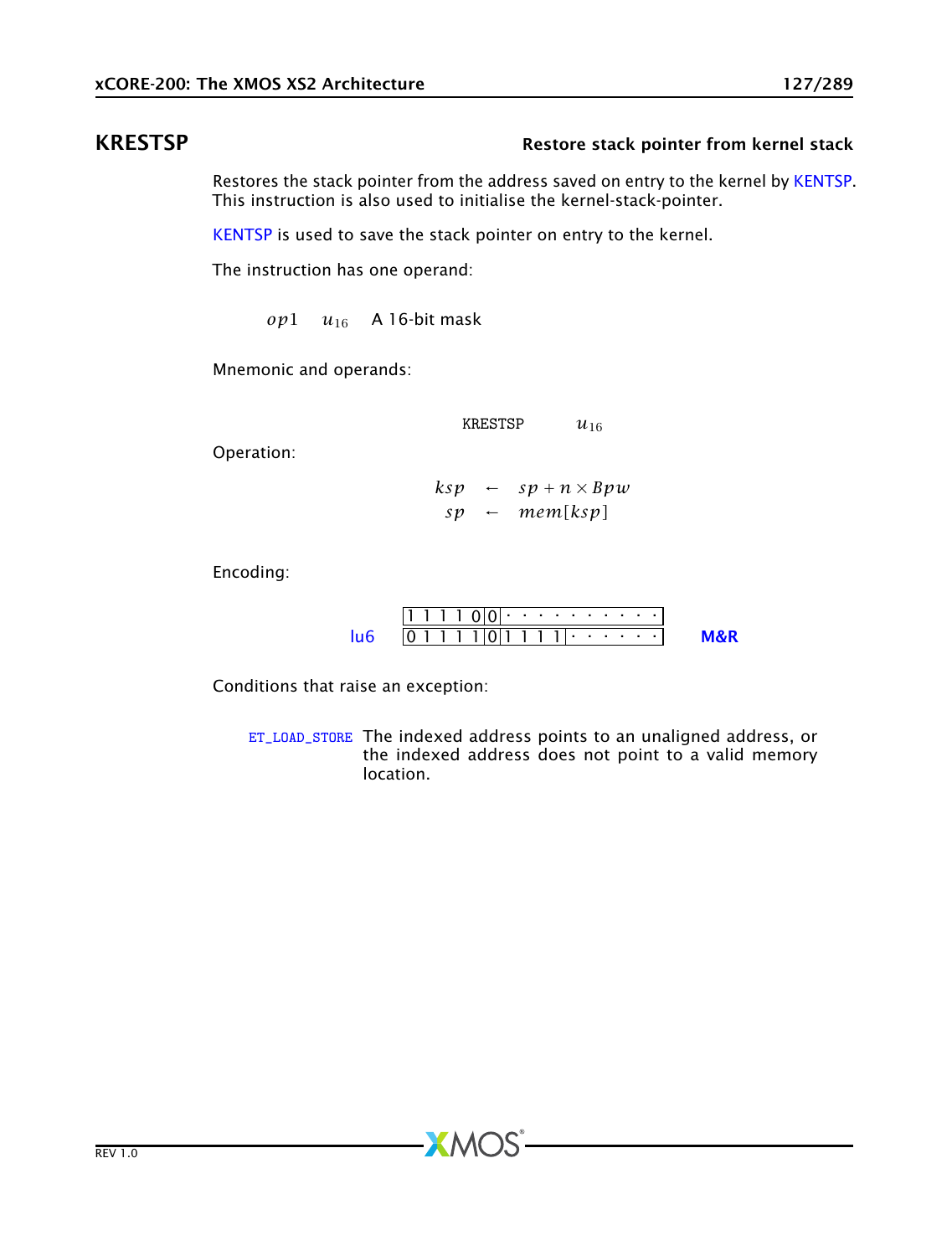## KRESTSP

**Restore stack pointer from kernel stack**

Restores the stack pointer from the address saved on entry to the kernel by KENTSP. This instruction is also used to initialise the kernel-stack-pointer.

KENTSP is used to save the stack pointer on entry to the kernel.

The instruction has one operand:

| | | |
|---|---|---|
| $op1$ | $u_{16}$ | A 16-bit mask |

Mnemonic and operands:

$$\text{KRESTSP} \quad u_{16}$$

Operation:

$$\begin{aligned} ksp &\leftarrow sp + n \times Bpw \\ sp &\leftarrow mem[ksp] \end{aligned}$$

Encoding:

| | | |
|---|---|---|
| | `1 1 1 1 0 0 | · · · · · · · · · ·` | |
| lu6 | `0 1 1 1 1 0 | 1 1 1 1 | · · · · · ·` | **M&R** |

Conditions that raise an exception:

| | |
|---|---|
| ET_LOAD_STORE | The indexed address points to an unaligned address, or the indexed address does not point to a valid memory location. |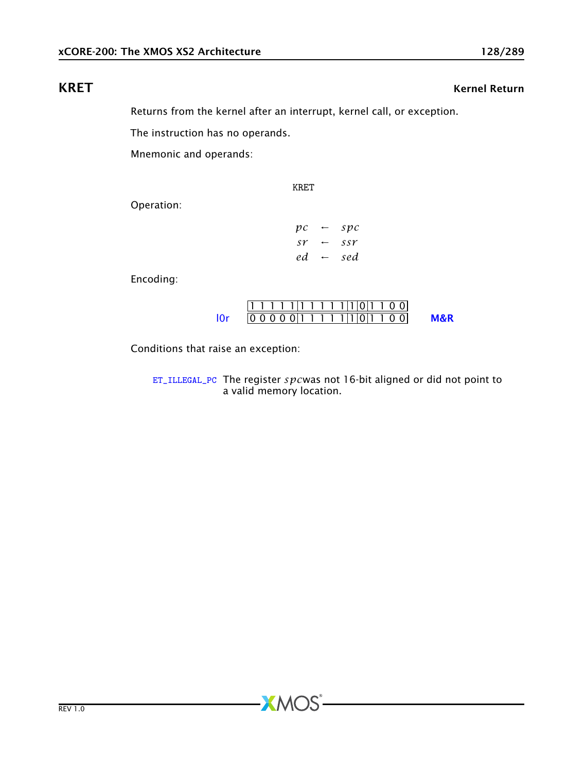# KRET

**Kernel Return**

Returns from the kernel after an interrupt, kernel call, or exception.

The instruction has no operands.

Mnemonic and operands:

```
KRET
```

Operation:

$$
\begin{aligned}
pc &\leftarrow spc \\
sr &\leftarrow ssr \\
ed &\leftarrow sed
\end{aligned}
$$

Encoding:

| | |
|---|---|
| | 1 1 1 1 1 \| 1 1 1 1 1 \| 1 \| 0 \| 1 1 0 0 |
| l0r | 0 0 0 0 0 \| 1 1 1 1 1 \| 1 \| 0 \| 1 1 0 0 |

**M&R**

Conditions that raise an exception:

ET_ILLEGAL_PC The register $spc$ was not 16-bit aligned or did not point to a valid memory location.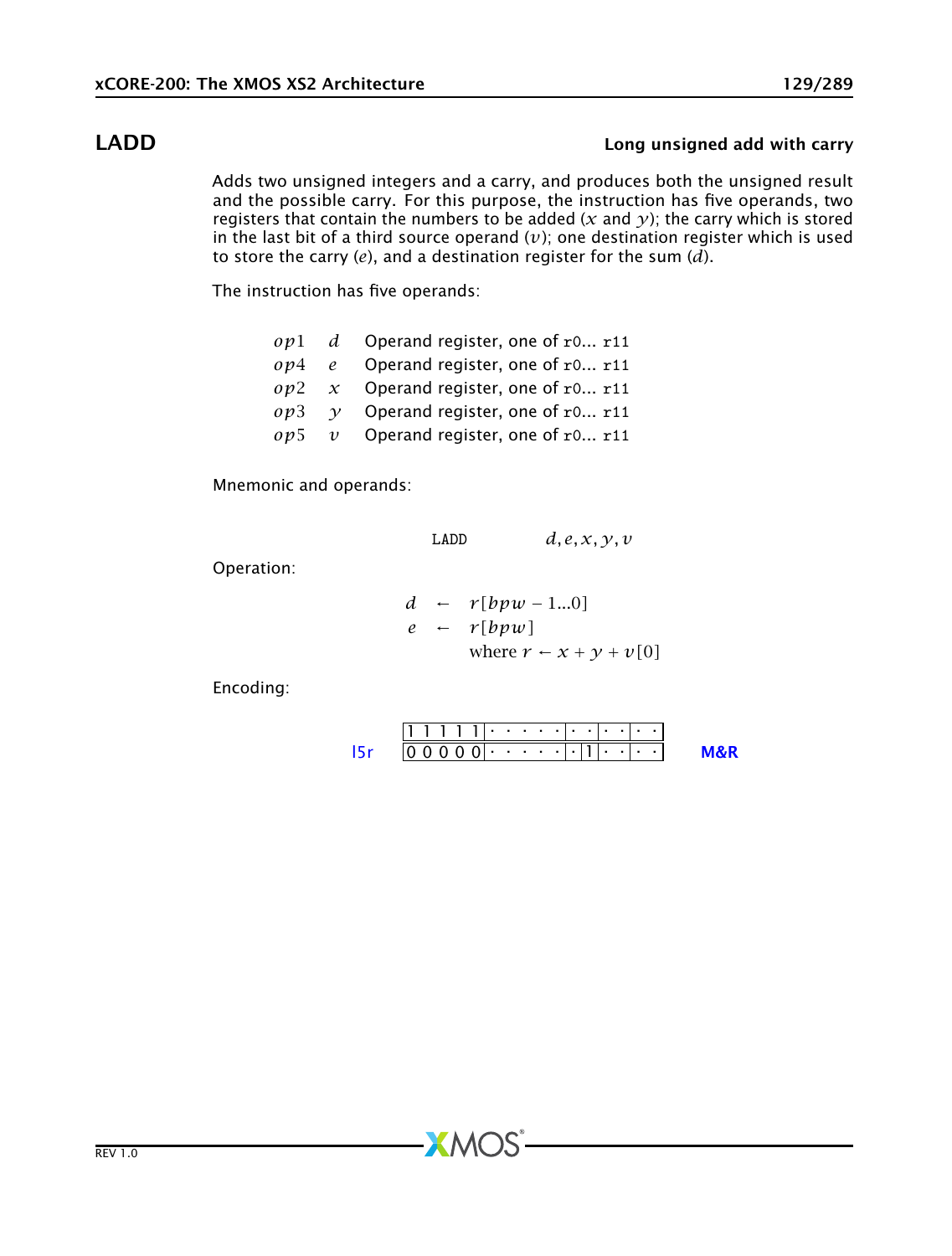## LADD

**Long unsigned add with carry**

Adds two unsigned integers and a carry, and produces both the unsigned result and the possible carry. For this purpose, the instruction has five operands, two registers that contain the numbers to be added ($x$ and $y$); the carry which is stored in the last bit of a third source operand ($v$); one destination register which is used to store the carry ($e$), and a destination register for the sum ($d$).

The instruction has five operands:

| | | |
|---|---|---|
| $op1$ | $d$ | Operand register, one of `r0`... `r11` |
| $op4$ | $e$ | Operand register, one of `r0`... `r11` |
| $op2$ | $x$ | Operand register, one of `r0`... `r11` |
| $op3$ | $y$ | Operand register, one of `r0`... `r11` |
| $op5$ | $v$ | Operand register, one of `r0`... `r11` |

Mnemonic and operands:

```
LADD    d, e, x, y, v
```

Operation:

$$
\begin{aligned}
d &\leftarrow r[bpw-1...0] \\
e &\leftarrow r[bpw] \\
&\quad \text{where } r \leftarrow x + y + v[0]
\end{aligned}
$$

Encoding:

l5r

| | | | |
|---|---|---|---|
| 1 1 1 1 1 | · · · · · | · · | · · | · · |
| 0 0 0 0 0 | · · · · · | · 1 | · · | · · |

M&R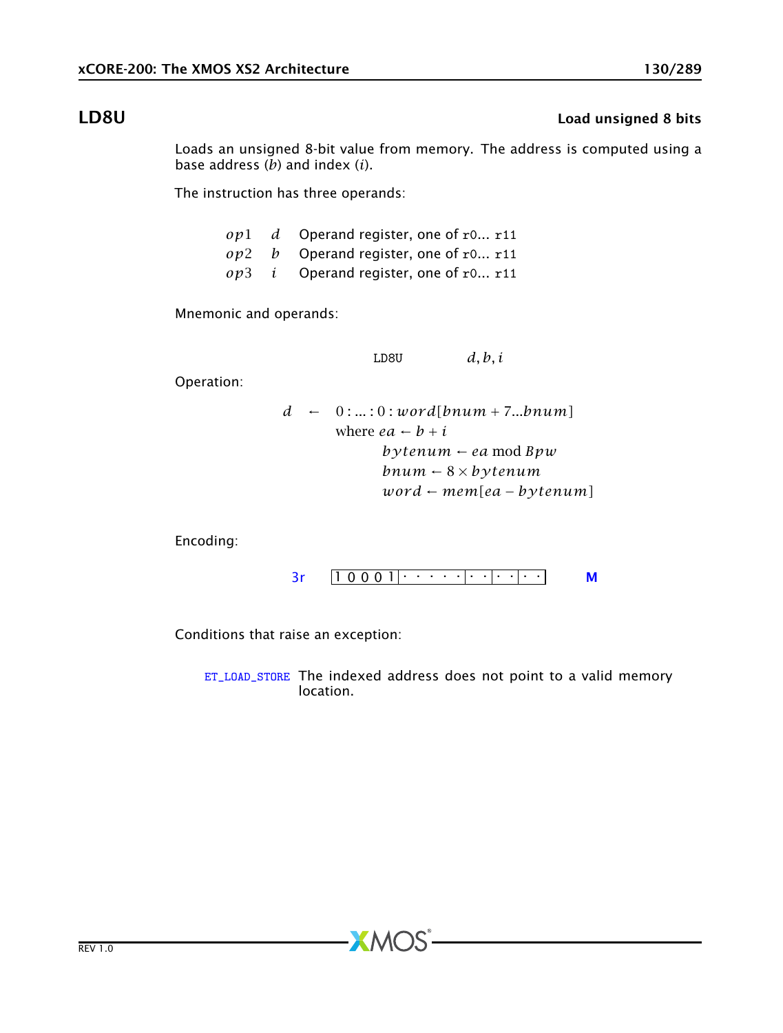## LD8U

**Load unsigned 8 bits**

Loads an unsigned 8-bit value from memory. The address is computed using a base address ($b$) and index ($i$).

The instruction has three operands:

| | | |
|---|---|---|
| $op1$ | $d$ | Operand register, one of r0... r11 |
| $op2$ | $b$ | Operand register, one of r0... r11 |
| $op3$ | $i$ | Operand register, one of r0... r11 |

Mnemonic and operands:

```
LD8U        d, b, i
```

Operation:

$$
\begin{aligned}
d \leftarrow\ & 0 : \ldots : 0 : word[bnum + 7 \ldots bnum] \\
& \text{where } ea \leftarrow b + i \\
& \qquad bytenum \leftarrow ea \bmod Bpw \\
& \qquad bnum \leftarrow 8 \times bytenum \\
& \qquad word \leftarrow mem[ea - bytenum]
\end{aligned}
$$

Encoding:

3r `1 0 0 0 1 | · · · · · | · · | · · | · ·` **M**

Conditions that raise an exception:

ET_LOAD_STORE The indexed address does not point to a valid memory location.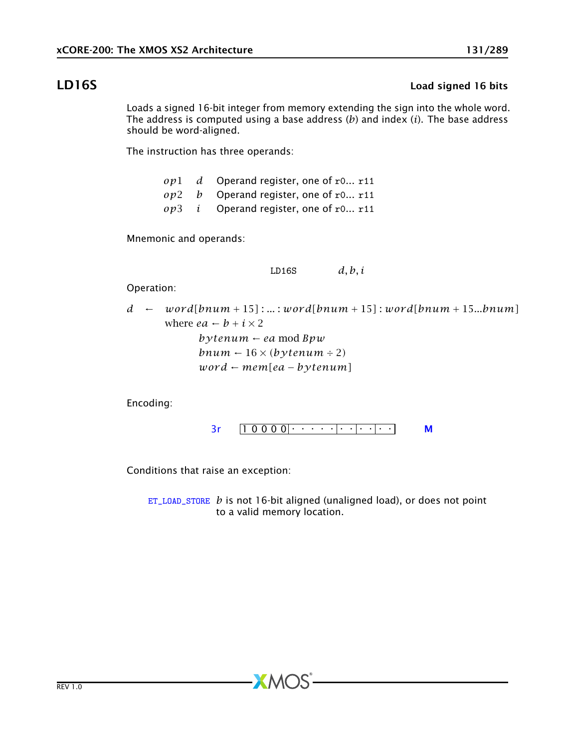## LD16S

**Load signed 16 bits**

Loads a signed 16-bit integer from memory extending the sign into the whole word. The address is computed using a base address ($b$) and index ($i$). The base address should be word-aligned.

The instruction has three operands:

| | | |
|---|---|---|
| $op1$ | $d$ | Operand register, one of r0... r11 |
| $op2$ | $b$ | Operand register, one of r0... r11 |
| $op3$ | $i$ | Operand register, one of r0... r11 |

Mnemonic and operands:

```
LD16S    d, b, i
```

Operation:

$$d \leftarrow word[bnum + 15] : ... : word[bnum + 15] : word[bnum + 15...bnum]$$

$$\text{where } ea \leftarrow b + i \times 2$$

$$bytenum \leftarrow ea \bmod Bpw$$

$$bnum \leftarrow 16 \times (bytenum \div 2)$$

$$word \leftarrow mem[ea - bytenum]$$

Encoding:

3r `1 0 0 0 0 · · · · · · · · · · · ·` M

Conditions that raise an exception:

ET_LOAD_STORE $b$ is not 16-bit aligned (unaligned load), or does not point to a valid memory location.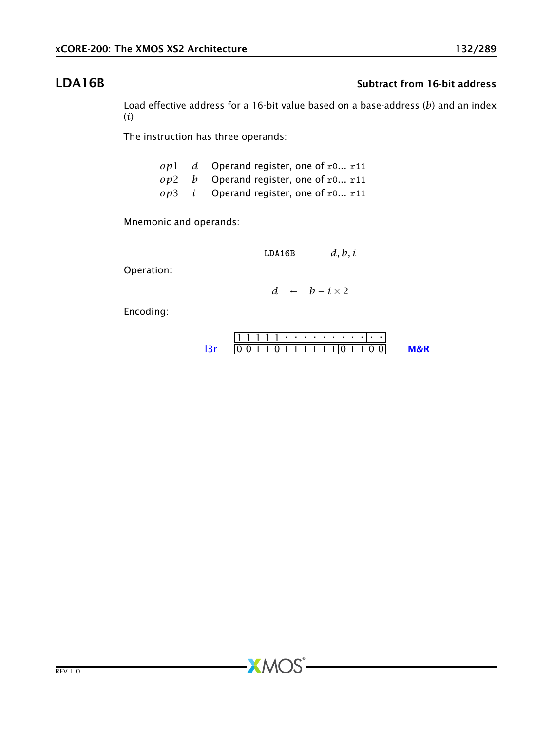## LDA16B — Subtract from 16-bit address

Load effective address for a 16-bit value based on a base-address ($b$) and an index ($i$)

The instruction has three operands:

| | | |
|---|---|---|
| $op1$ | $d$ | Operand register, one of r0... r11 |
| $op2$ | $b$ | Operand register, one of r0... r11 |
| $op3$ | $i$ | Operand register, one of r0... r11 |

Mnemonic and operands:

```
LDA16B    d, b, i
```

Operation:

$$d \leftarrow b - i \times 2$$

Encoding:

l3r

```
1 1 1 1 1 | · · · · · | · · | · · | · ·
0 0 1 1 0 | 1 1 1 1 1 | 1 | 0 | 1 1 0 0
```

M&R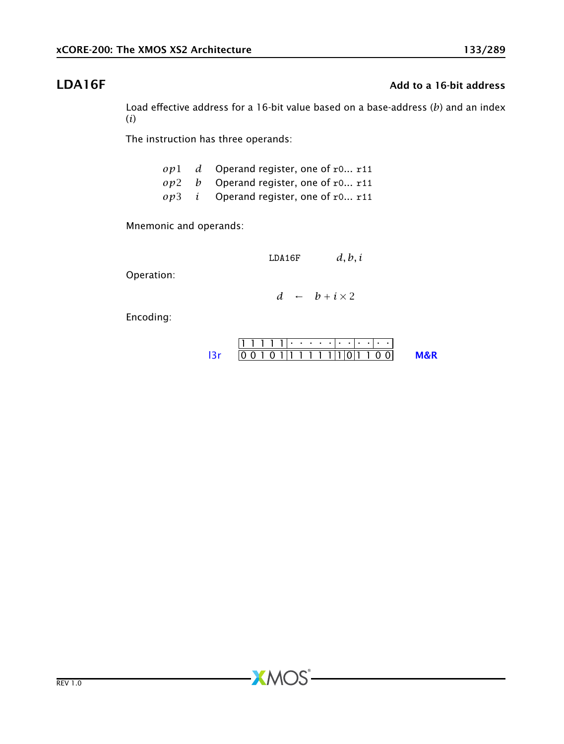## LDA16F — Add to a 16-bit address

Load effective address for a 16-bit value based on a base-address ($b$) and an index ($i$)

The instruction has three operands:

| | | |
|---|---|---|
| $op1$ | $d$ | Operand register, one of r0... r11 |
| $op2$ | $b$ | Operand register, one of r0... r11 |
| $op3$ | $i$ | Operand register, one of r0... r11 |

Mnemonic and operands:

```
LDA16F    d, b, i
```

Operation:

$$d \leftarrow b + i \times 2$$

Encoding:

```
      1 1 1 1 1|. . . . .|. .|. .|. .
l3r   0 0 1 0 1|1 1 1 1 1|1|0|1 1 0 0     M&R
```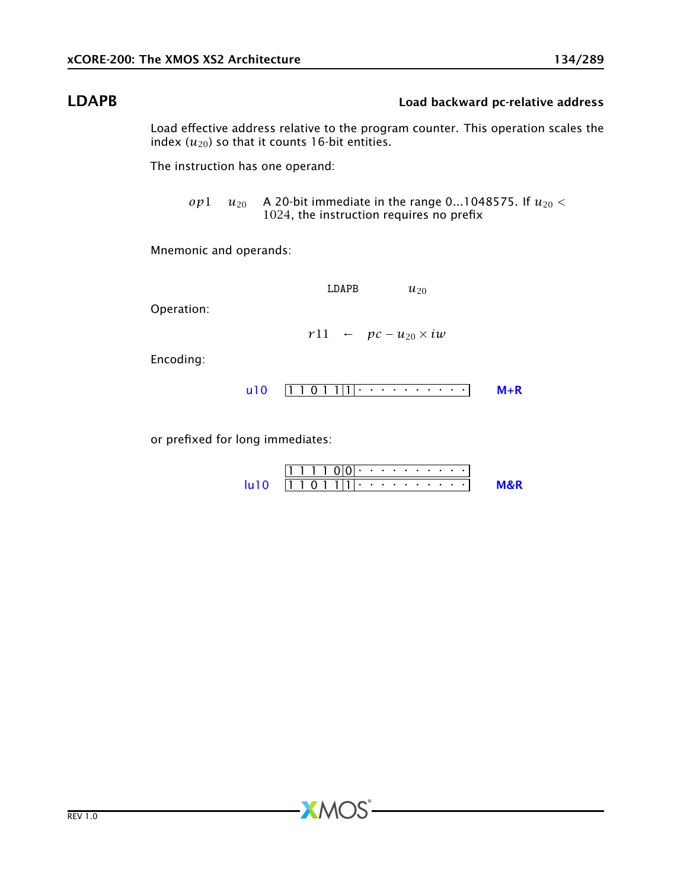## LDAPB — Load backward pc-relative address

Load effective address relative to the program counter. This operation scales the index ($u_{20}$) so that it counts 16-bit entities.

The instruction has one operand:

| | | |
|---|---|---|
| $op1$ | $u_{20}$ | A 20-bit immediate in the range 0...1048575. If $u_{20} < 1024$, the instruction requires no prefix |

Mnemonic and operands:

```
LDAPB    u20
```

Operation:

$$r11 \leftarrow pc - u_{20} \times iw$$

Encoding:

| | | |
|---|---|---|
| u10 | 1 1 0 1 1 \| 1 \| · · · · · · · · · · | M+R |

or prefixed for long immediates:

| | | |
|---|---|---|
| | 1 1 1 1 0 \| 0 \| · · · · · · · · · · | |
| lu10 | 1 1 0 1 1 \| 1 \| · · · · · · · · · · | M&R |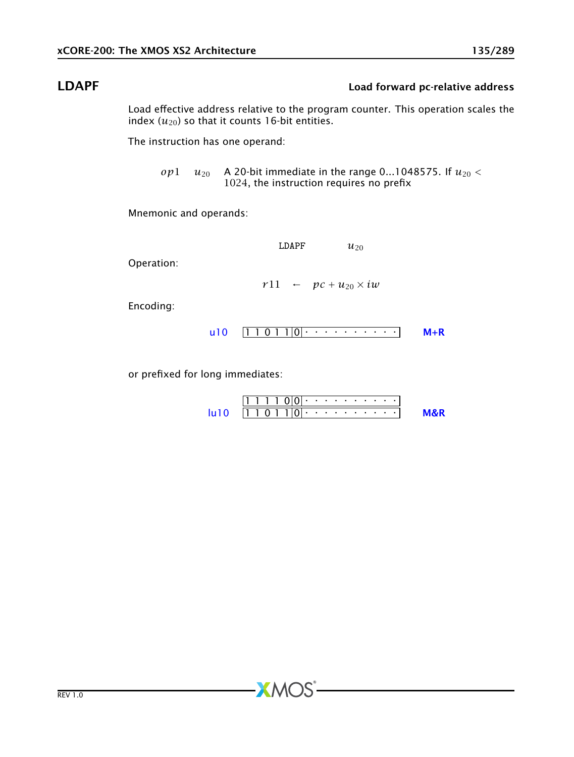## LDAPF — Load forward pc-relative address

Load effective address relative to the program counter. This operation scales the index ($u_{20}$) so that it counts 16-bit entities.

The instruction has one operand:

| | | |
|---|---|---|
| $op1$ | $u_{20}$ | A 20-bit immediate in the range 0...1048575. If $u_{20} < 1024$, the instruction requires no prefix |

Mnemonic and operands:

```
LDAPF    u20
```

Operation:

$$r11 \leftarrow pc + u_{20} \times iw$$

Encoding:

| | | |
|---|---|---|
| u10 | 1 1 0 1 1 0 · · · · · · · · · · | M+R |

or prefixed for long immediates:

| | | |
|---|---|---|
| | 1 1 1 1 0 0 · · · · · · · · · · | |
| lu10 | 1 1 0 1 1 0 · · · · · · · · · · | M&R |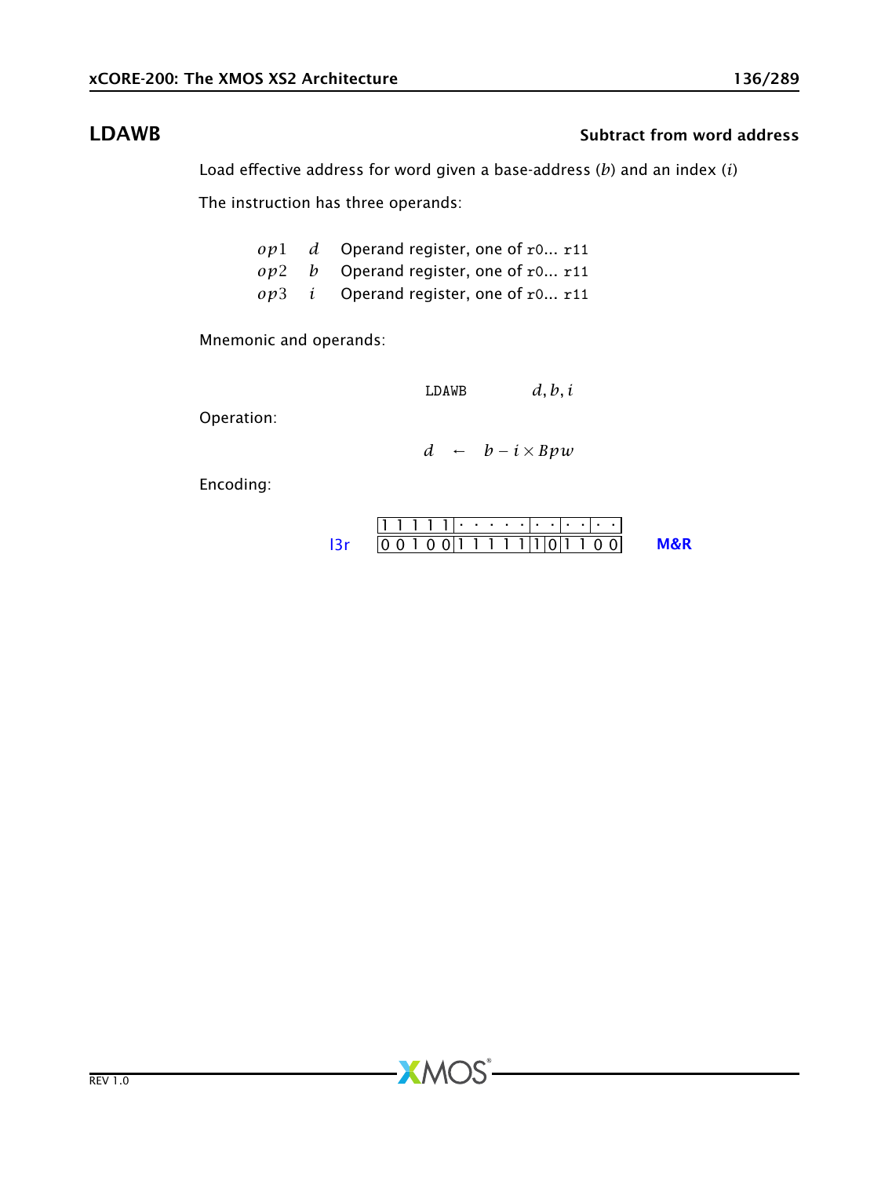## LDAWB — Subtract from word address

Load effective address for word given a base-address ($b$) and an index ($i$)

The instruction has three operands:

| | | |
|---|---|---|
| $op1$ | $d$ | Operand register, one of r0... r11 |
| $op2$ | $b$ | Operand register, one of r0... r11 |
| $op3$ | $i$ | Operand register, one of r0... r11 |

Mnemonic and operands:

```
LDAWB    d, b, i
```

Operation:

$$d \leftarrow b - i \times Bpw$$

Encoding:

| | | | | | | |
|---|---|---|---|---|---|---|
| | 1 1 1 1 1 | · · · · · | · · | · · | · · | |
| l3r | 0 0 1 0 0 | 1 1 1 1 1 | 1 | 0 | 1 1 0 0 | M&R |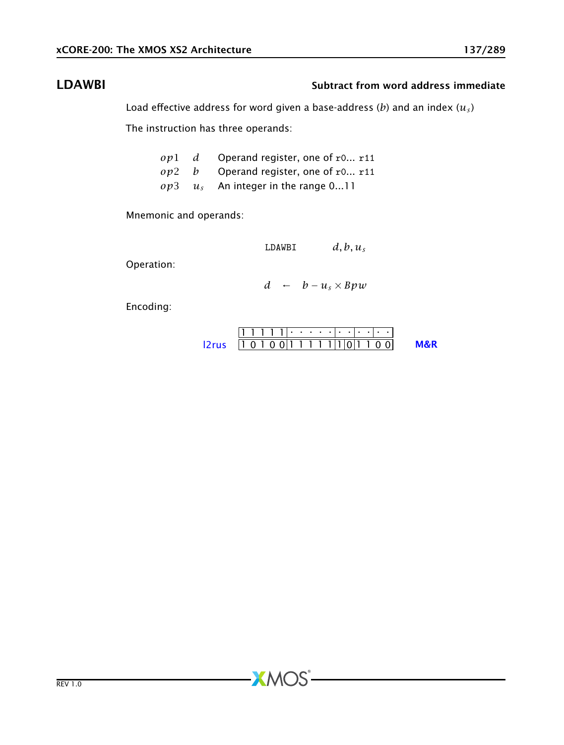## LDAWBI

**Subtract from word address immediate**

Load effective address for word given a base-address ($b$) and an index ($u_s$)

The instruction has three operands:

| | | |
|---|---|---|
| $op1$ | $d$ | Operand register, one of `r0... r11` |
| $op2$ | $b$ | Operand register, one of `r0... r11` |
| $op3$ | $u_s$ | An integer in the range 0...11 |

Mnemonic and operands:

```
LDAWBI    d, b, us
```

Operation:

$$d \leftarrow b - u_s \times Bpw$$

Encoding:

| | | | | | |
|---|---|---|---|---|---|
| | 1 1 1 1 1 | · · · · · | · · | · · | · · |
| l2rus | 1 0 1 0 0 | 1 1 1 1 1 | 1 0 | 1 1 | 0 0 |

**M&R**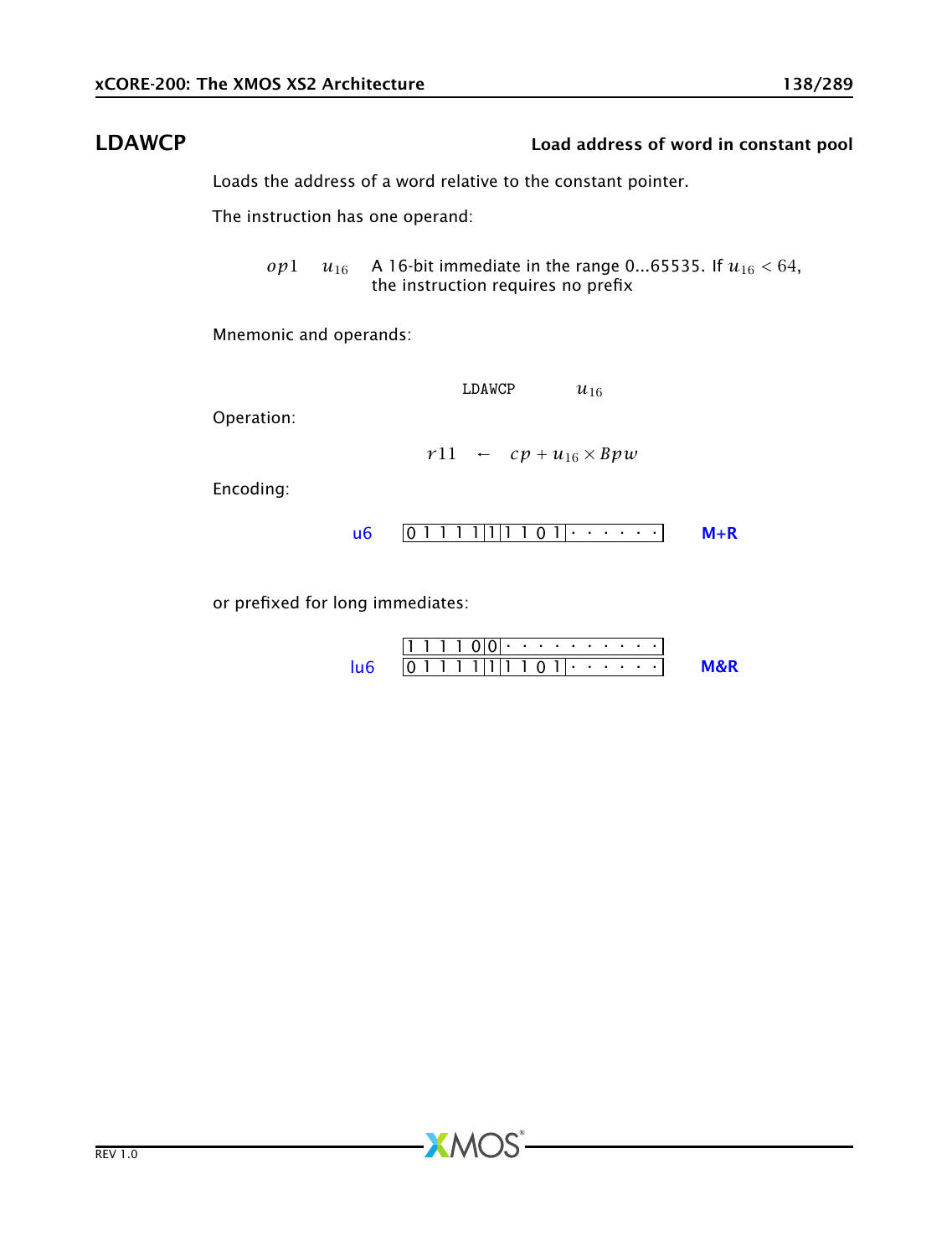## LDAWCP

**Load address of word in constant pool**

Loads the address of a word relative to the constant pointer.

The instruction has one operand:

| | | |
|---|---|---|
| $op1$ | $u_{16}$ | A 16-bit immediate in the range 0...65535. If $u_{16} < 64$, the instruction requires no prefix |

Mnemonic and operands:

```
LDAWCP    u16
```

Operation:

$$r11 \leftarrow cp + u_{16} \times Bpw$$

Encoding:

| | | |
|---|---|---|
| u6 | `0 1 1 1 1 | 1 | 1 1 0 1 | · · · · · ·` | M+R |

or prefixed for long immediates:

| | | |
|---|---|---|
| lu6 | `1 1 1 1 0 | 0 | · · · · · · · · · ·` | M&R |
| | `0 1 1 1 1 | 1 | 1 1 0 1 | · · · · · ·` | |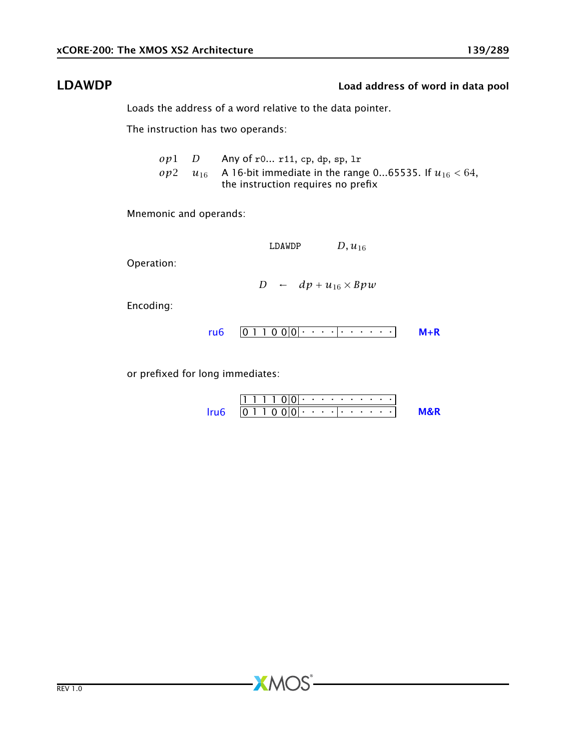## LDAWDP

**Load address of word in data pool**

Loads the address of a word relative to the data pointer.

The instruction has two operands:

| | | |
|---|---|---|
| $op1$ | $D$ | Any of `r0`... `r11`, `cp`, `dp`, `sp`, `lr` |
| $op2$ | $u_{16}$ | A 16-bit immediate in the range 0...65535. If $u_{16} < 64$, the instruction requires no prefix |

Mnemonic and operands:

```
LDAWDP    D, u16
```

Operation:

$$D \leftarrow dp + u_{16} \times Bpw$$

Encoding:

| | | |
|---|---|---|
| ru6 | `0 1 1 0 0 0 · · · · · · · · · ·` | **M+R** |

or prefixed for long immediates:

| | | |
|---|---|---|
| | `1 1 1 1 0 0 · · · · · · · · · ·` | |
| lru6 | `0 1 1 0 0 0 · · · · · · · · · ·` | **M&R** |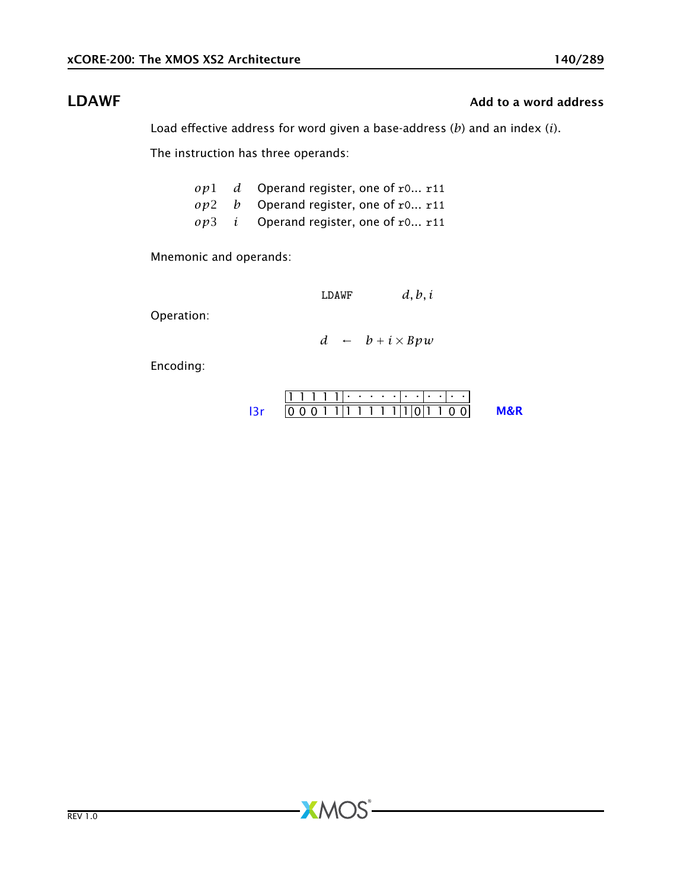## LDAWF

**Add to a word address**

Load effective address for word given a base-address ($b$) and an index ($i$).

The instruction has three operands:

| | | |
|---|---|---|
| $op1$ | $d$ | Operand register, one of r0... r11 |
| $op2$ | $b$ | Operand register, one of r0... r11 |
| $op3$ | $i$ | Operand register, one of r0... r11 |

Mnemonic and operands:

```
LDAWF    d, b, i
```

Operation:

$$d \leftarrow b + i \times Bpw$$

Encoding:

| | | | | | | |
|---|---|---|---|---|---|---|
| | 1 1 1 1 1 | · · · · · | · · | · · | · · | |
| l3r | 0 0 0 1 1 | 1 1 1 1 1 | 1 | 0 | 1 1 0 0 | M&R |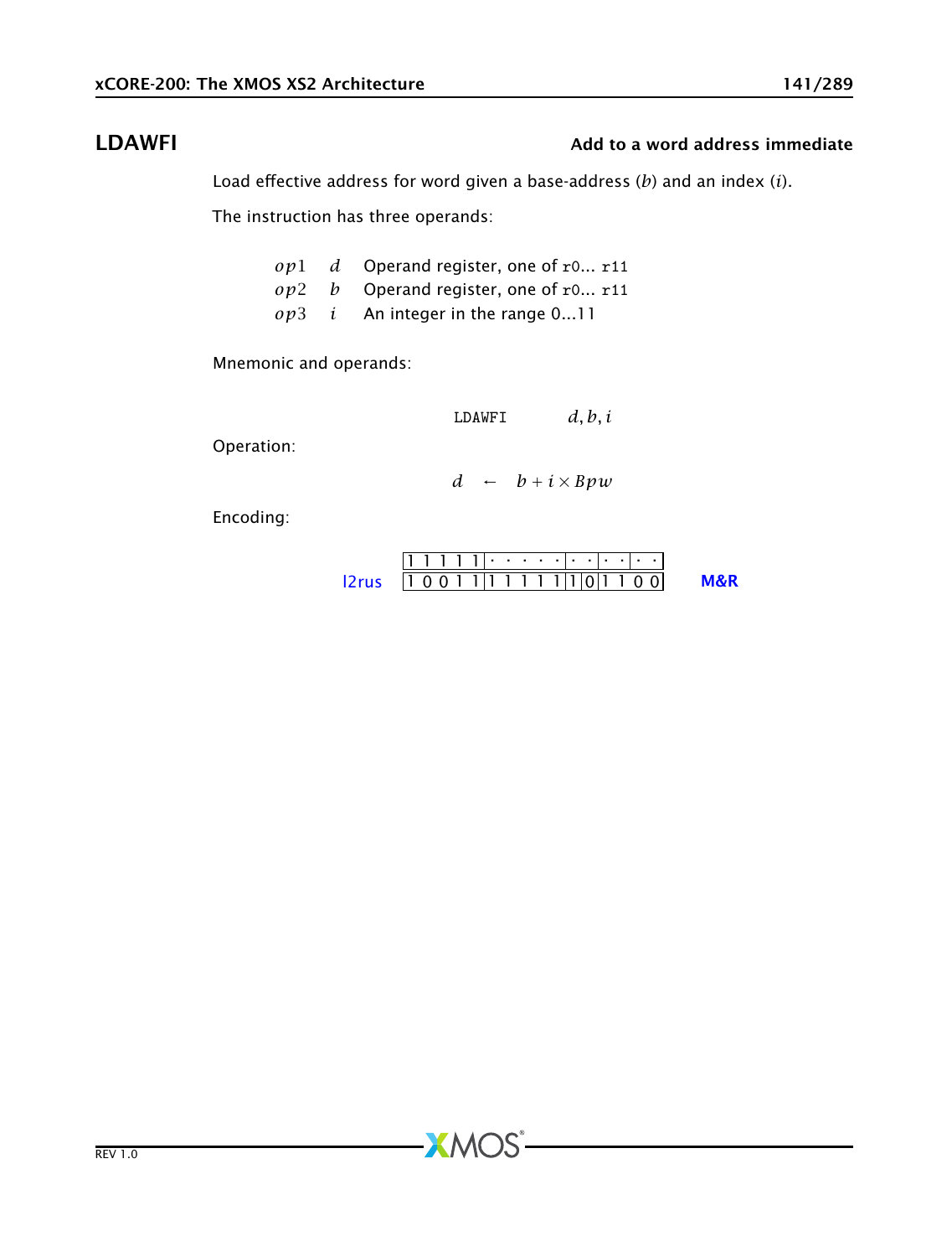## LDAWFI — Add to a word address immediate

Load effective address for word given a base-address ($b$) and an index ($i$).

The instruction has three operands:

| | | |
|---|---|---|
| $op1$ | $d$ | Operand register, one of `r0... r11` |
| $op2$ | $b$ | Operand register, one of `r0... r11` |
| $op3$ | $i$ | An integer in the range 0...11 |

Mnemonic and operands:

```
LDAWFI      d, b, i
```

Operation:

$$d \leftarrow b + i \times Bpw$$

Encoding:

| | | | | | | |
|---|---|---|---|---|---|---|
| | 1 1 1 1 1 | · · · · · | · · | · · | · · | |
| l2rus | 1 0 0 1 1 | 1 1 1 1 1 | 1 0 | 1 1 | 0 0 | M&R |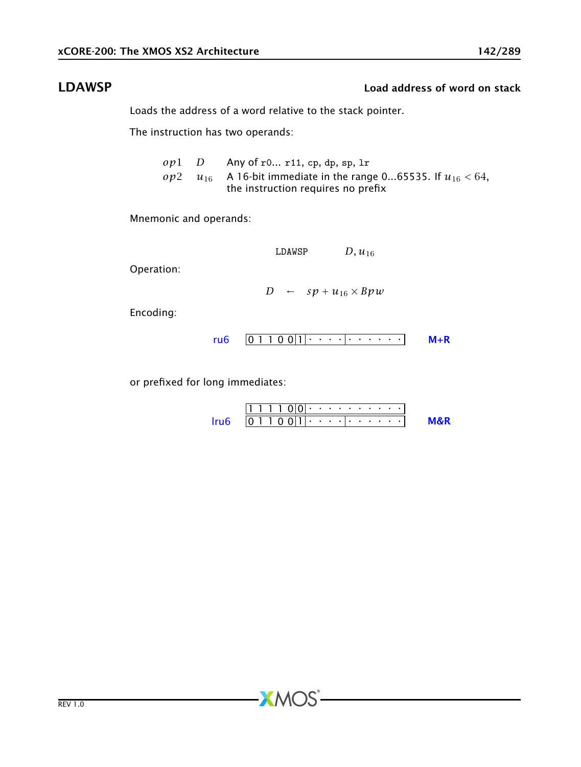## LDAWSP

**Load address of word on stack**

Loads the address of a word relative to the stack pointer.

The instruction has two operands:

| | | |
|---|---|---|
| $op1$ | $D$ | Any of r0... r11, cp, dp, sp, lr |
| $op2$ | $u_{16}$ | A 16-bit immediate in the range 0...65535. If $u_{16} < 64$, the instruction requires no prefix |

Mnemonic and operands:

```
LDAWSP    D, u16
```

Operation:

$$D \leftarrow sp + u_{16} \times Bpw$$

Encoding:

ru6 `0 1 1 0 0 1 | · · · · | · · · · · ·` **M+R**

or prefixed for long immediates:

lru6

```
1 1 1 1 0 0 | · · · · · · · · · ·
0 1 1 0 0 1 | · · · · | · · · · · ·
```

**M&R**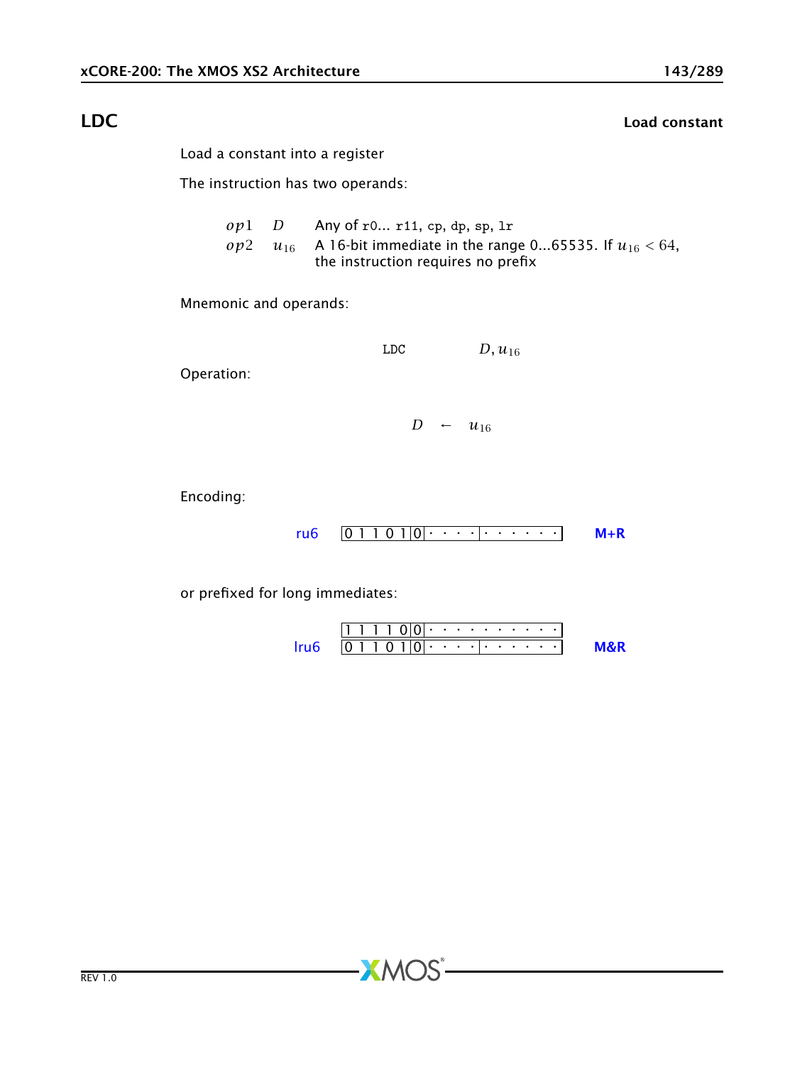# LDC

**Load constant**

Load a constant into a register

The instruction has two operands:

| | | |
|---|---|---|
| $op1$ | $D$ | Any of r0... r11, cp, dp, sp, lr |
| $op2$ | $u_{16}$ | A 16-bit immediate in the range 0...65535. If $u_{16} < 64$, the instruction requires no prefix |

Mnemonic and operands:

```
LDC        D, u16
```

Operation:

$$D \leftarrow u_{16}$$

Encoding:

ru6 `0 1 1 0 1 0 | 0 | · · · · | · · · · · · ·` **M+R**

or prefixed for long immediates:

lru6
`1 1 1 1 0 0 | 0 | · · · · · · · · · · ·`
`0 1 1 0 1 0 | 0 | · · · · | · · · · · · ·` **M&R**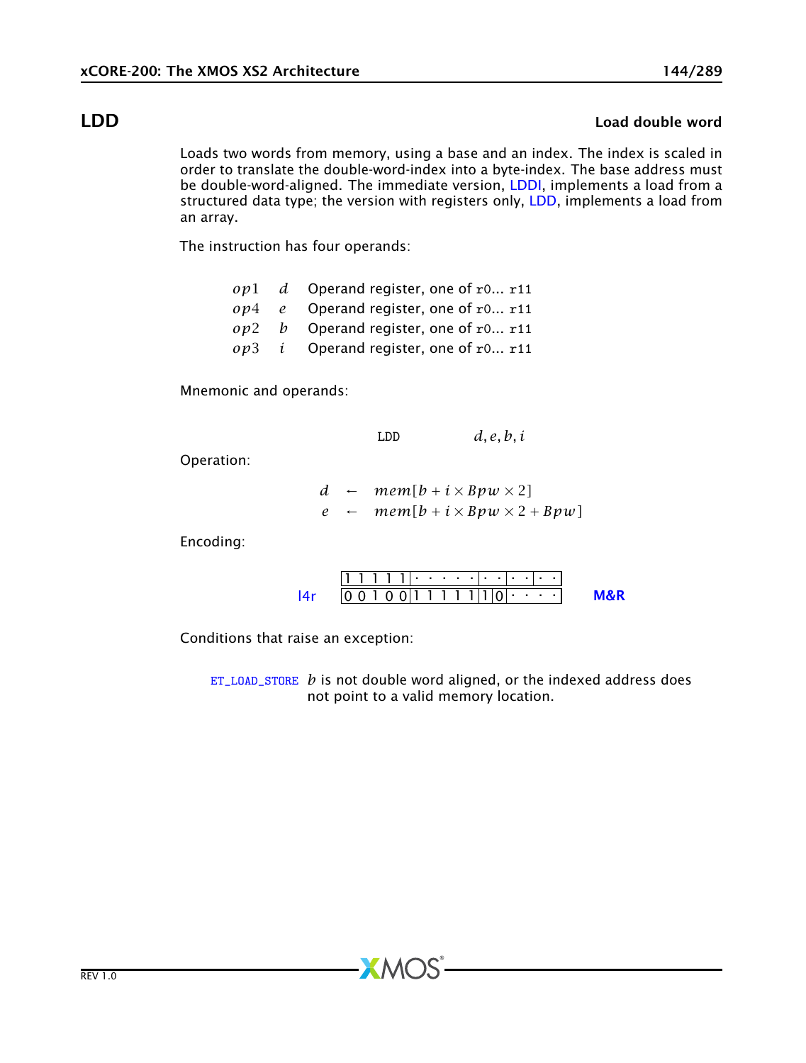## LDD **Load double word**

Loads two words from memory, using a base and an index. The index is scaled in order to translate the double-word-index into a byte-index. The base address must be double-word-aligned. The immediate version, LDDI, implements a load from a structured data type; the version with registers only, LDD, implements a load from an array.

The instruction has four operands:

| | | |
|---|---|---|
| $op1$ | $d$ | Operand register, one of r0... r11 |
| $op4$ | $e$ | Operand register, one of r0... r11 |
| $op2$ | $b$ | Operand register, one of r0... r11 |
| $op3$ | $i$ | Operand register, one of r0... r11 |

Mnemonic and operands:

```
LDD        d, e, b, i
```

Operation:

$$d \leftarrow mem[b + i \times Bpw \times 2]$$
$$e \leftarrow mem[b + i \times Bpw \times 2 + Bpw]$$

Encoding:

```
      1 1 1 1 1|· · · · · ·|· ·|· ·|· ·
l4r   0 0 1 0 0|1 1 1 1 1|1|0|· · · ·      M&R
```

Conditions that raise an exception:

ET_LOAD_STORE $b$ is not double word aligned, or the indexed address does not point to a valid memory location.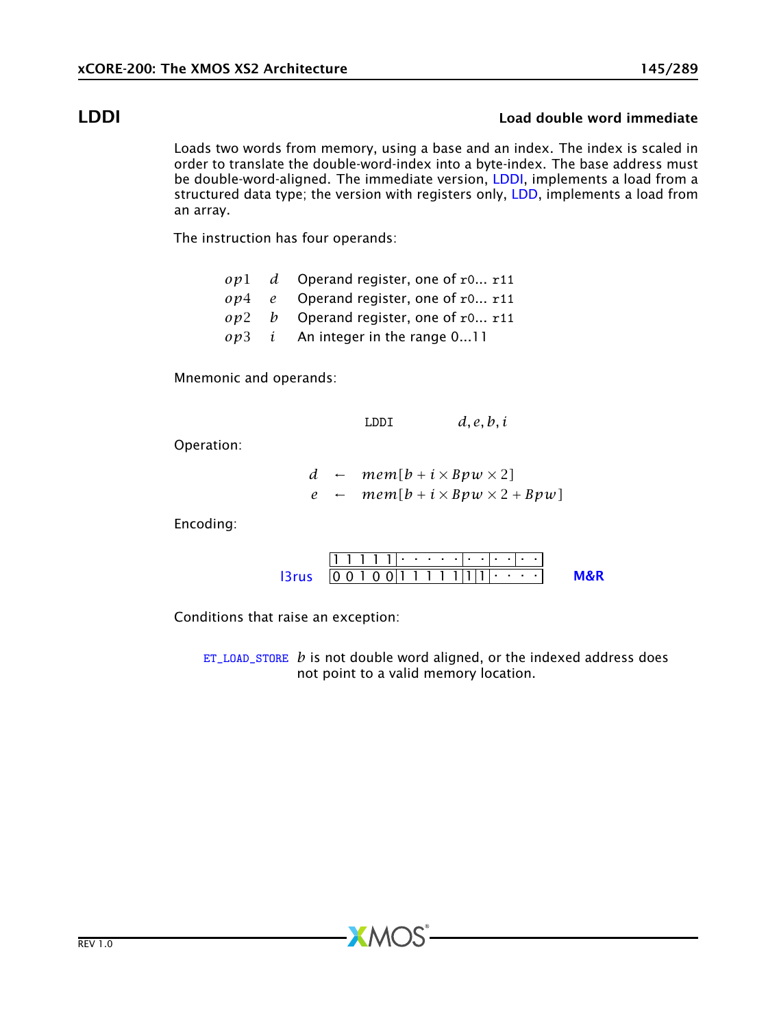## LDDI

**Load double word immediate**

Loads two words from memory, using a base and an index. The index is scaled in order to translate the double-word-index into a byte-index. The base address must be double-word-aligned. The immediate version, LDDI, implements a load from a structured data type; the version with registers only, LDD, implements a load from an array.

The instruction has four operands:

| | | |
|---|---|---|
| $op1$ | $d$ | Operand register, one of `r0`... `r11` |
| $op4$ | $e$ | Operand register, one of `r0`... `r11` |
| $op2$ | $b$ | Operand register, one of `r0`... `r11` |
| $op3$ | $i$ | An integer in the range 0...11 |

Mnemonic and operands:

`LDDI` $d, e, b, i$

Operation:

$$d \leftarrow mem[b + i \times Bpw \times 2]$$
$$e \leftarrow mem[b + i \times Bpw \times 2 + Bpw]$$

Encoding:

```
        1 1 1 1 1 | · · · · · | · · | · · | · ·
l3rus   0 0 1 0 0 | 1 1 1 1 1 | 1 | 1 | · · · ·     M&R
```

Conditions that raise an exception:

`ET_LOAD_STORE` $b$ is not double word aligned, or the indexed address does not point to a valid memory location.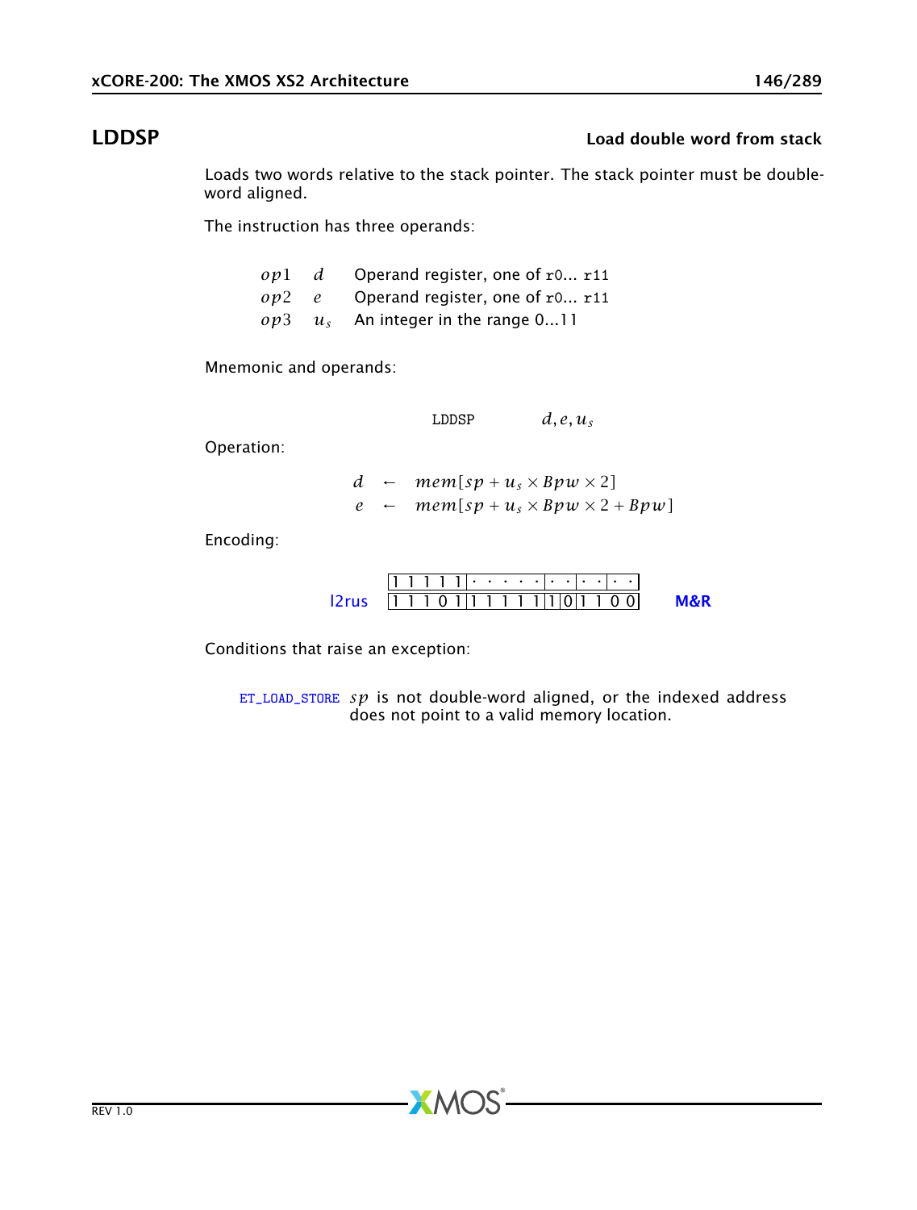## LDDSP

**Load double word from stack**

Loads two words relative to the stack pointer. The stack pointer must be double-word aligned.

The instruction has three operands:

| | | |
|---|---|---|
| $op1$ | $d$ | Operand register, one of `r0`... `r11` |
| $op2$ | $e$ | Operand register, one of `r0`... `r11` |
| $op3$ | $u_s$ | An integer in the range 0...11 |

Mnemonic and operands:

`LDDSP` $d, e, u_s$

Operation:

$$d \leftarrow mem[sp + u_s \times Bpw \times 2]$$
$$e \leftarrow mem[sp + u_s \times Bpw \times 2 + Bpw]$$

Encoding:

l2rus

```
1 1 1 1 1 | · · · · · | · · | · · | · ·
1 1 1 0 1 | 1 1 1 1 1 | 1 | 0 | 1 1 0 0
```

M&R

Conditions that raise an exception:

ET_LOAD_STORE $sp$ is not double-word aligned, or the indexed address does not point to a valid memory location.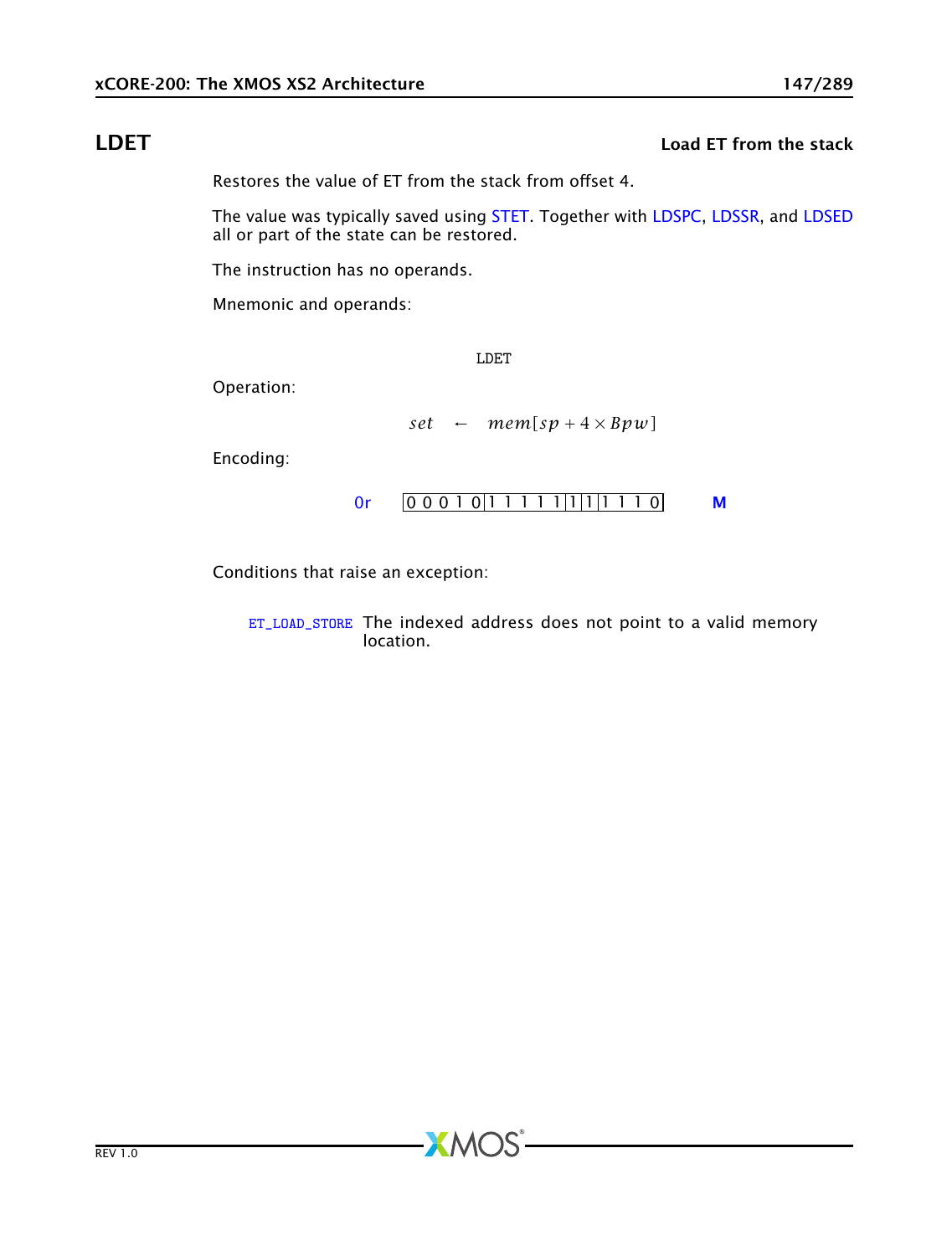# LDET

**Load ET from the stack**

Restores the value of ET from the stack from offset 4.

The value was typically saved using STET. Together with LDSPC, LDSSR, and LDSED all or part of the state can be restored.

The instruction has no operands.

Mnemonic and operands:

```
LDET
```

Operation:

$$set \leftarrow mem[sp + 4 \times Bpw]$$

Encoding:

0r | 0 0 0 1 0 | 1 1 1 1 1 | 1 | 1 | 1 1 1 0 | **M**

Conditions that raise an exception:

ET_LOAD_STORE The indexed address does not point to a valid memory location.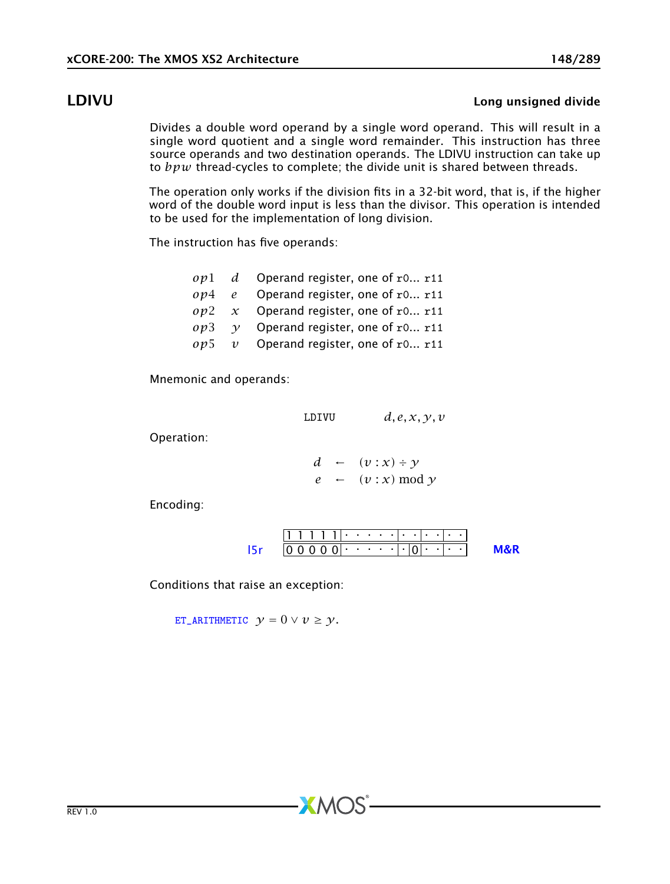## LDIVU

**Long unsigned divide**

Divides a double word operand by a single word operand. This will result in a single word quotient and a single word remainder. This instruction has three source operands and two destination operands. The LDIVU instruction can take up to $bpw$ thread-cycles to complete; the divide unit is shared between threads.

The operation only works if the division fits in a 32-bit word, that is, if the higher word of the double word input is less than the divisor. This operation is intended to be used for the implementation of long division.

The instruction has five operands:

| | | |
|---|---|---|
| $op1$ | $d$ | Operand register, one of r0... r11 |
| $op4$ | $e$ | Operand register, one of r0... r11 |
| $op2$ | $x$ | Operand register, one of r0... r11 |
| $op3$ | $y$ | Operand register, one of r0... r11 |
| $op5$ | $v$ | Operand register, one of r0... r11 |

Mnemonic and operands:

```
LDIVU    d,e,x,y,v
```

Operation:

$$d \leftarrow (v : x) \div y$$
$$e \leftarrow (v : x) \bmod y$$

Encoding:

```
     1 1 1 1 1 | · · · · · | · · | · · | · ·
l5r  0 0 0 0 0 | · · · · · | · 0 | · · | · ·     M&R
```

Conditions that raise an exception:

ET_ARITHMETIC $y = 0 \vee v \geq y.$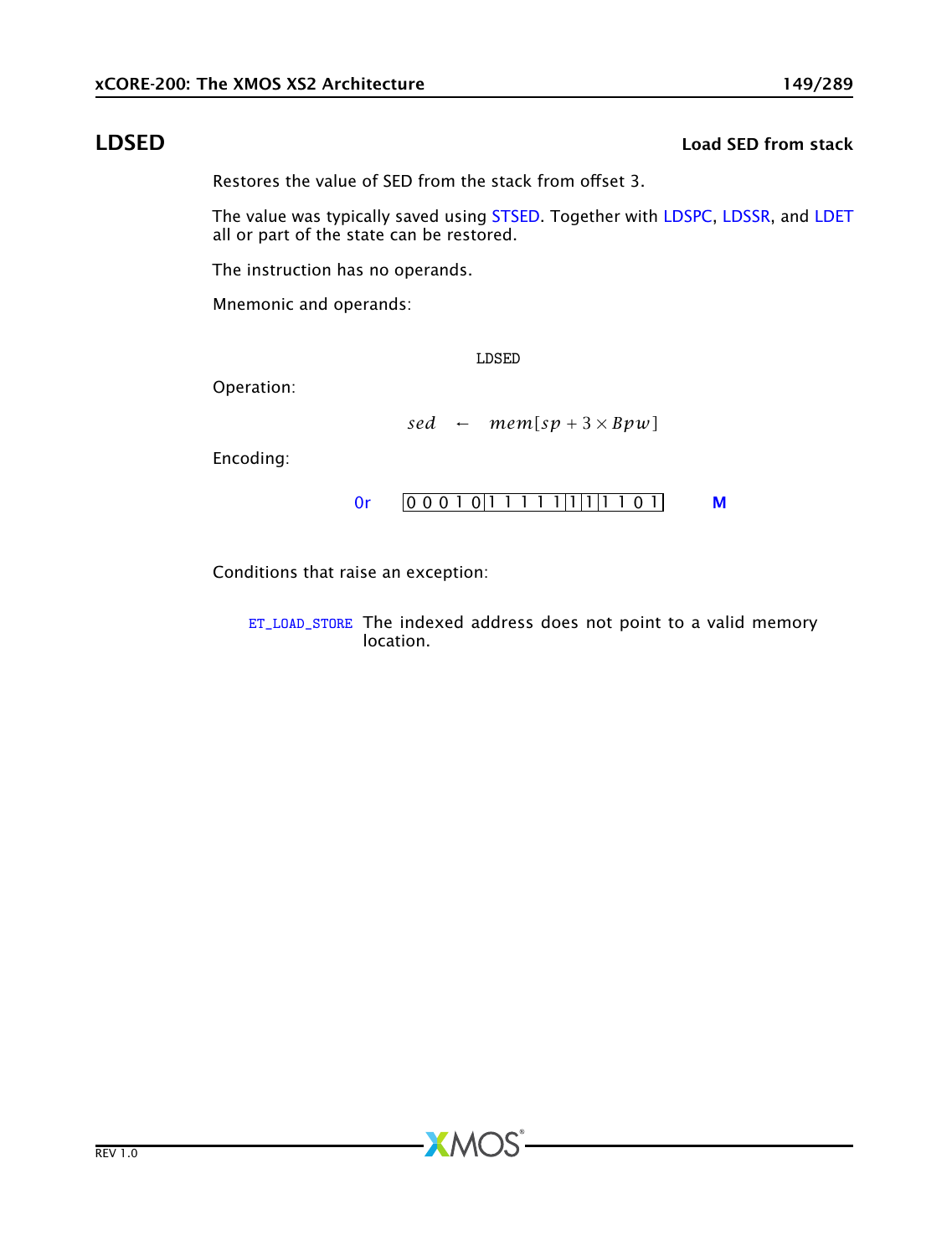## LDSED — Load SED from stack

Restores the value of SED from the stack from offset 3.

The value was typically saved using STSED. Together with LDSPC, LDSSR, and LDET all or part of the state can be restored.

The instruction has no operands.

Mnemonic and operands:

```
LDSED
```

Operation:

$$sed \leftarrow mem[sp + 3 \times Bpw]$$

Encoding:

0r | 0 0 0 1 0 | 1 1 1 1 1 | 1 | 1 | 1 1 0 1 | **M**

Conditions that raise an exception:

ET_LOAD_STORE The indexed address does not point to a valid memory location.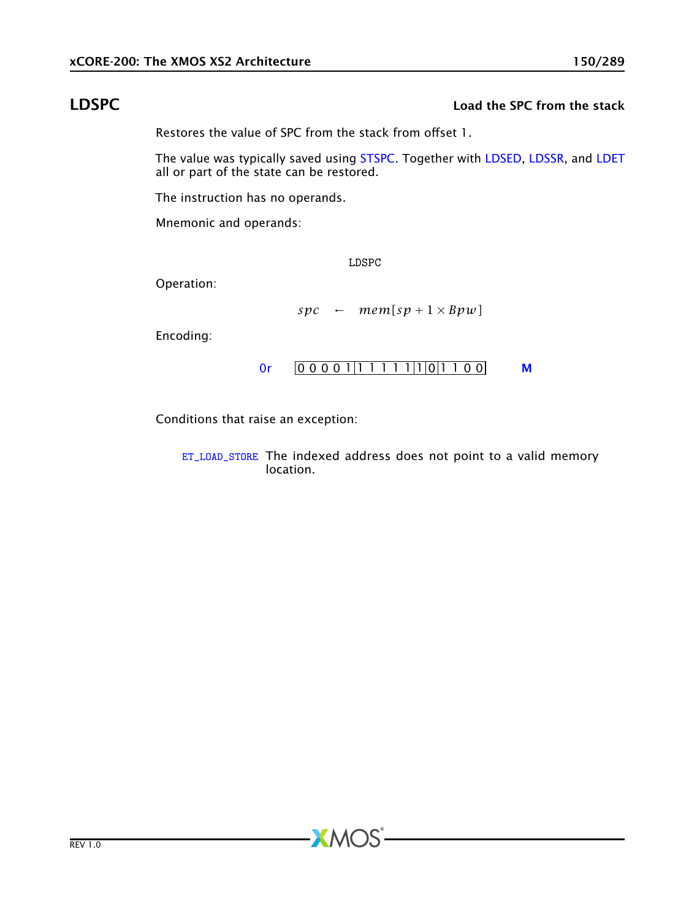## LDSPC

**Load the SPC from the stack**

Restores the value of SPC from the stack from offset 1.

The value was typically saved using STSPC. Together with LDSED, LDSSR, and LDET all or part of the state can be restored.

The instruction has no operands.

Mnemonic and operands:

```
LDSPC
```

Operation:

$$spc \leftarrow mem[sp + 1 \times Bpw]$$

Encoding:

0r | 0 0 0 0 1 | 1 1 1 1 1 | 1 | 0 | 1 1 0 0 | M

Conditions that raise an exception:

ET_LOAD_STORE The indexed address does not point to a valid memory location.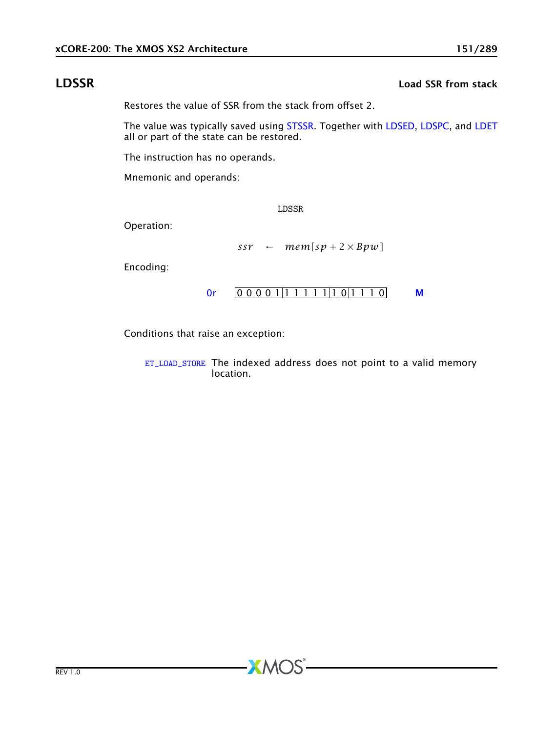## LDSSR — Load SSR from stack

Restores the value of SSR from the stack from offset 2.

The value was typically saved using STSSR. Together with LDSED, LDSPC, and LDET all or part of the state can be restored.

The instruction has no operands.

Mnemonic and operands:

```
LDSSR
```

Operation:

$$ssr \quad \leftarrow \quad mem[sp + 2 \times Bpw]$$

Encoding:

0r `0 0 0 0 1 | 1 1 1 1 1 | 1 | 0 | 1 1 1 0` **M**

Conditions that raise an exception:

ET_LOAD_STORE The indexed address does not point to a valid memory location.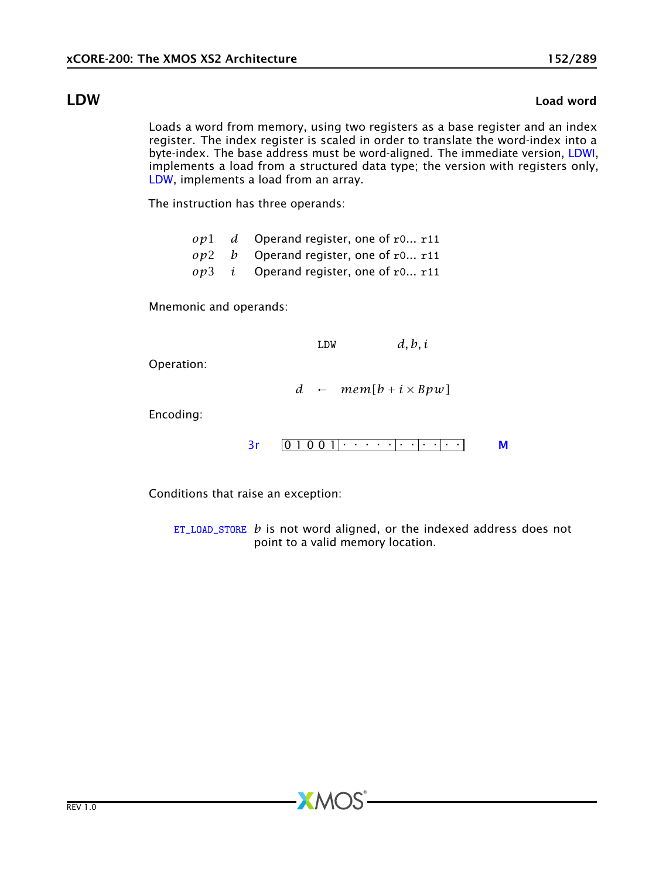## LDW

**Load word**

Loads a word from memory, using two registers as a base register and an index register. The index register is scaled in order to translate the word-index into a byte-index. The base address must be word-aligned. The immediate version, LDWI, implements a load from a structured data type; the version with registers only, LDW, implements a load from an array.

The instruction has three operands:

| | | |
|---|---|---|
| $op1$ | $d$ | Operand register, one of r0... r11 |
| $op2$ | $b$ | Operand register, one of r0... r11 |
| $op3$ | $i$ | Operand register, one of r0... r11 |

Mnemonic and operands:

```
LDW    d, b, i
```

Operation:

$$d \leftarrow mem[b + i \times Bpw]$$

Encoding:

3r `0 1 0 0 1 | · · · · · | · · | · · | · ·` **M**

Conditions that raise an exception:

ET_LOAD_STORE $b$ is not word aligned, or the indexed address does not point to a valid memory location.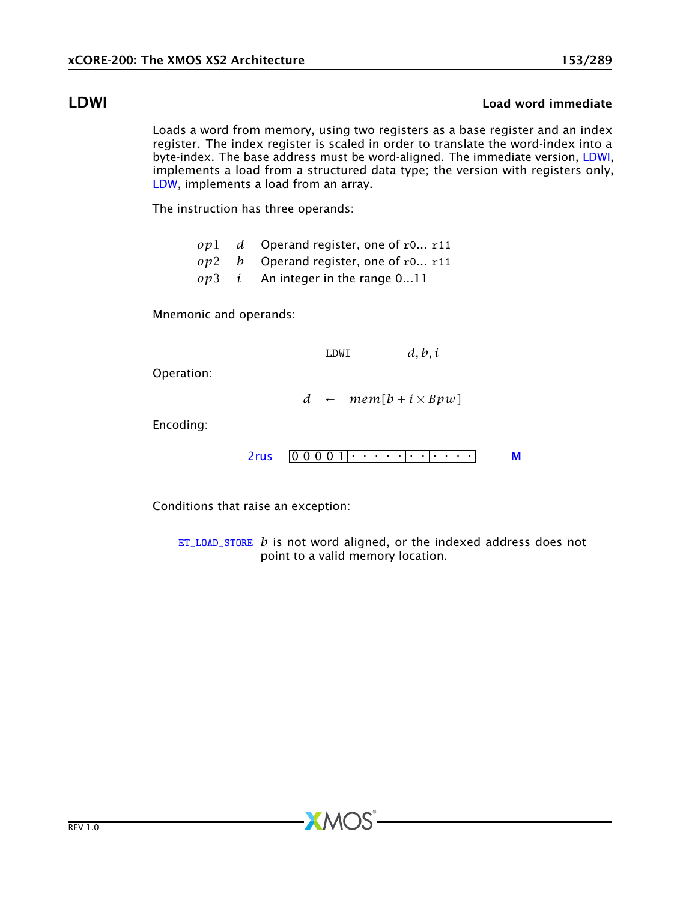## LDWI

**Load word immediate**

Loads a word from memory, using two registers as a base register and an index register. The index register is scaled in order to translate the word-index into a byte-index. The base address must be word-aligned. The immediate version, LDWI, implements a load from a structured data type; the version with registers only, LDW, implements a load from an array.

The instruction has three operands:

| | | |
|---|---|---|
| $op1$ | $d$ | Operand register, one of `r0`... `r11` |
| $op2$ | $b$ | Operand register, one of `r0`... `r11` |
| $op3$ | $i$ | An integer in the range 0...11 |

Mnemonic and operands:

`LDWI` $d, b, i$

Operation:

$$d \leftarrow mem[b + i \times Bpw]$$

Encoding:

2rus | 0 0 0 0 1 | · · · · · | · · | · · | · · | **M**

Conditions that raise an exception:

`ET_LOAD_STORE` $b$ is not word aligned, or the indexed address does not point to a valid memory location.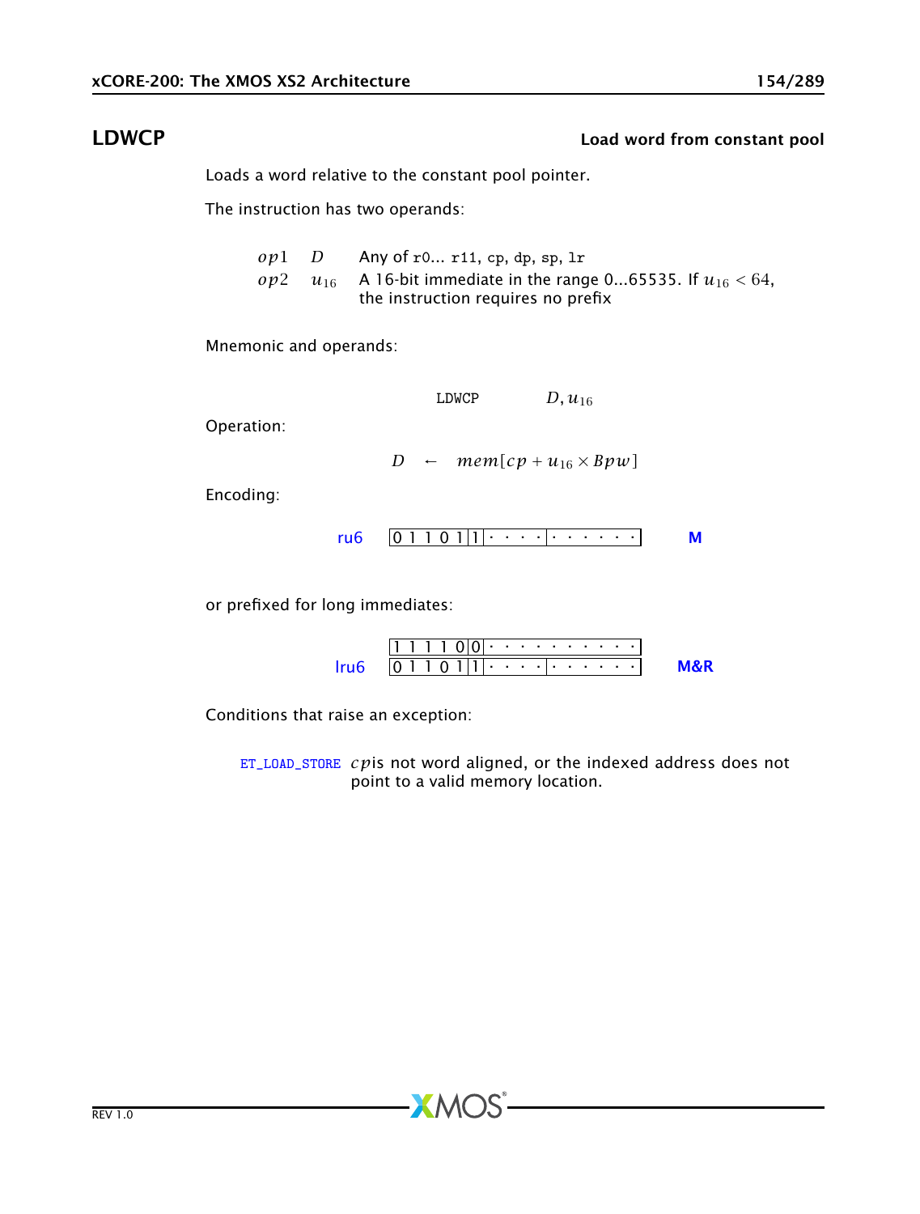## LDWCP

**Load word from constant pool**

Loads a word relative to the constant pool pointer.

The instruction has two operands:

| | | |
|---|---|---|
| $op1$ | $D$ | Any of r0... r11, cp, dp, sp, lr |
| $op2$ | $u_{16}$ | A 16-bit immediate in the range 0...65535. If $u_{16} < 64$, the instruction requires no prefix |

Mnemonic and operands:

```
LDWCP        D, u16
```

Operation:

$$D \leftarrow mem[cp + u_{16} \times Bpw]$$

Encoding:

| | | |
|---|---|---|
| ru6 | `0 1 1 0 1 1 · · · · · · · · · ·` | M |

or prefixed for long immediates:

| | | |
|---|---|---|
| | `1 1 1 1 0 0 · · · · · · · · · ·` | |
| lru6 | `0 1 1 0 1 1 · · · · · · · · · ·` | M&R |

Conditions that raise an exception:

ET_LOAD_STORE $cp$ is not word aligned, or the indexed address does not point to a valid memory location.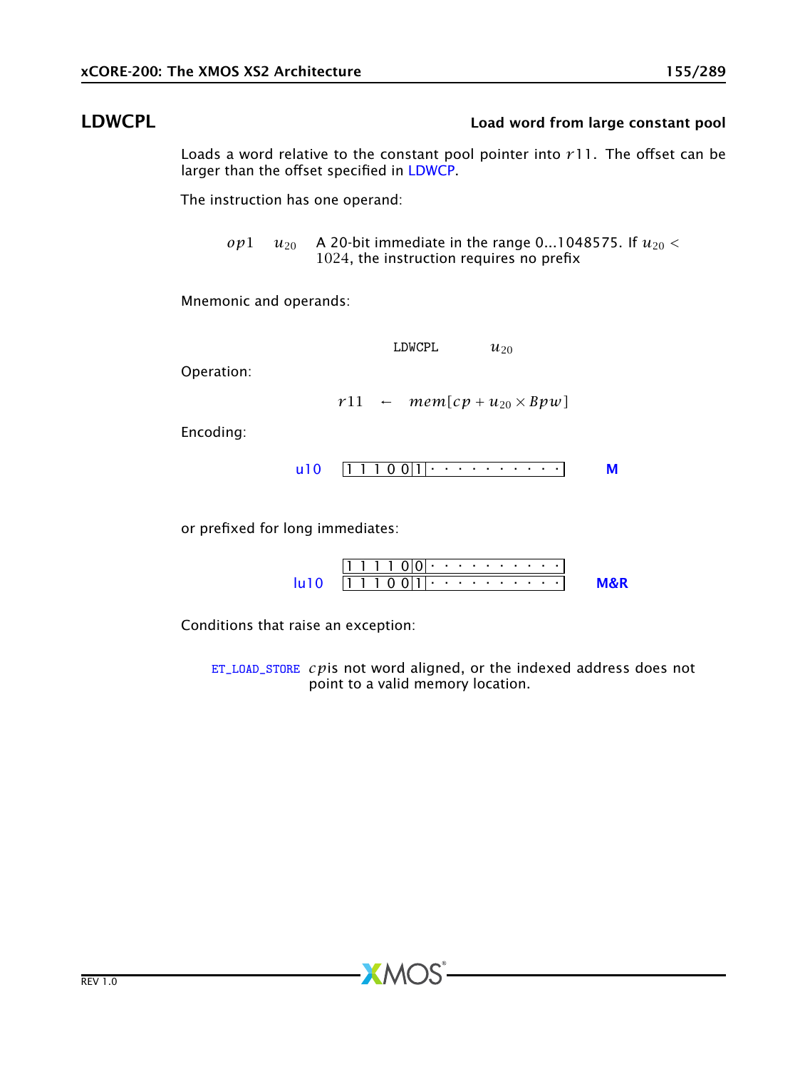## LDWCPL — Load word from large constant pool

Loads a word relative to the constant pool pointer into $r11$. The offset can be larger than the offset specified in LDWCP.

The instruction has one operand:

| | | |
|---|---|---|
| $op1$ | $u_{20}$ | A 20-bit immediate in the range 0...1048575. If $u_{20} < 1024$, the instruction requires no prefix |

Mnemonic and operands:

```
LDWCPL    u20
```

Operation:

$$r11 \leftarrow mem[cp + u_{20} \times Bpw]$$

Encoding:

| Format | Encoding | Type |
|---|---|---|
| u10 | 1 1 1 0 0 1 · · · · · · · · · · | M |

or prefixed for long immediates:

| Format | Encoding | Type |
|---|---|---|
| | 1 1 1 1 0 0 · · · · · · · · · · | |
| lu10 | 1 1 1 0 0 1 · · · · · · · · · · | M&R |

Conditions that raise an exception:

| | |
|---|---|
| ET_LOAD_STORE | $cp$ is not word aligned, or the indexed address does not point to a valid memory location. |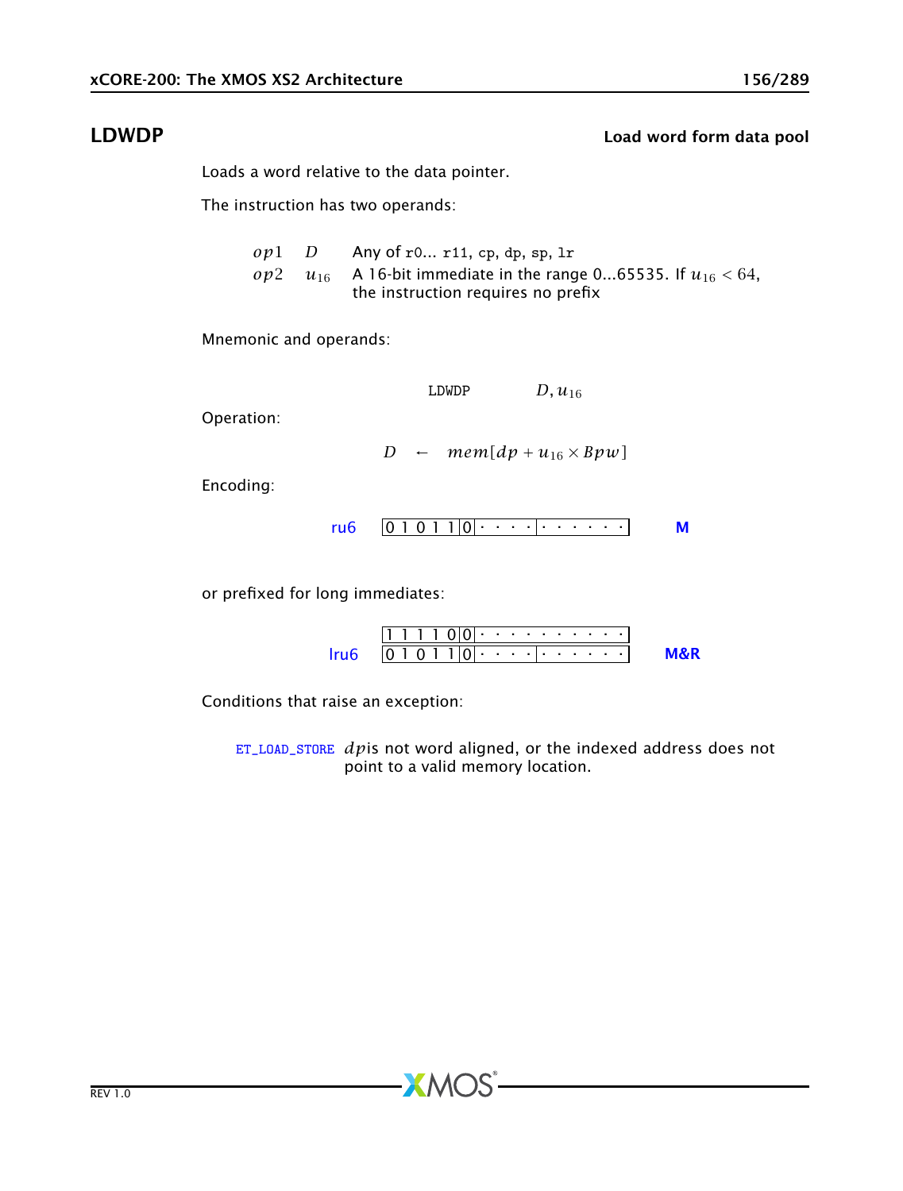## LDWDP

**Load word form data pool**

Loads a word relative to the data pointer.

The instruction has two operands:

| | | |
|---|---|---|
| $op1$ | $D$ | Any of r0... r11, cp, dp, sp, lr |
| $op2$ | $u_{16}$ | A 16-bit immediate in the range 0...65535. If $u_{16} < 64$, the instruction requires no prefix |

Mnemonic and operands:

```
LDWDP    D, u16
```

Operation:

$$D \leftarrow mem[dp + u_{16} \times Bpw]$$

Encoding:

ru6 `0 1 0 1 1 | 0 | · · · · | · · · · · ·` **M**

or prefixed for long immediates:

lru6
`1 1 1 1 0 | 0 | · · · · · · · · · ·`
`0 1 0 1 1 | 0 | · · · · | · · · · · ·` **M&R**

Conditions that raise an exception:

ET_LOAD_STORE $dp$ is not word aligned, or the indexed address does not point to a valid memory location.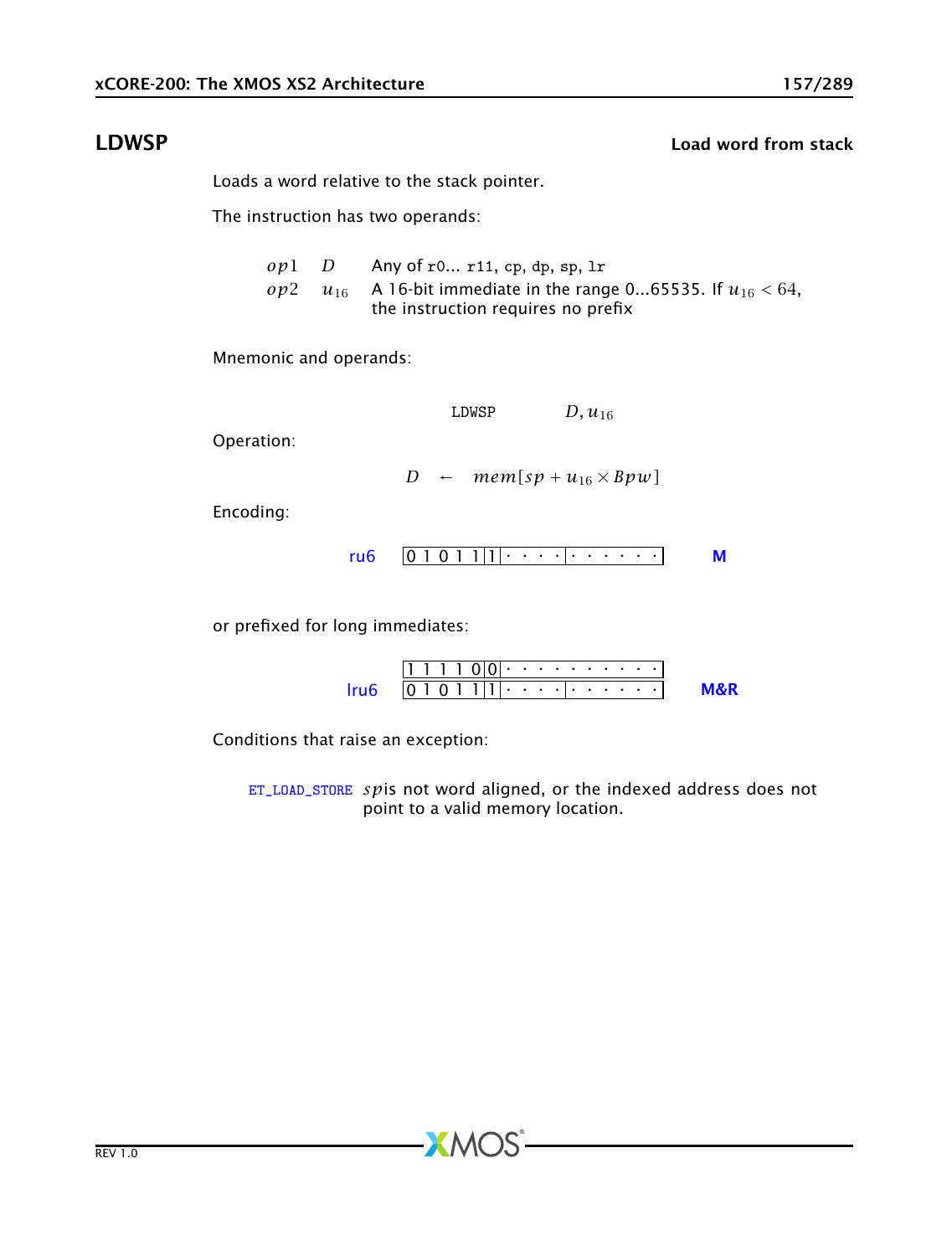## LDWSP **Load word from stack**

Loads a word relative to the stack pointer.

The instruction has two operands:

| | | |
|---|---|---|
| $op1$ | $D$ | Any of r0... r11, cp, dp, sp, lr |
| $op2$ | $u_{16}$ | A 16-bit immediate in the range 0...65535. If $u_{16} < 64$, the instruction requires no prefix |

Mnemonic and operands:

```
LDWSP     D, u16
```

Operation:

$$D \leftarrow mem[sp + u_{16} \times Bpw]$$

Encoding:

| | | |
|---|---|---|
| ru6 | 0 1 0 1 1 \| 1 \| · · · · \| · · · · · · | **M** |

or prefixed for long immediates:

| | | |
|---|---|---|
| | 1 1 1 1 0 \| 0 \| · · · · · · · · · · | |
| lru6 | 0 1 0 1 1 \| 1 \| · · · · \| · · · · · · | **M&R** |

Conditions that raise an exception:

ET_LOAD_STORE $sp$ is not word aligned, or the indexed address does not point to a valid memory location.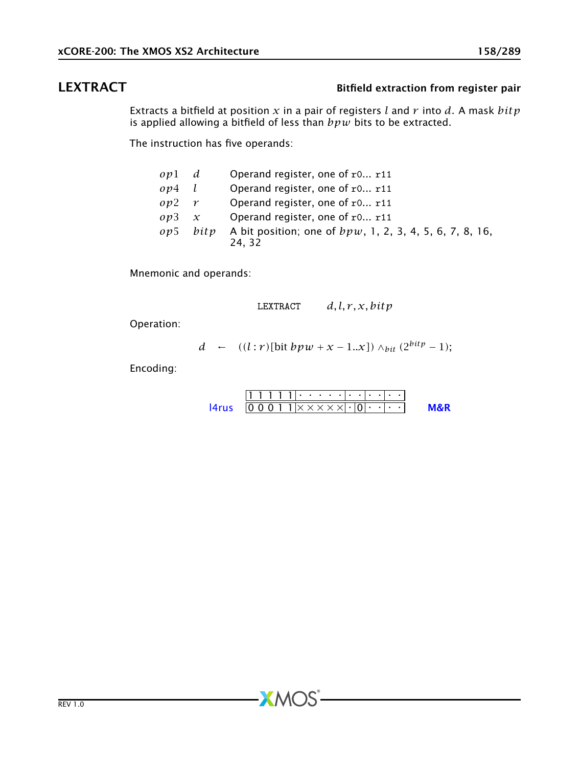# LEXTRACT

**Bitfield extraction from register pair**

Extracts a bitfield at position $x$ in a pair of registers $l$ and $r$ into $d$. A mask $bitp$ is applied allowing a bitfield of less than $bpw$ bits to be extracted.

The instruction has five operands:

| | | |
|---|---|---|
| $op1$ | $d$ | Operand register, one of r0... r11 |
| $op4$ | $l$ | Operand register, one of r0... r11 |
| $op2$ | $r$ | Operand register, one of r0... r11 |
| $op3$ | $x$ | Operand register, one of r0... r11 |
| $op5$ | $bitp$ | A bit position; one of $bpw$, 1, 2, 3, 4, 5, 6, 7, 8, 16, 24, 32 |

Mnemonic and operands:

```
LEXTRACT    d, l, r, x, bitp
```

Operation:

$$d \leftarrow ((l:r)[\text{bit } bpw + x - 1..x]) \wedge_{bit} (2^{bitp} - 1);$$

Encoding:

| | | | | | | |
|---|---|---|---|---|---|---|
| | 1 1 1 1 1 | · · · · · | · · | · · | · · | |
| l4rus | 0 0 0 1 1 | × × × × × | · 0 | · · | · · | M&R |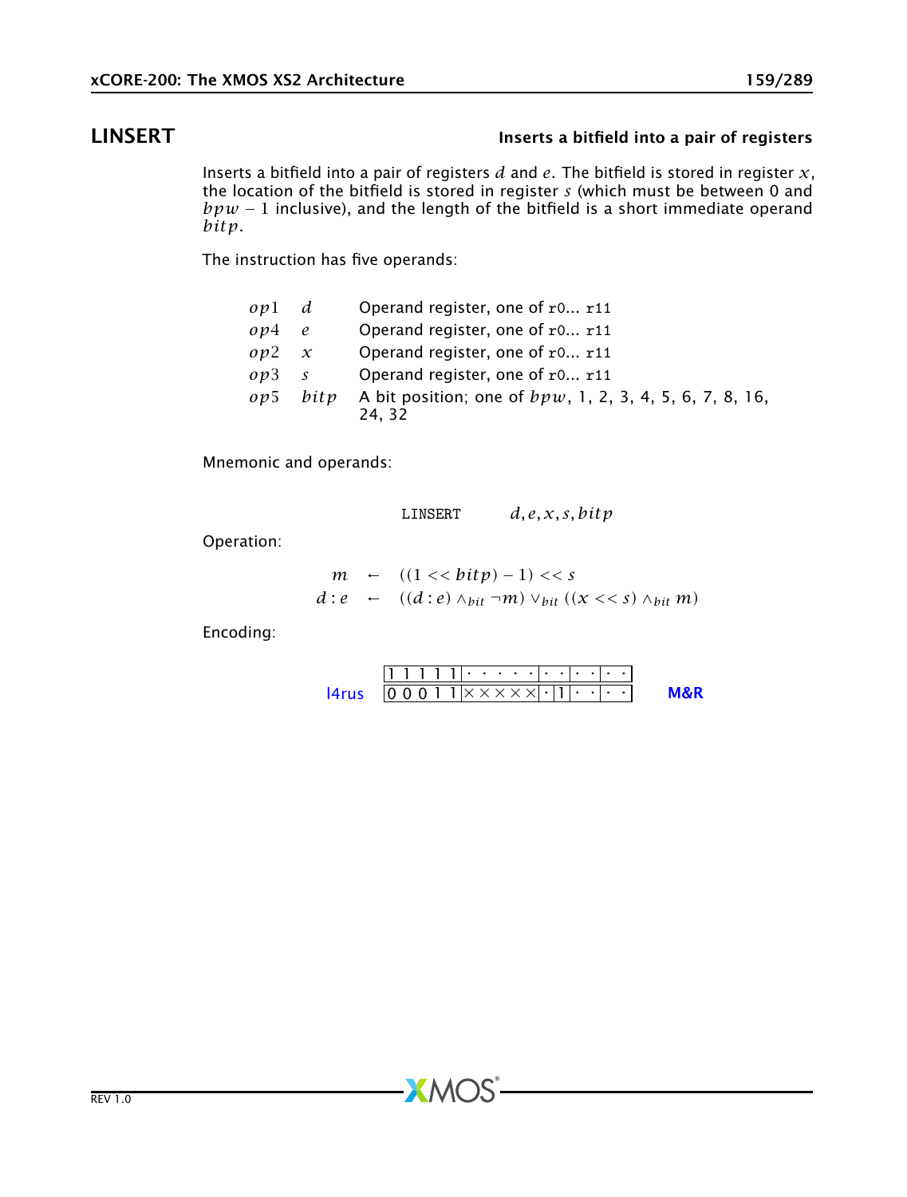## LINSERT — Inserts a bitfield into a pair of registers

Inserts a bitfield into a pair of registers $d$ and $e$. The bitfield is stored in register $x$, the location of the bitfield is stored in register $s$ (which must be between 0 and $bpw - 1$ inclusive), and the length of the bitfield is a short immediate operand $bitp$.

The instruction has five operands:

| | | |
|---|---|---|
| $op1$ | $d$ | Operand register, one of r0... r11 |
| $op4$ | $e$ | Operand register, one of r0... r11 |
| $op2$ | $x$ | Operand register, one of r0... r11 |
| $op3$ | $s$ | Operand register, one of r0... r11 |
| $op5$ | $bitp$ | A bit position; one of $bpw$, 1, 2, 3, 4, 5, 6, 7, 8, 16, 24, 32 |

Mnemonic and operands:

```
LINSERT    d, e, x, s, bitp
```

Operation:

$$m \leftarrow ((1 << bitp) - 1) << s$$

$$d : e \leftarrow ((d : e) \wedge_{bit} \neg m) \vee_{bit} ((x << s) \wedge_{bit} m)$$

Encoding:

```
      |1 1 1 1 1|· · · · ·|· ·|· ·|· ·|
l4rus |0 0 0 1 1|× × × × ×|·|1|· ·|· ·|    M&R
```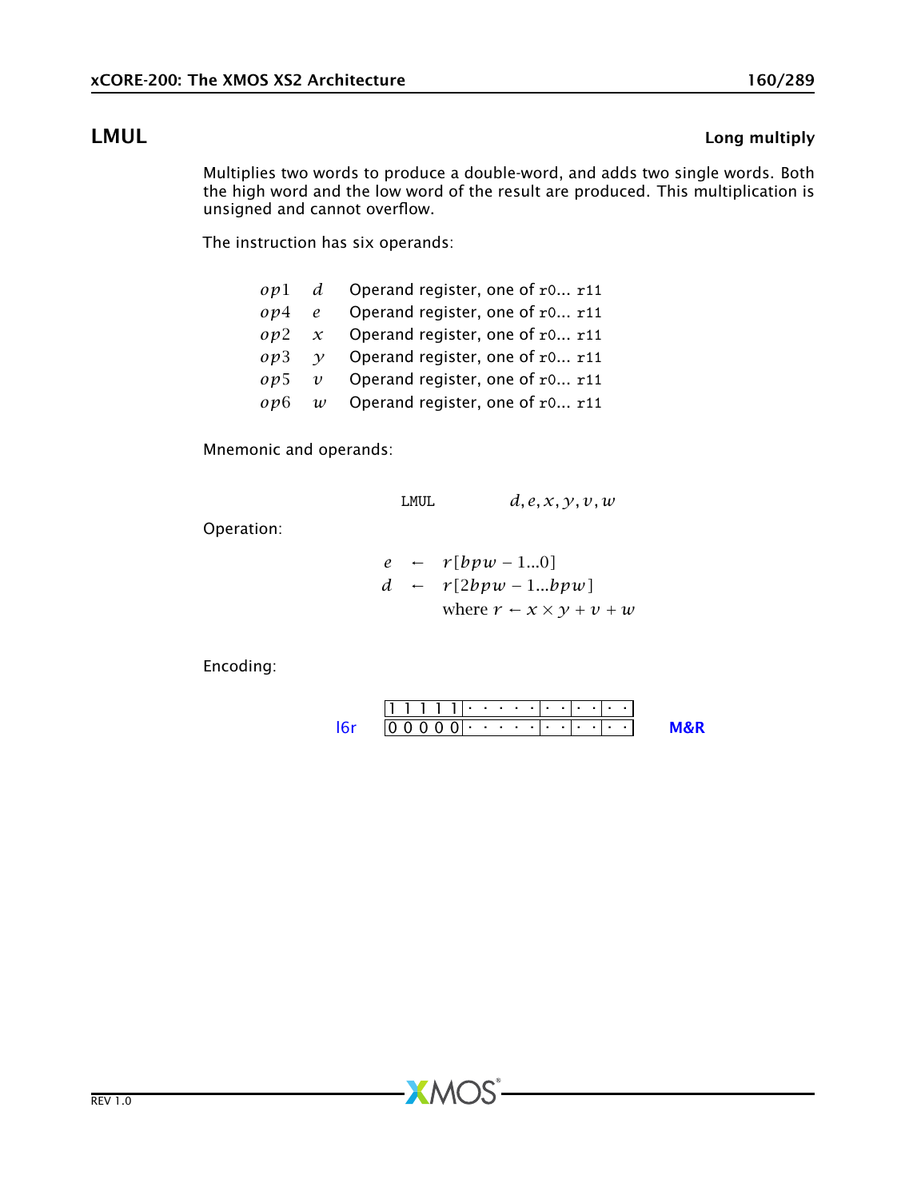## LMUL

**Long multiply**

Multiplies two words to produce a double-word, and adds two single words. Both the high word and the low word of the result are produced. This multiplication is unsigned and cannot overflow.

The instruction has six operands:

| | | |
|---|---|---|
| $op1$ | $d$ | Operand register, one of `r0`... `r11` |
| $op4$ | $e$ | Operand register, one of `r0`... `r11` |
| $op2$ | $x$ | Operand register, one of `r0`... `r11` |
| $op3$ | $y$ | Operand register, one of `r0`... `r11` |
| $op5$ | $v$ | Operand register, one of `r0`... `r11` |
| $op6$ | $w$ | Operand register, one of `r0`... `r11` |

Mnemonic and operands:

```
LMUL        d, e, x, y, v, w
```

Operation:

$$
\begin{aligned}
e &\leftarrow r[bpw-1...0] \\
d &\leftarrow r[2bpw-1...bpw] \\
&\quad \text{where } r \leftarrow x \times y + v + w
\end{aligned}
$$

Encoding:

| | | |
|---|---|---|
| | `1 1 1 1 1 · · · · · · · · · · ·` | |
| l6r | `0 0 0 0 0 · · · · · · · · · · ·` | M&R |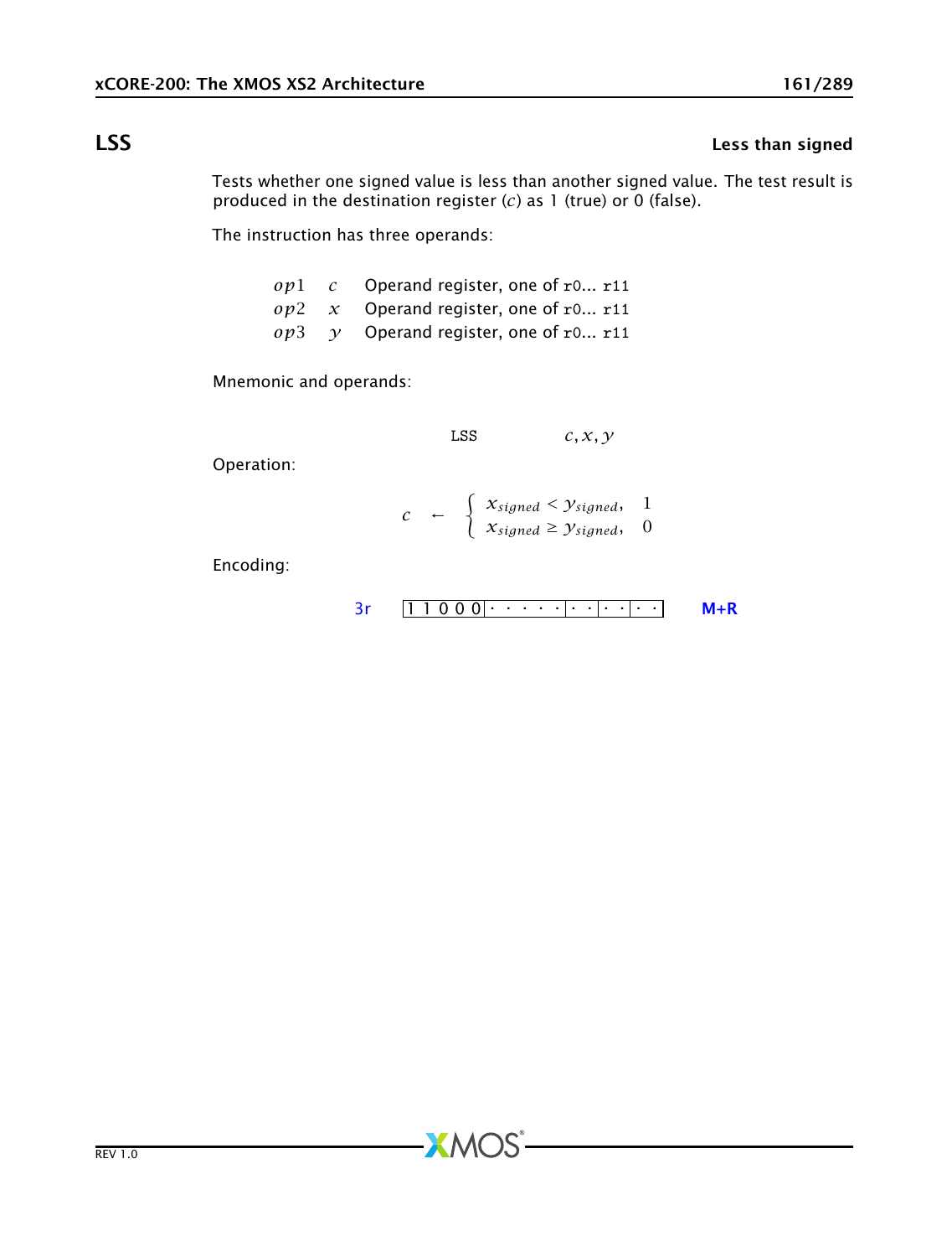## LSS — Less than signed

Tests whether one signed value is less than another signed value. The test result is produced in the destination register ($c$) as 1 (true) or 0 (false).

The instruction has three operands:

| | | |
|---|---|---|
| $op1$ | $c$ | Operand register, one of r0... r11 |
| $op2$ | $x$ | Operand register, one of r0... r11 |
| $op3$ | $y$ | Operand register, one of r0... r11 |

Mnemonic and operands:

```
LSS    c, x, y
```

Operation:

$$c \leftarrow \begin{cases} x_{signed} < y_{signed}, & 1 \\ x_{signed} \geq y_{signed}, & 0 \end{cases}$$

Encoding:

3r `1 1 0 0 0 | · · · · · | · · | · · | · ·` **M+R**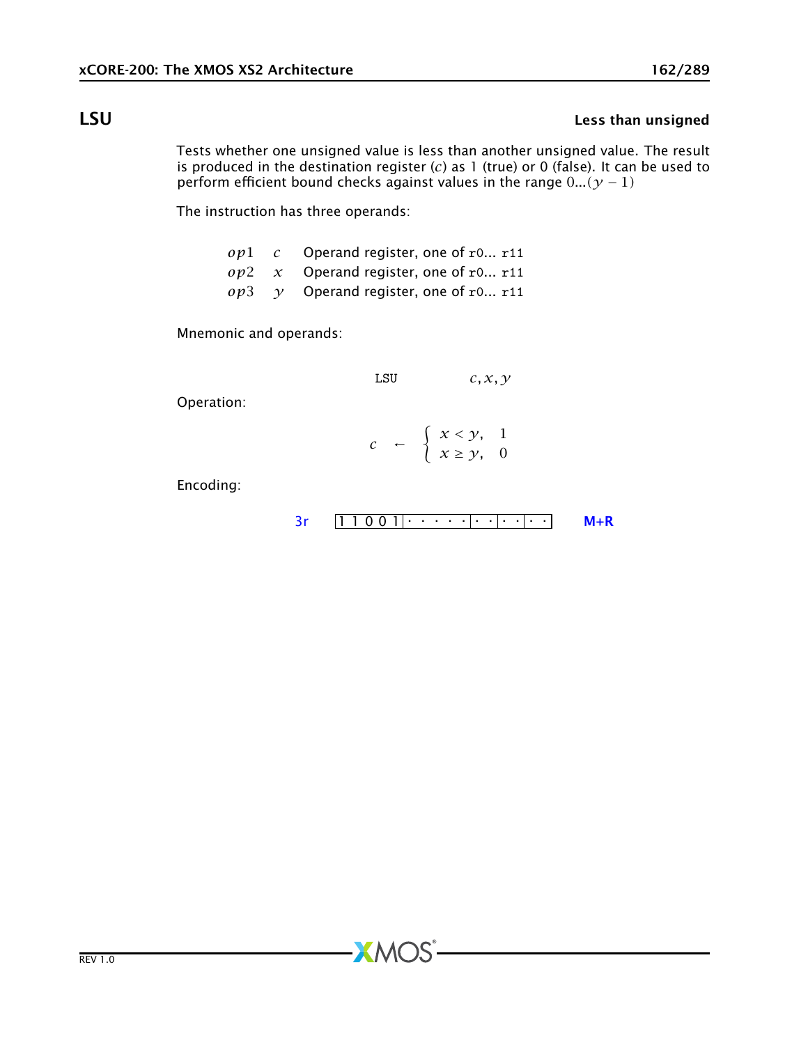## LSU — Less than unsigned

Tests whether one unsigned value is less than another unsigned value. The result is produced in the destination register ($c$) as 1 (true) or 0 (false). It can be used to perform efficient bound checks against values in the range $0...(y-1)$

The instruction has three operands:

| | | |
|---|---|---|
| $op1$ | $c$ | Operand register, one of r0... r11 |
| $op2$ | $x$ | Operand register, one of r0... r11 |
| $op3$ | $y$ | Operand register, one of r0... r11 |

Mnemonic and operands:

```
LSU    c, x, y
```

Operation:

$$c \leftarrow \begin{cases} x < y, & 1 \\ x \geq y, & 0 \end{cases}$$

Encoding:

3r | 1 1 0 0 1 | · · · · · | · · | · · | · · | M+R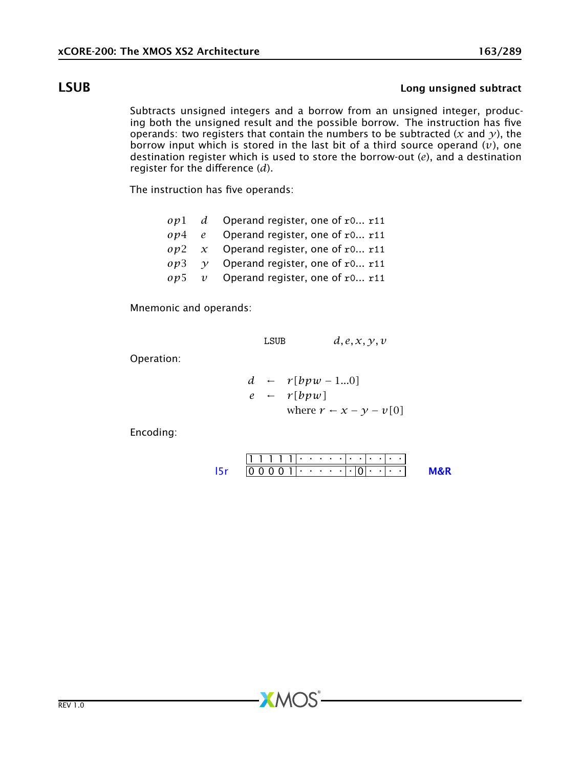## LSUB — Long unsigned subtract

Subtracts unsigned integers and a borrow from an unsigned integer, producing both the unsigned result and the possible borrow. The instruction has five operands: two registers that contain the numbers to be subtracted ($x$ and $y$), the borrow input which is stored in the last bit of a third source operand ($v$), one destination register which is used to store the borrow-out ($e$), and a destination register for the difference ($d$).

The instruction has five operands:

| | | |
|---|---|---|
| $op1$ | $d$ | Operand register, one of r0... r11 |
| $op4$ | $e$ | Operand register, one of r0... r11 |
| $op2$ | $x$ | Operand register, one of r0... r11 |
| $op3$ | $y$ | Operand register, one of r0... r11 |
| $op5$ | $v$ | Operand register, one of r0... r11 |

Mnemonic and operands:

```
LSUB    d, e, x, y, v
```

Operation:

$$
\begin{aligned}
d &\leftarrow r[bpw-1...0] \\
e &\leftarrow r[bpw] \\
&\quad \text{where } r \leftarrow x - y - v[0]
\end{aligned}
$$

Encoding:

```
      |1 1 1 1 1|· · · · ·|· ·|· ·|· ·|
l5r   |0 0 0 0 1|· · · · ·|·|0|· ·|· ·|      M&R
```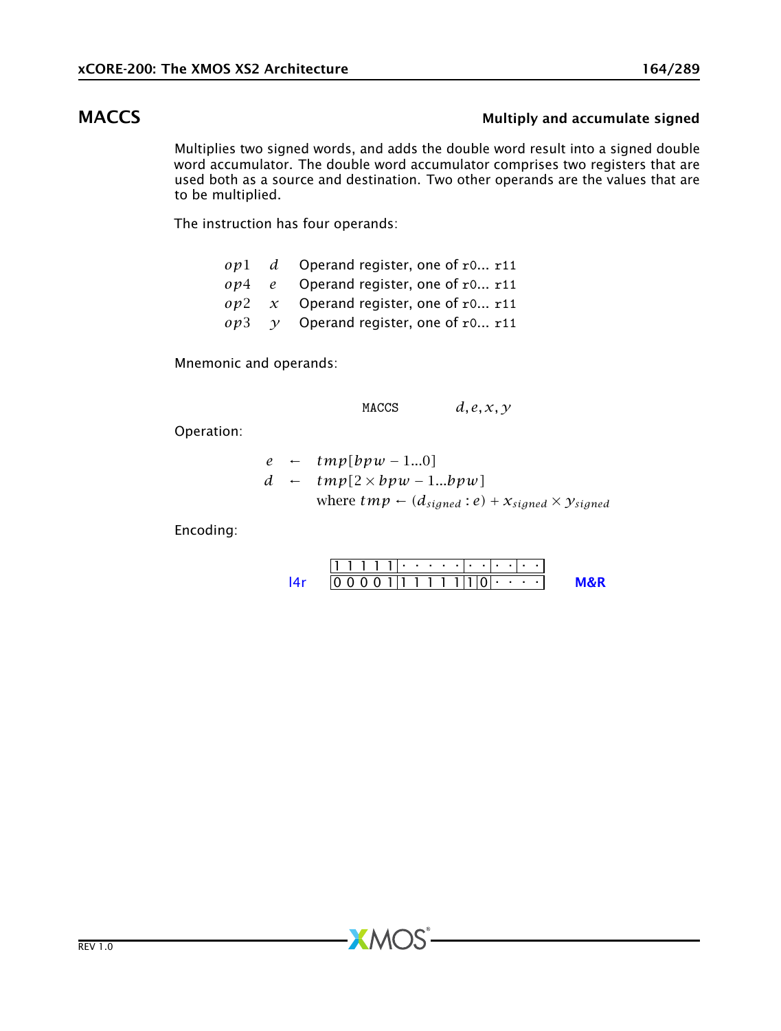## MACCS

**Multiply and accumulate signed**

Multiplies two signed words, and adds the double word result into a signed double word accumulator. The double word accumulator comprises two registers that are used both as a source and destination. Two other operands are the values that are to be multiplied.

The instruction has four operands:

| | | |
|---|---|---|
| $op1$ | $d$ | Operand register, one of r0... r11 |
| $op4$ | $e$ | Operand register, one of r0... r11 |
| $op2$ | $x$ | Operand register, one of r0... r11 |
| $op3$ | $y$ | Operand register, one of r0... r11 |

Mnemonic and operands:

MACCS $d, e, x, y$

Operation:

$$
\begin{aligned}
e &\leftarrow tmp[bpw-1...0] \\
d &\leftarrow tmp[2\times bpw-1...bpw] \\
&\quad \text{where } tmp \leftarrow (d_{signed} : e) + x_{signed} \times y_{signed}
\end{aligned}
$$

Encoding:

| | | |
|---|---|---|
| | 1 1 1 1 1 \| · · · · · \| · · \| · · \| · · | |
| l4r | 0 0 0 0 1 \| 1 1 1 1 1 \| 1 \| 0 \| · · · · | M&R |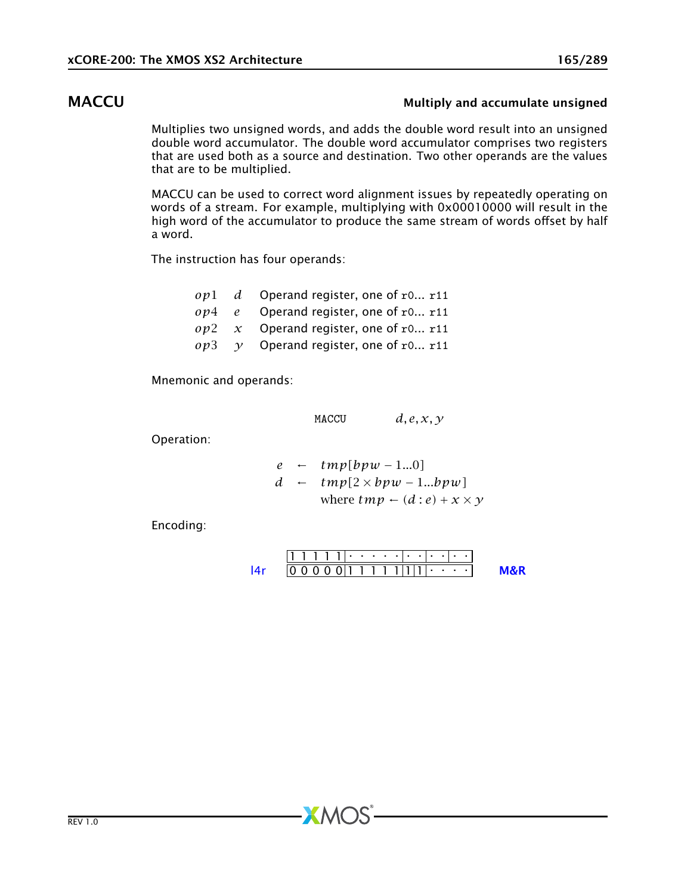# MACCU

**Multiply and accumulate unsigned**

Multiplies two unsigned words, and adds the double word result into an unsigned double word accumulator. The double word accumulator comprises two registers that are used both as a source and destination. Two other operands are the values that are to be multiplied.

MACCU can be used to correct word alignment issues by repeatedly operating on words of a stream. For example, multiplying with 0x00010000 will result in the high word of the accumulator to produce the same stream of words offset by half a word.

The instruction has four operands:

| | | |
|---|---|---|
| $op1$ | $d$ | Operand register, one of r0... r11 |
| $op4$ | $e$ | Operand register, one of r0... r11 |
| $op2$ | $x$ | Operand register, one of r0... r11 |
| $op3$ | $y$ | Operand register, one of r0... r11 |

Mnemonic and operands:

```
MACCU    d, e, x, y
```

Operation:

$$
\begin{aligned}
e &\leftarrow tmp[bpw-1...0] \\
d &\leftarrow tmp[2 \times bpw - 1...bpw] \\
&\quad \text{where } tmp \leftarrow (d:e) + x \times y
\end{aligned}
$$

Encoding:

```
     1 1 1 1 1 | · · · · · | · · | · · | · ·
l4r  0 0 0 0 0 | 1 1 1 1 1 | 1 | 1 | · · · ·     M&R
```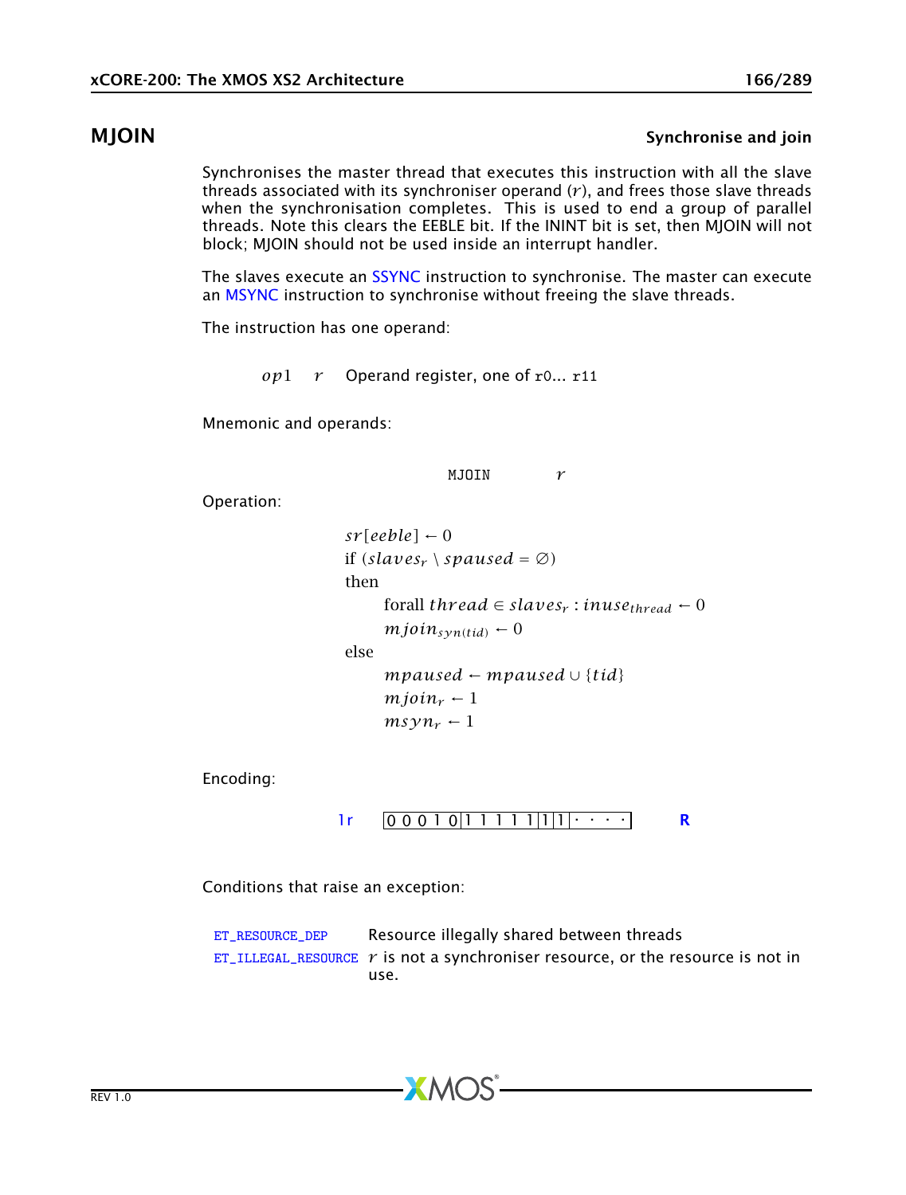## MJOIN

**Synchronise and join**

Synchronises the master thread that executes this instruction with all the slave threads associated with its synchroniser operand ($r$), and frees those slave threads when the synchronisation completes. This is used to end a group of parallel threads. Note this clears the EEBLE bit. If the ININT bit is set, then MJOIN will not block; MJOIN should not be used inside an interrupt handler.

The slaves execute an SSYNC instruction to synchronise. The master can execute an MSYNC instruction to synchronise without freeing the slave threads.

The instruction has one operand:

| | | |
|---|---|---|
| $op1$ | $r$ | Operand register, one of `r0`... `r11` |

Mnemonic and operands:

```
MJOIN    r
```

Operation:

$$
\begin{aligned}
& sr[eeble] \leftarrow 0 \\
& \text{if } (slaves_r \setminus spaused = \emptyset) \\
& \text{then} \\
& \quad \text{forall } thread \in slaves_r : inuse_{thread} \leftarrow 0 \\
& \quad mjoin_{syn(tid)} \leftarrow 0 \\
& \text{else} \\
& \quad mpaused \leftarrow mpaused \cup \{tid\} \\
& \quad mjoin_r \leftarrow 1 \\
& \quad msyn_r \leftarrow 1
\end{aligned}
$$

Encoding:

| | | |
|---|---|---|
| 1r | 0 0 0 1 0 \| 1 1 1 1 1 \| 1 \| 1 \| · · · · | R |

Conditions that raise an exception:

| | |
|---|---|
| `ET_RESOURCE_DEP` | Resource illegally shared between threads |
| `ET_ILLEGAL_RESOURCE` | $r$ is not a synchroniser resource, or the resource is not in use. |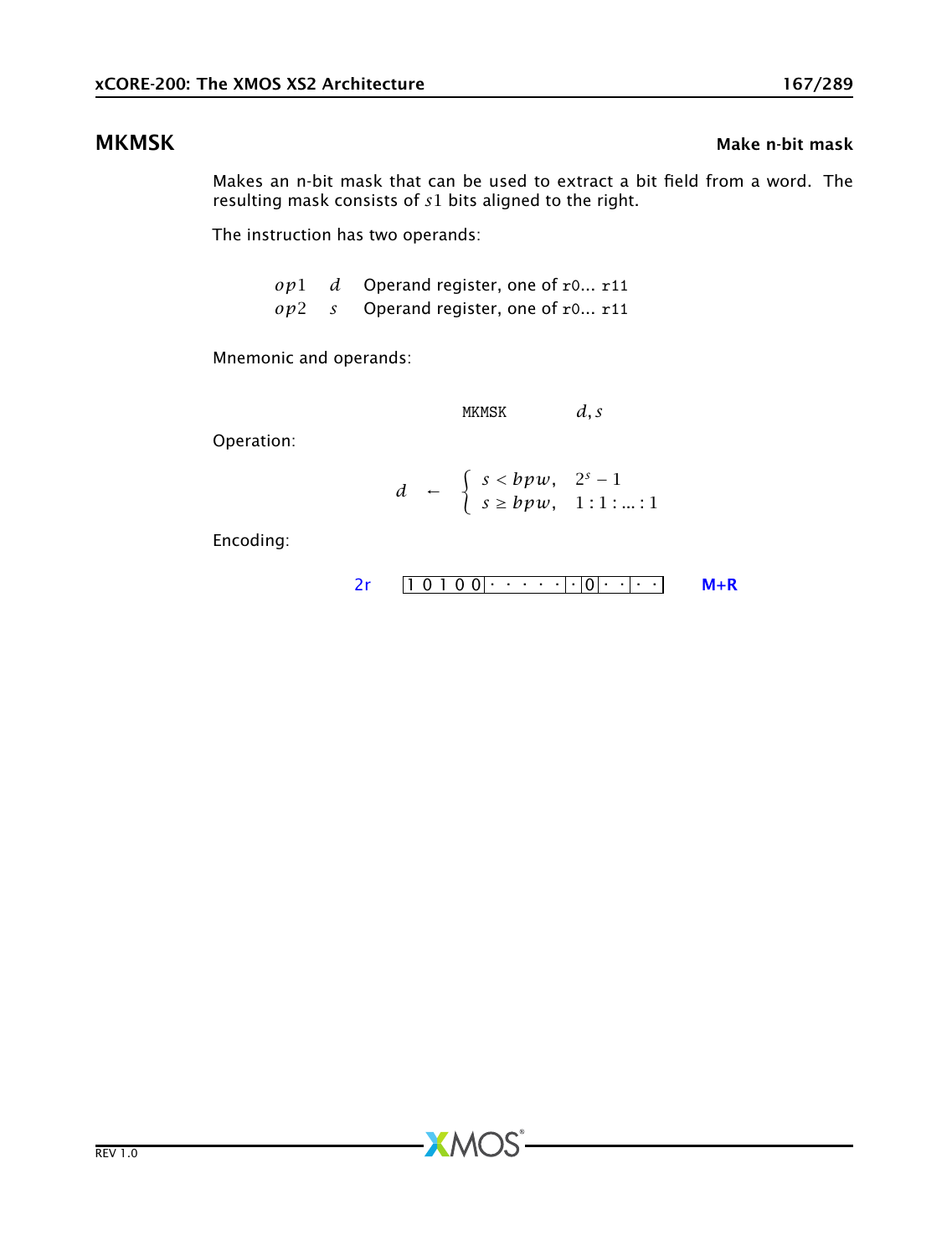## MKMSK

**Make n-bit mask**

Makes an n-bit mask that can be used to extract a bit field from a word. The resulting mask consists of $s1$ bits aligned to the right.

The instruction has two operands:

| | | |
|---|---|---|
| $op1$ | $d$ | Operand register, one of r0... r11 |
| $op2$ | $s$ | Operand register, one of r0... r11 |

Mnemonic and operands:

```
MKMSK        d, s
```

Operation:

$$d \leftarrow \begin{cases} s < bpw, & 2^s - 1 \\ s \geq bpw, & 1:1:...:1 \end{cases}$$

Encoding:

2r | 1 0 1 0 0 | · · · · · | · | 0 | · · | · · | M+R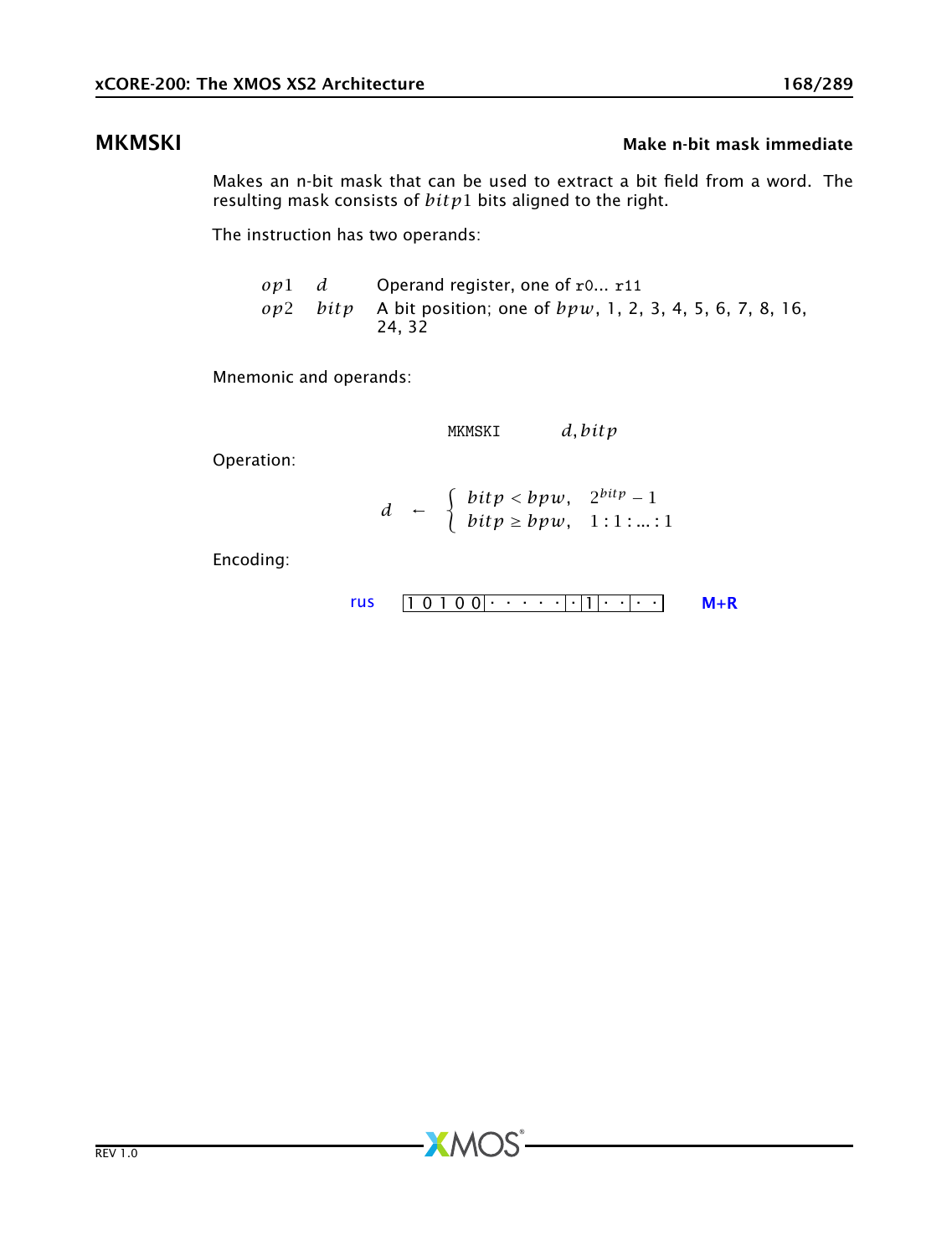## MKMSKI — Make n-bit mask immediate

Makes an n-bit mask that can be used to extract a bit field from a word. The resulting mask consists of $bitp1$ bits aligned to the right.

The instruction has two operands:

| | | |
|---|---|---|
| $op1$ | $d$ | Operand register, one of r0... r11 |
| $op2$ | $bitp$ | A bit position; one of $bpw$, 1, 2, 3, 4, 5, 6, 7, 8, 16, 24, 32 |

Mnemonic and operands:

```
MKMSKI    d, bitp
```

Operation:

$$d \leftarrow \begin{cases} bitp < bpw, & 2^{bitp} - 1 \\ bitp \geq bpw, & 1:1:...:1 \end{cases}$$

Encoding:

rus `1 0 1 0 0 | · · · · · | · | 1 | · · | · ·` **M+R**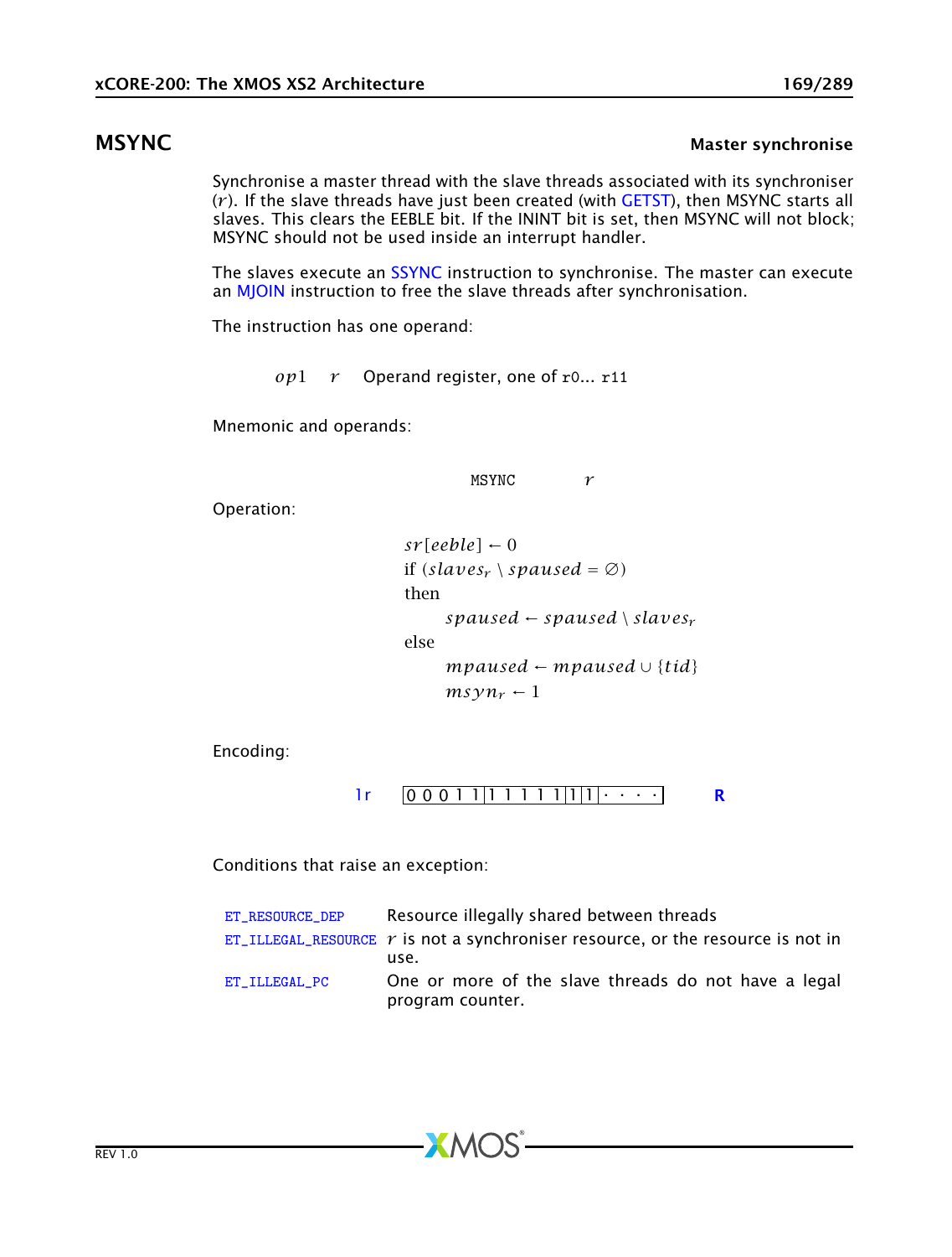## MSYNC **Master synchronise**

Synchronise a master thread with the slave threads associated with its synchroniser ($r$). If the slave threads have just been created (with GETST), then MSYNC starts all slaves. This clears the EEBLE bit. If the ININT bit is set, then MSYNC will not block; MSYNC should not be used inside an interrupt handler.

The slaves execute an SSYNC instruction to synchronise. The master can execute an MJOIN instruction to free the slave threads after synchronisation.

The instruction has one operand:

| | | |
|---|---|---|
| $op1$ | $r$ | Operand register, one of `r0`... `r11` |

Mnemonic and operands:

```
MSYNC    r
```

Operation:

$$
\begin{array}{l}
sr[eeble] \leftarrow 0 \\
\text{if } (slaves_r \setminus spaused = \emptyset) \\
\text{then} \\
\quad spaused \leftarrow spaused \setminus slaves_r \\
\text{else} \\
\quad mpaused \leftarrow mpaused \cup \{tid\} \\
\quad msyn_r \leftarrow 1
\end{array}
$$

Encoding:

| | | |
|---|---|---|
| 1r | `0 0 0 1 1 | 1 1 1 1 1 | 1 | 1 | · · · ·` | R |

Conditions that raise an exception:

| | |
|---|---|
| `ET_RESOURCE_DEP` | Resource illegally shared between threads |
| `ET_ILLEGAL_RESOURCE` | $r$ is not a synchroniser resource, or the resource is not in use. |
| `ET_ILLEGAL_PC` | One or more of the slave threads do not have a legal program counter. |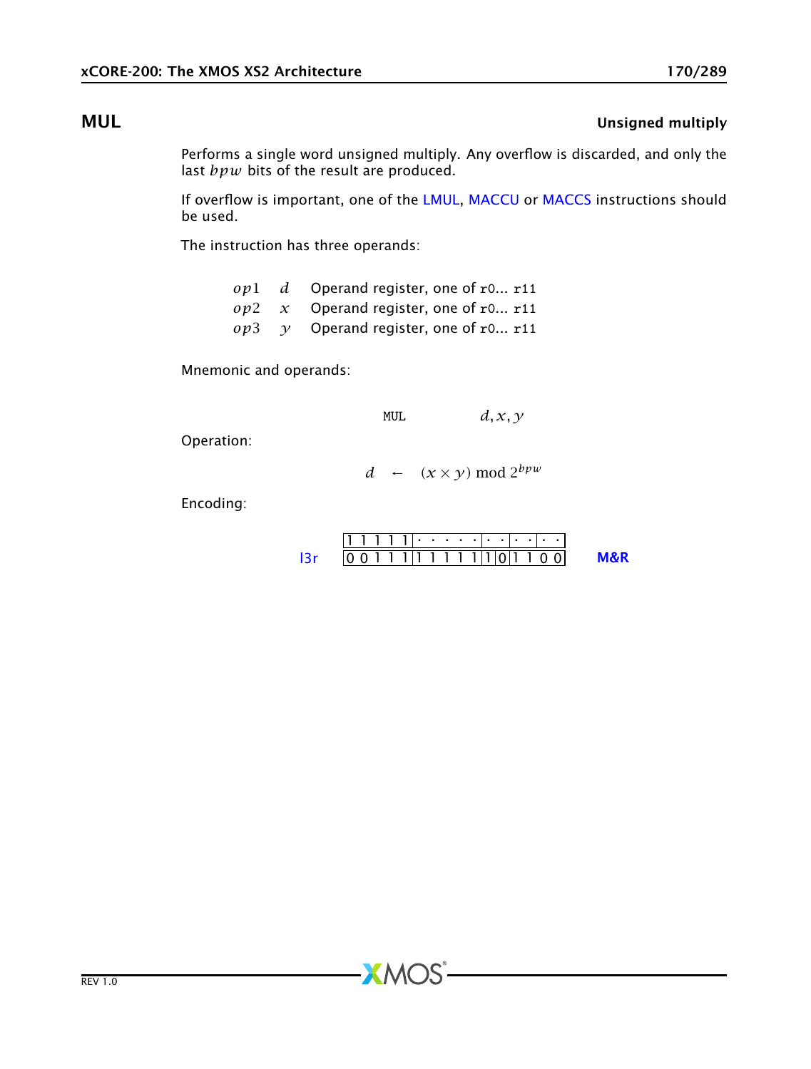# MUL

**Unsigned multiply**

Performs a single word unsigned multiply. Any overflow is discarded, and only the last $bpw$ bits of the result are produced.

If overflow is important, one of the LMUL, MACCU or MACCS instructions should be used.

The instruction has three operands:

| | | |
|---|---|---|
| $op1$ | $d$ | Operand register, one of r0... r11 |
| $op2$ | $x$ | Operand register, one of r0... r11 |
| $op3$ | $y$ | Operand register, one of r0... r11 |

Mnemonic and operands:

```
MUL        d, x, y
```

Operation:

$$d \leftarrow (x \times y) \bmod 2^{bpw}$$

Encoding:

| | | | | | | | |
|---|---|---|---|---|---|---|---|
| | 1 1 1 1 1 | · · · · · | · · | · · | · · | |
| l3r | 0 0 1 1 1 | 1 1 1 1 1 | 1 | 0 | 1 1 0 0 | M&R |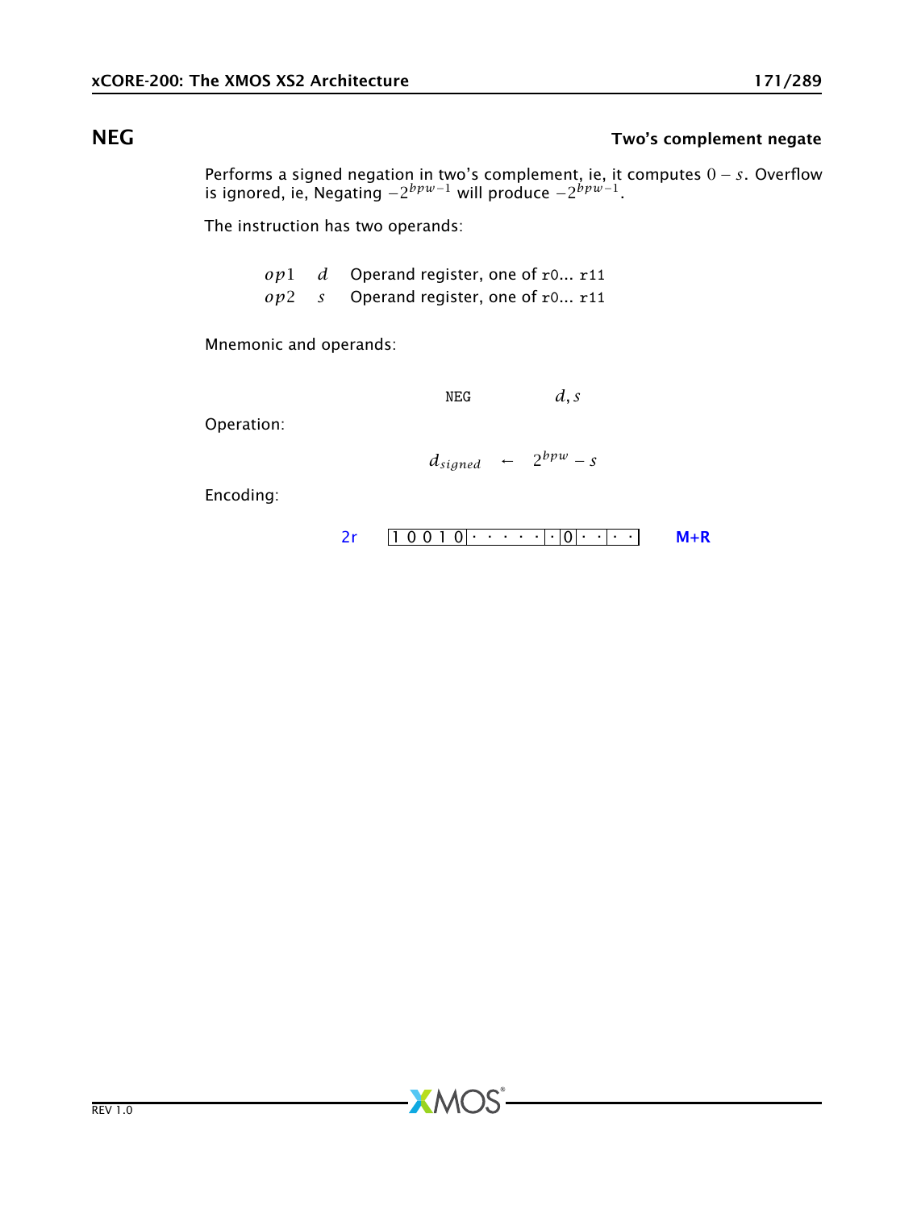## NEG

**Two's complement negate**

Performs a signed negation in two's complement, ie, it computes $0 - s$. Overflow is ignored, ie, Negating $-2^{bpw-1}$ will produce $-2^{bpw-1}$.

The instruction has two operands:

| | | |
|---|---|---|
| $op1$ | $d$ | Operand register, one of r0... r11 |
| $op2$ | $s$ | Operand register, one of r0... r11 |

Mnemonic and operands:

```
NEG    d, s
```

Operation:

$$d_{signed} \leftarrow 2^{bpw} - s$$

Encoding:

2r `1 0 0 1 0 | · · · · · | · | 0 | · · | · ·` M+R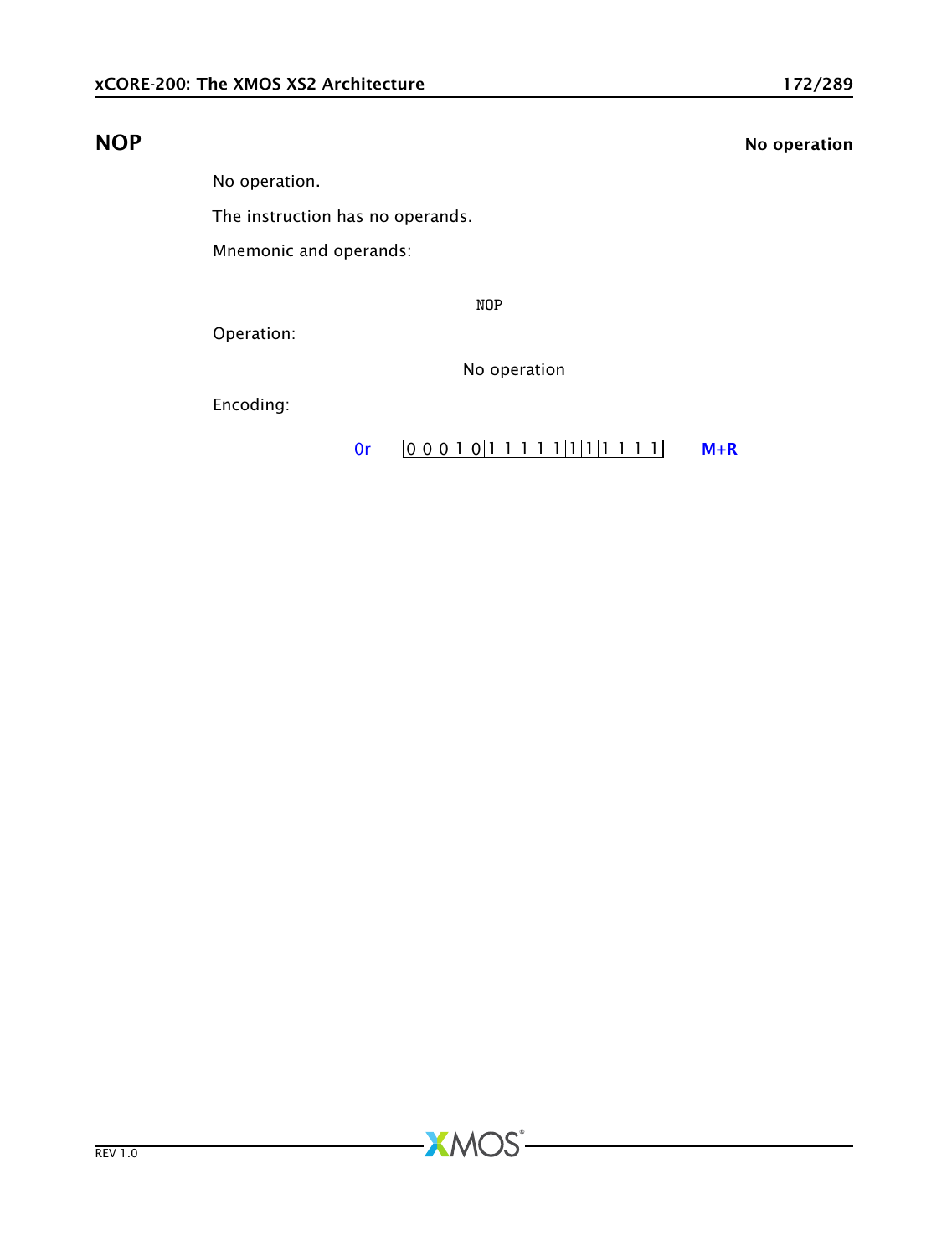## NOP

**No operation**

No operation.

The instruction has no operands.

Mnemonic and operands:

```
NOP
```

Operation:

No operation

Encoding:

| 0r | 0 0 0 1 0 | 1 1 1 1 1 | 1 | 1 | 1 1 1 1 | M+R |
|---|---|---|---|---|---|---|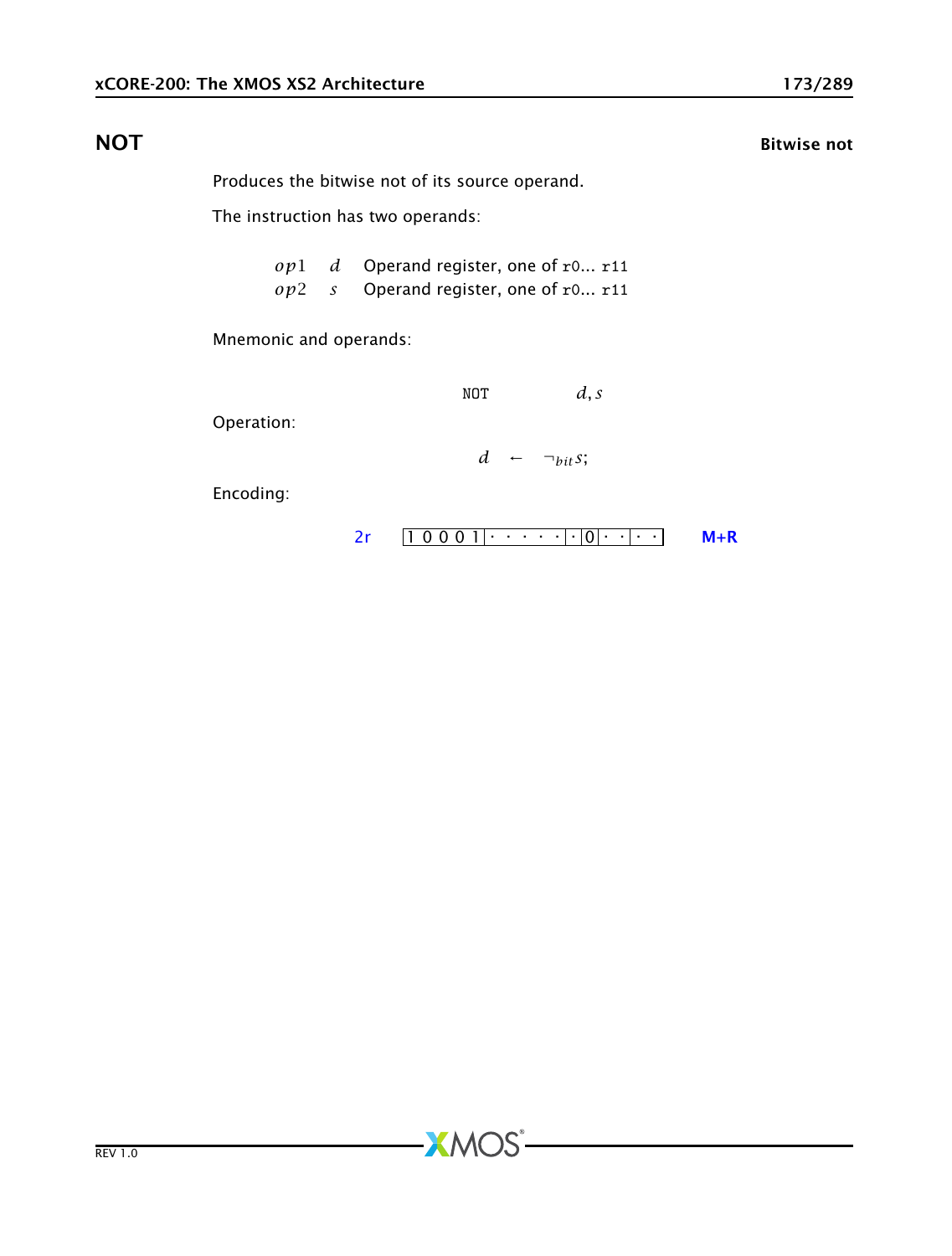# NOT

**Bitwise not**

Produces the bitwise not of its source operand.

The instruction has two operands:

| | | |
|---|---|---|
| $op1$ | $d$ | Operand register, one of `r0`... `r11` |
| $op2$ | $s$ | Operand register, one of `r0`... `r11` |

Mnemonic and operands:

`NOT` $d, s$

Operation:

$$d \leftarrow \neg_{bit} s;$$

Encoding:

2r `1 0 0 0 1 | · · · · · | · | 0 | · · | · ·` **M+R**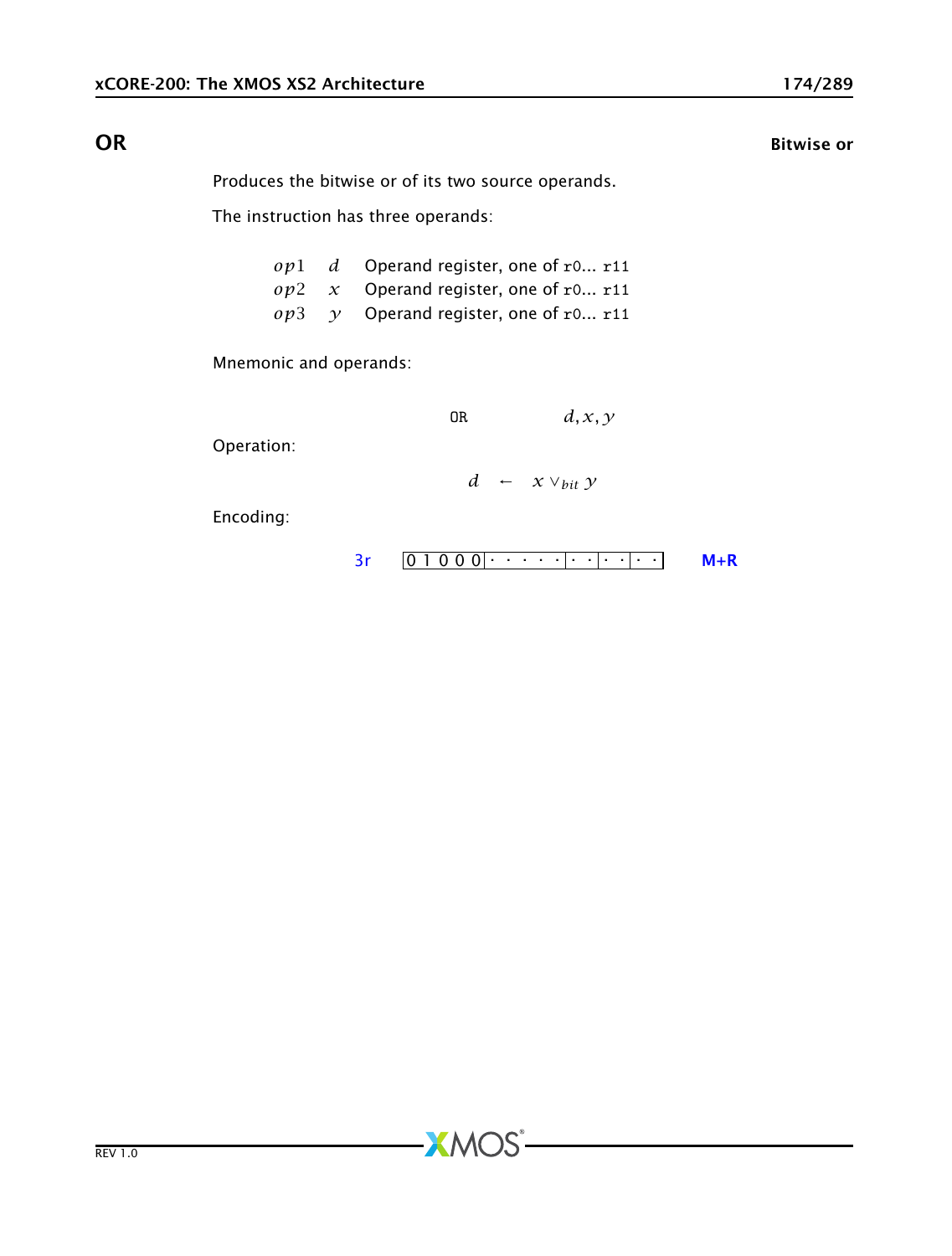## OR — Bitwise or

Produces the bitwise or of its two source operands.

The instruction has three operands:

| | | |
|---|---|---|
| $op1$ | $d$ | Operand register, one of r0... r11 |
| $op2$ | $x$ | Operand register, one of r0... r11 |
| $op3$ | $y$ | Operand register, one of r0... r11 |

Mnemonic and operands:

```
OR    d, x, y
```

Operation:

$$d \leftarrow x \vee_{bit} y$$

Encoding:

3r | 0 1 0 0 0 · · · · · · · · · · · | M+R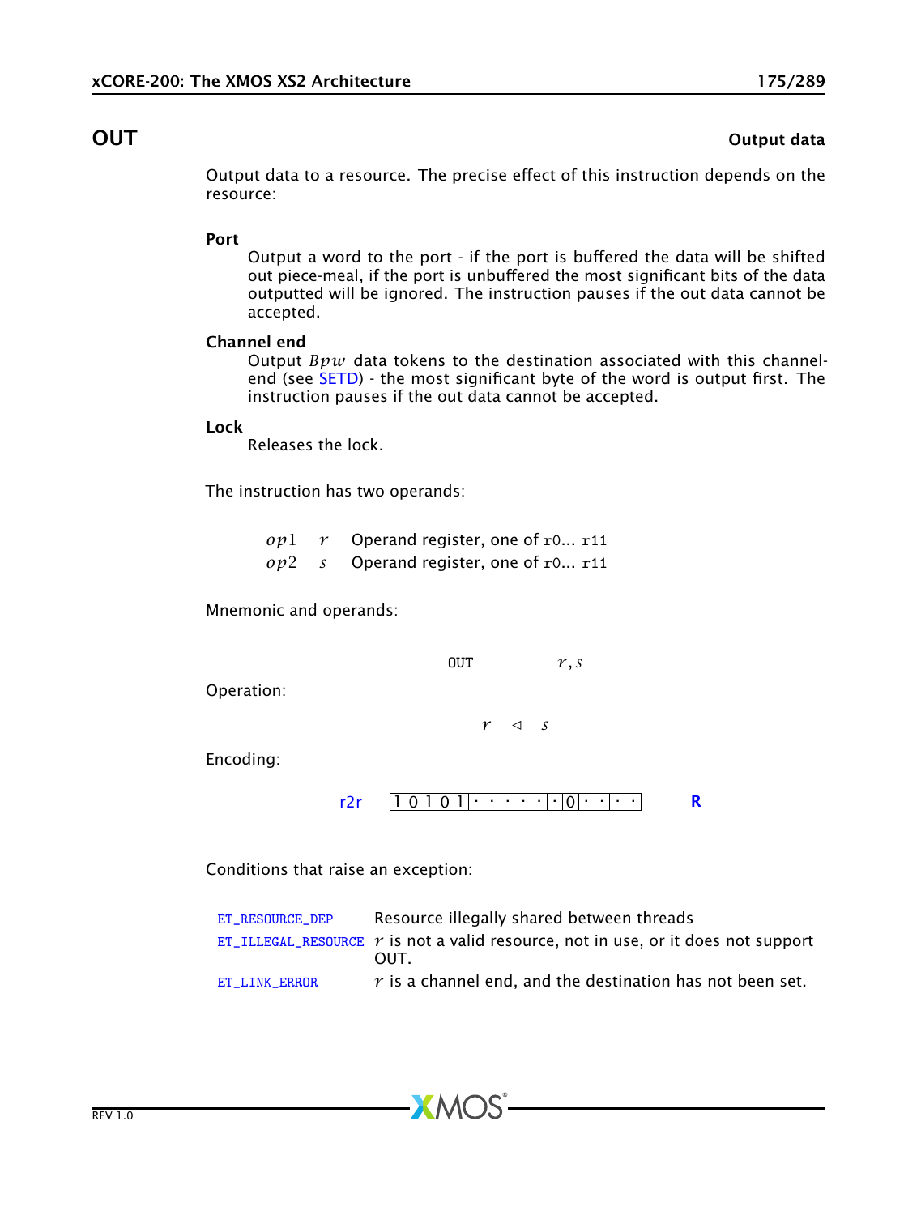# OUT

**Output data**

Output data to a resource. The precise effect of this instruction depends on the resource:

**Port**
: Output a word to the port - if the port is buffered the data will be shifted out piece-meal, if the port is unbuffered the most significant bits of the data outputted will be ignored. The instruction pauses if the out data cannot be accepted.

**Channel end**
: Output $Bpw$ data tokens to the destination associated with this channel-end (see SETD) - the most significant byte of the word is output first. The instruction pauses if the out data cannot be accepted.

**Lock**
: Releases the lock.

The instruction has two operands:

| | | |
|---|---|---|
| $op1$ | $r$ | Operand register, one of r0... r11 |
| $op2$ | $s$ | Operand register, one of r0... r11 |

Mnemonic and operands:

```
OUT    r, s
```

Operation:

$$r \triangleleft s$$

Encoding:

r2r | 1 0 1 0 1 | · · · · · · | · | 0 | · · | · · | **R**

Conditions that raise an exception:

| | |
|---|---|
| ET_RESOURCE_DEP | Resource illegally shared between threads |
| ET_ILLEGAL_RESOURCE | $r$ is not a valid resource, not in use, or it does not support OUT. |
| ET_LINK_ERROR | $r$ is a channel end, and the destination has not been set. |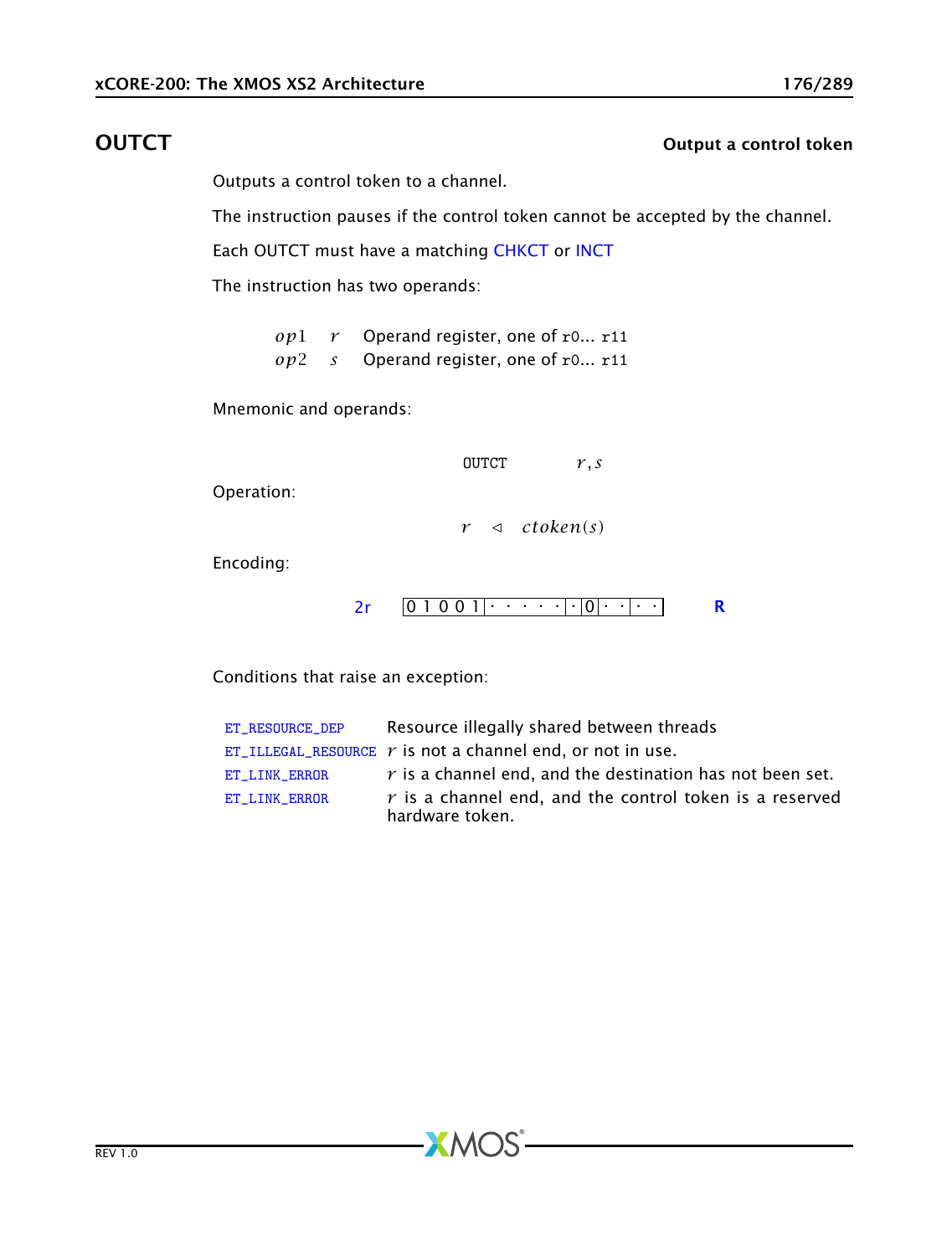## OUTCT

**Output a control token**

Outputs a control token to a channel.

The instruction pauses if the control token cannot be accepted by the channel.

Each OUTCT must have a matching CHKCT or INCT

The instruction has two operands:

| | | |
|---|---|---|
| $op1$ | $r$ | Operand register, one of `r0`... `r11` |
| $op2$ | $s$ | Operand register, one of `r0`... `r11` |

Mnemonic and operands:

```
OUTCT    r,s
```

Operation:

$$r \triangleleft ctoken(s)$$

Encoding:

2r | 0 1 0 0 1 | · · · · · | · | 0 | · · | · · | **R**

Conditions that raise an exception:

| | |
|---|---|
| ET_RESOURCE_DEP | Resource illegally shared between threads |
| ET_ILLEGAL_RESOURCE | $r$ is not a channel end, or not in use. |
| ET_LINK_ERROR | $r$ is a channel end, and the destination has not been set. |
| ET_LINK_ERROR | $r$ is a channel end, and the control token is a reserved hardware token. |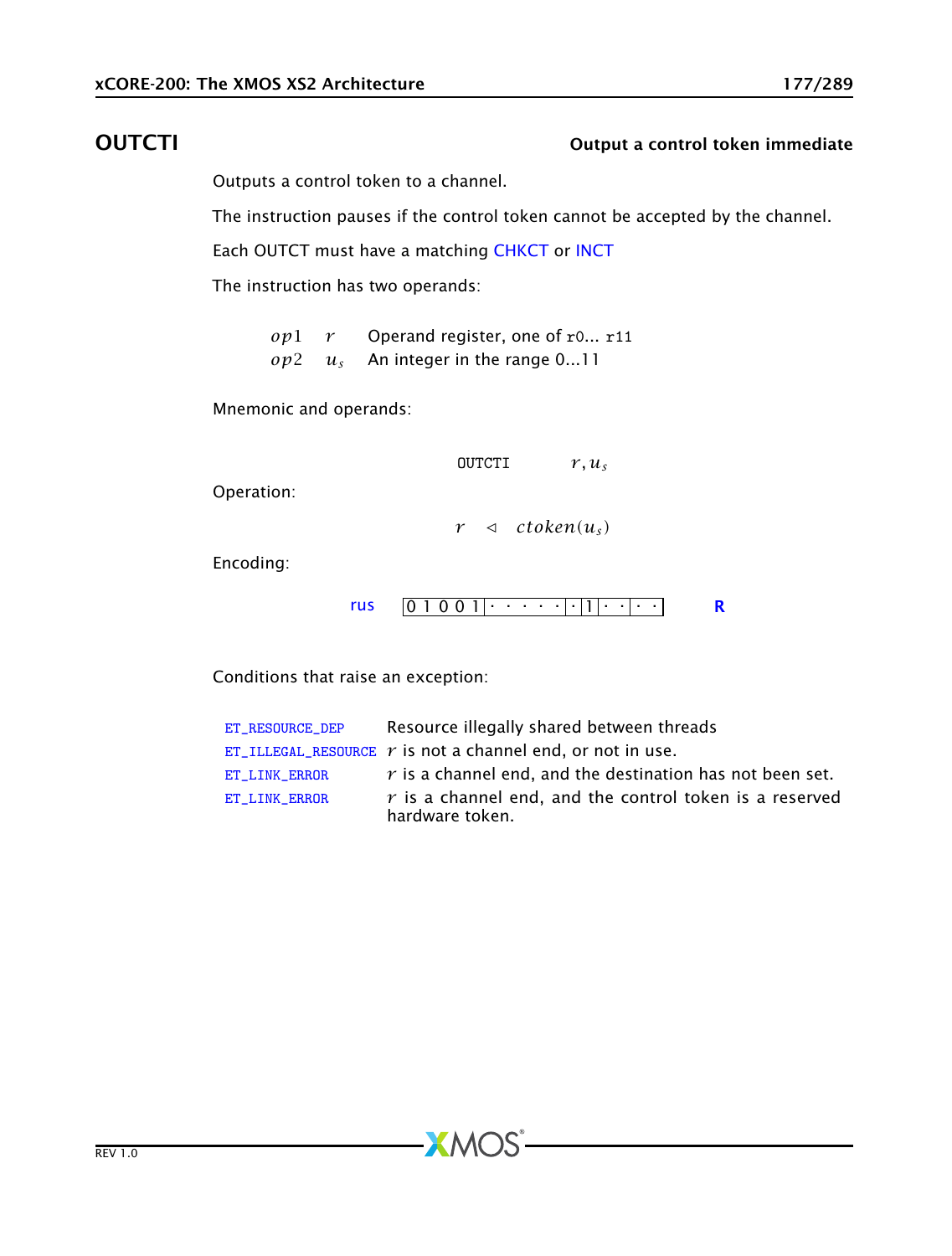# OUTCTI

**Output a control token immediate**

Outputs a control token to a channel.

The instruction pauses if the control token cannot be accepted by the channel.

Each OUTCT must have a matching CHKCT or INCT

The instruction has two operands:

| | | |
|---|---|---|
| $op1$ | $r$ | Operand register, one of r0... r11 |
| $op2$ | $u_s$ | An integer in the range 0...11 |

Mnemonic and operands:

```
OUTCTI    r, us
```

Operation:

$$r \triangleleft ctoken(u_s)$$

Encoding:

| | | |
|---|---|---|
| rus | 0 1 0 0 1 · · · · · · · 1 · · · · · | R |

Conditions that raise an exception:

| | |
|---|---|
| ET_RESOURCE_DEP | Resource illegally shared between threads |
| ET_ILLEGAL_RESOURCE | $r$ is not a channel end, or not in use. |
| ET_LINK_ERROR | $r$ is a channel end, and the destination has not been set. |
| ET_LINK_ERROR | $r$ is a channel end, and the control token is a reserved hardware token. |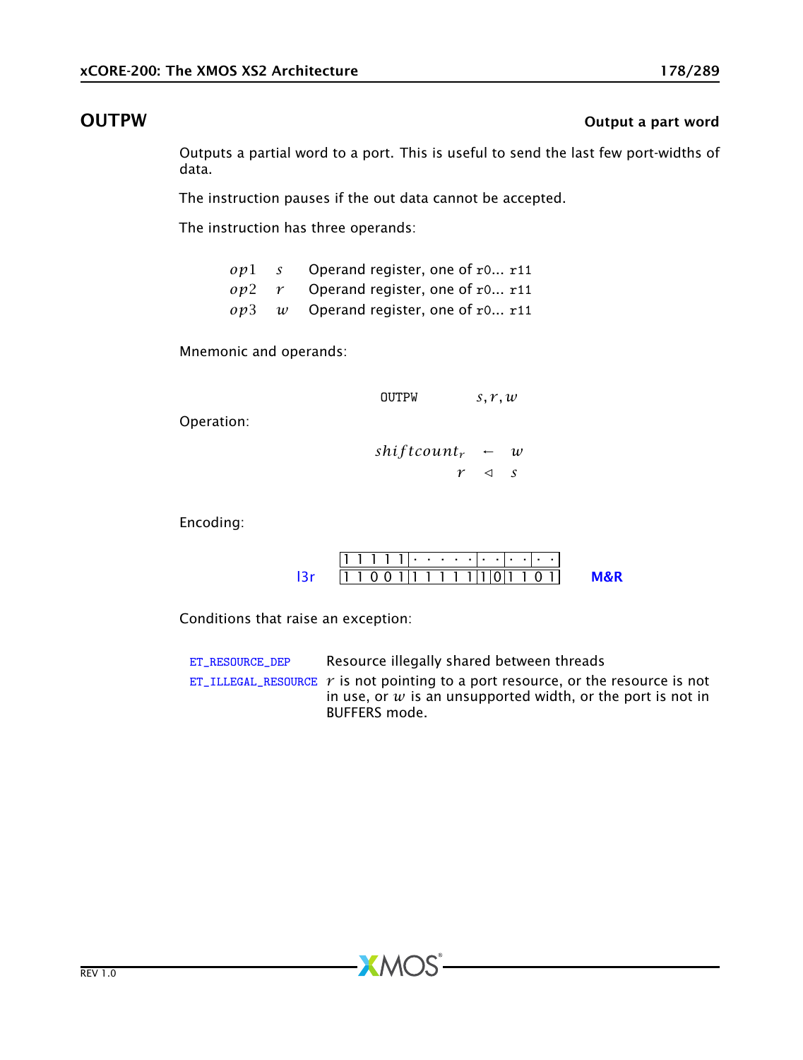## OUTPW

**Output a part word**

Outputs a partial word to a port. This is useful to send the last few port-widths of data.

The instruction pauses if the out data cannot be accepted.

The instruction has three operands:

| | | |
|---|---|---|
| $op1$ | $s$ | Operand register, one of r0... r11 |
| $op2$ | $r$ | Operand register, one of r0... r11 |
| $op3$ | $w$ | Operand register, one of r0... r11 |

Mnemonic and operands:

```
OUTPW    s, r, w
```

Operation:

$$shiftcount_r \leftarrow w$$
$$r \triangleleft s$$

Encoding:

| | | |
|---|---|---|
| | `1 1 1 1 1 · · · · · · · · · · ·` | |
| l3r | `1 1 0 0 1 1 1 1 1 1 1 0 1 1 0 1` | M&R |

Conditions that raise an exception:

| | |
|---|---|
| ET_RESOURCE_DEP | Resource illegally shared between threads |
| ET_ILLEGAL_RESOURCE | $r$ is not pointing to a port resource, or the resource is not in use, or $w$ is an unsupported width, or the port is not in BUFFERS mode. |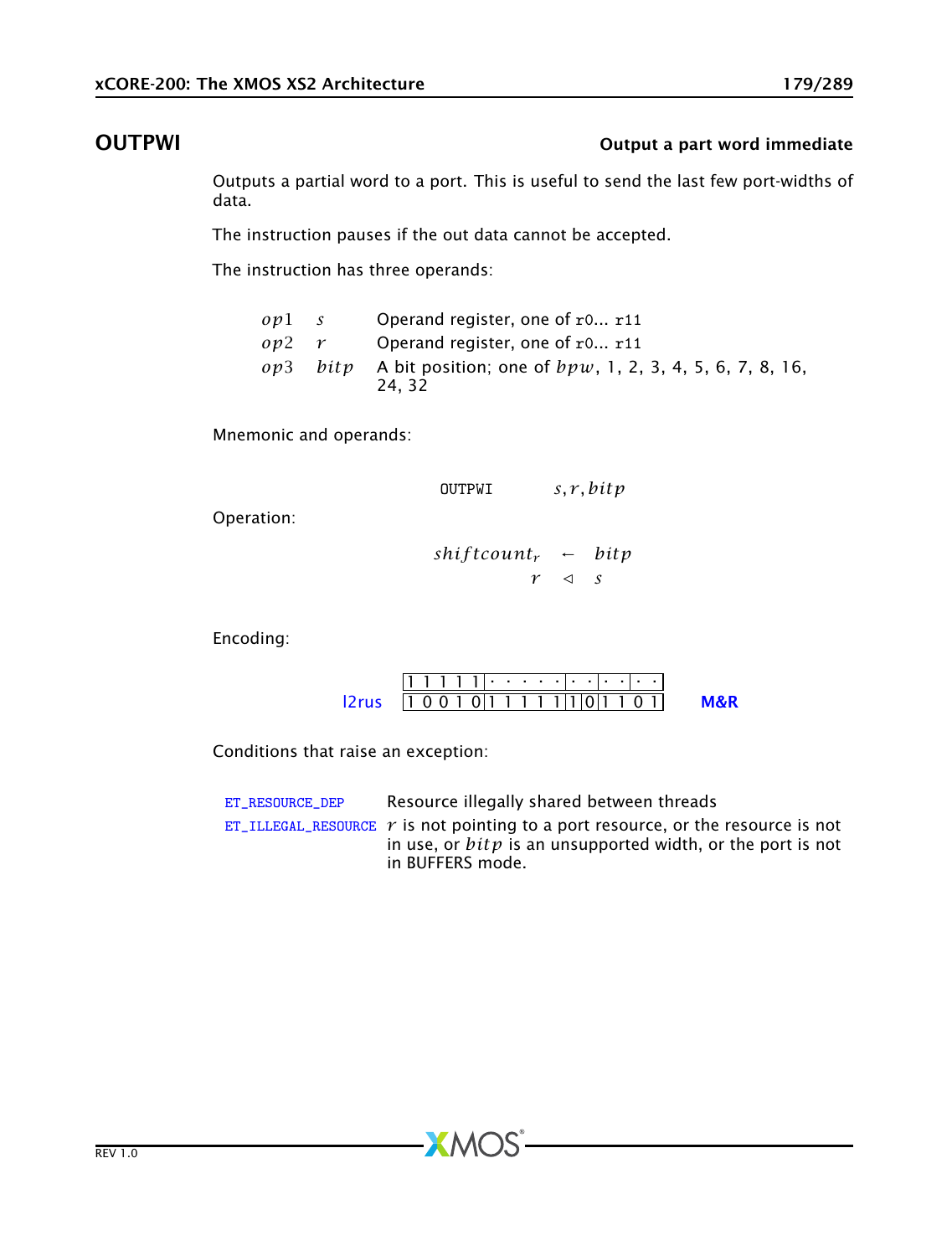## OUTPWI

**Output a part word immediate**

Outputs a partial word to a port. This is useful to send the last few port-widths of data.

The instruction pauses if the out data cannot be accepted.

The instruction has three operands:

| | | |
|---|---|---|
| $op1$ | $s$ | Operand register, one of r0... r11 |
| $op2$ | $r$ | Operand register, one of r0... r11 |
| $op3$ | $bitp$ | A bit position; one of $bpw$, 1, 2, 3, 4, 5, 6, 7, 8, 16, 24, 32 |

Mnemonic and operands:

```
OUTPWI    s, r, bitp
```

Operation:

$$
\begin{aligned}
shiftcount_r &\leftarrow bitp \\
r &\lhd s
\end{aligned}
$$

Encoding:

| | | | | | | | | | |
|---|---|---|---|---|---|---|---|---|---|
| | 1 1 1 1 1 | · · · · · | · · | · · | · · | |
| l2rus | 1 0 0 1 0 | 1 1 1 1 1 | 1 | 0 | 1 1 0 1 | M&R |

Conditions that raise an exception:

| | |
|---|---|
| ET_RESOURCE_DEP | Resource illegally shared between threads |
| ET_ILLEGAL_RESOURCE | $r$ is not pointing to a port resource, or the resource is not in use, or $bitp$ is an unsupported width, or the port is not in BUFFERS mode. |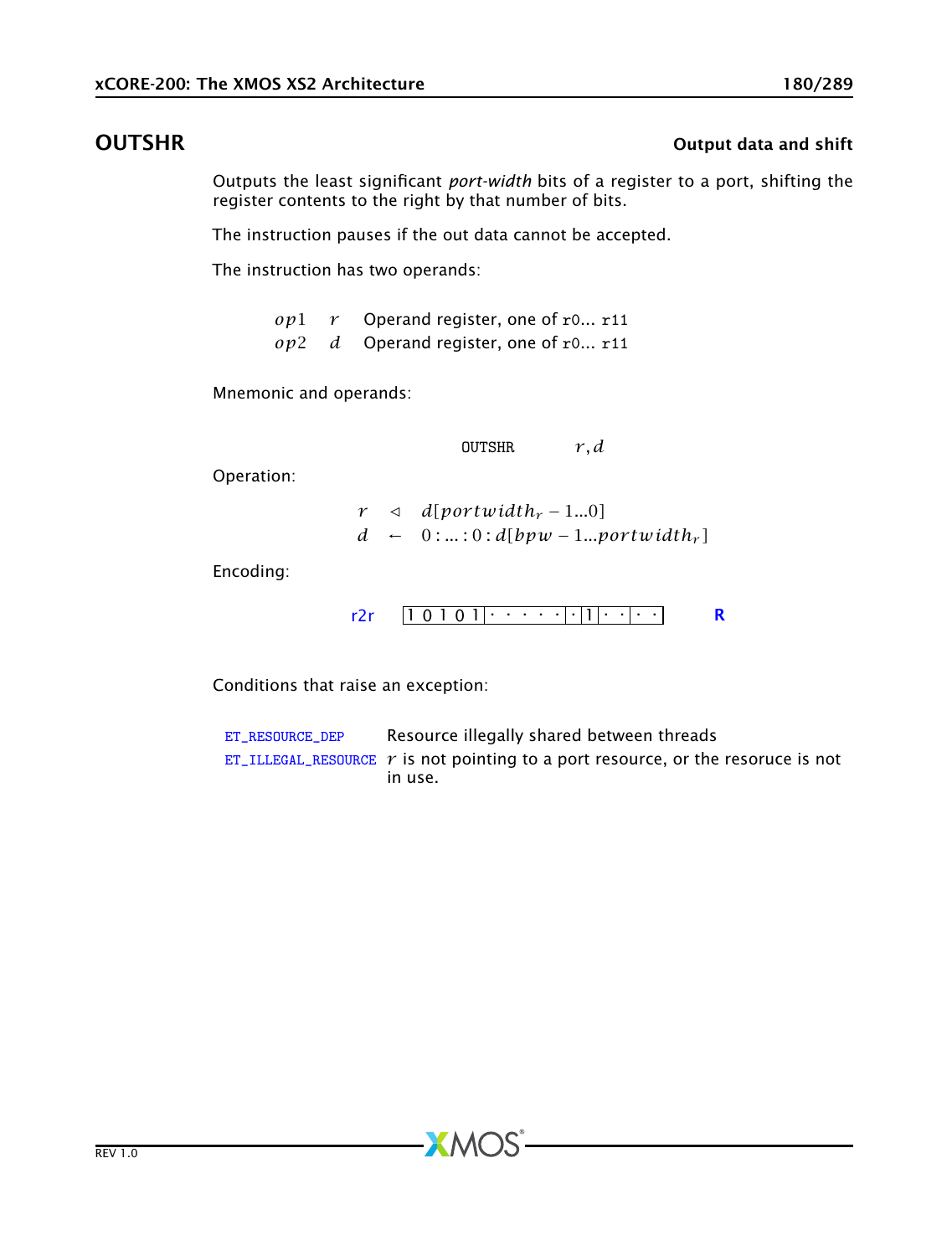## OUTSHR

**Output data and shift**

Outputs the least significant *port-width* bits of a register to a port, shifting the register contents to the right by that number of bits.

The instruction pauses if the out data cannot be accepted.

The instruction has two operands:

| | | |
|---|---|---|
| $op1$ | $r$ | Operand register, one of r0... r11 |
| $op2$ | $d$ | Operand register, one of r0... r11 |

Mnemonic and operands:

```
OUTSHR    r, d
```

Operation:

$$
\begin{aligned}
r &\triangleleft d[portwidth_r - 1 \ldots 0] \\
d &\leftarrow 0 : \ldots : 0 : d[bpw - 1 \ldots portwidth_r]
\end{aligned}
$$

Encoding:

| r2r | 1 0 1 0 1 · · · · · · · 1 · · · · | R |
|---|---|---|

Conditions that raise an exception:

| | |
|---|---|
| ET_RESOURCE_DEP | Resource illegally shared between threads |
| ET_ILLEGAL_RESOURCE | $r$ is not pointing to a port resource, or the resoruce is not in use. |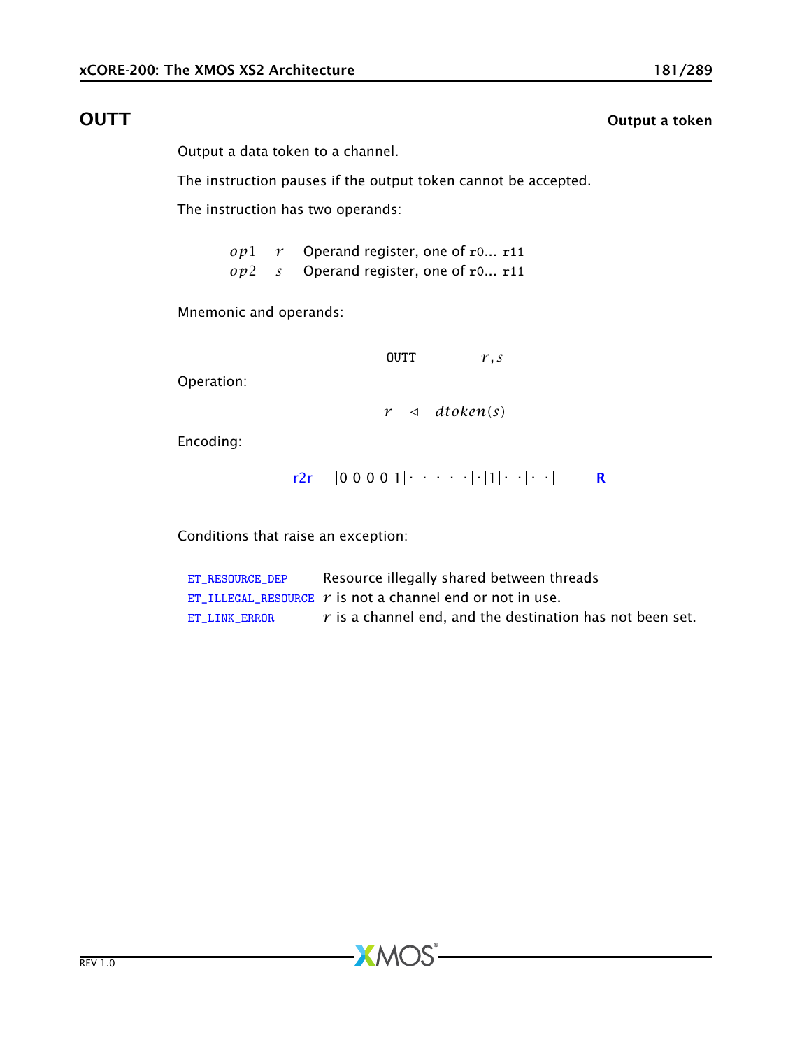## OUTT

**Output a token**

Output a data token to a channel.

The instruction pauses if the output token cannot be accepted.

The instruction has two operands:

| | | |
|---|---|---|
| $op1$ | $r$ | Operand register, one of r0... r11 |
| $op2$ | $s$ | Operand register, one of r0... r11 |

Mnemonic and operands:

```
OUTT        r,s
```

Operation:

$$r \triangleleft dtoken(s)$$

Encoding:

r2r | 0 0 0 0 1 | · · · · · | · | 1 | · · | · · | **R**

Conditions that raise an exception:

| | |
|---|---|
| ET_RESOURCE_DEP | Resource illegally shared between threads |
| ET_ILLEGAL_RESOURCE | $r$ is not a channel end or not in use. |
| ET_LINK_ERROR | $r$ is a channel end, and the destination has not been set. |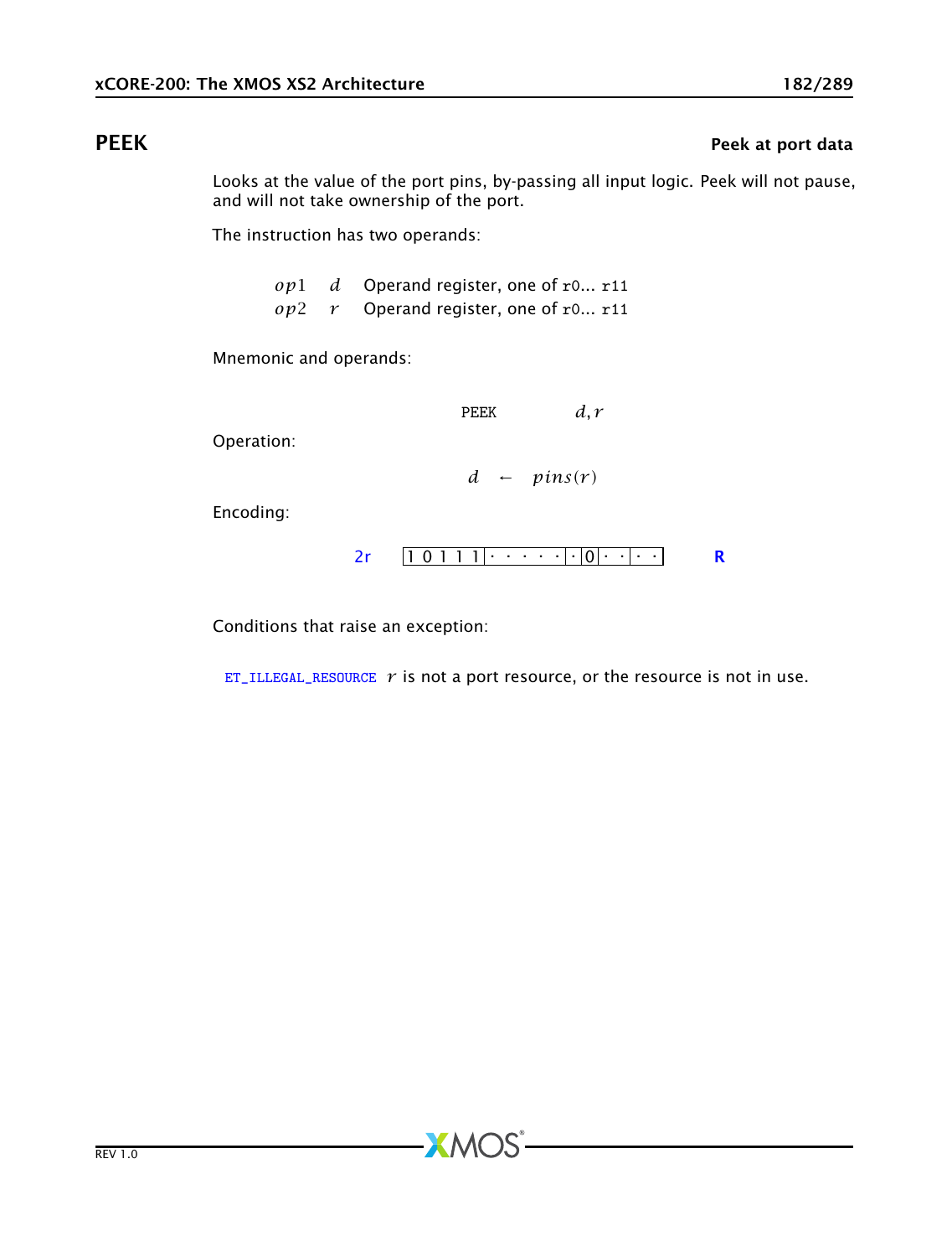## PEEK

**Peek at port data**

Looks at the value of the port pins, by-passing all input logic. Peek will not pause, and will not take ownership of the port.

The instruction has two operands:

| | | |
|---|---|---|
| $op1$ | $d$ | Operand register, one of r0... r11 |
| $op2$ | $r$ | Operand register, one of r0... r11 |

Mnemonic and operands:

```
PEEK        d, r
```

Operation:

$$d \leftarrow pins(r)$$

Encoding:

2r | 1 0 1 1 1 | · · · · · | · | 0 | · · | · · | **R**

Conditions that raise an exception:

ET_ILLEGAL_RESOURCE $r$ is not a port resource, or the resource is not in use.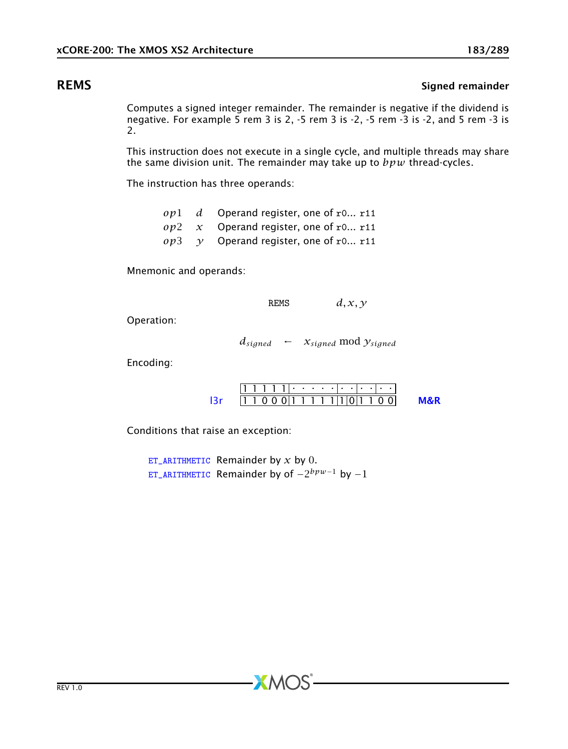## REMS

**Signed remainder**

Computes a signed integer remainder. The remainder is negative if the dividend is negative. For example 5 rem 3 is 2, -5 rem 3 is -2, -5 rem -3 is -2, and 5 rem -3 is 2.

This instruction does not execute in a single cycle, and multiple threads may share the same division unit. The remainder may take up to $bpw$ thread-cycles.

The instruction has three operands:

| | | |
|---|---|---|
| $op1$ | $d$ | Operand register, one of `r0`... `r11` |
| $op2$ | $x$ | Operand register, one of `r0`... `r11` |
| $op3$ | $y$ | Operand register, one of `r0`... `r11` |

Mnemonic and operands:

`REMS` $d, x, y$

Operation:

$$d_{signed} \leftarrow x_{signed} \bmod y_{signed}$$

Encoding:

| | | | | | | | |
|---|---|---|---|---|---|---|---|
| | 1 1 1 1 1 | · · · · · | · · | · · | · · | | |
| l3r | 1 1 0 0 0 | 1 1 1 1 1 | 1 | 0 | 1 1 0 0 | | M&R |

Conditions that raise an exception:

- `ET_ARITHMETIC` Remainder by $x$ by $0$.
- `ET_ARITHMETIC` Remainder by of $-2^{bpw-1}$ by $-1$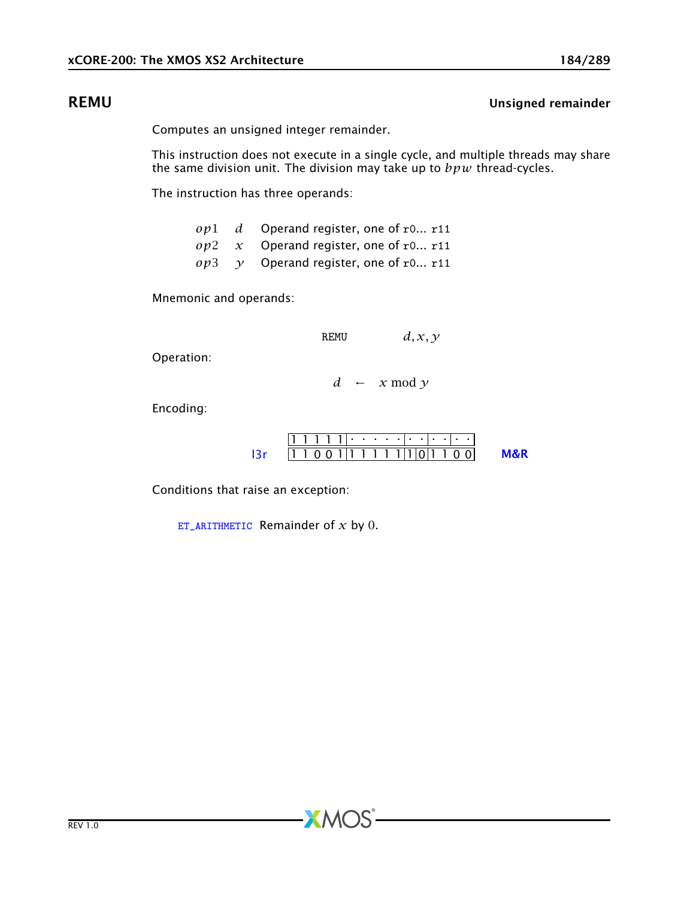## REMU

**Unsigned remainder**

Computes an unsigned integer remainder.

This instruction does not execute in a single cycle, and multiple threads may share the same division unit. The division may take up to $bpw$ thread-cycles.

The instruction has three operands:

| | | |
|---|---|---|
| $op1$ | $d$ | Operand register, one of r0... r11 |
| $op2$ | $x$ | Operand register, one of r0... r11 |
| $op3$ | $y$ | Operand register, one of r0... r11 |

Mnemonic and operands:

```
REMU        d, x, y
```

Operation:

$$d \leftarrow x \bmod y$$

Encoding:

| | | | | | | | |
|---|---|---|---|---|---|---|---|
| | 1 1 1 1 1 | · · · · · | · · | · · | · · | | |
| l3r | 1 1 0 0 1 | 1 1 1 1 1 | 1 | 0 | 1 1 0 0 | | M&R |

Conditions that raise an exception:

ET_ARITHMETIC Remainder of $x$ by 0.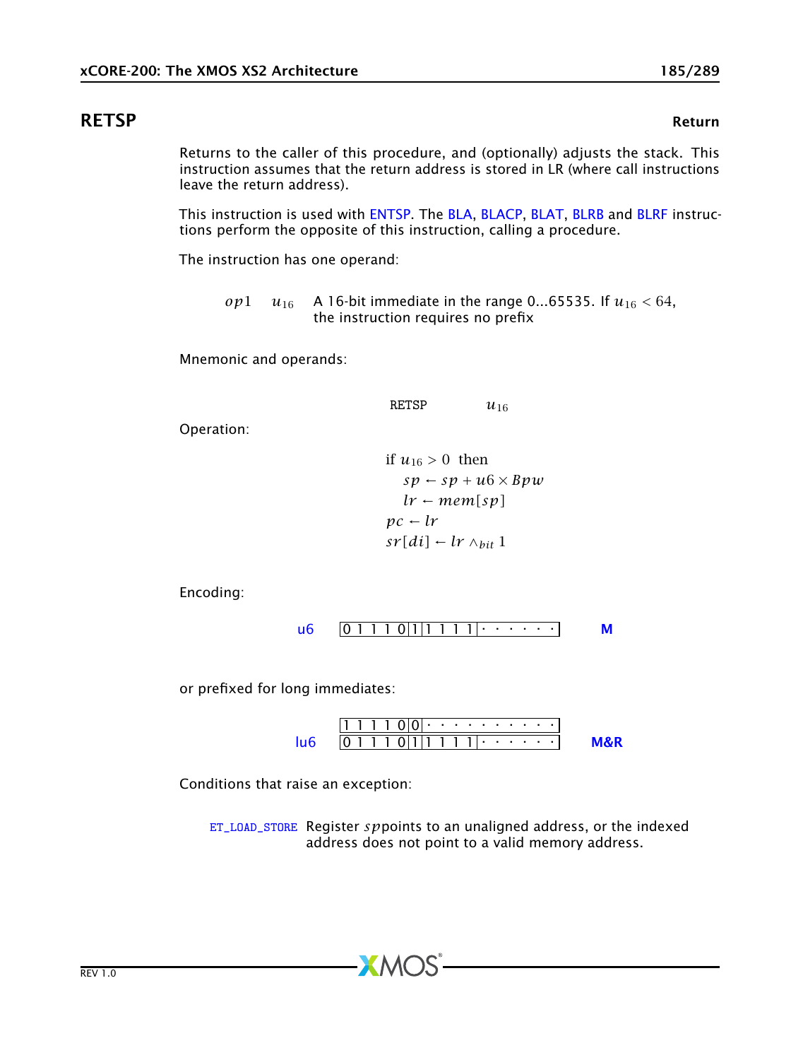## RETSP

**Return**

Returns to the caller of this procedure, and (optionally) adjusts the stack. This instruction assumes that the return address is stored in LR (where call instructions leave the return address).

This instruction is used with ENTSP. The BLA, BLACP, BLAT, BLRB and BLRF instructions perform the opposite of this instruction, calling a procedure.

The instruction has one operand:

| | | |
|---|---|---|
| $op1$ | $u_{16}$ | A 16-bit immediate in the range 0...65535. If $u_{16} < 64$, the instruction requires no prefix |

Mnemonic and operands:

RETSP $u_{16}$

Operation:

$$
\begin{aligned}
&\text{if } u_{16} > 0 \text{ then} \\
&\quad sp \leftarrow sp + u6 \times Bpw \\
&\quad lr \leftarrow mem[sp] \\
&pc \leftarrow lr \\
&sr[di] \leftarrow lr \wedge_{bit} 1
\end{aligned}
$$

Encoding:

u6 `0 1 1 1 0|1|1 1 1 1|· · · · · ·` **M**

or prefixed for long immediates:

lu6 
`1 1 1 1 0|0|· · · · · · · · · ·`
`0 1 1 1 0|1|1 1 1 1|· · · · · ·` **M&R**

Conditions that raise an exception:

| | |
|---|---|
| ET_LOAD_STORE | Register $sp$ points to an unaligned address, or the indexed address does not point to a valid memory address. |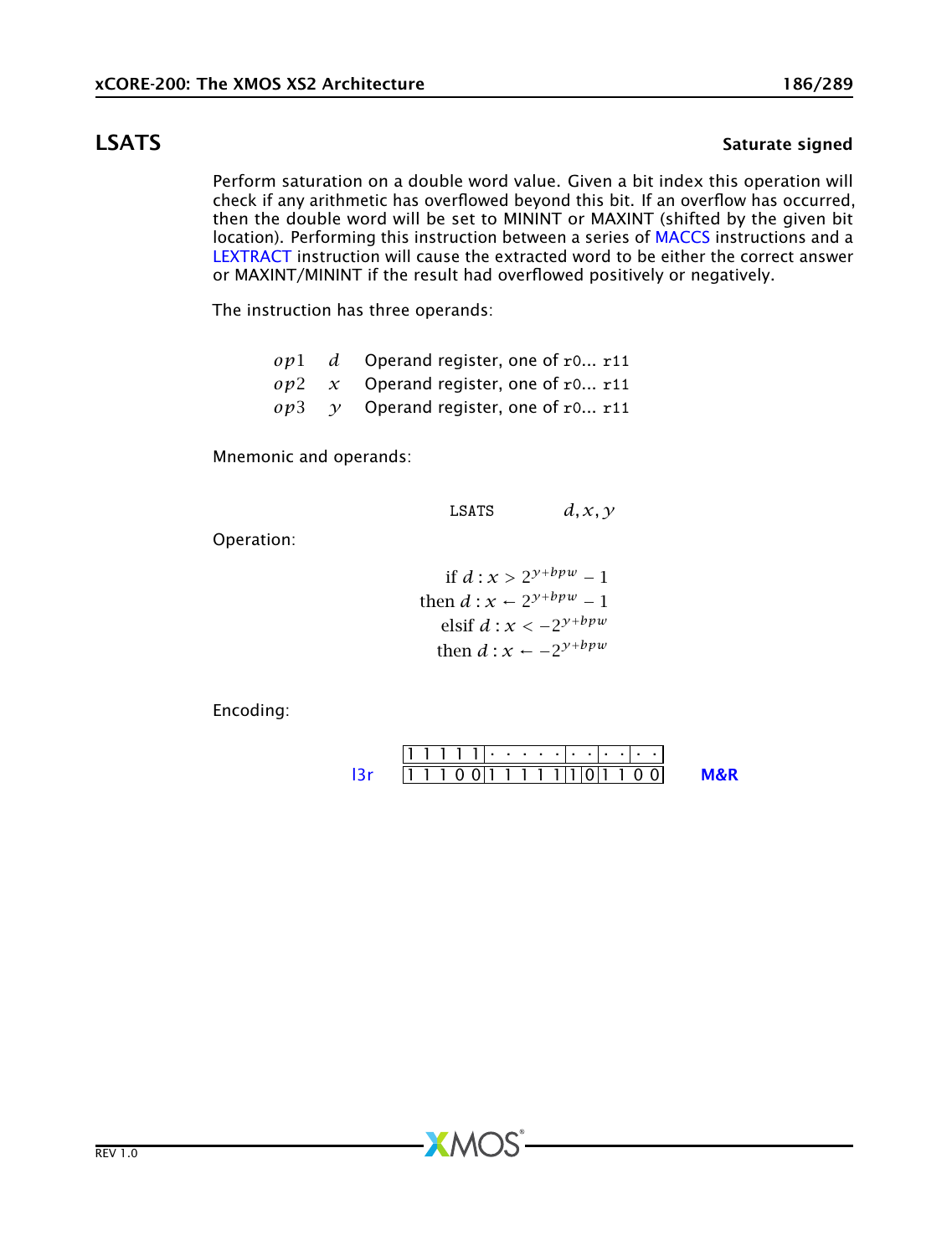## LSATS

**Saturate signed**

Perform saturation on a double word value. Given a bit index this operation will check if any arithmetic has overflowed beyond this bit. If an overflow has occurred, then the double word will be set to MININT or MAXINT (shifted by the given bit location). Performing this instruction between a series of MACCS instructions and a LEXTRACT instruction will cause the extracted word to be either the correct answer or MAXINT/MININT if the result had overflowed positively or negatively.

The instruction has three operands:

| | | |
|---|---|---|
| $op1$ | $d$ | Operand register, one of r0... r11 |
| $op2$ | $x$ | Operand register, one of r0... r11 |
| $op3$ | $y$ | Operand register, one of r0... r11 |

Mnemonic and operands:

```
LSATS     d, x, y
```

Operation:

$$
\begin{aligned}
&\text{if } d:x > 2^{y+bpw} - 1 \\
&\text{then } d:x \leftarrow 2^{y+bpw} - 1 \\
&\text{elsif } d:x < -2^{y+bpw} \\
&\text{then } d:x \leftarrow -2^{y+bpw}
\end{aligned}
$$

Encoding:

| | | | | | | |
|---|---|---|---|---|---|---|
| | 1 1 1 1 1 | · · · · · | · · | · · | · · | |
| l3r | 1 1 1 0 0 | 1 1 1 1 1 | 1 0 | 1 1 | 0 0 | **M&R** |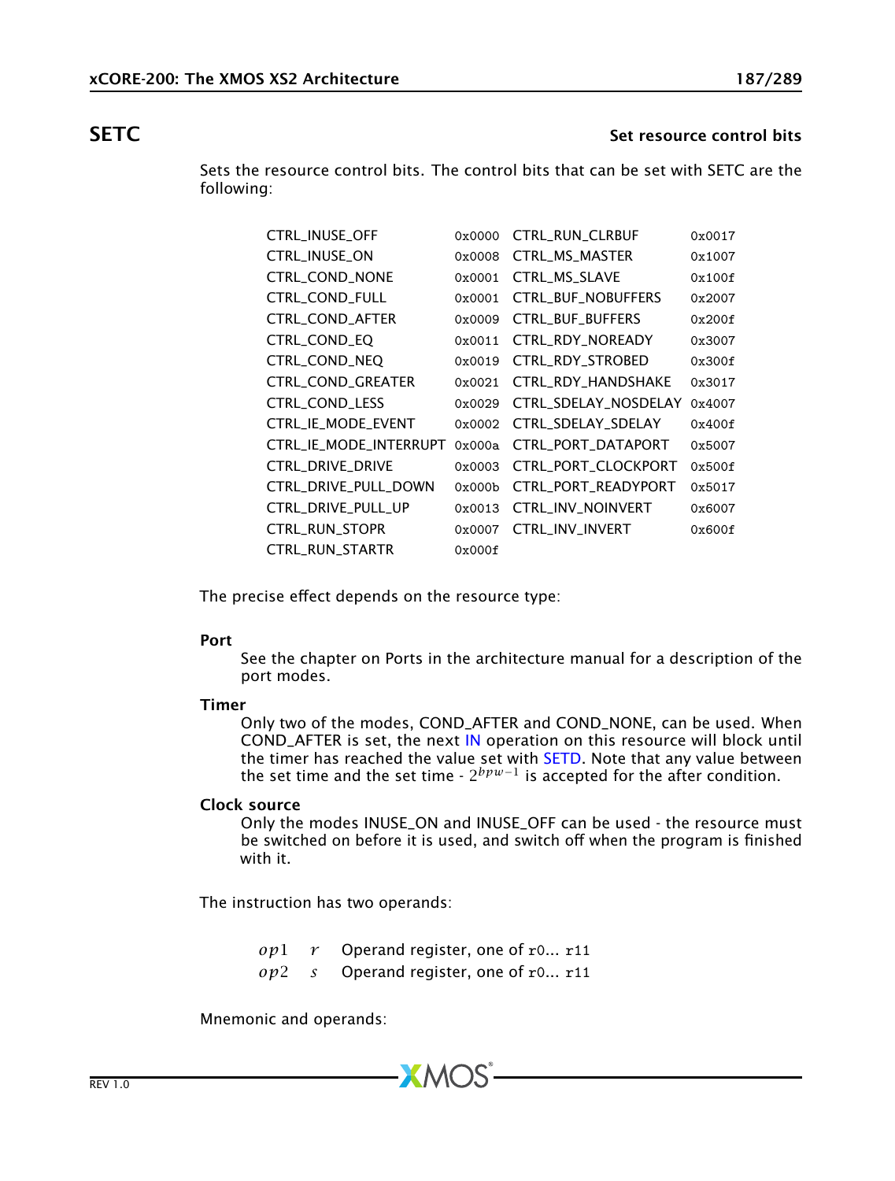## SETC

**Set resource control bits**

Sets the resource control bits. The control bits that can be set with SETC are the following:

| | | | |
|---|---|---|---|
| CTRL_INUSE_OFF | 0x0000 | CTRL_RUN_CLRBUF | 0x0017 |
| CTRL_INUSE_ON | 0x0008 | CTRL_MS_MASTER | 0x1007 |
| CTRL_COND_NONE | 0x0001 | CTRL_MS_SLAVE | 0x100f |
| CTRL_COND_FULL | 0x0001 | CTRL_BUF_NOBUFFERS | 0x2007 |
| CTRL_COND_AFTER | 0x0009 | CTRL_BUF_BUFFERS | 0x200f |
| CTRL_COND_EQ | 0x0011 | CTRL_RDY_NOREADY | 0x3007 |
| CTRL_COND_NEQ | 0x0019 | CTRL_RDY_STROBED | 0x300f |
| CTRL_COND_GREATER | 0x0021 | CTRL_RDY_HANDSHAKE | 0x3017 |
| CTRL_COND_LESS | 0x0029 | CTRL_SDELAY_NOSDELAY | 0x4007 |
| CTRL_IE_MODE_EVENT | 0x0002 | CTRL_SDELAY_SDELAY | 0x400f |
| CTRL_IE_MODE_INTERRUPT | 0x000a | CTRL_PORT_DATAPORT | 0x5007 |
| CTRL_DRIVE_DRIVE | 0x0003 | CTRL_PORT_CLOCKPORT | 0x500f |
| CTRL_DRIVE_PULL_DOWN | 0x000b | CTRL_PORT_READYPORT | 0x5017 |
| CTRL_DRIVE_PULL_UP | 0x0013 | CTRL_INV_NOINVERT | 0x6007 |
| CTRL_RUN_STOPR | 0x0007 | CTRL_INV_INVERT | 0x600f |
| CTRL_RUN_STARTR | 0x000f | | |

The precise effect depends on the resource type:

**Port**
: See the chapter on Ports in the architecture manual for a description of the port modes.

**Timer**
: Only two of the modes, COND_AFTER and COND_NONE, can be used. When COND_AFTER is set, the next IN operation on this resource will block until the timer has reached the value set with SETD. Note that any value between the set time and the set time - $2^{bpw-1}$ is accepted for the after condition.

**Clock source**
: Only the modes INUSE_ON and INUSE_OFF can be used - the resource must be switched on before it is used, and switch off when the program is finished with it.

The instruction has two operands:

| | | |
|---|---|---|
| $op1$ | $r$ | Operand register, one of r0... r11 |
| $op2$ | $s$ | Operand register, one of r0... r11 |

Mnemonic and operands: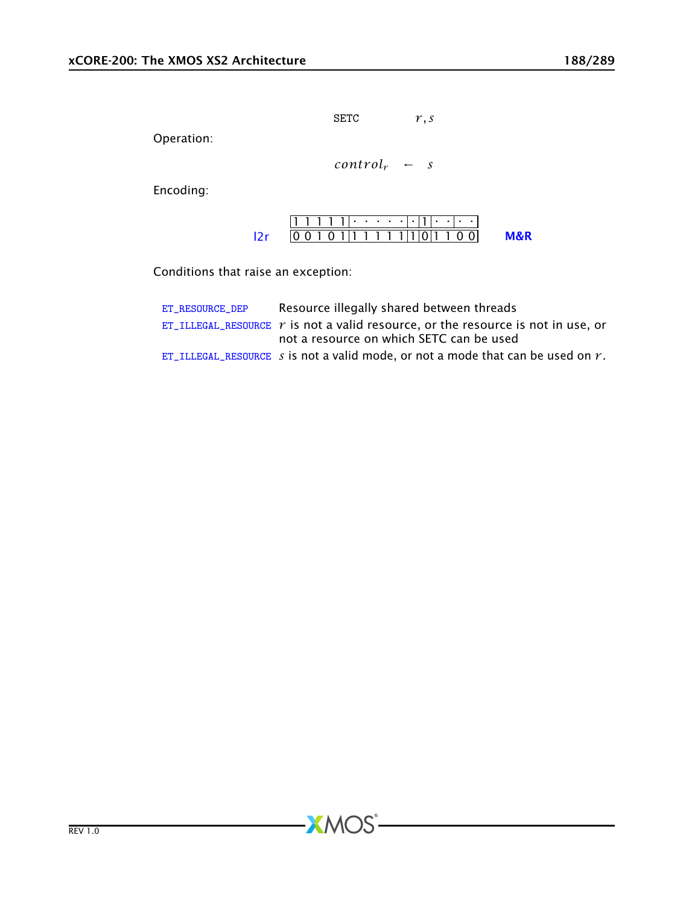SETC $r, s$

Operation:

$$control_r \leftarrow s$$

Encoding:

| | | | | | |
|---|---|---|---|---|---|
| | 1 1 1 1 1 | · · · · · | · | 1 | · · · · · |
| l2r | 0 0 1 0 1 | 1 1 1 1 1 | 1 | 0 | 1 1 0 0 |

M&R

Conditions that raise an exception:

| | |
|---|---|
| ET_RESOURCE_DEP | Resource illegally shared between threads |
| ET_ILLEGAL_RESOURCE | $r$ is not a valid resource, or the resource is not in use, or not a resource on which SETC can be used |
| ET_ILLEGAL_RESOURCE | $s$ is not a valid mode, or not a mode that can be used on $r$. |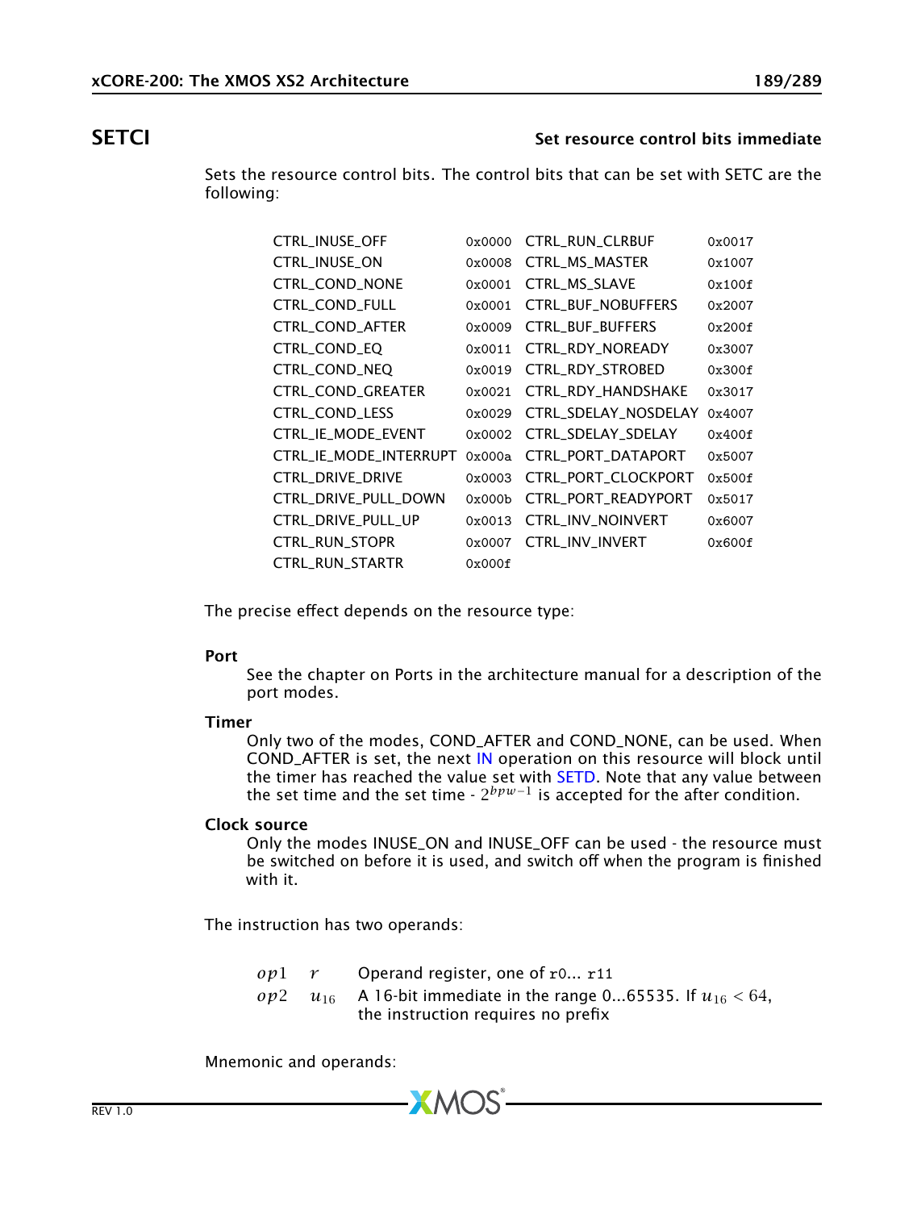## SETCI

**Set resource control bits immediate**

Sets the resource control bits. The control bits that can be set with SETC are the following:

| | | | |
|---|---|---|---|
| CTRL_INUSE_OFF | 0x0000 | CTRL_RUN_CLRBUF | 0x0017 |
| CTRL_INUSE_ON | 0x0008 | CTRL_MS_MASTER | 0x1007 |
| CTRL_COND_NONE | 0x0001 | CTRL_MS_SLAVE | 0x100f |
| CTRL_COND_FULL | 0x0001 | CTRL_BUF_NOBUFFERS | 0x2007 |
| CTRL_COND_AFTER | 0x0009 | CTRL_BUF_BUFFERS | 0x200f |
| CTRL_COND_EQ | 0x0011 | CTRL_RDY_NOREADY | 0x3007 |
| CTRL_COND_NEQ | 0x0019 | CTRL_RDY_STROBED | 0x300f |
| CTRL_COND_GREATER | 0x0021 | CTRL_RDY_HANDSHAKE | 0x3017 |
| CTRL_COND_LESS | 0x0029 | CTRL_SDELAY_NOSDELAY | 0x4007 |
| CTRL_IE_MODE_EVENT | 0x0002 | CTRL_SDELAY_SDELAY | 0x400f |
| CTRL_IE_MODE_INTERRUPT | 0x000a | CTRL_PORT_DATAPORT | 0x5007 |
| CTRL_DRIVE_DRIVE | 0x0003 | CTRL_PORT_CLOCKPORT | 0x500f |
| CTRL_DRIVE_PULL_DOWN | 0x000b | CTRL_PORT_READYPORT | 0x5017 |
| CTRL_DRIVE_PULL_UP | 0x0013 | CTRL_INV_NOINVERT | 0x6007 |
| CTRL_RUN_STOPR | 0x0007 | CTRL_INV_INVERT | 0x600f |
| CTRL_RUN_STARTR | 0x000f | | |

The precise effect depends on the resource type:

**Port**
: See the chapter on Ports in the architecture manual for a description of the port modes.

**Timer**
: Only two of the modes, COND_AFTER and COND_NONE, can be used. When COND_AFTER is set, the next IN operation on this resource will block until the timer has reached the value set with SETD. Note that any value between the set time and the set time - $2^{bpw-1}$ is accepted for the after condition.

**Clock source**
: Only the modes INUSE_ON and INUSE_OFF can be used - the resource must be switched on before it is used, and switch off when the program is finished with it.

The instruction has two operands:

| | | |
|---|---|---|
| $op1$ | $r$ | Operand register, one of r0... r11 |
| $op2$ | $u_{16}$ | A 16-bit immediate in the range 0...65535. If $u_{16} < 64$, the instruction requires no prefix |

Mnemonic and operands: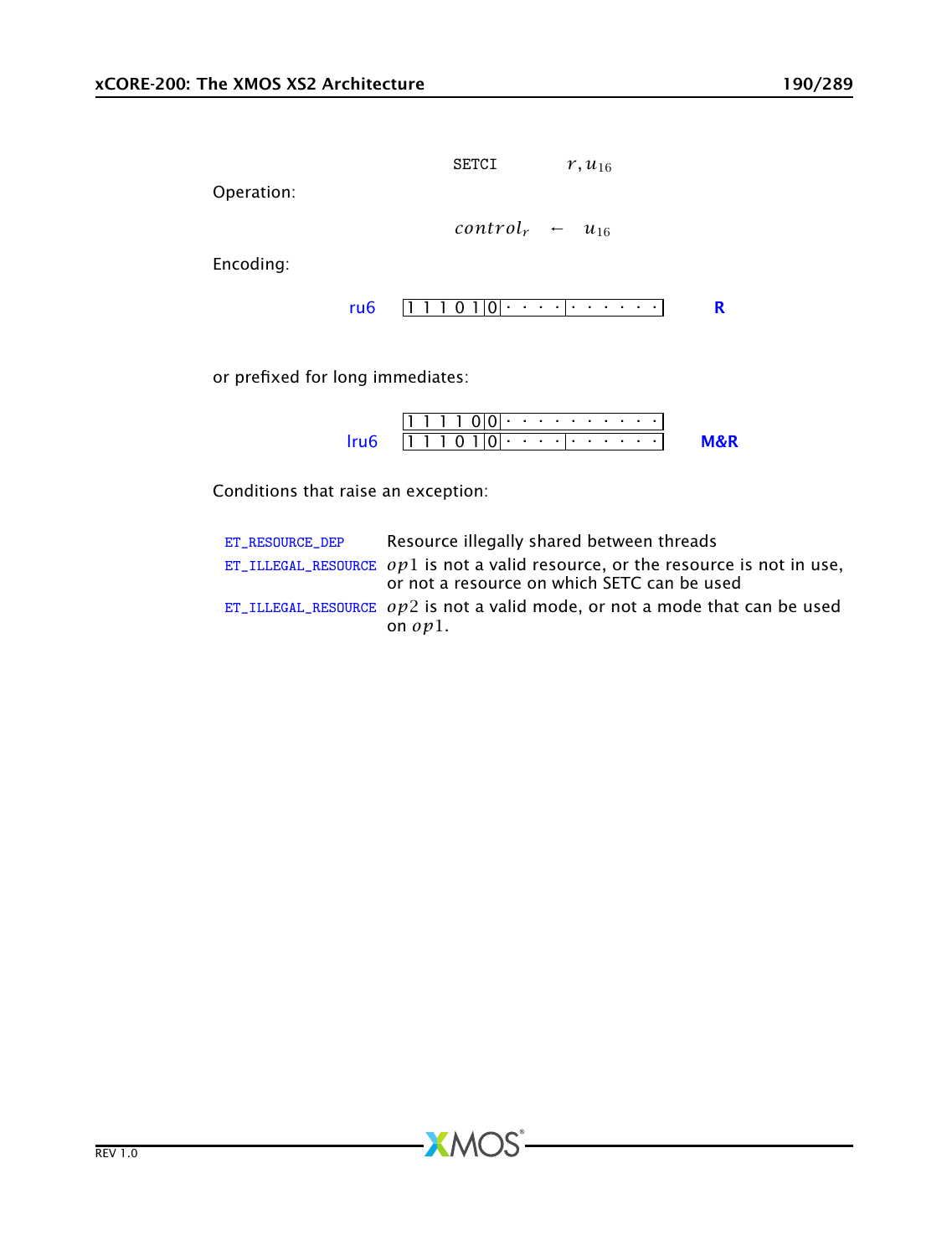SETCI $r, u_{16}$

Operation:

$$control_r \leftarrow u_{16}$$

Encoding:

| | | |
|---|---|---|
| ru6 | `1 1 1 0 1 0 \| 0 \| · · · · \| · · · · · ·` | R |

or prefixed for long immediates:

| | | |
|---|---|---|
| | `1 1 1 1 0 0 \| 0 \| · · · · · · · · · ·` | |
| lru6 | `1 1 1 0 1 0 \| 0 \| · · · · \| · · · · · ·` | M&R |

Conditions that raise an exception:

| | |
|---|---|
| ET_RESOURCE_DEP | Resource illegally shared between threads |
| ET_ILLEGAL_RESOURCE | $op1$ is not a valid resource, or the resource is not in use, or not a resource on which SETC can be used |
| ET_ILLEGAL_RESOURCE | $op2$ is not a valid mode, or not a mode that can be used on $op1$. |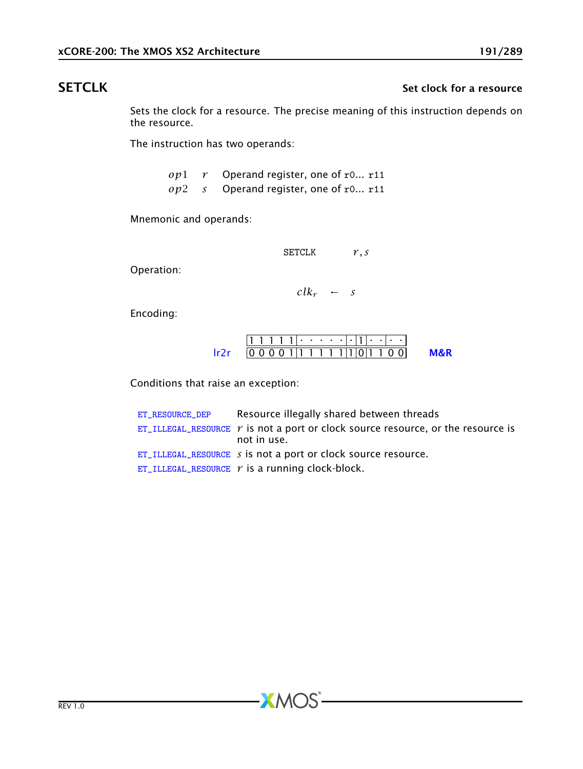## SETCLK

**Set clock for a resource**

Sets the clock for a resource. The precise meaning of this instruction depends on the resource.

The instruction has two operands:

| | | |
|---|---|---|
| $op1$ | $r$ | Operand register, one of r0... r11 |
| $op2$ | $s$ | Operand register, one of r0... r11 |

Mnemonic and operands:

```
SETCLK    r, s
```

Operation:

$$clk_r \leftarrow s$$

Encoding:

| | | | | | | |
|---|---|---|---|---|---|---|
| | 1 1 1 1 1 | · · · · · | · | 1 | · · | · · |
| lr2r | 0 0 0 0 1 | 1 1 1 1 1 | 1 | 0 | 1 1 | 0 0 |

M&R

Conditions that raise an exception:

| | |
|---|---|
| ET_RESOURCE_DEP | Resource illegally shared between threads |
| ET_ILLEGAL_RESOURCE | $r$ is not a port or clock source resource, or the resource is not in use. |
| ET_ILLEGAL_RESOURCE | $s$ is not a port or clock source resource. |
| ET_ILLEGAL_RESOURCE | $r$ is a running clock-block. |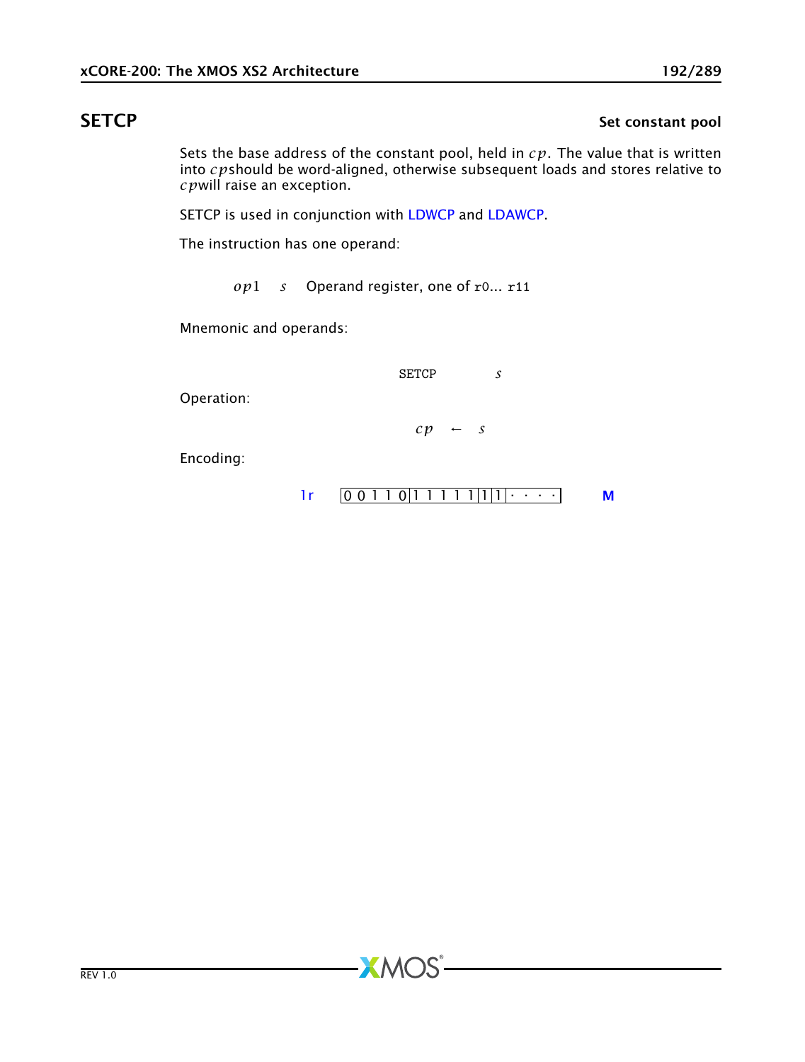## SETCP

**Set constant pool**

Sets the base address of the constant pool, held in $cp$. The value that is written into $cp$should be word-aligned, otherwise subsequent loads and stores relative to $cp$will raise an exception.

SETCP is used in conjunction with LDWCP and LDAWCP.

The instruction has one operand:

| | | |
|---|---|---|
| $op1$ | $s$ | Operand register, one of r0... r11 |

Mnemonic and operands:

SETCP $s$

Operation:

$$cp \leftarrow s$$

Encoding:

| | | |
|---|---|---|
| 1r | 0 0 1 1 0 \| 1 1 1 1 1 \| 1 \| 1 \| · · · · | M |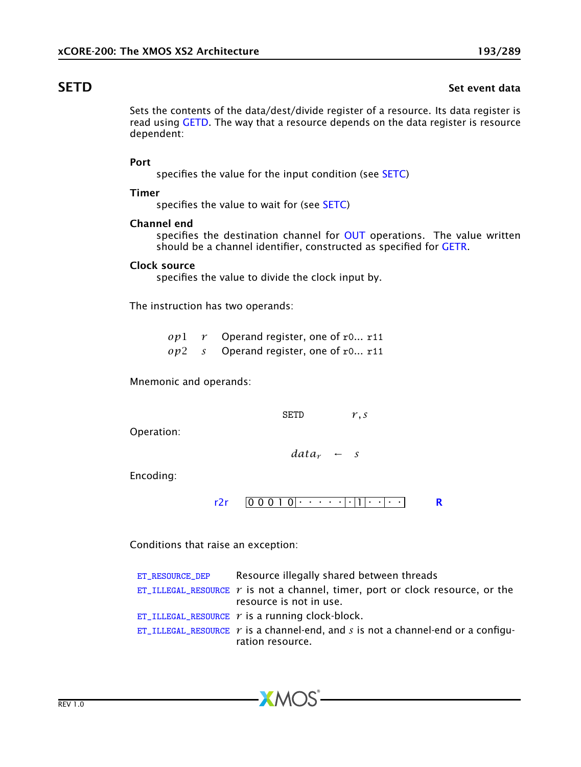## SETD

**Set event data**

Sets the contents of the data/dest/divide register of a resource. Its data register is read using GETD. The way that a resource depends on the data register is resource dependent:

**Port**
: specifies the value for the input condition (see SETC)

**Timer**
: specifies the value to wait for (see SETC)

**Channel end**
: specifies the destination channel for OUT operations. The value written should be a channel identifier, constructed as specified for GETR.

**Clock source**
: specifies the value to divide the clock input by.

The instruction has two operands:

| | | |
|---|---|---|
| $op1$ | $r$ | Operand register, one of r0... r11 |
| $op2$ | $s$ | Operand register, one of r0... r11 |

Mnemonic and operands:

SETD $r, s$

Operation:

$$data_r \leftarrow s$$

Encoding:

r2r `0 0 0 1 0 · · · · · · · 1 · · · ·` **R**

Conditions that raise an exception:

| | |
|---|---|
| ET_RESOURCE_DEP | Resource illegally shared between threads |
| ET_ILLEGAL_RESOURCE | $r$ is not a channel, timer, port or clock resource, or the resource is not in use. |
| ET_ILLEGAL_RESOURCE | $r$ is a running clock-block. |
| ET_ILLEGAL_RESOURCE | $r$ is a channel-end, and $s$ is not a channel-end or a configuration resource. |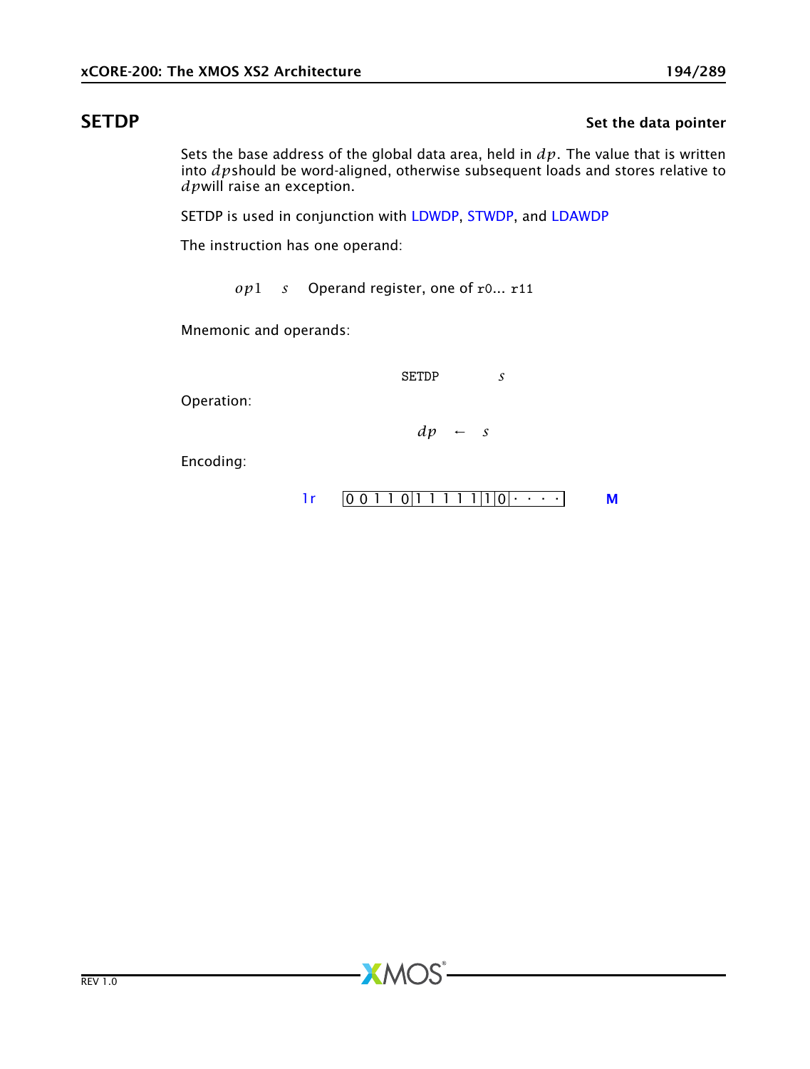## SETDP

**Set the data pointer**

Sets the base address of the global data area, held in $dp$. The value that is written into $dp$should be word-aligned, otherwise subsequent loads and stores relative to $dp$will raise an exception.

SETDP is used in conjunction with LDWDP, STWDP, and LDAWDP

The instruction has one operand:

| | | |
|---|---|---|
| $op1$ | $s$ | Operand register, one of r0... r11 |

Mnemonic and operands:

SETDP $s$

Operation:

$$dp \leftarrow s$$

Encoding:

1r | 0 0 1 1 0 | 1 1 1 1 1 | 1 | 0 | · · · · | **M**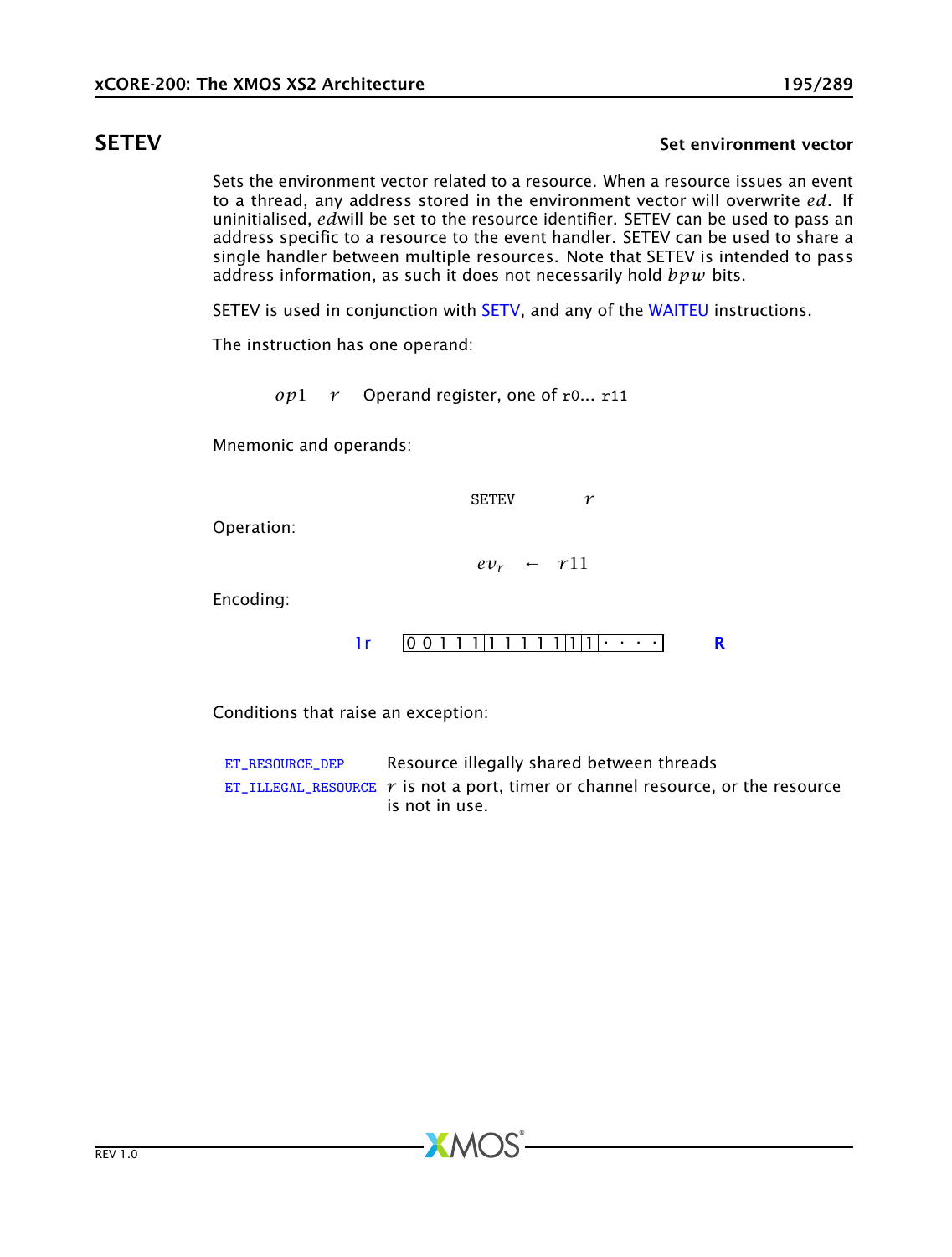## SETEV

**Set environment vector**

Sets the environment vector related to a resource. When a resource issues an event to a thread, any address stored in the environment vector will overwrite $ed$. If uninitialised, $ed$will be set to the resource identifier. SETEV can be used to pass an address specific to a resource to the event handler. SETEV can be used to share a single handler between multiple resources. Note that SETEV is intended to pass address information, as such it does not necessarily hold $bpw$ bits.

SETEV is used in conjunction with SETV, and any of the WAITEU instructions.

The instruction has one operand:

| | | |
|---|---|---|
| $op1$ | $r$ | Operand register, one of `r0`... `r11` |

Mnemonic and operands:

$$\text{SETEV} \quad r$$

Operation:

$$ev_r \leftarrow r11$$

Encoding:

| | | |
|---|---|---|
| 1r | `0 0 1 1 1 | 1 1 1 1 1 | 1 | 1 | · · · ·` | **R** |

Conditions that raise an exception:

| | |
|---|---|
| `ET_RESOURCE_DEP` | Resource illegally shared between threads |
| `ET_ILLEGAL_RESOURCE` | $r$ is not a port, timer or channel resource, or the resource is not in use. |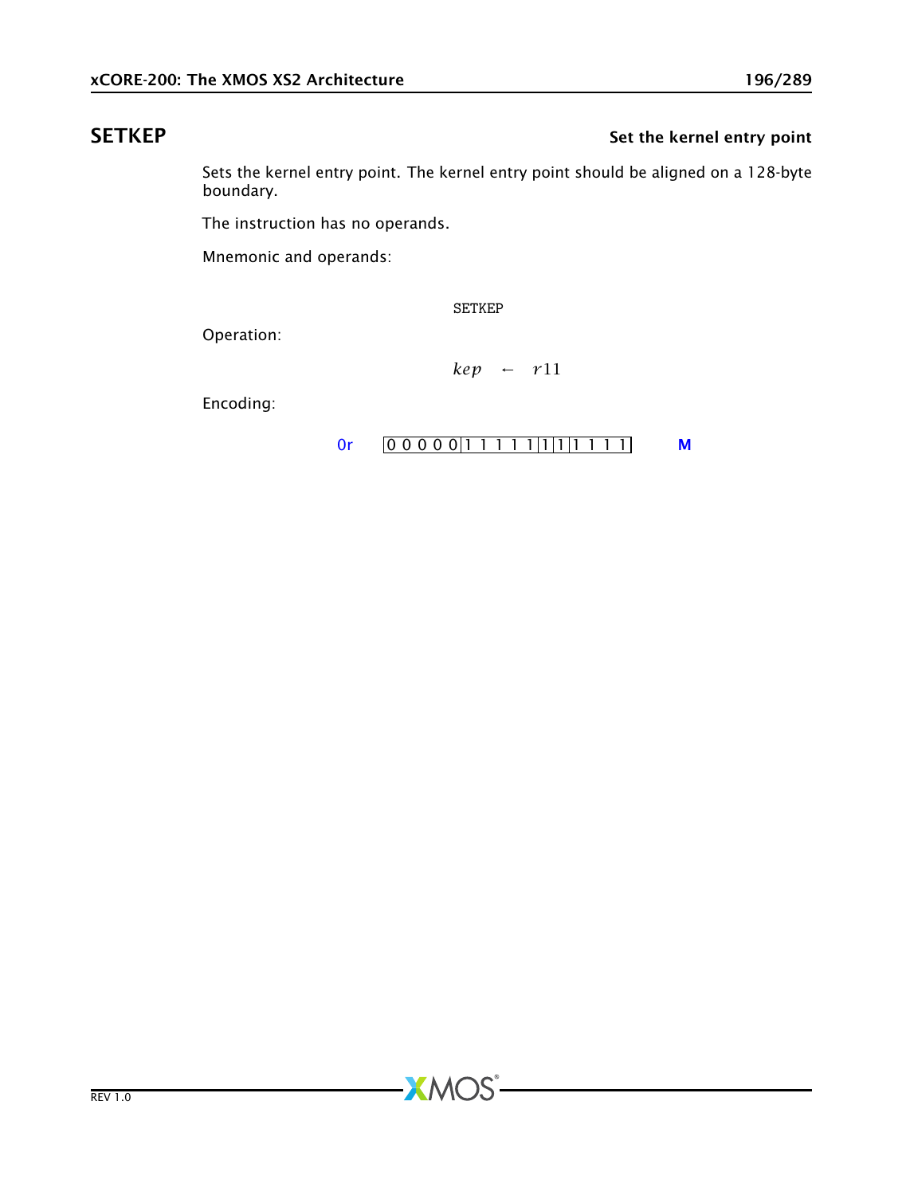## SETKEP

**Set the kernel entry point**

Sets the kernel entry point. The kernel entry point should be aligned on a 128-byte boundary.

The instruction has no operands.

Mnemonic and operands:

```
SETKEP
```

Operation:

$$kep \leftarrow r11$$

Encoding:

0r | 0 0 0 0 0 | 1 1 1 1 1 | 1 | 1 | 1 1 1 1 | **M**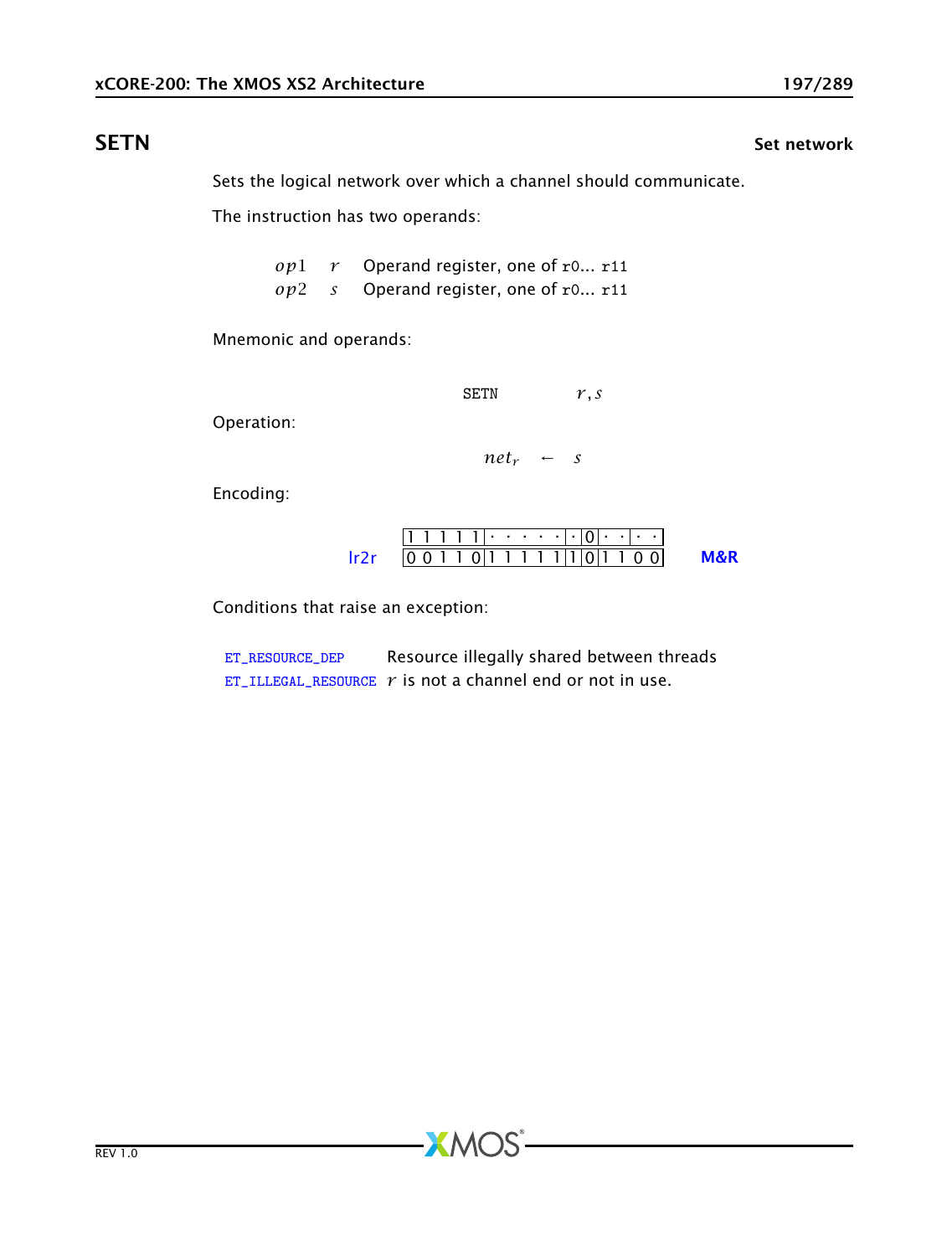## SETN

**Set network**

Sets the logical network over which a channel should communicate.

The instruction has two operands:

| | | |
|---|---|---|
| $op1$ | $r$ | Operand register, one of r0... r11 |
| $op2$ | $s$ | Operand register, one of r0... r11 |

Mnemonic and operands:

```
SETN    r, s
```

Operation:

$$net_r \leftarrow s$$

Encoding:

| | | | | | | |
|---|---|---|---|---|---|---|
| | 1 1 1 1 1 | · · · · · · | · | 0 | · · · · · | |
| lr2r | 0 0 1 1 0 | 1 1 1 1 1 | 1 | 0 | 1 1 0 0 | M&R |

Conditions that raise an exception:

| | |
|---|---|
| ET_RESOURCE_DEP | Resource illegally shared between threads |
| ET_ILLEGAL_RESOURCE | $r$ is not a channel end or not in use. |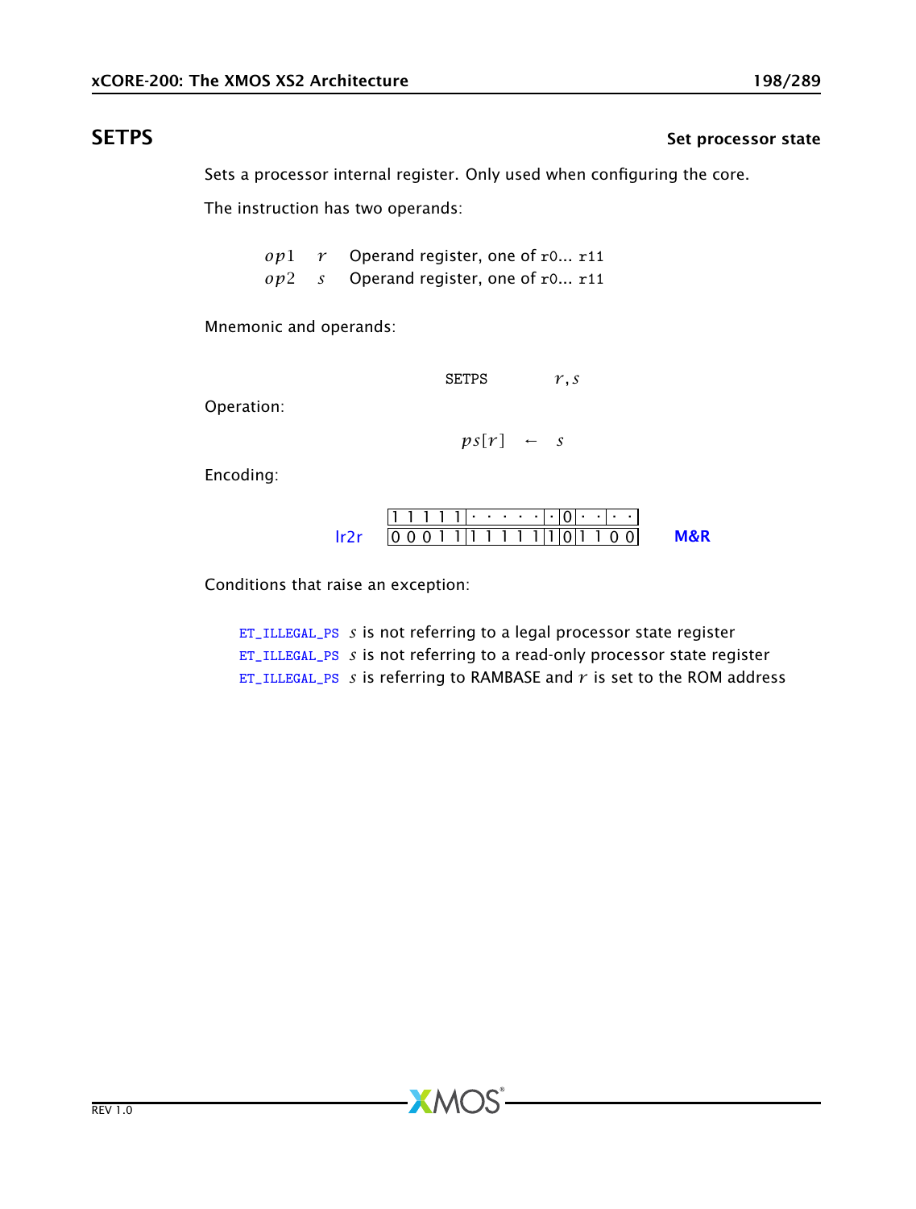## SETPS

**Set processor state**

Sets a processor internal register. Only used when configuring the core.

The instruction has two operands:

| | | |
|---|---|---|
| $op1$ | $r$ | Operand register, one of `r0`... `r11` |
| $op2$ | $s$ | Operand register, one of `r0`... `r11` |

Mnemonic and operands:

$$\text{SETPS} \qquad r, s$$

Operation:

$$ps[r] \leftarrow s$$

Encoding:

| | | | | | | | |
|---|---|---|---|---|---|---|---|
| | 1 1 1 1 1 | · · · · · | · | 0 | · · | · · | |
| lr2r | 0 0 0 1 1 | 1 1 1 1 1 | 1 | 0 | 1 1 | 0 0 | **M&R** |

Conditions that raise an exception:

- `ET_ILLEGAL_PS` $s$ is not referring to a legal processor state register
- `ET_ILLEGAL_PS` $s$ is not referring to a read-only processor state register
- `ET_ILLEGAL_PS` $s$ is referring to RAMBASE and $r$ is set to the ROM address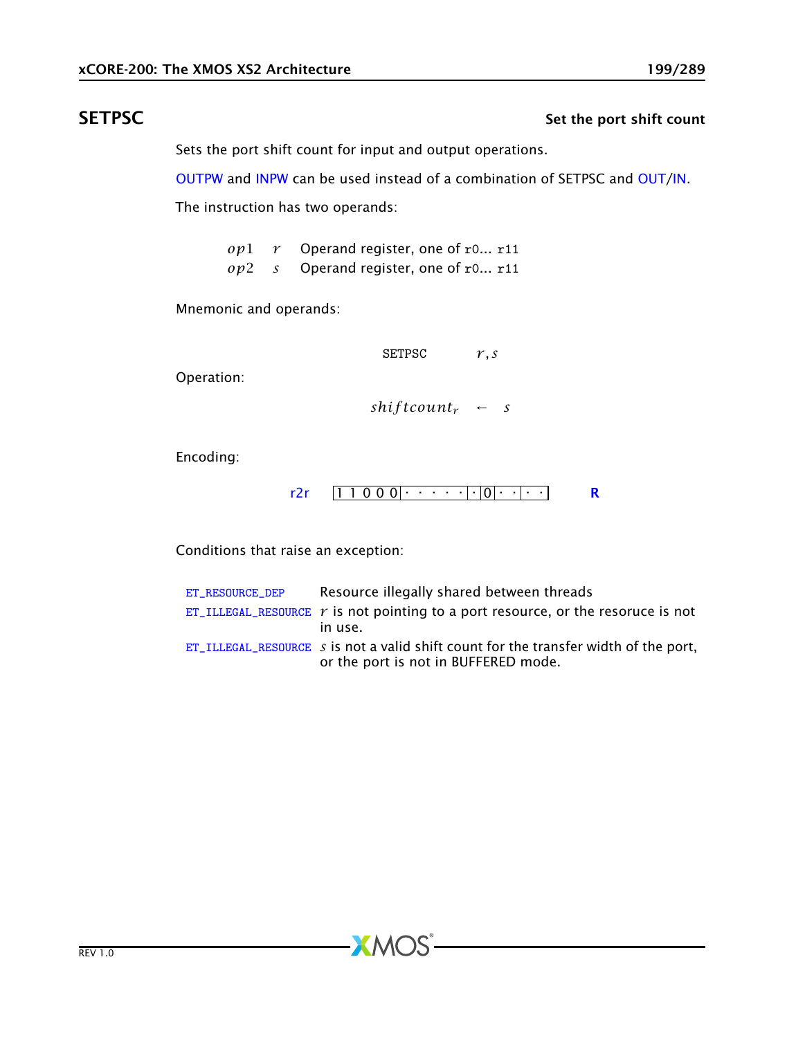## SETPSC

**Set the port shift count**

Sets the port shift count for input and output operations.

OUTPW and INPW can be used instead of a combination of SETPSC and OUT/IN.

The instruction has two operands:

| | | |
|---|---|---|
| $op1$ | $r$ | Operand register, one of r0... r11 |
| $op2$ | $s$ | Operand register, one of r0... r11 |

Mnemonic and operands:

$$\text{SETPSC} \quad r, s$$

Operation:

$$shiftcount_r \leftarrow s$$

Encoding:

r2r `1 1 0 0 0 · · · · · · · 0 · · · · ·` **R**

Conditions that raise an exception:

| | |
|---|---|
| ET_RESOURCE_DEP | Resource illegally shared between threads |
| ET_ILLEGAL_RESOURCE | $r$ is not pointing to a port resource, or the resoruce is not in use. |
| ET_ILLEGAL_RESOURCE | $s$ is not a valid shift count for the transfer width of the port, or the port is not in BUFFERED mode. |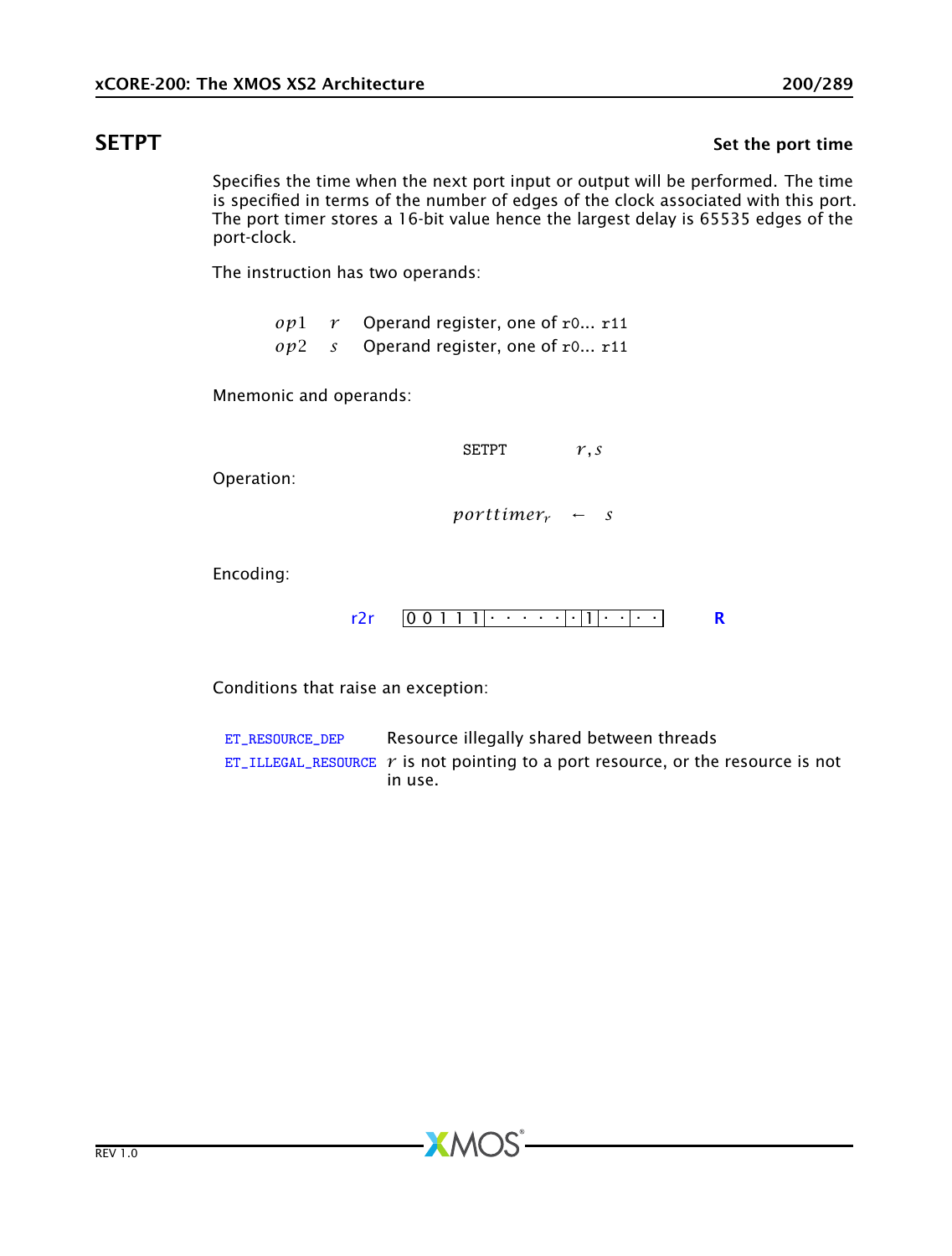## SETPT

**Set the port time**

Specifies the time when the next port input or output will be performed. The time is specified in terms of the number of edges of the clock associated with this port. The port timer stores a 16-bit value hence the largest delay is 65535 edges of the port-clock.

The instruction has two operands:

| | | |
|---|---|---|
| $op1$ | $r$ | Operand register, one of r0... r11 |
| $op2$ | $s$ | Operand register, one of r0... r11 |

Mnemonic and operands:

SETPT $r, s$

Operation:

$$porttimer_r \leftarrow s$$

Encoding:

r2r | 0 0 1 1 1 | · · · · · | · | 1 | · · | · · | **R**

Conditions that raise an exception:

| | |
|---|---|
| ET_RESOURCE_DEP | Resource illegally shared between threads |
| ET_ILLEGAL_RESOURCE | $r$ is not pointing to a port resource, or the resource is not in use. |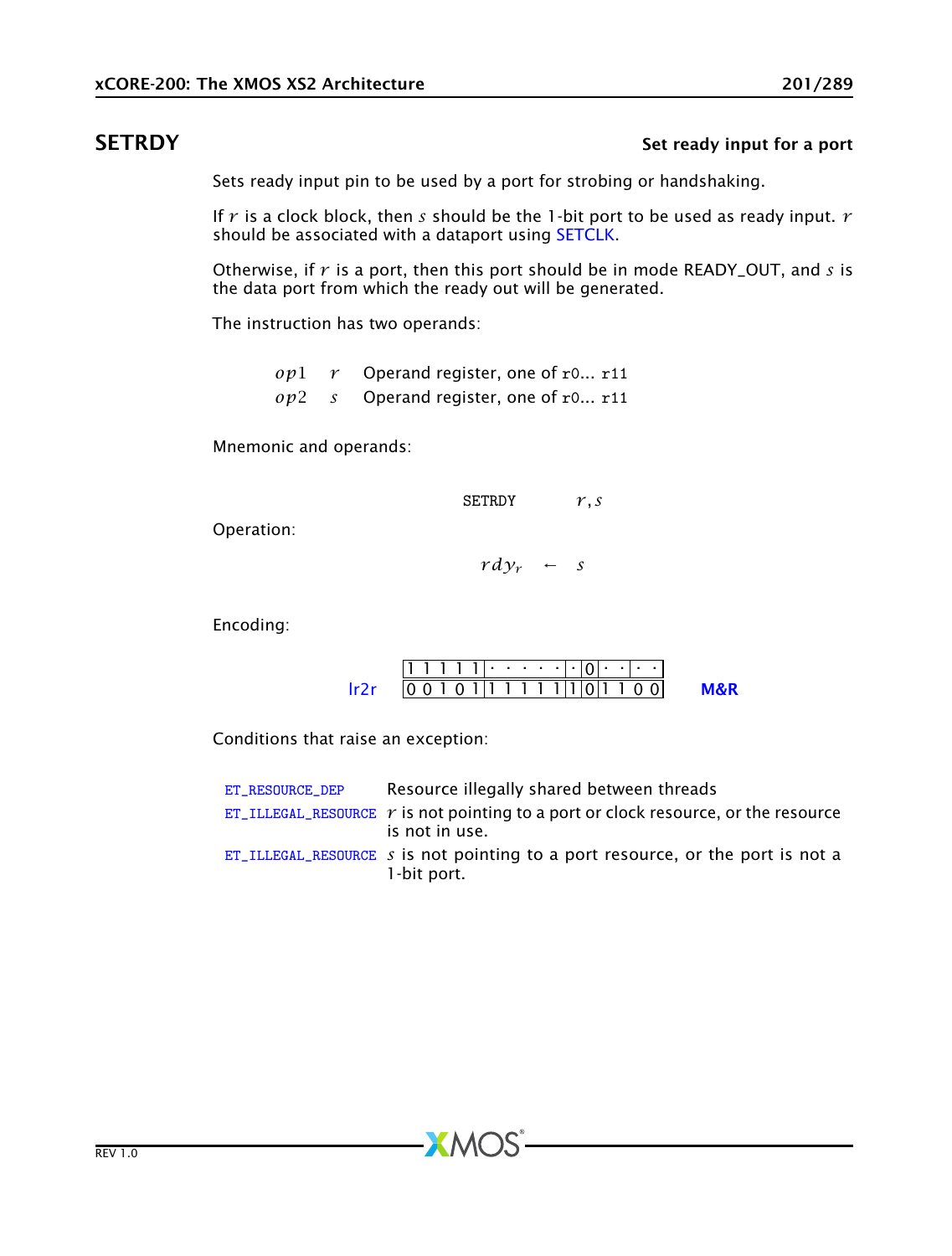## SETRDY

**Set ready input for a port**

Sets ready input pin to be used by a port for strobing or handshaking.

If $r$ is a clock block, then $s$ should be the 1-bit port to be used as ready input. $r$ should be associated with a dataport using SETCLK.

Otherwise, if $r$ is a port, then this port should be in mode READY_OUT, and $s$ is the data port from which the ready out will be generated.

The instruction has two operands:

| | | |
|---|---|---|
| $op1$ | $r$ | Operand register, one of `r0`... `r11` |
| $op2$ | $s$ | Operand register, one of `r0`... `r11` |

Mnemonic and operands:

$$\text{SETRDY} \quad r, s$$

Operation:

$$rdy_r \leftarrow s$$

Encoding:

| | | |
|---|---|---|
| lr2r | `1 1 1 1 1 \| · · · · · \| · \| 0 \| · · \| · ·`<br>`0 0 1 0 1 \| 1 1 1 1 1 \| 1 \| 0 \| 1 1 0 0` | **M&R** |

Conditions that raise an exception:

| | |
|---|---|
| ET_RESOURCE_DEP | Resource illegally shared between threads |
| ET_ILLEGAL_RESOURCE | $r$ is not pointing to a port or clock resource, or the resource is not in use. |
| ET_ILLEGAL_RESOURCE | $s$ is not pointing to a port resource, or the port is not a 1-bit port. |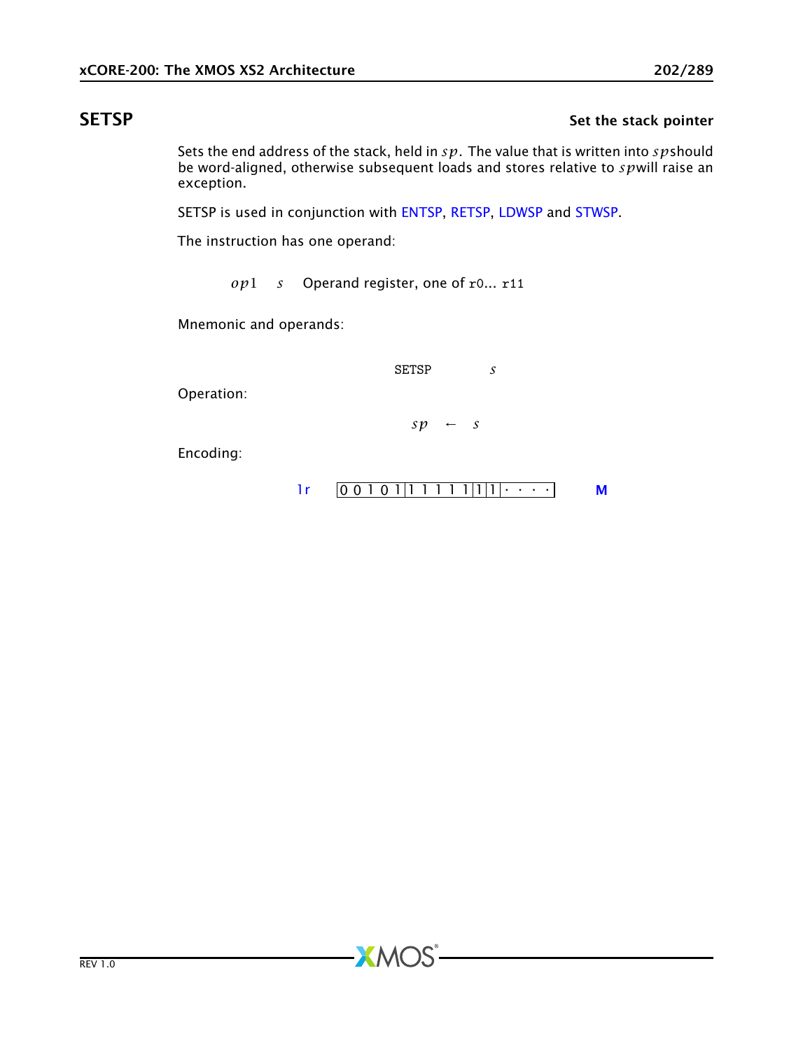## SETSP

**Set the stack pointer**

Sets the end address of the stack, held in $sp$. The value that is written into $sp$ should be word-aligned, otherwise subsequent loads and stores relative to $sp$ will raise an exception.

SETSP is used in conjunction with ENTSP, RETSP, LDWSP and STWSP.

The instruction has one operand:

| | | |
|---|---|---|
| $op1$ | $s$ | Operand register, one of r0... r11 |

Mnemonic and operands:

$$\text{SETSP} \quad s$$

Operation:

$$sp \leftarrow s$$

Encoding:

1r | 0 0 1 0 1 | 1 1 1 1 1 | 1 | 1 | · · · · | **M**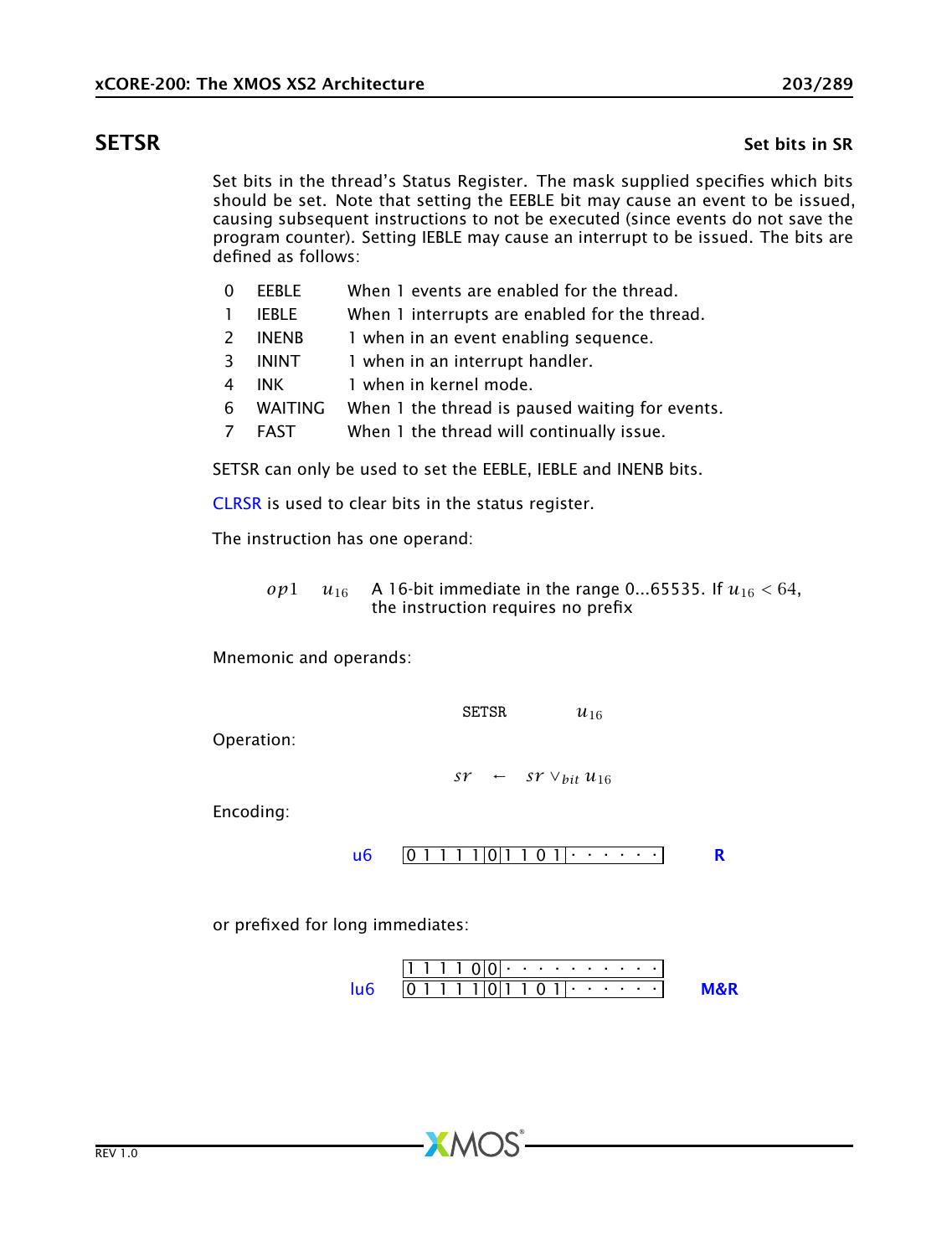## SETSR

**Set bits in SR**

Set bits in the thread's Status Register. The mask supplied specifies which bits should be set. Note that setting the EEBLE bit may cause an event to be issued, causing subsequent instructions to not be executed (since events do not save the program counter). Setting IEBLE may cause an interrupt to be issued. The bits are defined as follows:

| | | |
|---|---|---|
| 0 | EEBLE | When 1 events are enabled for the thread. |
| 1 | IEBLE | When 1 interrupts are enabled for the thread. |
| 2 | INENB | 1 when in an event enabling sequence. |
| 3 | ININT | 1 when in an interrupt handler. |
| 4 | INK | 1 when in kernel mode. |
| 6 | WAITING | When 1 the thread is paused waiting for events. |
| 7 | FAST | When 1 the thread will continually issue. |

SETSR can only be used to set the EEBLE, IEBLE and INENB bits.

CLRSR is used to clear bits in the status register.

The instruction has one operand:

| | | |
|---|---|---|
| $op1$ | $u_{16}$ | A 16-bit immediate in the range 0...65535. If $u_{16} < 64$, the instruction requires no prefix |

Mnemonic and operands:

$$\text{SETSR} \quad u_{16}$$

Operation:

$$sr \leftarrow sr \vee_{bit} u_{16}$$

Encoding:

u6 `|0 1 1 1 1|0|1 1 0 1|· · · · · ·|` **R**

or prefixed for long immediates:

lu6
`|1 1 1 1 0|0|· · · · · · · · · ·|`
`|0 1 1 1 1|0|1 1 0 1|· · · · · ·|` **M&R**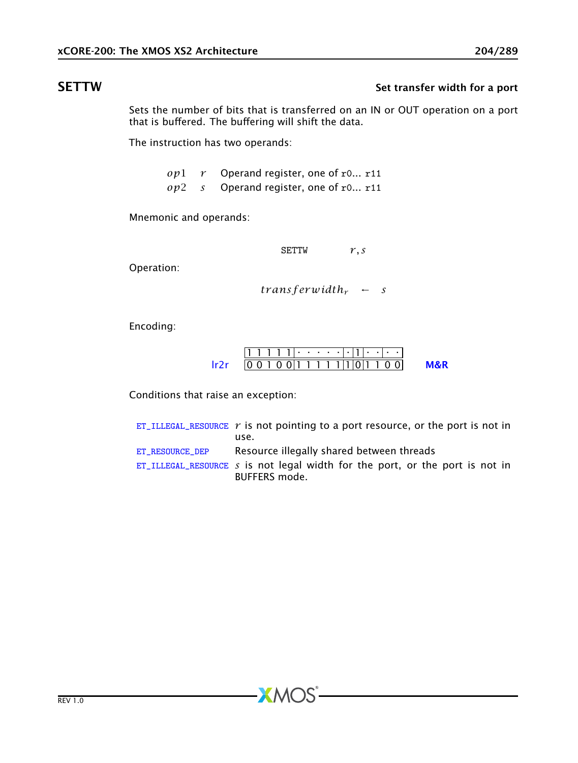## SETTW — Set transfer width for a port

Sets the number of bits that is transferred on an IN or OUT operation on a port that is buffered. The buffering will shift the data.

The instruction has two operands:

| | | |
|---|---|---|
| $op1$ | $r$ | Operand register, one of r0... r11 |
| $op2$ | $s$ | Operand register, one of r0... r11 |

Mnemonic and operands:

```
SETTW    r, s
```

Operation:

$$transferwidth_r \leftarrow s$$

Encoding:

| | | | | | | | |
|---|---|---|---|---|---|---|---|
| | 1 1 1 1 1 | · · · · · | · | 1 | · · | · · | |
| lr2r | 0 0 1 0 0 | 1 1 1 1 1 | 1 | 0 | 1 1 | 0 0 | M&R |

Conditions that raise an exception:

| | |
|---|---|
| ET_ILLEGAL_RESOURCE | $r$ is not pointing to a port resource, or the port is not in use. |
| ET_RESOURCE_DEP | Resource illegally shared between threads |
| ET_ILLEGAL_RESOURCE | $s$ is not legal width for the port, or the port is not in BUFFERS mode. |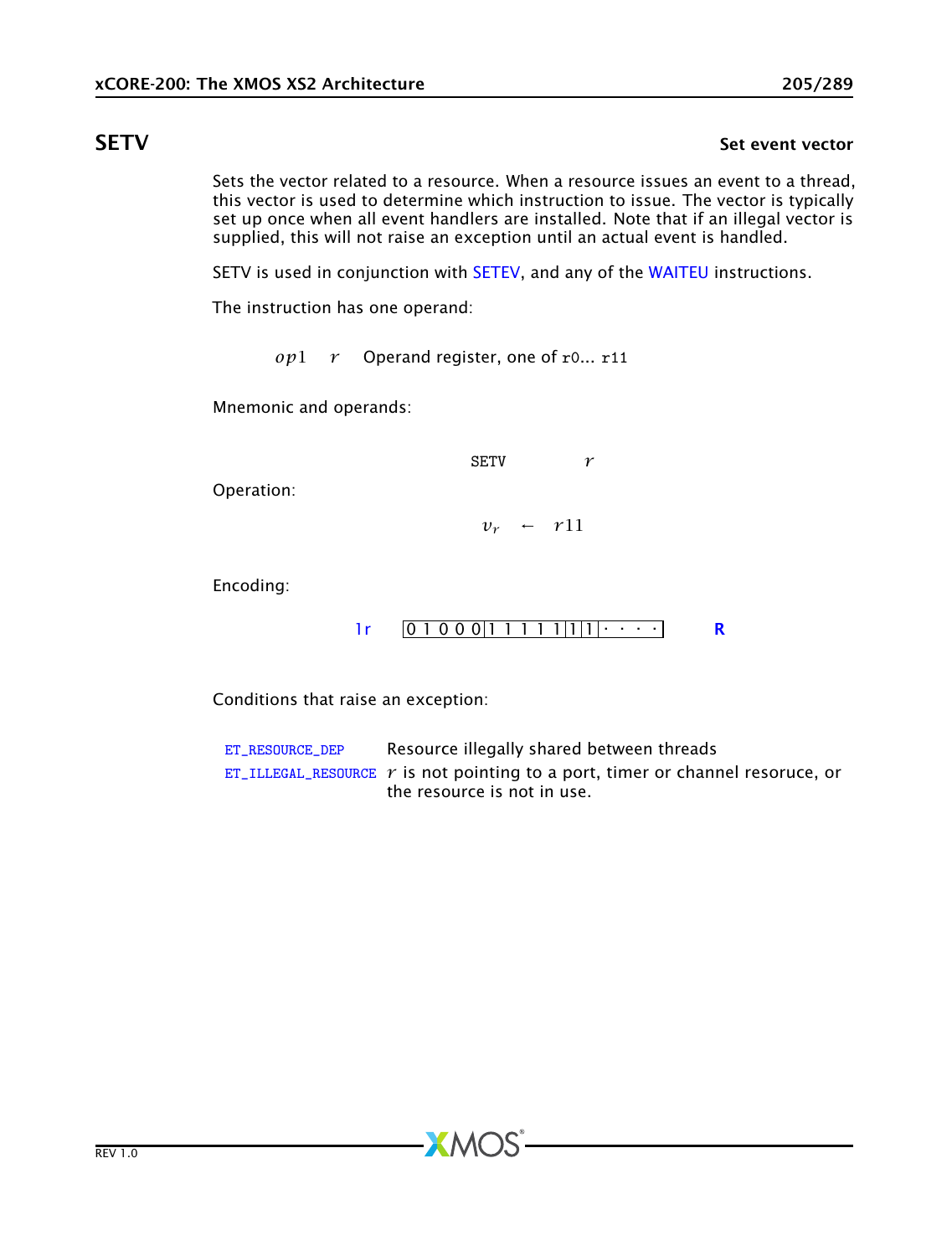# SETV

**Set event vector**

Sets the vector related to a resource. When a resource issues an event to a thread, this vector is used to determine which instruction to issue. The vector is typically set up once when all event handlers are installed. Note that if an illegal vector is supplied, this will not raise an exception until an actual event is handled.

SETV is used in conjunction with SETEV, and any of the WAITEU instructions.

The instruction has one operand:

| | | |
|---|---|---|
| $op1$ | $r$ | Operand register, one of `r0`... `r11` |

Mnemonic and operands:

```
SETV    r
```

Operation:

$$v_r \leftarrow r11$$

Encoding:

| | | |
|---|---|---|
| 1r | 0 1 0 0 0 \| 1 1 1 1 1 \| 1 \| 1 \| · · · · | **R** |

Conditions that raise an exception:

| | |
|---|---|
| `ET_RESOURCE_DEP` | Resource illegally shared between threads |
| `ET_ILLEGAL_RESOURCE` | $r$ is not pointing to a port, timer or channel resoruce, or the resource is not in use. |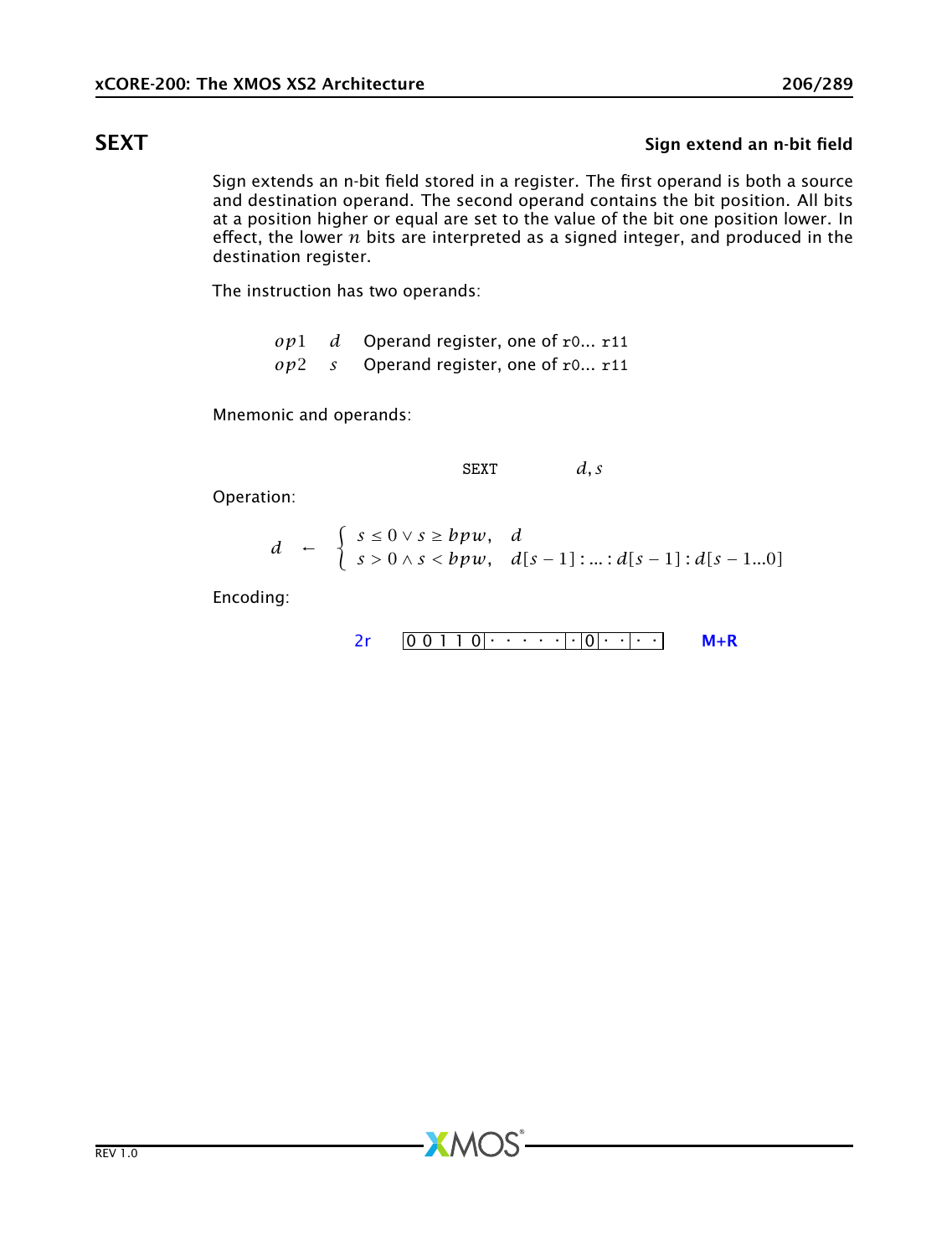# SEXT

**Sign extend an n-bit field**

Sign extends an n-bit field stored in a register. The first operand is both a source and destination operand. The second operand contains the bit position. All bits at a position higher or equal are set to the value of the bit one position lower. In effect, the lower $n$ bits are interpreted as a signed integer, and produced in the destination register.

The instruction has two operands:

| | | |
|---|---|---|
| $op1$ | $d$ | Operand register, one of `r0`... `r11` |
| $op2$ | $s$ | Operand register, one of `r0`... `r11` |

Mnemonic and operands:

`SEXT` $d, s$

Operation:

$$d \leftarrow \begin{cases} s \leq 0 \vee s \geq bpw, & d \\ s > 0 \wedge s < bpw, & d[s-1] : \ldots : d[s-1] : d[s-1 \ldots 0] \end{cases}$$

Encoding:

2r `0 0 1 1 0 | · · · · · · | · | 0 | · · | · ·` M+R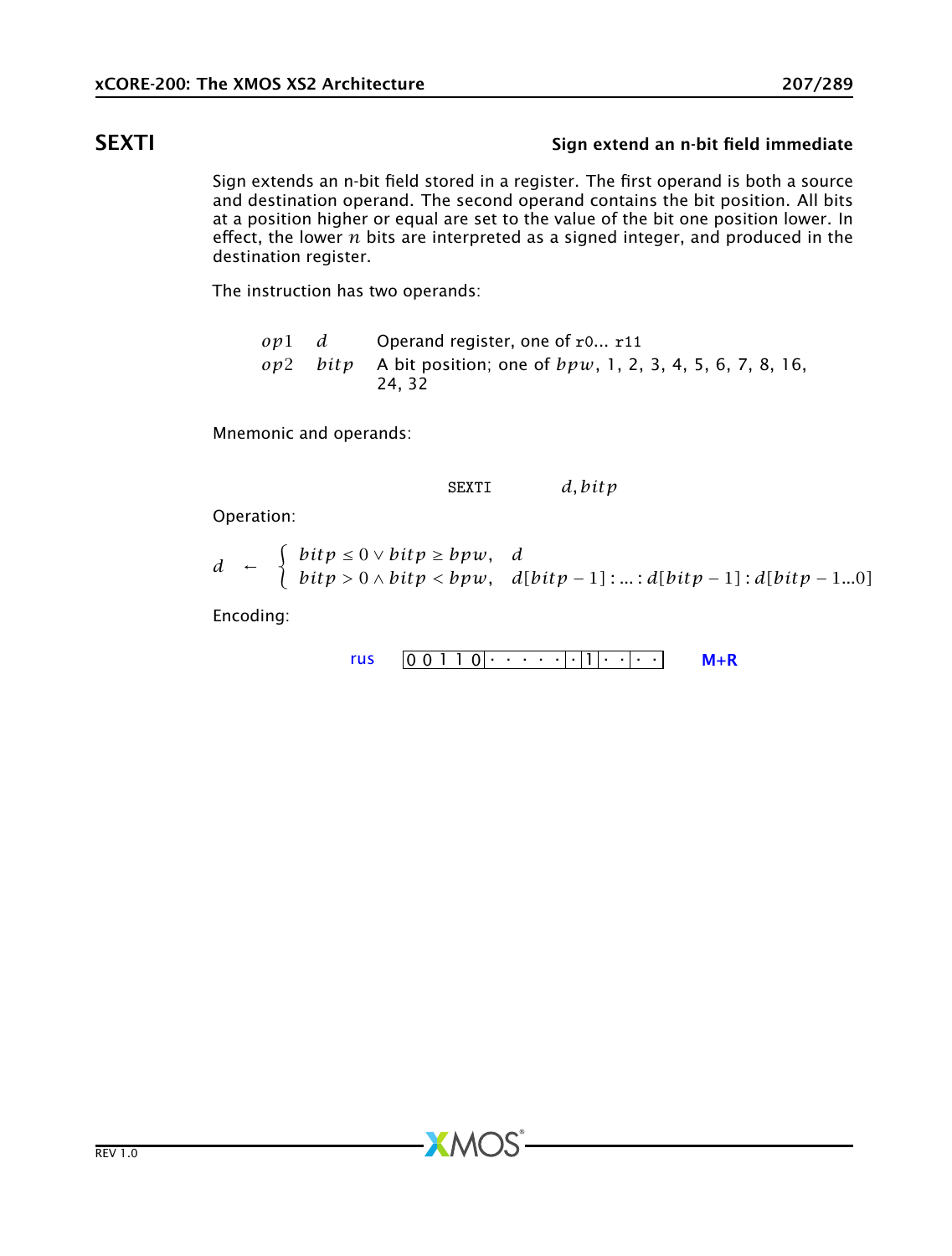# SEXTI

**Sign extend an n-bit field immediate**

Sign extends an n-bit field stored in a register. The first operand is both a source and destination operand. The second operand contains the bit position. All bits at a position higher or equal are set to the value of the bit one position lower. In effect, the lower $n$ bits are interpreted as a signed integer, and produced in the destination register.

The instruction has two operands:

| | | |
|---|---|---|
| $op1$ | $d$ | Operand register, one of `r0`... `r11` |
| $op2$ | $bitp$ | A bit position; one of $bpw$, 1, 2, 3, 4, 5, 6, 7, 8, 16, 24, 32 |

Mnemonic and operands:

```
SEXTI        d, bitp
```

Operation:

$$d \leftarrow \begin{cases} bitp \leq 0 \vee bitp \geq bpw, & d \\ bitp > 0 \wedge bitp < bpw, & d[bitp-1] : ... : d[bitp-1] : d[bitp-1...0] \end{cases}$$

Encoding:

rus `0 0 1 1 0 · · · · · · · 1 · · · ·` M+R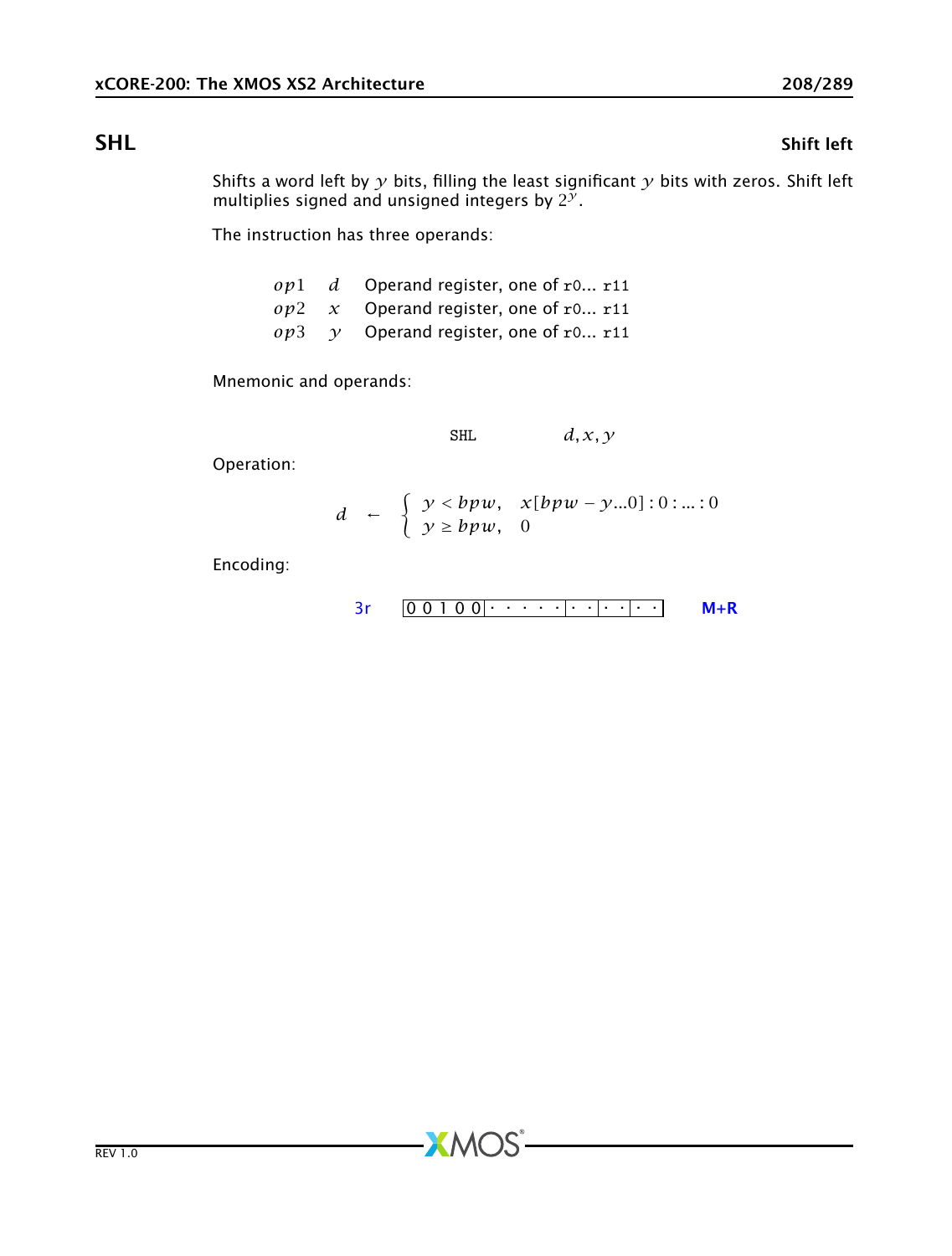## SHL — Shift left

Shifts a word left by $y$ bits, filling the least significant $y$ bits with zeros. Shift left multiplies signed and unsigned integers by $2^y$.

The instruction has three operands:

| | | |
|---|---|---|
| $op1$ | $d$ | Operand register, one of r0... r11 |
| $op2$ | $x$ | Operand register, one of r0... r11 |
| $op3$ | $y$ | Operand register, one of r0... r11 |

Mnemonic and operands:

```
SHL        d, x, y
```

Operation:

$$d \leftarrow \begin{cases} y < bpw, & x[bpw - y...0] : 0 : ... : 0 \\ y \geq bpw, & 0 \end{cases}$$

Encoding:

3r | 0 0 1 0 0 | · · · · · | · · | · · | · · | **M+R**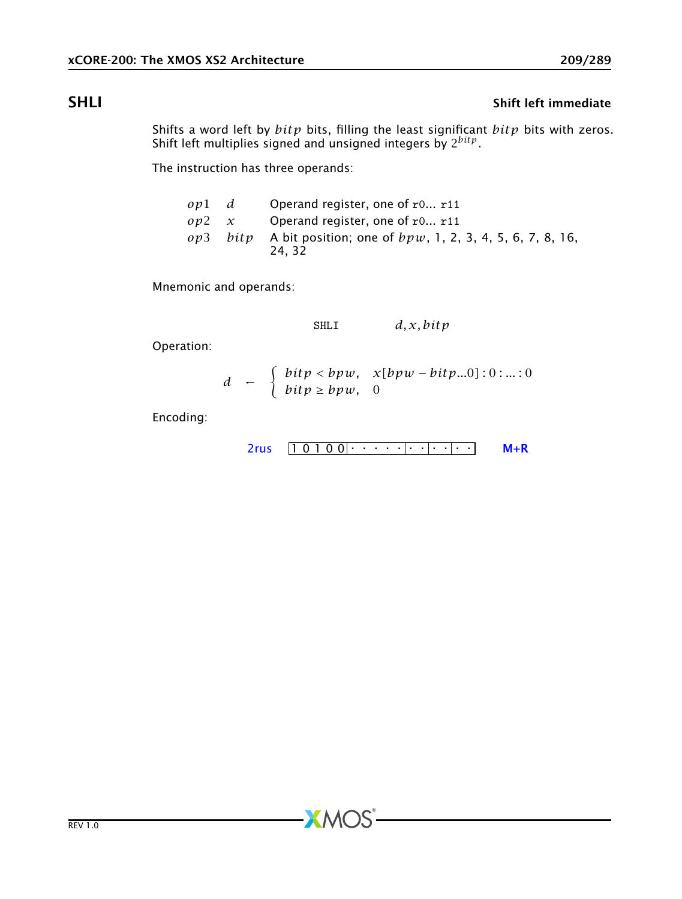## SHLI — Shift left immediate

Shifts a word left by $bitp$ bits, filling the least significant $bitp$ bits with zeros. Shift left multiplies signed and unsigned integers by $2^{bitp}$.

The instruction has three operands:

| | | |
|---|---|---|
| $op1$ | $d$ | Operand register, one of `r0... r11` |
| $op2$ | $x$ | Operand register, one of `r0... r11` |
| $op3$ | $bitp$ | A bit position; one of $bpw$, 1, 2, 3, 4, 5, 6, 7, 8, 16, 24, 32 |

Mnemonic and operands:

```
SHLI        d, x, bitp
```

Operation:

$$d \leftarrow \begin{cases} bitp < bpw, & x[bpw - bitp...0] : 0 : ... : 0 \\ bitp \geq bpw, & 0 \end{cases}$$

Encoding:

2rus `1 0 1 0 0 | · · · · · | · · | · · | · ·` **M+R**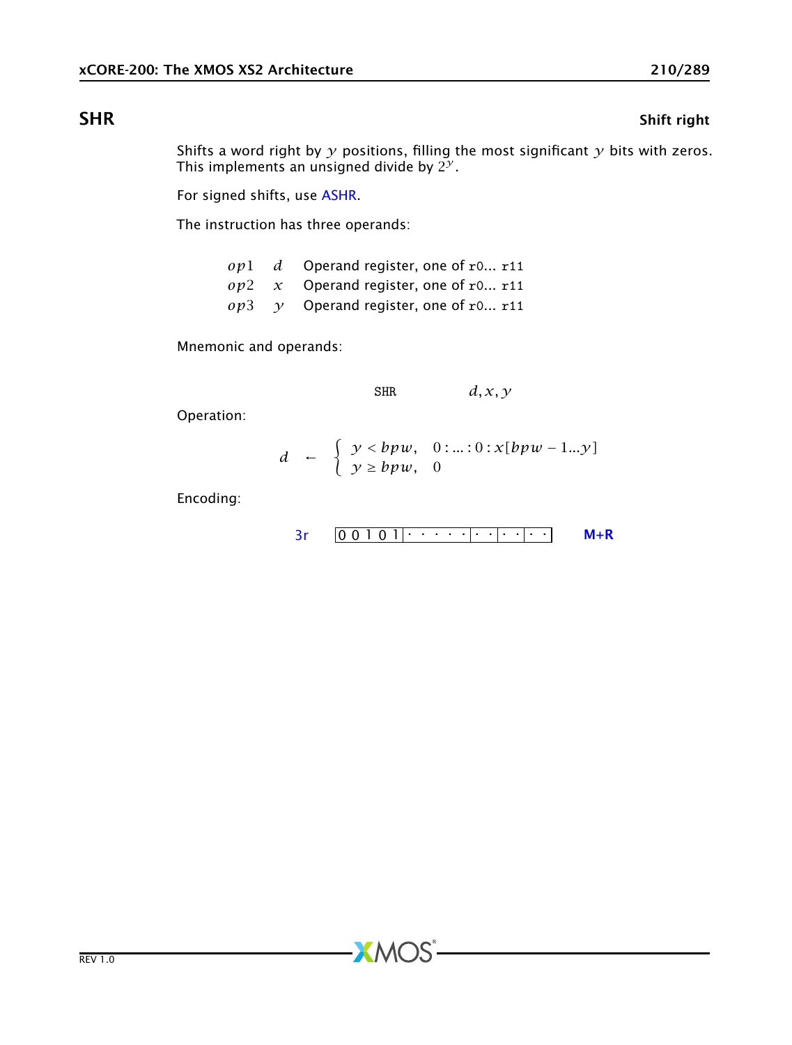## SHR

**Shift right**

Shifts a word right by $y$ positions, filling the most significant $y$ bits with zeros. This implements an unsigned divide by $2^y$.

For signed shifts, use ASHR.

The instruction has three operands:

| | | |
|---|---|---|
| $op1$ | $d$ | Operand register, one of r0... r11 |
| $op2$ | $x$ | Operand register, one of r0... r11 |
| $op3$ | $y$ | Operand register, one of r0... r11 |

Mnemonic and operands:

```
SHR    d, x, y
```

Operation:

$$d \leftarrow \begin{cases} y < bpw, & 0 : \ldots : 0 : x[bpw-1 \ldots y] \\ y \geq bpw, & 0 \end{cases}$$

Encoding:

3r `0 0 1 0 1 | · · · · · | · · | · · | · ·` **M+R**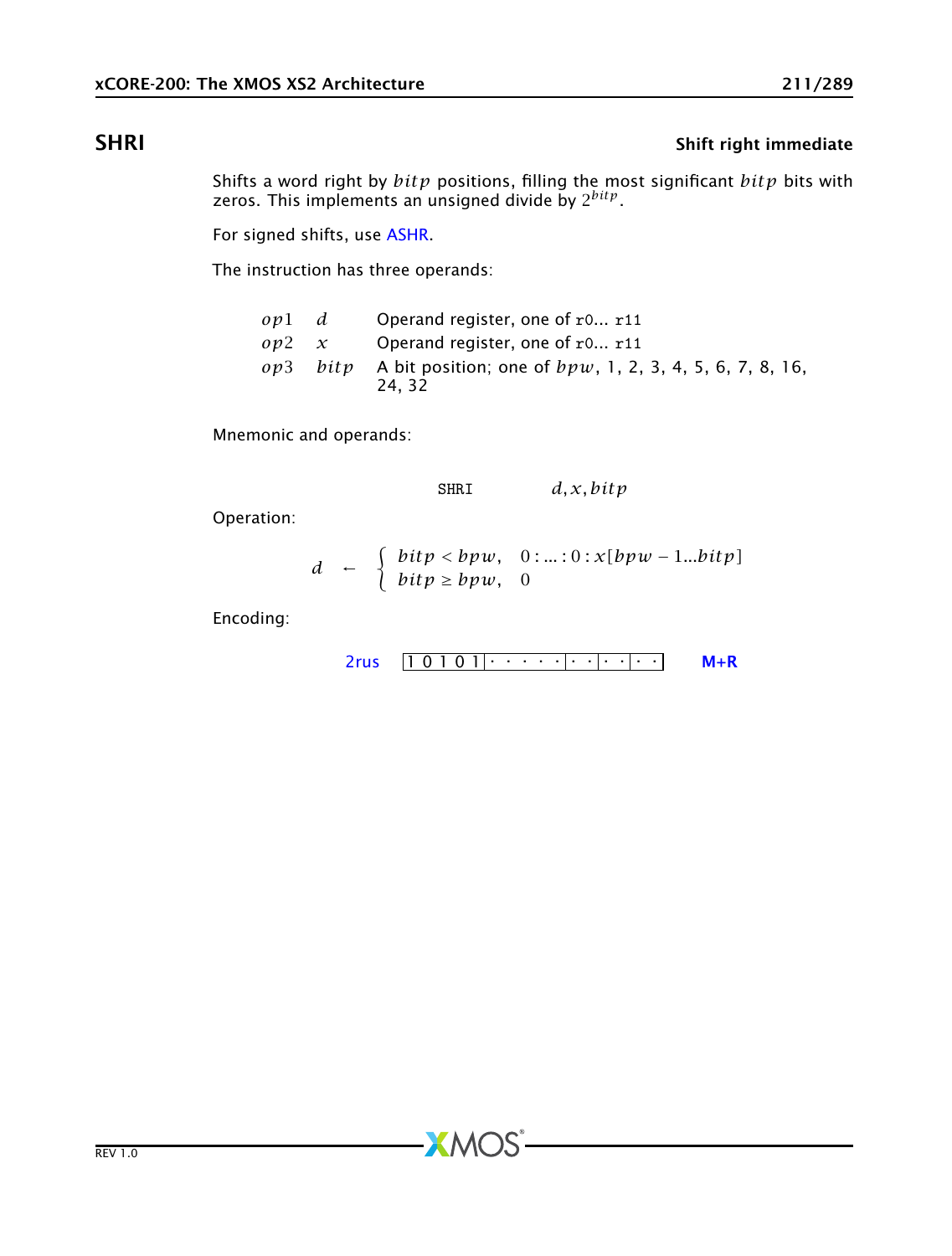## SHRI

**Shift right immediate**

Shifts a word right by $bitp$ positions, filling the most significant $bitp$ bits with zeros. This implements an unsigned divide by $2^{bitp}$.

For signed shifts, use ASHR.

The instruction has three operands:

| | | |
|---|---|---|
| $op1$ | $d$ | Operand register, one of `r0`... `r11` |
| $op2$ | $x$ | Operand register, one of `r0`... `r11` |
| $op3$ | $bitp$ | A bit position; one of $bpw$, 1, 2, 3, 4, 5, 6, 7, 8, 16, 24, 32 |

Mnemonic and operands:

`SHRI` $d, x, bitp$

Operation:

$$d \leftarrow \begin{cases} bitp < bpw, & 0 : ... : 0 : x[bpw-1...bitp] \\ bitp \geq bpw, & 0 \end{cases}$$

Encoding:

2rus `1 0 1 0 1 | · · · · · | · · | · · | · ·` **M+R**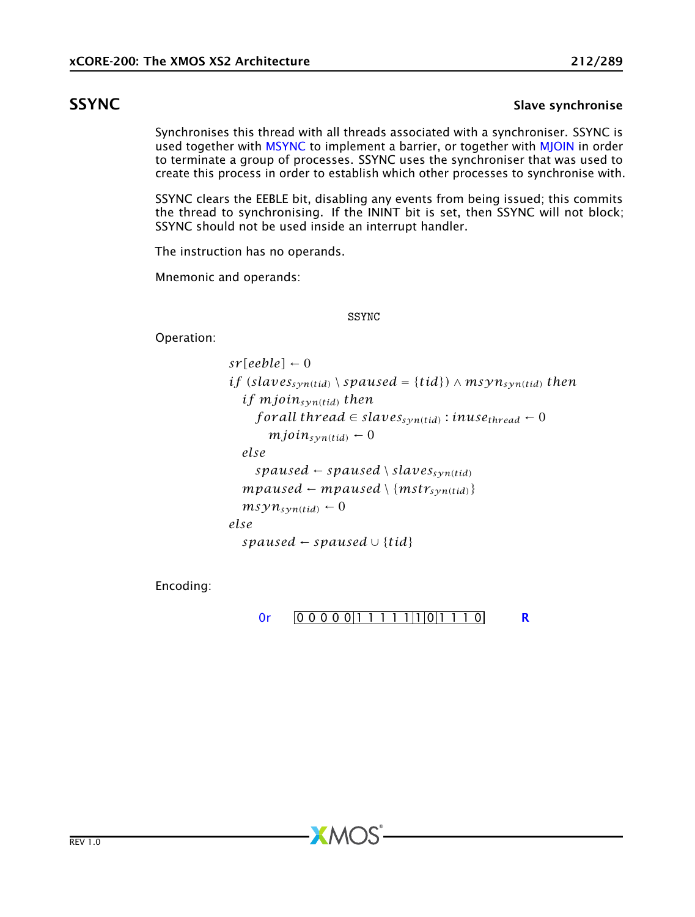## SSYNC

**Slave synchronise**

Synchronises this thread with all threads associated with a synchroniser. SSYNC is used together with MSYNC to implement a barrier, or together with MJOIN in order to terminate a group of processes. SSYNC uses the synchroniser that was used to create this process in order to establish which other processes to synchronise with.

SSYNC clears the EEBLE bit, disabling any events from being issued; this commits the thread to synchronising. If the ININT bit is set, then SSYNC will not block; SSYNC should not be used inside an interrupt handler.

The instruction has no operands.

Mnemonic and operands:

```
SSYNC
```

Operation:

$$
\begin{aligned}
& sr[eeble] \leftarrow 0 \\
& if\ (slaves_{syn(tid)} \setminus spaused = \{tid\}) \wedge msyn_{syn(tid)}\ then \\
& \quad if\ mjoin_{syn(tid)}\ then \\
& \quad \quad forall\ thread \in slaves_{syn(tid)} : inuse_{thread} \leftarrow 0 \\
& \quad \quad \quad mjoin_{syn(tid)} \leftarrow 0 \\
& \quad else \\
& \quad \quad spaused \leftarrow spaused \setminus slaves_{syn(tid)} \\
& \quad mpaused \leftarrow mpaused \setminus \{mstr_{syn(tid)}\} \\
& \quad msyn_{syn(tid)} \leftarrow 0 \\
& else \\
& \quad spaused \leftarrow spaused \cup \{tid\}
\end{aligned}
$$

Encoding:

0r | 0 0 0 0 0 | 1 1 1 1 1 | 1 | 0 | 1 1 1 0 | **R**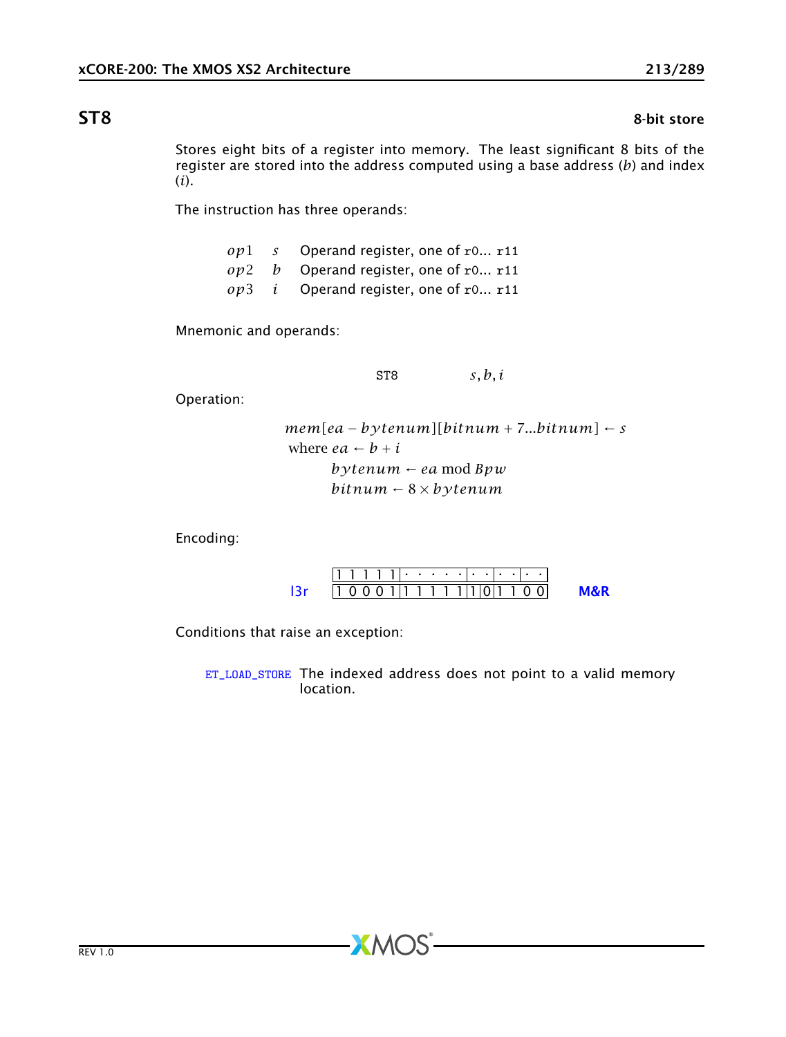## ST8 — 8-bit store

Stores eight bits of a register into memory. The least significant 8 bits of the register are stored into the address computed using a base address ($b$) and index ($i$).

The instruction has three operands:

| | | |
|---|---|---|
| $op1$ | $s$ | Operand register, one of r0... r11 |
| $op2$ | $b$ | Operand register, one of r0... r11 |
| $op3$ | $i$ | Operand register, one of r0... r11 |

Mnemonic and operands:

ST8 $s, b, i$

Operation:

$$mem[ea - bytenum][bitnum + 7...bitnum] \leftarrow s$$

$$\text{where } ea \leftarrow b + i$$

$$bytenum \leftarrow ea \bmod Bpw$$

$$bitnum \leftarrow 8 \times bytenum$$

Encoding:

l3r

```
1 1 1 1 1 | · · · · · | · · | · · | · ·
1 0 0 0 1 | 1 1 1 1 1 | 1 | 0 | 1 1 0 0
```

**M&R**

Conditions that raise an exception:

ET_LOAD_STORE The indexed address does not point to a valid memory location.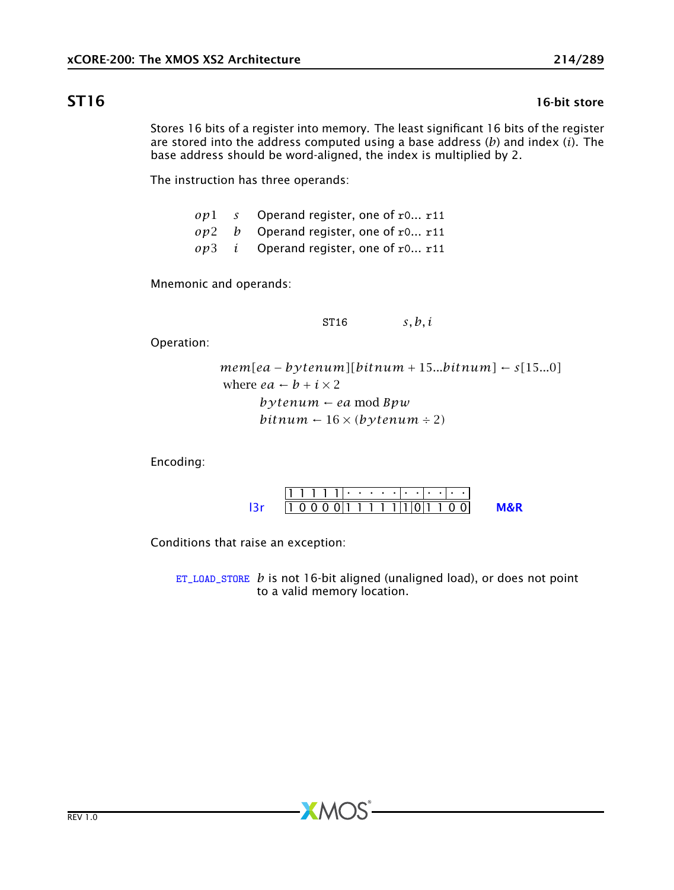## ST16

**16-bit store**

Stores 16 bits of a register into memory. The least significant 16 bits of the register are stored into the address computed using a base address ($b$) and index ($i$). The base address should be word-aligned, the index is multiplied by 2.

The instruction has three operands:

| | | |
|---|---|---|
| $op1$ | $s$ | Operand register, one of r0... r11 |
| $op2$ | $b$ | Operand register, one of r0... r11 |
| $op3$ | $i$ | Operand register, one of r0... r11 |

Mnemonic and operands:

ST16 $s, b, i$

Operation:

$$mem[ea - bytenum][bitnum + 15...bitnum] \leftarrow s[15...0]$$
$$\text{where } ea \leftarrow b + i \times 2$$
$$bytenum \leftarrow ea \bmod Bpw$$
$$bitnum \leftarrow 16 \times (bytenum \div 2)$$

Encoding:

| | | | |
|---|---|---|---|
| | 1 1 1 1 1 · · · · · · · · · · · | | |
| l3r | 1 0 0 0 0 1 1 1 1 1 1 0 1 1 0 0 | | **M&R** |

Conditions that raise an exception:

ET_LOAD_STORE $b$ is not 16-bit aligned (unaligned load), or does not point to a valid memory location.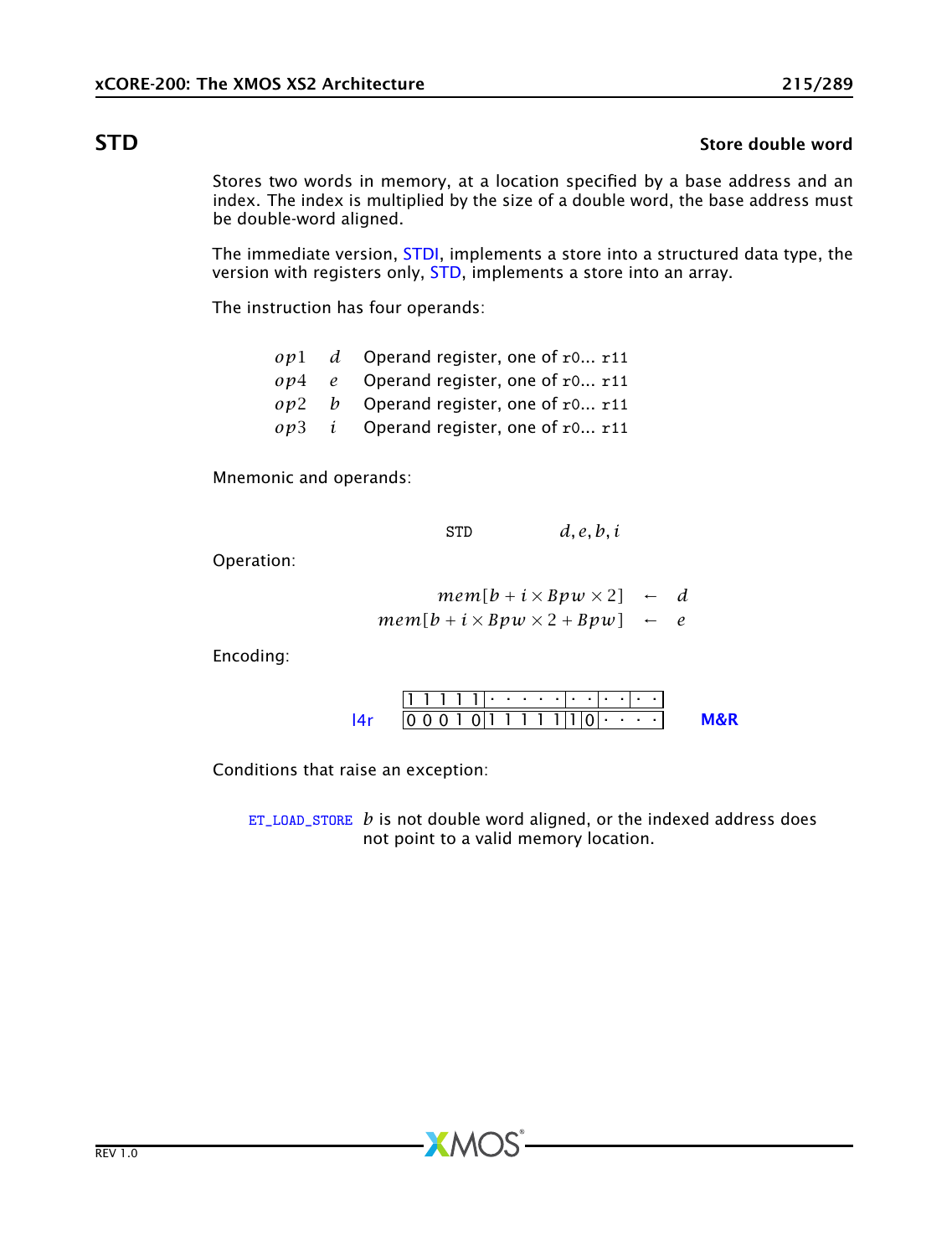## STD — Store double word

Stores two words in memory, at a location specified by a base address and an index. The index is multiplied by the size of a double word, the base address must be double-word aligned.

The immediate version, STDI, implements a store into a structured data type, the version with registers only, STD, implements a store into an array.

The instruction has four operands:

| | | |
|---|---|---|
| $op1$ | $d$ | Operand register, one of r0... r11 |
| $op4$ | $e$ | Operand register, one of r0... r11 |
| $op2$ | $b$ | Operand register, one of r0... r11 |
| $op3$ | $i$ | Operand register, one of r0... r11 |

Mnemonic and operands:

```
STD    d, e, b, i
```

Operation:

$$mem[b + i \times Bpw \times 2] \leftarrow d$$
$$mem[b + i \times Bpw \times 2 + Bpw] \leftarrow e$$

Encoding:

l4r

```
1 1 1 1 1 | · · · · · | · · | · · | · ·
0 0 0 1 0 | 1 1 1 1 1 | 1 | 0 | · · · ·
```

M&R

Conditions that raise an exception:

ET_LOAD_STORE $b$ is not double word aligned, or the indexed address does not point to a valid memory location.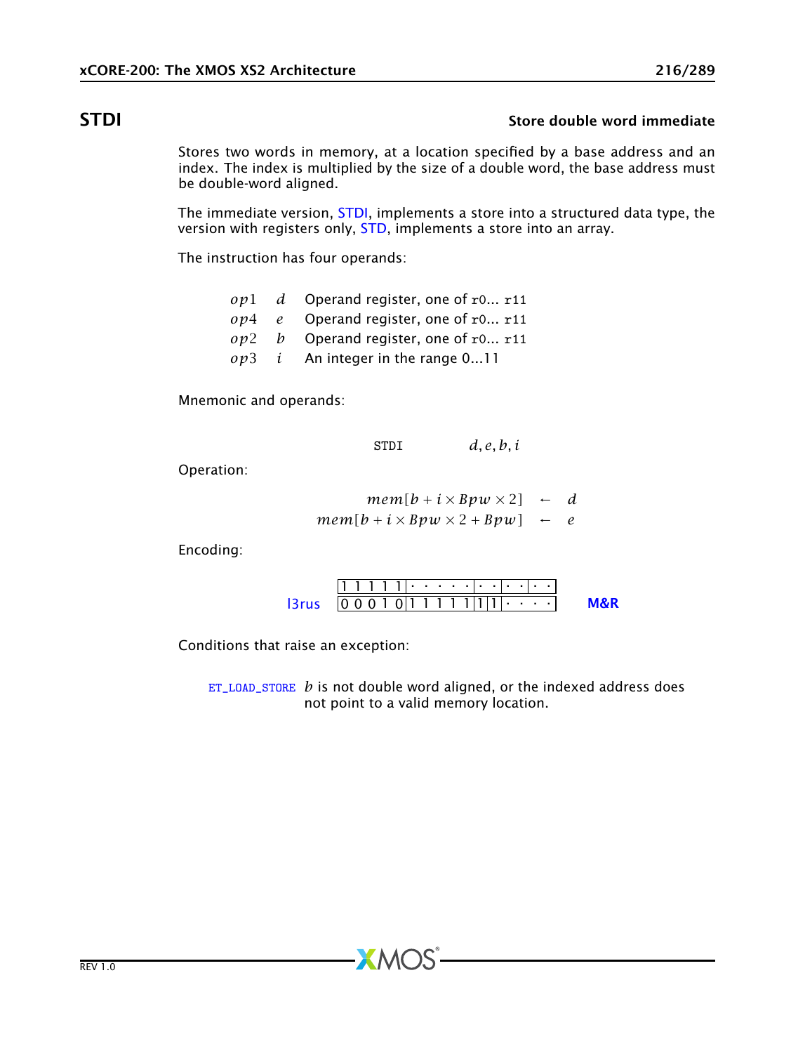## STDI

**Store double word immediate**

Stores two words in memory, at a location specified by a base address and an index. The index is multiplied by the size of a double word, the base address must be double-word aligned.

The immediate version, STDI, implements a store into a structured data type, the version with registers only, STD, implements a store into an array.

The instruction has four operands:

| | | |
|---|---|---|
| $op1$ | $d$ | Operand register, one of `r0... r11` |
| $op4$ | $e$ | Operand register, one of `r0... r11` |
| $op2$ | $b$ | Operand register, one of `r0... r11` |
| $op3$ | $i$ | An integer in the range 0...11 |

Mnemonic and operands:

`STDI` $d, e, b, i$

Operation:

$$mem[b + i \times Bpw \times 2] \leftarrow d$$
$$mem[b + i \times Bpw \times 2 + Bpw] \leftarrow e$$

Encoding:

l3rus

| | | | | | | | | | | | | | | | |
|---|---|---|---|---|---|---|---|---|---|---|---|---|---|---|---|
| 1 | 1 | 1 | 1 | 1 | · | · | · | · | · | · | · | · | · | · | · |
| 0 | 0 | 0 | 1 | 0 | 1 | 1 | 1 | 1 | 1 | 1 | 1 | · | · | · | · |

M&R

Conditions that raise an exception:

`ET_LOAD_STORE` $b$ is not double word aligned, or the indexed address does not point to a valid memory location.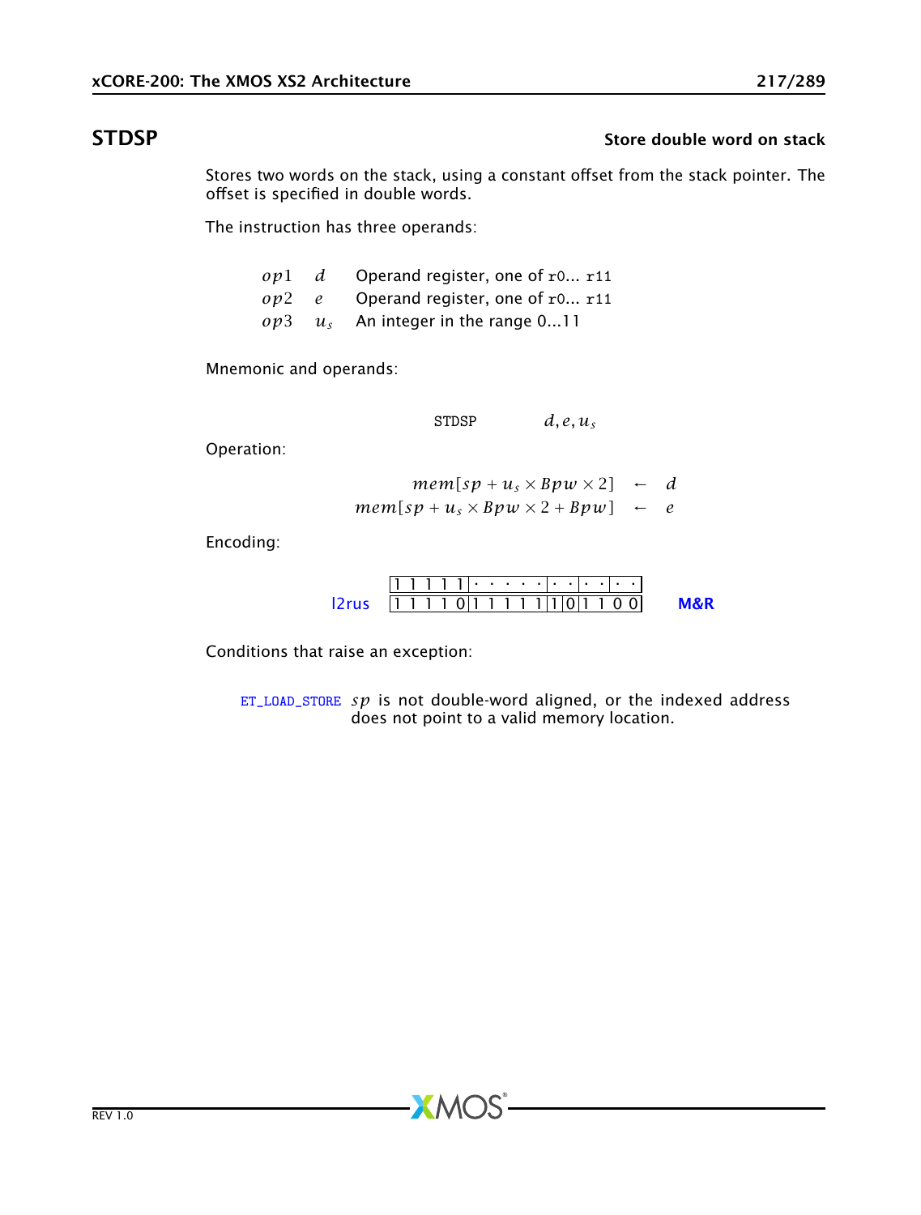## STDSP

**Store double word on stack**

Stores two words on the stack, using a constant offset from the stack pointer. The offset is specified in double words.

The instruction has three operands:

| | | |
|---|---|---|
| $op1$ | $d$ | Operand register, one of `r0`... `r11` |
| $op2$ | $e$ | Operand register, one of `r0`... `r11` |
| $op3$ | $u_s$ | An integer in the range 0...11 |

Mnemonic and operands:

```
STDSP    d, e, us
```

Operation:

$$mem[sp + u_s \times Bpw \times 2] \leftarrow d$$
$$mem[sp + u_s \times Bpw \times 2 + Bpw] \leftarrow e$$

Encoding:

| | | | | | |
|---|---|---|---|---|---|
| | 1 1 1 1 1 | · · · · · | · · | · · | · · |
| l2rus | 1 1 1 1 0 | 1 1 1 1 1 | 1 0 | 1 1 | 0 0 |

**M&R**

Conditions that raise an exception:

`ET_LOAD_STORE` $sp$ is not double-word aligned, or the indexed address does not point to a valid memory location.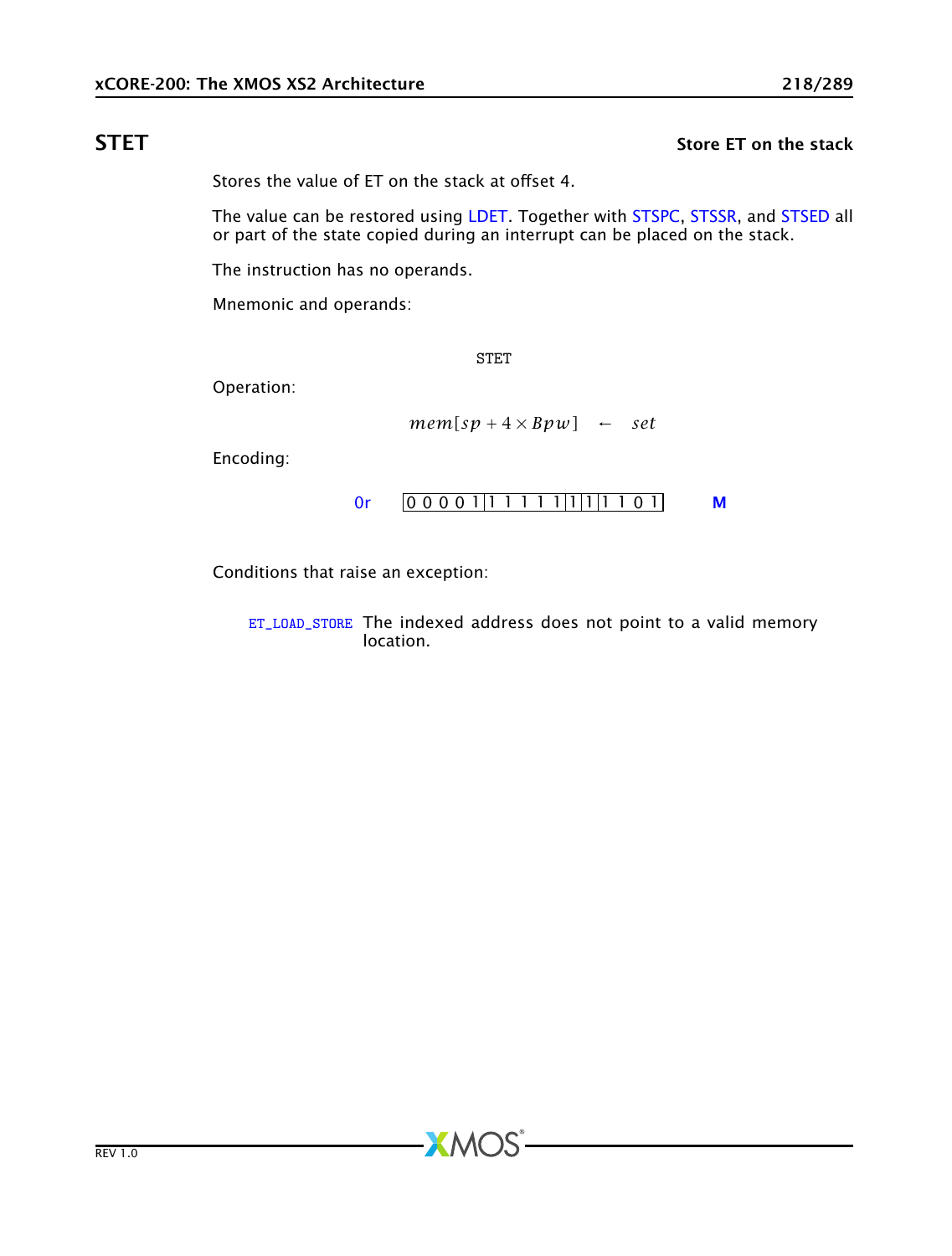# STET

**Store ET on the stack**

Stores the value of ET on the stack at offset 4.

The value can be restored using LDET. Together with STSPC, STSSR, and STSED all or part of the state copied during an interrupt can be placed on the stack.

The instruction has no operands.

Mnemonic and operands:

```
STET
```

Operation:

$$mem[sp + 4 \times Bpw] \leftarrow set$$

Encoding:

0r `0 0 0 0 1 | 1 1 1 1 1 | 1 | 1 | 1 1 0 1` **M**

Conditions that raise an exception:

ET_LOAD_STORE The indexed address does not point to a valid memory location.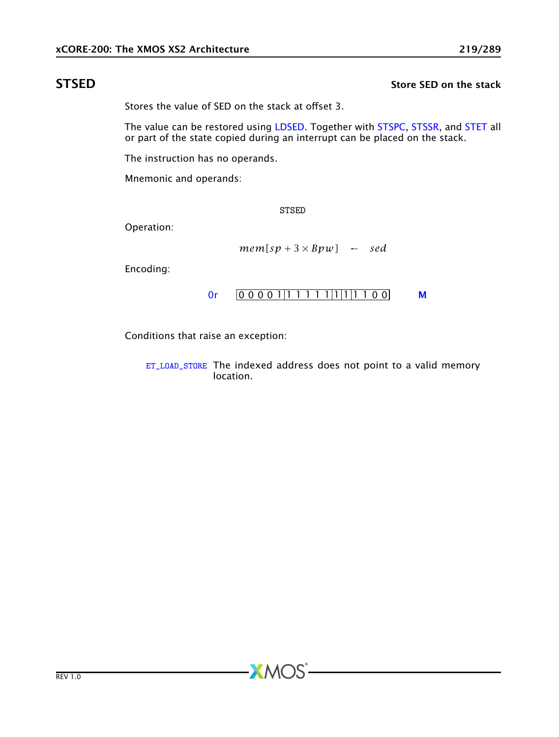## STSED

**Store SED on the stack**

Stores the value of SED on the stack at offset 3.

The value can be restored using LDSED. Together with STSPC, STSSR, and STET all or part of the state copied during an interrupt can be placed on the stack.

The instruction has no operands.

Mnemonic and operands:

```
STSED
```

Operation:

$$mem[sp + 3 \times Bpw] \leftarrow sed$$

Encoding:

0r | 0 0 0 0 1 | 1 1 1 1 1 | 1 | 1 | 1 1 0 0 | M

Conditions that raise an exception:

ET_LOAD_STORE The indexed address does not point to a valid memory location.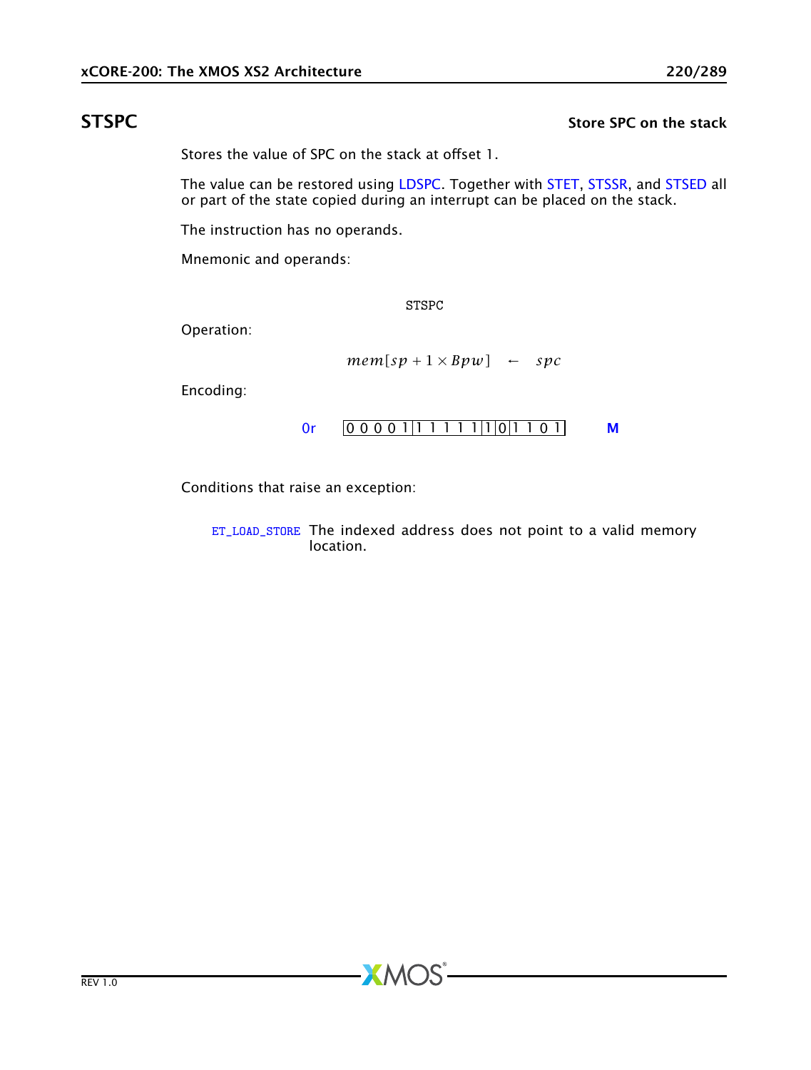## STSPC

**Store SPC on the stack**

Stores the value of SPC on the stack at offset 1.

The value can be restored using LDSPC. Together with STET, STSSR, and STSED all or part of the state copied during an interrupt can be placed on the stack.

The instruction has no operands.

Mnemonic and operands:

```
STSPC
```

Operation:

$$mem[sp + 1 \times Bpw] \leftarrow spc$$

Encoding:

0r | 0 0 0 0 1 | 1 1 1 1 1 | 1 | 0 | 1 1 0 1 | **M**

Conditions that raise an exception:

ET_LOAD_STORE The indexed address does not point to a valid memory location.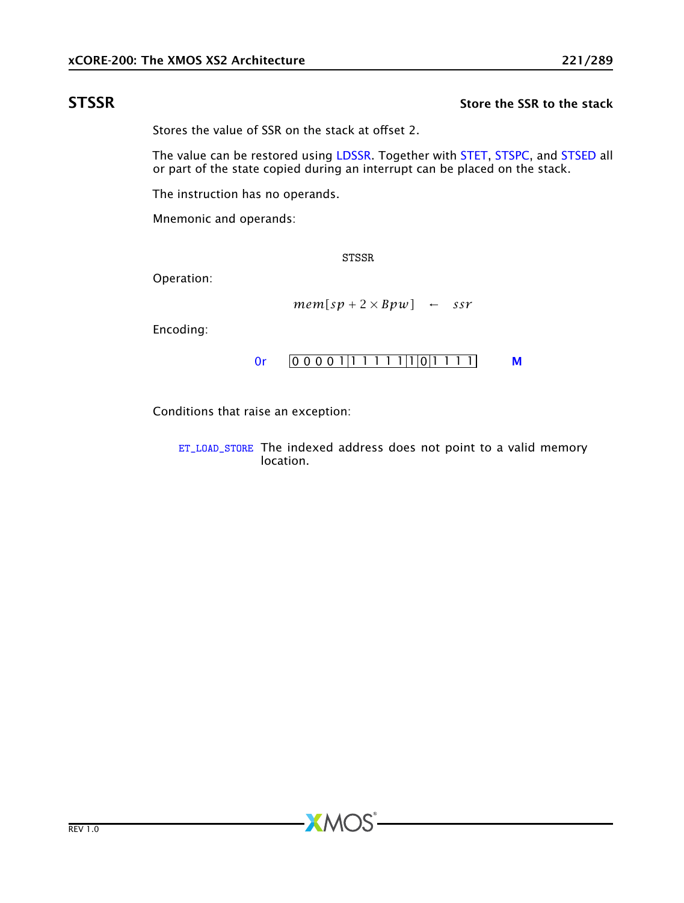## STSSR

**Store the SSR to the stack**

Stores the value of SSR on the stack at offset 2.

The value can be restored using LDSSR. Together with STET, STSPC, and STSED all or part of the state copied during an interrupt can be placed on the stack.

The instruction has no operands.

Mnemonic and operands:

```
STSSR
```

Operation:

$$mem[sp + 2 \times Bpw] \quad \leftarrow \quad ssr$$

Encoding:

0r | 0 0 0 0 1 | 1 1 1 1 1 | 1 | 0 | 1 1 1 1 | **M**

Conditions that raise an exception:

ET_LOAD_STORE The indexed address does not point to a valid memory location.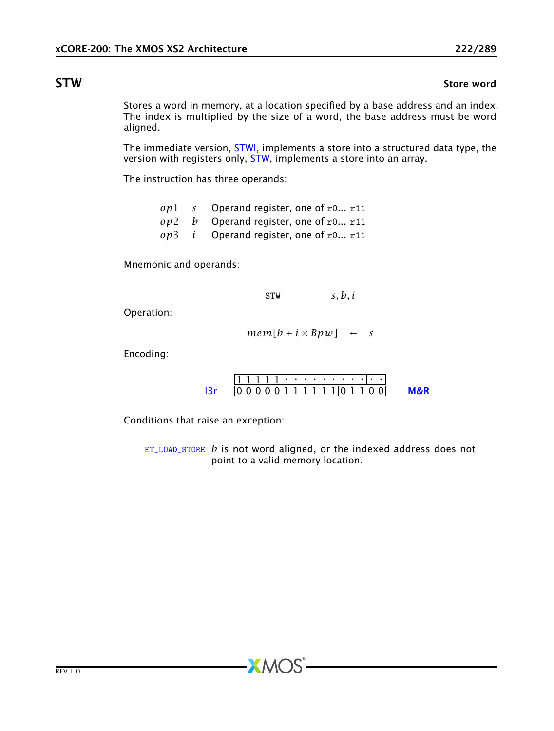## STW

**Store word**

Stores a word in memory, at a location specified by a base address and an index. The index is multiplied by the size of a word, the base address must be word aligned.

The immediate version, STWI, implements a store into a structured data type, the version with registers only, STW, implements a store into an array.

The instruction has three operands:

| | | |
|---|---|---|
| $op1$ | $s$ | Operand register, one of r0... r11 |
| $op2$ | $b$ | Operand register, one of r0... r11 |
| $op3$ | $i$ | Operand register, one of r0... r11 |

Mnemonic and operands:

```
STW        s, b, i
```

Operation:

$$mem[b + i \times Bpw] \leftarrow s$$

Encoding:

| | | | | | | | |
|---|---|---|---|---|---|---|---|
| | 1 1 1 1 1 | · · · · · · | · · | · · | · · | | |
| l3r | 0 0 0 0 0 | 1 1 1 1 1 | 1 | 0 | 1 1 0 0 | | M&R |

Conditions that raise an exception:

ET_LOAD_STORE $b$ is not word aligned, or the indexed address does not point to a valid memory location.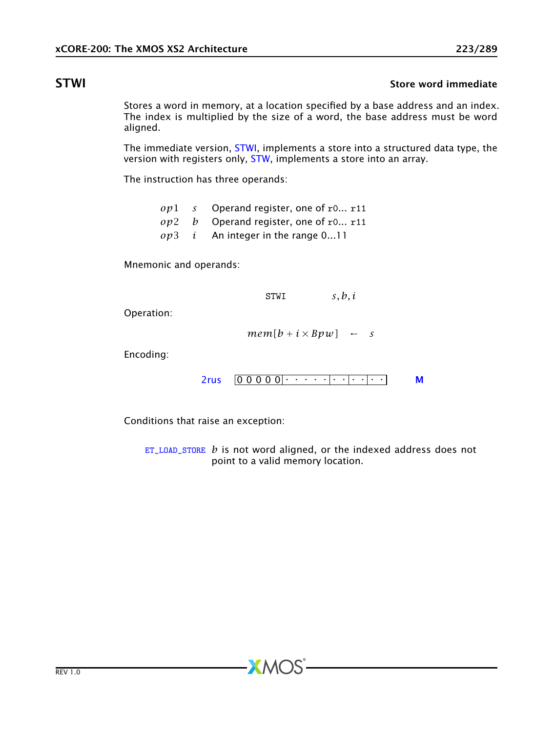## STWI

**Store word immediate**

Stores a word in memory, at a location specified by a base address and an index. The index is multiplied by the size of a word, the base address must be word aligned.

The immediate version, STWI, implements a store into a structured data type, the version with registers only, STW, implements a store into an array.

The instruction has three operands:

| | | |
|---|---|---|
| $op1$ | $s$ | Operand register, one of `r0`... `r11` |
| $op2$ | $b$ | Operand register, one of `r0`... `r11` |
| $op3$ | $i$ | An integer in the range 0...11 |

Mnemonic and operands:

```
STWI        s, b, i
```

Operation:

$$mem[b + i \times Bpw] \leftarrow s$$

Encoding:

2rus `0 0 0 0 0 | · · · · · · | · · | · · | · ·` **M**

Conditions that raise an exception:

`ET_LOAD_STORE` $b$ is not word aligned, or the indexed address does not point to a valid memory location.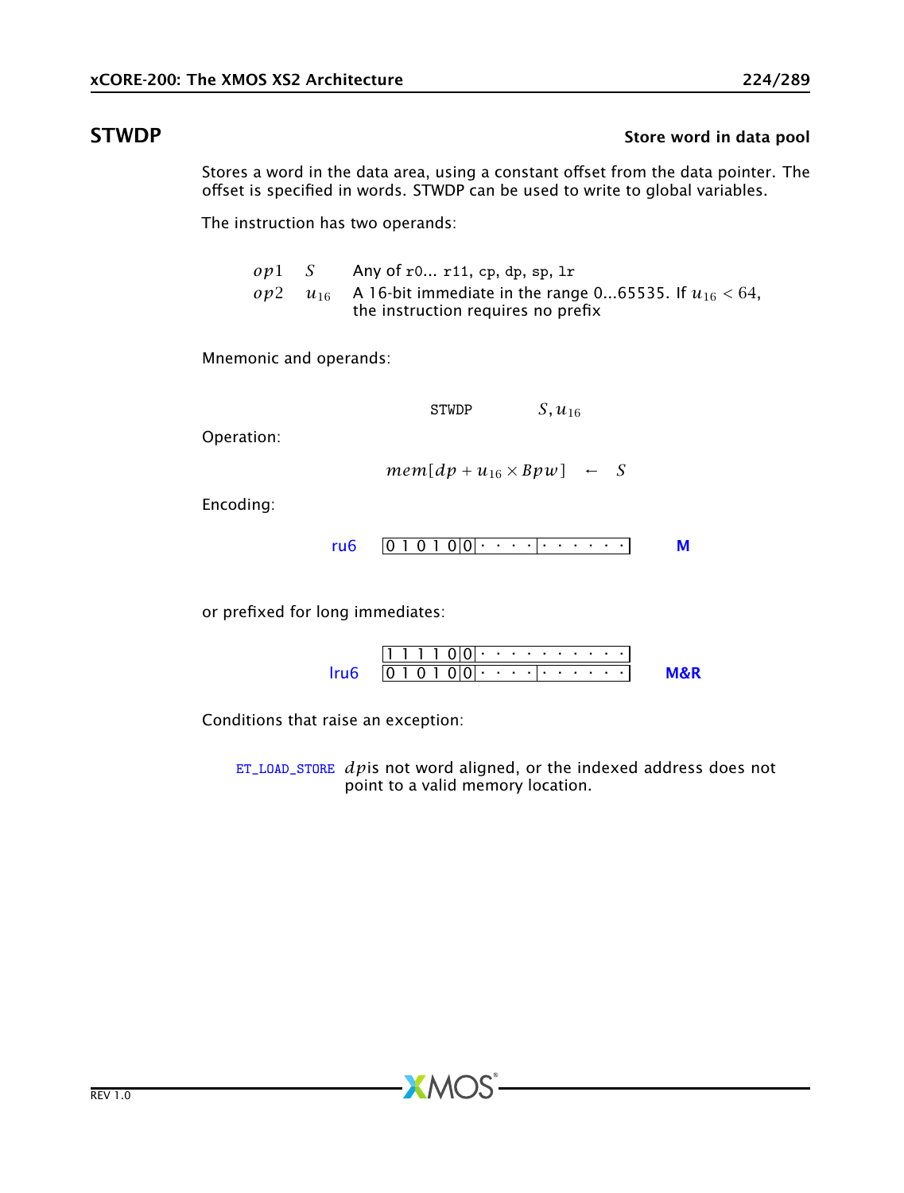## STWDP

**Store word in data pool**

Stores a word in the data area, using a constant offset from the data pointer. The offset is specified in words. STWDP can be used to write to global variables.

The instruction has two operands:

| | | |
|---|---|---|
| $op1$ | $S$ | Any of `r0`... `r11`, `cp`, `dp`, `sp`, `lr` |
| $op2$ | $u_{16}$ | A 16-bit immediate in the range 0...65535. If $u_{16} < 64$, the instruction requires no prefix |

Mnemonic and operands:

`STWDP` $S, u_{16}$

Operation:

$$mem[dp + u_{16} \times Bpw] \leftarrow S$$

Encoding:

ru6 `0 1 0 1 0 | 0 | · · · · | · · · · · ·` **M**

or prefixed for long immediates:

lru6 **M&R**

```
1 1 1 1 0 | 0 | · · · · · · · · · ·
0 1 0 1 0 | 0 | · · · · | · · · · · ·
```

Conditions that raise an exception:

ET_LOAD_STORE $dp$ is not word aligned, or the indexed address does not point to a valid memory location.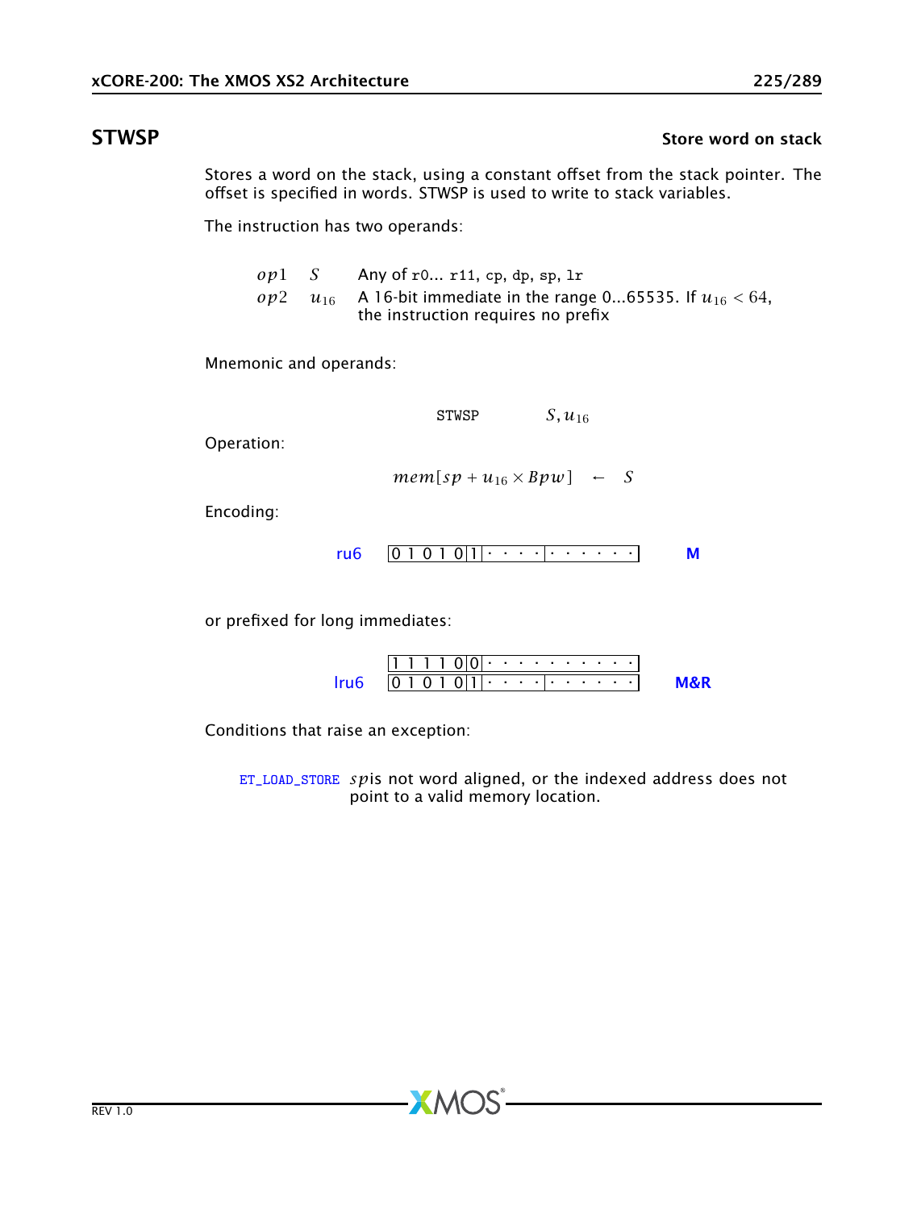## STWSP

**Store word on stack**

Stores a word on the stack, using a constant offset from the stack pointer. The offset is specified in words. STWSP is used to write to stack variables.

The instruction has two operands:

| | | |
|---|---|---|
| $op1$ | $S$ | Any of r0... r11, cp, dp, sp, lr |
| $op2$ | $u_{16}$ | A 16-bit immediate in the range 0...65535. If $u_{16} < 64$, the instruction requires no prefix |

Mnemonic and operands:

```
STWSP    S, u16
```

Operation:

$$mem[sp + u_{16} \times Bpw] \leftarrow S$$

Encoding:

| | | |
|---|---|---|
| ru6 | 0 1 0 1 0 1 · · · · · · · · · · | M |

or prefixed for long immediates:

| | | |
|---|---|---|
| | 1 1 1 1 0 0 · · · · · · · · · · | |
| lru6 | 0 1 0 1 0 1 · · · · · · · · · · | M&R |

Conditions that raise an exception:

ET_LOAD_STORE $sp$ is not word aligned, or the indexed address does not point to a valid memory location.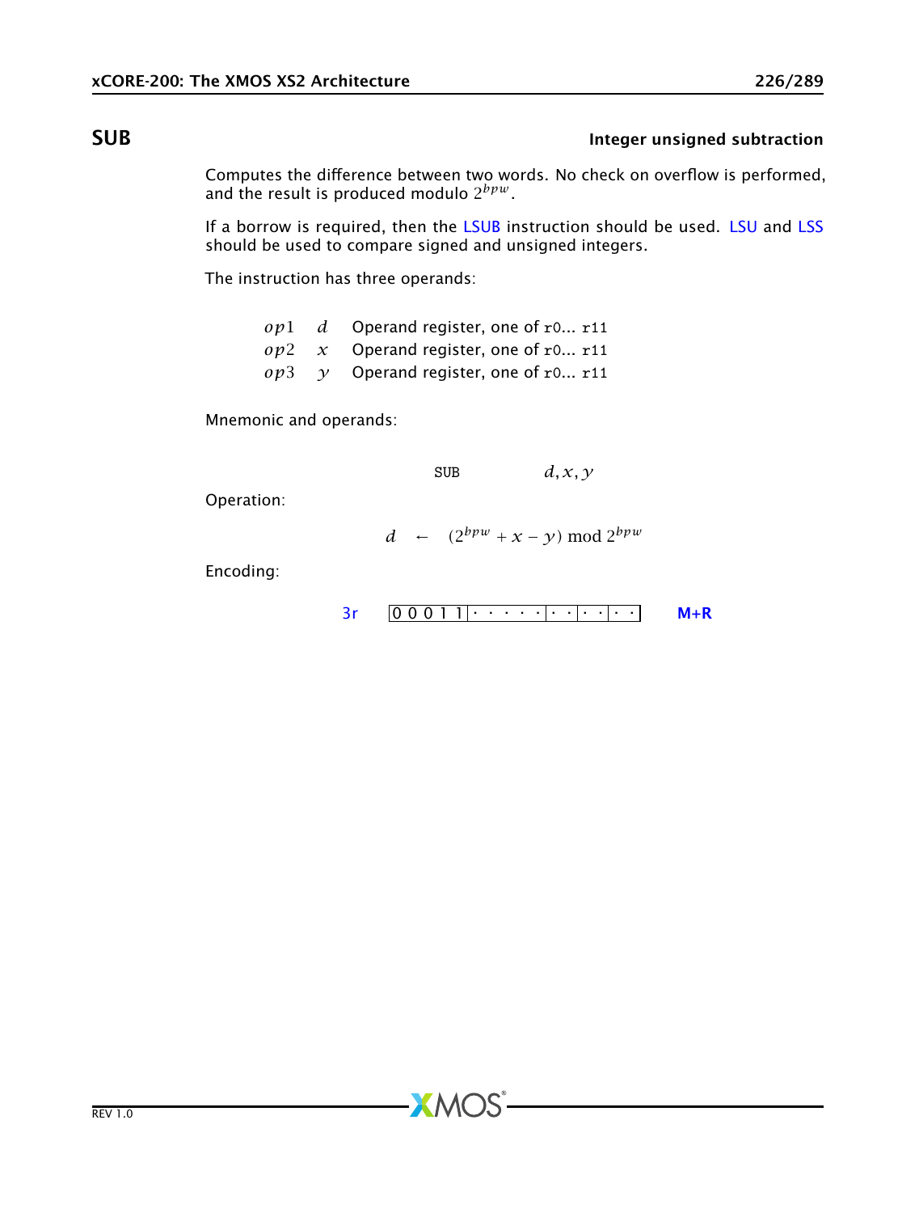## SUB

**Integer unsigned subtraction**

Computes the difference between two words. No check on overflow is performed, and the result is produced modulo $2^{bpw}$.

If a borrow is required, then the LSUB instruction should be used. LSU and LSS should be used to compare signed and unsigned integers.

The instruction has three operands:

| | | |
|---|---|---|
| $op1$ | $d$ | Operand register, one of `r0`... `r11` |
| $op2$ | $x$ | Operand register, one of `r0`... `r11` |
| $op3$ | $y$ | Operand register, one of `r0`... `r11` |

Mnemonic and operands:

`SUB` $d, x, y$

Operation:

$$d \leftarrow (2^{bpw} + x - y) \bmod 2^{bpw}$$

Encoding:

3r `0 0 0 1 1 · · · · · · · · · · ·` **M+R**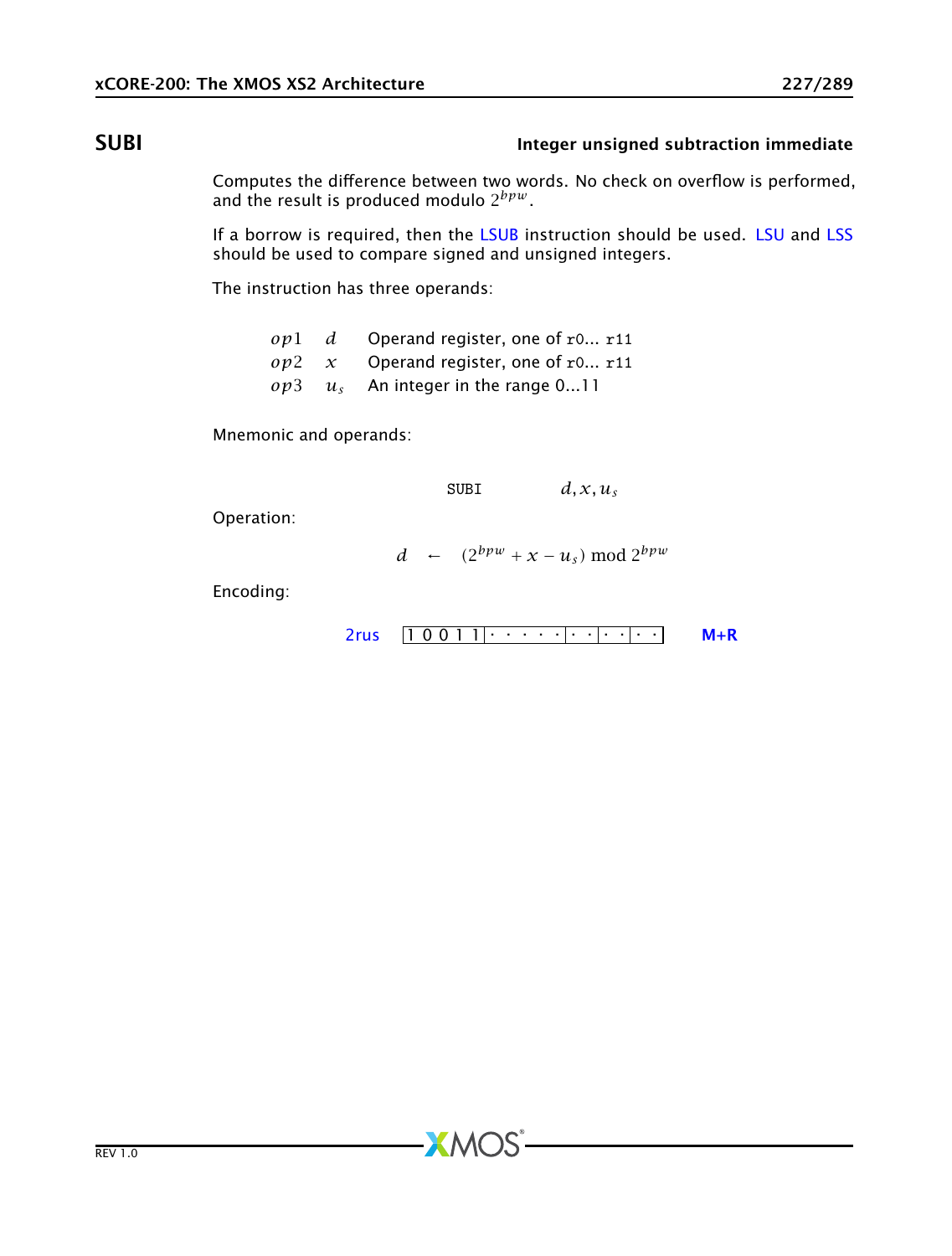## SUBI

**Integer unsigned subtraction immediate**

Computes the difference between two words. No check on overflow is performed, and the result is produced modulo $2^{bpw}$.

If a borrow is required, then the LSUB instruction should be used. LSU and LSS should be used to compare signed and unsigned integers.

The instruction has three operands:

| | | |
|---|---|---|
| $op1$ | $d$ | Operand register, one of r0... r11 |
| $op2$ | $x$ | Operand register, one of r0... r11 |
| $op3$ | $u_s$ | An integer in the range 0...11 |

Mnemonic and operands:

```
SUBI        d, x, us
```

Operation:

$$d \leftarrow (2^{bpw} + x - u_s) \bmod 2^{bpw}$$

Encoding:

2rus `1 0 0 1 1 | · · · · · | · · | · · | · ·` **M+R**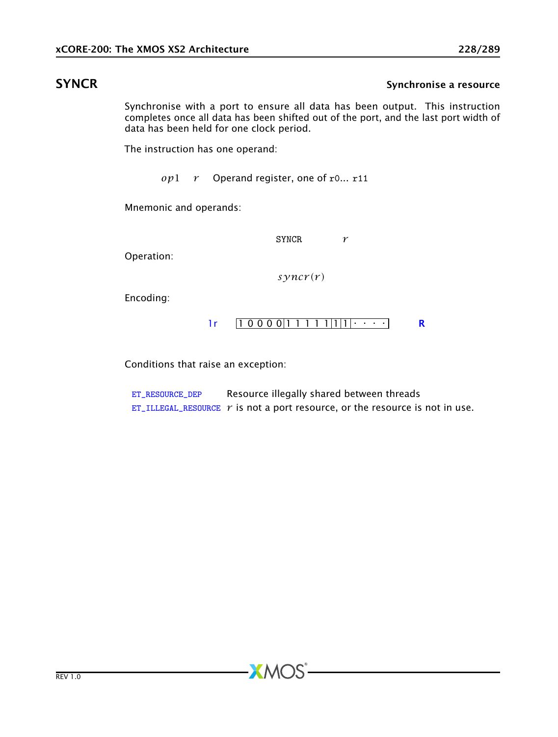## SYNCR — Synchronise a resource

Synchronise with a port to ensure all data has been output. This instruction completes once all data has been shifted out of the port, and the last port width of data has been held for one clock period.

The instruction has one operand:

| | | |
|---|---|---|
| $op1$ | $r$ | Operand register, one of r0... r11 |

Mnemonic and operands:

```
SYNCR    r
```

Operation:

$$syncr(r)$$

Encoding:

| | | |
|---|---|---|
| 1r | 1 0 0 0 0 1 1 1 1 1 1 1 · · · · | R |

Conditions that raise an exception:

| | |
|---|---|
| ET_RESOURCE_DEP | Resource illegally shared between threads |
| ET_ILLEGAL_RESOURCE | $r$ is not a port resource, or the resource is not in use. |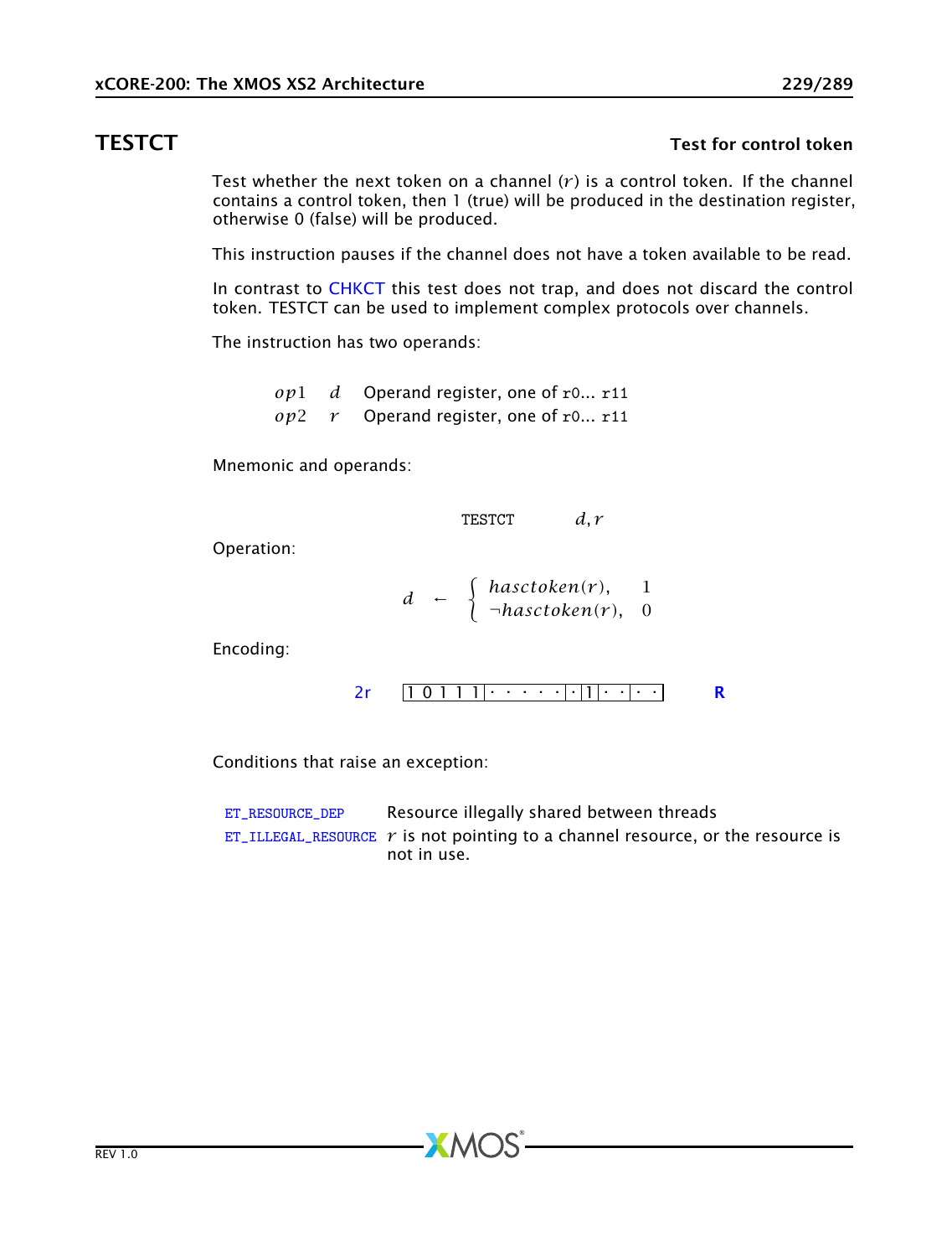## TESTCT

**Test for control token**

Test whether the next token on a channel ($r$) is a control token. If the channel contains a control token, then 1 (true) will be produced in the destination register, otherwise 0 (false) will be produced.

This instruction pauses if the channel does not have a token available to be read.

In contrast to CHKCT this test does not trap, and does not discard the control token. TESTCT can be used to implement complex protocols over channels.

The instruction has two operands:

| | | |
|---|---|---|
| $op1$ | $d$ | Operand register, one of r0... r11 |
| $op2$ | $r$ | Operand register, one of r0... r11 |

Mnemonic and operands:

```
TESTCT    d, r
```

Operation:

$$d \leftarrow \begin{cases} hasctoken(r), & 1 \\ \neg hasctoken(r), & 0 \end{cases}$$

Encoding:

2r `1 0 1 1 1 | · · · · · | · | 1 | · · | · ·` **R**

Conditions that raise an exception:

| | |
|---|---|
| ET_RESOURCE_DEP | Resource illegally shared between threads |
| ET_ILLEGAL_RESOURCE | $r$ is not pointing to a channel resource, or the resource is not in use. |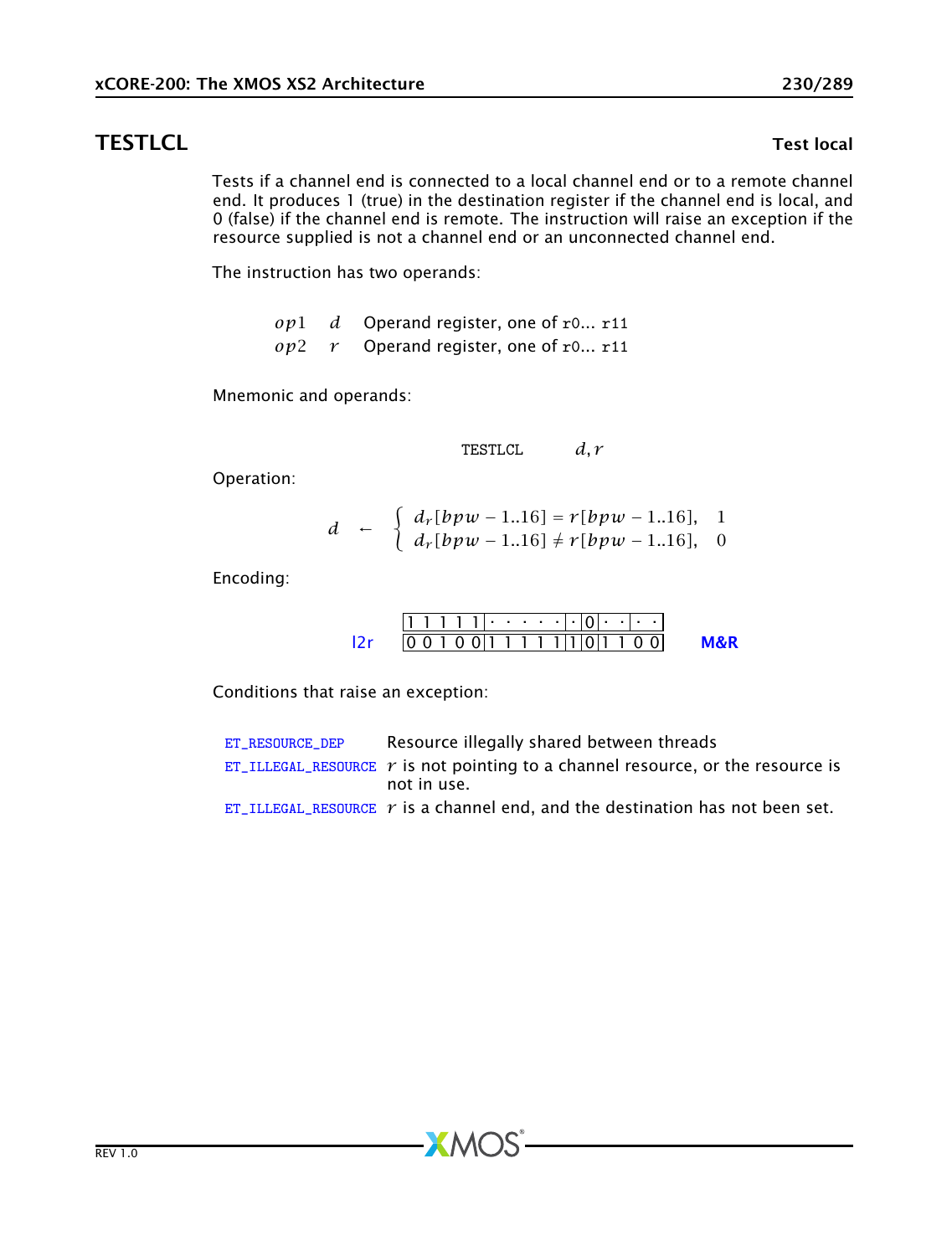## TESTLCL

**Test local**

Tests if a channel end is connected to a local channel end or to a remote channel end. It produces 1 (true) in the destination register if the channel end is local, and 0 (false) if the channel end is remote. The instruction will raise an exception if the resource supplied is not a channel end or an unconnected channel end.

The instruction has two operands:

| | | |
|---|---|---|
| $op1$ | $d$ | Operand register, one of r0... r11 |
| $op2$ | $r$ | Operand register, one of r0... r11 |

Mnemonic and operands:

TESTLCL $d, r$

Operation:

$$d \leftarrow \begin{cases} d_r[bpw-1..16] = r[bpw-1..16], & 1 \\ d_r[bpw-1..16] \neq r[bpw-1..16], & 0 \end{cases}$$

Encoding:

| | | | | | | |
|---|---|---|---|---|---|---|
| | 1 1 1 1 1 | · · · · · | · | 0 | · · | · · |
| l2r | 0 0 1 0 0 | 1 1 1 1 1 | 1 | 0 | 1 1 | 0 0 |

**M&R**

Conditions that raise an exception:

| | |
|---|---|
| ET_RESOURCE_DEP | Resource illegally shared between threads |
| ET_ILLEGAL_RESOURCE | $r$ is not pointing to a channel resource, or the resource is not in use. |
| ET_ILLEGAL_RESOURCE | $r$ is a channel end, and the destination has not been set. |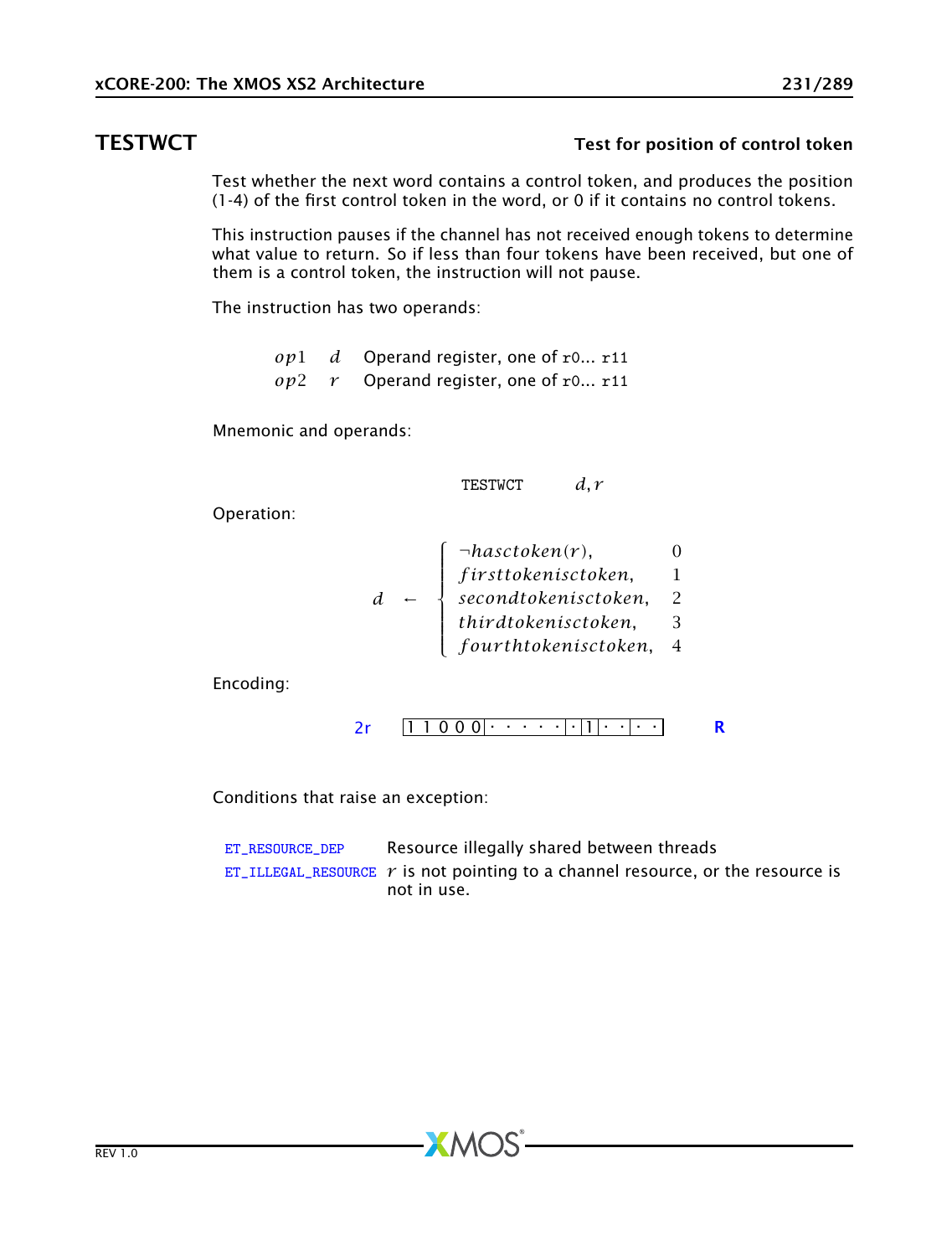## TESTWCT

**Test for position of control token**

Test whether the next word contains a control token, and produces the position (1-4) of the first control token in the word, or 0 if it contains no control tokens.

This instruction pauses if the channel has not received enough tokens to determine what value to return. So if less than four tokens have been received, but one of them is a control token, the instruction will not pause.

The instruction has two operands:

| | | |
|---|---|---|
| $op1$ | $d$ | Operand register, one of `r0`... `r11` |
| $op2$ | $r$ | Operand register, one of `r0`... `r11` |

Mnemonic and operands:

```
TESTWCT    d, r
```

Operation:

$$d \leftarrow \begin{cases} \neg hasctoken(r), & 0 \\ firsttokenisctoken, & 1 \\ secondtokenisctoken, & 2 \\ thirdtokenisctoken, & 3 \\ fourthtokenisctoken, & 4 \end{cases}$$

Encoding:

| | | |
|---|---|---|
| 2r | `1 1 0 0 0 · · · · · · 1 · · · ·` | **R** |

Conditions that raise an exception:

| | |
|---|---|
| ET_RESOURCE_DEP | Resource illegally shared between threads |
| ET_ILLEGAL_RESOURCE | $r$ is not pointing to a channel resource, or the resource is not in use. |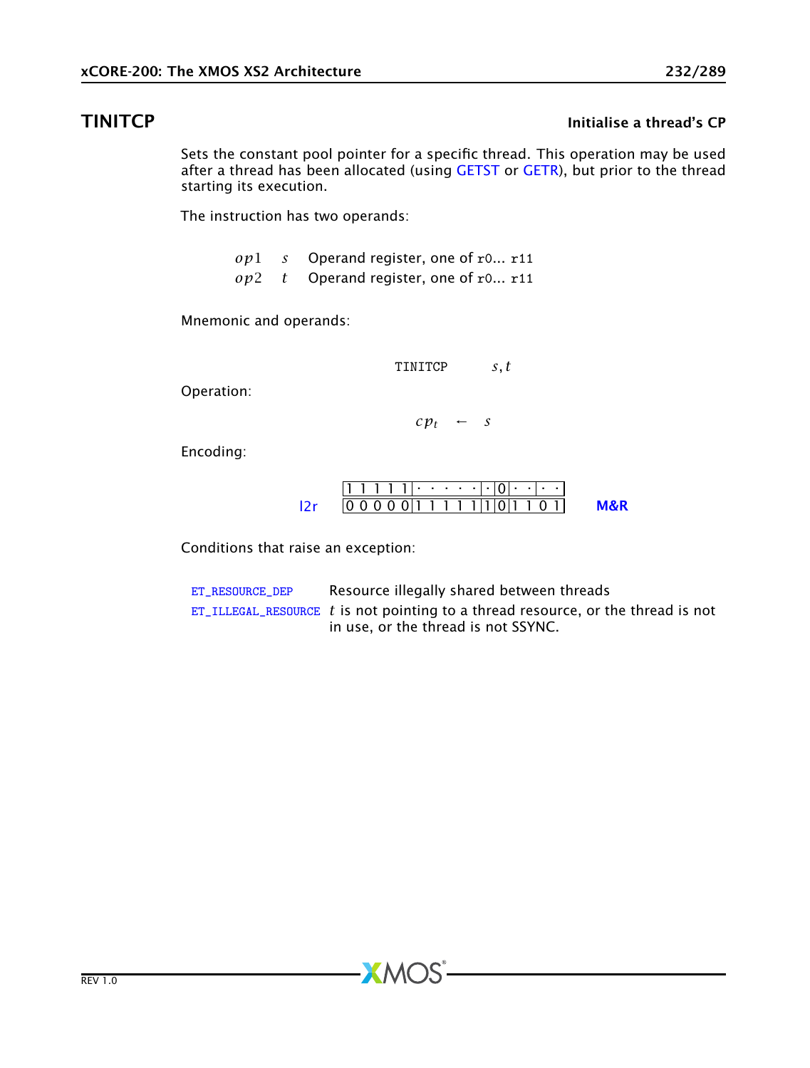# TINITCP

**Initialise a thread's CP**

Sets the constant pool pointer for a specific thread. This operation may be used after a thread has been allocated (using GETST or GETR), but prior to the thread starting its execution.

The instruction has two operands:

| | | |
|---|---|---|
| $op1$ | $s$ | Operand register, one of r0... r11 |
| $op2$ | $t$ | Operand register, one of r0... r11 |

Mnemonic and operands:

```
TINITCP    s, t
```

Operation:

$$cp_t \leftarrow s$$

Encoding:

| | | | | | | | | | |
|---|---|---|---|---|---|---|---|---|---|
| | 1 1 1 1 1 | · · · · · | · | 0 | · · | · · | |
| l2r | 0 0 0 0 0 | 1 1 1 1 1 | 1 | 0 | 1 1 | 0 1 | M&R |

Conditions that raise an exception:

| | |
|---|---|
| ET_RESOURCE_DEP | Resource illegally shared between threads |
| ET_ILLEGAL_RESOURCE | $t$ is not pointing to a thread resource, or the thread is not in use, or the thread is not SSYNC. |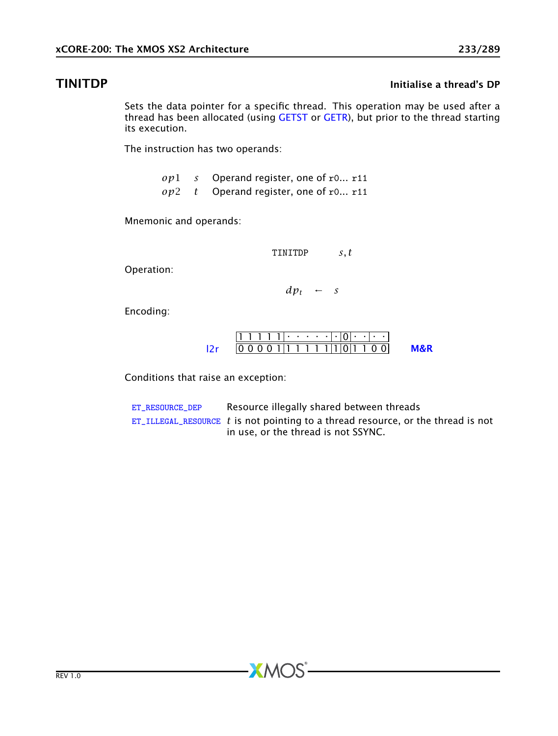## TINITDP

**Initialise a thread's DP**

Sets the data pointer for a specific thread. This operation may be used after a thread has been allocated (using GETST or GETR), but prior to the thread starting its execution.

The instruction has two operands:

| | | |
|---|---|---|
| $op1$ | $s$ | Operand register, one of r0... r11 |
| $op2$ | $t$ | Operand register, one of r0... r11 |

Mnemonic and operands:

```
TINITDP    s, t
```

Operation:

$$dp_t \leftarrow s$$

Encoding:

| | | | | | | | |
|---|---|---|---|---|---|---|---|
| | 1 1 1 1 1 | · · · · · | · | 0 | · · | · · | |
| l2r | 0 0 0 0 1 | 1 1 1 1 1 | 1 | 0 | 1 1 | 0 0 | M&R |

Conditions that raise an exception:

| | |
|---|---|
| ET_RESOURCE_DEP | Resource illegally shared between threads |
| ET_ILLEGAL_RESOURCE | $t$ is not pointing to a thread resource, or the thread is not in use, or the thread is not SSYNC. |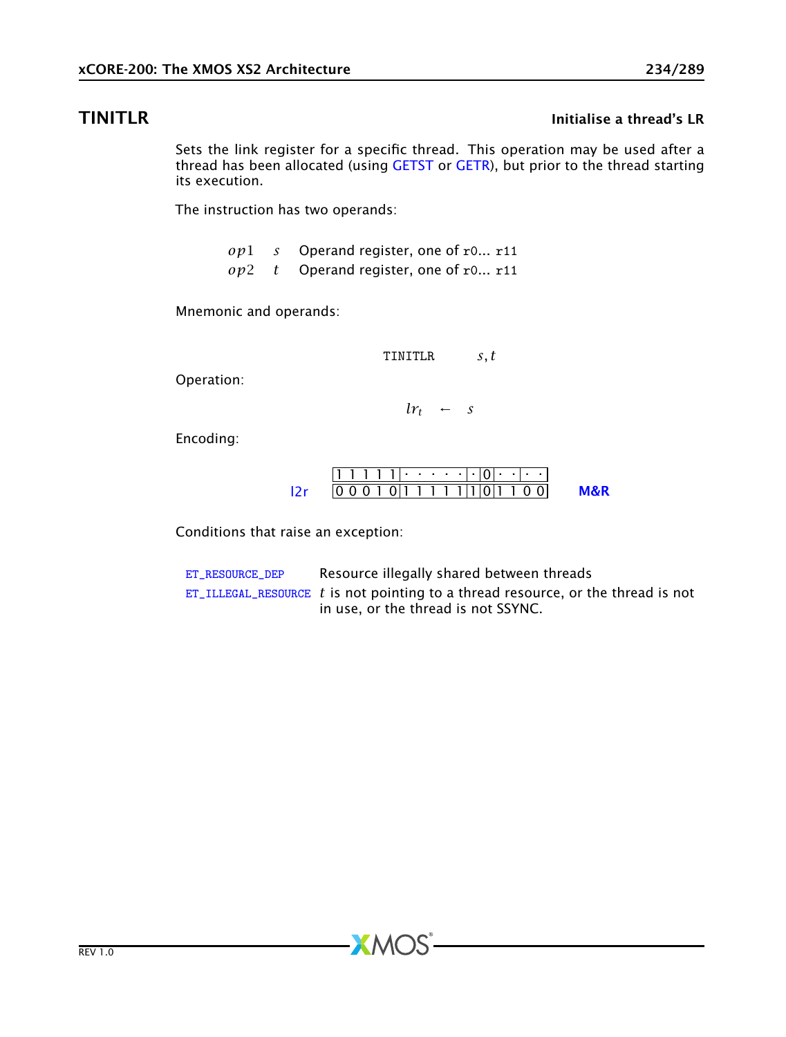# TINITLR

**Initialise a thread's LR**

Sets the link register for a specific thread. This operation may be used after a thread has been allocated (using GETST or GETR), but prior to the thread starting its execution.

The instruction has two operands:

| | | |
|---|---|---|
| $op1$ | $s$ | Operand register, one of r0... r11 |
| $op2$ | $t$ | Operand register, one of r0... r11 |

Mnemonic and operands:

```
TINITLR    s, t
```

Operation:

$$lr_t \leftarrow s$$

Encoding:

| | |
|---|---|
| | `1 1 1 1 1 │ · · · · · │ · │ 0 │ · · │ · ·` |
| l2r | `0 0 0 1 0 │ 1 1 1 1 1 │ 1 │ 0 │ 1 1 0 0` |

**M&R**

Conditions that raise an exception:

| | |
|---|---|
| ET_RESOURCE_DEP | Resource illegally shared between threads |
| ET_ILLEGAL_RESOURCE | $t$ is not pointing to a thread resource, or the thread is not in use, or the thread is not SSYNC. |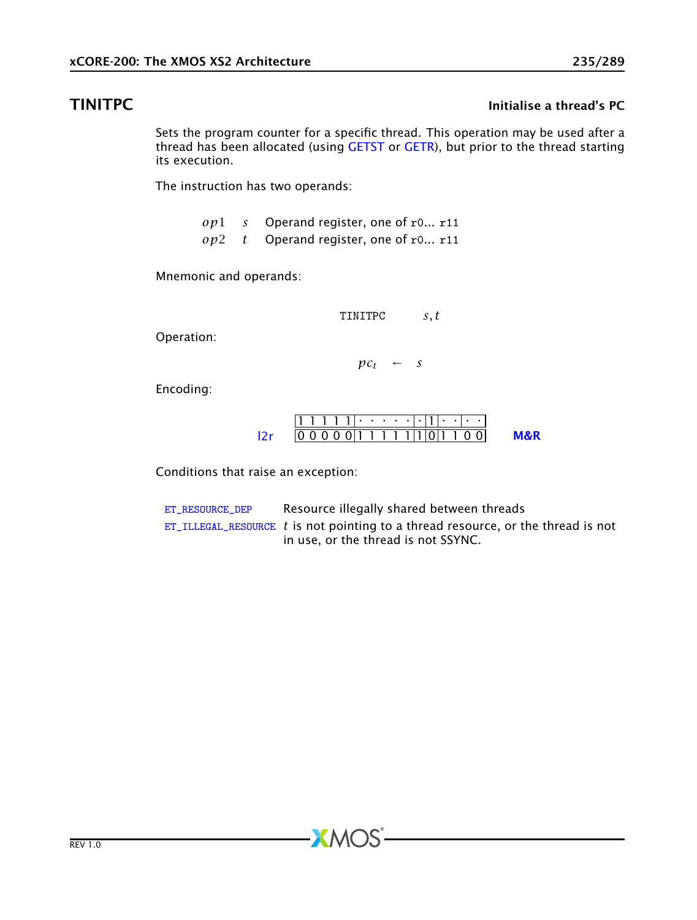## TINITPC

**Initialise a thread's PC**

Sets the program counter for a specific thread. This operation may be used after a thread has been allocated (using GETST or GETR), but prior to the thread starting its execution.

The instruction has two operands:

| | | |
|---|---|---|
| $op1$ | $s$ | Operand register, one of r0... r11 |
| $op2$ | $t$ | Operand register, one of r0... r11 |

Mnemonic and operands:

```
TINITPC    s, t
```

Operation:

$$pc_t \leftarrow s$$

Encoding:

| | | |
|---|---|---|
| | 1 1 1 1 1 · · · · · · 1 · · · · | |
| l2r | 0 0 0 0 0 1 1 1 1 1 1 0 1 1 0 0 | **M&R** |

Conditions that raise an exception:

| | |
|---|---|
| ET_RESOURCE_DEP | Resource illegally shared between threads |
| ET_ILLEGAL_RESOURCE | $t$ is not pointing to a thread resource, or the thread is not in use, or the thread is not SSYNC. |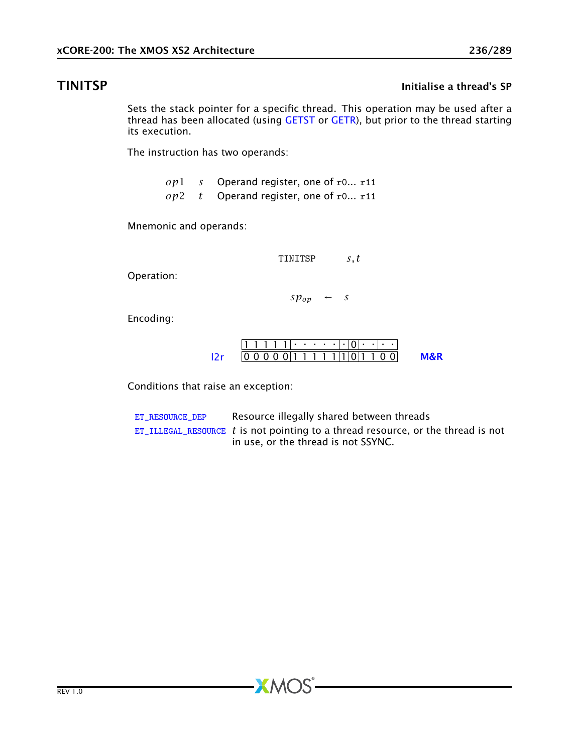## TINITSP

**Initialise a thread's SP**

Sets the stack pointer for a specific thread. This operation may be used after a thread has been allocated (using GETST or GETR), but prior to the thread starting its execution.

The instruction has two operands:

| | | |
|---|---|---|
| $op1$ | $s$ | Operand register, one of `r0`... `r11` |
| $op2$ | $t$ | Operand register, one of `r0`... `r11` |

Mnemonic and operands:

```
TINITSP    s, t
```

Operation:

$$sp_{op} \leftarrow s$$

Encoding:

| | | |
|---|---|---|
| | `1 1 1 1 1 · · · · · · 0 · · · ·` | |
| l2r | `0 0 0 0 0 1 1 1 1 1 1 0 1 1 0 0` | M&R |

Conditions that raise an exception:

| | |
|---|---|
| ET_RESOURCE_DEP | Resource illegally shared between threads |
| ET_ILLEGAL_RESOURCE | $t$ is not pointing to a thread resource, or the thread is not in use, or the thread is not SSYNC. |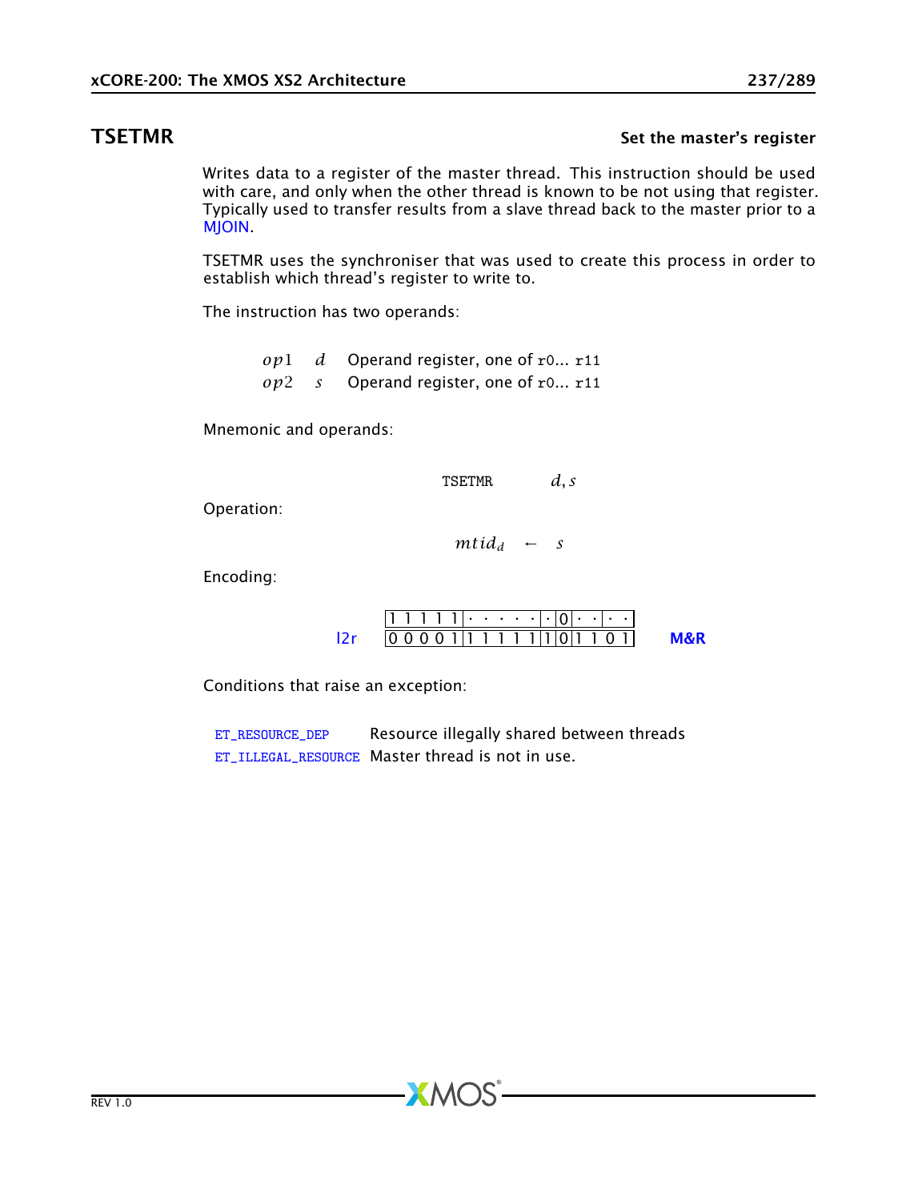# TSETMR

**Set the master's register**

Writes data to a register of the master thread. This instruction should be used with care, and only when the other thread is known to be not using that register. Typically used to transfer results from a slave thread back to the master prior to a MJOIN.

TSETMR uses the synchroniser that was used to create this process in order to establish which thread's register to write to.

The instruction has two operands:

| | | |
|---|---|---|
| $op1$ | $d$ | Operand register, one of r0... r11 |
| $op2$ | $s$ | Operand register, one of r0... r11 |

Mnemonic and operands:

TSETMR $d, s$

Operation:

$$mtid_d \leftarrow s$$

Encoding:

| | | | | | | | |
|---|---|---|---|---|---|---|---|
| | 1 1 1 1 1 | · · · · · | · | 0 | · · | · · | |
| l2r | 0 0 0 0 1 | 1 1 1 1 1 | 1 | 0 | 1 1 | 0 1 | M&R |

Conditions that raise an exception:

| | |
|---|---|
| ET_RESOURCE_DEP | Resource illegally shared between threads |
| ET_ILLEGAL_RESOURCE | Master thread is not in use. |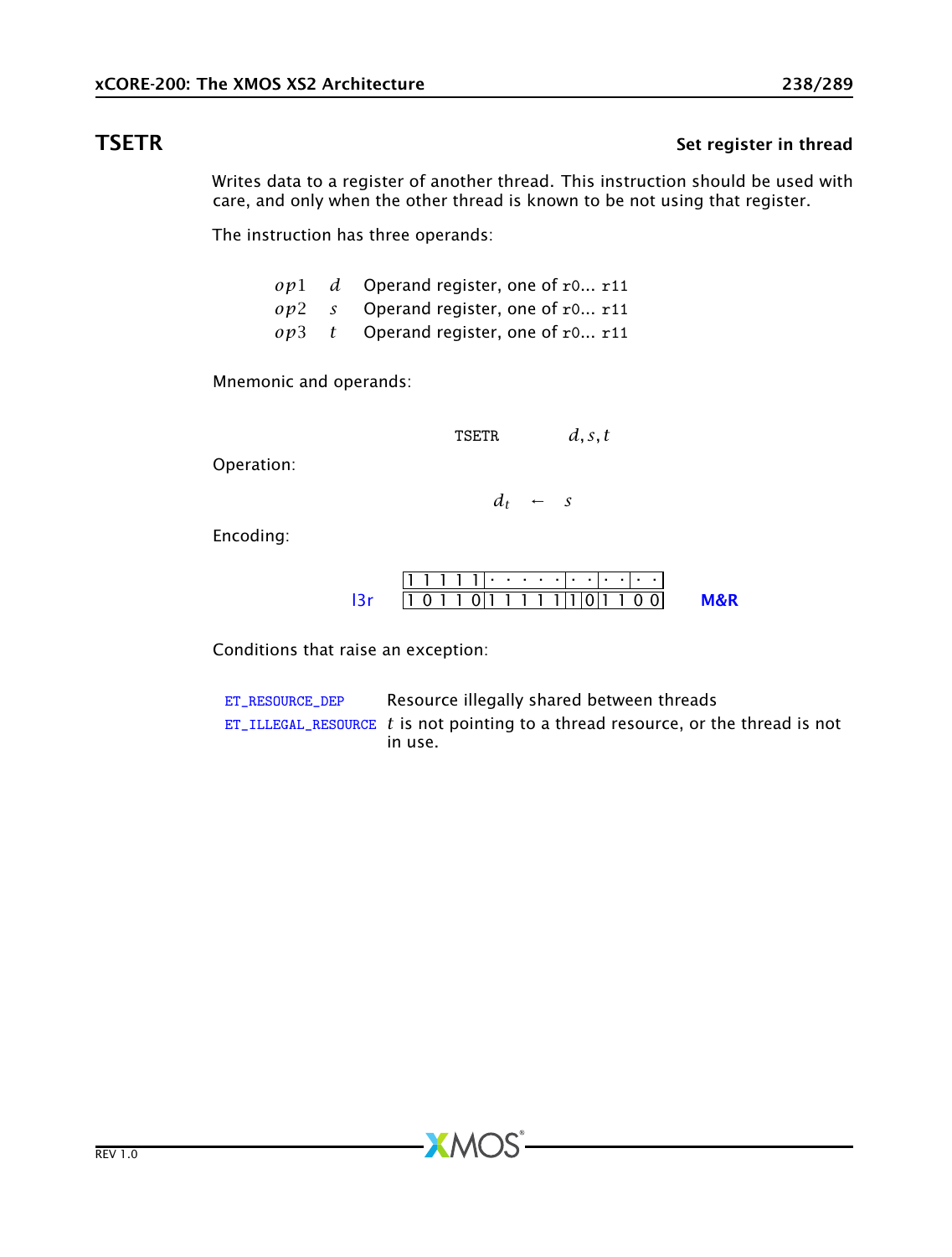## TSETR

**Set register in thread**

Writes data to a register of another thread. This instruction should be used with care, and only when the other thread is known to be not using that register.

The instruction has three operands:

| | | |
|---|---|---|
| $op1$ | $d$ | Operand register, one of r0... r11 |
| $op2$ | $s$ | Operand register, one of r0... r11 |
| $op3$ | $t$ | Operand register, one of r0... r11 |

Mnemonic and operands:

$$\texttt{TSETR} \quad d, s, t$$

Operation:

$$d_t \leftarrow s$$

Encoding:

| | | | | | | | |
|---|---|---|---|---|---|---|---|
| | 1 1 1 1 1 | · · · · · | · · | · · | · · | | |
| l3r | 1 0 1 1 0 | 1 1 1 1 1 | 1 | 0 | 1 1 0 0 | | M&R |

Conditions that raise an exception:

| | |
|---|---|
| ET_RESOURCE_DEP | Resource illegally shared between threads |
| ET_ILLEGAL_RESOURCE | $t$ is not pointing to a thread resource, or the thread is not in use. |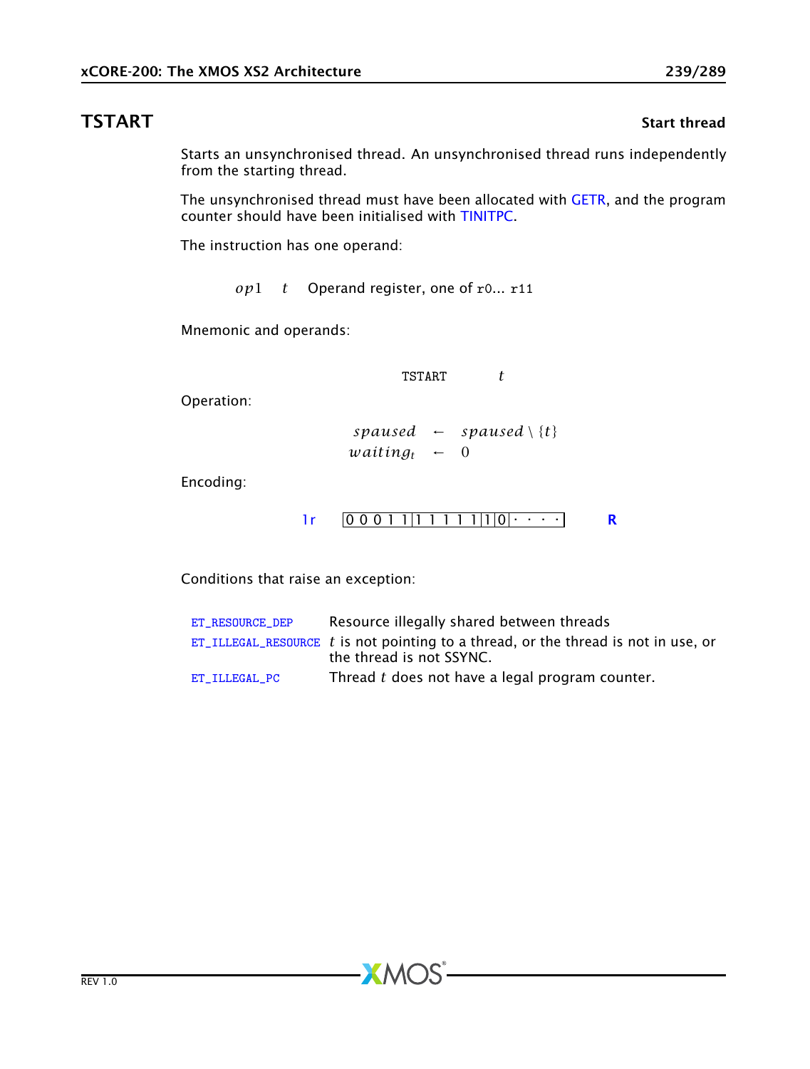## TSTART

**Start thread**

Starts an unsynchronised thread. An unsynchronised thread runs independently from the starting thread.

The unsynchronised thread must have been allocated with GETR, and the program counter should have been initialised with TINITPC.

The instruction has one operand:

| | | |
|---|---|---|
| $op1$ | $t$ | Operand register, one of `r0`... `r11` |

Mnemonic and operands:

$$\texttt{TSTART} \quad t$$

Operation:

$$\begin{aligned} spaused &\leftarrow spaused \setminus \{t\} \\ waiting_t &\leftarrow 0 \end{aligned}$$

Encoding:

| | | |
|---|---|---|
| 1r | 0 0 0 1 1 \| 1 1 1 1 1 \| 1 \| 0 \| · · · · | R |

Conditions that raise an exception:

| | |
|---|---|
| `ET_RESOURCE_DEP` | Resource illegally shared between threads |
| `ET_ILLEGAL_RESOURCE` | $t$ is not pointing to a thread, or the thread is not in use, or the thread is not SSYNC. |
| `ET_ILLEGAL_PC` | Thread $t$ does not have a legal program counter. |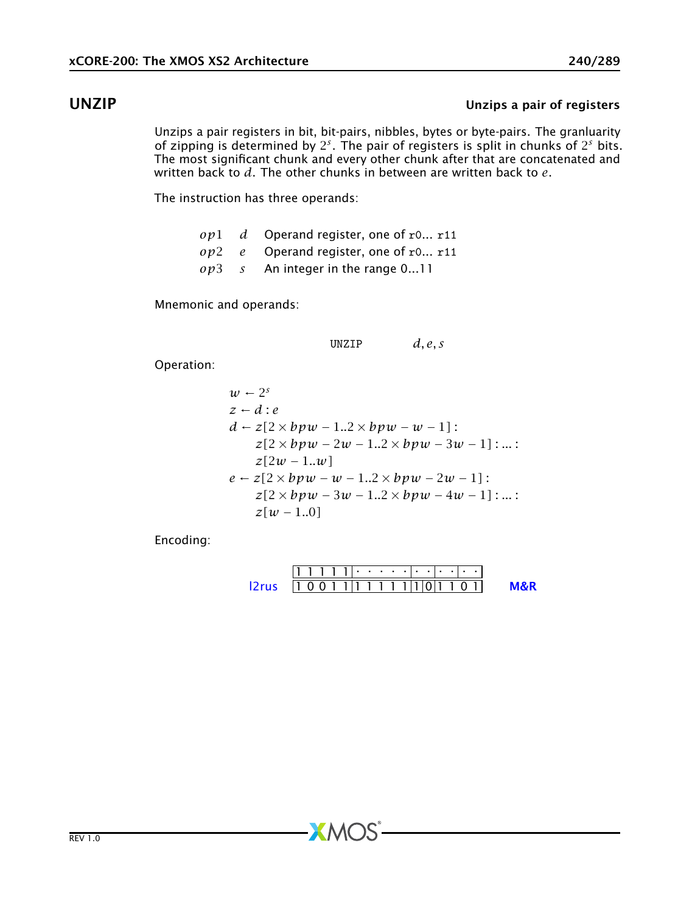## UNZIP

**Unzips a pair of registers**

Unzips a pair registers in bit, bit-pairs, nibbles, bytes or byte-pairs. The granluarity of zipping is determined by $2^s$. The pair of registers is split in chunks of $2^s$ bits. The most significant chunk and every other chunk after that are concatenated and written back to $d$. The other chunks in between are written back to $e$.

The instruction has three operands:

| | | |
|---|---|---|
| $op1$ | $d$ | Operand register, one of `r0`... `r11` |
| $op2$ | $e$ | Operand register, one of `r0`... `r11` |
| $op3$ | $s$ | An integer in the range 0...11 |

Mnemonic and operands:

```
UNZIP    d, e, s
```

Operation:

$$
\begin{aligned}
& w \leftarrow 2^s \\
& z \leftarrow d : e \\
& d \leftarrow z[2 \times bpw - 1..2 \times bpw - w - 1] : \\
& \quad\quad z[2 \times bpw - 2w - 1..2 \times bpw - 3w - 1] : ... : \\
& \quad\quad z[2w - 1..w] \\
& e \leftarrow z[2 \times bpw - w - 1..2 \times bpw - 2w - 1] : \\
& \quad\quad z[2 \times bpw - 3w - 1..2 \times bpw - 4w - 1] : ... : \\
& \quad\quad z[w - 1..0]
\end{aligned}
$$

Encoding:

| | | | | | | | |
|---|---|---|---|---|---|---|---|
| | 1 1 1 1 1 | · · · · · | · · | · · | · · | | |
| l2rus | 1 0 0 1 1 | 1 1 1 1 1 | 1 | 0 | 1 1 0 1 | | **M&R** |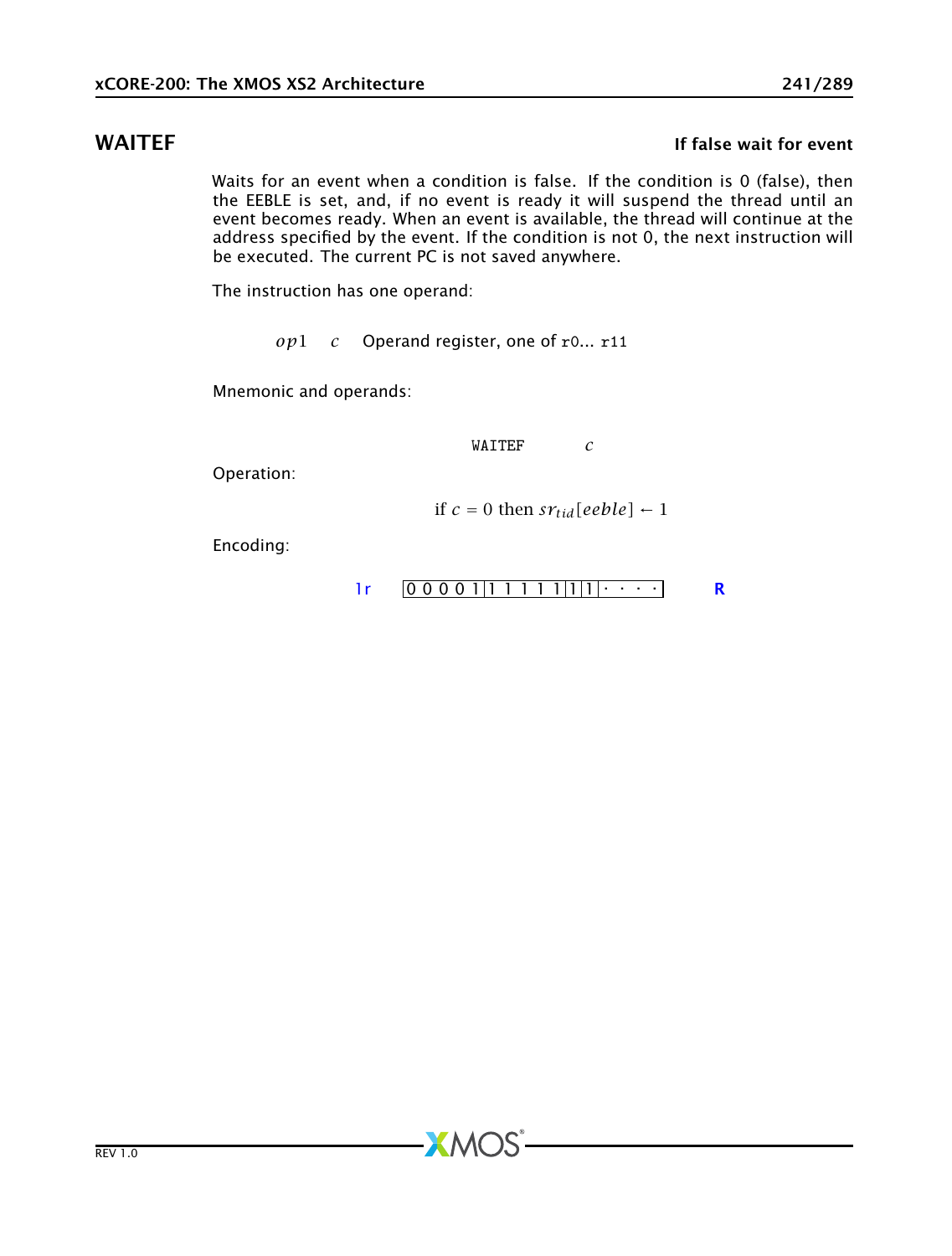## WAITEF

**If false wait for event**

Waits for an event when a condition is false. If the condition is 0 (false), then the EEBLE is set, and, if no event is ready it will suspend the thread until an event becomes ready. When an event is available, the thread will continue at the address specified by the event. If the condition is not 0, the next instruction will be executed. The current PC is not saved anywhere.

The instruction has one operand:

$op1$ $\quad c \quad$ Operand register, one of `r0`... `r11`

Mnemonic and operands:

```
WAITEF    c
```

Operation:

$$\text{if } c = 0 \text{ then } sr_{tid}[eeble] \leftarrow 1$$

Encoding:

| 1r | 0 0 0 0 1 | 1 1 1 1 1 | 1 | 1 | · · · · | R |
|---|---|---|---|---|---|---|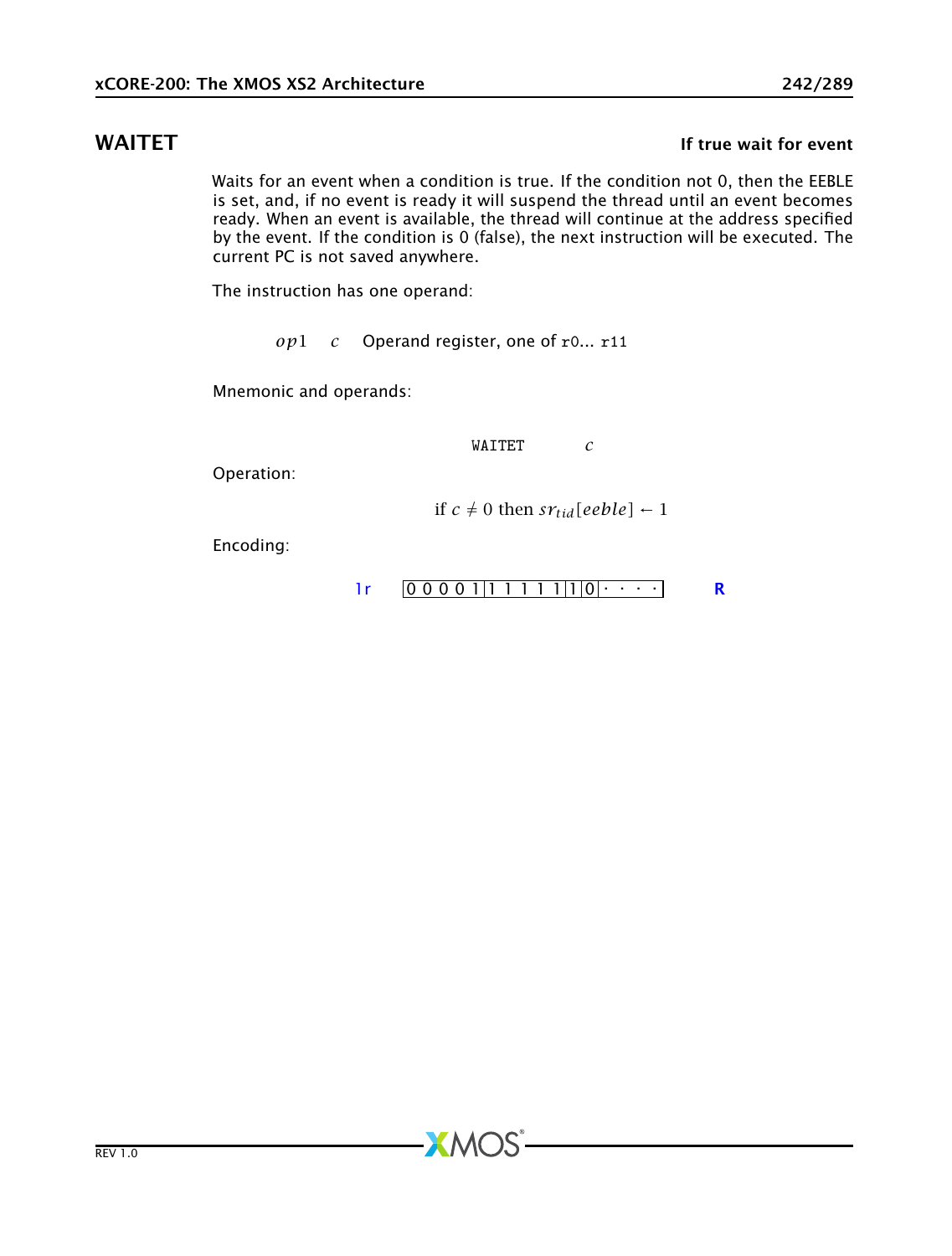## WAITET

**If true wait for event**

Waits for an event when a condition is true. If the condition not 0, then the EEBLE is set, and, if no event is ready it will suspend the thread until an event becomes ready. When an event is available, the thread will continue at the address specified by the event. If the condition is 0 (false), the next instruction will be executed. The current PC is not saved anywhere.

The instruction has one operand:

| | | |
|---|---|---|
| $op1$ | $c$ | Operand register, one of `r0`... `r11` |

Mnemonic and operands:

```
WAITET    c
```

Operation:

$$\text{if } c \neq 0 \text{ then } sr_{tid}[eeble] \leftarrow 1$$

Encoding:

| | | |
|---|---|---|
| 1r | 0 0 0 0 1 \| 1 1 1 1 1 \| 1 \| 0 \| · · · · | **R** |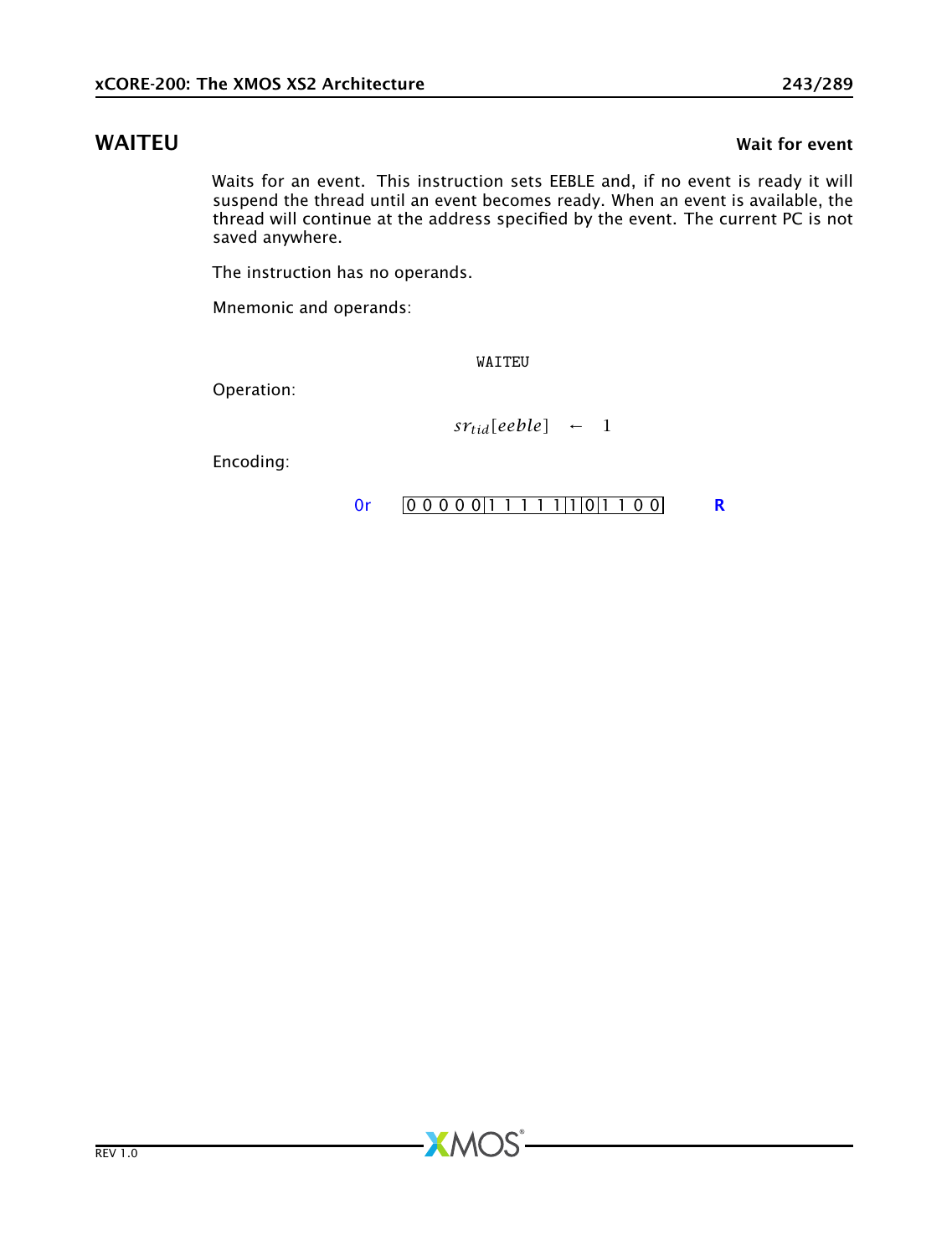## WAITEU

**Wait for event**

Waits for an event. This instruction sets EEBLE and, if no event is ready it will suspend the thread until an event becomes ready. When an event is available, the thread will continue at the address specified by the event. The current PC is not saved anywhere.

The instruction has no operands.

Mnemonic and operands:

```
WAITEU
```

Operation:

$$sr_{tid}[eeble] \leftarrow 1$$

Encoding:

| 0r | 0 0 0 0 0 | 1 1 1 1 1 | 1 | 0 | 1 1 0 0 | R |
|---|---|---|---|---|---|---|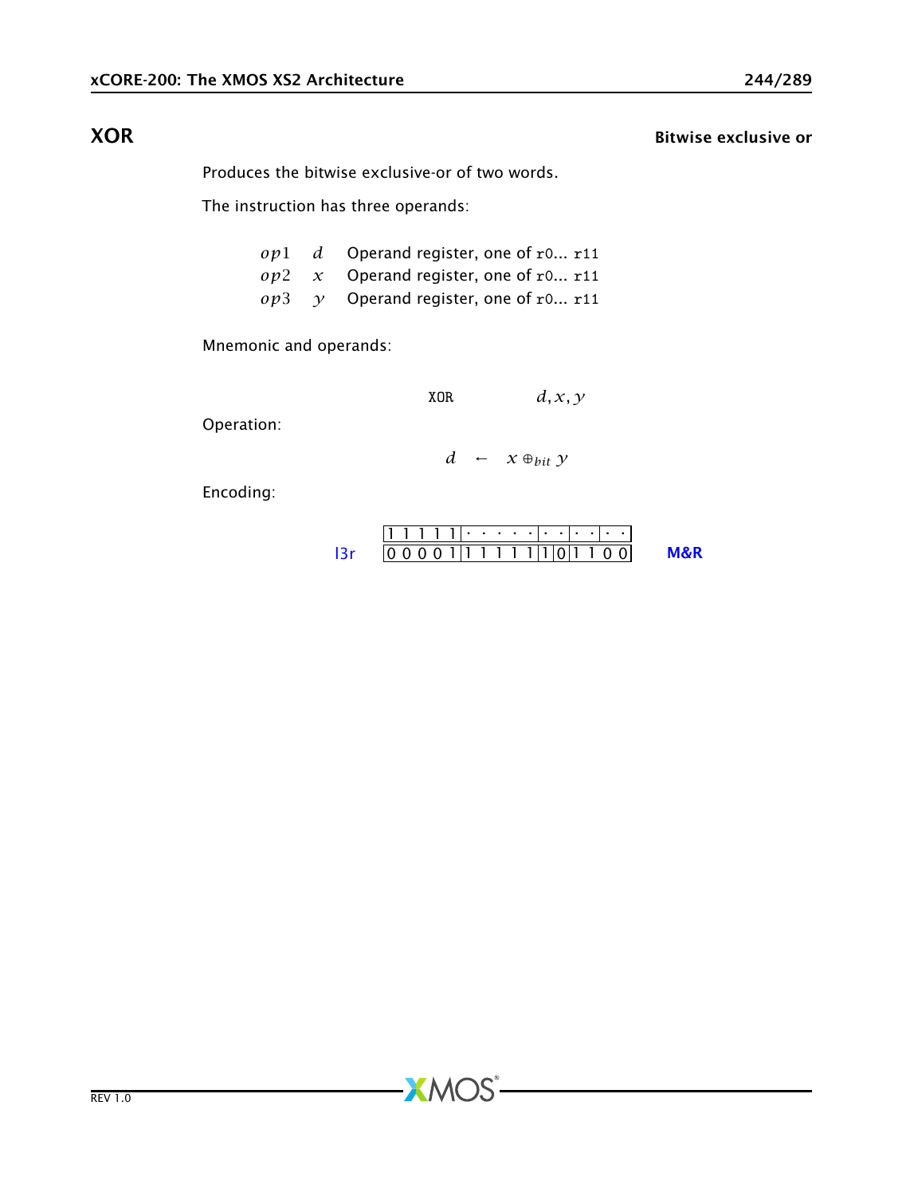## XOR

**Bitwise exclusive or**

Produces the bitwise exclusive-or of two words.

The instruction has three operands:

| | | |
|---|---|---|
| $op1$ | $d$ | Operand register, one of r0... r11 |
| $op2$ | $x$ | Operand register, one of r0... r11 |
| $op3$ | $y$ | Operand register, one of r0... r11 |

Mnemonic and operands:

```
XOR        d, x, y
```

Operation:

$$d \leftarrow x \oplus_{bit} y$$

Encoding:

| | | | | | | |
|---|---|---|---|---|---|---|
| | 1 1 1 1 1 | · · · · · | · · | · · | · · | |
| l3r | 0 0 0 0 1 | 1 1 1 1 1 | 1 0 | 1 1 | 0 0 | M&R |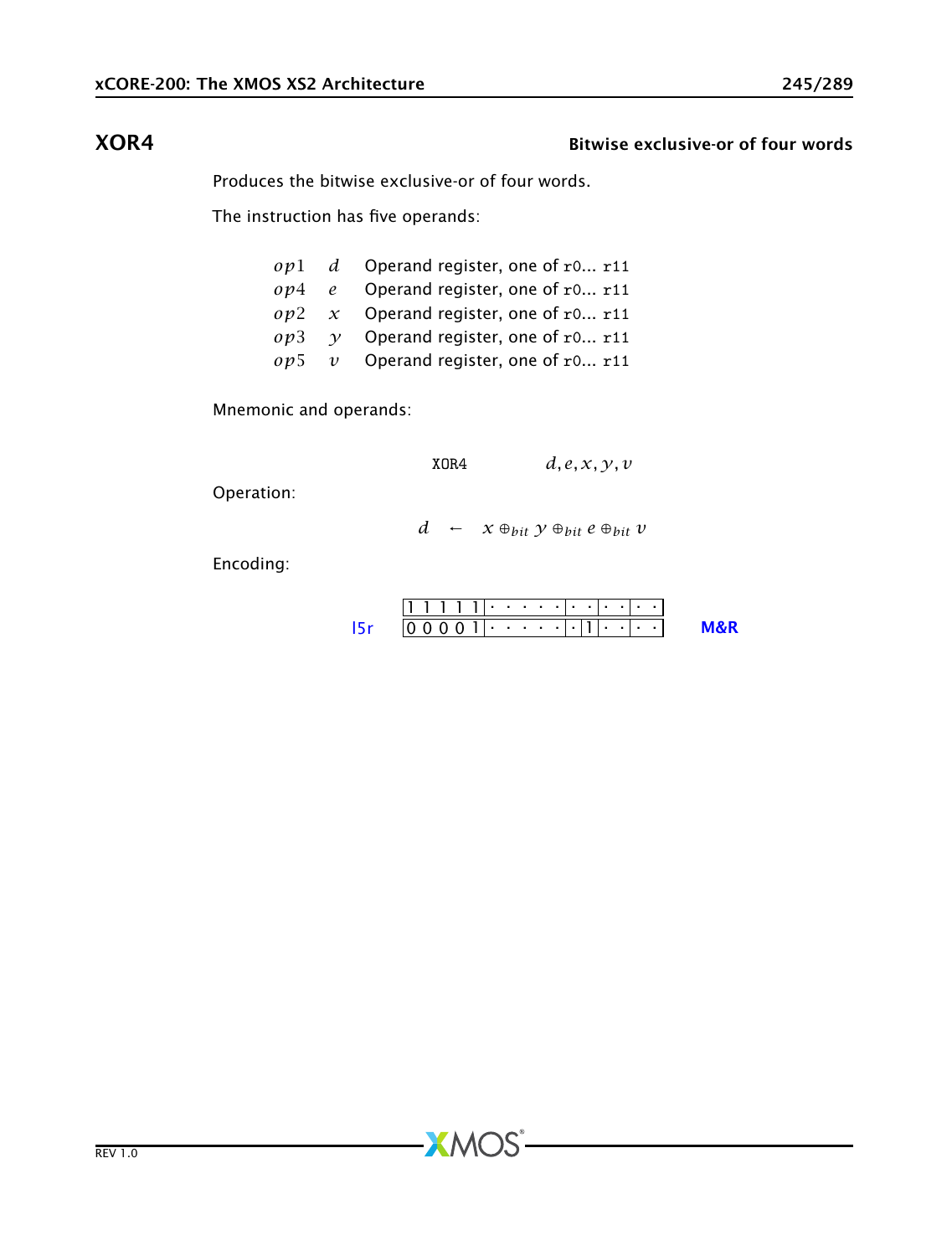## XOR4 — Bitwise exclusive-or of four words

Produces the bitwise exclusive-or of four words.

The instruction has five operands:

| | | |
|---|---|---|
| $op1$ | $d$ | Operand register, one of `r0... r11` |
| $op4$ | $e$ | Operand register, one of `r0... r11` |
| $op2$ | $x$ | Operand register, one of `r0... r11` |
| $op3$ | $y$ | Operand register, one of `r0... r11` |
| $op5$ | $v$ | Operand register, one of `r0... r11` |

Mnemonic and operands:

`XOR4` $d, e, x, y, v$

Operation:

$$d \leftarrow x \oplus_{bit} y \oplus_{bit} e \oplus_{bit} v$$

Encoding:

```
      |1 1 1 1 1|· · · · · ·|· ·|· ·|· ·|
l5r   |0 0 0 0 1|· · · · · ·|·|1|· ·|· ·|     M&R
```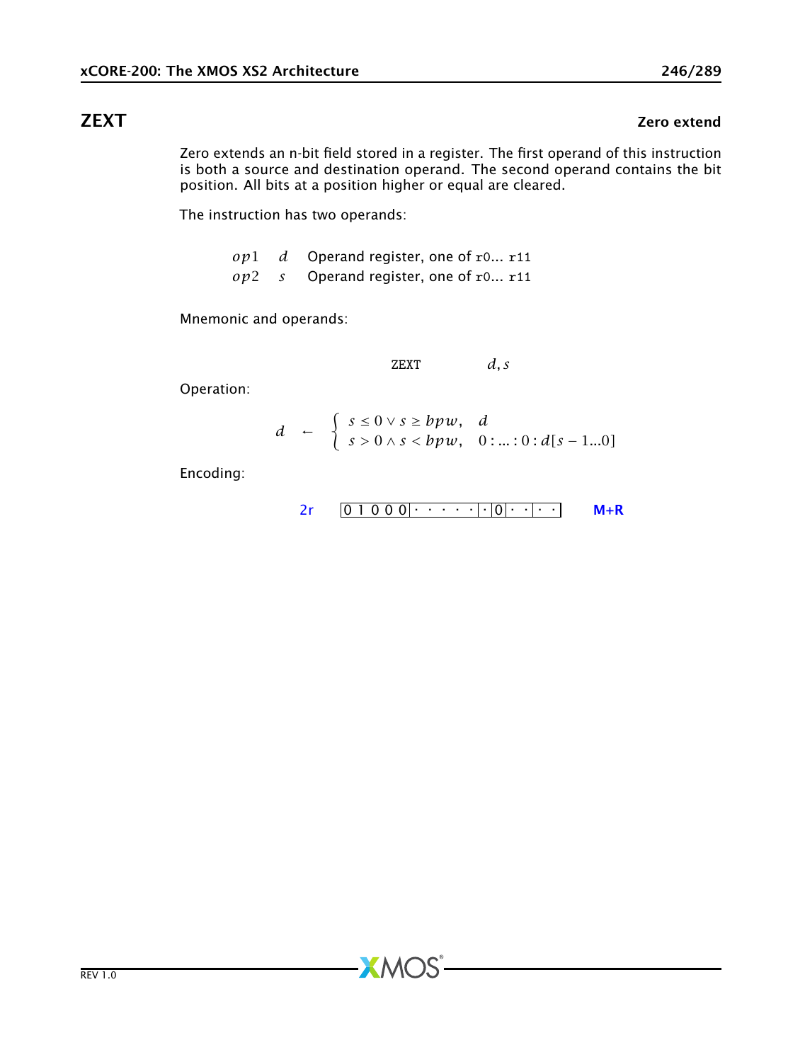## ZEXT

**Zero extend**

Zero extends an n-bit field stored in a register. The first operand of this instruction is both a source and destination operand. The second operand contains the bit position. All bits at a position higher or equal are cleared.

The instruction has two operands:

| | | |
|---|---|---|
| $op1$ | $d$ | Operand register, one of `r0`... `r11` |
| $op2$ | $s$ | Operand register, one of `r0`... `r11` |

Mnemonic and operands:

```
ZEXT        d, s
```

Operation:

$$
d \leftarrow \begin{cases} s \leq 0 \lor s \geq bpw, & d \\ s > 0 \land s < bpw, & 0 : \ldots : 0 : d[s-1\ldots0] \end{cases}
$$

Encoding:

2r | 0 1 0 0 0 | · · · · · | · | 0 | · · | · · | **M+R**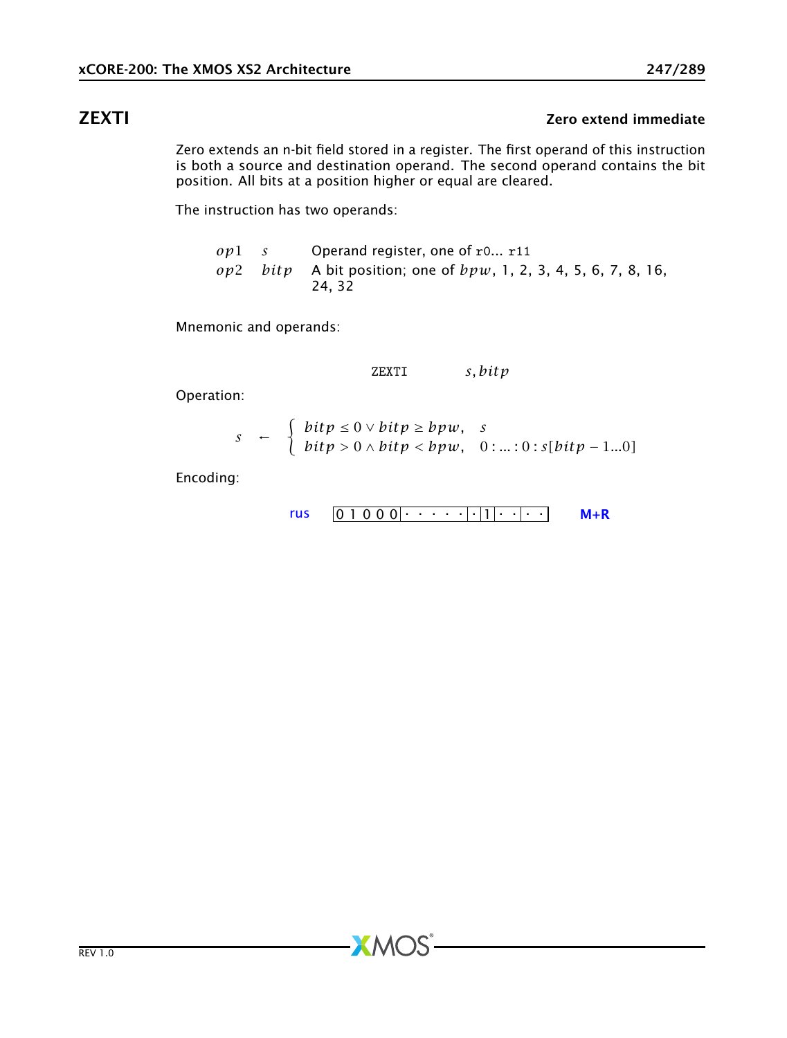## ZEXTI

**Zero extend immediate**

Zero extends an n-bit field stored in a register. The first operand of this instruction is both a source and destination operand. The second operand contains the bit position. All bits at a position higher or equal are cleared.

The instruction has two operands:

| | | |
|---|---|---|
| $op1$ | $s$ | Operand register, one of `r0`... `r11` |
| $op2$ | $bitp$ | A bit position; one of $bpw$, 1, 2, 3, 4, 5, 6, 7, 8, 16, 24, 32 |

Mnemonic and operands:

```
ZEXTI          s, bitp
```

Operation:

$$s \leftarrow \begin{cases} bitp \leq 0 \vee bitp \geq bpw, & s \\ bitp > 0 \wedge bitp < bpw, & 0 : \ldots : 0 : s[bitp - 1 \ldots 0] \end{cases}$$

Encoding:

rus `0 1 0 0 0 | · · · · · | · | 1 | · · | · ·` **M+R**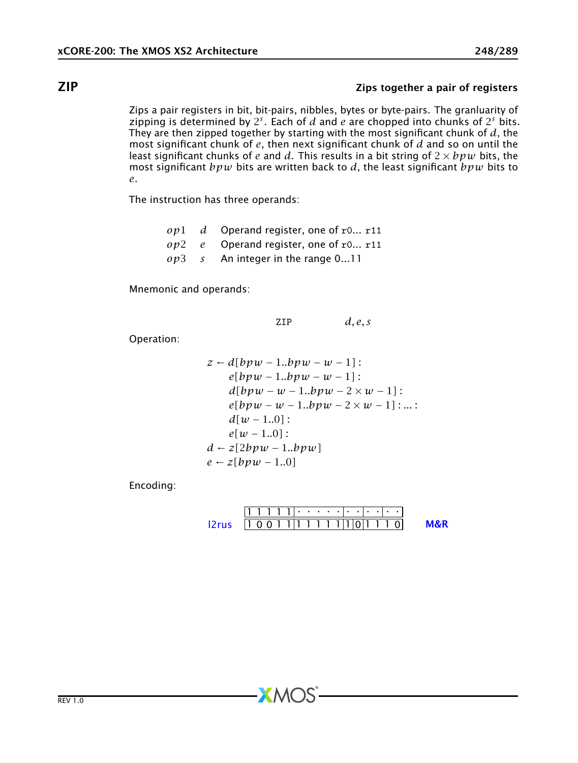## ZIP

**Zips together a pair of registers**

Zips a pair registers in bit, bit-pairs, nibbles, bytes or byte-pairs. The granluarity of zipping is determined by $2^s$. Each of $d$ and $e$ are chopped into chunks of $2^s$ bits. They are then zipped together by starting with the most significant chunk of $d$, the most significant chunk of $e$, then next significant chunk of $d$ and so on until the least significant chunks of $e$ and $d$. This results in a bit string of $2 \times bpw$ bits, the most significant $bpw$ bits are written back to $d$, the least significant $bpw$ bits to $e$.

The instruction has three operands:

| | | |
|---|---|---|
| $op1$ | $d$ | Operand register, one of r0... r11 |
| $op2$ | $e$ | Operand register, one of r0... r11 |
| $op3$ | $s$ | An integer in the range 0...11 |

Mnemonic and operands:

```
ZIP    d, e, s
```

Operation:

$$
\begin{aligned}
z \leftarrow\ & d[bpw-1..bpw-w-1]: \\
& e[bpw-1..bpw-w-1]: \\
& d[bpw-w-1..bpw-2\times w-1]: \\
& e[bpw-w-1..bpw-2\times w-1]: ...: \\
& d[w-1..0]: \\
& e[w-1..0]: \\
d \leftarrow\ & z[2bpw-1..bpw] \\
e \leftarrow\ & z[bpw-1..0]
\end{aligned}
$$

Encoding:

| | | | | | | |
|---|---|---|---|---|---|---|
| | 1 1 1 1 1 | · · · · · | · · | · · | · · | |
| l2rus | 1 0 0 1 1 | 1 1 1 1 1 | 1 | 0 | 1 1 1 0 | M&R |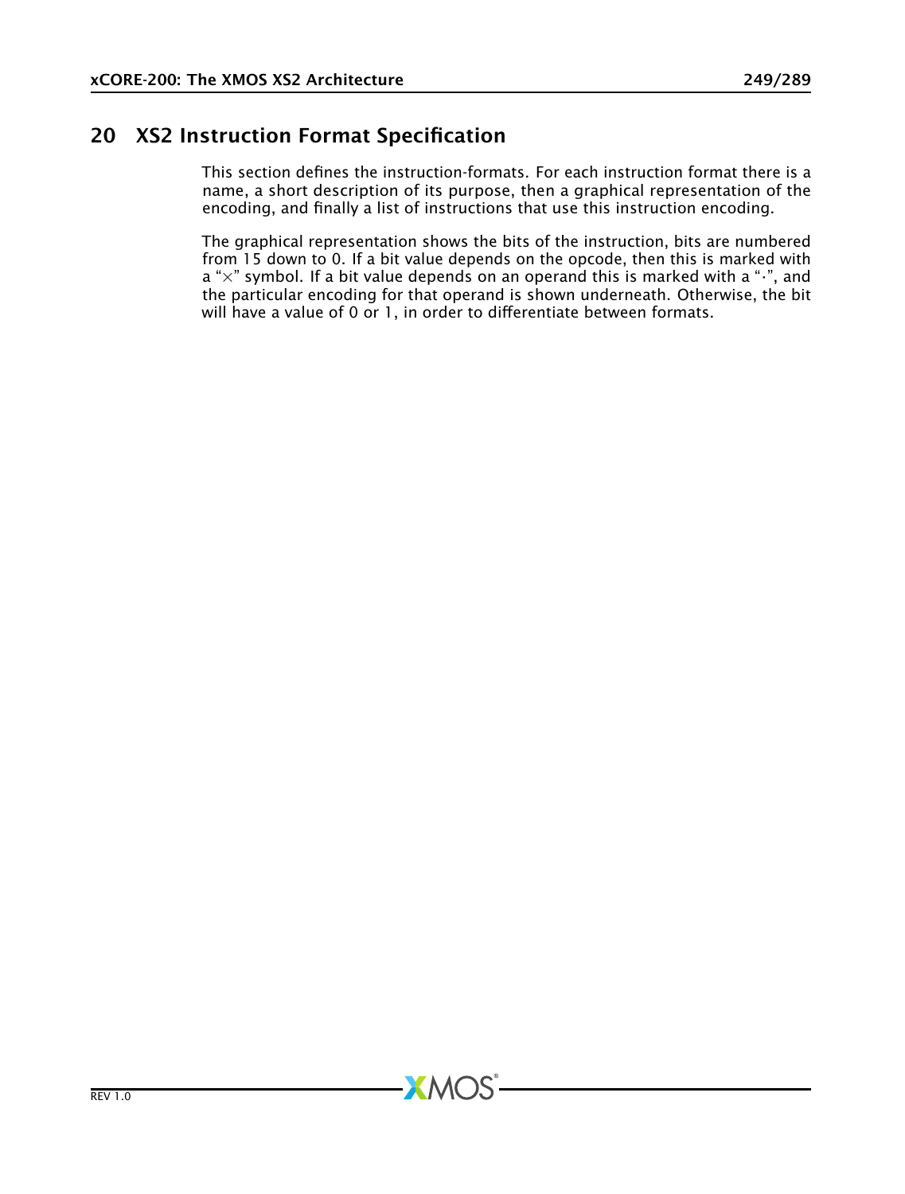# 20 XS2 Instruction Format Specification

This section defines the instruction-formats. For each instruction format there is a name, a short description of its purpose, then a graphical representation of the encoding, and finally a list of instructions that use this instruction encoding.

The graphical representation shows the bits of the instruction, bits are numbered from 15 down to 0. If a bit value depends on the opcode, then this is marked with a "$\times$" symbol. If a bit value depends on an operand this is marked with a "$\cdot$", and the particular encoding for that operand is shown underneath. Otherwise, the bit will have a value of 0 or 1, in order to differentiate between formats.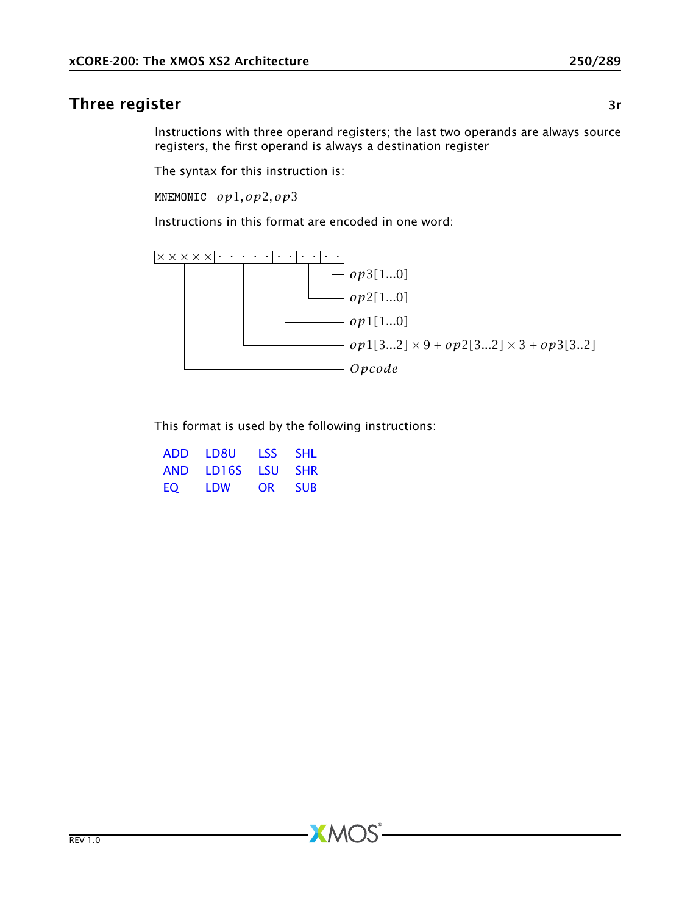## Three register

**3r**

Instructions with three operand registers; the last two operands are always source registers, the first operand is always a destination register

The syntax for this instruction is:

MNEMONIC $op1, op2, op3$

Instructions in this format are encoded in one word:

```
|× × × × ×|· · · · ·|· ·|· ·|· ·|
     |         |      |   |   └── op3[1...0]
     |         |      |   └────── op2[1...0]
     |         |      └────────── op1[1...0]
     |         └───────────────── op1[3...2] × 9 + op2[3...2] × 3 + op3[3..2]
     └─────────────────────────── Opcode
```

- $op3[1...0]$
- $op2[1...0]$
- $op1[1...0]$
- $op1[3...2] \times 9 + op2[3...2] \times 3 + op3[3..2]$
- $Opcode$

This format is used by the following instructions:

| | | | |
|---|---|---|---|
| ADD | LD8U | LSS | SHL |
| AND | LD16S | LSU | SHR |
| EQ | LDW | OR | SUB |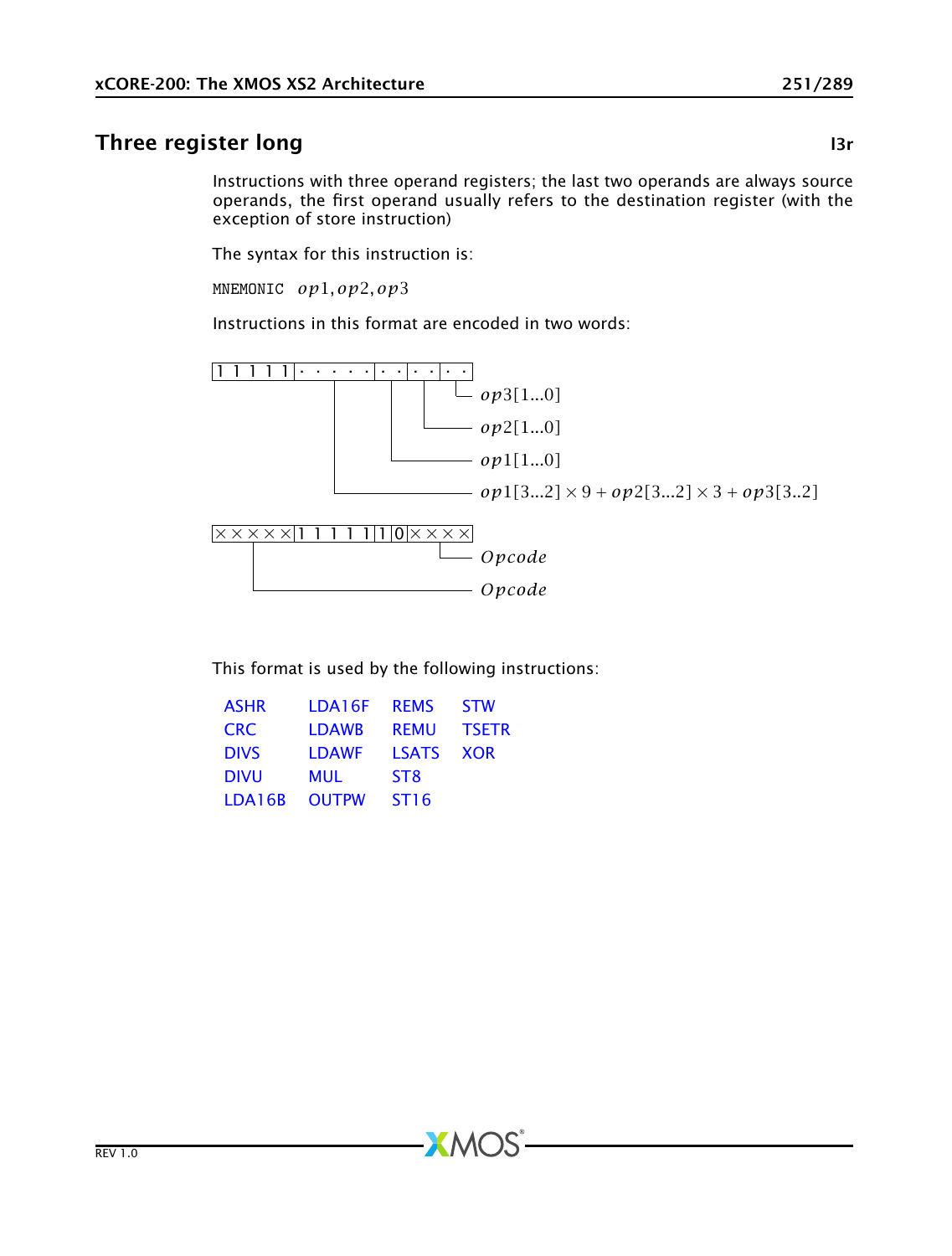## Three register long

**l3r**

Instructions with three operand registers; the last two operands are always source operands, the first operand usually refers to the destination register (with the exception of store instruction)

The syntax for this instruction is:

MNEMONIC $op1, op2, op3$

Instructions in this format are encoded in two words:

```
|1 1 1 1 1|· · · · ·|· ·|· ·|· ·|
                               └─ op3[1...0]
                          └────── op2[1...0]
                     └─────────── op1[1...0]
           └───────────────────── op1[3...2] × 9 + op2[3...2] × 3 + op3[3..2]

|× × × × ×|1 1 1 1 1|1 0|× × × ×|
                             └─── Opcode
     └─────────────────────────── Opcode
```

This format is used by the following instructions:

| | | | |
|---|---|---|---|
| ASHR | LDA16F | REMS | STW |
| CRC | LDAWB | REMU | TSETR |
| DIVS | LDAWF | LSATS | XOR |
| DIVU | MUL | ST8 | |
| LDA16B | OUTPW | ST16 | |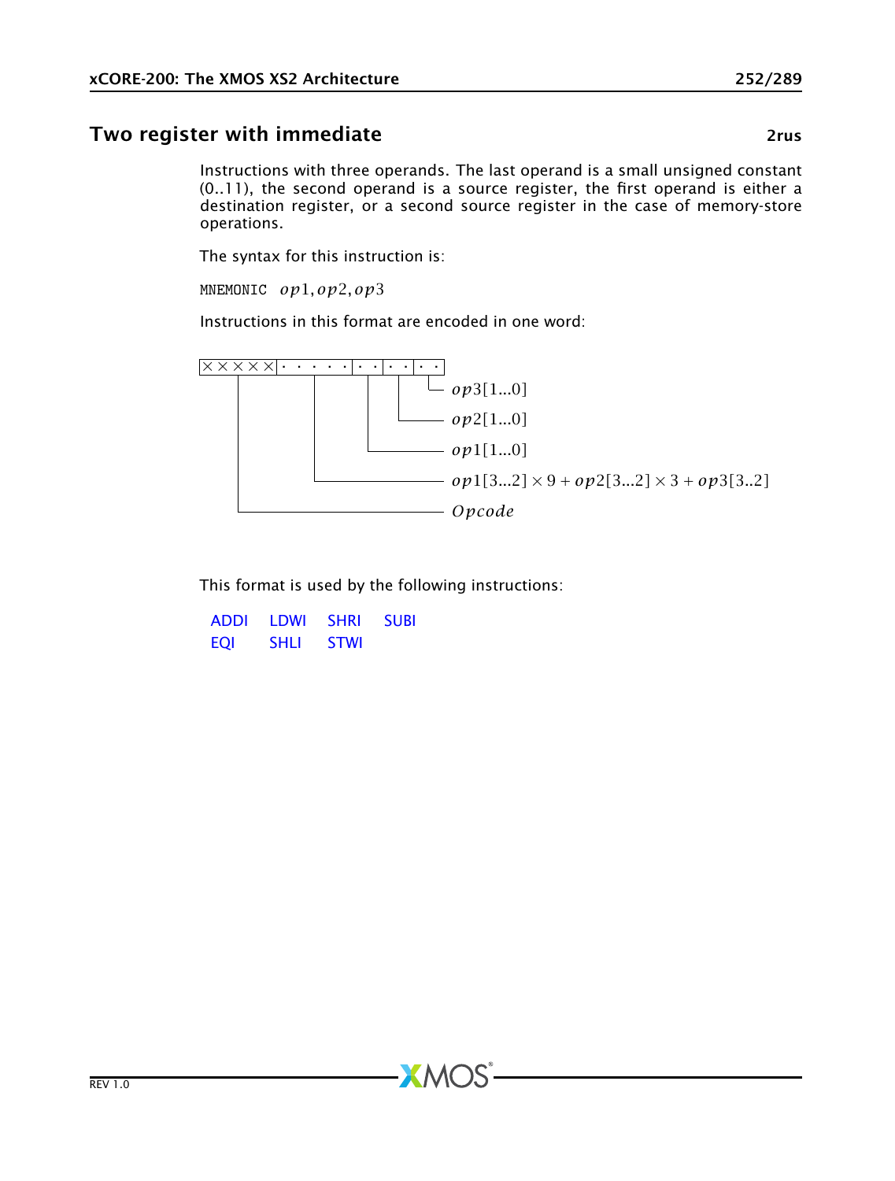## Two register with immediate

**2rus**

Instructions with three operands. The last operand is a small unsigned constant (0..11), the second operand is a source register, the first operand is either a destination register, or a second source register in the case of memory-store operations.

The syntax for this instruction is:

`MNEMONIC` $op1, op2, op3$

Instructions in this format are encoded in one word:

```
|× × × × ×|· · · · ·|· ·|· ·|· ·|
```

- $op3[1...0]$
- $op2[1...0]$
- $op1[1...0]$
- $op1[3...2] \times 9 + op2[3...2] \times 3 + op3[3..2]$
- $Opcode$

This format is used by the following instructions:

ADDI LDWI SHRI SUBI
EQI SHLI STWI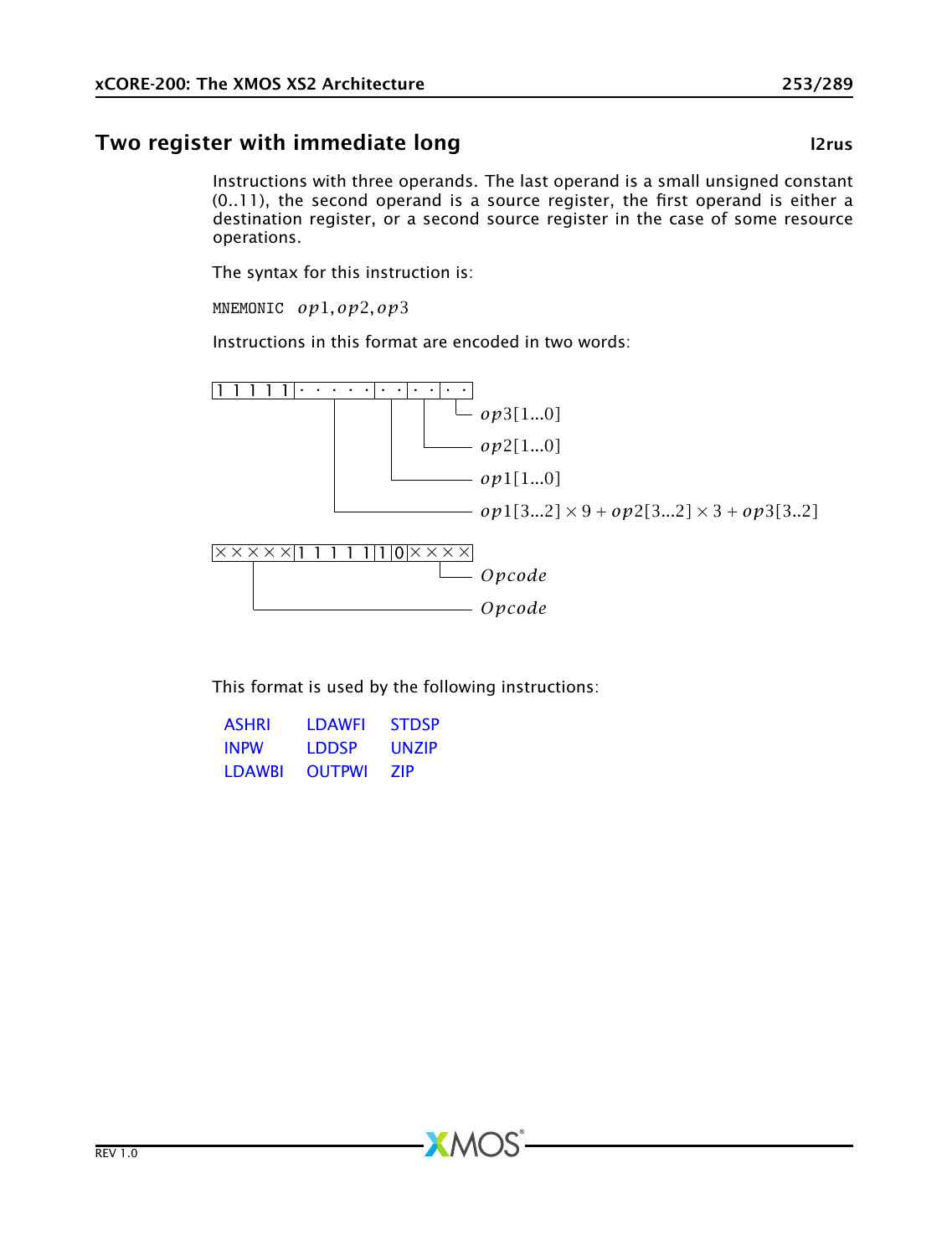## Two register with immediate long — l2rus

Instructions with three operands. The last operand is a small unsigned constant (0..11), the second operand is a source register, the first operand is either a destination register, or a second source register in the case of some resource operations.

The syntax for this instruction is:

MNEMONIC $op1, op2, op3$

Instructions in this format are encoded in two words:

```
|1 1 1 1 1|· · · · ·|· ·|· ·|· ·|
                      |    |    └── op3[1...0]
                      |    └────── op2[1...0]
                      └─────────── op1[1...0]
            └───────────────────── op1[3...2] × 9 + op2[3...2] × 3 + op3[3..2]

|× × × × ×|1 1 1 1 1|1|0|× × × ×|
                          └──── Opcode
   └─────────────────────────── Opcode
```

This format is used by the following instructions:

| | | |
|---|---|---|
| ASHRI | LDAWFI | STDSP |
| INPW | LDDSP | UNZIP |
| LDAWBI | OUTPWI | ZIP |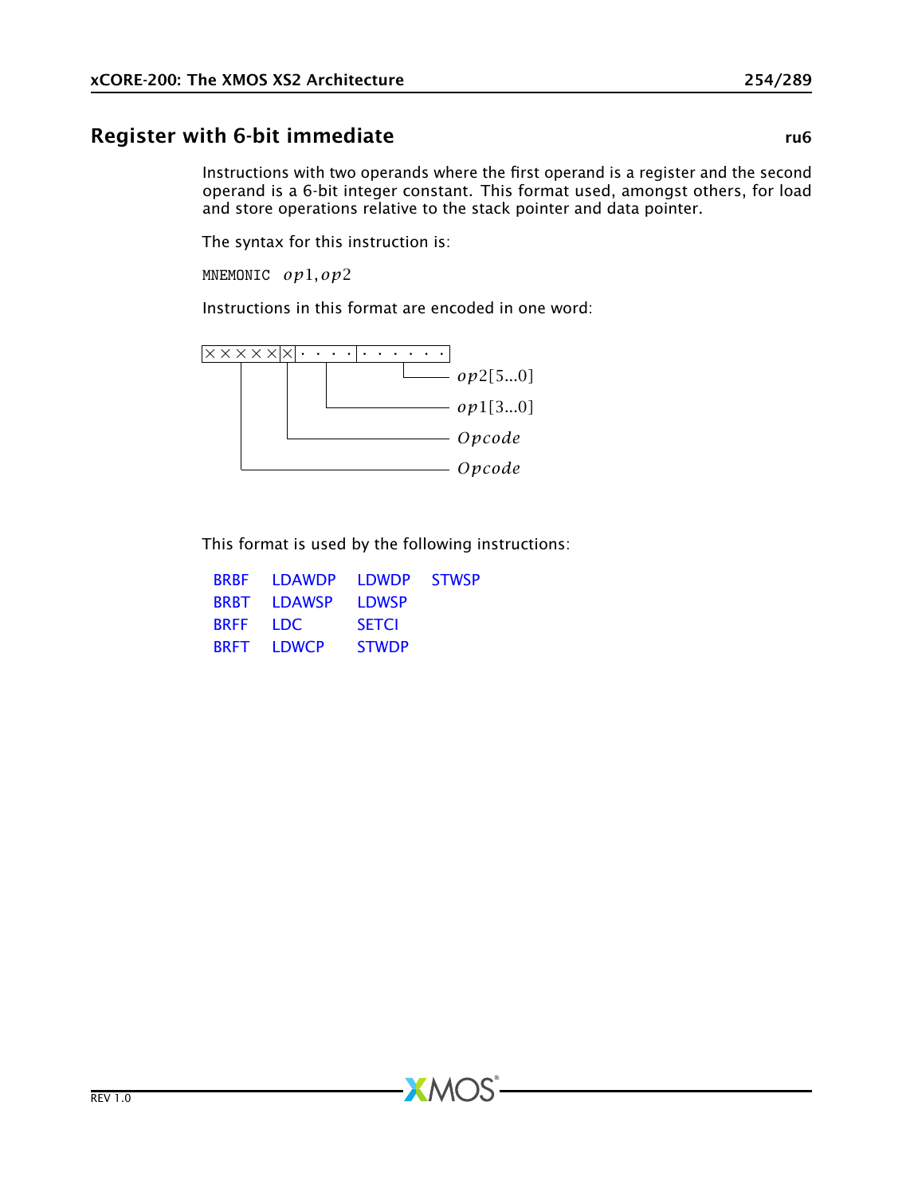## Register with 6-bit immediate

**ru6**

Instructions with two operands where the first operand is a register and the second operand is a 6-bit integer constant. This format used, amongst others, for load and store operations relative to the stack pointer and data pointer.

The syntax for this instruction is:

MNEMONIC $op1, op2$

Instructions in this format are encoded in one word:

```
|× × × × ×|×|· · · ·|· · · · · ·|
     |     |    |         |
     |     |    |         └──── op2[5...0]
     |     |    └────────────── op1[3...0]
     |     └─────────────────── Opcode
     └───────────────────────── Opcode
```

This format is used by the following instructions:

| | | | |
|---|---|---|---|
| BRBF | LDAWDP | LDWDP | STWSP |
| BRBT | LDAWSP | LDWSP | |
| BRFF | LDC | SETCI | |
| BRFT | LDWCP | STWDP | |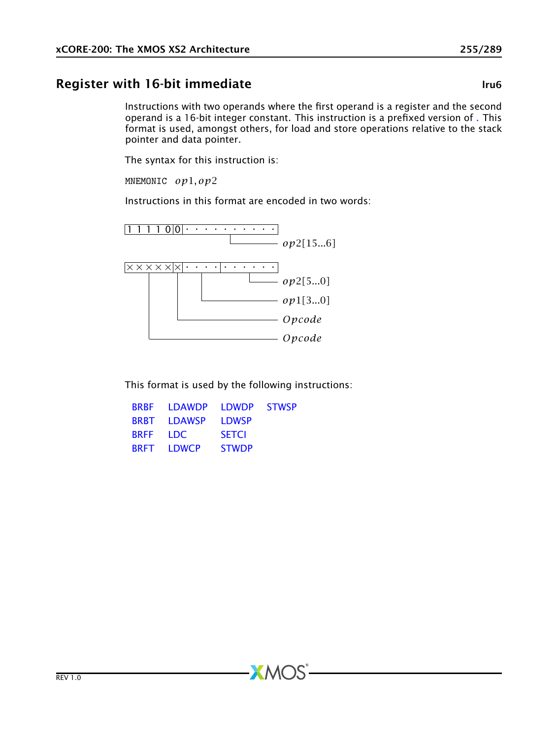## Register with 16-bit immediate

**lru6**

Instructions with two operands where the first operand is a register and the second operand is a 16-bit integer constant. This instruction is a prefixed version of . This format is used, amongst others, for load and store operations relative to the stack pointer and data pointer.

The syntax for this instruction is:

MNEMONIC $op1, op2$

Instructions in this format are encoded in two words:

```
|1 1 1 1 0|0|· · · · · · · · · ·|
                 └──────────── op2[15...6]

|× × × × ×|×|· · · ·|· · · · · ·|
     |     |    |         └──── op2[5...0]
     |     |    └────────────── op1[3...0]
     |     └─────────────────── Opcode
     └───────────────────────── Opcode
```

This format is used by the following instructions:

| | | | |
|---|---|---|---|
| BRBF | LDAWDP | LDWDP | STWSP |
| BRBT | LDAWSP | LDWSP | |
| BRFF | LDC | SETCI | |
| BRFT | LDWCP | STWDP | |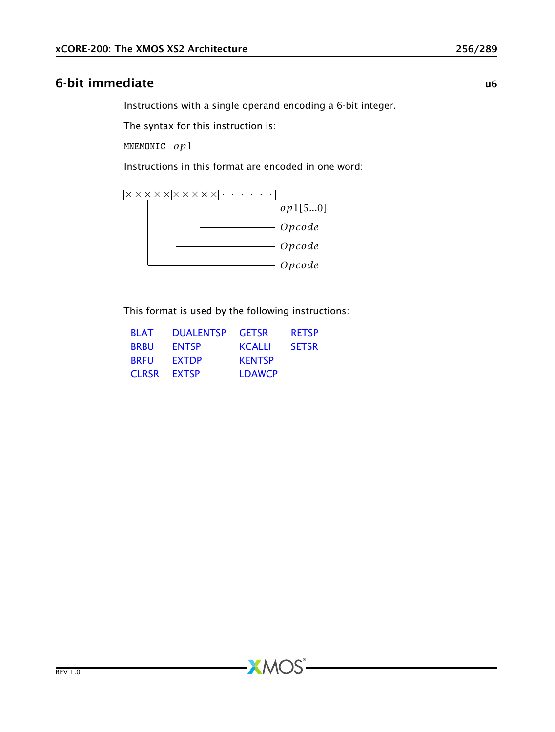## 6-bit immediate

**u6**

Instructions with a single operand encoding a 6-bit integer.

The syntax for this instruction is:

MNEMONIC *op*1

Instructions in this format are encoded in one word:

```
|×××××|×|××××|······|
   |    |   |      └── op1[5...0]
   |    |   └───────── Opcode
   |    └───────────── Opcode
   └────────────────── Opcode
```

This format is used by the following instructions:

| | | | |
|---|---|---|---|
| BLAT | DUALENTSP | GETSR | RETSP |
| BRBU | ENTSP | KCALLI | SETSR |
| BRFU | EXTDP | KENTSP | |
| CLRSR | EXTSP | LDAWCP | |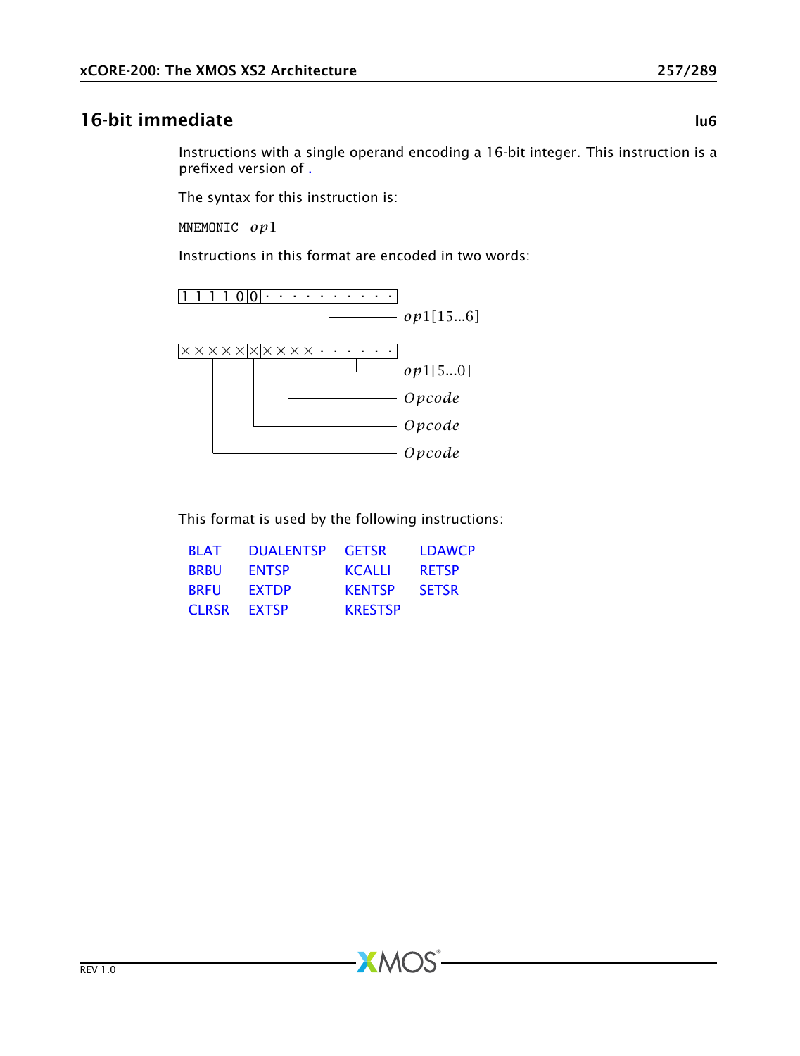## 16-bit immediate **lu6**

Instructions with a single operand encoding a 16-bit integer. This instruction is a prefixed version of .

The syntax for this instruction is:

MNEMONIC $op1$

Instructions in this format are encoded in two words:

```
|1 1 1 1 0|0| · · · · · · · · · · |
                  └──────────────── op1[15...6]

|× × × × ×|×|× × × ×| · · · · · · |
                         └──────── op1[5...0]
               └────────────────── Opcode
            └───────────────────── Opcode
     └──────────────────────────── Opcode
```

This format is used by the following instructions:

| | | | |
|---|---|---|---|
| BLAT | DUALENTSP | GETSR | LDAWCP |
| BRBU | ENTSP | KCALLI | RETSP |
| BRFU | EXTDP | KENTSP | SETSR |
| CLRSR | EXTSP | KRESTSP | |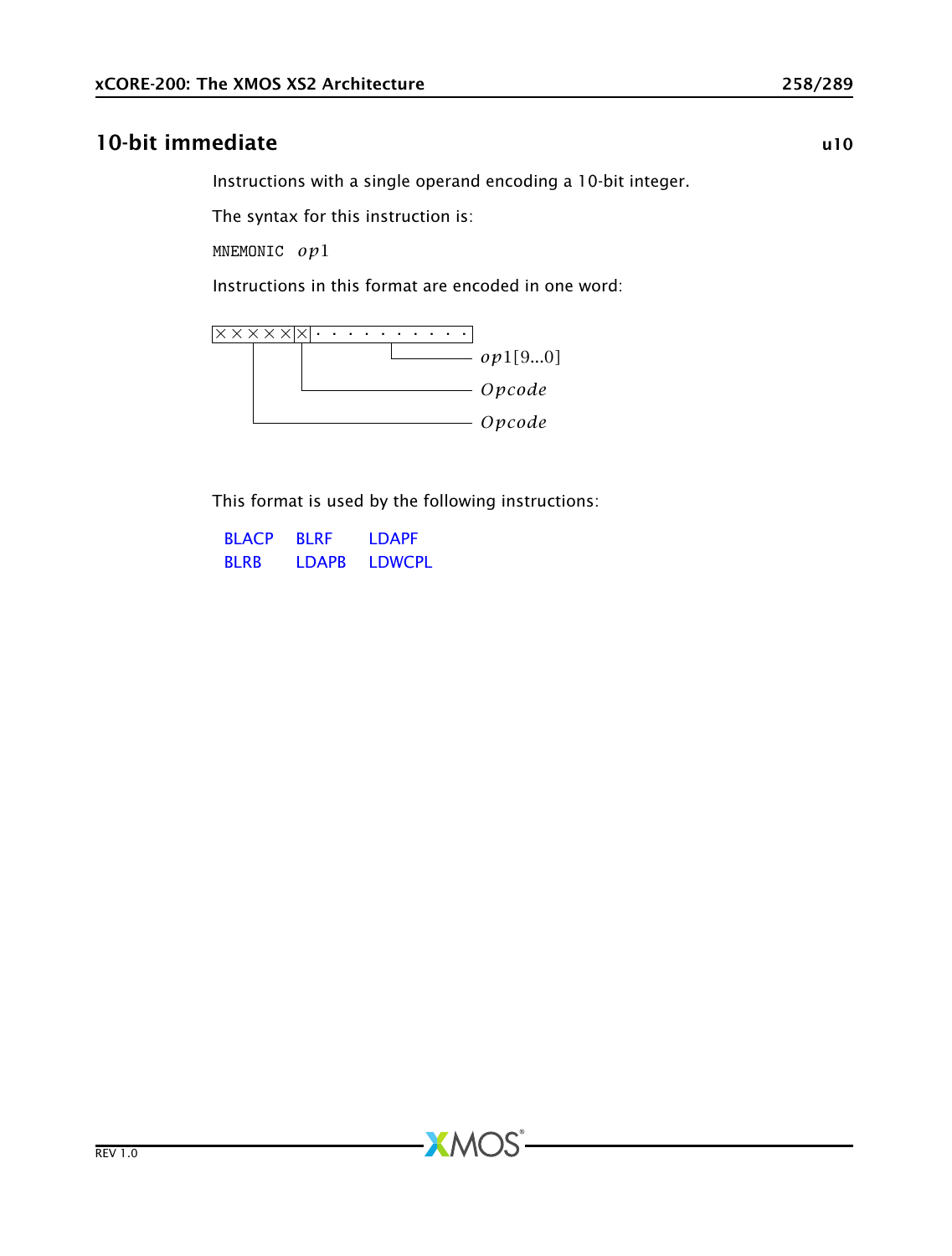## 10-bit immediate

**u10**

Instructions with a single operand encoding a 10-bit integer.

The syntax for this instruction is:

MNEMONIC *op*1

Instructions in this format are encoded in one word:

```
|× × × × ×|×|· · · · · · · · · ·|
     |     |          |
     |     |          └──────── op1[9...0]
     |     └─────────────────── Opcode
     └───────────────────────── Opcode
```

This format is used by the following instructions:

| | | |
|---|---|---|
| BLACP | BLRF | LDAPF |
| BLRB | LDAPB | LDWCPL |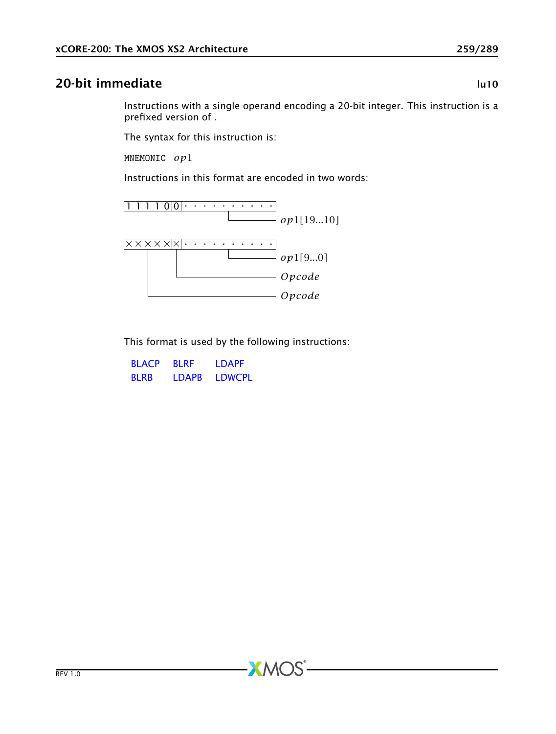## 20-bit immediate

lu10

Instructions with a single operand encoding a 20-bit integer. This instruction is a prefixed version of .

The syntax for this instruction is:

MNEMONIC $op1$

Instructions in this format are encoded in two words:

```
|1 1 1 1 0|0|· · · · · · · · · ·|
                  └──────────── op1[19...10]

|× × × × ×|×|· · · · · · · · · ·|
   |       |      └──────────── op1[9...0]
   |       └─────────────────── Opcode
   └─────────────────────────── Opcode
```

This format is used by the following instructions:

| | | |
|---|---|---|
| BLACP | BLRF | LDAPF |
| BLRB | LDAPB | LDWCPL |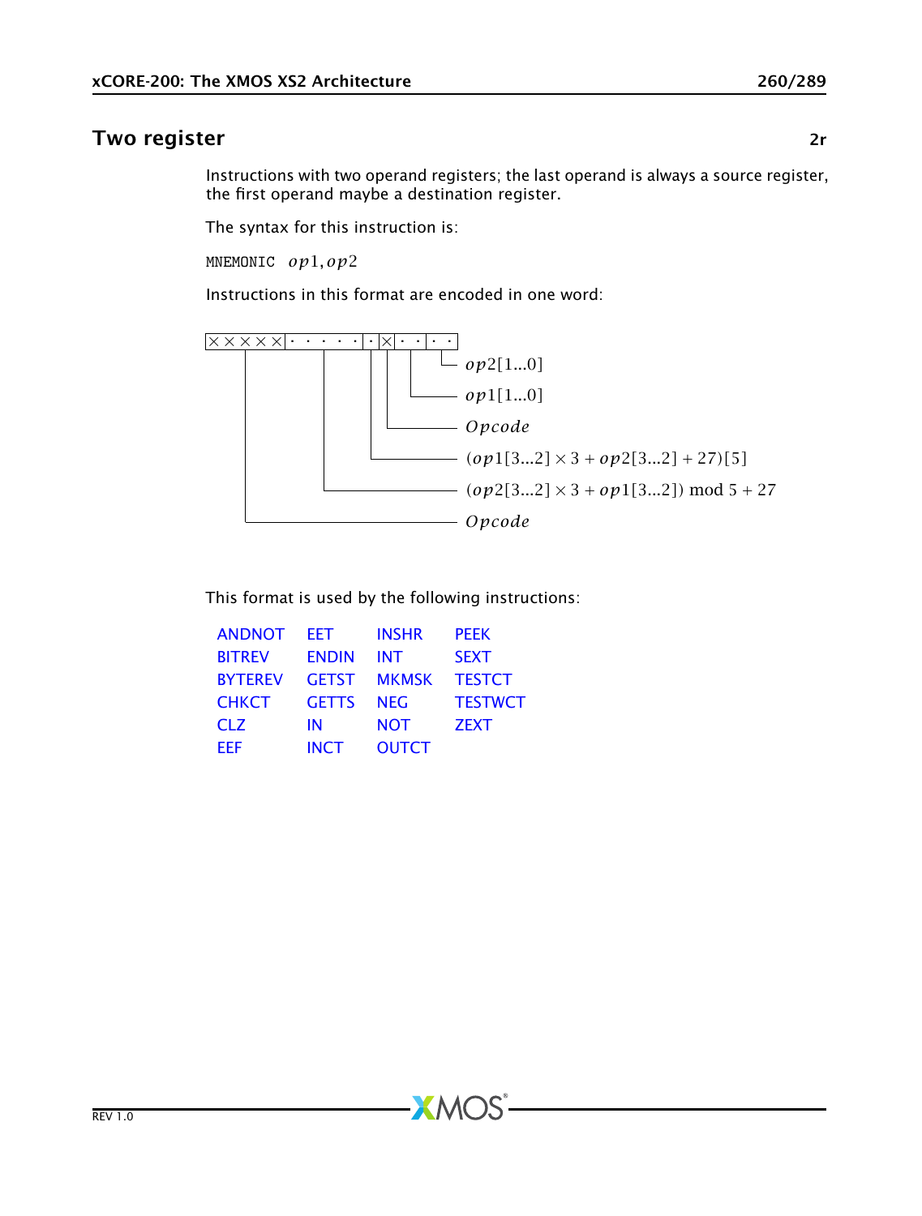## Two register **2r**

Instructions with two operand registers; the last operand is always a source register, the first operand maybe a destination register.

The syntax for this instruction is:

MNEMONIC $op1, op2$

Instructions in this format are encoded in one word:

```
|× × × × ×|· · · · ·|·|×|· ·|· ·|
```

- $op2[1...0]$
- $op1[1...0]$
- $Opcode$
- $(op1[3...2] \times 3 + op2[3...2] + 27)[5]$
- $(op2[3...2] \times 3 + op1[3...2]) \bmod 5 + 27$
- $Opcode$

This format is used by the following instructions:

| | | | |
|---|---|---|---|
| ANDNOT | EET | INSHR | PEEK |
| BITREV | ENDIN | INT | SEXT |
| BYTEREV | GETST | MKMSK | TESTCT |
| CHKCT | GETTS | NEG | TESTWCT |
| CLZ | IN | NOT | ZEXT |
| EEF | INCT | OUTCT | |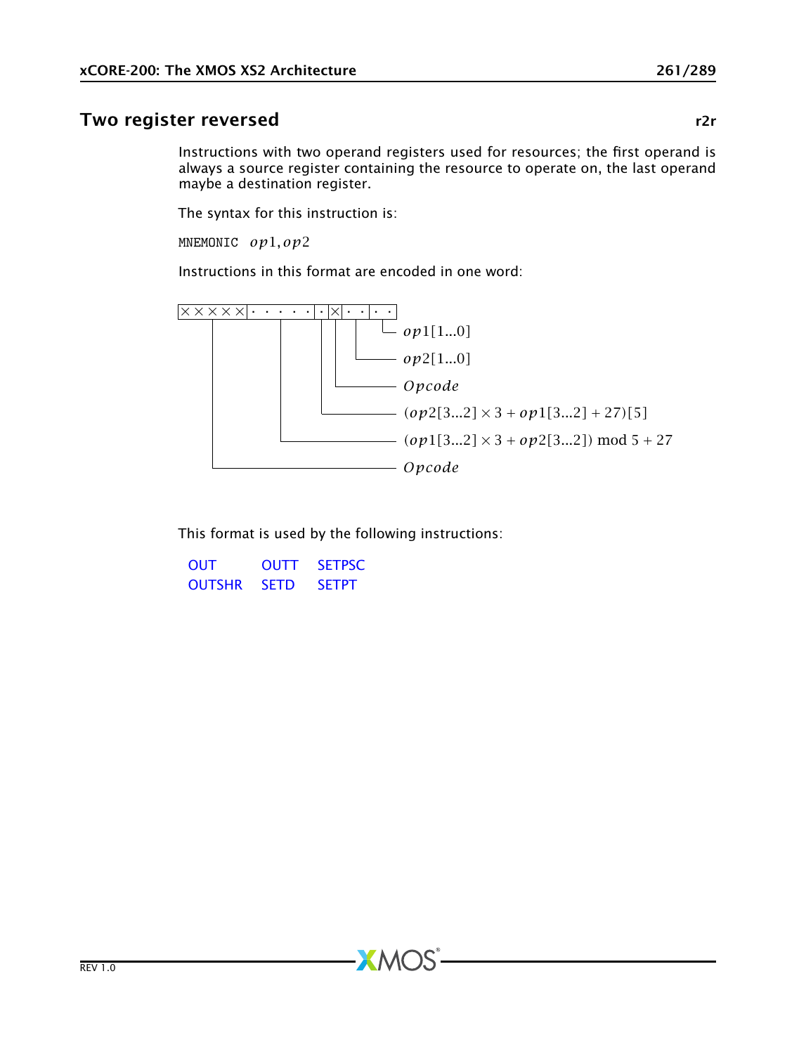## Two register reversed **r2r**

Instructions with two operand registers used for resources; the first operand is always a source register containing the resource to operate on, the last operand maybe a destination register.

The syntax for this instruction is:

MNEMONIC $op1, op2$

Instructions in this format are encoded in one word:

```
|× × × × ×|· · · · · ·|·|×|· ·|· ·|
```

- $op1[1...0]$
- $op2[1...0]$
- $Opcode$
- $(op2[3...2] \times 3 + op1[3...2] + 27)[5]$
- $(op1[3...2] \times 3 + op2[3...2]) \bmod 5 + 27$
- $Opcode$

This format is used by the following instructions:

| | | |
|---|---|---|
| OUT | OUTT | SETPSC |
| OUTSHR | SETD | SETPT |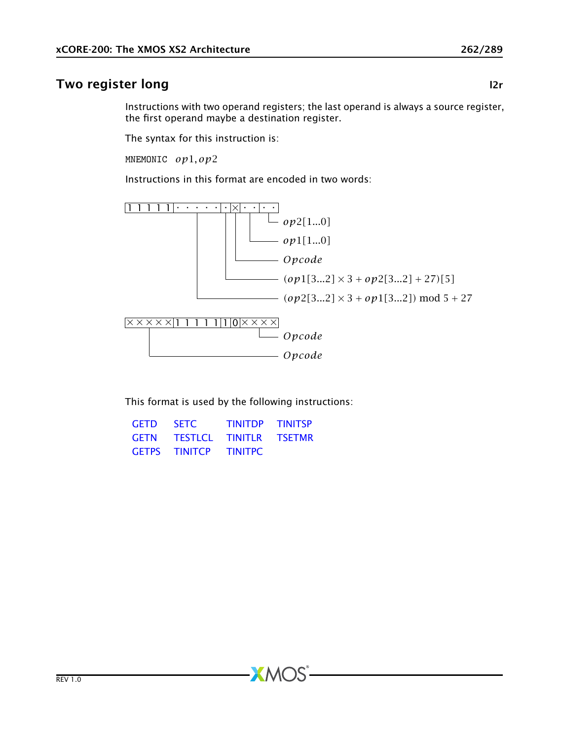## Two register long

**l2r**

Instructions with two operand registers; the last operand is always a source register, the first operand maybe a destination register.

The syntax for this instruction is:

MNEMONIC $op1, op2$

Instructions in this format are encoded in two words:

```
|1 1 1 1 1|· · · · ·|·|×|· ·|· ·|
                     | |  |    └─ op2[1...0]
                     | |  └────── op1[1...0]
                     | └───────── Opcode
                     └─────────── (op1[3...2] × 3 + op2[3...2] + 27)[5]
           └───────────────────── (op2[3...2] × 3 + op1[3...2]) mod 5 + 27

|× × × × ×|1 1 1 1 1|1|0|× × × ×|
                         └─ Opcode
 └───────────────────────── Opcode
```

- $op2[1...0]$
- $op1[1...0]$
- $Opcode$
- $(op1[3...2] \times 3 + op2[3...2] + 27)[5]$
- $(op2[3...2] \times 3 + op1[3...2]) \bmod 5 + 27$

Second word: $Opcode$, $Opcode$

This format is used by the following instructions:

| | | | |
|---|---|---|---|
| GETD | SETC | TINITDP | TINITSP |
| GETN | TESTLCL | TINITLR | TSETMR |
| GETPS | TINITCP | TINITPC | |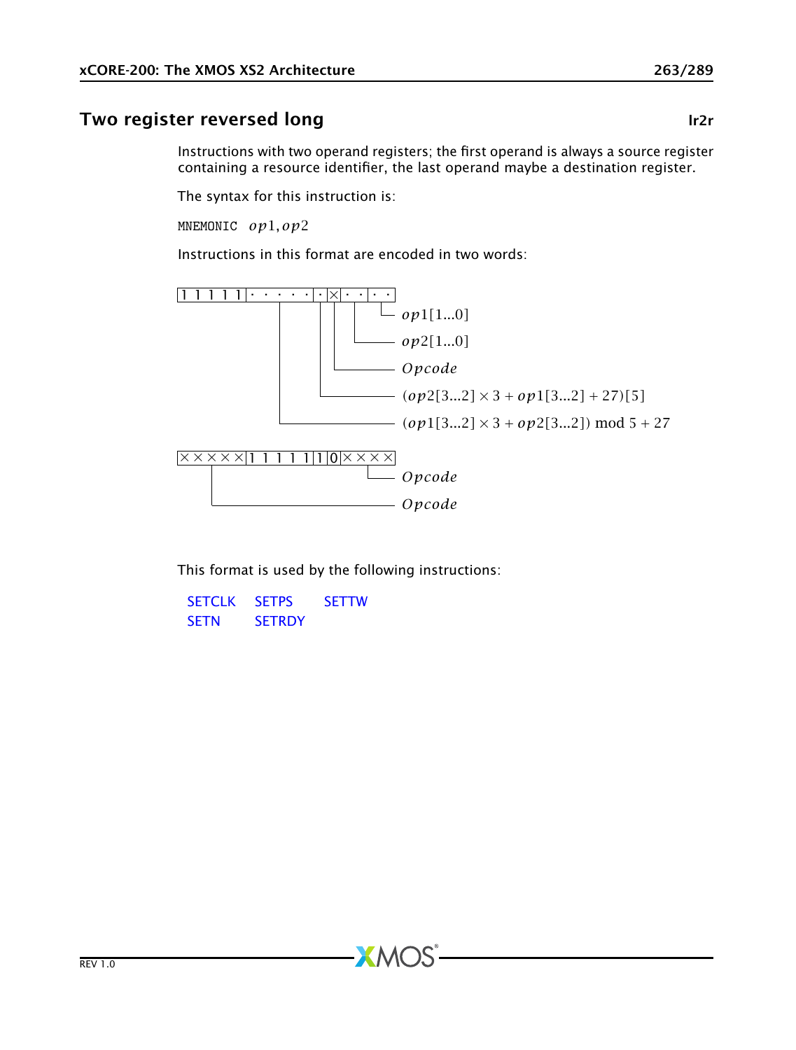## Two register reversed long

**lr2r**

Instructions with two operand registers; the first operand is always a source register containing a resource identifier, the last operand maybe a destination register.

The syntax for this instruction is:

MNEMONIC $op1, op2$

Instructions in this format are encoded in two words:

```
|1 1 1 1 1|· · · · ·|·|×|· ·|· ·|
                        |   |    └─ op1[1...0]
                        |   └────── op2[1...0]
                        └────────── Opcode
                      └──────────── (op2[3...2] × 3 + op1[3...2] + 27)[5]
            └────────────────────── (op1[3...2] × 3 + op2[3...2]) mod 5 + 27

|× × × × ×|1 1 1 1 1|1|0|× × × ×|
                              └─ Opcode
   └──────────────────────────── Opcode
```

- $op1[1...0]$
- $op2[1...0]$
- $Opcode$
- $(op2[3...2] \times 3 + op1[3...2] + 27)[5]$
- $(op1[3...2] \times 3 + op2[3...2]) \bmod 5 + 27$

This format is used by the following instructions:

SETCLK SETPS SETTW
SETN SETRDY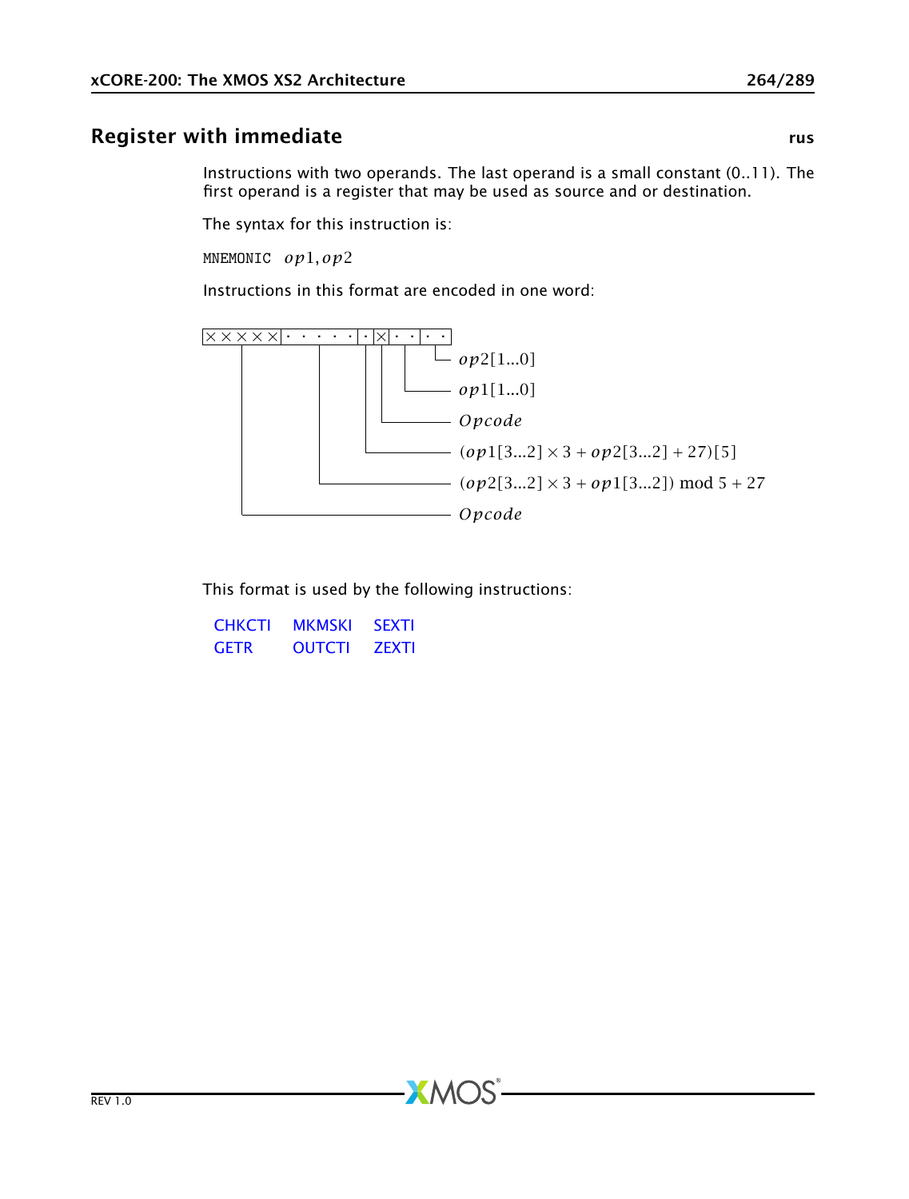## Register with immediate

**rus**

Instructions with two operands. The last operand is a small constant (0..11). The first operand is a register that may be used as source and or destination.

The syntax for this instruction is:

MNEMONIC $op1, op2$

Instructions in this format are encoded in one word:

```
|× × × × ×|· · · · ·|·|×|· ·|· ·|
```

- $op2[1...0]$
- $op1[1...0]$
- $Opcode$
- $(op1[3...2] \times 3 + op2[3...2] + 27)[5]$
- $(op2[3...2] \times 3 + op1[3...2]) \bmod 5 + 27$
- $Opcode$

This format is used by the following instructions:

| | | |
|---|---|---|
| CHKCTI | MKMSKI | SEXTI |
| GETR | OUTCTI | ZEXTI |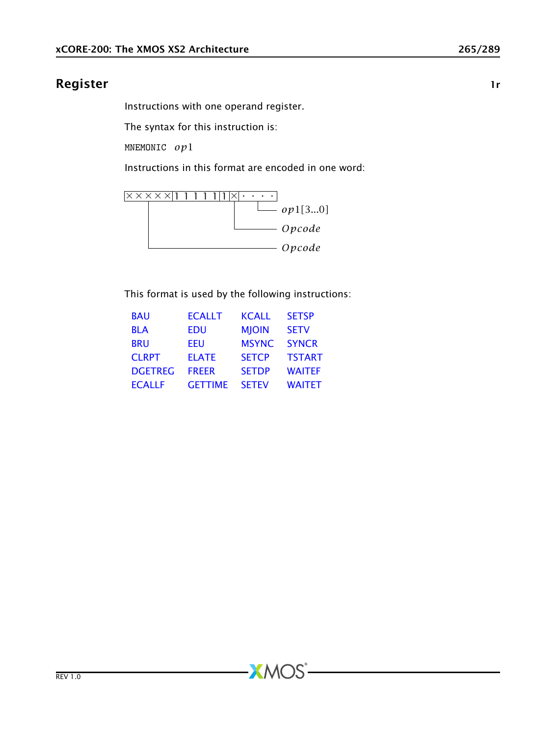## Register

1r

Instructions with one operand register.

The syntax for this instruction is:

MNEMONIC $op1$

Instructions in this format are encoded in one word:

```
|× × × × ×|1 1 1 1 1|1|×|· · · ·|
            |           |    └──── op1[3...0]
            |           └───────── Opcode
            └───────────────────── Opcode
```

This format is used by the following instructions:

| | | | |
|---|---|---|---|
| BAU | ECALLT | KCALL | SETSP |
| BLA | EDU | MJOIN | SETV |
| BRU | EEU | MSYNC | SYNCR |
| CLRPT | ELATE | SETCP | TSTART |
| DGETREG | FREER | SETDP | WAITEF |
| ECALLF | GETTIME | SETEV | WAITET |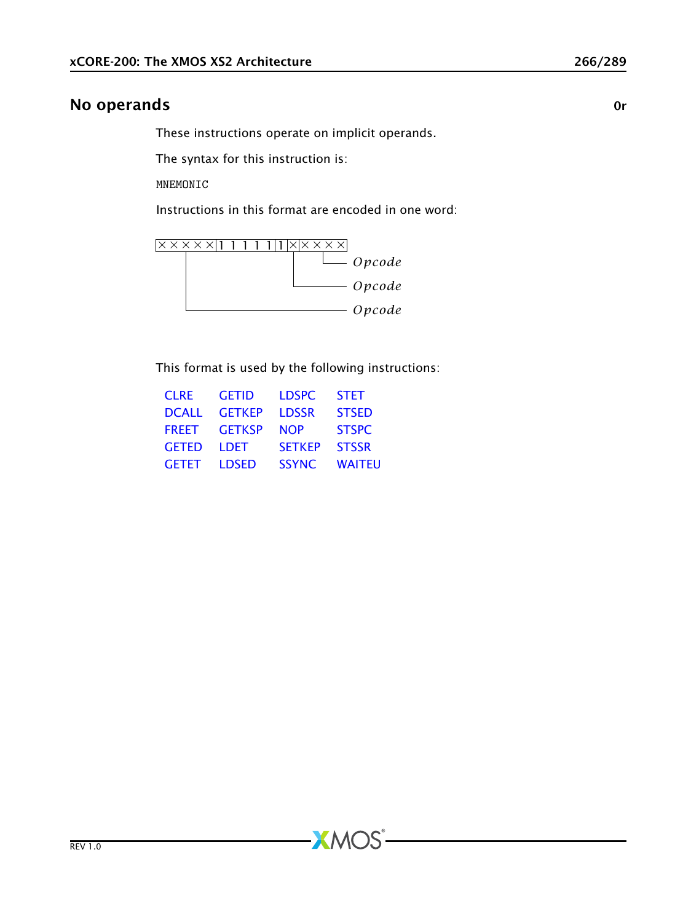## No operands 0r

These instructions operate on implicit operands.

The syntax for this instruction is:

```
MNEMONIC
```

Instructions in this format are encoded in one word:

```
| × × × × × | 1 1 1 1 1 | 1 | × | × × × × |
```

- Bits 0–3 (× × × ×): *Opcode*
- Bit 4 (×): *Opcode*
- Bits 11–15 (× × × × ×): *Opcode*

This format is used by the following instructions:

| | | | |
|---|---|---|---|
| CLRE | GETID | LDSPC | STET |
| DCALL | GETKEP | LDSSR | STSED |
| FREET | GETKSP | NOP | STSPC |
| GETED | LDET | SETKEP | STSSR |
| GETET | LDSED | SSYNC | WAITEU |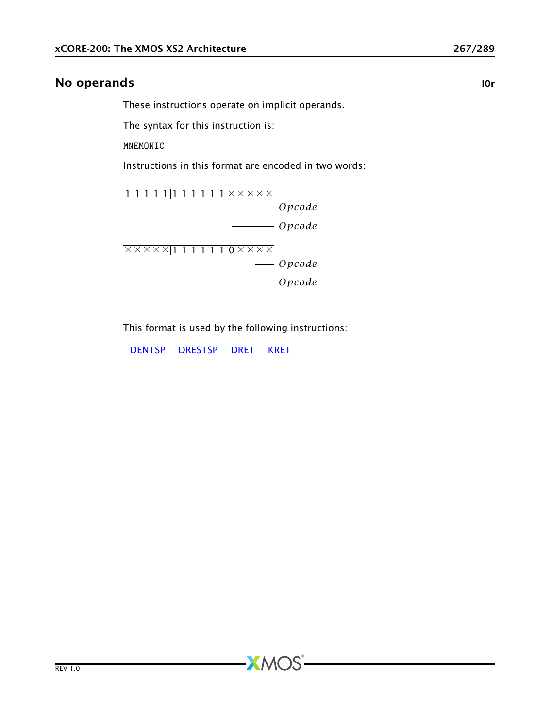## No operands

**l0r**

These instructions operate on implicit operands.

The syntax for this instruction is:

```
MNEMONIC
```

Instructions in this format are encoded in two words:

```
|1 1 1 1 1|1 1 1 1 1|1|× |× × × ×|
                       |  └─────── Opcode
                       └────────── Opcode

|× × × × ×|1 1 1 1 1|1|0|× × × ×|
    |                     └─────── Opcode
    └───────────────────────────── Opcode
```

This format is used by the following instructions:

DENTSP   DRESTSP   DRET   KRET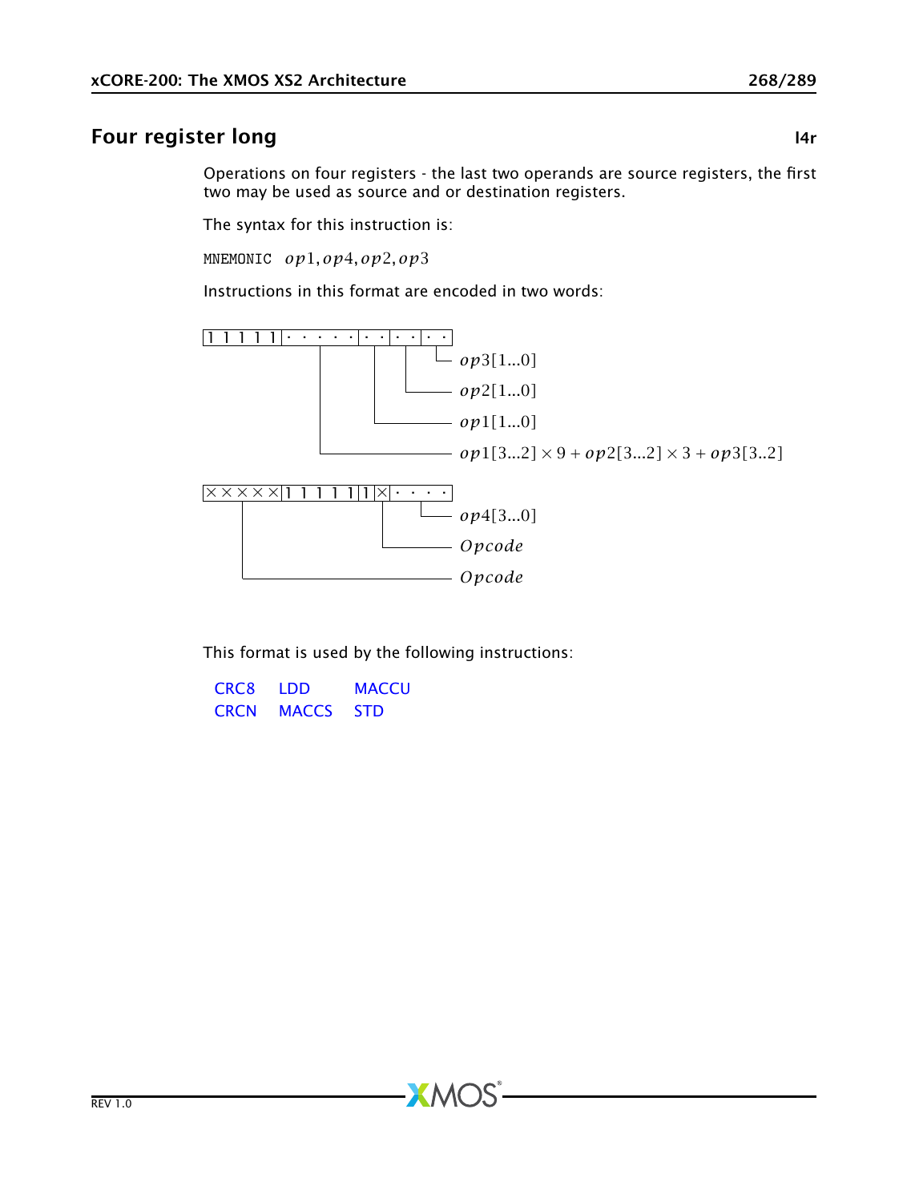## Four register long **l4r**

Operations on four registers - the last two operands are source registers, the first two may be used as source and or destination registers.

The syntax for this instruction is:

MNEMONIC $op1, op4, op2, op3$

Instructions in this format are encoded in two words:

```
|1 1 1 1 1|· · · · ·|· ·|· ·|· ·|
                    |   |   |   └─ op3[1...0]
                    |   |   └───── op2[1...0]
                    |   └───────── op1[1...0]
                    └───────────── op1[3...2] × 9 + op2[3...2] × 3 + op3[3..2]

|× × × × ×|1 1 1 1 1|1|×|· · · ·|
     |                 |    └───── op4[3...0]
     |                 └────────── Opcode
     └──────────────────────────── Opcode
```

This format is used by the following instructions:

| | | |
|---|---|---|
| CRC8 | LDD | MACCU |
| CRCN | MACCS | STD |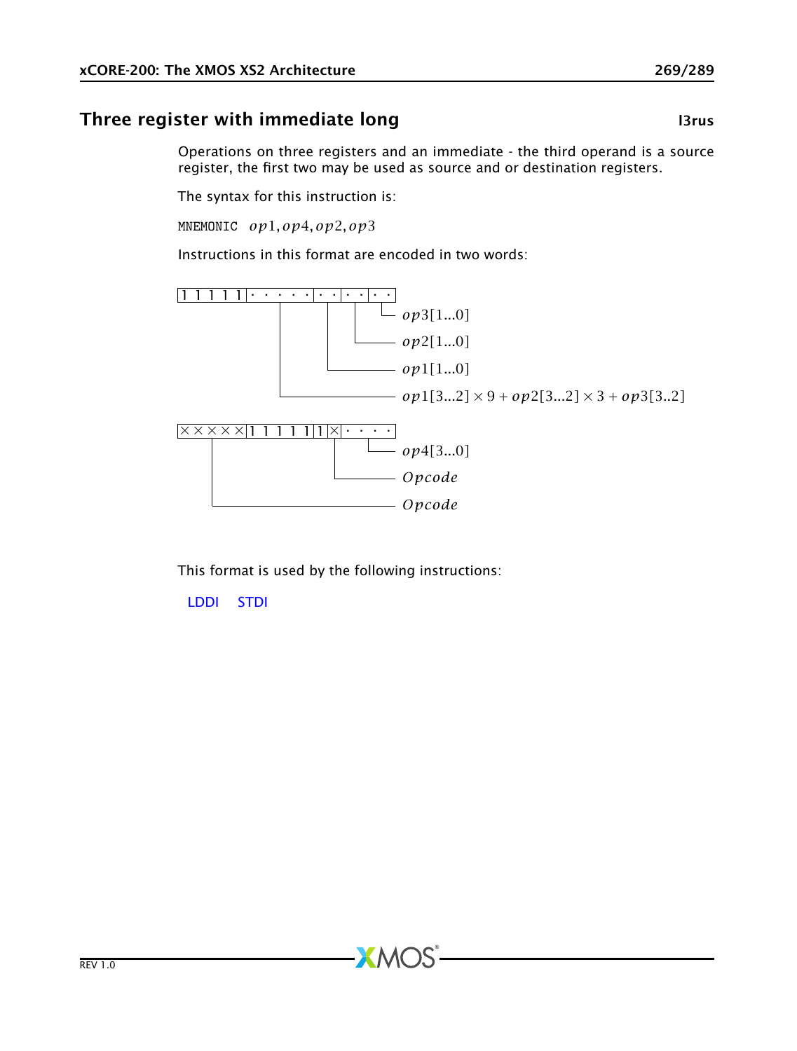## Three register with immediate long

**l3rus**

Operations on three registers and an immediate - the third operand is a source register, the first two may be used as source and or destination registers.

The syntax for this instruction is:

MNEMONIC $op1, op4, op2, op3$

Instructions in this format are encoded in two words:

```
| 1 1 1 1 1 | · · · · · | · · | · · | · · |
                 |          |     |     └─ op3[1...0]
                 |          |     └─────── op2[1...0]
                 |          └───────────── op1[1...0]
                 └──────────────────────── op1[3...2] × 9 + op2[3...2] × 3 + op3[3..2]

| × × × × × | 1 1 1 1 1 | 1 | × | · · · · |
      |                      |       └─ op4[3...0]
      |                      └───────── Opcode
      └──────────────────────────────── Opcode
```

This format is used by the following instructions:

LDDI STDI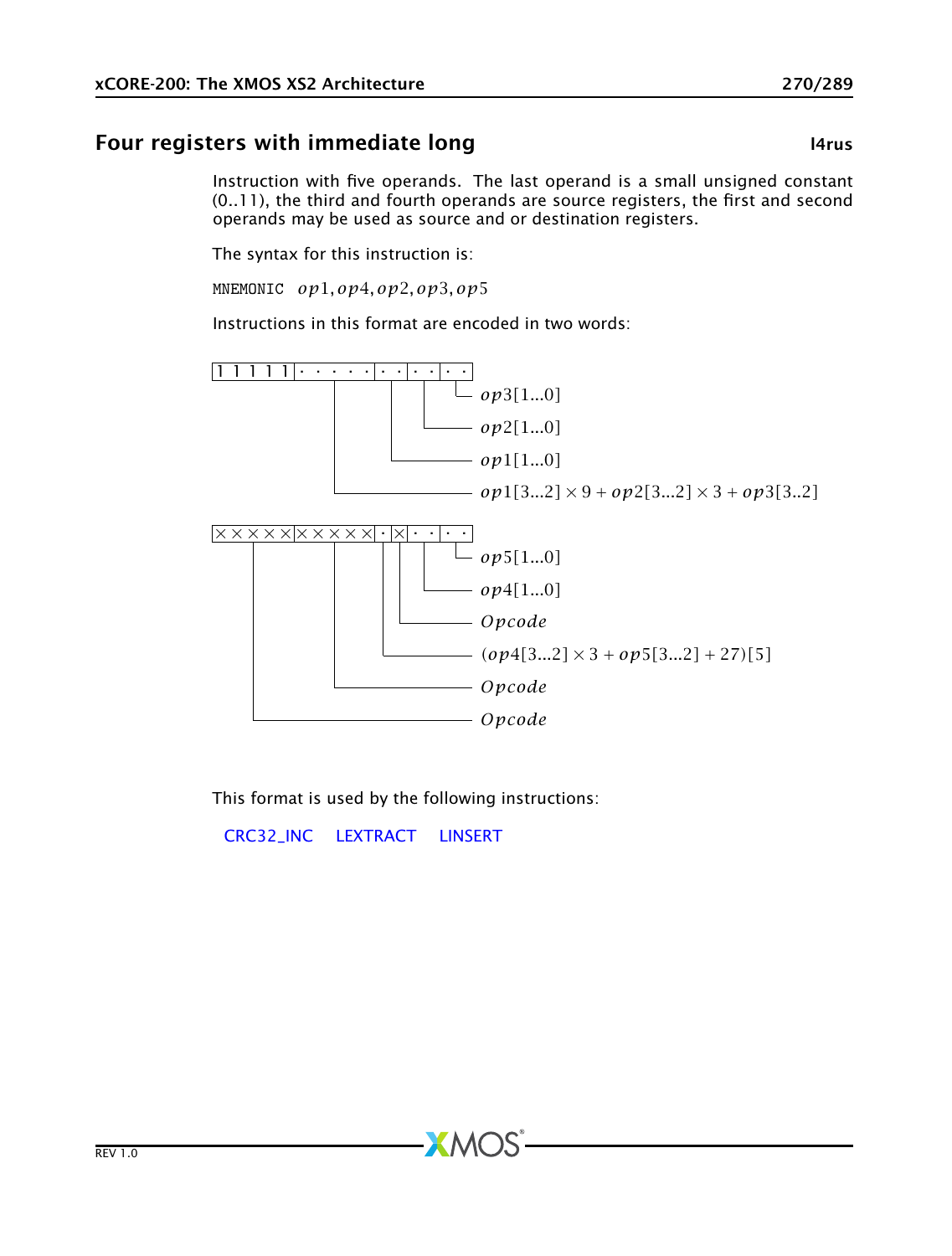## Four registers with immediate long

**l4rus**

Instruction with five operands. The last operand is a small unsigned constant (0..11), the third and fourth operands are source registers, the first and second operands may be used as source and or destination registers.

The syntax for this instruction is:

MNEMONIC $op1, op4, op2, op3, op5$

Instructions in this format are encoded in two words:

First word (bits from most significant to least significant):

| Bits | Field |
| --- | --- |
| 1 1 1 1 1 | (fixed) |
| · · · · · | $op1[3...2] \times 9 + op2[3...2] \times 3 + op3[3..2]$ |
| · · | $op1[1...0]$ |
| · · | $op2[1...0]$ |
| · · | $op3[1...0]$ |

Second word (bits from most significant to least significant):

| Bits | Field |
| --- | --- |
| × × × × × | $Opcode$ |
| × × × × × | $Opcode$ |
| · | $(op4[3...2] \times 3 + op5[3...2] + 27)[5]$ |
| × | $Opcode$ |
| · · | $op4[1...0]$ |
| · · | $op5[1...0]$ |

This format is used by the following instructions:

CRC32_INC LEXTRACT LINSERT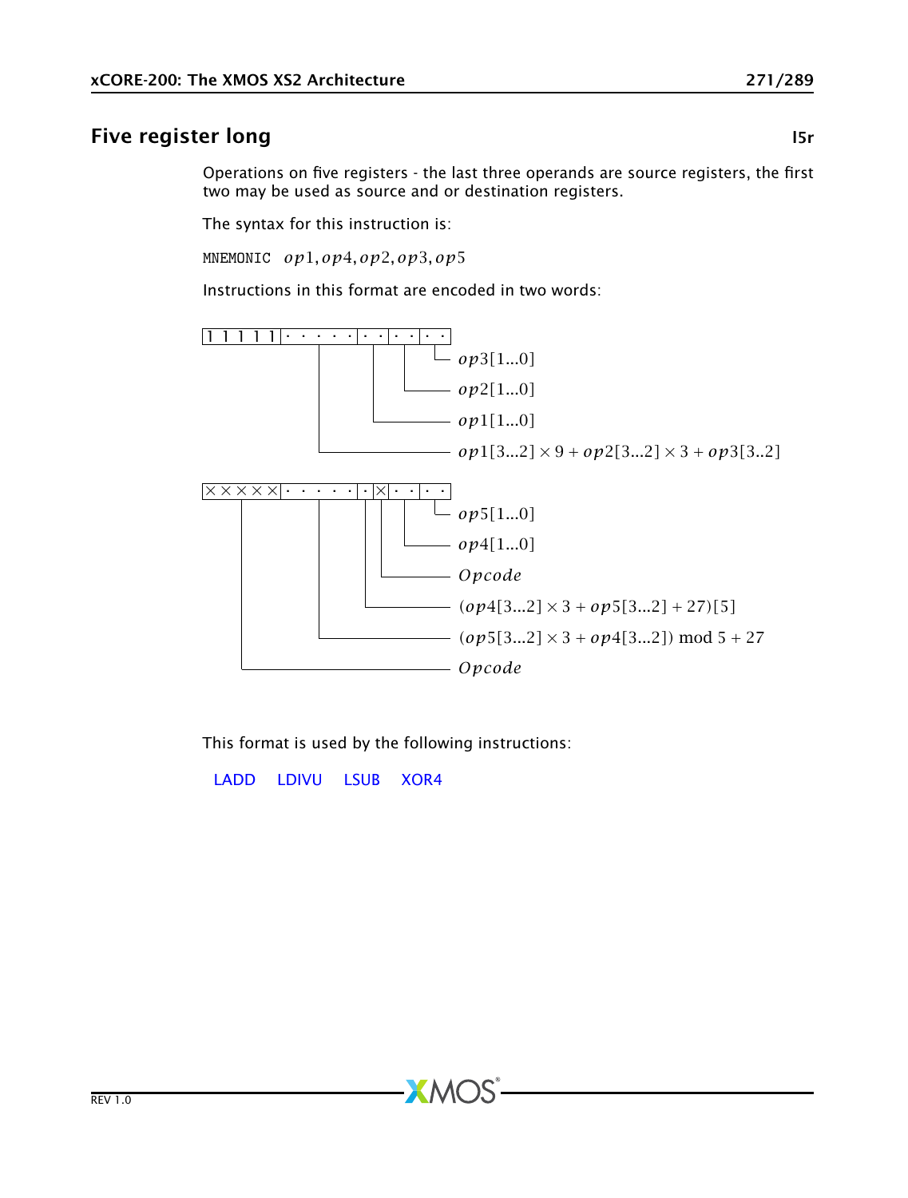## Five register long

**l5r**

Operations on five registers - the last three operands are source registers, the first two may be used as source and or destination registers.

The syntax for this instruction is:

MNEMONIC $op1, op4, op2, op3, op5$

Instructions in this format are encoded in two words:

```
| 1 1 1 1 1 | . . . . . | . . | . . | . . |
                  |          |     |     └─ op3[1...0]
                  |          |     └─────── op2[1...0]
                  |          └───────────── op1[1...0]
                  └──────────────────────── op1[3...2] × 9 + op2[3...2] × 3 + op3[3..2]

| × × × × × | . . . . . | . | × | . . | . . |
      |           |        |   |    |     └─ op5[1...0]
      |           |        |   |    └─────── op4[1...0]
      |           |        |   └──────────── Opcode
      |           |        └──────────────── (op4[3...2] × 3 + op5[3...2] + 27)[5]
      |           └───────────────────────── (op5[3...2] × 3 + op4[3...2]) mod 5 + 27
      └───────────────────────────────────── Opcode
```

- $op3[1...0]$
- $op2[1...0]$
- $op1[1...0]$
- $op1[3...2] \times 9 + op2[3...2] \times 3 + op3[3..2]$

- $op5[1...0]$
- $op4[1...0]$
- *Opcode*
- $(op4[3...2] \times 3 + op5[3...2] + 27)[5]$
- $(op5[3...2] \times 3 + op4[3...2]) \bmod 5 + 27$
- *Opcode*

This format is used by the following instructions:

LADD LDIVU LSUB XOR4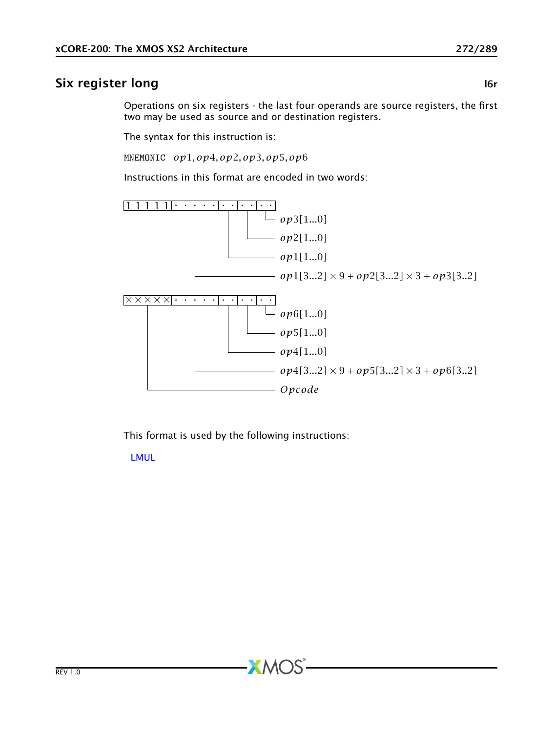## Six register long **l6r**

Operations on six registers - the last four operands are source registers, the first two may be used as source and or destination registers.

The syntax for this instruction is:

MNEMONIC $op1, op4, op2, op3, op5, op6$

Instructions in this format are encoded in two words:

```
1 1 1 1 1|· · · · ·|· ·|· ·|· ·
          |         |    |    └─ op3[1...0]
          |         |    └────── op2[1...0]
          |         └─────────── op1[1...0]
          └───────────────────── op1[3...2] × 9 + op2[3...2] × 3 + op3[3..2]

× × × × ×|· · · · ·|· ·|· ·|· ·
    |     |         |    |    └─ op6[1...0]
    |     |         |    └────── op5[1...0]
    |     |         └─────────── op4[1...0]
    |     └───────────────────── op4[3...2] × 9 + op5[3...2] × 3 + op6[3..2]
    └─────────────────────────── Opcode
```

This format is used by the following instructions:

LMUL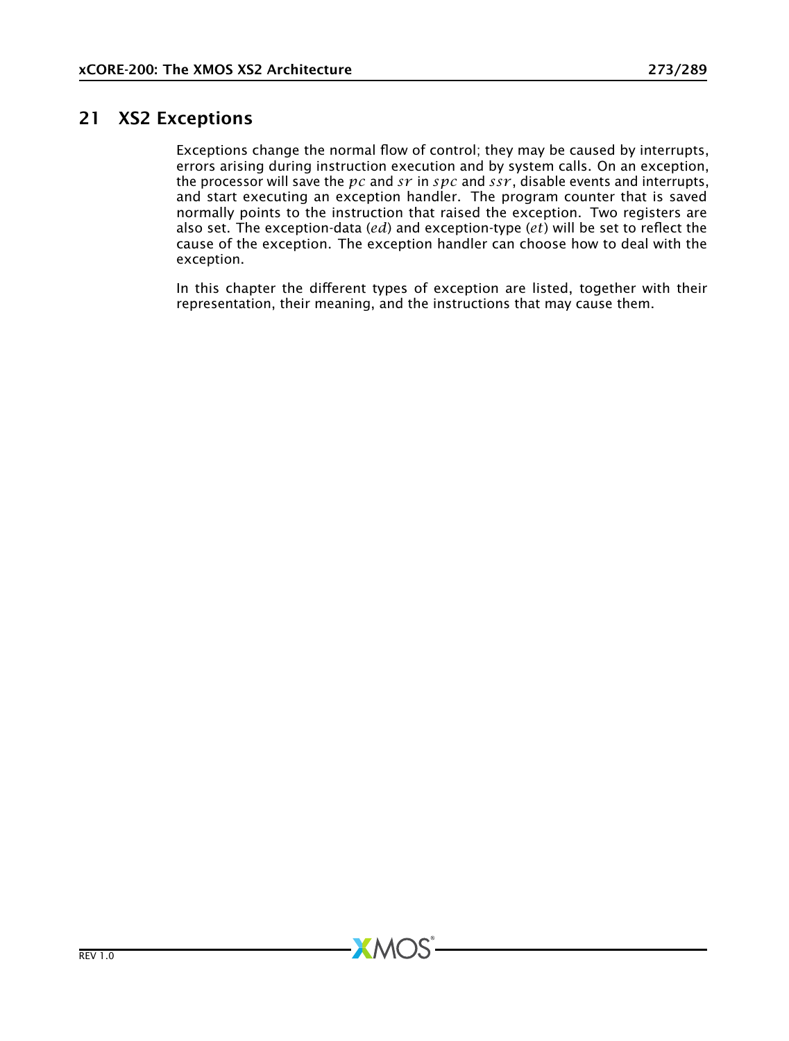# 21 XS2 Exceptions

Exceptions change the normal flow of control; they may be caused by interrupts, errors arising during instruction execution and by system calls. On an exception, the processor will save the $pc$ and $sr$ in $spc$ and $ssr$, disable events and interrupts, and start executing an exception handler. The program counter that is saved normally points to the instruction that raised the exception. Two registers are also set. The exception-data ($ed$) and exception-type ($et$) will be set to reflect the cause of the exception. The exception handler can choose how to deal with the exception.

In this chapter the different types of exception are listed, together with their representation, their meaning, and the instructions that may cause them.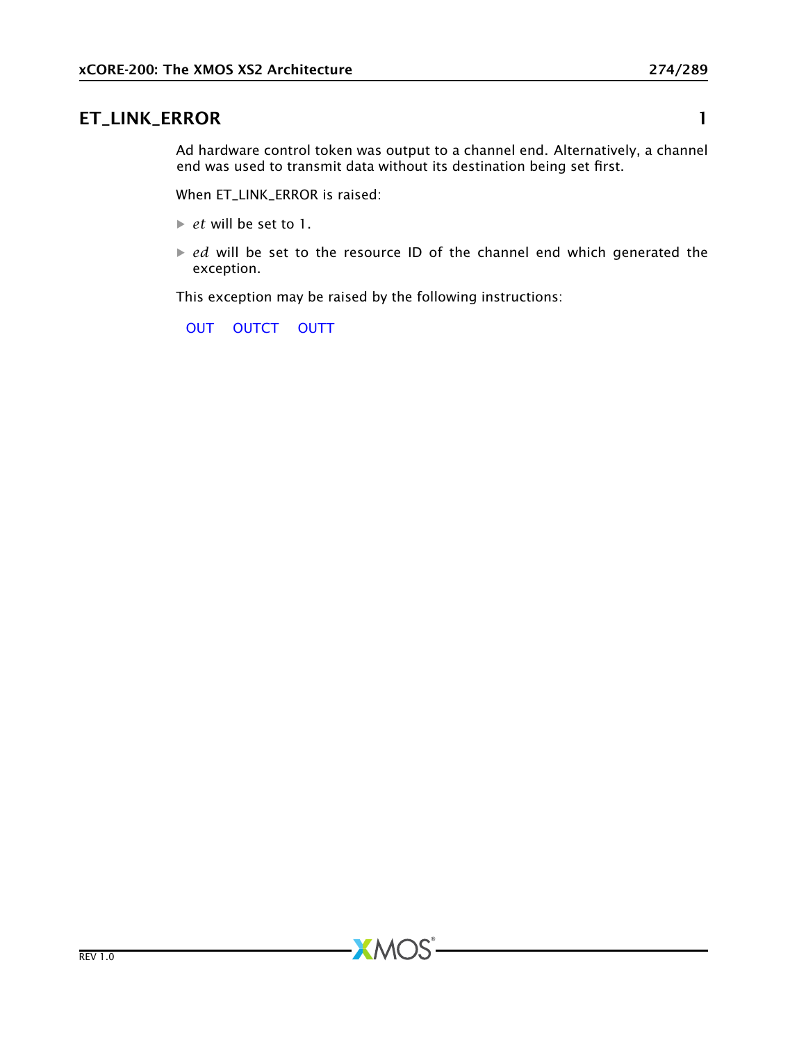## ET_LINK_ERROR 1

Ad hardware control token was output to a channel end. Alternatively, a channel end was used to transmit data without its destination being set first.

When ET_LINK_ERROR is raised:

- $et$ will be set to 1.
- $ed$ will be set to the resource ID of the channel end which generated the exception.

This exception may be raised by the following instructions:

OUT OUTCT OUTT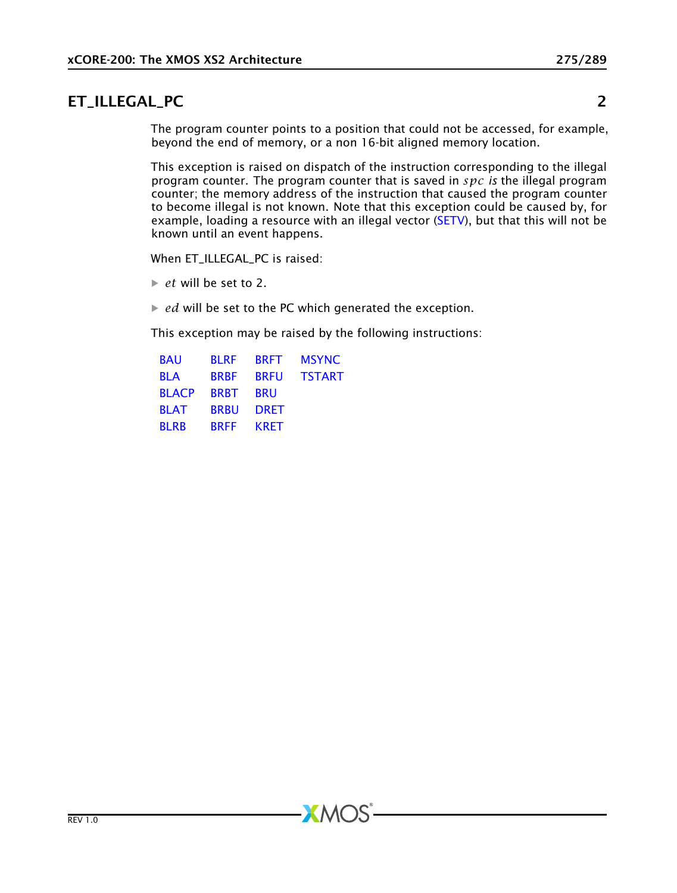## ET_ILLEGAL_PC 2

The program counter points to a position that could not be accessed, for example, beyond the end of memory, or a non 16-bit aligned memory location.

This exception is raised on dispatch of the instruction corresponding to the illegal program counter. The program counter that is saved in *spc* is the illegal program counter; the memory address of the instruction that caused the program counter to become illegal is not known. Note that this exception could be caused by, for example, loading a resource with an illegal vector (SETV), but that this will not be known until an event happens.

When ET_ILLEGAL_PC is raised:

- *et* will be set to 2.
- *ed* will be set to the PC which generated the exception.

This exception may be raised by the following instructions:

| | | | |
|---|---|---|---|
| BAU | BLRF | BRFT | MSYNC |
| BLA | BRBF | BRFU | TSTART |
| BLACP | BRBT | BRU | |
| BLAT | BRBU | DRET | |
| BLRB | BRFF | KRET | |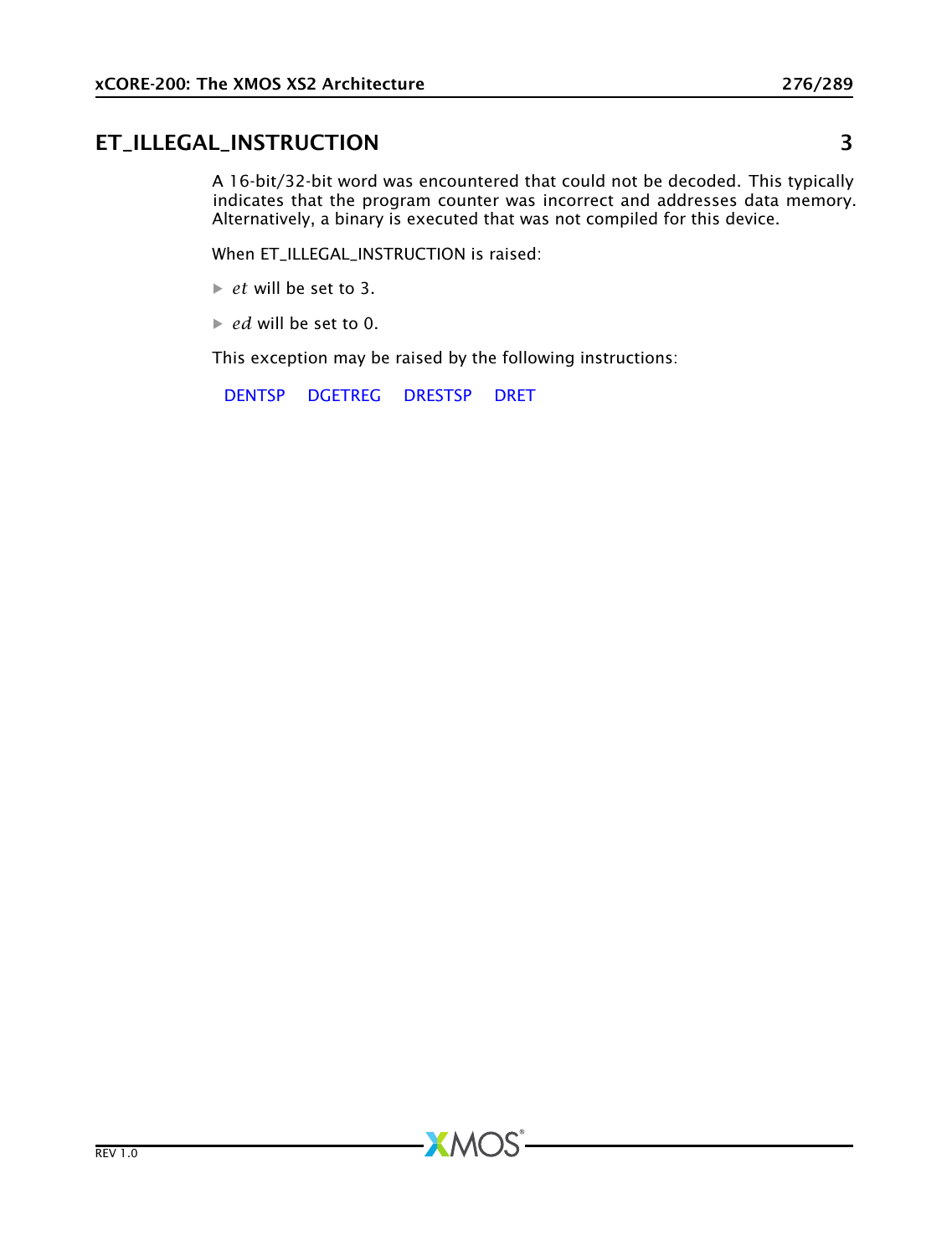## ET_ILLEGAL_INSTRUCTION 3

A 16-bit/32-bit word was encountered that could not be decoded. This typically indicates that the program counter was incorrect and addresses data memory. Alternatively, a binary is executed that was not compiled for this device.

When ET_ILLEGAL_INSTRUCTION is raised:

- $et$ will be set to 3.
- $ed$ will be set to 0.

This exception may be raised by the following instructions:

DENTSP DGETREG DRESTSP DRET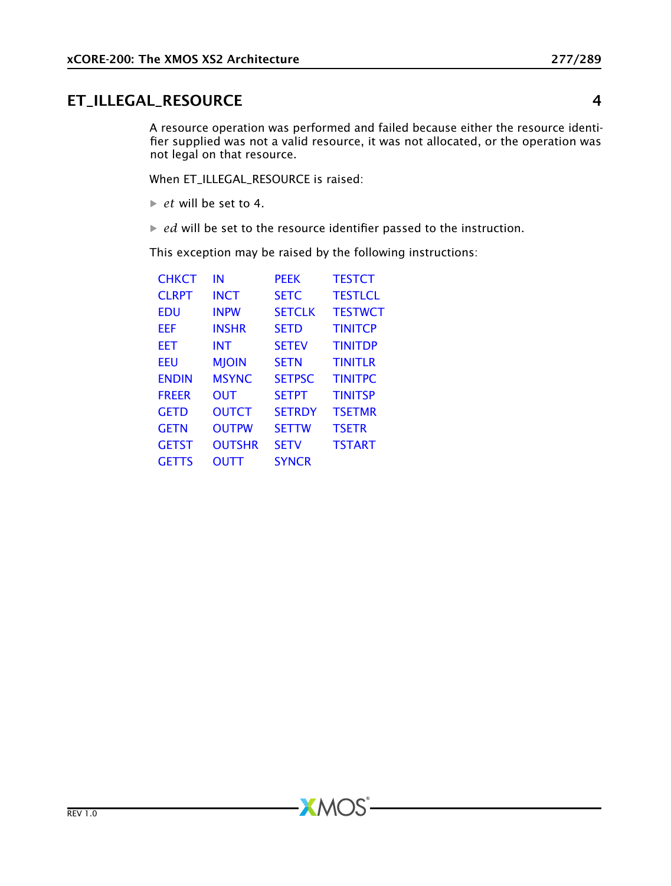## ET_ILLEGAL_RESOURCE 4

A resource operation was performed and failed because either the resource identifier supplied was not a valid resource, it was not allocated, or the operation was not legal on that resource.

When ET_ILLEGAL_RESOURCE is raised:

- $et$ will be set to 4.
- $ed$ will be set to the resource identifier passed to the instruction.

This exception may be raised by the following instructions:

| | | | |
|---|---|---|---|
| CHKCT | IN | PEEK | TESTCT |
| CLRPT | INCT | SETC | TESTLCL |
| EDU | INPW | SETCLK | TESTWCT |
| EEF | INSHR | SETD | TINITCP |
| EET | INT | SETEV | TINITDP |
| EEU | MJOIN | SETN | TINITLR |
| ENDIN | MSYNC | SETPSC | TINITPC |
| FREER | OUT | SETPT | TINITSP |
| GETD | OUTCT | SETRDY | TSETMR |
| GETN | OUTPW | SETTW | TSETR |
| GETST | OUTSHR | SETV | TSTART |
| GETTS | OUTT | SYNCR | |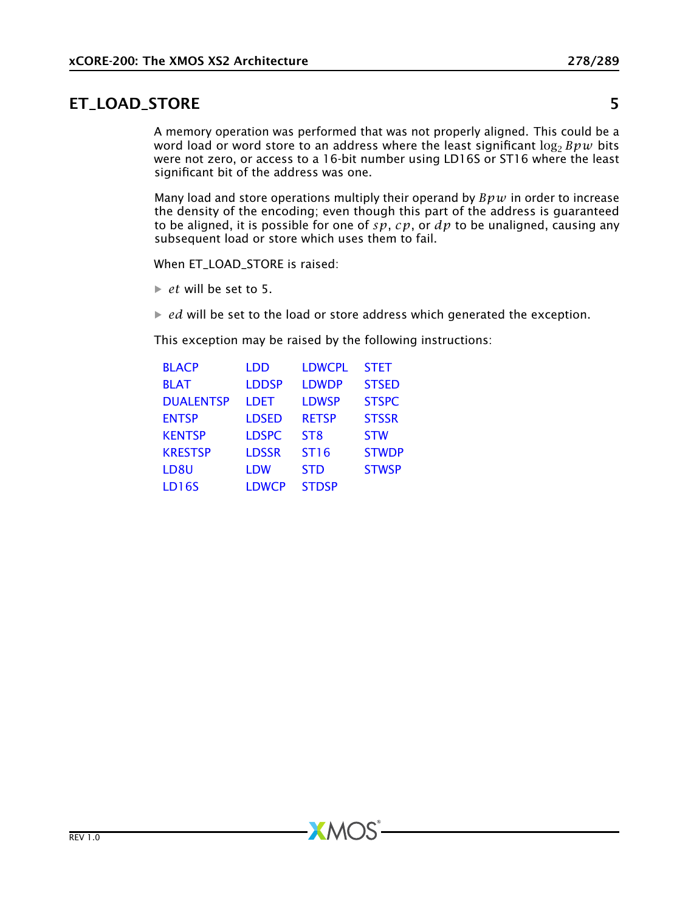## ET_LOAD_STORE 5

A memory operation was performed that was not properly aligned. This could be a word load or word store to an address where the least significant $\log_2 Bpw$ bits were not zero, or access to a 16-bit number using LD16S or ST16 where the least significant bit of the address was one.

Many load and store operations multiply their operand by $Bpw$ in order to increase the density of the encoding; even though this part of the address is guaranteed to be aligned, it is possible for one of $sp$, $cp$, or $dp$ to be unaligned, causing any subsequent load or store which uses them to fail.

When ET_LOAD_STORE is raised:

- $et$ will be set to 5.
- $ed$ will be set to the load or store address which generated the exception.

This exception may be raised by the following instructions:

| | | | |
|---|---|---|---|
| BLACP | LDD | LDWCPL | STET |
| BLAT | LDDSP | LDWDP | STSED |
| DUALENTSP | LDET | LDWSP | STSPC |
| ENTSP | LDSED | RETSP | STSSR |
| KENTSP | LDSPC | ST8 | STW |
| KRESTSP | LDSSR | ST16 | STWDP |
| LD8U | LDW | STD | STWSP |
| LD16S | LDWCP | STDSP | |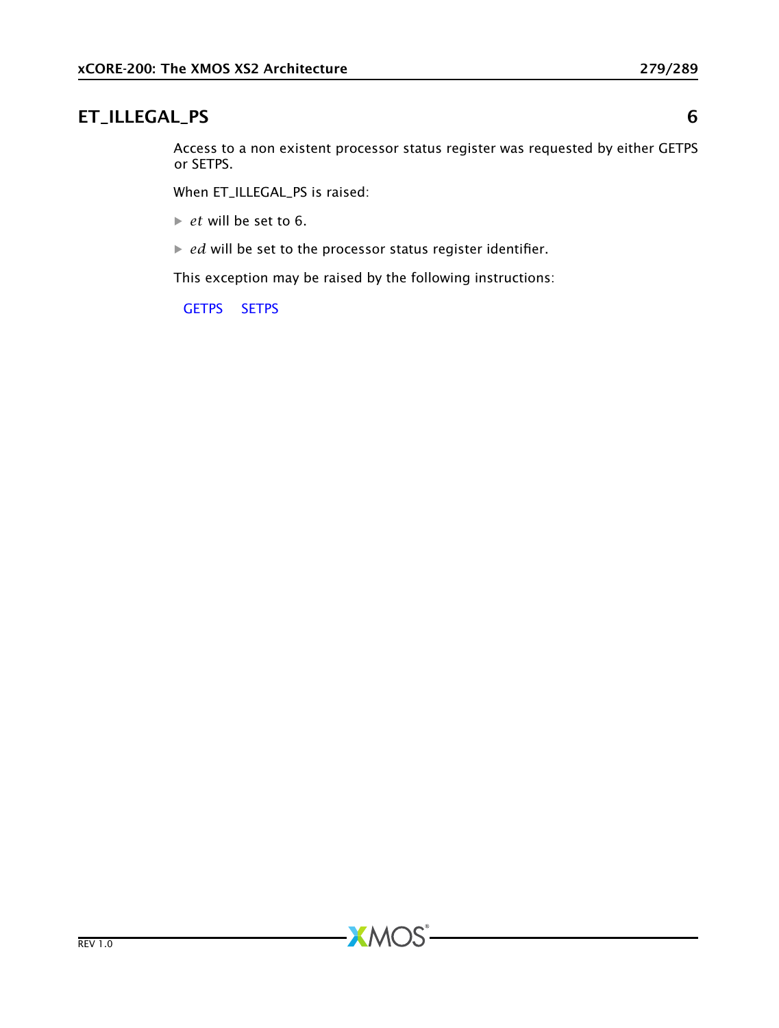## ET_ILLEGAL_PS 6

Access to a non existent processor status register was requested by either GETPS or SETPS.

When ET_ILLEGAL_PS is raised:

- $et$ will be set to 6.
- $ed$ will be set to the processor status register identifier.

This exception may be raised by the following instructions:

GETPS SETPS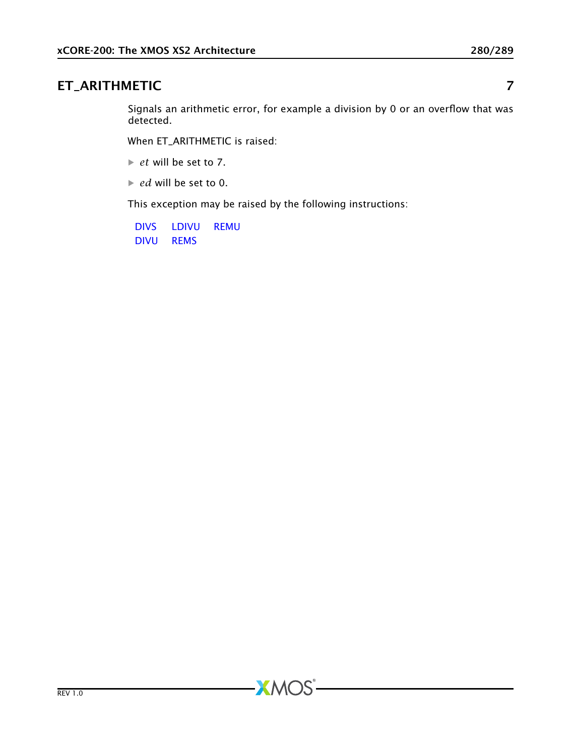## ET_ARITHMETIC 7

Signals an arithmetic error, for example a division by 0 or an overflow that was detected.

When ET_ARITHMETIC is raised:

- $et$ will be set to 7.
- $ed$ will be set to 0.

This exception may be raised by the following instructions:

| | | |
|---|---|---|
| DIVS | LDIVU | REMU |
| DIVU | REMS | |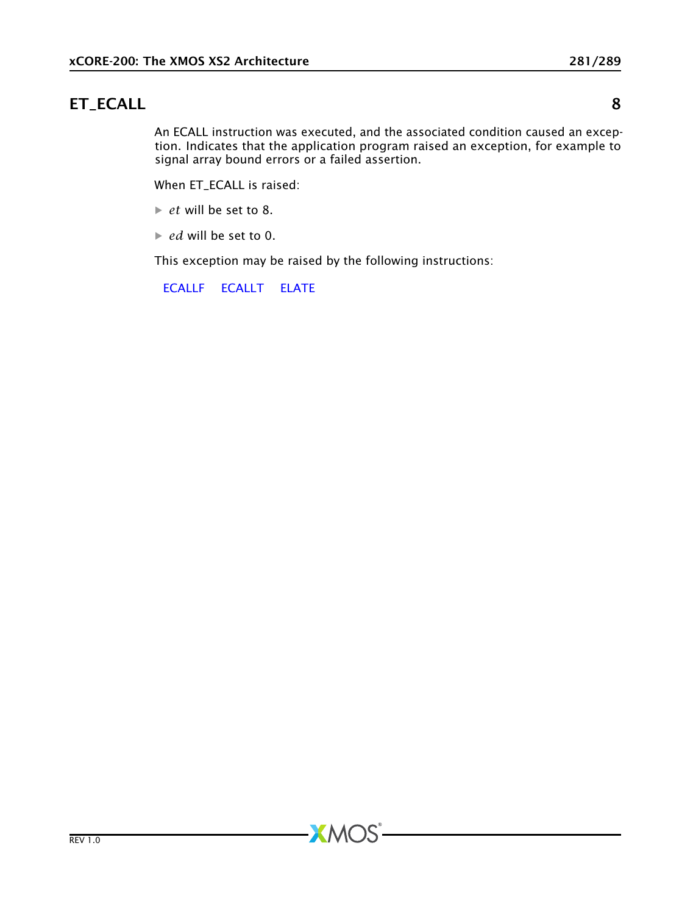## ET_ECALL 8

An ECALL instruction was executed, and the associated condition caused an exception. Indicates that the application program raised an exception, for example to signal array bound errors or a failed assertion.

When ET_ECALL is raised:

- $et$ will be set to 8.
- $ed$ will be set to 0.

This exception may be raised by the following instructions:

ECALLF ECALLT ELATE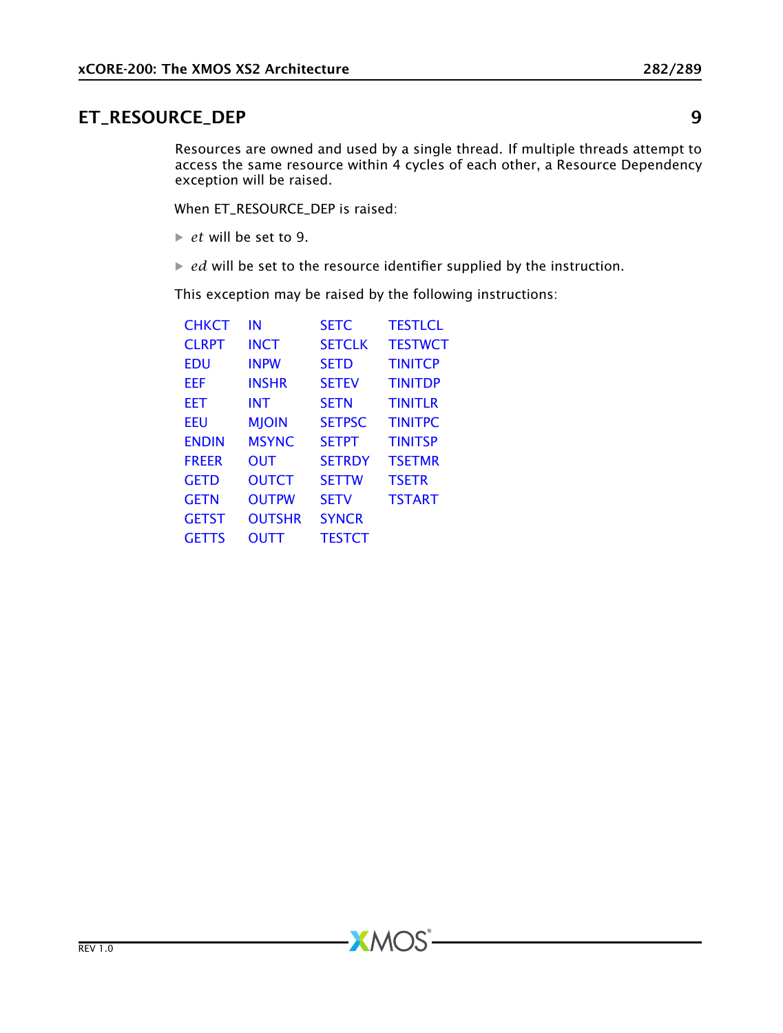## ET_RESOURCE_DEP 9

Resources are owned and used by a single thread. If multiple threads attempt to access the same resource within 4 cycles of each other, a Resource Dependency exception will be raised.

When ET_RESOURCE_DEP is raised:

- $et$ will be set to 9.
- $ed$ will be set to the resource identifier supplied by the instruction.

This exception may be raised by the following instructions:

| | | | |
|---|---|---|---|
| CHKCT | IN | SETC | TESTLCL |
| CLRPT | INCT | SETCLK | TESTWCT |
| EDU | INPW | SETD | TINITCP |
| EEF | INSHR | SETEV | TINITDP |
| EET | INT | SETN | TINITLR |
| EEU | MJOIN | SETPSC | TINITPC |
| ENDIN | MSYNC | SETPT | TINITSP |
| FREER | OUT | SETRDY | TSETMR |
| GETD | OUTCT | SETTW | TSETR |
| GETN | OUTPW | SETV | TSTART |
| GETST | OUTSHR | SYNCR | |
| GETTS | OUTT | TESTCT | |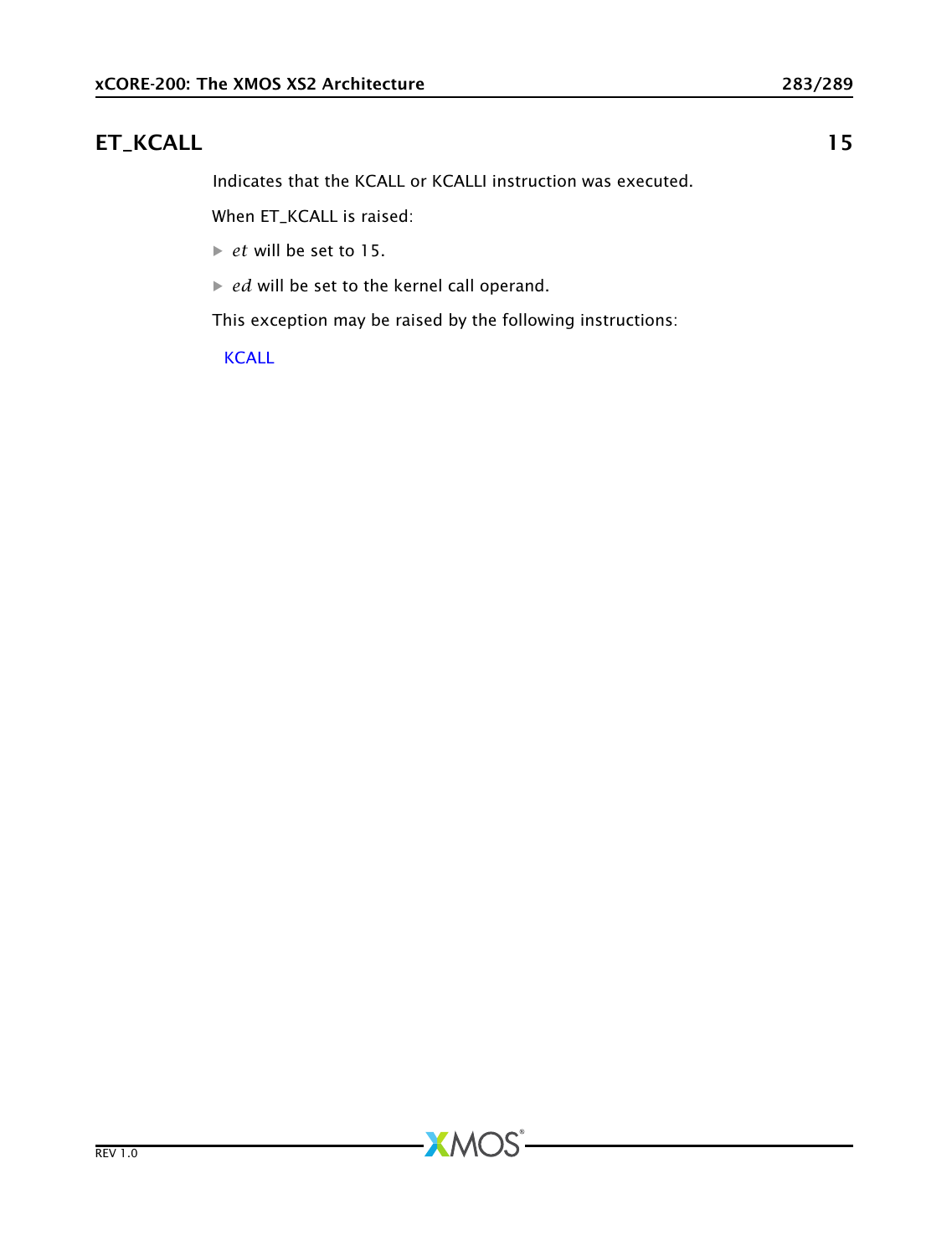## ET_KCALL 15

Indicates that the KCALL or KCALLI instruction was executed.

When ET_KCALL is raised:

- $et$ will be set to 15.
- $ed$ will be set to the kernel call operand.

This exception may be raised by the following instructions:

KCALL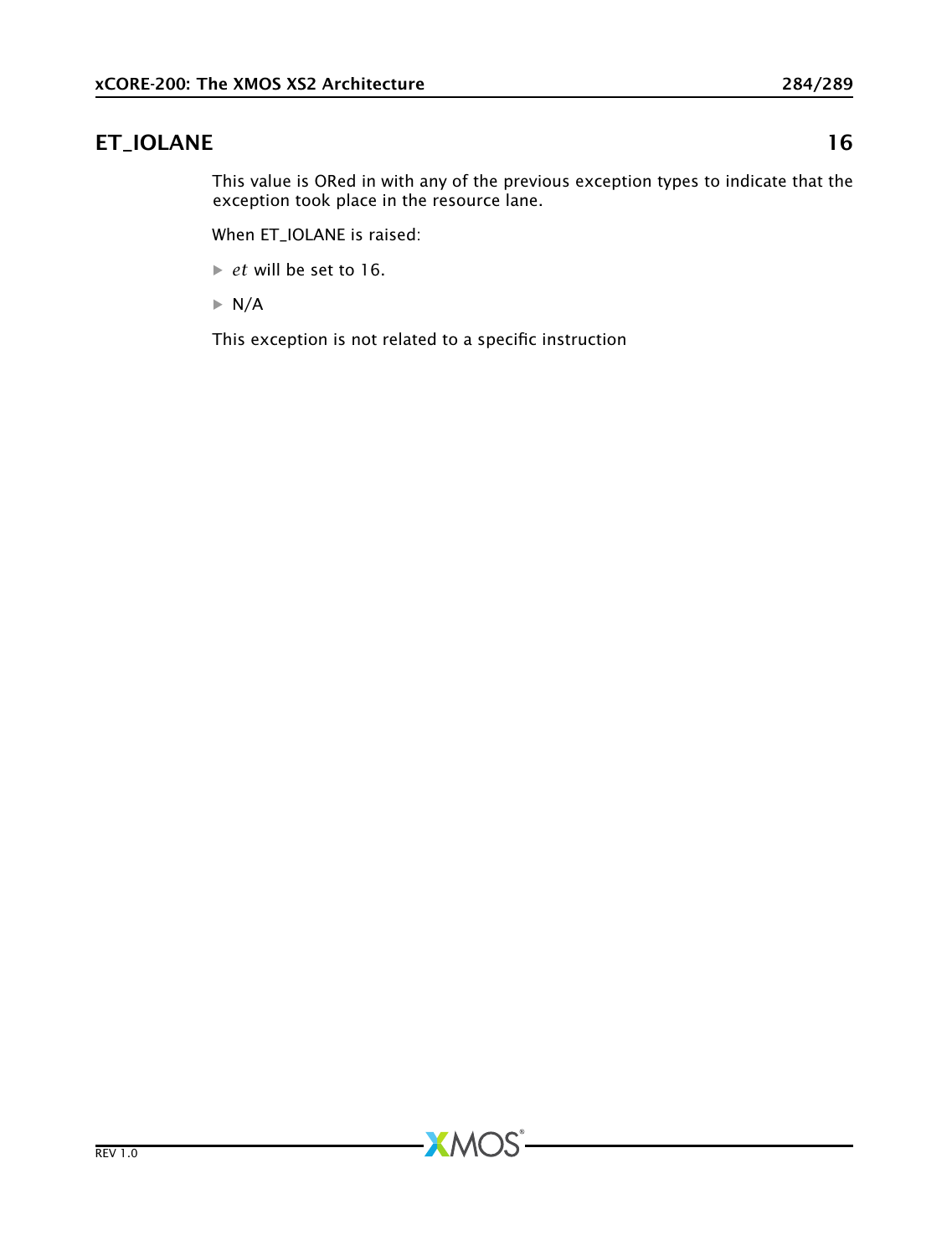## ET_IOLANE 16

This value is ORed in with any of the previous exception types to indicate that the exception took place in the resource lane.

When ET_IOLANE is raised:

- *et* will be set to 16.
- N/A

This exception is not related to a specific instruction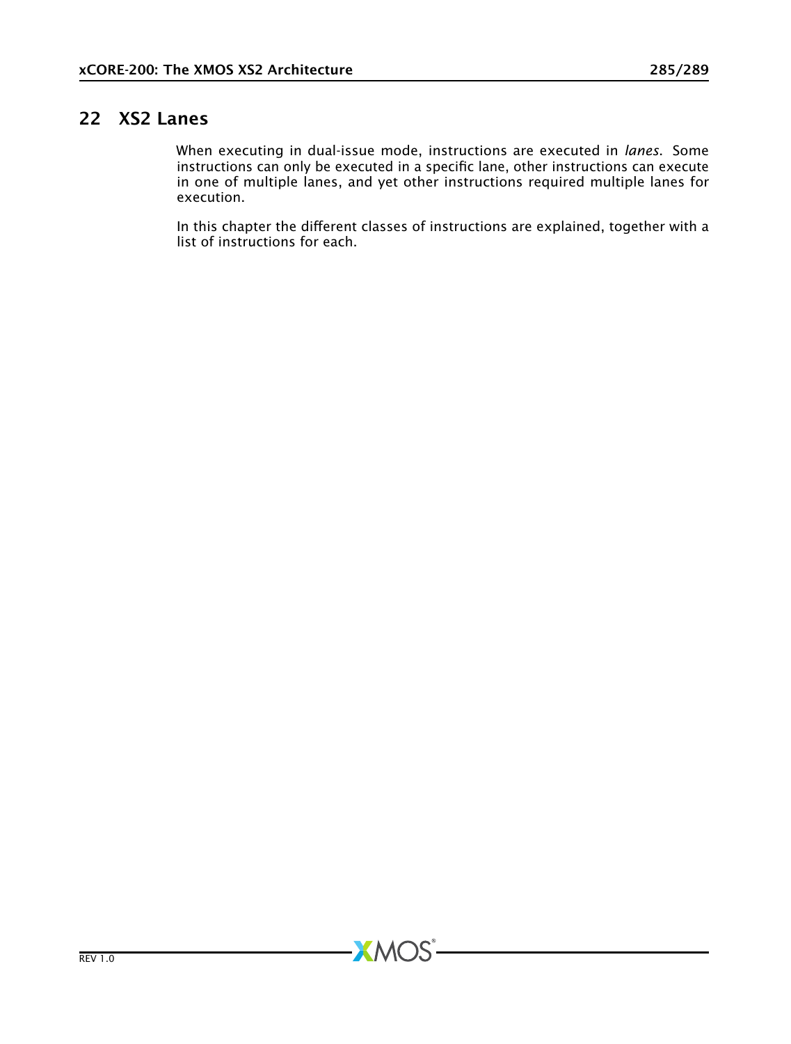# 22 XS2 Lanes

When executing in dual-issue mode, instructions are executed in *lanes*. Some instructions can only be executed in a specific lane, other instructions can execute in one of multiple lanes, and yet other instructions required multiple lanes for execution.

In this chapter the different classes of instructions are explained, together with a list of instructions for each.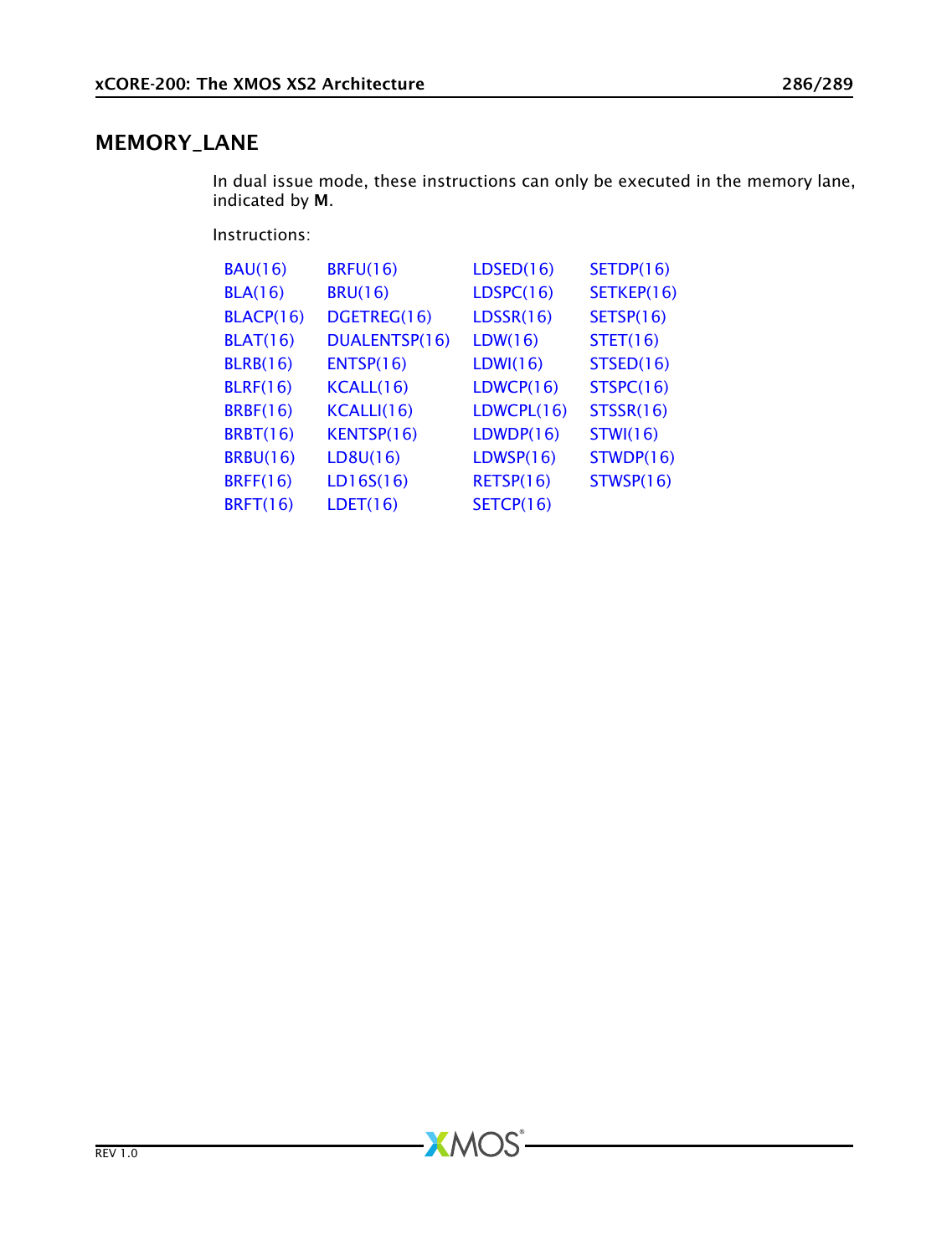## MEMORY_LANE

In dual issue mode, these instructions can only be executed in the memory lane, indicated by **M**.

Instructions:

| | | | |
|---|---|---|---|
| BAU(16) | BRFU(16) | LDSED(16) | SETDP(16) |
| BLA(16) | BRU(16) | LDSPC(16) | SETKEP(16) |
| BLACP(16) | DGETREG(16) | LDSSR(16) | SETSP(16) |
| BLAT(16) | DUALENTSP(16) | LDW(16) | STET(16) |
| BLRB(16) | ENTSP(16) | LDWI(16) | STSED(16) |
| BLRF(16) | KCALL(16) | LDWCP(16) | STSPC(16) |
| BRBF(16) | KCALLI(16) | LDWCPL(16) | STSSR(16) |
| BRBT(16) | KENTSP(16) | LDWDP(16) | STWI(16) |
| BRBU(16) | LD8U(16) | LDWSP(16) | STWDP(16) |
| BRFF(16) | LD16S(16) | RETSP(16) | STWSP(16) |
| BRFT(16) | LDET(16) | SETCP(16) | |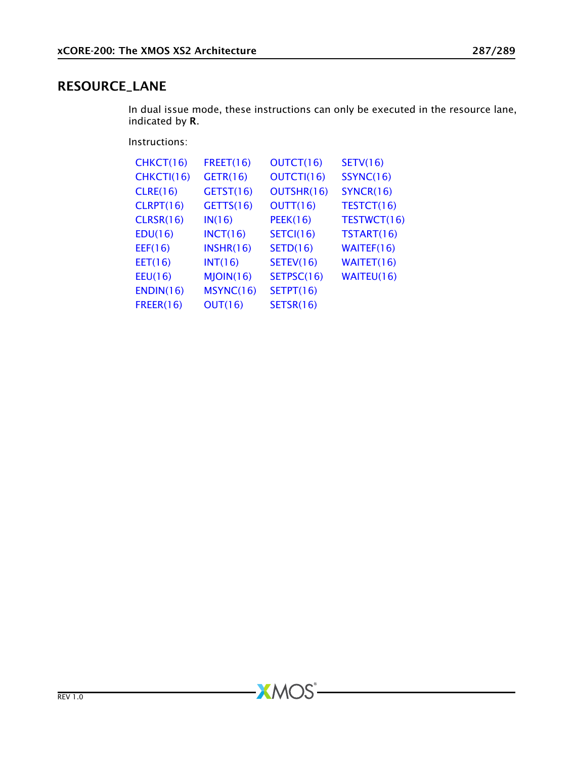## RESOURCE_LANE

In dual issue mode, these instructions can only be executed in the resource lane, indicated by **R**.

Instructions:

| | | | |
|---|---|---|---|
| CHKCT(16) | FREET(16) | OUTCT(16) | SETV(16) |
| CHKCTI(16) | GETR(16) | OUTCTI(16) | SSYNC(16) |
| CLRE(16) | GETST(16) | OUTSHR(16) | SYNCR(16) |
| CLRPT(16) | GETTS(16) | OUTT(16) | TESTCT(16) |
| CLRSR(16) | IN(16) | PEEK(16) | TESTWCT(16) |
| EDU(16) | INCT(16) | SETCI(16) | TSTART(16) |
| EEF(16) | INSHR(16) | SETD(16) | WAITEF(16) |
| EET(16) | INT(16) | SETEV(16) | WAITET(16) |
| EEU(16) | MJOIN(16) | SETPSC(16) | WAITEU(16) |
| ENDIN(16) | MSYNC(16) | SETPT(16) | |
| FREER(16) | OUT(16) | SETSR(16) | |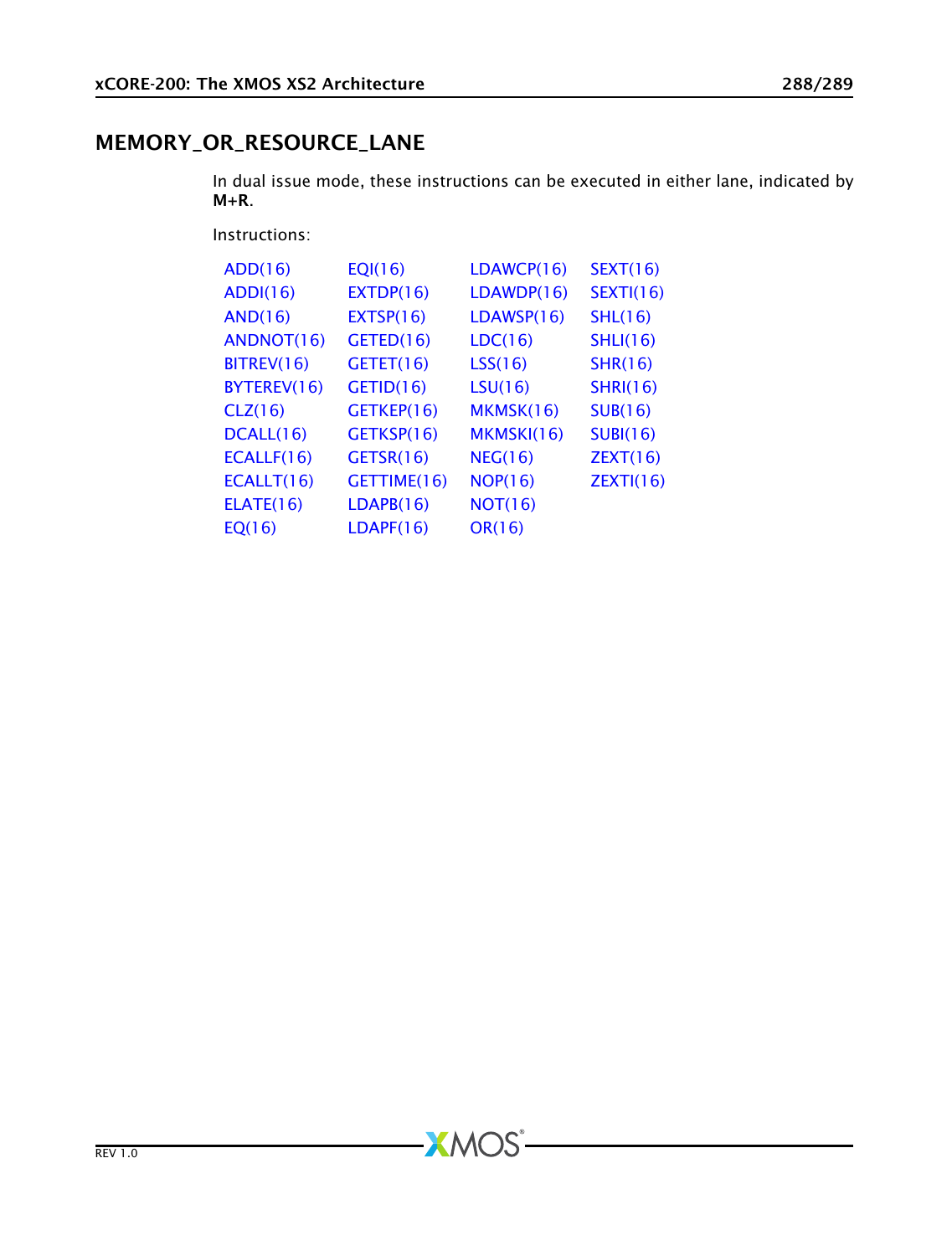## MEMORY_OR_RESOURCE_LANE

In dual issue mode, these instructions can be executed in either lane, indicated by **M+R**.

Instructions:

| | | | |
|---|---|---|---|
| ADD(16) | EQI(16) | LDAWCP(16) | SEXT(16) |
| ADDI(16) | EXTDP(16) | LDAWDP(16) | SEXTI(16) |
| AND(16) | EXTSP(16) | LDAWSP(16) | SHL(16) |
| ANDNOT(16) | GETED(16) | LDC(16) | SHLI(16) |
| BITREV(16) | GETET(16) | LSS(16) | SHR(16) |
| BYTEREV(16) | GETID(16) | LSU(16) | SHRI(16) |
| CLZ(16) | GETKEP(16) | MKMSK(16) | SUB(16) |
| DCALL(16) | GETKSP(16) | MKMSKI(16) | SUBI(16) |
| ECALLF(16) | GETSR(16) | NEG(16) | ZEXT(16) |
| ECALLT(16) | GETTIME(16) | NOP(16) | ZEXTI(16) |
| ELATE(16) | LDAPB(16) | NOT(16) | |
| EQ(16) | LDAPF(16) | OR(16) | |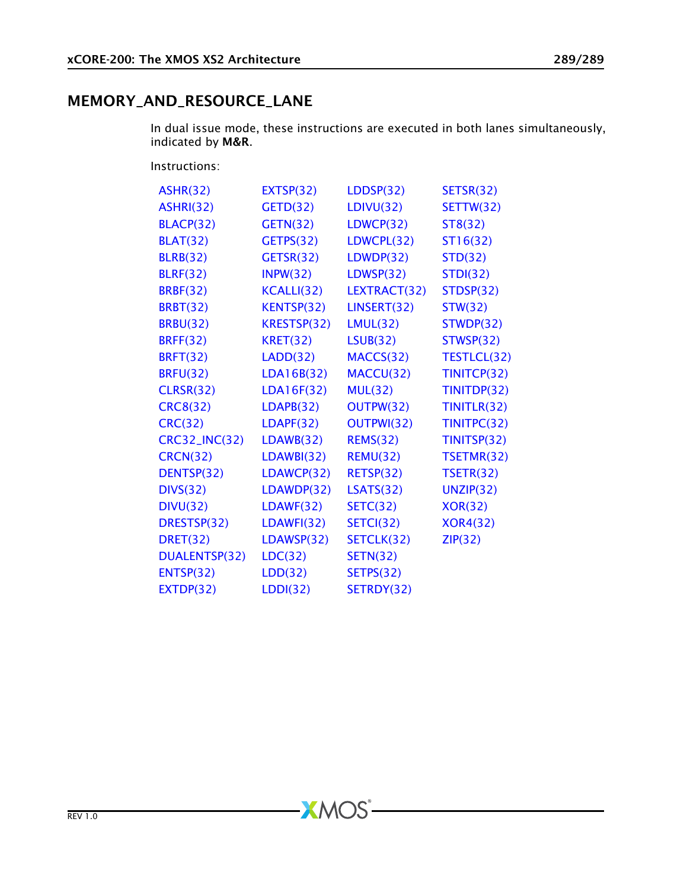## MEMORY_AND_RESOURCE_LANE

In dual issue mode, these instructions are executed in both lanes simultaneously, indicated by **M&R**.

Instructions:

| | | | |
|---|---|---|---|
| ASHR(32) | EXTSP(32) | LDDSP(32) | SETSR(32) |
| ASHRI(32) | GETD(32) | LDIVU(32) | SETTW(32) |
| BLACP(32) | GETN(32) | LDWCP(32) | ST8(32) |
| BLAT(32) | GETPS(32) | LDWCPL(32) | ST16(32) |
| BLRB(32) | GETSR(32) | LDWDP(32) | STD(32) |
| BLRF(32) | INPW(32) | LDWSP(32) | STDI(32) |
| BRBF(32) | KCALLI(32) | LEXTRACT(32) | STDSP(32) |
| BRBT(32) | KENTSP(32) | LINSERT(32) | STW(32) |
| BRBU(32) | KRESTSP(32) | LMUL(32) | STWDP(32) |
| BRFF(32) | KRET(32) | LSUB(32) | STWSP(32) |
| BRFT(32) | LADD(32) | MACCS(32) | TESTLCL(32) |
| BRFU(32) | LDA16B(32) | MACCU(32) | TINITCP(32) |
| CLRSR(32) | LDA16F(32) | MUL(32) | TINITDP(32) |
| CRC8(32) | LDAPB(32) | OUTPW(32) | TINITLR(32) |
| CRC(32) | LDAPF(32) | OUTPWI(32) | TINITPC(32) |
| CRC32_INC(32) | LDAWB(32) | REMS(32) | TINITSP(32) |
| CRCN(32) | LDAWBI(32) | REMU(32) | TSETMR(32) |
| DENTSP(32) | LDAWCP(32) | RETSP(32) | TSETR(32) |
| DIVS(32) | LDAWDP(32) | LSATS(32) | UNZIP(32) |
| DIVU(32) | LDAWF(32) | SETC(32) | XOR(32) |
| DRESTSP(32) | LDAWFI(32) | SETCI(32) | XOR4(32) |
| DRET(32) | LDAWSP(32) | SETCLK(32) | ZIP(32) |
| DUALENTSP(32) | LDC(32) | SETN(32) | |
| ENTSP(32) | LDD(32) | SETPS(32) | |
| EXTDP(32) | LDDI(32) | SETRDY(32) | |